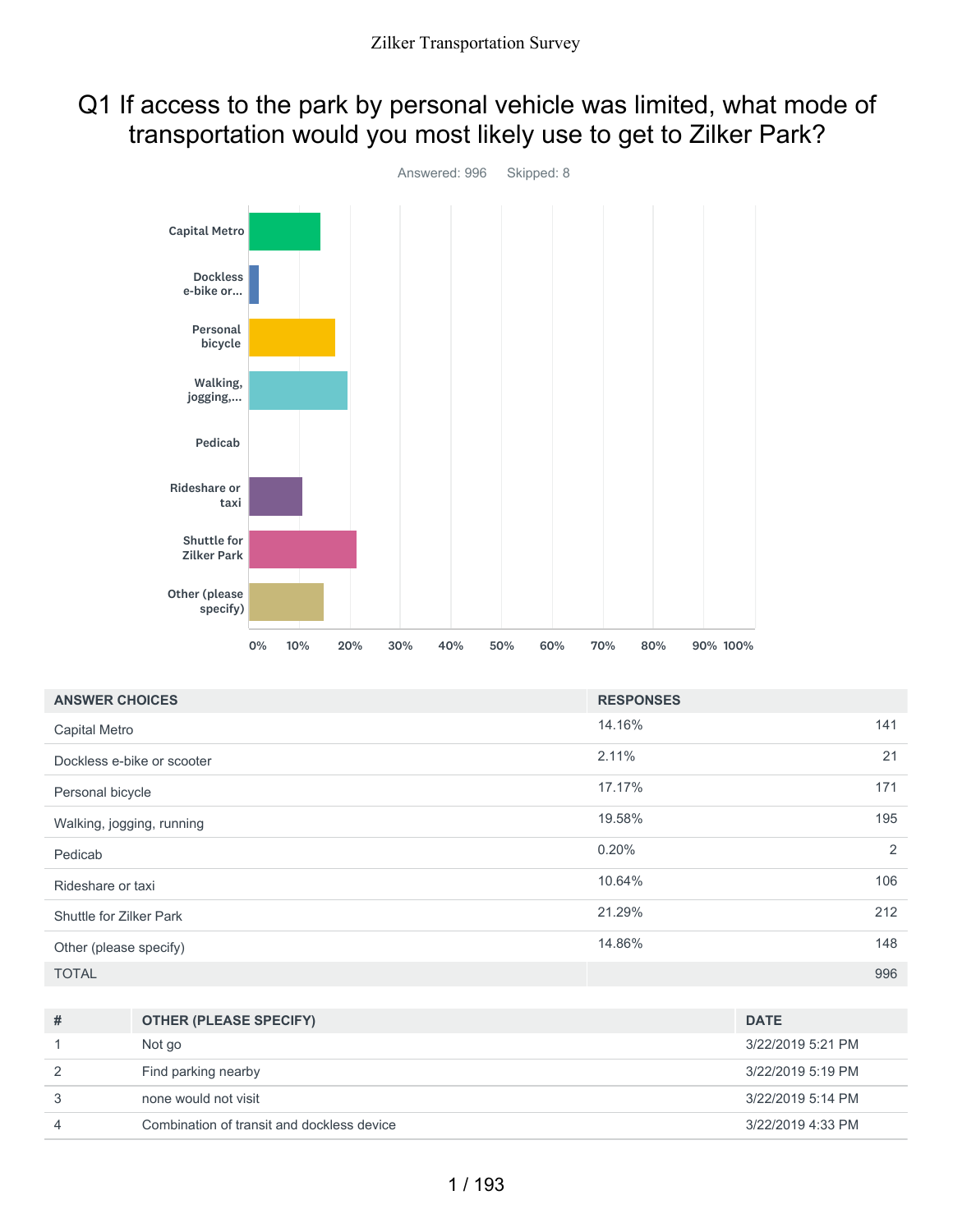# Q1 If access to the park by personal vehicle was limited, what mode of transportation would you most likely use to get to Zilker Park?

Answered: 996 Skipped: 8

| ANSWER CHOICES | RESPONSES | |
|---|---|---|
| Capital Metro | 14.16% | 141 |
| Dockless e-bike or scooter | 2.11% | 21 |
| Personal bicycle | 17.17% | 171 |
| Walking, jogging, running | 19.58% | 195 |
| Pedicab | 0.20% | 2 |
| Rideshare or taxi | 10.64% | 106 |
| Shuttle for Zilker Park | 21.29% | 212 |
| Other (please specify) | 14.86% | 148 |
| TOTAL | | 996 |

| # | OTHER (PLEASE SPECIFY) | DATE |
|---|---|---|
| 1 | Not go | 3/22/2019 5:21 PM |
| 2 | Find parking nearby | 3/22/2019 5:19 PM |
| 3 | none would not visit | 3/22/2019 5:14 PM |
| 4 | Combination of transit and dockless device | 3/22/2019 4:33 PM |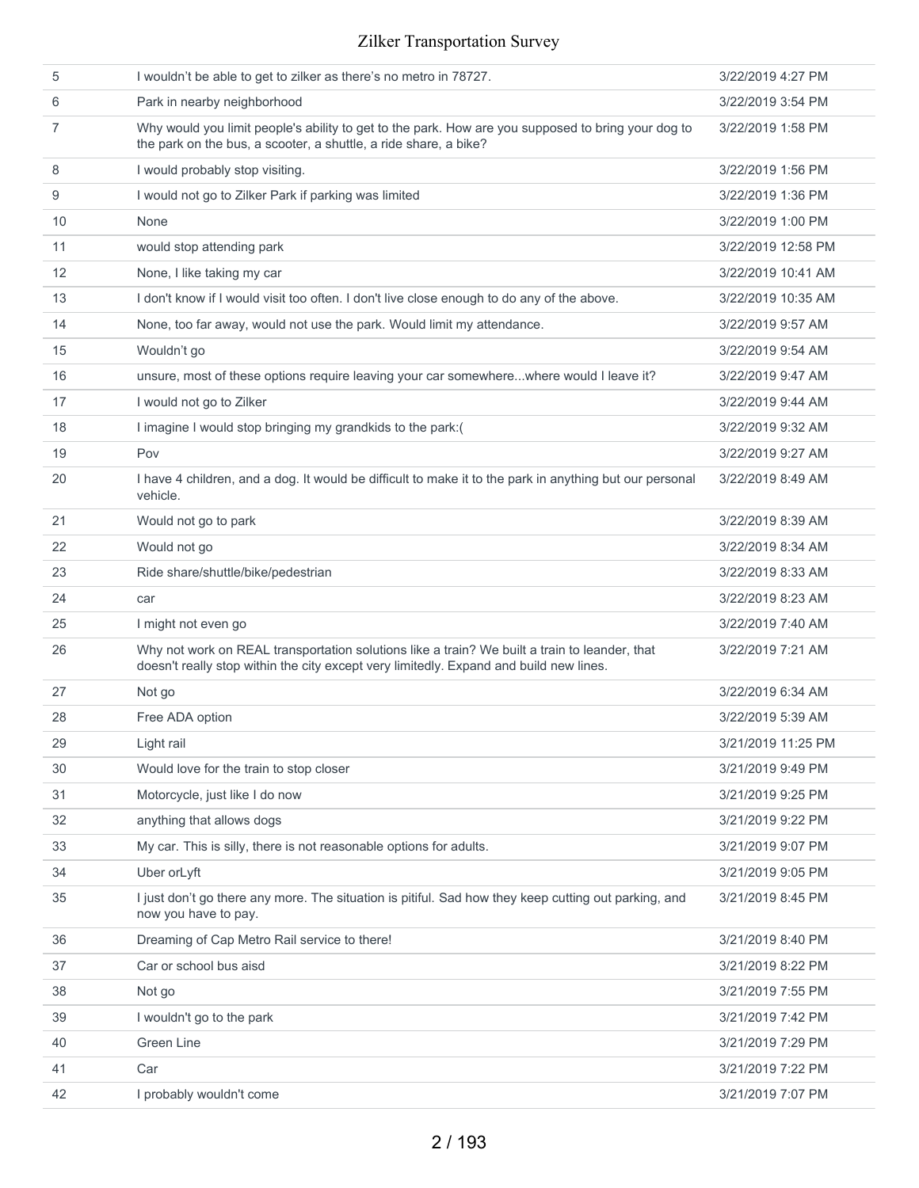| | | |
|---|---|---|
| 5 | I wouldn't be able to get to zilker as there's no metro in 78727. | 3/22/2019 4:27 PM |
| 6 | Park in nearby neighborhood | 3/22/2019 3:54 PM |
| 7 | Why would you limit people's ability to get to the park. How are you supposed to bring your dog to the park on the bus, a scooter, a shuttle, a ride share, a bike? | 3/22/2019 1:58 PM |
| 8 | I would probably stop visiting. | 3/22/2019 1:56 PM |
| 9 | I would not go to Zilker Park if parking was limited | 3/22/2019 1:36 PM |
| 10 | None | 3/22/2019 1:00 PM |
| 11 | would stop attending park | 3/22/2019 12:58 PM |
| 12 | None, I like taking my car | 3/22/2019 10:41 AM |
| 13 | I don't know if I would visit too often. I don't live close enough to do any of the above. | 3/22/2019 10:35 AM |
| 14 | None, too far away, would not use the park. Would limit my attendance. | 3/22/2019 9:57 AM |
| 15 | Wouldn't go | 3/22/2019 9:54 AM |
| 16 | unsure, most of these options require leaving your car somewhere...where would I leave it? | 3/22/2019 9:47 AM |
| 17 | I would not go to Zilker | 3/22/2019 9:44 AM |
| 18 | I imagine I would stop bringing my grandkids to the park:( | 3/22/2019 9:32 AM |
| 19 | Pov | 3/22/2019 9:27 AM |
| 20 | I have 4 children, and a dog. It would be difficult to make it to the park in anything but our personal vehicle. | 3/22/2019 8:49 AM |
| 21 | Would not go to park | 3/22/2019 8:39 AM |
| 22 | Would not go | 3/22/2019 8:34 AM |
| 23 | Ride share/shuttle/bike/pedestrian | 3/22/2019 8:33 AM |
| 24 | car | 3/22/2019 8:23 AM |
| 25 | I might not even go | 3/22/2019 7:40 AM |
| 26 | Why not work on REAL transportation solutions like a train? We built a train to leander, that doesn't really stop within the city except very limitedly. Expand and build new lines. | 3/22/2019 7:21 AM |
| 27 | Not go | 3/22/2019 6:34 AM |
| 28 | Free ADA option | 3/22/2019 5:39 AM |
| 29 | Light rail | 3/21/2019 11:25 PM |
| 30 | Would love for the train to stop closer | 3/21/2019 9:49 PM |
| 31 | Motorcycle, just like I do now | 3/21/2019 9:25 PM |
| 32 | anything that allows dogs | 3/21/2019 9:22 PM |
| 33 | My car. This is silly, there is not reasonable options for adults. | 3/21/2019 9:07 PM |
| 34 | Uber orLyft | 3/21/2019 9:05 PM |
| 35 | I just don't go there any more. The situation is pitiful. Sad how they keep cutting out parking, and now you have to pay. | 3/21/2019 8:45 PM |
| 36 | Dreaming of Cap Metro Rail service to there! | 3/21/2019 8:40 PM |
| 37 | Car or school bus aisd | 3/21/2019 8:22 PM |
| 38 | Not go | 3/21/2019 7:55 PM |
| 39 | I wouldn't go to the park | 3/21/2019 7:42 PM |
| 40 | Green Line | 3/21/2019 7:29 PM |
| 41 | Car | 3/21/2019 7:22 PM |
| 42 | I probably wouldn't come | 3/21/2019 7:07 PM |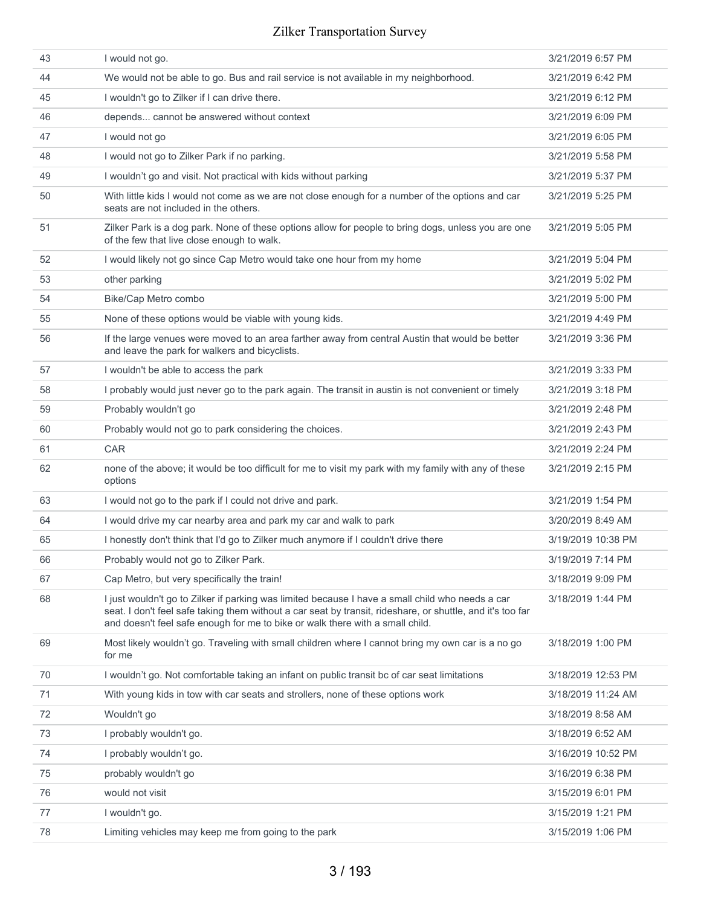| | | |
|---|---|---|
| 43 | I would not go. | 3/21/2019 6:57 PM |
| 44 | We would not be able to go. Bus and rail service is not available in my neighborhood. | 3/21/2019 6:42 PM |
| 45 | I wouldn't go to Zilker if I can drive there. | 3/21/2019 6:12 PM |
| 46 | depends... cannot be answered without context | 3/21/2019 6:09 PM |
| 47 | I would not go | 3/21/2019 6:05 PM |
| 48 | I would not go to Zilker Park if no parking. | 3/21/2019 5:58 PM |
| 49 | I wouldn’t go and visit. Not practical with kids without parking | 3/21/2019 5:37 PM |
| 50 | With little kids I would not come as we are not close enough for a number of the options and car seats are not included in the others. | 3/21/2019 5:25 PM |
| 51 | Zilker Park is a dog park. None of these options allow for people to bring dogs, unless you are one of the few that live close enough to walk. | 3/21/2019 5:05 PM |
| 52 | I would likely not go since Cap Metro would take one hour from my home | 3/21/2019 5:04 PM |
| 53 | other parking | 3/21/2019 5:02 PM |
| 54 | Bike/Cap Metro combo | 3/21/2019 5:00 PM |
| 55 | None of these options would be viable with young kids. | 3/21/2019 4:49 PM |
| 56 | If the large venues were moved to an area farther away from central Austin that would be better and leave the park for walkers and bicyclists. | 3/21/2019 3:36 PM |
| 57 | I wouldn't be able to access the park | 3/21/2019 3:33 PM |
| 58 | I probably would just never go to the park again. The transit in austin is not convenient or timely | 3/21/2019 3:18 PM |
| 59 | Probably wouldn't go | 3/21/2019 2:48 PM |
| 60 | Probably would not go to park considering the choices. | 3/21/2019 2:43 PM |
| 61 | CAR | 3/21/2019 2:24 PM |
| 62 | none of the above; it would be too difficult for me to visit my park with my family with any of these options | 3/21/2019 2:15 PM |
| 63 | I would not go to the park if I could not drive and park. | 3/21/2019 1:54 PM |
| 64 | I would drive my car nearby area and park my car and walk to park | 3/20/2019 8:49 AM |
| 65 | I honestly don't think that I'd go to Zilker much anymore if I couldn't drive there | 3/19/2019 10:38 PM |
| 66 | Probably would not go to Zilker Park. | 3/19/2019 7:14 PM |
| 67 | Cap Metro, but very specifically the train! | 3/18/2019 9:09 PM |
| 68 | I just wouldn't go to Zilker if parking was limited because I have a small child who needs a car seat. I don't feel safe taking them without a car seat by transit, rideshare, or shuttle, and it's too far and doesn't feel safe enough for me to bike or walk there with a small child. | 3/18/2019 1:44 PM |
| 69 | Most likely wouldn’t go. Traveling with small children where I cannot bring my own car is a no go for me | 3/18/2019 1:00 PM |
| 70 | I wouldn’t go. Not comfortable taking an infant on public transit bc of car seat limitations | 3/18/2019 12:53 PM |
| 71 | With young kids in tow with car seats and strollers, none of these options work | 3/18/2019 11:24 AM |
| 72 | Wouldn't go | 3/18/2019 8:58 AM |
| 73 | I probably wouldn't go. | 3/18/2019 6:52 AM |
| 74 | I probably wouldn’t go. | 3/16/2019 10:52 PM |
| 75 | probably wouldn't go | 3/16/2019 6:38 PM |
| 76 | would not visit | 3/15/2019 6:01 PM |
| 77 | I wouldn't go. | 3/15/2019 1:21 PM |
| 78 | Limiting vehicles may keep me from going to the park | 3/15/2019 1:06 PM |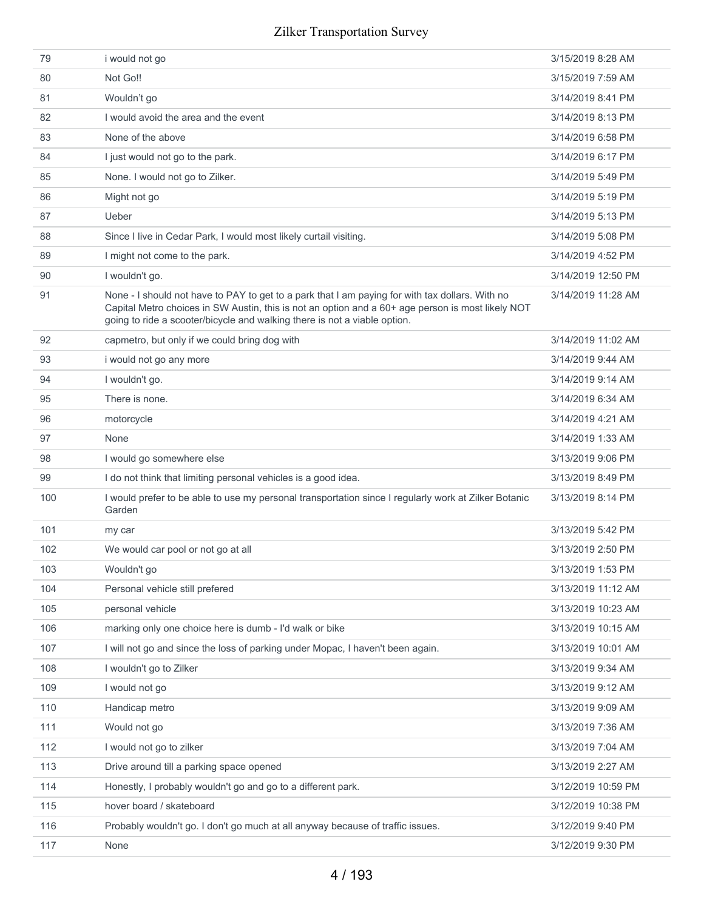| | | |
|---|---|---|
| 79 | i would not go | 3/15/2019 8:28 AM |
| 80 | Not Go!! | 3/15/2019 7:59 AM |
| 81 | Wouldn't go | 3/14/2019 8:41 PM |
| 82 | I would avoid the area and the event | 3/14/2019 8:13 PM |
| 83 | None of the above | 3/14/2019 6:58 PM |
| 84 | I just would not go to the park. | 3/14/2019 6:17 PM |
| 85 | None. I would not go to Zilker. | 3/14/2019 5:49 PM |
| 86 | Might not go | 3/14/2019 5:19 PM |
| 87 | Ueber | 3/14/2019 5:13 PM |
| 88 | Since I live in Cedar Park, I would most likely curtail visiting. | 3/14/2019 5:08 PM |
| 89 | I might not come to the park. | 3/14/2019 4:52 PM |
| 90 | I wouldn't go. | 3/14/2019 12:50 PM |
| 91 | None - I should not have to PAY to get to a park that I am paying for with tax dollars. With no Capital Metro choices in SW Austin, this is not an option and a 60+ age person is most likely NOT going to ride a scooter/bicycle and walking there is not a viable option. | 3/14/2019 11:28 AM |
| 92 | capmetro, but only if we could bring dog with | 3/14/2019 11:02 AM |
| 93 | i would not go any more | 3/14/2019 9:44 AM |
| 94 | I wouldn't go. | 3/14/2019 9:14 AM |
| 95 | There is none. | 3/14/2019 6:34 AM |
| 96 | motorcycle | 3/14/2019 4:21 AM |
| 97 | None | 3/14/2019 1:33 AM |
| 98 | I would go somewhere else | 3/13/2019 9:06 PM |
| 99 | I do not think that limiting personal vehicles is a good idea. | 3/13/2019 8:49 PM |
| 100 | I would prefer to be able to use my personal transportation since I regularly work at Zilker Botanic Garden | 3/13/2019 8:14 PM |
| 101 | my car | 3/13/2019 5:42 PM |
| 102 | We would car pool or not go at all | 3/13/2019 2:50 PM |
| 103 | Wouldn't go | 3/13/2019 1:53 PM |
| 104 | Personal vehicle still prefered | 3/13/2019 11:12 AM |
| 105 | personal vehicle | 3/13/2019 10:23 AM |
| 106 | marking only one choice here is dumb - I'd walk or bike | 3/13/2019 10:15 AM |
| 107 | I will not go and since the loss of parking under Mopac, I haven't been again. | 3/13/2019 10:01 AM |
| 108 | I wouldn't go to Zilker | 3/13/2019 9:34 AM |
| 109 | I would not go | 3/13/2019 9:12 AM |
| 110 | Handicap metro | 3/13/2019 9:09 AM |
| 111 | Would not go | 3/13/2019 7:36 AM |
| 112 | I would not go to zilker | 3/13/2019 7:04 AM |
| 113 | Drive around till a parking space opened | 3/13/2019 2:27 AM |
| 114 | Honestly, I probably wouldn't go and go to a different park. | 3/12/2019 10:59 PM |
| 115 | hover board / skateboard | 3/12/2019 10:38 PM |
| 116 | Probably wouldn't go. I don't go much at all anyway because of traffic issues. | 3/12/2019 9:40 PM |
| 117 | None | 3/12/2019 9:30 PM |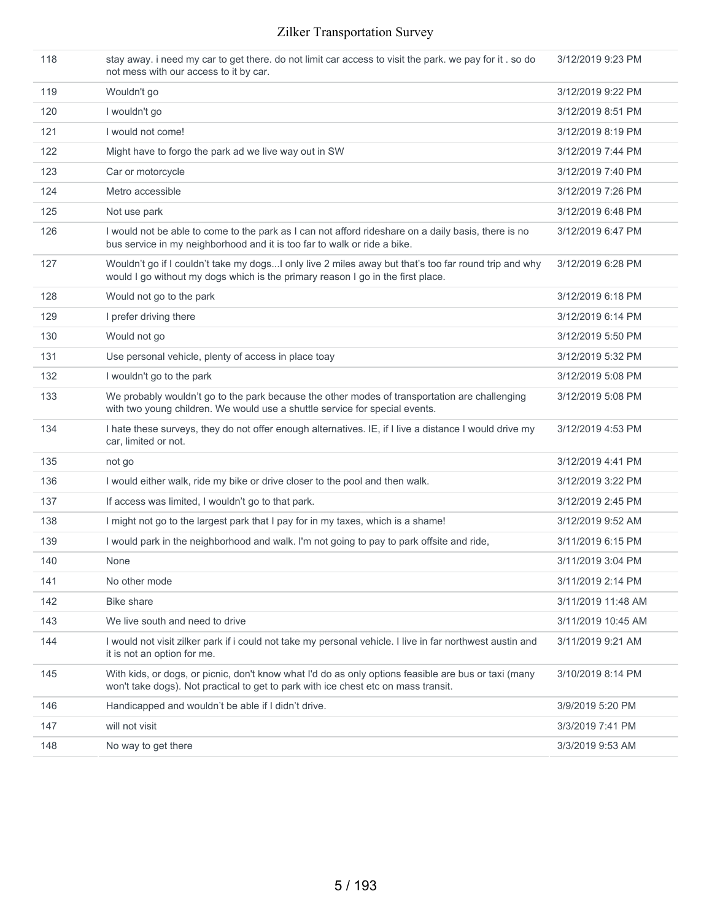| | | |
|---|---|---|
| 118 | stay away. i need my car to get there. do not limit car access to visit the park. we pay for it . so do not mess with our access to it by car. | 3/12/2019 9:23 PM |
| 119 | Wouldn't go | 3/12/2019 9:22 PM |
| 120 | I wouldn't go | 3/12/2019 8:51 PM |
| 121 | I would not come! | 3/12/2019 8:19 PM |
| 122 | Might have to forgo the park ad we live way out in SW | 3/12/2019 7:44 PM |
| 123 | Car or motorcycle | 3/12/2019 7:40 PM |
| 124 | Metro accessible | 3/12/2019 7:26 PM |
| 125 | Not use park | 3/12/2019 6:48 PM |
| 126 | I would not be able to come to the park as I can not afford rideshare on a daily basis, there is no bus service in my neighborhood and it is too far to walk or ride a bike. | 3/12/2019 6:47 PM |
| 127 | Wouldn't go if I couldn't take my dogs...I only live 2 miles away but that's too far round trip and why would I go without my dogs which is the primary reason I go in the first place. | 3/12/2019 6:28 PM |
| 128 | Would not go to the park | 3/12/2019 6:18 PM |
| 129 | I prefer driving there | 3/12/2019 6:14 PM |
| 130 | Would not go | 3/12/2019 5:50 PM |
| 131 | Use personal vehicle, plenty of access in place toay | 3/12/2019 5:32 PM |
| 132 | I wouldn't go to the park | 3/12/2019 5:08 PM |
| 133 | We probably wouldn't go to the park because the other modes of transportation are challenging with two young children. We would use a shuttle service for special events. | 3/12/2019 5:08 PM |
| 134 | I hate these surveys, they do not offer enough alternatives. IE, if I live a distance I would drive my car, limited or not. | 3/12/2019 4:53 PM |
| 135 | not go | 3/12/2019 4:41 PM |
| 136 | I would either walk, ride my bike or drive closer to the pool and then walk. | 3/12/2019 3:22 PM |
| 137 | If access was limited, I wouldn't go to that park. | 3/12/2019 2:45 PM |
| 138 | I might not go to the largest park that I pay for in my taxes, which is a shame! | 3/12/2019 9:52 AM |
| 139 | I would park in the neighborhood and walk. I'm not going to pay to park offsite and ride, | 3/11/2019 6:15 PM |
| 140 | None | 3/11/2019 3:04 PM |
| 141 | No other mode | 3/11/2019 2:14 PM |
| 142 | Bike share | 3/11/2019 11:48 AM |
| 143 | We live south and need to drive | 3/11/2019 10:45 AM |
| 144 | I would not visit zilker park if i could not take my personal vehicle. I live in far northwest austin and it is not an option for me. | 3/11/2019 9:21 AM |
| 145 | With kids, or dogs, or picnic, don't know what I'd do as only options feasible are bus or taxi (many won't take dogs). Not practical to get to park with ice chest etc on mass transit. | 3/10/2019 8:14 PM |
| 146 | Handicapped and wouldn't be able if I didn't drive. | 3/9/2019 5:20 PM |
| 147 | will not visit | 3/3/2019 7:41 PM |
| 148 | No way to get there | 3/3/2019 9:53 AM |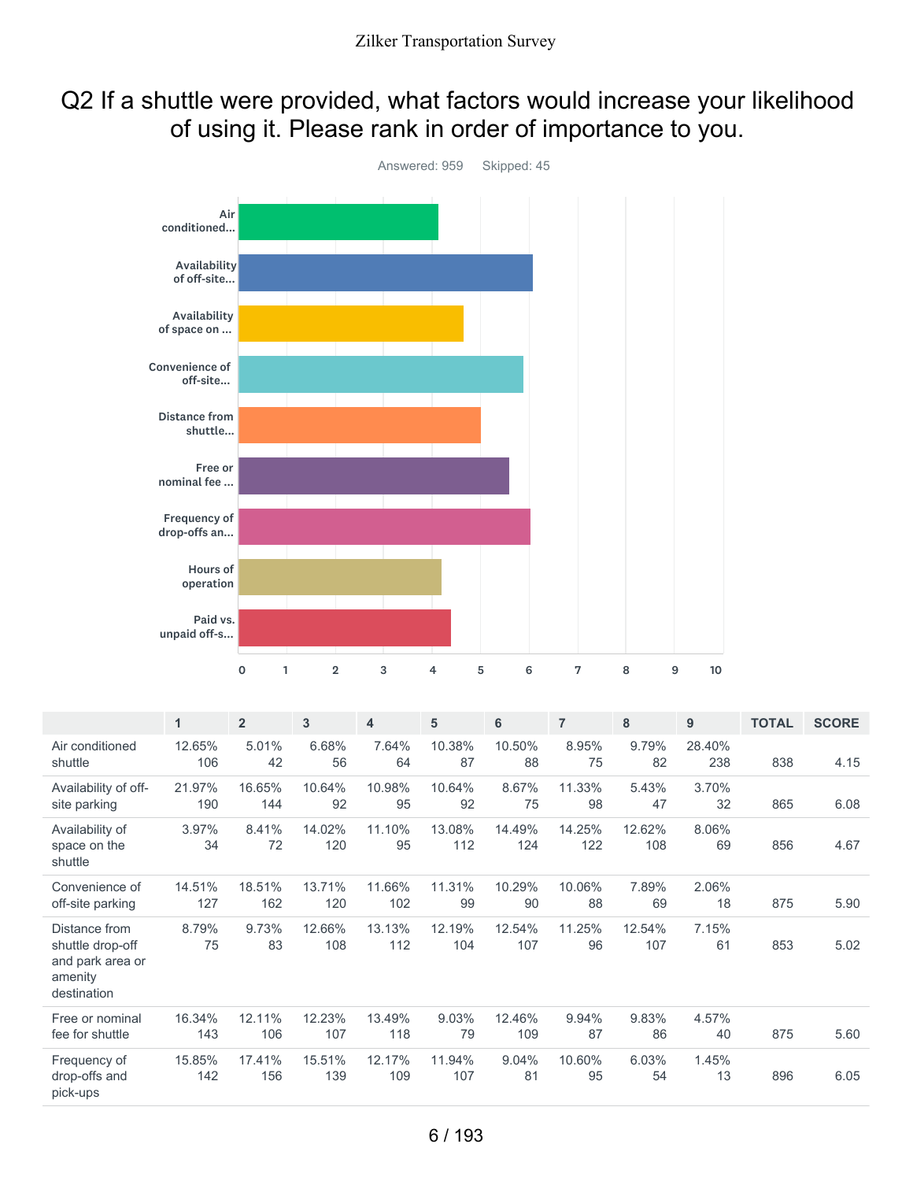# Q2 If a shuttle were provided, what factors would increase your likelihood of using it. Please rank in order of importance to you.

Answered: 959 Skipped: 45

| | 1 | 2 | 3 | 4 | 5 | 6 | 7 | 8 | 9 | TOTAL | SCORE |
|---|---|---|---|---|---|---|---|---|---|---|---|
| Air conditioned shuttle | 12.65% 106 | 5.01% 42 | 6.68% 56 | 7.64% 64 | 10.38% 87 | 10.50% 88 | 8.95% 75 | 9.79% 82 | 28.40% 238 | 838 | 4.15 |
| Availability of off-site parking | 21.97% 190 | 16.65% 144 | 10.64% 92 | 10.98% 95 | 10.64% 92 | 8.67% 75 | 11.33% 98 | 5.43% 47 | 3.70% 32 | 865 | 6.08 |
| Availability of space on the shuttle | 3.97% 34 | 8.41% 72 | 14.02% 120 | 11.10% 95 | 13.08% 112 | 14.49% 124 | 14.25% 122 | 12.62% 108 | 8.06% 69 | 856 | 4.67 |
| Convenience of off-site parking | 14.51% 127 | 18.51% 162 | 13.71% 120 | 11.66% 102 | 11.31% 99 | 10.29% 90 | 10.06% 88 | 7.89% 69 | 2.06% 18 | 875 | 5.90 |
| Distance from shuttle drop-off and park area or amenity destination | 8.79% 75 | 9.73% 83 | 12.66% 108 | 13.13% 112 | 12.19% 104 | 12.54% 107 | 11.25% 96 | 12.54% 107 | 7.15% 61 | 853 | 5.02 |
| Free or nominal fee for shuttle | 16.34% 143 | 12.11% 106 | 12.23% 107 | 13.49% 118 | 9.03% 79 | 12.46% 109 | 9.94% 87 | 9.83% 86 | 4.57% 40 | 875 | 5.60 |
| Frequency of drop-offs and pick-ups | 15.85% 142 | 17.41% 156 | 15.51% 139 | 12.17% 109 | 11.94% 107 | 9.04% 81 | 10.60% 95 | 6.03% 54 | 1.45% 13 | 896 | 6.05 |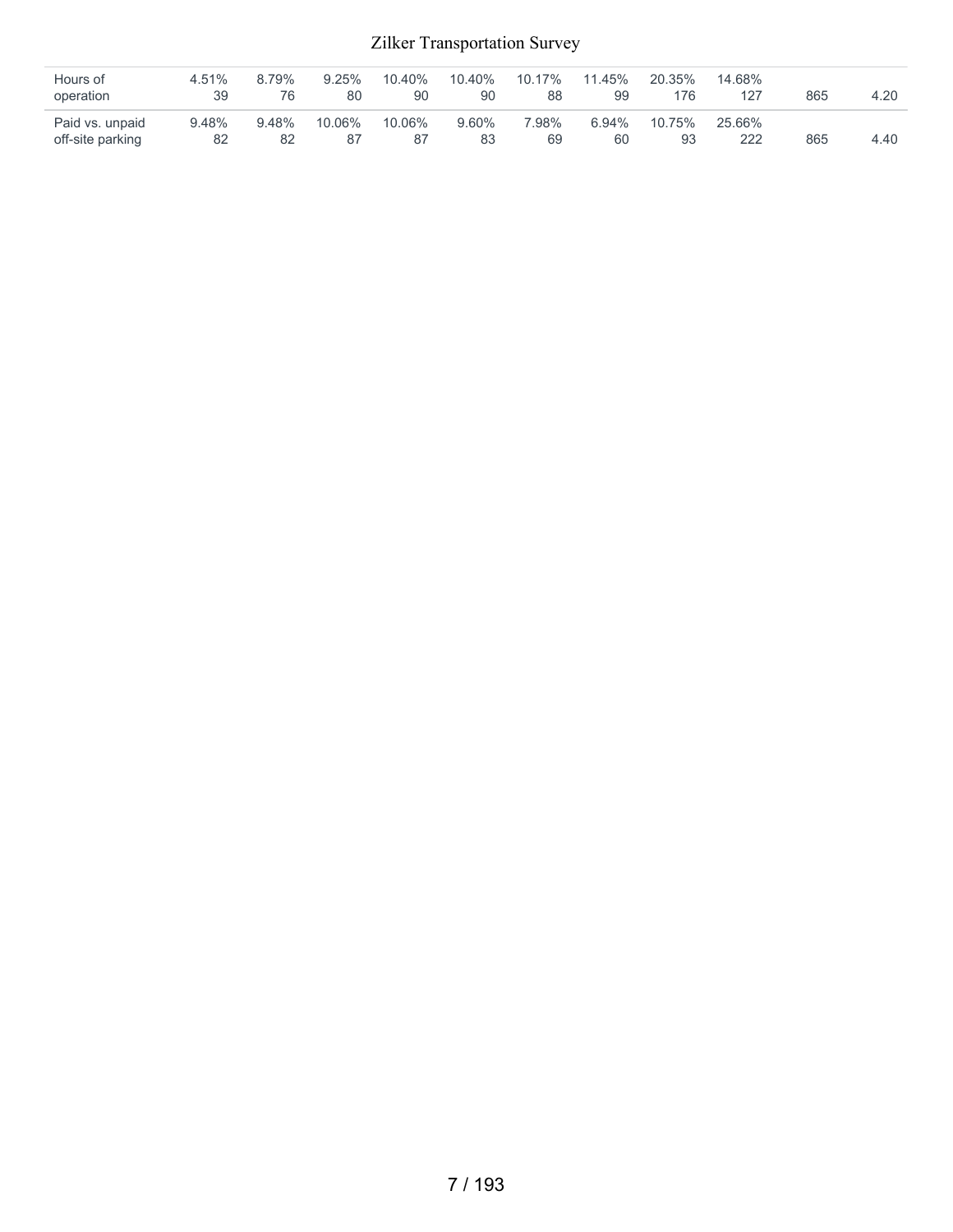| | | | | | | | | | | | |
|---|---|---|---|---|---|---|---|---|---|---|---|
| Hours of operation | 4.51%<br>39 | 8.79%<br>76 | 9.25%<br>80 | 10.40%<br>90 | 10.40%<br>90 | 10.17%<br>88 | 11.45%<br>99 | 20.35%<br>176 | 14.68%<br>127 | 865 | 4.20 |
| Paid vs. unpaid off-site parking | 9.48%<br>82 | 9.48%<br>82 | 10.06%<br>87 | 10.06%<br>87 | 9.60%<br>83 | 7.98%<br>69 | 6.94%<br>60 | 10.75%<br>93 | 25.66%<br>222 | 865 | 4.40 |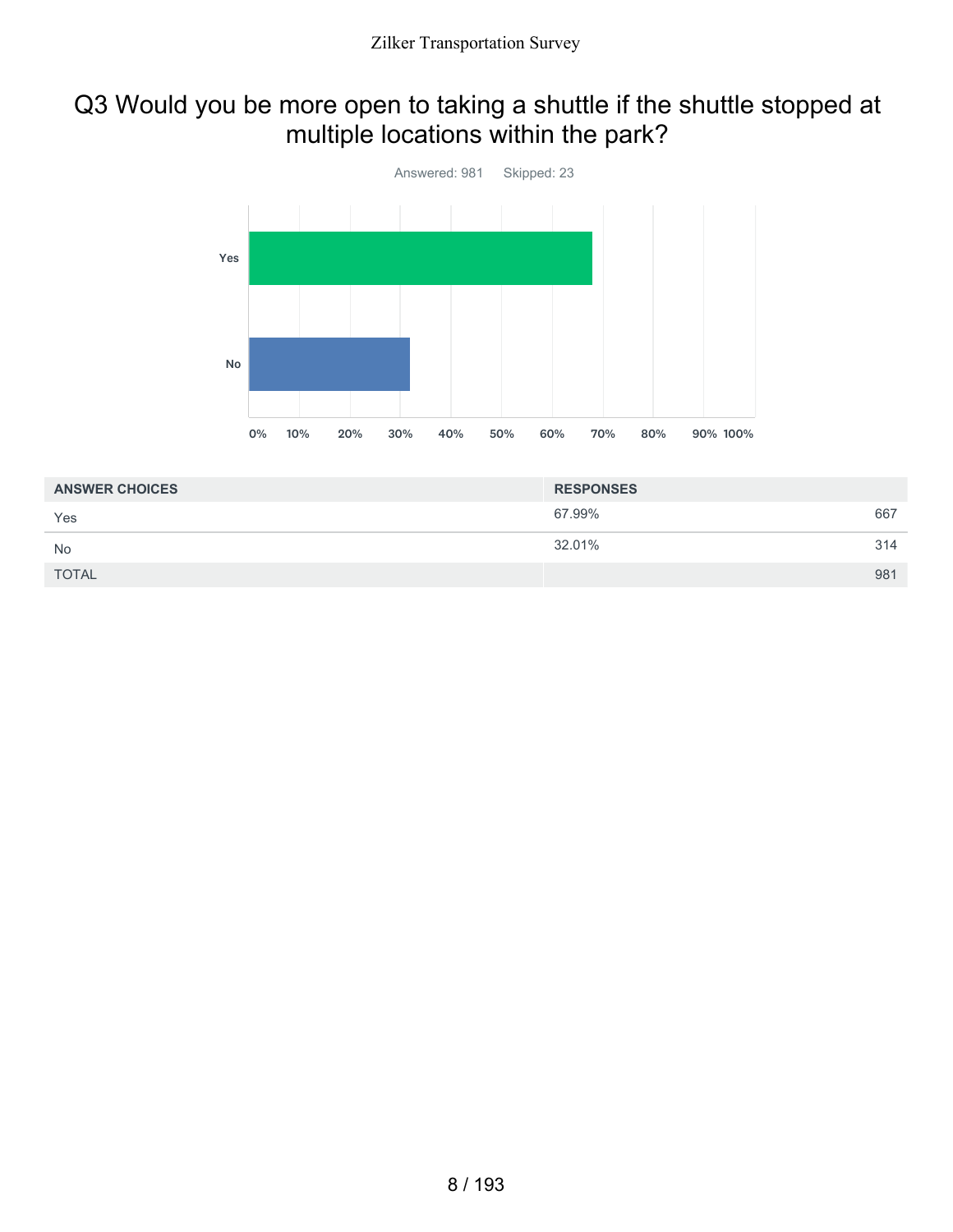# Q3 Would you be more open to taking a shuttle if the shuttle stopped at multiple locations within the park?

Answered: 981 Skipped: 23

| ANSWER CHOICES | RESPONSES | |
|---|---|---|
| Yes | 67.99% | 667 |
| No | 32.01% | 314 |
| TOTAL | | 981 |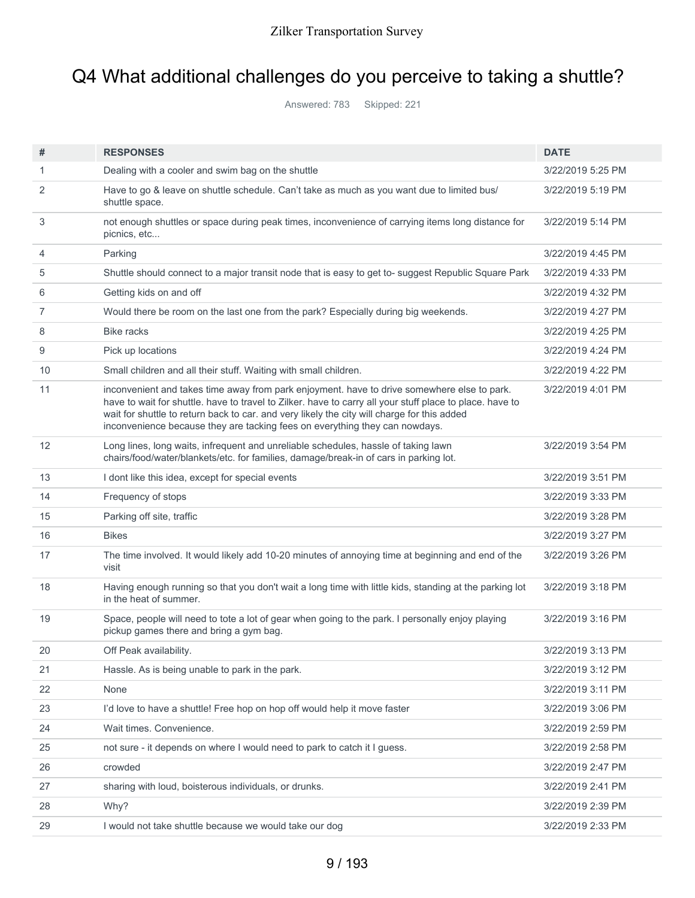# Q4 What additional challenges do you perceive to taking a shuttle?

Answered: 783 Skipped: 221

| # | RESPONSES | DATE |
|---|---|---|
| 1 | Dealing with a cooler and swim bag on the shuttle | 3/22/2019 5:25 PM |
| 2 | Have to go & leave on shuttle schedule. Can't take as much as you want due to limited bus/ shuttle space. | 3/22/2019 5:19 PM |
| 3 | not enough shuttles or space during peak times, inconvenience of carrying items long distance for picnics, etc... | 3/22/2019 5:14 PM |
| 4 | Parking | 3/22/2019 4:45 PM |
| 5 | Shuttle should connect to a major transit node that is easy to get to- suggest Republic Square Park | 3/22/2019 4:33 PM |
| 6 | Getting kids on and off | 3/22/2019 4:32 PM |
| 7 | Would there be room on the last one from the park? Especially during big weekends. | 3/22/2019 4:27 PM |
| 8 | Bike racks | 3/22/2019 4:25 PM |
| 9 | Pick up locations | 3/22/2019 4:24 PM |
| 10 | Small children and all their stuff. Waiting with small children. | 3/22/2019 4:22 PM |
| 11 | inconvenient and takes time away from park enjoyment. have to drive somewhere else to park. have to wait for shuttle. have to travel to Zilker. have to carry all your stuff place to place. have to wait for shuttle to return back to car. and very likely the city will charge for this added inconvenience because they are tacking fees on everything they can nowdays. | 3/22/2019 4:01 PM |
| 12 | Long lines, long waits, infrequent and unreliable schedules, hassle of taking lawn chairs/food/water/blankets/etc. for families, damage/break-in of cars in parking lot. | 3/22/2019 3:54 PM |
| 13 | I dont like this idea, except for special events | 3/22/2019 3:51 PM |
| 14 | Frequency of stops | 3/22/2019 3:33 PM |
| 15 | Parking off site, traffic | 3/22/2019 3:28 PM |
| 16 | Bikes | 3/22/2019 3:27 PM |
| 17 | The time involved. It would likely add 10-20 minutes of annoying time at beginning and end of the visit | 3/22/2019 3:26 PM |
| 18 | Having enough running so that you don't wait a long time with little kids, standing at the parking lot in the heat of summer. | 3/22/2019 3:18 PM |
| 19 | Space, people will need to tote a lot of gear when going to the park. I personally enjoy playing pickup games there and bring a gym bag. | 3/22/2019 3:16 PM |
| 20 | Off Peak availability. | 3/22/2019 3:13 PM |
| 21 | Hassle. As is being unable to park in the park. | 3/22/2019 3:12 PM |
| 22 | None | 3/22/2019 3:11 PM |
| 23 | I'd love to have a shuttle! Free hop on hop off would help it move faster | 3/22/2019 3:06 PM |
| 24 | Wait times. Convenience. | 3/22/2019 2:59 PM |
| 25 | not sure - it depends on where I would need to park to catch it I guess. | 3/22/2019 2:58 PM |
| 26 | crowded | 3/22/2019 2:47 PM |
| 27 | sharing with loud, boisterous individuals, or drunks. | 3/22/2019 2:41 PM |
| 28 | Why? | 3/22/2019 2:39 PM |
| 29 | I would not take shuttle because we would take our dog | 3/22/2019 2:33 PM |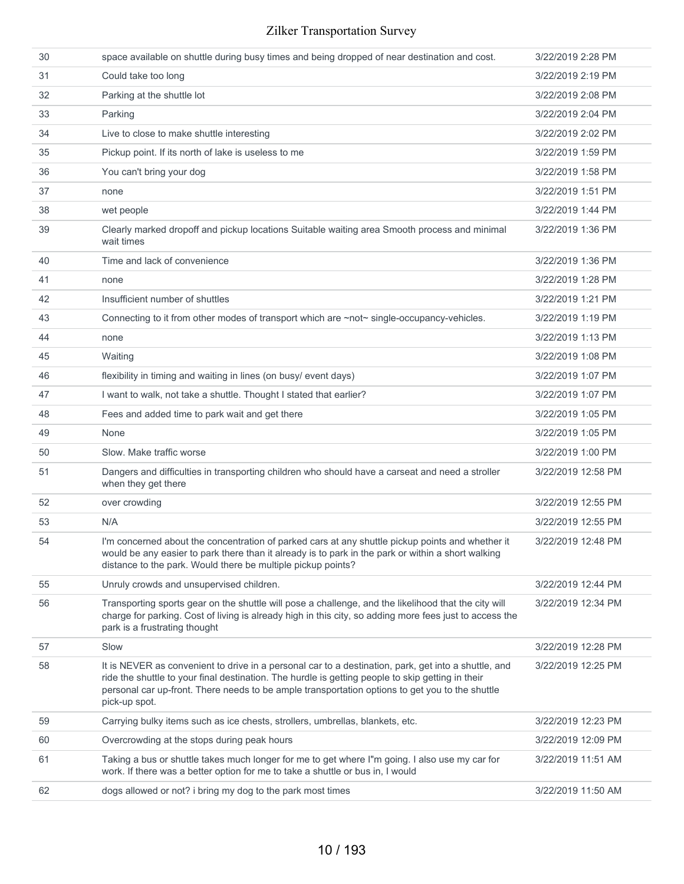| | | |
|---|---|---|
| 30 | space available on shuttle during busy times and being dropped of near destination and cost. | 3/22/2019 2:28 PM |
| 31 | Could take too long | 3/22/2019 2:19 PM |
| 32 | Parking at the shuttle lot | 3/22/2019 2:08 PM |
| 33 | Parking | 3/22/2019 2:04 PM |
| 34 | Live to close to make shuttle interesting | 3/22/2019 2:02 PM |
| 35 | Pickup point. If its north of lake is useless to me | 3/22/2019 1:59 PM |
| 36 | You can't bring your dog | 3/22/2019 1:58 PM |
| 37 | none | 3/22/2019 1:51 PM |
| 38 | wet people | 3/22/2019 1:44 PM |
| 39 | Clearly marked dropoff and pickup locations Suitable waiting area Smooth process and minimal wait times | 3/22/2019 1:36 PM |
| 40 | Time and lack of convenience | 3/22/2019 1:36 PM |
| 41 | none | 3/22/2019 1:28 PM |
| 42 | Insufficient number of shuttles | 3/22/2019 1:21 PM |
| 43 | Connecting to it from other modes of transport which are ~not~ single-occupancy-vehicles. | 3/22/2019 1:19 PM |
| 44 | none | 3/22/2019 1:13 PM |
| 45 | Waiting | 3/22/2019 1:08 PM |
| 46 | flexibility in timing and waiting in lines (on busy/ event days) | 3/22/2019 1:07 PM |
| 47 | I want to walk, not take a shuttle. Thought I stated that earlier? | 3/22/2019 1:07 PM |
| 48 | Fees and added time to park wait and get there | 3/22/2019 1:05 PM |
| 49 | None | 3/22/2019 1:05 PM |
| 50 | Slow. Make traffic worse | 3/22/2019 1:00 PM |
| 51 | Dangers and difficulties in transporting children who should have a carseat and need a stroller when they get there | 3/22/2019 12:58 PM |
| 52 | over crowding | 3/22/2019 12:55 PM |
| 53 | N/A | 3/22/2019 12:55 PM |
| 54 | I'm concerned about the concentration of parked cars at any shuttle pickup points and whether it would be any easier to park there than it already is to park in the park or within a short walking distance to the park. Would there be multiple pickup points? | 3/22/2019 12:48 PM |
| 55 | Unruly crowds and unsupervised children. | 3/22/2019 12:44 PM |
| 56 | Transporting sports gear on the shuttle will pose a challenge, and the likelihood that the city will charge for parking. Cost of living is already high in this city, so adding more fees just to access the park is a frustrating thought | 3/22/2019 12:34 PM |
| 57 | Slow | 3/22/2019 12:28 PM |
| 58 | It is NEVER as convenient to drive in a personal car to a destination, park, get into a shuttle, and ride the shuttle to your final destination. The hurdle is getting people to skip getting in their personal car up-front. There needs to be ample transportation options to get you to the shuttle pick-up spot. | 3/22/2019 12:25 PM |
| 59 | Carrying bulky items such as ice chests, strollers, umbrellas, blankets, etc. | 3/22/2019 12:23 PM |
| 60 | Overcrowding at the stops during peak hours | 3/22/2019 12:09 PM |
| 61 | Taking a bus or shuttle takes much longer for me to get where I"m going. I also use my car for work. If there was a better option for me to take a shuttle or bus in, I would | 3/22/2019 11:51 AM |
| 62 | dogs allowed or not? i bring my dog to the park most times | 3/22/2019 11:50 AM |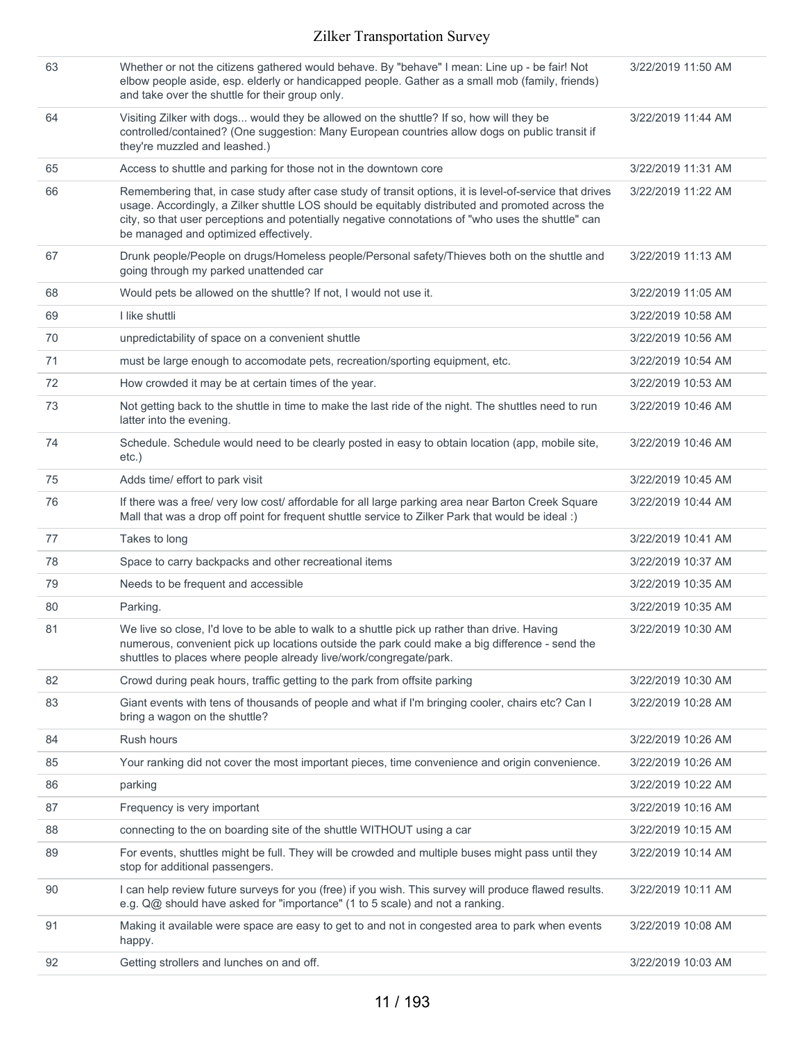| | | |
|---|---|---|
| 63 | Whether or not the citizens gathered would behave. By "behave" I mean: Line up - be fair! Not elbow people aside, esp. elderly or handicapped people. Gather as a small mob (family, friends) and take over the shuttle for their group only. | 3/22/2019 11:50 AM |
| 64 | Visiting Zilker with dogs... would they be allowed on the shuttle? If so, how will they be controlled/contained? (One suggestion: Many European countries allow dogs on public transit if they're muzzled and leashed.) | 3/22/2019 11:44 AM |
| 65 | Access to shuttle and parking for those not in the downtown core | 3/22/2019 11:31 AM |
| 66 | Remembering that, in case study after case study of transit options, it is level-of-service that drives usage. Accordingly, a Zilker shuttle LOS should be equitably distributed and promoted across the city, so that user perceptions and potentially negative connotations of "who uses the shuttle" can be managed and optimized effectively. | 3/22/2019 11:22 AM |
| 67 | Drunk people/People on drugs/Homeless people/Personal safety/Thieves both on the shuttle and going through my parked unattended car | 3/22/2019 11:13 AM |
| 68 | Would pets be allowed on the shuttle? If not, I would not use it. | 3/22/2019 11:05 AM |
| 69 | I like shuttli | 3/22/2019 10:58 AM |
| 70 | unpredictability of space on a convenient shuttle | 3/22/2019 10:56 AM |
| 71 | must be large enough to accomodate pets, recreation/sporting equipment, etc. | 3/22/2019 10:54 AM |
| 72 | How crowded it may be at certain times of the year. | 3/22/2019 10:53 AM |
| 73 | Not getting back to the shuttle in time to make the last ride of the night. The shuttles need to run latter into the evening. | 3/22/2019 10:46 AM |
| 74 | Schedule. Schedule would need to be clearly posted in easy to obtain location (app, mobile site, etc.) | 3/22/2019 10:46 AM |
| 75 | Adds time/ effort to park visit | 3/22/2019 10:45 AM |
| 76 | If there was a free/ very low cost/ affordable for all large parking area near Barton Creek Square Mall that was a drop off point for frequent shuttle service to Zilker Park that would be ideal :) | 3/22/2019 10:44 AM |
| 77 | Takes to long | 3/22/2019 10:41 AM |
| 78 | Space to carry backpacks and other recreational items | 3/22/2019 10:37 AM |
| 79 | Needs to be frequent and accessible | 3/22/2019 10:35 AM |
| 80 | Parking. | 3/22/2019 10:35 AM |
| 81 | We live so close, I'd love to be able to walk to a shuttle pick up rather than drive. Having numerous, convenient pick up locations outside the park could make a big difference - send the shuttles to places where people already live/work/congregate/park. | 3/22/2019 10:30 AM |
| 82 | Crowd during peak hours, traffic getting to the park from offsite parking | 3/22/2019 10:30 AM |
| 83 | Giant events with tens of thousands of people and what if I'm bringing cooler, chairs etc? Can I bring a wagon on the shuttle? | 3/22/2019 10:28 AM |
| 84 | Rush hours | 3/22/2019 10:26 AM |
| 85 | Your ranking did not cover the most important pieces, time convenience and origin convenience. | 3/22/2019 10:26 AM |
| 86 | parking | 3/22/2019 10:22 AM |
| 87 | Frequency is very important | 3/22/2019 10:16 AM |
| 88 | connecting to the on boarding site of the shuttle WITHOUT using a car | 3/22/2019 10:15 AM |
| 89 | For events, shuttles might be full. They will be crowded and multiple buses might pass until they stop for additional passengers. | 3/22/2019 10:14 AM |
| 90 | I can help review future surveys for you (free) if you wish. This survey will produce flawed results. e.g. Q@ should have asked for "importance" (1 to 5 scale) and not a ranking. | 3/22/2019 10:11 AM |
| 91 | Making it available were space are easy to get to and not in congested area to park when events happy. | 3/22/2019 10:08 AM |
| 92 | Getting strollers and lunches on and off. | 3/22/2019 10:03 AM |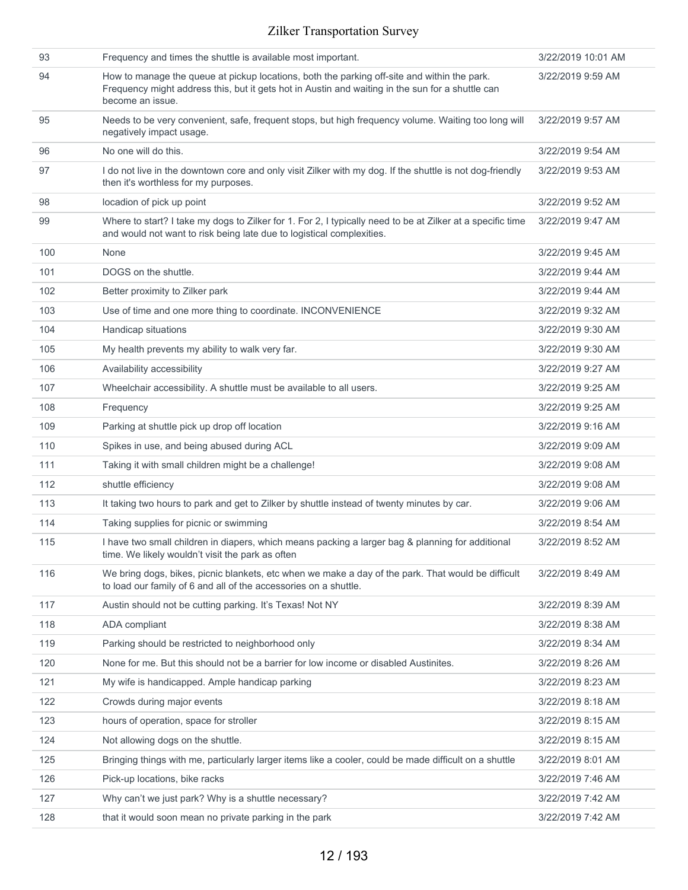| | | |
|---|---|---|
| 93 | Frequency and times the shuttle is available most important. | 3/22/2019 10:01 AM |
| 94 | How to manage the queue at pickup locations, both the parking off-site and within the park. Frequency might address this, but it gets hot in Austin and waiting in the sun for a shuttle can become an issue. | 3/22/2019 9:59 AM |
| 95 | Needs to be very convenient, safe, frequent stops, but high frequency volume. Waiting too long will negatively impact usage. | 3/22/2019 9:57 AM |
| 96 | No one will do this. | 3/22/2019 9:54 AM |
| 97 | I do not live in the downtown core and only visit Zilker with my dog. If the shuttle is not dog-friendly then it's worthless for my purposes. | 3/22/2019 9:53 AM |
| 98 | locadion of pick up point | 3/22/2019 9:52 AM |
| 99 | Where to start? I take my dogs to Zilker for 1. For 2, I typically need to be at Zilker at a specific time and would not want to risk being late due to logistical complexities. | 3/22/2019 9:47 AM |
| 100 | None | 3/22/2019 9:45 AM |
| 101 | DOGS on the shuttle. | 3/22/2019 9:44 AM |
| 102 | Better proximity to Zilker park | 3/22/2019 9:44 AM |
| 103 | Use of time and one more thing to coordinate. INCONVENIENCE | 3/22/2019 9:32 AM |
| 104 | Handicap situations | 3/22/2019 9:30 AM |
| 105 | My health prevents my ability to walk very far. | 3/22/2019 9:30 AM |
| 106 | Availability accessibility | 3/22/2019 9:27 AM |
| 107 | Wheelchair accessibility. A shuttle must be available to all users. | 3/22/2019 9:25 AM |
| 108 | Frequency | 3/22/2019 9:25 AM |
| 109 | Parking at shuttle pick up drop off location | 3/22/2019 9:16 AM |
| 110 | Spikes in use, and being abused during ACL | 3/22/2019 9:09 AM |
| 111 | Taking it with small children might be a challenge! | 3/22/2019 9:08 AM |
| 112 | shuttle efficiency | 3/22/2019 9:08 AM |
| 113 | It taking two hours to park and get to Zilker by shuttle instead of twenty minutes by car. | 3/22/2019 9:06 AM |
| 114 | Taking supplies for picnic or swimming | 3/22/2019 8:54 AM |
| 115 | I have two small children in diapers, which means packing a larger bag & planning for additional time. We likely wouldn't visit the park as often | 3/22/2019 8:52 AM |
| 116 | We bring dogs, bikes, picnic blankets, etc when we make a day of the park. That would be difficult to load our family of 6 and all of the accessories on a shuttle. | 3/22/2019 8:49 AM |
| 117 | Austin should not be cutting parking. It's Texas! Not NY | 3/22/2019 8:39 AM |
| 118 | ADA compliant | 3/22/2019 8:38 AM |
| 119 | Parking should be restricted to neighborhood only | 3/22/2019 8:34 AM |
| 120 | None for me. But this should not be a barrier for low income or disabled Austinites. | 3/22/2019 8:26 AM |
| 121 | My wife is handicapped. Ample handicap parking | 3/22/2019 8:23 AM |
| 122 | Crowds during major events | 3/22/2019 8:18 AM |
| 123 | hours of operation, space for stroller | 3/22/2019 8:15 AM |
| 124 | Not allowing dogs on the shuttle. | 3/22/2019 8:15 AM |
| 125 | Bringing things with me, particularly larger items like a cooler, could be made difficult on a shuttle | 3/22/2019 8:01 AM |
| 126 | Pick-up locations, bike racks | 3/22/2019 7:46 AM |
| 127 | Why can't we just park? Why is a shuttle necessary? | 3/22/2019 7:42 AM |
| 128 | that it would soon mean no private parking in the park | 3/22/2019 7:42 AM |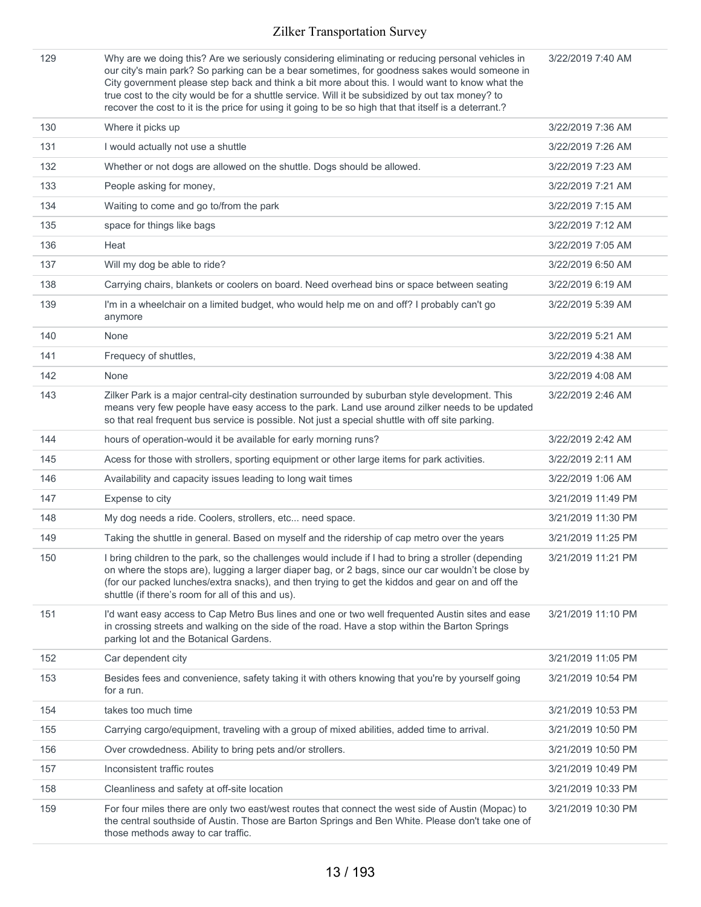| | | |
|---|---|---|
| 129 | Why are we doing this? Are we seriously considering eliminating or reducing personal vehicles in our city's main park? So parking can be a bear sometimes, for goodness sakes would someone in City government please step back and think a bit more about this. I would want to know what the true cost to the city would be for a shuttle service. Will it be subsidized by out tax money? to recover the cost to it is the price for using it going to be so high that that itself is a deterrant.? | 3/22/2019 7:40 AM |
| 130 | Where it picks up | 3/22/2019 7:36 AM |
| 131 | I would actually not use a shuttle | 3/22/2019 7:26 AM |
| 132 | Whether or not dogs are allowed on the shuttle. Dogs should be allowed. | 3/22/2019 7:23 AM |
| 133 | People asking for money, | 3/22/2019 7:21 AM |
| 134 | Waiting to come and go to/from the park | 3/22/2019 7:15 AM |
| 135 | space for things like bags | 3/22/2019 7:12 AM |
| 136 | Heat | 3/22/2019 7:05 AM |
| 137 | Will my dog be able to ride? | 3/22/2019 6:50 AM |
| 138 | Carrying chairs, blankets or coolers on board. Need overhead bins or space between seating | 3/22/2019 6:19 AM |
| 139 | I'm in a wheelchair on a limited budget, who would help me on and off? I probably can't go anymore | 3/22/2019 5:39 AM |
| 140 | None | 3/22/2019 5:21 AM |
| 141 | Frequecy of shuttles, | 3/22/2019 4:38 AM |
| 142 | None | 3/22/2019 4:08 AM |
| 143 | Zilker Park is a major central-city destination surrounded by suburban style development. This means very few people have easy access to the park. Land use around zilker needs to be updated so that real frequent bus service is possible. Not just a special shuttle with off site parking. | 3/22/2019 2:46 AM |
| 144 | hours of operation-would it be available for early morning runs? | 3/22/2019 2:42 AM |
| 145 | Acess for those with strollers, sporting equipment or other large items for park activities. | 3/22/2019 2:11 AM |
| 146 | Availability and capacity issues leading to long wait times | 3/22/2019 1:06 AM |
| 147 | Expense to city | 3/21/2019 11:49 PM |
| 148 | My dog needs a ride. Coolers, strollers, etc... need space. | 3/21/2019 11:30 PM |
| 149 | Taking the shuttle in general. Based on myself and the ridership of cap metro over the years | 3/21/2019 11:25 PM |
| 150 | I bring children to the park, so the challenges would include if I had to bring a stroller (depending on where the stops are), lugging a larger diaper bag, or 2 bags, since our car wouldn't be close by (for our packed lunches/extra snacks), and then trying to get the kiddos and gear on and off the shuttle (if there's room for all of this and us). | 3/21/2019 11:21 PM |
| 151 | I'd want easy access to Cap Metro Bus lines and one or two well frequented Austin sites and ease in crossing streets and walking on the side of the road. Have a stop within the Barton Springs parking lot and the Botanical Gardens. | 3/21/2019 11:10 PM |
| 152 | Car dependent city | 3/21/2019 11:05 PM |
| 153 | Besides fees and convenience, safety taking it with others knowing that you're by yourself going for a run. | 3/21/2019 10:54 PM |
| 154 | takes too much time | 3/21/2019 10:53 PM |
| 155 | Carrying cargo/equipment, traveling with a group of mixed abilities, added time to arrival. | 3/21/2019 10:50 PM |
| 156 | Over crowdedness. Ability to bring pets and/or strollers. | 3/21/2019 10:50 PM |
| 157 | Inconsistent traffic routes | 3/21/2019 10:49 PM |
| 158 | Cleanliness and safety at off-site location | 3/21/2019 10:33 PM |
| 159 | For four miles there are only two east/west routes that connect the west side of Austin (Mopac) to the central southside of Austin. Those are Barton Springs and Ben White. Please don't take one of those methods away to car traffic. | 3/21/2019 10:30 PM |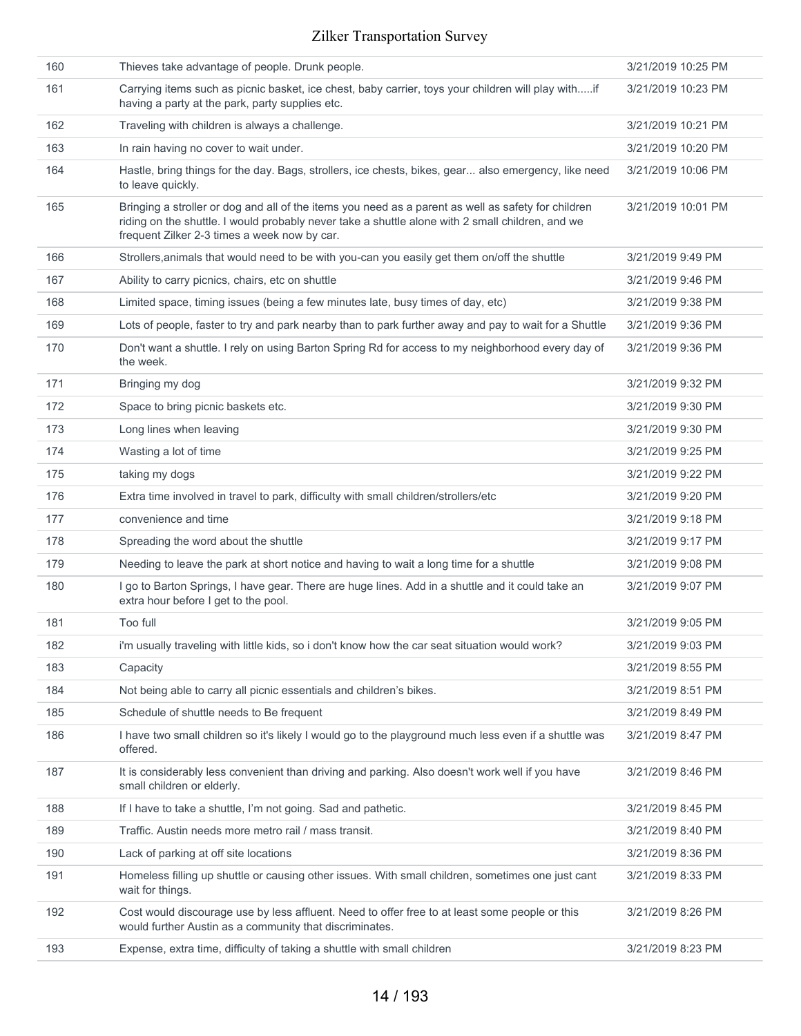| | | |
|---|---|---|
| 160 | Thieves take advantage of people. Drunk people. | 3/21/2019 10:25 PM |
| 161 | Carrying items such as picnic basket, ice chest, baby carrier, toys your children will play with.....if having a party at the park, party supplies etc. | 3/21/2019 10:23 PM |
| 162 | Traveling with children is always a challenge. | 3/21/2019 10:21 PM |
| 163 | In rain having no cover to wait under. | 3/21/2019 10:20 PM |
| 164 | Hastle, bring things for the day. Bags, strollers, ice chests, bikes, gear... also emergency, like need to leave quickly. | 3/21/2019 10:06 PM |
| 165 | Bringing a stroller or dog and all of the items you need as a parent as well as safety for children riding on the shuttle. I would probably never take a shuttle alone with 2 small children, and we frequent Zilker 2-3 times a week now by car. | 3/21/2019 10:01 PM |
| 166 | Strollers,animals that would need to be with you-can you easily get them on/off the shuttle | 3/21/2019 9:49 PM |
| 167 | Ability to carry picnics, chairs, etc on shuttle | 3/21/2019 9:46 PM |
| 168 | Limited space, timing issues (being a few minutes late, busy times of day, etc) | 3/21/2019 9:38 PM |
| 169 | Lots of people, faster to try and park nearby than to park further away and pay to wait for a Shuttle | 3/21/2019 9:36 PM |
| 170 | Don't want a shuttle. I rely on using Barton Spring Rd for access to my neighborhood every day of the week. | 3/21/2019 9:36 PM |
| 171 | Bringing my dog | 3/21/2019 9:32 PM |
| 172 | Space to bring picnic baskets etc. | 3/21/2019 9:30 PM |
| 173 | Long lines when leaving | 3/21/2019 9:30 PM |
| 174 | Wasting a lot of time | 3/21/2019 9:25 PM |
| 175 | taking my dogs | 3/21/2019 9:22 PM |
| 176 | Extra time involved in travel to park, difficulty with small children/strollers/etc | 3/21/2019 9:20 PM |
| 177 | convenience and time | 3/21/2019 9:18 PM |
| 178 | Spreading the word about the shuttle | 3/21/2019 9:17 PM |
| 179 | Needing to leave the park at short notice and having to wait a long time for a shuttle | 3/21/2019 9:08 PM |
| 180 | I go to Barton Springs, I have gear. There are huge lines. Add in a shuttle and it could take an extra hour before I get to the pool. | 3/21/2019 9:07 PM |
| 181 | Too full | 3/21/2019 9:05 PM |
| 182 | i'm usually traveling with little kids, so i don't know how the car seat situation would work? | 3/21/2019 9:03 PM |
| 183 | Capacity | 3/21/2019 8:55 PM |
| 184 | Not being able to carry all picnic essentials and children's bikes. | 3/21/2019 8:51 PM |
| 185 | Schedule of shuttle needs to Be frequent | 3/21/2019 8:49 PM |
| 186 | I have two small children so it's likely I would go to the playground much less even if a shuttle was offered. | 3/21/2019 8:47 PM |
| 187 | It is considerably less convenient than driving and parking. Also doesn't work well if you have small children or elderly. | 3/21/2019 8:46 PM |
| 188 | If I have to take a shuttle, I'm not going. Sad and pathetic. | 3/21/2019 8:45 PM |
| 189 | Traffic. Austin needs more metro rail / mass transit. | 3/21/2019 8:40 PM |
| 190 | Lack of parking at off site locations | 3/21/2019 8:36 PM |
| 191 | Homeless filling up shuttle or causing other issues. With small children, sometimes one just cant wait for things. | 3/21/2019 8:33 PM |
| 192 | Cost would discourage use by less affluent. Need to offer free to at least some people or this would further Austin as a community that discriminates. | 3/21/2019 8:26 PM |
| 193 | Expense, extra time, difficulty of taking a shuttle with small children | 3/21/2019 8:23 PM |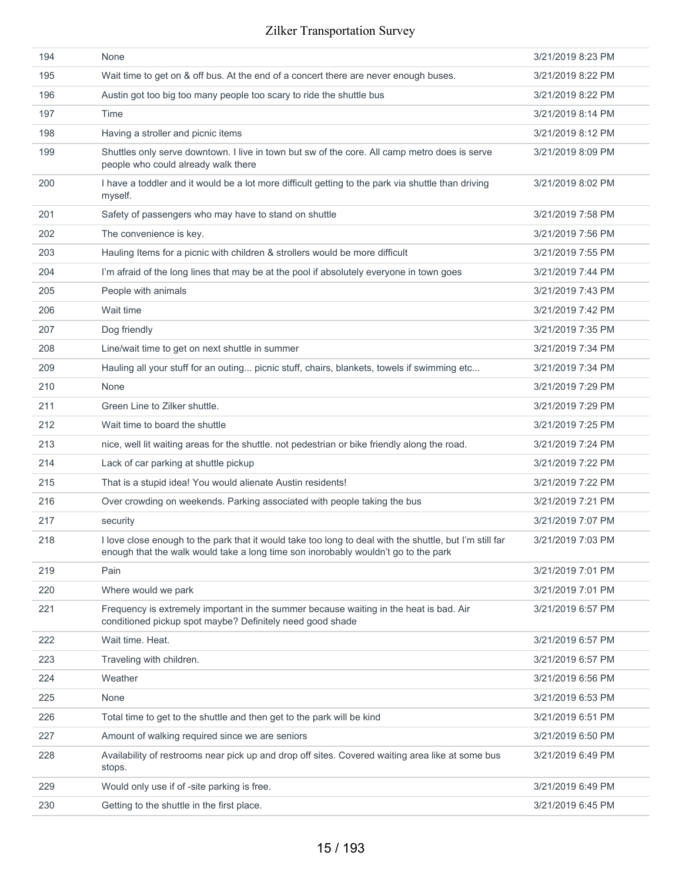| | | |
|---|---|---|
| 194 | None | 3/21/2019 8:23 PM |
| 195 | Wait time to get on & off bus. At the end of a concert there are never enough buses. | 3/21/2019 8:22 PM |
| 196 | Austin got too big too many people too scary to ride the shuttle bus | 3/21/2019 8:22 PM |
| 197 | Time | 3/21/2019 8:14 PM |
| 198 | Having a stroller and picnic items | 3/21/2019 8:12 PM |
| 199 | Shuttles only serve downtown. I live in town but sw of the core. All camp metro does is serve people who could already walk there | 3/21/2019 8:09 PM |
| 200 | I have a toddler and it would be a lot more difficult getting to the park via shuttle than driving myself. | 3/21/2019 8:02 PM |
| 201 | Safety of passengers who may have to stand on shuttle | 3/21/2019 7:58 PM |
| 202 | The convenience is key. | 3/21/2019 7:56 PM |
| 203 | Hauling Items for a picnic with children & strollers would be more difficult | 3/21/2019 7:55 PM |
| 204 | I'm afraid of the long lines that may be at the pool if absolutely everyone in town goes | 3/21/2019 7:44 PM |
| 205 | People with animals | 3/21/2019 7:43 PM |
| 206 | Wait time | 3/21/2019 7:42 PM |
| 207 | Dog friendly | 3/21/2019 7:35 PM |
| 208 | Line/wait time to get on next shuttle in summer | 3/21/2019 7:34 PM |
| 209 | Hauling all your stuff for an outing... picnic stuff, chairs, blankets, towels if swimming etc... | 3/21/2019 7:34 PM |
| 210 | None | 3/21/2019 7:29 PM |
| 211 | Green Line to Zilker shuttle. | 3/21/2019 7:29 PM |
| 212 | Wait time to board the shuttle | 3/21/2019 7:25 PM |
| 213 | nice, well lit waiting areas for the shuttle. not pedestrian or bike friendly along the road. | 3/21/2019 7:24 PM |
| 214 | Lack of car parking at shuttle pickup | 3/21/2019 7:22 PM |
| 215 | That is a stupid idea! You would alienate Austin residents! | 3/21/2019 7:22 PM |
| 216 | Over crowding on weekends. Parking associated with people taking the bus | 3/21/2019 7:21 PM |
| 217 | security | 3/21/2019 7:07 PM |
| 218 | I love close enough to the park that it would take too long to deal with the shuttle, but I'm still far enough that the walk would take a long time son inorobably wouldn't go to the park | 3/21/2019 7:03 PM |
| 219 | Pain | 3/21/2019 7:01 PM |
| 220 | Where would we park | 3/21/2019 7:01 PM |
| 221 | Frequency is extremely important in the summer because waiting in the heat is bad. Air conditioned pickup spot maybe? Definitely need good shade | 3/21/2019 6:57 PM |
| 222 | Wait time. Heat. | 3/21/2019 6:57 PM |
| 223 | Traveling with children. | 3/21/2019 6:57 PM |
| 224 | Weather | 3/21/2019 6:56 PM |
| 225 | None | 3/21/2019 6:53 PM |
| 226 | Total time to get to the shuttle and then get to the park will be kind | 3/21/2019 6:51 PM |
| 227 | Amount of walking required since we are seniors | 3/21/2019 6:50 PM |
| 228 | Availability of restrooms near pick up and drop off sites. Covered waiting area like at some bus stops. | 3/21/2019 6:49 PM |
| 229 | Would only use if of -site parking is free. | 3/21/2019 6:49 PM |
| 230 | Getting to the shuttle in the first place. | 3/21/2019 6:45 PM |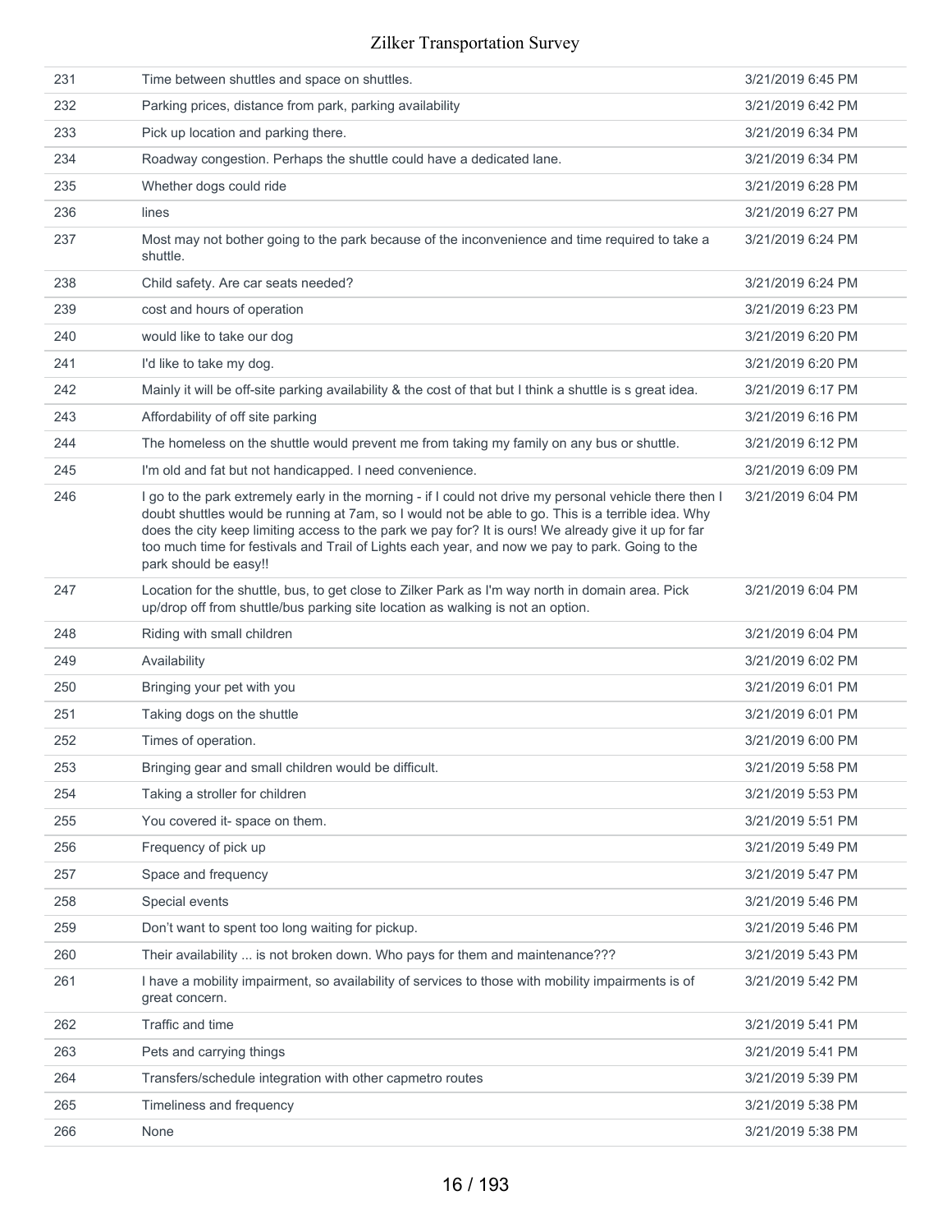| | | |
|---|---|---|
| 231 | Time between shuttles and space on shuttles. | 3/21/2019 6:45 PM |
| 232 | Parking prices, distance from park, parking availability | 3/21/2019 6:42 PM |
| 233 | Pick up location and parking there. | 3/21/2019 6:34 PM |
| 234 | Roadway congestion. Perhaps the shuttle could have a dedicated lane. | 3/21/2019 6:34 PM |
| 235 | Whether dogs could ride | 3/21/2019 6:28 PM |
| 236 | lines | 3/21/2019 6:27 PM |
| 237 | Most may not bother going to the park because of the inconvenience and time required to take a shuttle. | 3/21/2019 6:24 PM |
| 238 | Child safety. Are car seats needed? | 3/21/2019 6:24 PM |
| 239 | cost and hours of operation | 3/21/2019 6:23 PM |
| 240 | would like to take our dog | 3/21/2019 6:20 PM |
| 241 | I'd like to take my dog. | 3/21/2019 6:20 PM |
| 242 | Mainly it will be off-site parking availability & the cost of that but I think a shuttle is s great idea. | 3/21/2019 6:17 PM |
| 243 | Affordability of off site parking | 3/21/2019 6:16 PM |
| 244 | The homeless on the shuttle would prevent me from taking my family on any bus or shuttle. | 3/21/2019 6:12 PM |
| 245 | I'm old and fat but not handicapped. I need convenience. | 3/21/2019 6:09 PM |
| 246 | I go to the park extremely early in the morning - if I could not drive my personal vehicle there then I doubt shuttles would be running at 7am, so I would not be able to go. This is a terrible idea. Why does the city keep limiting access to the park we pay for? It is ours! We already give it up for far too much time for festivals and Trail of Lights each year, and now we pay to park. Going to the park should be easy!! | 3/21/2019 6:04 PM |
| 247 | Location for the shuttle, bus, to get close to Zilker Park as I'm way north in domain area. Pick up/drop off from shuttle/bus parking site location as walking is not an option. | 3/21/2019 6:04 PM |
| 248 | Riding with small children | 3/21/2019 6:04 PM |
| 249 | Availability | 3/21/2019 6:02 PM |
| 250 | Bringing your pet with you | 3/21/2019 6:01 PM |
| 251 | Taking dogs on the shuttle | 3/21/2019 6:01 PM |
| 252 | Times of operation. | 3/21/2019 6:00 PM |
| 253 | Bringing gear and small children would be difficult. | 3/21/2019 5:58 PM |
| 254 | Taking a stroller for children | 3/21/2019 5:53 PM |
| 255 | You covered it- space on them. | 3/21/2019 5:51 PM |
| 256 | Frequency of pick up | 3/21/2019 5:49 PM |
| 257 | Space and frequency | 3/21/2019 5:47 PM |
| 258 | Special events | 3/21/2019 5:46 PM |
| 259 | Don't want to spent too long waiting for pickup. | 3/21/2019 5:46 PM |
| 260 | Their availability ... is not broken down. Who pays for them and maintenance??? | 3/21/2019 5:43 PM |
| 261 | I have a mobility impairment, so availability of services to those with mobility impairments is of great concern. | 3/21/2019 5:42 PM |
| 262 | Traffic and time | 3/21/2019 5:41 PM |
| 263 | Pets and carrying things | 3/21/2019 5:41 PM |
| 264 | Transfers/schedule integration with other capmetro routes | 3/21/2019 5:39 PM |
| 265 | Timeliness and frequency | 3/21/2019 5:38 PM |
| 266 | None | 3/21/2019 5:38 PM |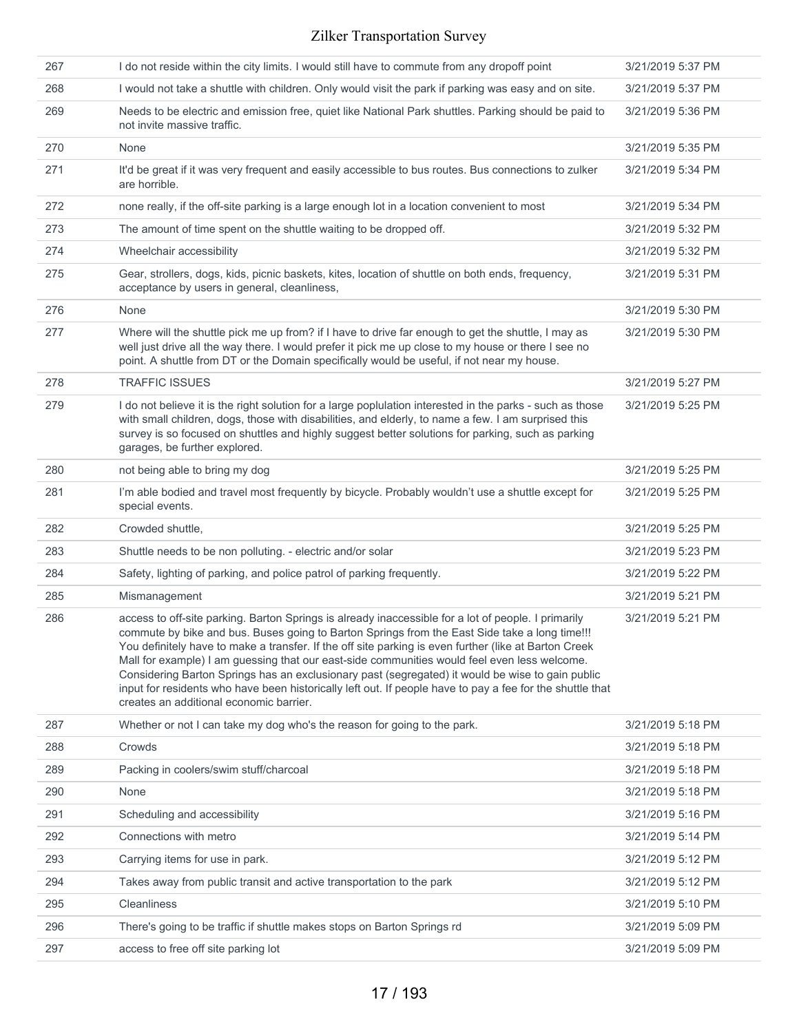| | | |
|---|---|---|
| 267 | I do not reside within the city limits. I would still have to commute from any dropoff point | 3/21/2019 5:37 PM |
| 268 | I would not take a shuttle with children. Only would visit the park if parking was easy and on site. | 3/21/2019 5:37 PM |
| 269 | Needs to be electric and emission free, quiet like National Park shuttles. Parking should be paid to not invite massive traffic. | 3/21/2019 5:36 PM |
| 270 | None | 3/21/2019 5:35 PM |
| 271 | It'd be great if it was very frequent and easily accessible to bus routes. Bus connections to zulker are horrible. | 3/21/2019 5:34 PM |
| 272 | none really, if the off-site parking is a large enough lot in a location convenient to most | 3/21/2019 5:34 PM |
| 273 | The amount of time spent on the shuttle waiting to be dropped off. | 3/21/2019 5:32 PM |
| 274 | Wheelchair accessibility | 3/21/2019 5:32 PM |
| 275 | Gear, strollers, dogs, kids, picnic baskets, kites, location of shuttle on both ends, frequency, acceptance by users in general, cleanliness, | 3/21/2019 5:31 PM |
| 276 | None | 3/21/2019 5:30 PM |
| 277 | Where will the shuttle pick me up from? if I have to drive far enough to get the shuttle, I may as well just drive all the way there. I would prefer it pick me up close to my house or there I see no point. A shuttle from DT or the Domain specifically would be useful, if not near my house. | 3/21/2019 5:30 PM |
| 278 | TRAFFIC ISSUES | 3/21/2019 5:27 PM |
| 279 | I do not believe it is the right solution for a large poplulation interested in the parks - such as those with small children, dogs, those with disabilities, and elderly, to name a few. I am surprised this survey is so focused on shuttles and highly suggest better solutions for parking, such as parking garages, be further explored. | 3/21/2019 5:25 PM |
| 280 | not being able to bring my dog | 3/21/2019 5:25 PM |
| 281 | I'm able bodied and travel most frequently by bicycle. Probably wouldn't use a shuttle except for special events. | 3/21/2019 5:25 PM |
| 282 | Crowded shuttle, | 3/21/2019 5:25 PM |
| 283 | Shuttle needs to be non polluting. - electric and/or solar | 3/21/2019 5:23 PM |
| 284 | Safety, lighting of parking, and police patrol of parking frequently. | 3/21/2019 5:22 PM |
| 285 | Mismanagement | 3/21/2019 5:21 PM |
| 286 | access to off-site parking. Barton Springs is already inaccessible for a lot of people. I primarily commute by bike and bus. Buses going to Barton Springs from the East Side take a long time!!! You definitely have to make a transfer. If the off site parking is even further (like at Barton Creek Mall for example) I am guessing that our east-side communities would feel even less welcome. Considering Barton Springs has an exclusionary past (segregated) it would be wise to gain public input for residents who have been historically left out. If people have to pay a fee for the shuttle that creates an additional economic barrier. | 3/21/2019 5:21 PM |
| 287 | Whether or not I can take my dog who's the reason for going to the park. | 3/21/2019 5:18 PM |
| 288 | Crowds | 3/21/2019 5:18 PM |
| 289 | Packing in coolers/swim stuff/charcoal | 3/21/2019 5:18 PM |
| 290 | None | 3/21/2019 5:18 PM |
| 291 | Scheduling and accessibility | 3/21/2019 5:16 PM |
| 292 | Connections with metro | 3/21/2019 5:14 PM |
| 293 | Carrying items for use in park. | 3/21/2019 5:12 PM |
| 294 | Takes away from public transit and active transportation to the park | 3/21/2019 5:12 PM |
| 295 | Cleanliness | 3/21/2019 5:10 PM |
| 296 | There's going to be traffic if shuttle makes stops on Barton Springs rd | 3/21/2019 5:09 PM |
| 297 | access to free off site parking lot | 3/21/2019 5:09 PM |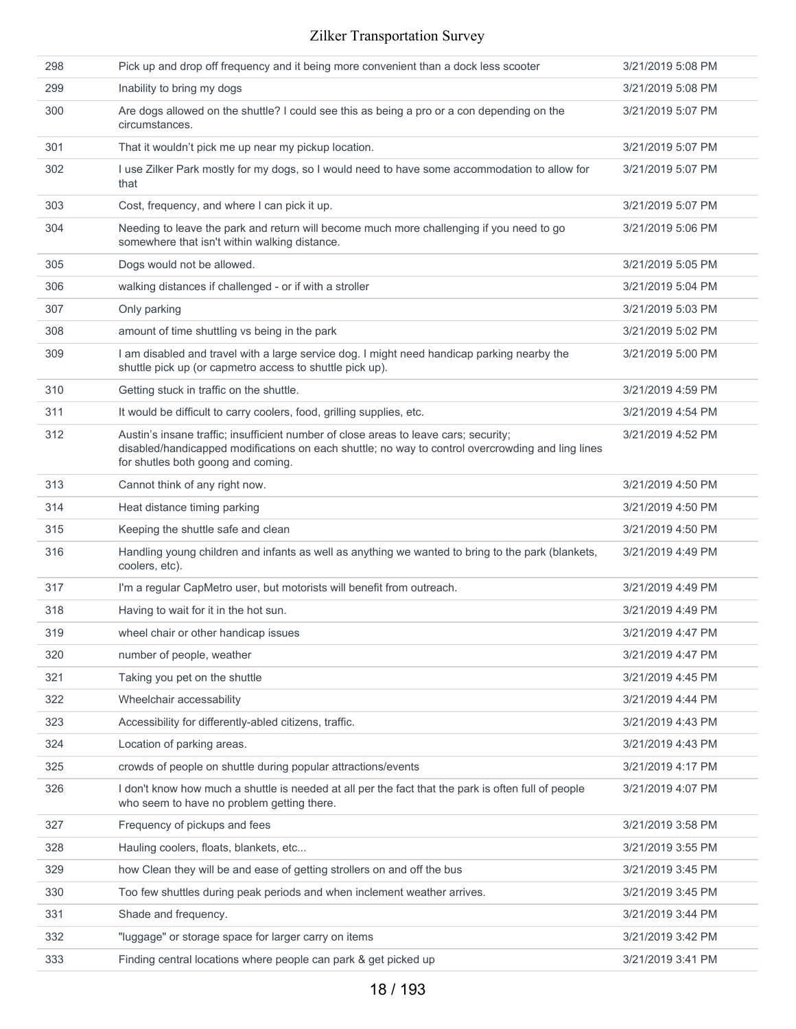| | | |
|---|---|---|
| 298 | Pick up and drop off frequency and it being more convenient than a dock less scooter | 3/21/2019 5:08 PM |
| 299 | Inability to bring my dogs | 3/21/2019 5:08 PM |
| 300 | Are dogs allowed on the shuttle? I could see this as being a pro or a con depending on the circumstances. | 3/21/2019 5:07 PM |
| 301 | That it wouldn't pick me up near my pickup location. | 3/21/2019 5:07 PM |
| 302 | I use Zilker Park mostly for my dogs, so I would need to have some accommodation to allow for that | 3/21/2019 5:07 PM |
| 303 | Cost, frequency, and where I can pick it up. | 3/21/2019 5:07 PM |
| 304 | Needing to leave the park and return will become much more challenging if you need to go somewhere that isn't within walking distance. | 3/21/2019 5:06 PM |
| 305 | Dogs would not be allowed. | 3/21/2019 5:05 PM |
| 306 | walking distances if challenged - or if with a stroller | 3/21/2019 5:04 PM |
| 307 | Only parking | 3/21/2019 5:03 PM |
| 308 | amount of time shuttling vs being in the park | 3/21/2019 5:02 PM |
| 309 | I am disabled and travel with a large service dog. I might need handicap parking nearby the shuttle pick up (or capmetro access to shuttle pick up). | 3/21/2019 5:00 PM |
| 310 | Getting stuck in traffic on the shuttle. | 3/21/2019 4:59 PM |
| 311 | It would be difficult to carry coolers, food, grilling supplies, etc. | 3/21/2019 4:54 PM |
| 312 | Austin's insane traffic; insufficient number of close areas to leave cars; security; disabled/handicapped modifications on each shuttle; no way to control overcrowding and ling lines for shutles both goong and coming. | 3/21/2019 4:52 PM |
| 313 | Cannot think of any right now. | 3/21/2019 4:50 PM |
| 314 | Heat distance timing parking | 3/21/2019 4:50 PM |
| 315 | Keeping the shuttle safe and clean | 3/21/2019 4:50 PM |
| 316 | Handling young children and infants as well as anything we wanted to bring to the park (blankets, coolers, etc). | 3/21/2019 4:49 PM |
| 317 | I'm a regular CapMetro user, but motorists will benefit from outreach. | 3/21/2019 4:49 PM |
| 318 | Having to wait for it in the hot sun. | 3/21/2019 4:49 PM |
| 319 | wheel chair or other handicap issues | 3/21/2019 4:47 PM |
| 320 | number of people, weather | 3/21/2019 4:47 PM |
| 321 | Taking you pet on the shuttle | 3/21/2019 4:45 PM |
| 322 | Wheelchair accessability | 3/21/2019 4:44 PM |
| 323 | Accessibility for differently-abled citizens, traffic. | 3/21/2019 4:43 PM |
| 324 | Location of parking areas. | 3/21/2019 4:43 PM |
| 325 | crowds of people on shuttle during popular attractions/events | 3/21/2019 4:17 PM |
| 326 | I don't know how much a shuttle is needed at all per the fact that the park is often full of people who seem to have no problem getting there. | 3/21/2019 4:07 PM |
| 327 | Frequency of pickups and fees | 3/21/2019 3:58 PM |
| 328 | Hauling coolers, floats, blankets, etc... | 3/21/2019 3:55 PM |
| 329 | how Clean they will be and ease of getting strollers on and off the bus | 3/21/2019 3:45 PM |
| 330 | Too few shuttles during peak periods and when inclement weather arrives. | 3/21/2019 3:45 PM |
| 331 | Shade and frequency. | 3/21/2019 3:44 PM |
| 332 | "luggage" or storage space for larger carry on items | 3/21/2019 3:42 PM |
| 333 | Finding central locations where people can park & get picked up | 3/21/2019 3:41 PM |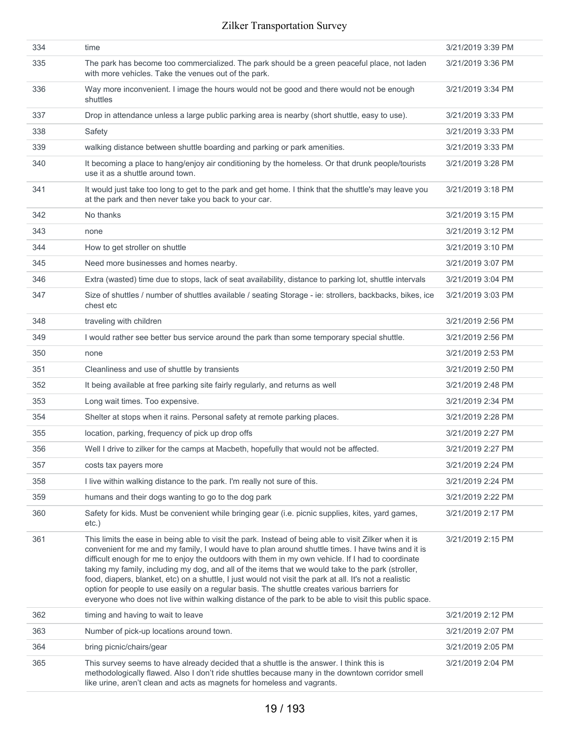| | | |
|---|---|---|
| 334 | time | 3/21/2019 3:39 PM |
| 335 | The park has become too commercialized. The park should be a green peaceful place, not laden with more vehicles. Take the venues out of the park. | 3/21/2019 3:36 PM |
| 336 | Way more inconvenient. I image the hours would not be good and there would not be enough shuttles | 3/21/2019 3:34 PM |
| 337 | Drop in attendance unless a large public parking area is nearby (short shuttle, easy to use). | 3/21/2019 3:33 PM |
| 338 | Safety | 3/21/2019 3:33 PM |
| 339 | walking distance between shuttle boarding and parking or park amenities. | 3/21/2019 3:33 PM |
| 340 | It becoming a place to hang/enjoy air conditioning by the homeless. Or that drunk people/tourists use it as a shuttle around town. | 3/21/2019 3:28 PM |
| 341 | It would just take too long to get to the park and get home. I think that the shuttle's may leave you at the park and then never take you back to your car. | 3/21/2019 3:18 PM |
| 342 | No thanks | 3/21/2019 3:15 PM |
| 343 | none | 3/21/2019 3:12 PM |
| 344 | How to get stroller on shuttle | 3/21/2019 3:10 PM |
| 345 | Need more businesses and homes nearby. | 3/21/2019 3:07 PM |
| 346 | Extra (wasted) time due to stops, lack of seat availability, distance to parking lot, shuttle intervals | 3/21/2019 3:04 PM |
| 347 | Size of shuttles / number of shuttles available / seating Storage - ie: strollers, backbacks, bikes, ice chest etc | 3/21/2019 3:03 PM |
| 348 | traveling with children | 3/21/2019 2:56 PM |
| 349 | I would rather see better bus service around the park than some temporary special shuttle. | 3/21/2019 2:56 PM |
| 350 | none | 3/21/2019 2:53 PM |
| 351 | Cleanliness and use of shuttle by transients | 3/21/2019 2:50 PM |
| 352 | It being available at free parking site fairly regularly, and returns as well | 3/21/2019 2:48 PM |
| 353 | Long wait times. Too expensive. | 3/21/2019 2:34 PM |
| 354 | Shelter at stops when it rains. Personal safety at remote parking places. | 3/21/2019 2:28 PM |
| 355 | location, parking, frequency of pick up drop offs | 3/21/2019 2:27 PM |
| 356 | Well I drive to zilker for the camps at Macbeth, hopefully that would not be affected. | 3/21/2019 2:27 PM |
| 357 | costs tax payers more | 3/21/2019 2:24 PM |
| 358 | I live within walking distance to the park. I'm really not sure of this. | 3/21/2019 2:24 PM |
| 359 | humans and their dogs wanting to go to the dog park | 3/21/2019 2:22 PM |
| 360 | Safety for kids. Must be convenient while bringing gear (i.e. picnic supplies, kites, yard games, etc.) | 3/21/2019 2:17 PM |
| 361 | This limits the ease in being able to visit the park. Instead of being able to visit Zilker when it is convenient for me and my family, I would have to plan around shuttle times. I have twins and it is difficult enough for me to enjoy the outdoors with them in my own vehicle. If I had to coordinate taking my family, including my dog, and all of the items that we would take to the park (stroller, food, diapers, blanket, etc) on a shuttle, I just would not visit the park at all. It's not a realistic option for people to use easily on a regular basis. The shuttle creates various barriers for everyone who does not live within walking distance of the park to be able to visit this public space. | 3/21/2019 2:15 PM |
| 362 | timing and having to wait to leave | 3/21/2019 2:12 PM |
| 363 | Number of pick-up locations around town. | 3/21/2019 2:07 PM |
| 364 | bring picnic/chairs/gear | 3/21/2019 2:05 PM |
| 365 | This survey seems to have already decided that a shuttle is the answer. I think this is methodologically flawed. Also I don't ride shuttles because many in the downtown corridor smell like urine, aren't clean and acts as magnets for homeless and vagrants. | 3/21/2019 2:04 PM |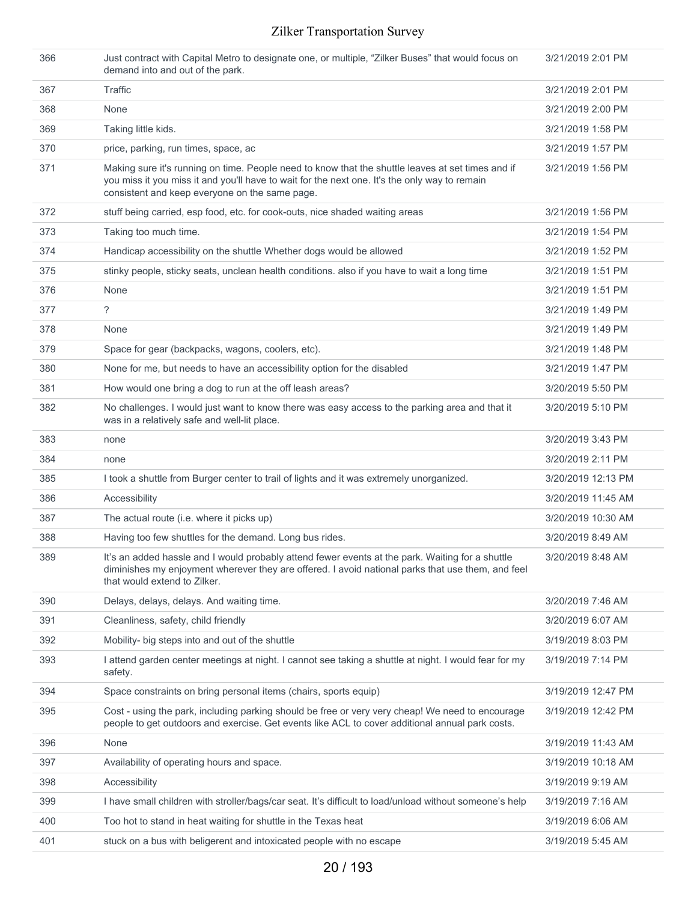| | | |
|---|---|---|
| 366 | Just contract with Capital Metro to designate one, or multiple, "Zilker Buses" that would focus on demand into and out of the park. | 3/21/2019 2:01 PM |
| 367 | Traffic | 3/21/2019 2:01 PM |
| 368 | None | 3/21/2019 2:00 PM |
| 369 | Taking little kids. | 3/21/2019 1:58 PM |
| 370 | price, parking, run times, space, ac | 3/21/2019 1:57 PM |
| 371 | Making sure it's running on time. People need to know that the shuttle leaves at set times and if you miss it you miss it and you'll have to wait for the next one. It's the only way to remain consistent and keep everyone on the same page. | 3/21/2019 1:56 PM |
| 372 | stuff being carried, esp food, etc. for cook-outs, nice shaded waiting areas | 3/21/2019 1:56 PM |
| 373 | Taking too much time. | 3/21/2019 1:54 PM |
| 374 | Handicap accessibility on the shuttle Whether dogs would be allowed | 3/21/2019 1:52 PM |
| 375 | stinky people, sticky seats, unclean health conditions. also if you have to wait a long time | 3/21/2019 1:51 PM |
| 376 | None | 3/21/2019 1:51 PM |
| 377 | ? | 3/21/2019 1:49 PM |
| 378 | None | 3/21/2019 1:49 PM |
| 379 | Space for gear (backpacks, wagons, coolers, etc). | 3/21/2019 1:48 PM |
| 380 | None for me, but needs to have an accessibility option for the disabled | 3/21/2019 1:47 PM |
| 381 | How would one bring a dog to run at the off leash areas? | 3/20/2019 5:50 PM |
| 382 | No challenges. I would just want to know there was easy access to the parking area and that it was in a relatively safe and well-lit place. | 3/20/2019 5:10 PM |
| 383 | none | 3/20/2019 3:43 PM |
| 384 | none | 3/20/2019 2:11 PM |
| 385 | I took a shuttle from Burger center to trail of lights and it was extremely unorganized. | 3/20/2019 12:13 PM |
| 386 | Accessibility | 3/20/2019 11:45 AM |
| 387 | The actual route (i.e. where it picks up) | 3/20/2019 10:30 AM |
| 388 | Having too few shuttles for the demand. Long bus rides. | 3/20/2019 8:49 AM |
| 389 | It's an added hassle and I would probably attend fewer events at the park. Waiting for a shuttle diminishes my enjoyment wherever they are offered. I avoid national parks that use them, and feel that would extend to Zilker. | 3/20/2019 8:48 AM |
| 390 | Delays, delays, delays. And waiting time. | 3/20/2019 7:46 AM |
| 391 | Cleanliness, safety, child friendly | 3/20/2019 6:07 AM |
| 392 | Mobility- big steps into and out of the shuttle | 3/19/2019 8:03 PM |
| 393 | I attend garden center meetings at night. I cannot see taking a shuttle at night. I would fear for my safety. | 3/19/2019 7:14 PM |
| 394 | Space constraints on bring personal items (chairs, sports equip) | 3/19/2019 12:47 PM |
| 395 | Cost - using the park, including parking should be free or very very cheap! We need to encourage people to get outdoors and exercise. Get events like ACL to cover additional annual park costs. | 3/19/2019 12:42 PM |
| 396 | None | 3/19/2019 11:43 AM |
| 397 | Availability of operating hours and space. | 3/19/2019 10:18 AM |
| 398 | Accessibility | 3/19/2019 9:19 AM |
| 399 | I have small children with stroller/bags/car seat. It's difficult to load/unload without someone's help | 3/19/2019 7:16 AM |
| 400 | Too hot to stand in heat waiting for shuttle in the Texas heat | 3/19/2019 6:06 AM |
| 401 | stuck on a bus with beligerent and intoxicated people with no escape | 3/19/2019 5:45 AM |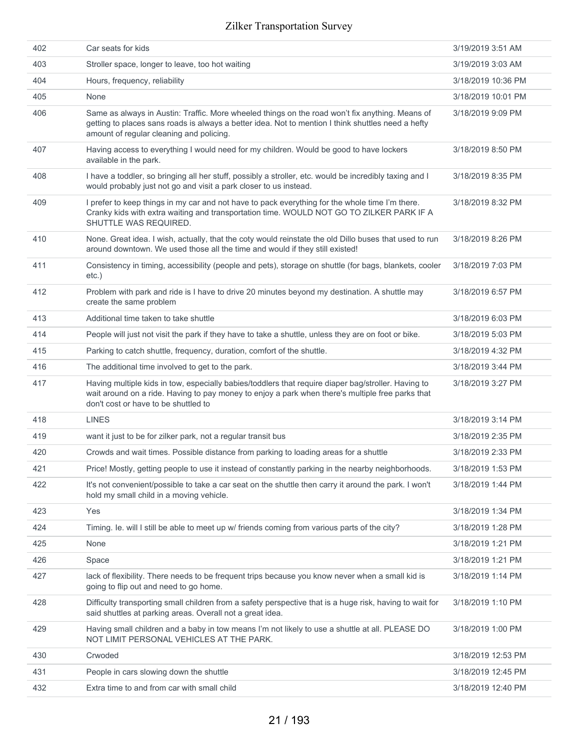| | | |
|---|---|---|
| 402 | Car seats for kids | 3/19/2019 3:51 AM |
| 403 | Stroller space, longer to leave, too hot waiting | 3/19/2019 3:03 AM |
| 404 | Hours, frequency, reliability | 3/18/2019 10:36 PM |
| 405 | None | 3/18/2019 10:01 PM |
| 406 | Same as always in Austin: Traffic. More wheeled things on the road won't fix anything. Means of getting to places sans roads is always a better idea. Not to mention I think shuttles need a hefty amount of regular cleaning and policing. | 3/18/2019 9:09 PM |
| 407 | Having access to everything I would need for my children. Would be good to have lockers available in the park. | 3/18/2019 8:50 PM |
| 408 | I have a toddler, so bringing all her stuff, possibly a stroller, etc. would be incredibly taxing and I would probably just not go and visit a park closer to us instead. | 3/18/2019 8:35 PM |
| 409 | I prefer to keep things in my car and not have to pack everything for the whole time I'm there. Cranky kids with extra waiting and transportation time. WOULD NOT GO TO ZILKER PARK IF A SHUTTLE WAS REQUIRED. | 3/18/2019 8:32 PM |
| 410 | None. Great idea. I wish, actually, that the coty would reinstate the old Dillo buses that used to run around downtown. We used those all the time and would if they still existed! | 3/18/2019 8:26 PM |
| 411 | Consistency in timing, accessibility (people and pets), storage on shuttle (for bags, blankets, cooler etc.) | 3/18/2019 7:03 PM |
| 412 | Problem with park and ride is I have to drive 20 minutes beyond my destination. A shuttle may create the same problem | 3/18/2019 6:57 PM |
| 413 | Additional time taken to take shuttle | 3/18/2019 6:03 PM |
| 414 | People will just not visit the park if they have to take a shuttle, unless they are on foot or bike. | 3/18/2019 5:03 PM |
| 415 | Parking to catch shuttle, frequency, duration, comfort of the shuttle. | 3/18/2019 4:32 PM |
| 416 | The additional time involved to get to the park. | 3/18/2019 3:44 PM |
| 417 | Having multiple kids in tow, especially babies/toddlers that require diaper bag/stroller. Having to wait around on a ride. Having to pay money to enjoy a park when there's multiple free parks that don't cost or have to be shuttled to | 3/18/2019 3:27 PM |
| 418 | LINES | 3/18/2019 3:14 PM |
| 419 | want it just to be for zilker park, not a regular transit bus | 3/18/2019 2:35 PM |
| 420 | Crowds and wait times. Possible distance from parking to loading areas for a shuttle | 3/18/2019 2:33 PM |
| 421 | Price! Mostly, getting people to use it instead of constantly parking in the nearby neighborhoods. | 3/18/2019 1:53 PM |
| 422 | It's not convenient/possible to take a car seat on the shuttle then carry it around the park. I won't hold my small child in a moving vehicle. | 3/18/2019 1:44 PM |
| 423 | Yes | 3/18/2019 1:34 PM |
| 424 | Timing. Ie. will I still be able to meet up w/ friends coming from various parts of the city? | 3/18/2019 1:28 PM |
| 425 | None | 3/18/2019 1:21 PM |
| 426 | Space | 3/18/2019 1:21 PM |
| 427 | lack of flexibility. There needs to be frequent trips because you know never when a small kid is going to flip out and need to go home. | 3/18/2019 1:14 PM |
| 428 | Difficulty transporting small children from a safety perspective that is a huge risk, having to wait for said shuttles at parking areas. Overall not a great idea. | 3/18/2019 1:10 PM |
| 429 | Having small children and a baby in tow means I'm not likely to use a shuttle at all. PLEASE DO NOT LIMIT PERSONAL VEHICLES AT THE PARK. | 3/18/2019 1:00 PM |
| 430 | Crwoded | 3/18/2019 12:53 PM |
| 431 | People in cars slowing down the shuttle | 3/18/2019 12:45 PM |
| 432 | Extra time to and from car with small child | 3/18/2019 12:40 PM |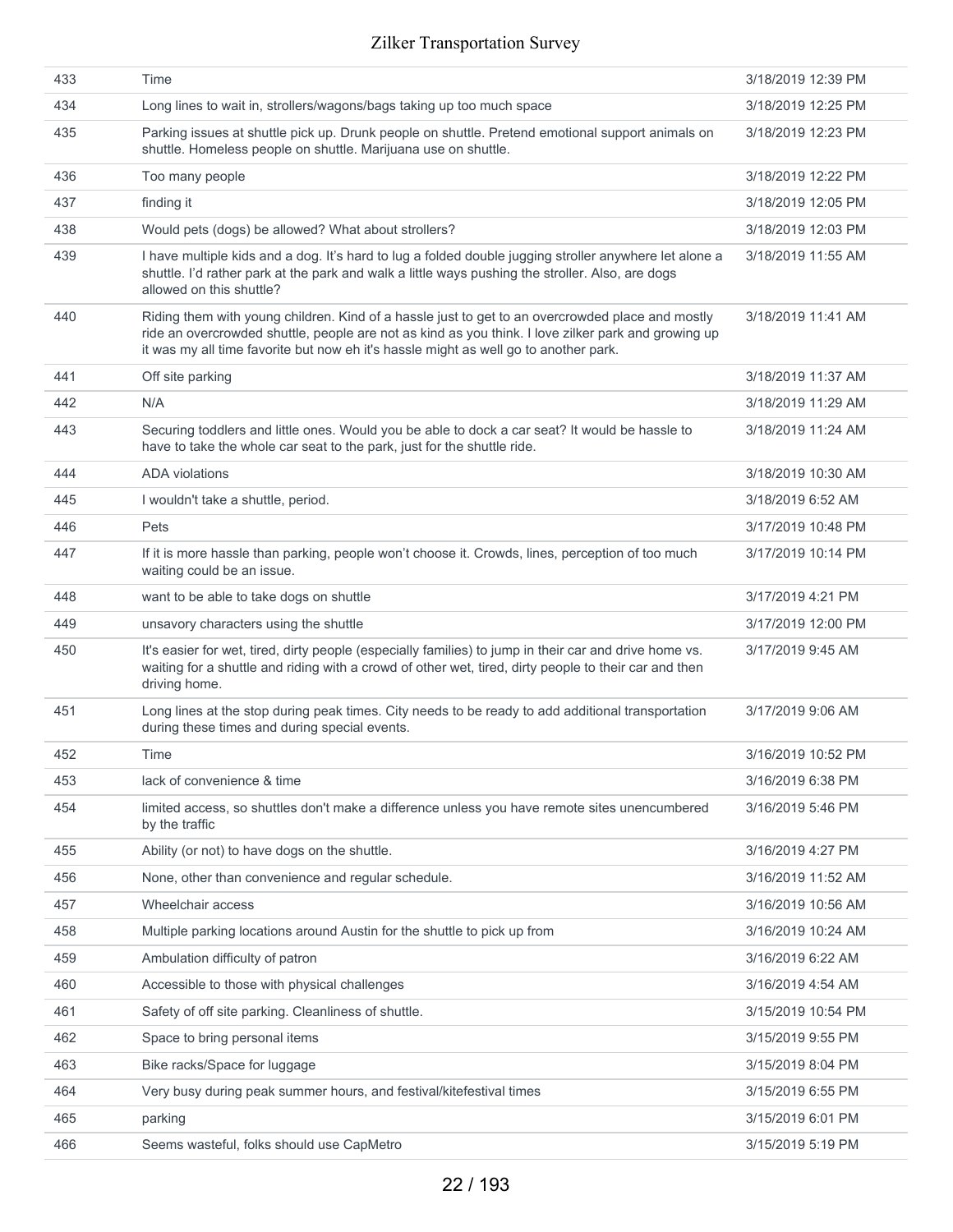| | | |
|---|---|---|
| 433 | Time | 3/18/2019 12:39 PM |
| 434 | Long lines to wait in, strollers/wagons/bags taking up too much space | 3/18/2019 12:25 PM |
| 435 | Parking issues at shuttle pick up. Drunk people on shuttle. Pretend emotional support animals on shuttle. Homeless people on shuttle. Marijuana use on shuttle. | 3/18/2019 12:23 PM |
| 436 | Too many people | 3/18/2019 12:22 PM |
| 437 | finding it | 3/18/2019 12:05 PM |
| 438 | Would pets (dogs) be allowed? What about strollers? | 3/18/2019 12:03 PM |
| 439 | I have multiple kids and a dog. It's hard to lug a folded double jugging stroller anywhere let alone a shuttle. I'd rather park at the park and walk a little ways pushing the stroller. Also, are dogs allowed on this shuttle? | 3/18/2019 11:55 AM |
| 440 | Riding them with young children. Kind of a hassle just to get to an overcrowded place and mostly ride an overcrowded shuttle, people are not as kind as you think. I love zilker park and growing up it was my all time favorite but now eh it's hassle might as well go to another park. | 3/18/2019 11:41 AM |
| 441 | Off site parking | 3/18/2019 11:37 AM |
| 442 | N/A | 3/18/2019 11:29 AM |
| 443 | Securing toddlers and little ones. Would you be able to dock a car seat? It would be hassle to have to take the whole car seat to the park, just for the shuttle ride. | 3/18/2019 11:24 AM |
| 444 | ADA violations | 3/18/2019 10:30 AM |
| 445 | I wouldn't take a shuttle, period. | 3/18/2019 6:52 AM |
| 446 | Pets | 3/17/2019 10:48 PM |
| 447 | If it is more hassle than parking, people won't choose it. Crowds, lines, perception of too much waiting could be an issue. | 3/17/2019 10:14 PM |
| 448 | want to be able to take dogs on shuttle | 3/17/2019 4:21 PM |
| 449 | unsavory characters using the shuttle | 3/17/2019 12:00 PM |
| 450 | It's easier for wet, tired, dirty people (especially families) to jump in their car and drive home vs. waiting for a shuttle and riding with a crowd of other wet, tired, dirty people to their car and then driving home. | 3/17/2019 9:45 AM |
| 451 | Long lines at the stop during peak times. City needs to be ready to add additional transportation during these times and during special events. | 3/17/2019 9:06 AM |
| 452 | Time | 3/16/2019 10:52 PM |
| 453 | lack of convenience & time | 3/16/2019 6:38 PM |
| 454 | limited access, so shuttles don't make a difference unless you have remote sites unencumbered by the traffic | 3/16/2019 5:46 PM |
| 455 | Ability (or not) to have dogs on the shuttle. | 3/16/2019 4:27 PM |
| 456 | None, other than convenience and regular schedule. | 3/16/2019 11:52 AM |
| 457 | Wheelchair access | 3/16/2019 10:56 AM |
| 458 | Multiple parking locations around Austin for the shuttle to pick up from | 3/16/2019 10:24 AM |
| 459 | Ambulation difficulty of patron | 3/16/2019 6:22 AM |
| 460 | Accessible to those with physical challenges | 3/16/2019 4:54 AM |
| 461 | Safety of off site parking. Cleanliness of shuttle. | 3/15/2019 10:54 PM |
| 462 | Space to bring personal items | 3/15/2019 9:55 PM |
| 463 | Bike racks/Space for luggage | 3/15/2019 8:04 PM |
| 464 | Very busy during peak summer hours, and festival/kitefestival times | 3/15/2019 6:55 PM |
| 465 | parking | 3/15/2019 6:01 PM |
| 466 | Seems wasteful, folks should use CapMetro | 3/15/2019 5:19 PM |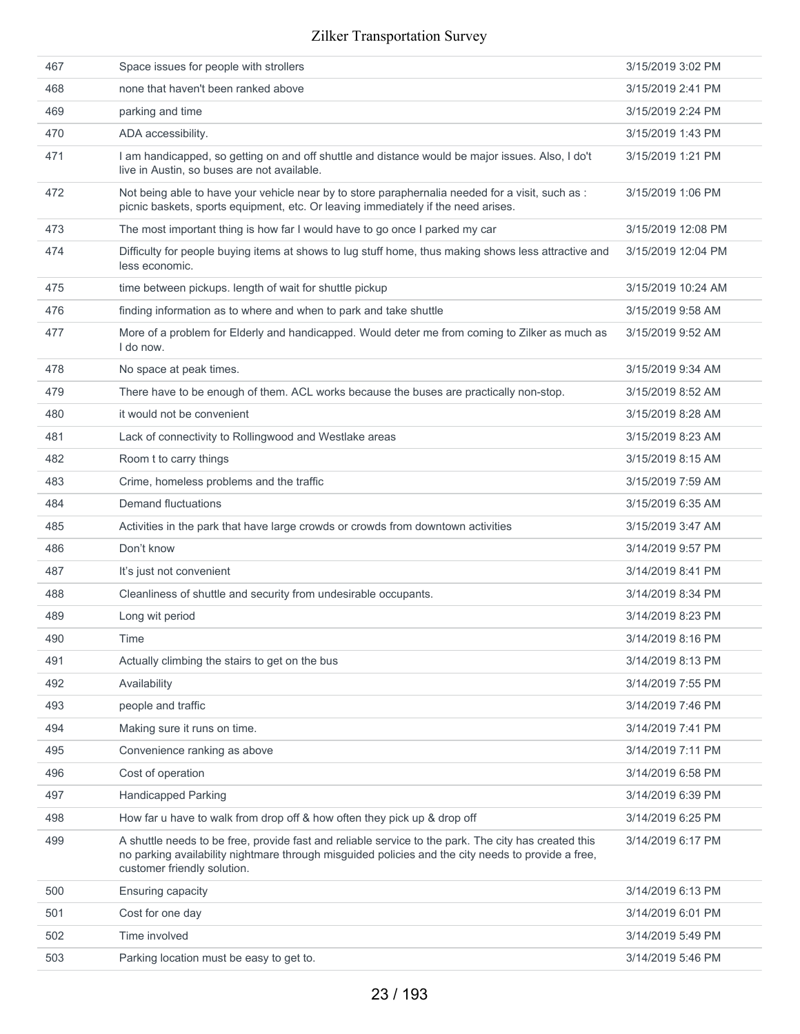| | | |
|---|---|---|
| 467 | Space issues for people with strollers | 3/15/2019 3:02 PM |
| 468 | none that haven't been ranked above | 3/15/2019 2:41 PM |
| 469 | parking and time | 3/15/2019 2:24 PM |
| 470 | ADA accessibility. | 3/15/2019 1:43 PM |
| 471 | I am handicapped, so getting on and off shuttle and distance would be major issues. Also, I do't live in Austin, so buses are not available. | 3/15/2019 1:21 PM |
| 472 | Not being able to have your vehicle near by to store paraphernalia needed for a visit, such as : picnic baskets, sports equipment, etc. Or leaving immediately if the need arises. | 3/15/2019 1:06 PM |
| 473 | The most important thing is how far I would have to go once I parked my car | 3/15/2019 12:08 PM |
| 474 | Difficulty for people buying items at shows to lug stuff home, thus making shows less attractive and less economic. | 3/15/2019 12:04 PM |
| 475 | time between pickups. length of wait for shuttle pickup | 3/15/2019 10:24 AM |
| 476 | finding information as to where and when to park and take shuttle | 3/15/2019 9:58 AM |
| 477 | More of a problem for Elderly and handicapped. Would deter me from coming to Zilker as much as I do now. | 3/15/2019 9:52 AM |
| 478 | No space at peak times. | 3/15/2019 9:34 AM |
| 479 | There have to be enough of them. ACL works because the buses are practically non-stop. | 3/15/2019 8:52 AM |
| 480 | it would not be convenient | 3/15/2019 8:28 AM |
| 481 | Lack of connectivity to Rollingwood and Westlake areas | 3/15/2019 8:23 AM |
| 482 | Room t to carry things | 3/15/2019 8:15 AM |
| 483 | Crime, homeless problems and the traffic | 3/15/2019 7:59 AM |
| 484 | Demand fluctuations | 3/15/2019 6:35 AM |
| 485 | Activities in the park that have large crowds or crowds from downtown activities | 3/15/2019 3:47 AM |
| 486 | Don't know | 3/14/2019 9:57 PM |
| 487 | It's just not convenient | 3/14/2019 8:41 PM |
| 488 | Cleanliness of shuttle and security from undesirable occupants. | 3/14/2019 8:34 PM |
| 489 | Long wit period | 3/14/2019 8:23 PM |
| 490 | Time | 3/14/2019 8:16 PM |
| 491 | Actually climbing the stairs to get on the bus | 3/14/2019 8:13 PM |
| 492 | Availability | 3/14/2019 7:55 PM |
| 493 | people and traffic | 3/14/2019 7:46 PM |
| 494 | Making sure it runs on time. | 3/14/2019 7:41 PM |
| 495 | Convenience ranking as above | 3/14/2019 7:11 PM |
| 496 | Cost of operation | 3/14/2019 6:58 PM |
| 497 | Handicapped Parking | 3/14/2019 6:39 PM |
| 498 | How far u have to walk from drop off & how often they pick up & drop off | 3/14/2019 6:25 PM |
| 499 | A shuttle needs to be free, provide fast and reliable service to the park. The city has created this no parking availability nightmare through misguided policies and the city needs to provide a free, customer friendly solution. | 3/14/2019 6:17 PM |
| 500 | Ensuring capacity | 3/14/2019 6:13 PM |
| 501 | Cost for one day | 3/14/2019 6:01 PM |
| 502 | Time involved | 3/14/2019 5:49 PM |
| 503 | Parking location must be easy to get to. | 3/14/2019 5:46 PM |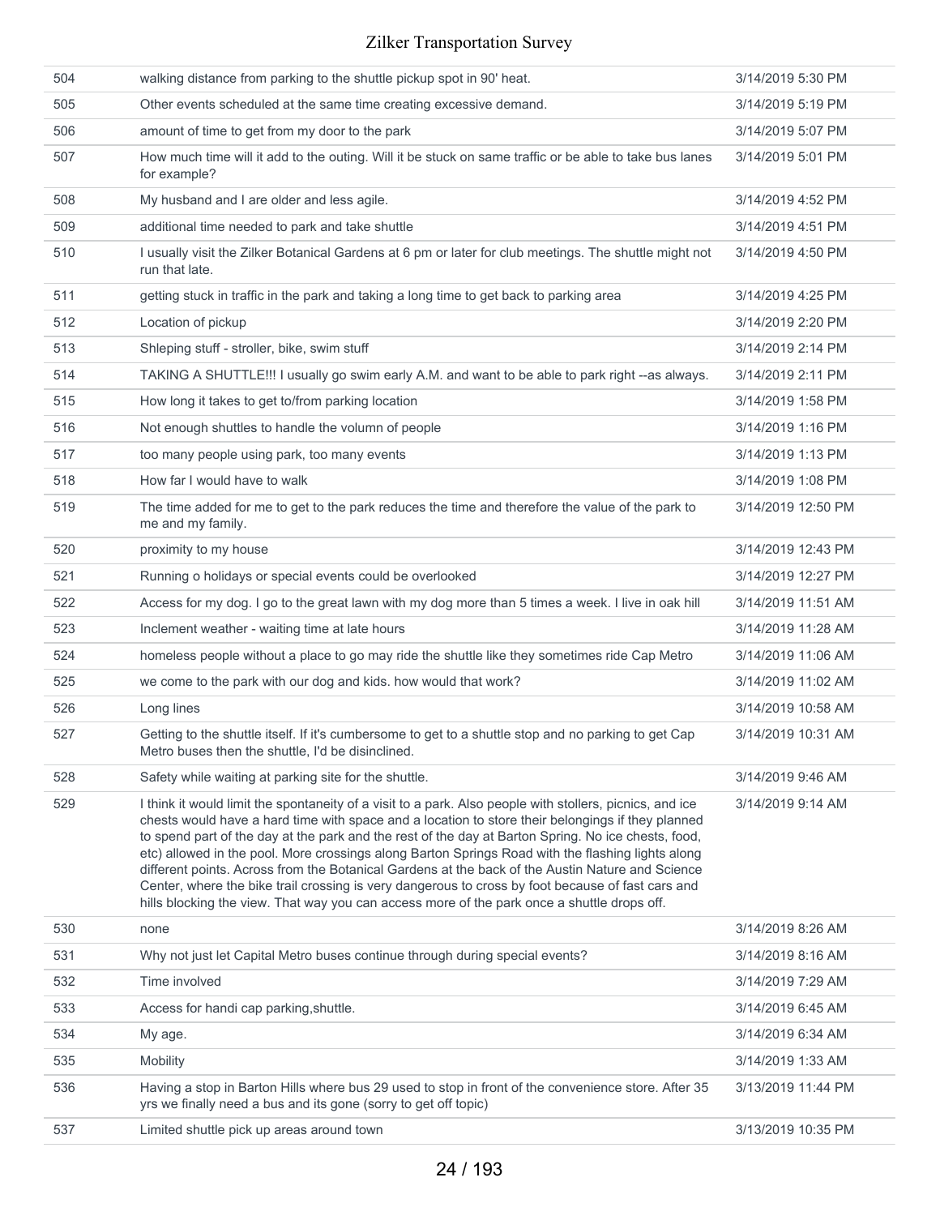| | | |
|---|---|---|
| 504 | walking distance from parking to the shuttle pickup spot in 90' heat. | 3/14/2019 5:30 PM |
| 505 | Other events scheduled at the same time creating excessive demand. | 3/14/2019 5:19 PM |
| 506 | amount of time to get from my door to the park | 3/14/2019 5:07 PM |
| 507 | How much time will it add to the outing. Will it be stuck on same traffic or be able to take bus lanes for example? | 3/14/2019 5:01 PM |
| 508 | My husband and I are older and less agile. | 3/14/2019 4:52 PM |
| 509 | additional time needed to park and take shuttle | 3/14/2019 4:51 PM |
| 510 | I usually visit the Zilker Botanical Gardens at 6 pm or later for club meetings. The shuttle might not run that late. | 3/14/2019 4:50 PM |
| 511 | getting stuck in traffic in the park and taking a long time to get back to parking area | 3/14/2019 4:25 PM |
| 512 | Location of pickup | 3/14/2019 2:20 PM |
| 513 | Shleping stuff - stroller, bike, swim stuff | 3/14/2019 2:14 PM |
| 514 | TAKING A SHUTTLE!!! I usually go swim early A.M. and want to be able to park right --as always. | 3/14/2019 2:11 PM |
| 515 | How long it takes to get to/from parking location | 3/14/2019 1:58 PM |
| 516 | Not enough shuttles to handle the volumn of people | 3/14/2019 1:16 PM |
| 517 | too many people using park, too many events | 3/14/2019 1:13 PM |
| 518 | How far I would have to walk | 3/14/2019 1:08 PM |
| 519 | The time added for me to get to the park reduces the time and therefore the value of the park to me and my family. | 3/14/2019 12:50 PM |
| 520 | proximity to my house | 3/14/2019 12:43 PM |
| 521 | Running o holidays or special events could be overlooked | 3/14/2019 12:27 PM |
| 522 | Access for my dog. I go to the great lawn with my dog more than 5 times a week. I live in oak hill | 3/14/2019 11:51 AM |
| 523 | Inclement weather - waiting time at late hours | 3/14/2019 11:28 AM |
| 524 | homeless people without a place to go may ride the shuttle like they sometimes ride Cap Metro | 3/14/2019 11:06 AM |
| 525 | we come to the park with our dog and kids. how would that work? | 3/14/2019 11:02 AM |
| 526 | Long lines | 3/14/2019 10:58 AM |
| 527 | Getting to the shuttle itself. If it's cumbersome to get to a shuttle stop and no parking to get Cap Metro buses then the shuttle, I'd be disinclined. | 3/14/2019 10:31 AM |
| 528 | Safety while waiting at parking site for the shuttle. | 3/14/2019 9:46 AM |
| 529 | I think it would limit the spontaneity of a visit to a park. Also people with stollers, picnics, and ice chests would have a hard time with space and a location to store their belongings if they planned to spend part of the day at the park and the rest of the day at Barton Spring. No ice chests, food, etc) allowed in the pool. More crossings along Barton Springs Road with the flashing lights along different points. Across from the Botanical Gardens at the back of the Austin Nature and Science Center, where the bike trail crossing is very dangerous to cross by foot because of fast cars and hills blocking the view. That way you can access more of the park once a shuttle drops off. | 3/14/2019 9:14 AM |
| 530 | none | 3/14/2019 8:26 AM |
| 531 | Why not just let Capital Metro buses continue through during special events? | 3/14/2019 8:16 AM |
| 532 | Time involved | 3/14/2019 7:29 AM |
| 533 | Access for handi cap parking,shuttle. | 3/14/2019 6:45 AM |
| 534 | My age. | 3/14/2019 6:34 AM |
| 535 | Mobility | 3/14/2019 1:33 AM |
| 536 | Having a stop in Barton Hills where bus 29 used to stop in front of the convenience store. After 35 yrs we finally need a bus and its gone (sorry to get off topic) | 3/13/2019 11:44 PM |
| 537 | Limited shuttle pick up areas around town | 3/13/2019 10:35 PM |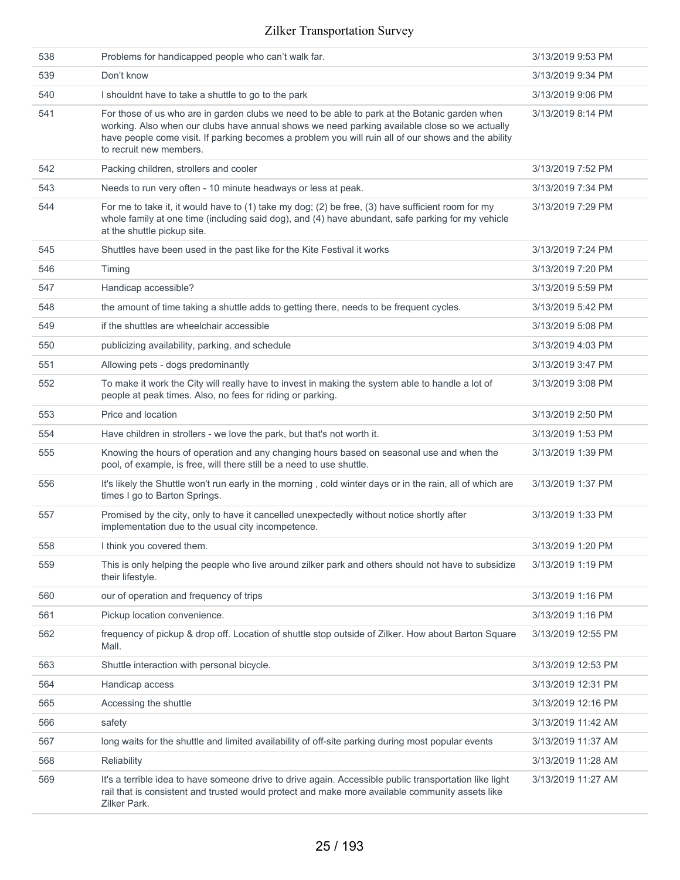| | | |
|---|---|---|
| 538 | Problems for handicapped people who can’t walk far. | 3/13/2019 9:53 PM |
| 539 | Don’t know | 3/13/2019 9:34 PM |
| 540 | I shouldnt have to take a shuttle to go to the park | 3/13/2019 9:06 PM |
| 541 | For those of us who are in garden clubs we need to be able to park at the Botanic garden when working. Also when our clubs have annual shows we need parking available close so we actually have people come visit. If parking becomes a problem you will ruin all of our shows and the ability to recruit new members. | 3/13/2019 8:14 PM |
| 542 | Packing children, strollers and cooler | 3/13/2019 7:52 PM |
| 543 | Needs to run very often - 10 minute headways or less at peak. | 3/13/2019 7:34 PM |
| 544 | For me to take it, it would have to (1) take my dog; (2) be free, (3) have sufficient room for my whole family at one time (including said dog), and (4) have abundant, safe parking for my vehicle at the shuttle pickup site. | 3/13/2019 7:29 PM |
| 545 | Shuttles have been used in the past like for the Kite Festival it works | 3/13/2019 7:24 PM |
| 546 | Timing | 3/13/2019 7:20 PM |
| 547 | Handicap accessible? | 3/13/2019 5:59 PM |
| 548 | the amount of time taking a shuttle adds to getting there, needs to be frequent cycles. | 3/13/2019 5:42 PM |
| 549 | if the shuttles are wheelchair accessible | 3/13/2019 5:08 PM |
| 550 | publicizing availability, parking, and schedule | 3/13/2019 4:03 PM |
| 551 | Allowing pets - dogs predominantly | 3/13/2019 3:47 PM |
| 552 | To make it work the City will really have to invest in making the system able to handle a lot of people at peak times. Also, no fees for riding or parking. | 3/13/2019 3:08 PM |
| 553 | Price and location | 3/13/2019 2:50 PM |
| 554 | Have children in strollers - we love the park, but that's not worth it. | 3/13/2019 1:53 PM |
| 555 | Knowing the hours of operation and any changing hours based on seasonal use and when the pool, of example, is free, will there still be a need to use shuttle. | 3/13/2019 1:39 PM |
| 556 | It's likely the Shuttle won't run early in the morning , cold winter days or in the rain, all of which are times I go to Barton Springs. | 3/13/2019 1:37 PM |
| 557 | Promised by the city, only to have it cancelled unexpectedly without notice shortly after implementation due to the usual city incompetence. | 3/13/2019 1:33 PM |
| 558 | I think you covered them. | 3/13/2019 1:20 PM |
| 559 | This is only helping the people who live around zilker park and others should not have to subsidize their lifestyle. | 3/13/2019 1:19 PM |
| 560 | our of operation and frequency of trips | 3/13/2019 1:16 PM |
| 561 | Pickup location convenience. | 3/13/2019 1:16 PM |
| 562 | frequency of pickup & drop off. Location of shuttle stop outside of Zilker. How about Barton Square Mall. | 3/13/2019 12:55 PM |
| 563 | Shuttle interaction with personal bicycle. | 3/13/2019 12:53 PM |
| 564 | Handicap access | 3/13/2019 12:31 PM |
| 565 | Accessing the shuttle | 3/13/2019 12:16 PM |
| 566 | safety | 3/13/2019 11:42 AM |
| 567 | long waits for the shuttle and limited availability of off-site parking during most popular events | 3/13/2019 11:37 AM |
| 568 | Reliability | 3/13/2019 11:28 AM |
| 569 | It's a terrible idea to have someone drive to drive again. Accessible public transportation like light rail that is consistent and trusted would protect and make more available community assets like Zilker Park. | 3/13/2019 11:27 AM |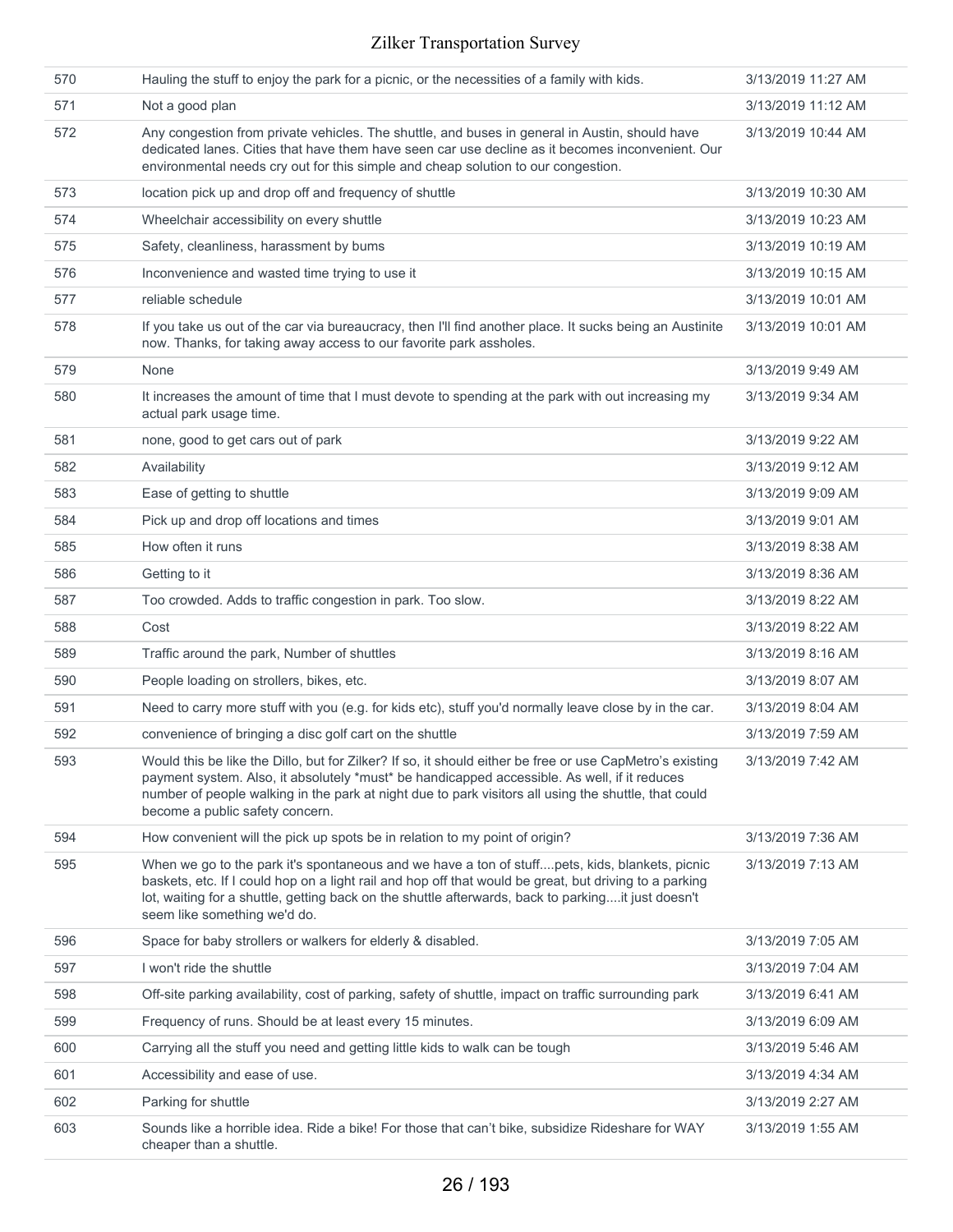| | | |
|---|---|---|
| 570 | Hauling the stuff to enjoy the park for a picnic, or the necessities of a family with kids. | 3/13/2019 11:27 AM |
| 571 | Not a good plan | 3/13/2019 11:12 AM |
| 572 | Any congestion from private vehicles. The shuttle, and buses in general in Austin, should have dedicated lanes. Cities that have them have seen car use decline as it becomes inconvenient. Our environmental needs cry out for this simple and cheap solution to our congestion. | 3/13/2019 10:44 AM |
| 573 | location pick up and drop off and frequency of shuttle | 3/13/2019 10:30 AM |
| 574 | Wheelchair accessibility on every shuttle | 3/13/2019 10:23 AM |
| 575 | Safety, cleanliness, harassment by bums | 3/13/2019 10:19 AM |
| 576 | Inconvenience and wasted time trying to use it | 3/13/2019 10:15 AM |
| 577 | reliable schedule | 3/13/2019 10:01 AM |
| 578 | If you take us out of the car via bureaucracy, then I'll find another place. It sucks being an Austinite now. Thanks, for taking away access to our favorite park assholes. | 3/13/2019 10:01 AM |
| 579 | None | 3/13/2019 9:49 AM |
| 580 | It increases the amount of time that I must devote to spending at the park with out increasing my actual park usage time. | 3/13/2019 9:34 AM |
| 581 | none, good to get cars out of park | 3/13/2019 9:22 AM |
| 582 | Availability | 3/13/2019 9:12 AM |
| 583 | Ease of getting to shuttle | 3/13/2019 9:09 AM |
| 584 | Pick up and drop off locations and times | 3/13/2019 9:01 AM |
| 585 | How often it runs | 3/13/2019 8:38 AM |
| 586 | Getting to it | 3/13/2019 8:36 AM |
| 587 | Too crowded. Adds to traffic congestion in park. Too slow. | 3/13/2019 8:22 AM |
| 588 | Cost | 3/13/2019 8:22 AM |
| 589 | Traffic around the park, Number of shuttles | 3/13/2019 8:16 AM |
| 590 | People loading on strollers, bikes, etc. | 3/13/2019 8:07 AM |
| 591 | Need to carry more stuff with you (e.g. for kids etc), stuff you'd normally leave close by in the car. | 3/13/2019 8:04 AM |
| 592 | convenience of bringing a disc golf cart on the shuttle | 3/13/2019 7:59 AM |
| 593 | Would this be like the Dillo, but for Zilker? If so, it should either be free or use CapMetro's existing payment system. Also, it absolutely *must* be handicapped accessible. As well, if it reduces number of people walking in the park at night due to park visitors all using the shuttle, that could become a public safety concern. | 3/13/2019 7:42 AM |
| 594 | How convenient will the pick up spots be in relation to my point of origin? | 3/13/2019 7:36 AM |
| 595 | When we go to the park it's spontaneous and we have a ton of stuff....pets, kids, blankets, picnic baskets, etc. If I could hop on a light rail and hop off that would be great, but driving to a parking lot, waiting for a shuttle, getting back on the shuttle afterwards, back to parking....it just doesn't seem like something we'd do. | 3/13/2019 7:13 AM |
| 596 | Space for baby strollers or walkers for elderly & disabled. | 3/13/2019 7:05 AM |
| 597 | I won't ride the shuttle | 3/13/2019 7:04 AM |
| 598 | Off-site parking availability, cost of parking, safety of shuttle, impact on traffic surrounding park | 3/13/2019 6:41 AM |
| 599 | Frequency of runs. Should be at least every 15 minutes. | 3/13/2019 6:09 AM |
| 600 | Carrying all the stuff you need and getting little kids to walk can be tough | 3/13/2019 5:46 AM |
| 601 | Accessibility and ease of use. | 3/13/2019 4:34 AM |
| 602 | Parking for shuttle | 3/13/2019 2:27 AM |
| 603 | Sounds like a horrible idea. Ride a bike! For those that can't bike, subsidize Rideshare for WAY cheaper than a shuttle. | 3/13/2019 1:55 AM |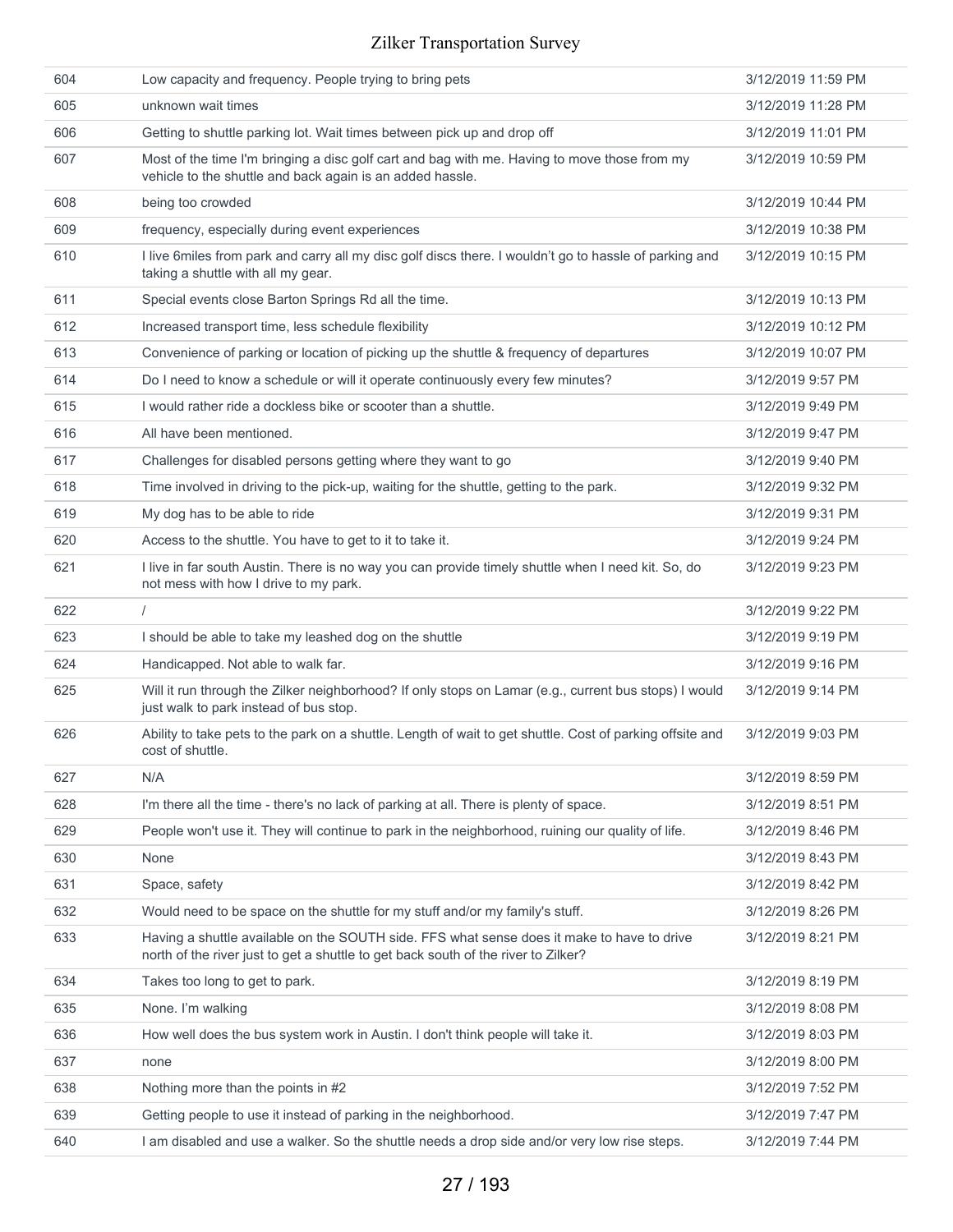| | | |
|---|---|---|
| 604 | Low capacity and frequency. People trying to bring pets | 3/12/2019 11:59 PM |
| 605 | unknown wait times | 3/12/2019 11:28 PM |
| 606 | Getting to shuttle parking lot. Wait times between pick up and drop off | 3/12/2019 11:01 PM |
| 607 | Most of the time I'm bringing a disc golf cart and bag with me. Having to move those from my vehicle to the shuttle and back again is an added hassle. | 3/12/2019 10:59 PM |
| 608 | being too crowded | 3/12/2019 10:44 PM |
| 609 | frequency, especially during event experiences | 3/12/2019 10:38 PM |
| 610 | I live 6miles from park and carry all my disc golf discs there. I wouldn't go to hassle of parking and taking a shuttle with all my gear. | 3/12/2019 10:15 PM |
| 611 | Special events close Barton Springs Rd all the time. | 3/12/2019 10:13 PM |
| 612 | Increased transport time, less schedule flexibility | 3/12/2019 10:12 PM |
| 613 | Convenience of parking or location of picking up the shuttle & frequency of departures | 3/12/2019 10:07 PM |
| 614 | Do I need to know a schedule or will it operate continuously every few minutes? | 3/12/2019 9:57 PM |
| 615 | I would rather ride a dockless bike or scooter than a shuttle. | 3/12/2019 9:49 PM |
| 616 | All have been mentioned. | 3/12/2019 9:47 PM |
| 617 | Challenges for disabled persons getting where they want to go | 3/12/2019 9:40 PM |
| 618 | Time involved in driving to the pick-up, waiting for the shuttle, getting to the park. | 3/12/2019 9:32 PM |
| 619 | My dog has to be able to ride | 3/12/2019 9:31 PM |
| 620 | Access to the shuttle. You have to get to it to take it. | 3/12/2019 9:24 PM |
| 621 | I live in far south Austin. There is no way you can provide timely shuttle when I need kit. So, do not mess with how I drive to my park. | 3/12/2019 9:23 PM |
| 622 | / | 3/12/2019 9:22 PM |
| 623 | I should be able to take my leashed dog on the shuttle | 3/12/2019 9:19 PM |
| 624 | Handicapped. Not able to walk far. | 3/12/2019 9:16 PM |
| 625 | Will it run through the Zilker neighborhood? If only stops on Lamar (e.g., current bus stops) I would just walk to park instead of bus stop. | 3/12/2019 9:14 PM |
| 626 | Ability to take pets to the park on a shuttle. Length of wait to get shuttle. Cost of parking offsite and cost of shuttle. | 3/12/2019 9:03 PM |
| 627 | N/A | 3/12/2019 8:59 PM |
| 628 | I'm there all the time - there's no lack of parking at all. There is plenty of space. | 3/12/2019 8:51 PM |
| 629 | People won't use it. They will continue to park in the neighborhood, ruining our quality of life. | 3/12/2019 8:46 PM |
| 630 | None | 3/12/2019 8:43 PM |
| 631 | Space, safety | 3/12/2019 8:42 PM |
| 632 | Would need to be space on the shuttle for my stuff and/or my family's stuff. | 3/12/2019 8:26 PM |
| 633 | Having a shuttle available on the SOUTH side. FFS what sense does it make to have to drive north of the river just to get a shuttle to get back south of the river to Zilker? | 3/12/2019 8:21 PM |
| 634 | Takes too long to get to park. | 3/12/2019 8:19 PM |
| 635 | None. I'm walking | 3/12/2019 8:08 PM |
| 636 | How well does the bus system work in Austin. I don't think people will take it. | 3/12/2019 8:03 PM |
| 637 | none | 3/12/2019 8:00 PM |
| 638 | Nothing more than the points in #2 | 3/12/2019 7:52 PM |
| 639 | Getting people to use it instead of parking in the neighborhood. | 3/12/2019 7:47 PM |
| 640 | I am disabled and use a walker. So the shuttle needs a drop side and/or very low rise steps. | 3/12/2019 7:44 PM |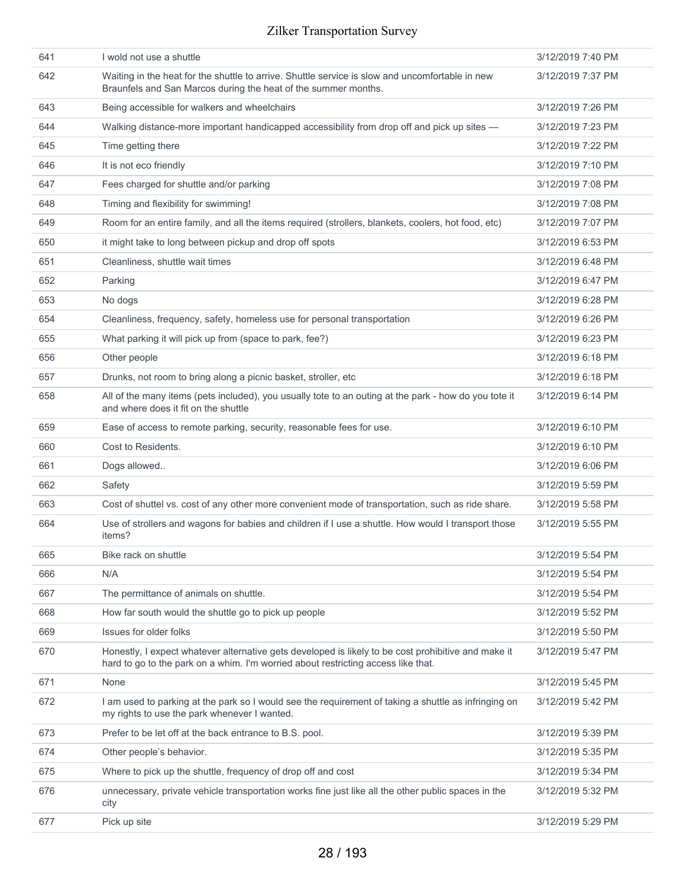| | | |
|---|---|---|
| 641 | I wold not use a shuttle | 3/12/2019 7:40 PM |
| 642 | Waiting in the heat for the shuttle to arrive. Shuttle service is slow and uncomfortable in new Braunfels and San Marcos during the heat of the summer months. | 3/12/2019 7:37 PM |
| 643 | Being accessible for walkers and wheelchairs | 3/12/2019 7:26 PM |
| 644 | Walking distance-more important handicapped accessibility from drop off and pick up sites — | 3/12/2019 7:23 PM |
| 645 | Time getting there | 3/12/2019 7:22 PM |
| 646 | It is not eco friendly | 3/12/2019 7:10 PM |
| 647 | Fees charged for shuttle and/or parking | 3/12/2019 7:08 PM |
| 648 | Timing and flexibility for swimming! | 3/12/2019 7:08 PM |
| 649 | Room for an entire family, and all the items required (strollers, blankets, coolers, hot food, etc) | 3/12/2019 7:07 PM |
| 650 | it might take to long between pickup and drop off spots | 3/12/2019 6:53 PM |
| 651 | Cleanliness, shuttle wait times | 3/12/2019 6:48 PM |
| 652 | Parking | 3/12/2019 6:47 PM |
| 653 | No dogs | 3/12/2019 6:28 PM |
| 654 | Cleanliness, frequency, safety, homeless use for personal transportation | 3/12/2019 6:26 PM |
| 655 | What parking it will pick up from (space to park, fee?) | 3/12/2019 6:23 PM |
| 656 | Other people | 3/12/2019 6:18 PM |
| 657 | Drunks, not room to bring along a picnic basket, stroller, etc | 3/12/2019 6:18 PM |
| 658 | All of the many items (pets included), you usually tote to an outing at the park - how do you tote it and where does it fit on the shuttle | 3/12/2019 6:14 PM |
| 659 | Ease of access to remote parking, security, reasonable fees for use. | 3/12/2019 6:10 PM |
| 660 | Cost to Residents. | 3/12/2019 6:10 PM |
| 661 | Dogs allowed.. | 3/12/2019 6:06 PM |
| 662 | Safety | 3/12/2019 5:59 PM |
| 663 | Cost of shuttel vs. cost of any other more convenient mode of transportation, such as ride share. | 3/12/2019 5:58 PM |
| 664 | Use of strollers and wagons for babies and children if I use a shuttle. How would I transport those items? | 3/12/2019 5:55 PM |
| 665 | Bike rack on shuttle | 3/12/2019 5:54 PM |
| 666 | N/A | 3/12/2019 5:54 PM |
| 667 | The permittance of animals on shuttle. | 3/12/2019 5:54 PM |
| 668 | How far south would the shuttle go to pick up people | 3/12/2019 5:52 PM |
| 669 | Issues for older folks | 3/12/2019 5:50 PM |
| 670 | Honestly, I expect whatever alternative gets developed is likely to be cost prohibitive and make it hard to go to the park on a whim. I'm worried about restricting access like that. | 3/12/2019 5:47 PM |
| 671 | None | 3/12/2019 5:45 PM |
| 672 | I am used to parking at the park so I would see the requirement of taking a shuttle as infringing on my rights to use the park whenever I wanted. | 3/12/2019 5:42 PM |
| 673 | Prefer to be let off at the back entrance to B.S. pool. | 3/12/2019 5:39 PM |
| 674 | Other people's behavior. | 3/12/2019 5:35 PM |
| 675 | Where to pick up the shuttle, frequency of drop off and cost | 3/12/2019 5:34 PM |
| 676 | unnecessary, private vehicle transportation works fine just like all the other public spaces in the city | 3/12/2019 5:32 PM |
| 677 | Pick up site | 3/12/2019 5:29 PM |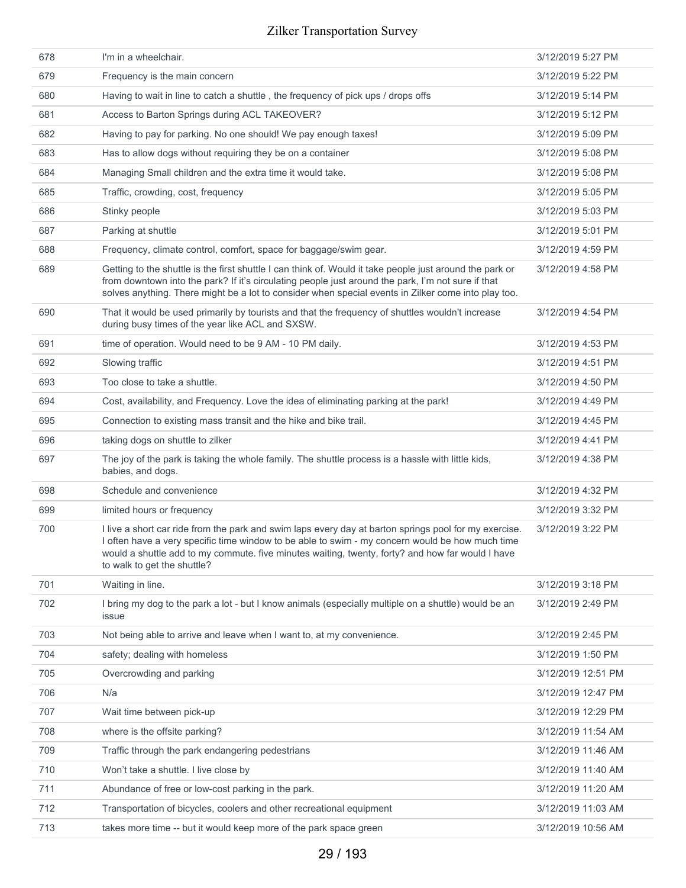| | | |
|---|---|---|
| 678 | I'm in a wheelchair. | 3/12/2019 5:27 PM |
| 679 | Frequency is the main concern | 3/12/2019 5:22 PM |
| 680 | Having to wait in line to catch a shuttle , the frequency of pick ups / drops offs | 3/12/2019 5:14 PM |
| 681 | Access to Barton Springs during ACL TAKEOVER? | 3/12/2019 5:12 PM |
| 682 | Having to pay for parking. No one should! We pay enough taxes! | 3/12/2019 5:09 PM |
| 683 | Has to allow dogs without requiring they be on a container | 3/12/2019 5:08 PM |
| 684 | Managing Small children and the extra time it would take. | 3/12/2019 5:08 PM |
| 685 | Traffic, crowding, cost, frequency | 3/12/2019 5:05 PM |
| 686 | Stinky people | 3/12/2019 5:03 PM |
| 687 | Parking at shuttle | 3/12/2019 5:01 PM |
| 688 | Frequency, climate control, comfort, space for baggage/swim gear. | 3/12/2019 4:59 PM |
| 689 | Getting to the shuttle is the first shuttle I can think of. Would it take people just around the park or from downtown into the park? If it's circulating people just around the park, I'm not sure if that solves anything. There might be a lot to consider when special events in Zilker come into play too. | 3/12/2019 4:58 PM |
| 690 | That it would be used primarily by tourists and that the frequency of shuttles wouldn't increase during busy times of the year like ACL and SXSW. | 3/12/2019 4:54 PM |
| 691 | time of operation. Would need to be 9 AM - 10 PM daily. | 3/12/2019 4:53 PM |
| 692 | Slowing traffic | 3/12/2019 4:51 PM |
| 693 | Too close to take a shuttle. | 3/12/2019 4:50 PM |
| 694 | Cost, availability, and Frequency. Love the idea of eliminating parking at the park! | 3/12/2019 4:49 PM |
| 695 | Connection to existing mass transit and the hike and bike trail. | 3/12/2019 4:45 PM |
| 696 | taking dogs on shuttle to zilker | 3/12/2019 4:41 PM |
| 697 | The joy of the park is taking the whole family. The shuttle process is a hassle with little kids, babies, and dogs. | 3/12/2019 4:38 PM |
| 698 | Schedule and convenience | 3/12/2019 4:32 PM |
| 699 | limited hours or frequency | 3/12/2019 3:32 PM |
| 700 | I live a short car ride from the park and swim laps every day at barton springs pool for my exercise. I often have a very specific time window to be able to swim - my concern would be how much time would a shuttle add to my commute. five minutes waiting, twenty, forty? and how far would I have to walk to get the shuttle? | 3/12/2019 3:22 PM |
| 701 | Waiting in line. | 3/12/2019 3:18 PM |
| 702 | I bring my dog to the park a lot - but I know animals (especially multiple on a shuttle) would be an issue | 3/12/2019 2:49 PM |
| 703 | Not being able to arrive and leave when I want to, at my convenience. | 3/12/2019 2:45 PM |
| 704 | safety; dealing with homeless | 3/12/2019 1:50 PM |
| 705 | Overcrowding and parking | 3/12/2019 12:51 PM |
| 706 | N/a | 3/12/2019 12:47 PM |
| 707 | Wait time between pick-up | 3/12/2019 12:29 PM |
| 708 | where is the offsite parking? | 3/12/2019 11:54 AM |
| 709 | Traffic through the park endangering pedestrians | 3/12/2019 11:46 AM |
| 710 | Won't take a shuttle. I live close by | 3/12/2019 11:40 AM |
| 711 | Abundance of free or low-cost parking in the park. | 3/12/2019 11:20 AM |
| 712 | Transportation of bicycles, coolers and other recreational equipment | 3/12/2019 11:03 AM |
| 713 | takes more time -- but it would keep more of the park space green | 3/12/2019 10:56 AM |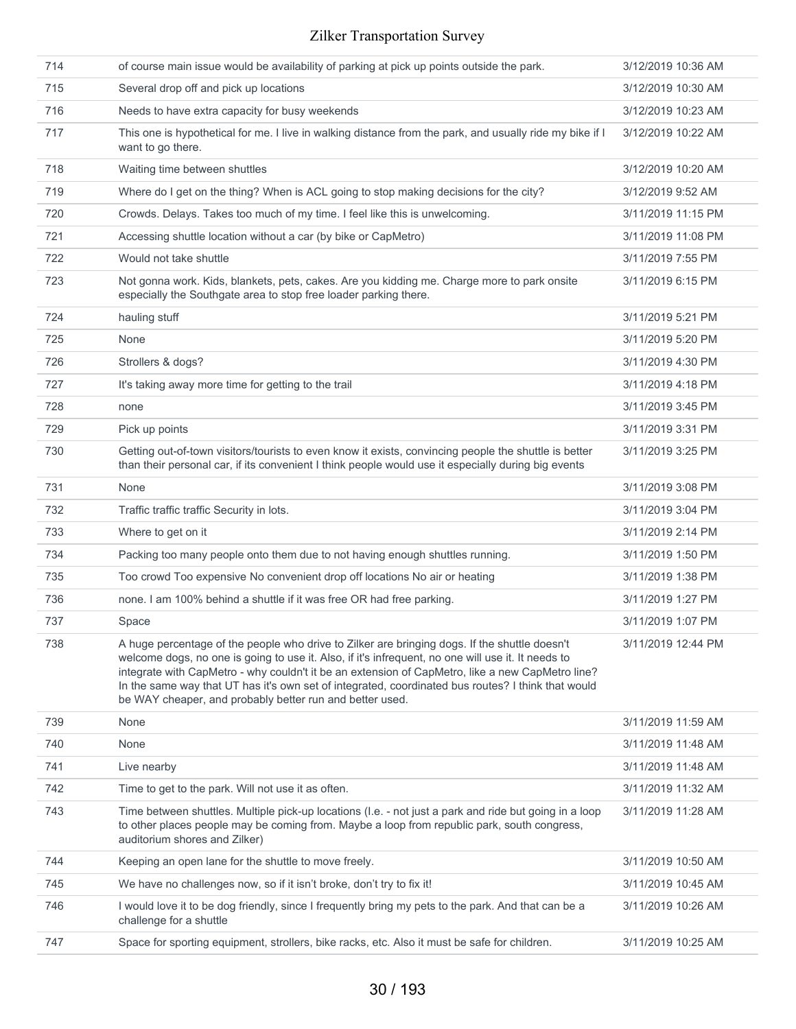| | | |
|---|---|---|
| 714 | of course main issue would be availability of parking at pick up points outside the park. | 3/12/2019 10:36 AM |
| 715 | Several drop off and pick up locations | 3/12/2019 10:30 AM |
| 716 | Needs to have extra capacity for busy weekends | 3/12/2019 10:23 AM |
| 717 | This one is hypothetical for me. I live in walking distance from the park, and usually ride my bike if I want to go there. | 3/12/2019 10:22 AM |
| 718 | Waiting time between shuttles | 3/12/2019 10:20 AM |
| 719 | Where do I get on the thing? When is ACL going to stop making decisions for the city? | 3/12/2019 9:52 AM |
| 720 | Crowds. Delays. Takes too much of my time. I feel like this is unwelcoming. | 3/11/2019 11:15 PM |
| 721 | Accessing shuttle location without a car (by bike or CapMetro) | 3/11/2019 11:08 PM |
| 722 | Would not take shuttle | 3/11/2019 7:55 PM |
| 723 | Not gonna work. Kids, blankets, pets, cakes. Are you kidding me. Charge more to park onsite especially the Southgate area to stop free loader parking there. | 3/11/2019 6:15 PM |
| 724 | hauling stuff | 3/11/2019 5:21 PM |
| 725 | None | 3/11/2019 5:20 PM |
| 726 | Strollers & dogs? | 3/11/2019 4:30 PM |
| 727 | It's taking away more time for getting to the trail | 3/11/2019 4:18 PM |
| 728 | none | 3/11/2019 3:45 PM |
| 729 | Pick up points | 3/11/2019 3:31 PM |
| 730 | Getting out-of-town visitors/tourists to even know it exists, convincing people the shuttle is better than their personal car, if its convenient I think people would use it especially during big events | 3/11/2019 3:25 PM |
| 731 | None | 3/11/2019 3:08 PM |
| 732 | Traffic traffic traffic Security in lots. | 3/11/2019 3:04 PM |
| 733 | Where to get on it | 3/11/2019 2:14 PM |
| 734 | Packing too many people onto them due to not having enough shuttles running. | 3/11/2019 1:50 PM |
| 735 | Too crowd Too expensive No convenient drop off locations No air or heating | 3/11/2019 1:38 PM |
| 736 | none. I am 100% behind a shuttle if it was free OR had free parking. | 3/11/2019 1:27 PM |
| 737 | Space | 3/11/2019 1:07 PM |
| 738 | A huge percentage of the people who drive to Zilker are bringing dogs. If the shuttle doesn't welcome dogs, no one is going to use it. Also, if it's infrequent, no one will use it. It needs to integrate with CapMetro - why couldn't it be an extension of CapMetro, like a new CapMetro line? In the same way that UT has it's own set of integrated, coordinated bus routes? I think that would be WAY cheaper, and probably better run and better used. | 3/11/2019 12:44 PM |
| 739 | None | 3/11/2019 11:59 AM |
| 740 | None | 3/11/2019 11:48 AM |
| 741 | Live nearby | 3/11/2019 11:48 AM |
| 742 | Time to get to the park. Will not use it as often. | 3/11/2019 11:32 AM |
| 743 | Time between shuttles. Multiple pick-up locations (I.e. - not just a park and ride but going in a loop to other places people may be coming from. Maybe a loop from republic park, south congress, auditorium shores and Zilker) | 3/11/2019 11:28 AM |
| 744 | Keeping an open lane for the shuttle to move freely. | 3/11/2019 10:50 AM |
| 745 | We have no challenges now, so if it isn't broke, don't try to fix it! | 3/11/2019 10:45 AM |
| 746 | I would love it to be dog friendly, since I frequently bring my pets to the park. And that can be a challenge for a shuttle | 3/11/2019 10:26 AM |
| 747 | Space for sporting equipment, strollers, bike racks, etc. Also it must be safe for children. | 3/11/2019 10:25 AM |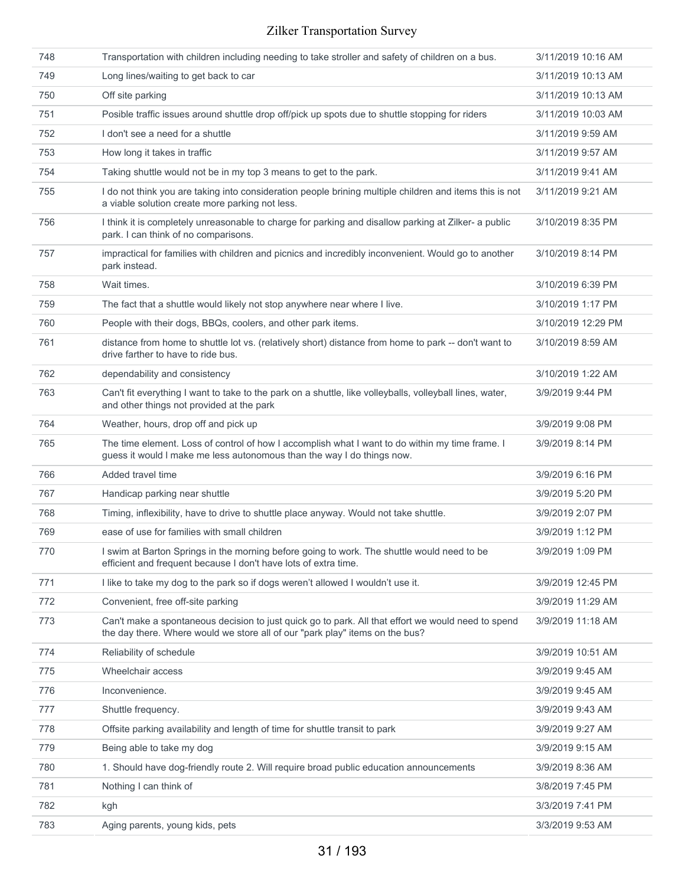| | | |
|---|---|---|
| 748 | Transportation with children including needing to take stroller and safety of children on a bus. | 3/11/2019 10:16 AM |
| 749 | Long lines/waiting to get back to car | 3/11/2019 10:13 AM |
| 750 | Off site parking | 3/11/2019 10:13 AM |
| 751 | Posible traffic issues around shuttle drop off/pick up spots due to shuttle stopping for riders | 3/11/2019 10:03 AM |
| 752 | I don't see a need for a shuttle | 3/11/2019 9:59 AM |
| 753 | How long it takes in traffic | 3/11/2019 9:57 AM |
| 754 | Taking shuttle would not be in my top 3 means to get to the park. | 3/11/2019 9:41 AM |
| 755 | I do not think you are taking into consideration people brining multiple children and items this is not a viable solution create more parking not less. | 3/11/2019 9:21 AM |
| 756 | I think it is completely unreasonable to charge for parking and disallow parking at Zilker- a public park. I can think of no comparisons. | 3/10/2019 8:35 PM |
| 757 | impractical for families with children and picnics and incredibly inconvenient. Would go to another park instead. | 3/10/2019 8:14 PM |
| 758 | Wait times. | 3/10/2019 6:39 PM |
| 759 | The fact that a shuttle would likely not stop anywhere near where I live. | 3/10/2019 1:17 PM |
| 760 | People with their dogs, BBQs, coolers, and other park items. | 3/10/2019 12:29 PM |
| 761 | distance from home to shuttle lot vs. (relatively short) distance from home to park -- don't want to drive farther to have to ride bus. | 3/10/2019 8:59 AM |
| 762 | dependability and consistency | 3/10/2019 1:22 AM |
| 763 | Can't fit everything I want to take to the park on a shuttle, like volleyballs, volleyball lines, water, and other things not provided at the park | 3/9/2019 9:44 PM |
| 764 | Weather, hours, drop off and pick up | 3/9/2019 9:08 PM |
| 765 | The time element. Loss of control of how I accomplish what I want to do within my time frame. I guess it would I make me less autonomous than the way I do things now. | 3/9/2019 8:14 PM |
| 766 | Added travel time | 3/9/2019 6:16 PM |
| 767 | Handicap parking near shuttle | 3/9/2019 5:20 PM |
| 768 | Timing, inflexibility, have to drive to shuttle place anyway. Would not take shuttle. | 3/9/2019 2:07 PM |
| 769 | ease of use for families with small children | 3/9/2019 1:12 PM |
| 770 | I swim at Barton Springs in the morning before going to work. The shuttle would need to be efficient and frequent because I don't have lots of extra time. | 3/9/2019 1:09 PM |
| 771 | I like to take my dog to the park so if dogs weren't allowed I wouldn't use it. | 3/9/2019 12:45 PM |
| 772 | Convenient, free off-site parking | 3/9/2019 11:29 AM |
| 773 | Can't make a spontaneous decision to just quick go to park. All that effort we would need to spend the day there. Where would we store all of our "park play" items on the bus? | 3/9/2019 11:18 AM |
| 774 | Reliability of schedule | 3/9/2019 10:51 AM |
| 775 | Wheelchair access | 3/9/2019 9:45 AM |
| 776 | Inconvenience. | 3/9/2019 9:45 AM |
| 777 | Shuttle frequency. | 3/9/2019 9:43 AM |
| 778 | Offsite parking availability and length of time for shuttle transit to park | 3/9/2019 9:27 AM |
| 779 | Being able to take my dog | 3/9/2019 9:15 AM |
| 780 | 1. Should have dog-friendly route 2. Will require broad public education announcements | 3/9/2019 8:36 AM |
| 781 | Nothing I can think of | 3/8/2019 7:45 PM |
| 782 | kgh | 3/3/2019 7:41 PM |
| 783 | Aging parents, young kids, pets | 3/3/2019 9:53 AM |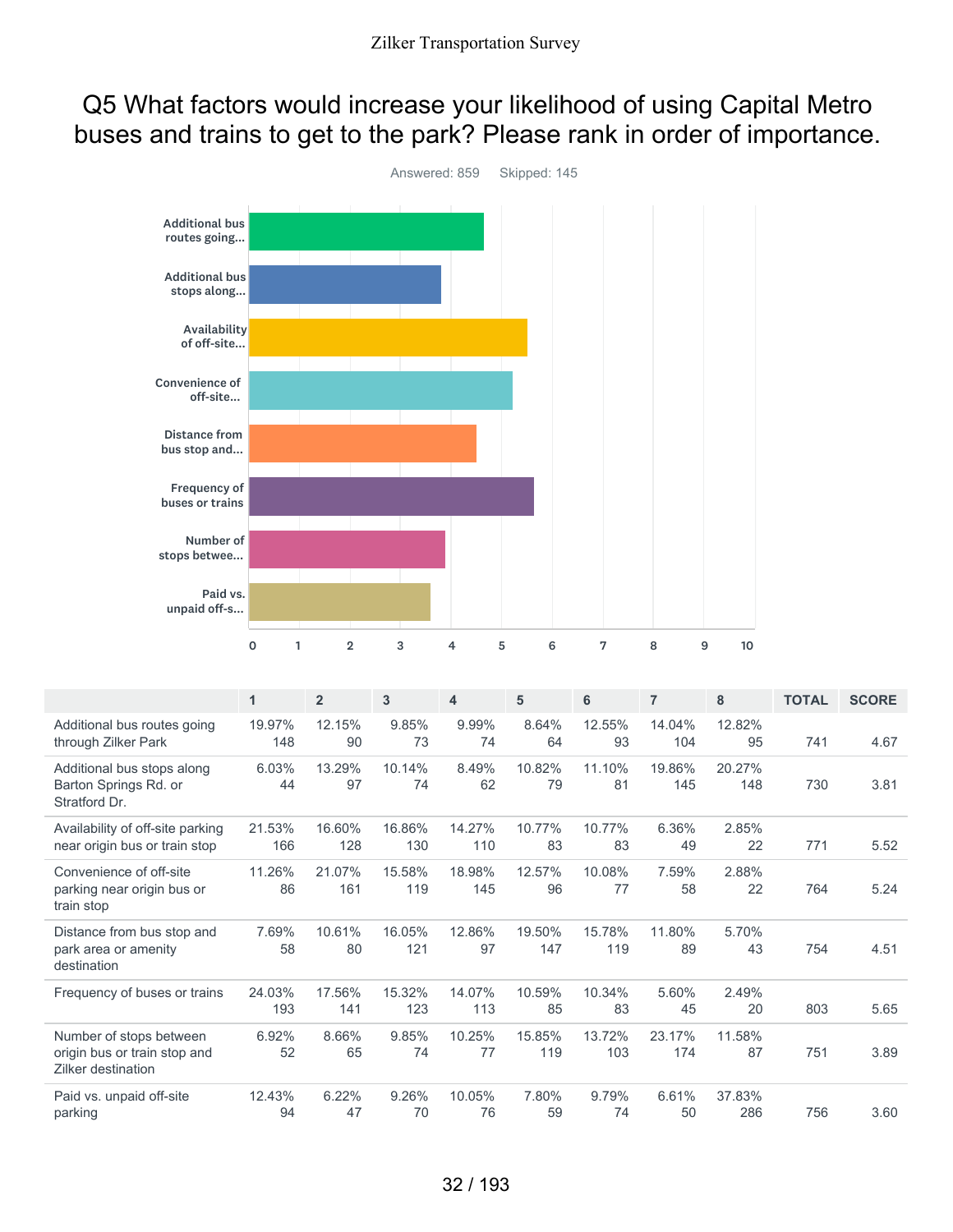# Q5 What factors would increase your likelihood of using Capital Metro buses and trains to get to the park? Please rank in order of importance.

Answered: 859 Skipped: 145

| | 1 | 2 | 3 | 4 | 5 | 6 | 7 | 8 | TOTAL | SCORE |
|---|---|---|---|---|---|---|---|---|---|---|
| Additional bus routes going through Zilker Park | 19.97% 148 | 12.15% 90 | 9.85% 73 | 9.99% 74 | 8.64% 64 | 12.55% 93 | 14.04% 104 | 12.82% 95 | 741 | 4.67 |
| Additional bus stops along Barton Springs Rd. or Stratford Dr. | 6.03% 44 | 13.29% 97 | 10.14% 74 | 8.49% 62 | 10.82% 79 | 11.10% 81 | 19.86% 145 | 20.27% 148 | 730 | 3.81 |
| Availability of off-site parking near origin bus or train stop | 21.53% 166 | 16.60% 128 | 16.86% 130 | 14.27% 110 | 10.77% 83 | 10.77% 83 | 6.36% 49 | 2.85% 22 | 771 | 5.52 |
| Convenience of off-site parking near origin bus or train stop | 11.26% 86 | 21.07% 161 | 15.58% 119 | 18.98% 145 | 12.57% 96 | 10.08% 77 | 7.59% 58 | 2.88% 22 | 764 | 5.24 |
| Distance from bus stop and park area or amenity destination | 7.69% 58 | 10.61% 80 | 16.05% 121 | 12.86% 97 | 19.50% 147 | 15.78% 119 | 11.80% 89 | 5.70% 43 | 754 | 4.51 |
| Frequency of buses or trains | 24.03% 193 | 17.56% 141 | 15.32% 123 | 14.07% 113 | 10.59% 85 | 10.34% 83 | 5.60% 45 | 2.49% 20 | 803 | 5.65 |
| Number of stops between origin bus or train stop and Zilker destination | 6.92% 52 | 8.66% 65 | 9.85% 74 | 10.25% 77 | 15.85% 119 | 13.72% 103 | 23.17% 174 | 11.58% 87 | 751 | 3.89 |
| Paid vs. unpaid off-site parking | 12.43% 94 | 6.22% 47 | 9.26% 70 | 10.05% 76 | 7.80% 59 | 9.79% 74 | 6.61% 50 | 37.83% 286 | 756 | 3.60 |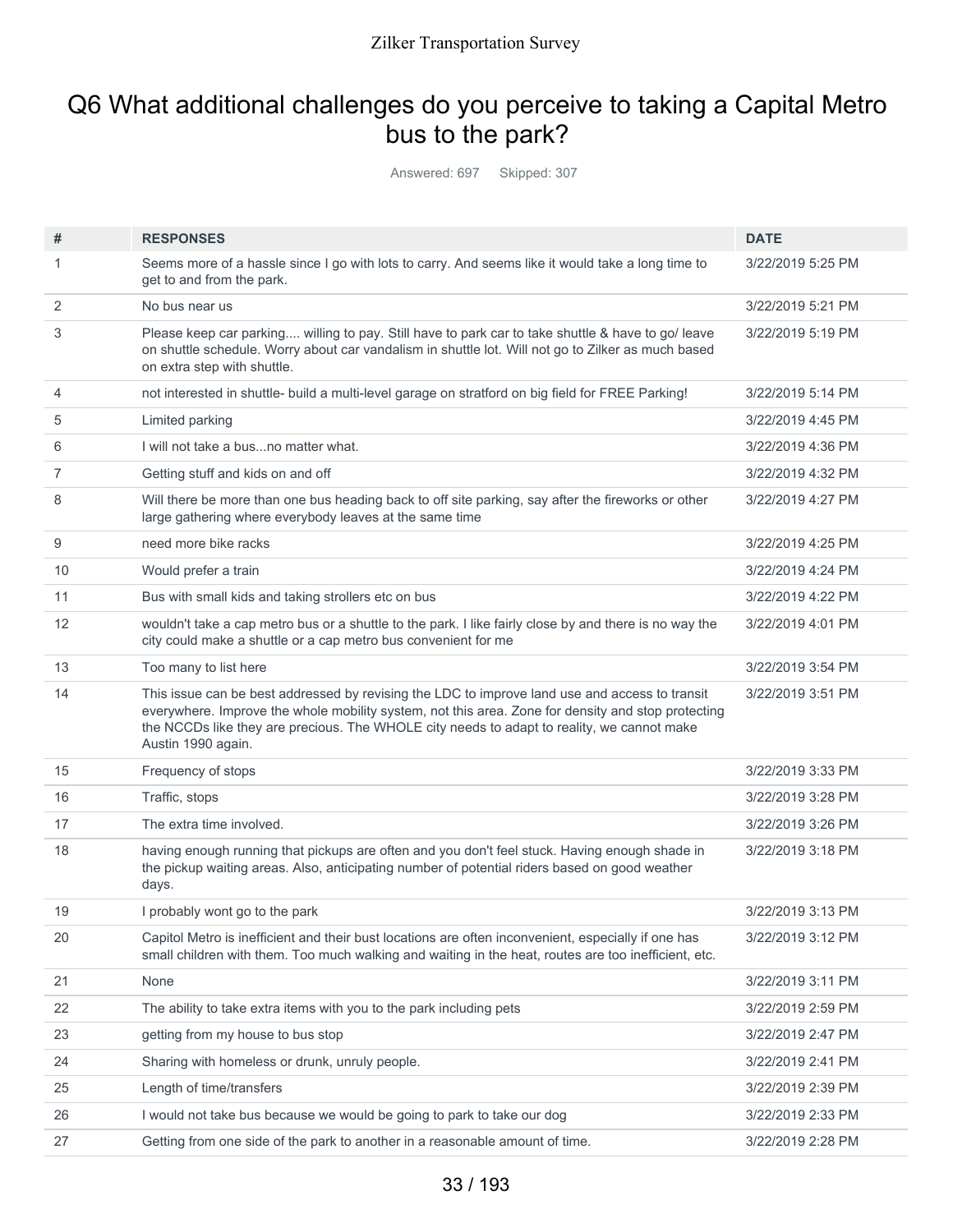## Q6 What additional challenges do you perceive to taking a Capital Metro bus to the park?

Answered: 697 Skipped: 307

| # | RESPONSES | DATE |
|---|---|---|
| 1 | Seems more of a hassle since I go with lots to carry. And seems like it would take a long time to get to and from the park. | 3/22/2019 5:25 PM |
| 2 | No bus near us | 3/22/2019 5:21 PM |
| 3 | Please keep car parking.... willing to pay. Still have to park car to take shuttle & have to go/ leave on shuttle schedule. Worry about car vandalism in shuttle lot. Will not go to Zilker as much based on extra step with shuttle. | 3/22/2019 5:19 PM |
| 4 | not interested in shuttle- build a multi-level garage on stratford on big field for FREE Parking! | 3/22/2019 5:14 PM |
| 5 | Limited parking | 3/22/2019 4:45 PM |
| 6 | I will not take a bus...no matter what. | 3/22/2019 4:36 PM |
| 7 | Getting stuff and kids on and off | 3/22/2019 4:32 PM |
| 8 | Will there be more than one bus heading back to off site parking, say after the fireworks or other large gathering where everybody leaves at the same time | 3/22/2019 4:27 PM |
| 9 | need more bike racks | 3/22/2019 4:25 PM |
| 10 | Would prefer a train | 3/22/2019 4:24 PM |
| 11 | Bus with small kids and taking strollers etc on bus | 3/22/2019 4:22 PM |
| 12 | wouldn't take a cap metro bus or a shuttle to the park. I like fairly close by and there is no way the city could make a shuttle or a cap metro bus convenient for me | 3/22/2019 4:01 PM |
| 13 | Too many to list here | 3/22/2019 3:54 PM |
| 14 | This issue can be best addressed by revising the LDC to improve land use and access to transit everywhere. Improve the whole mobility system, not this area. Zone for density and stop protecting the NCCDs like they are precious. The WHOLE city needs to adapt to reality, we cannot make Austin 1990 again. | 3/22/2019 3:51 PM |
| 15 | Frequency of stops | 3/22/2019 3:33 PM |
| 16 | Traffic, stops | 3/22/2019 3:28 PM |
| 17 | The extra time involved. | 3/22/2019 3:26 PM |
| 18 | having enough running that pickups are often and you don't feel stuck. Having enough shade in the pickup waiting areas. Also, anticipating number of potential riders based on good weather days. | 3/22/2019 3:18 PM |
| 19 | I probably wont go to the park | 3/22/2019 3:13 PM |
| 20 | Capitol Metro is inefficient and their bust locations are often inconvenient, especially if one has small children with them. Too much walking and waiting in the heat, routes are too inefficient, etc. | 3/22/2019 3:12 PM |
| 21 | None | 3/22/2019 3:11 PM |
| 22 | The ability to take extra items with you to the park including pets | 3/22/2019 2:59 PM |
| 23 | getting from my house to bus stop | 3/22/2019 2:47 PM |
| 24 | Sharing with homeless or drunk, unruly people. | 3/22/2019 2:41 PM |
| 25 | Length of time/transfers | 3/22/2019 2:39 PM |
| 26 | I would not take bus because we would be going to park to take our dog | 3/22/2019 2:33 PM |
| 27 | Getting from one side of the park to another in a reasonable amount of time. | 3/22/2019 2:28 PM |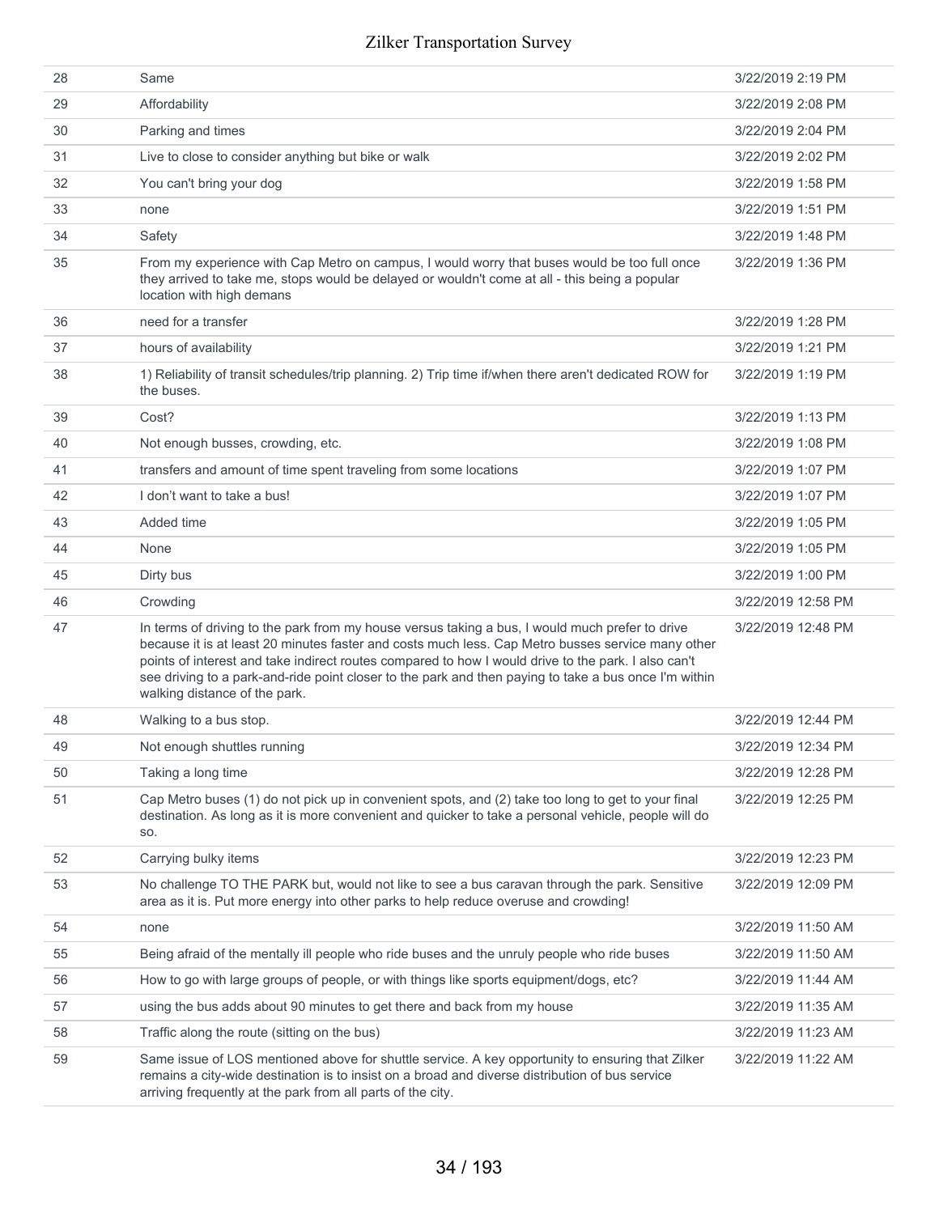| | | |
|---|---|---|
| 28 | Same | 3/22/2019 2:19 PM |
| 29 | Affordability | 3/22/2019 2:08 PM |
| 30 | Parking and times | 3/22/2019 2:04 PM |
| 31 | Live to close to consider anything but bike or walk | 3/22/2019 2:02 PM |
| 32 | You can't bring your dog | 3/22/2019 1:58 PM |
| 33 | none | 3/22/2019 1:51 PM |
| 34 | Safety | 3/22/2019 1:48 PM |
| 35 | From my experience with Cap Metro on campus, I would worry that buses would be too full once they arrived to take me, stops would be delayed or wouldn't come at all - this being a popular location with high demans | 3/22/2019 1:36 PM |
| 36 | need for a transfer | 3/22/2019 1:28 PM |
| 37 | hours of availability | 3/22/2019 1:21 PM |
| 38 | 1) Reliability of transit schedules/trip planning. 2) Trip time if/when there aren't dedicated ROW for the buses. | 3/22/2019 1:19 PM |
| 39 | Cost? | 3/22/2019 1:13 PM |
| 40 | Not enough busses, crowding, etc. | 3/22/2019 1:08 PM |
| 41 | transfers and amount of time spent traveling from some locations | 3/22/2019 1:07 PM |
| 42 | I don't want to take a bus! | 3/22/2019 1:07 PM |
| 43 | Added time | 3/22/2019 1:05 PM |
| 44 | None | 3/22/2019 1:05 PM |
| 45 | Dirty bus | 3/22/2019 1:00 PM |
| 46 | Crowding | 3/22/2019 12:58 PM |
| 47 | In terms of driving to the park from my house versus taking a bus, I would much prefer to drive because it is at least 20 minutes faster and costs much less. Cap Metro busses service many other points of interest and take indirect routes compared to how I would drive to the park. I also can't see driving to a park-and-ride point closer to the park and then paying to take a bus once I'm within walking distance of the park. | 3/22/2019 12:48 PM |
| 48 | Walking to a bus stop. | 3/22/2019 12:44 PM |
| 49 | Not enough shuttles running | 3/22/2019 12:34 PM |
| 50 | Taking a long time | 3/22/2019 12:28 PM |
| 51 | Cap Metro buses (1) do not pick up in convenient spots, and (2) take too long to get to your final destination. As long as it is more convenient and quicker to take a personal vehicle, people will do so. | 3/22/2019 12:25 PM |
| 52 | Carrying bulky items | 3/22/2019 12:23 PM |
| 53 | No challenge TO THE PARK but, would not like to see a bus caravan through the park. Sensitive area as it is. Put more energy into other parks to help reduce overuse and crowding! | 3/22/2019 12:09 PM |
| 54 | none | 3/22/2019 11:50 AM |
| 55 | Being afraid of the mentally ill people who ride buses and the unruly people who ride buses | 3/22/2019 11:50 AM |
| 56 | How to go with large groups of people, or with things like sports equipment/dogs, etc? | 3/22/2019 11:44 AM |
| 57 | using the bus adds about 90 minutes to get there and back from my house | 3/22/2019 11:35 AM |
| 58 | Traffic along the route (sitting on the bus) | 3/22/2019 11:23 AM |
| 59 | Same issue of LOS mentioned above for shuttle service. A key opportunity to ensuring that Zilker remains a city-wide destination is to insist on a broad and diverse distribution of bus service arriving frequently at the park from all parts of the city. | 3/22/2019 11:22 AM |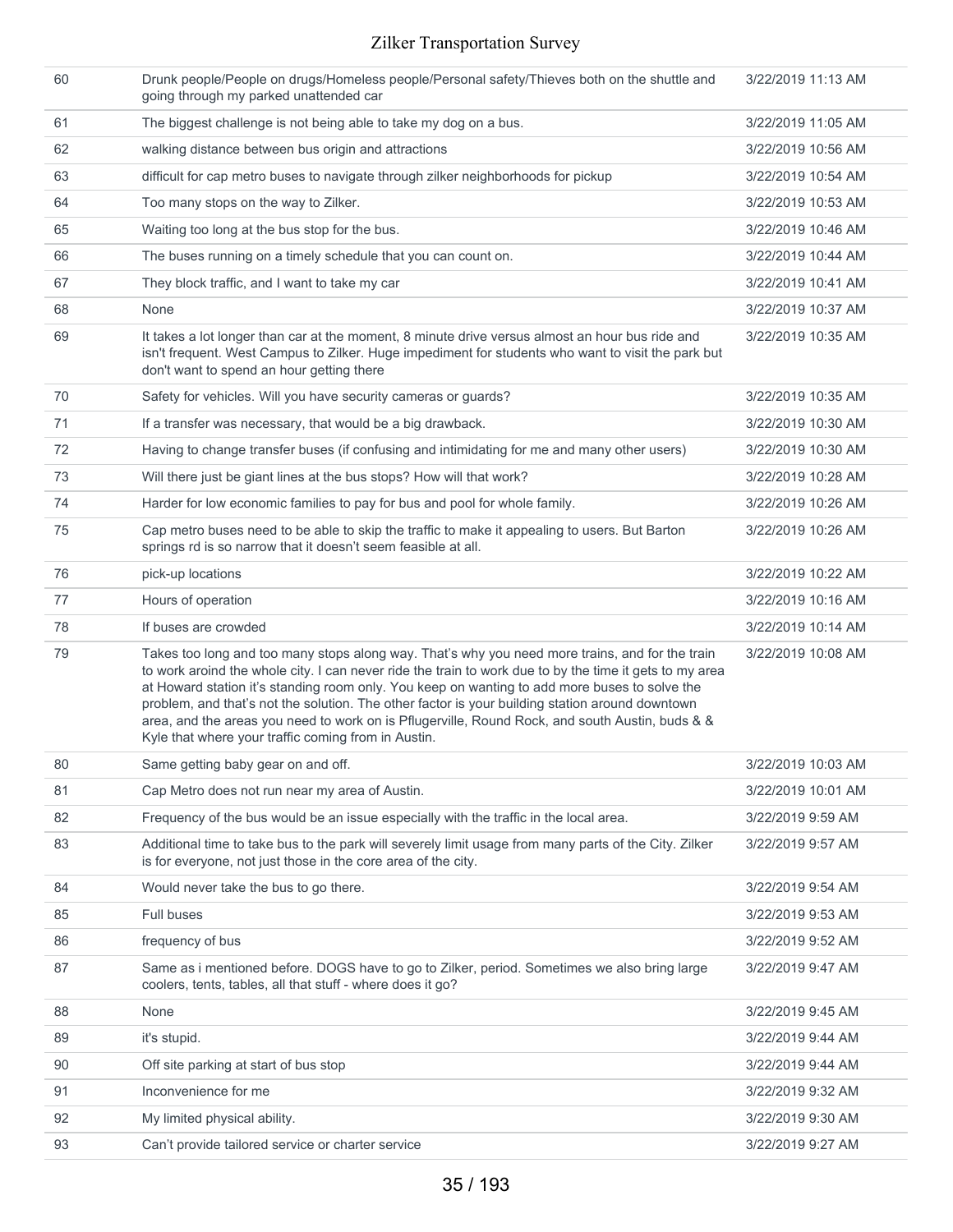| | | |
|---|---|---|
| 60 | Drunk people/People on drugs/Homeless people/Personal safety/Thieves both on the shuttle and going through my parked unattended car | 3/22/2019 11:13 AM |
| 61 | The biggest challenge is not being able to take my dog on a bus. | 3/22/2019 11:05 AM |
| 62 | walking distance between bus origin and attractions | 3/22/2019 10:56 AM |
| 63 | difficult for cap metro buses to navigate through zilker neighborhoods for pickup | 3/22/2019 10:54 AM |
| 64 | Too many stops on the way to Zilker. | 3/22/2019 10:53 AM |
| 65 | Waiting too long at the bus stop for the bus. | 3/22/2019 10:46 AM |
| 66 | The buses running on a timely schedule that you can count on. | 3/22/2019 10:44 AM |
| 67 | They block traffic, and I want to take my car | 3/22/2019 10:41 AM |
| 68 | None | 3/22/2019 10:37 AM |
| 69 | It takes a lot longer than car at the moment, 8 minute drive versus almost an hour bus ride and isn't frequent. West Campus to Zilker. Huge impediment for students who want to visit the park but don't want to spend an hour getting there | 3/22/2019 10:35 AM |
| 70 | Safety for vehicles. Will you have security cameras or guards? | 3/22/2019 10:35 AM |
| 71 | If a transfer was necessary, that would be a big drawback. | 3/22/2019 10:30 AM |
| 72 | Having to change transfer buses (if confusing and intimidating for me and many other users) | 3/22/2019 10:30 AM |
| 73 | Will there just be giant lines at the bus stops? How will that work? | 3/22/2019 10:28 AM |
| 74 | Harder for low economic families to pay for bus and pool for whole family. | 3/22/2019 10:26 AM |
| 75 | Cap metro buses need to be able to skip the traffic to make it appealing to users. But Barton springs rd is so narrow that it doesn't seem feasible at all. | 3/22/2019 10:26 AM |
| 76 | pick-up locations | 3/22/2019 10:22 AM |
| 77 | Hours of operation | 3/22/2019 10:16 AM |
| 78 | If buses are crowded | 3/22/2019 10:14 AM |
| 79 | Takes too long and too many stops along way. That's why you need more trains, and for the train to work aroind the whole city. I can never ride the train to work due to by the time it gets to my area at Howard station it's standing room only. You keep on wanting to add more buses to solve the problem, and that's not the solution. The other factor is your building station around downtown area, and the areas you need to work on is Pflugerville, Round Rock, and south Austin, buds & & Kyle that where your traffic coming from in Austin. | 3/22/2019 10:08 AM |
| 80 | Same getting baby gear on and off. | 3/22/2019 10:03 AM |
| 81 | Cap Metro does not run near my area of Austin. | 3/22/2019 10:01 AM |
| 82 | Frequency of the bus would be an issue especially with the traffic in the local area. | 3/22/2019 9:59 AM |
| 83 | Additional time to take bus to the park will severely limit usage from many parts of the City. Zilker is for everyone, not just those in the core area of the city. | 3/22/2019 9:57 AM |
| 84 | Would never take the bus to go there. | 3/22/2019 9:54 AM |
| 85 | Full buses | 3/22/2019 9:53 AM |
| 86 | frequency of bus | 3/22/2019 9:52 AM |
| 87 | Same as i mentioned before. DOGS have to go to Zilker, period. Sometimes we also bring large coolers, tents, tables, all that stuff - where does it go? | 3/22/2019 9:47 AM |
| 88 | None | 3/22/2019 9:45 AM |
| 89 | it's stupid. | 3/22/2019 9:44 AM |
| 90 | Off site parking at start of bus stop | 3/22/2019 9:44 AM |
| 91 | Inconvenience for me | 3/22/2019 9:32 AM |
| 92 | My limited physical ability. | 3/22/2019 9:30 AM |
| 93 | Can't provide tailored service or charter service | 3/22/2019 9:27 AM |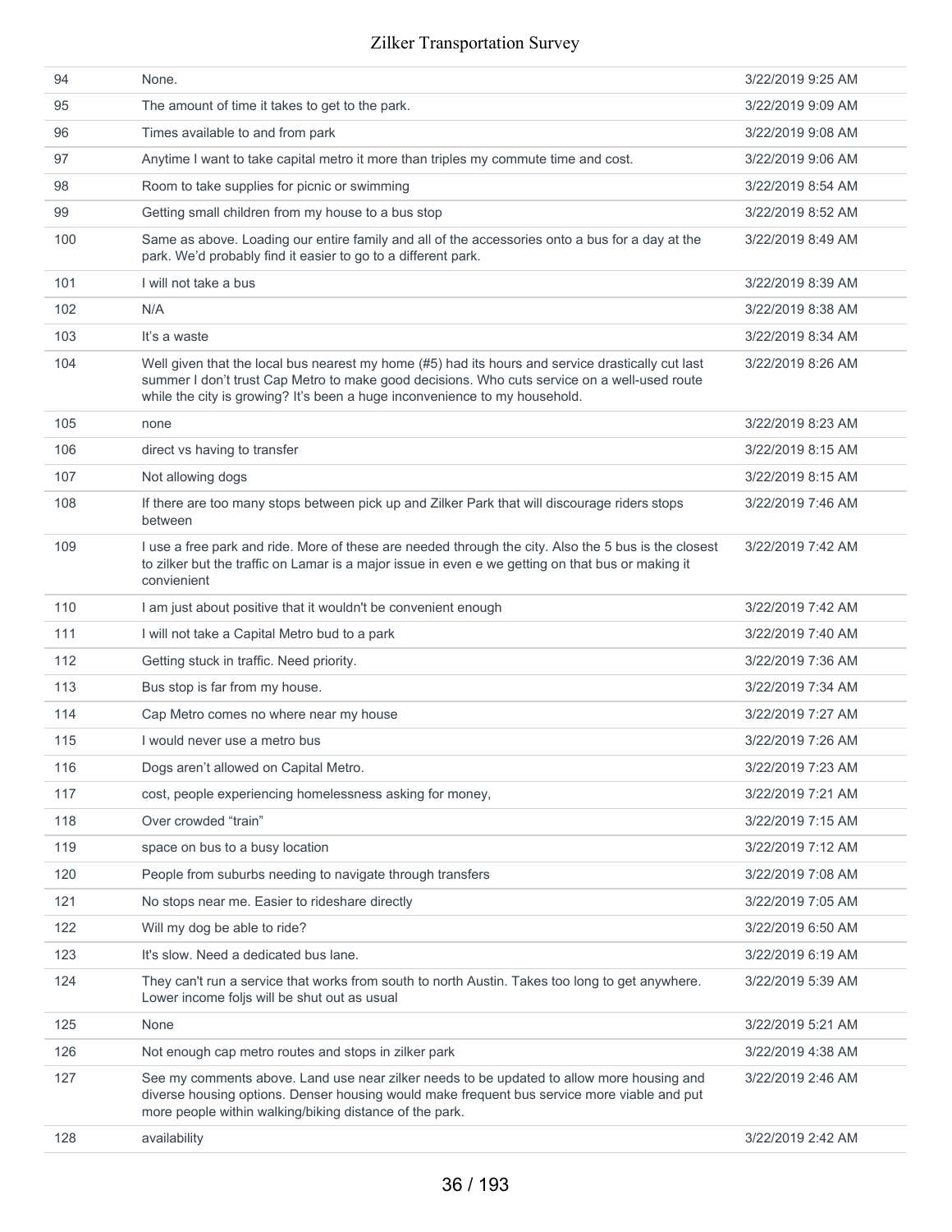| 94 | None. | 3/22/2019 9:25 AM |
|---|---|---|
| 95 | The amount of time it takes to get to the park. | 3/22/2019 9:09 AM |
| 96 | Times available to and from park | 3/22/2019 9:08 AM |
| 97 | Anytime I want to take capital metro it more than triples my commute time and cost. | 3/22/2019 9:06 AM |
| 98 | Room to take supplies for picnic or swimming | 3/22/2019 8:54 AM |
| 99 | Getting small children from my house to a bus stop | 3/22/2019 8:52 AM |
| 100 | Same as above. Loading our entire family and all of the accessories onto a bus for a day at the park. We'd probably find it easier to go to a different park. | 3/22/2019 8:49 AM |
| 101 | I will not take a bus | 3/22/2019 8:39 AM |
| 102 | N/A | 3/22/2019 8:38 AM |
| 103 | It's a waste | 3/22/2019 8:34 AM |
| 104 | Well given that the local bus nearest my home (#5) had its hours and service drastically cut last summer I don't trust Cap Metro to make good decisions. Who cuts service on a well-used route while the city is growing? It's been a huge inconvenience to my household. | 3/22/2019 8:26 AM |
| 105 | none | 3/22/2019 8:23 AM |
| 106 | direct vs having to transfer | 3/22/2019 8:15 AM |
| 107 | Not allowing dogs | 3/22/2019 8:15 AM |
| 108 | If there are too many stops between pick up and Zilker Park that will discourage riders stops between | 3/22/2019 7:46 AM |
| 109 | I use a free park and ride. More of these are needed through the city. Also the 5 bus is the closest to zilker but the traffic on Lamar is a major issue in even e we getting on that bus or making it convienient | 3/22/2019 7:42 AM |
| 110 | I am just about positive that it wouldn't be convenient enough | 3/22/2019 7:42 AM |
| 111 | I will not take a Capital Metro bud to a park | 3/22/2019 7:40 AM |
| 112 | Getting stuck in traffic. Need priority. | 3/22/2019 7:36 AM |
| 113 | Bus stop is far from my house. | 3/22/2019 7:34 AM |
| 114 | Cap Metro comes no where near my house | 3/22/2019 7:27 AM |
| 115 | I would never use a metro bus | 3/22/2019 7:26 AM |
| 116 | Dogs aren't allowed on Capital Metro. | 3/22/2019 7:23 AM |
| 117 | cost, people experiencing homelessness asking for money, | 3/22/2019 7:21 AM |
| 118 | Over crowded "train" | 3/22/2019 7:15 AM |
| 119 | space on bus to a busy location | 3/22/2019 7:12 AM |
| 120 | People from suburbs needing to navigate through transfers | 3/22/2019 7:08 AM |
| 121 | No stops near me. Easier to rideshare directly | 3/22/2019 7:05 AM |
| 122 | Will my dog be able to ride? | 3/22/2019 6:50 AM |
| 123 | It's slow. Need a dedicated bus lane. | 3/22/2019 6:19 AM |
| 124 | They can't run a service that works from south to north Austin. Takes too long to get anywhere. Lower income foljs will be shut out as usual | 3/22/2019 5:39 AM |
| 125 | None | 3/22/2019 5:21 AM |
| 126 | Not enough cap metro routes and stops in zilker park | 3/22/2019 4:38 AM |
| 127 | See my comments above. Land use near zilker needs to be updated to allow more housing and diverse housing options. Denser housing would make frequent bus service more viable and put more people within walking/biking distance of the park. | 3/22/2019 2:46 AM |
| 128 | availability | 3/22/2019 2:42 AM |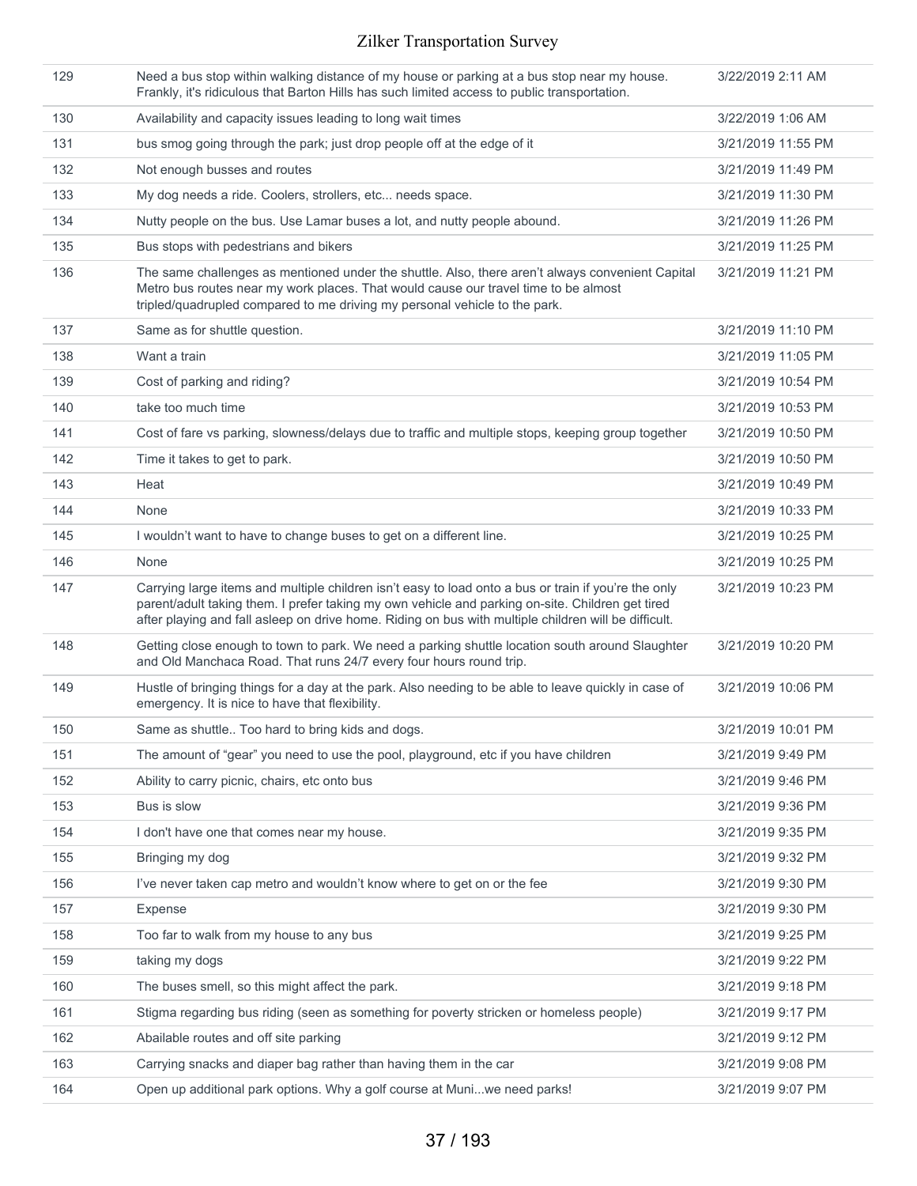| | | |
|---|---|---|
| 129 | Need a bus stop within walking distance of my house or parking at a bus stop near my house. Frankly, it's ridiculous that Barton Hills has such limited access to public transportation. | 3/22/2019 2:11 AM |
| 130 | Availability and capacity issues leading to long wait times | 3/22/2019 1:06 AM |
| 131 | bus smog going through the park; just drop people off at the edge of it | 3/21/2019 11:55 PM |
| 132 | Not enough busses and routes | 3/21/2019 11:49 PM |
| 133 | My dog needs a ride. Coolers, strollers, etc... needs space. | 3/21/2019 11:30 PM |
| 134 | Nutty people on the bus. Use Lamar buses a lot, and nutty people abound. | 3/21/2019 11:26 PM |
| 135 | Bus stops with pedestrians and bikers | 3/21/2019 11:25 PM |
| 136 | The same challenges as mentioned under the shuttle. Also, there aren't always convenient Capital Metro bus routes near my work places. That would cause our travel time to be almost tripled/quadrupled compared to me driving my personal vehicle to the park. | 3/21/2019 11:21 PM |
| 137 | Same as for shuttle question. | 3/21/2019 11:10 PM |
| 138 | Want a train | 3/21/2019 11:05 PM |
| 139 | Cost of parking and riding? | 3/21/2019 10:54 PM |
| 140 | take too much time | 3/21/2019 10:53 PM |
| 141 | Cost of fare vs parking, slowness/delays due to traffic and multiple stops, keeping group together | 3/21/2019 10:50 PM |
| 142 | Time it takes to get to park. | 3/21/2019 10:50 PM |
| 143 | Heat | 3/21/2019 10:49 PM |
| 144 | None | 3/21/2019 10:33 PM |
| 145 | I wouldn't want to have to change buses to get on a different line. | 3/21/2019 10:25 PM |
| 146 | None | 3/21/2019 10:25 PM |
| 147 | Carrying large items and multiple children isn't easy to load onto a bus or train if you're the only parent/adult taking them. I prefer taking my own vehicle and parking on-site. Children get tired after playing and fall asleep on drive home. Riding on bus with multiple children will be difficult. | 3/21/2019 10:23 PM |
| 148 | Getting close enough to town to park. We need a parking shuttle location south around Slaughter and Old Manchaca Road. That runs 24/7 every four hours round trip. | 3/21/2019 10:20 PM |
| 149 | Hustle of bringing things for a day at the park. Also needing to be able to leave quickly in case of emergency. It is nice to have that flexibility. | 3/21/2019 10:06 PM |
| 150 | Same as shuttle.. Too hard to bring kids and dogs. | 3/21/2019 10:01 PM |
| 151 | The amount of "gear" you need to use the pool, playground, etc if you have children | 3/21/2019 9:49 PM |
| 152 | Ability to carry picnic, chairs, etc onto bus | 3/21/2019 9:46 PM |
| 153 | Bus is slow | 3/21/2019 9:36 PM |
| 154 | I don't have one that comes near my house. | 3/21/2019 9:35 PM |
| 155 | Bringing my dog | 3/21/2019 9:32 PM |
| 156 | I've never taken cap metro and wouldn't know where to get on or the fee | 3/21/2019 9:30 PM |
| 157 | Expense | 3/21/2019 9:30 PM |
| 158 | Too far to walk from my house to any bus | 3/21/2019 9:25 PM |
| 159 | taking my dogs | 3/21/2019 9:22 PM |
| 160 | The buses smell, so this might affect the park. | 3/21/2019 9:18 PM |
| 161 | Stigma regarding bus riding (seen as something for poverty stricken or homeless people) | 3/21/2019 9:17 PM |
| 162 | Abailable routes and off site parking | 3/21/2019 9:12 PM |
| 163 | Carrying snacks and diaper bag rather than having them in the car | 3/21/2019 9:08 PM |
| 164 | Open up additional park options. Why a golf course at Muni...we need parks! | 3/21/2019 9:07 PM |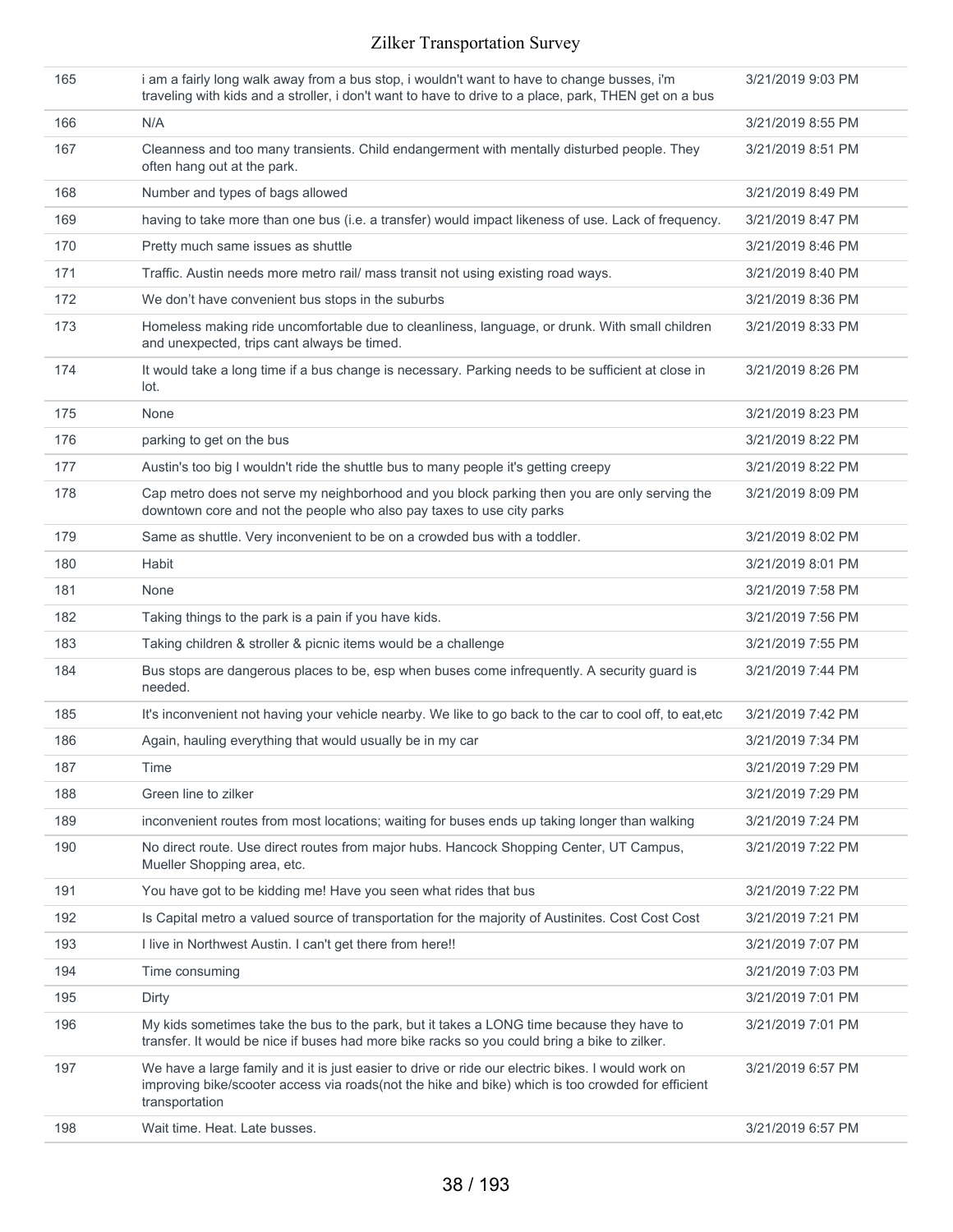| | | |
|---|---|---|
| 165 | i am a fairly long walk away from a bus stop, i wouldn't want to have to change busses, i'm traveling with kids and a stroller, i don't want to have to drive to a place, park, THEN get on a bus | 3/21/2019 9:03 PM |
| 166 | N/A | 3/21/2019 8:55 PM |
| 167 | Cleanness and too many transients. Child endangerment with mentally disturbed people. They often hang out at the park. | 3/21/2019 8:51 PM |
| 168 | Number and types of bags allowed | 3/21/2019 8:49 PM |
| 169 | having to take more than one bus (i.e. a transfer) would impact likeness of use. Lack of frequency. | 3/21/2019 8:47 PM |
| 170 | Pretty much same issues as shuttle | 3/21/2019 8:46 PM |
| 171 | Traffic. Austin needs more metro rail/ mass transit not using existing road ways. | 3/21/2019 8:40 PM |
| 172 | We don't have convenient bus stops in the suburbs | 3/21/2019 8:36 PM |
| 173 | Homeless making ride uncomfortable due to cleanliness, language, or drunk. With small children and unexpected, trips cant always be timed. | 3/21/2019 8:33 PM |
| 174 | It would take a long time if a bus change is necessary. Parking needs to be sufficient at close in lot. | 3/21/2019 8:26 PM |
| 175 | None | 3/21/2019 8:23 PM |
| 176 | parking to get on the bus | 3/21/2019 8:22 PM |
| 177 | Austin's too big I wouldn't ride the shuttle bus to many people it's getting creepy | 3/21/2019 8:22 PM |
| 178 | Cap metro does not serve my neighborhood and you block parking then you are only serving the downtown core and not the people who also pay taxes to use city parks | 3/21/2019 8:09 PM |
| 179 | Same as shuttle. Very inconvenient to be on a crowded bus with a toddler. | 3/21/2019 8:02 PM |
| 180 | Habit | 3/21/2019 8:01 PM |
| 181 | None | 3/21/2019 7:58 PM |
| 182 | Taking things to the park is a pain if you have kids. | 3/21/2019 7:56 PM |
| 183 | Taking children & stroller & picnic items would be a challenge | 3/21/2019 7:55 PM |
| 184 | Bus stops are dangerous places to be, esp when buses come infrequently. A security guard is needed. | 3/21/2019 7:44 PM |
| 185 | It's inconvenient not having your vehicle nearby. We like to go back to the car to cool off, to eat,etc | 3/21/2019 7:42 PM |
| 186 | Again, hauling everything that would usually be in my car | 3/21/2019 7:34 PM |
| 187 | Time | 3/21/2019 7:29 PM |
| 188 | Green line to zilker | 3/21/2019 7:29 PM |
| 189 | inconvenient routes from most locations; waiting for buses ends up taking longer than walking | 3/21/2019 7:24 PM |
| 190 | No direct route. Use direct routes from major hubs. Hancock Shopping Center, UT Campus, Mueller Shopping area, etc. | 3/21/2019 7:22 PM |
| 191 | You have got to be kidding me! Have you seen what rides that bus | 3/21/2019 7:22 PM |
| 192 | Is Capital metro a valued source of transportation for the majority of Austinites. Cost Cost Cost | 3/21/2019 7:21 PM |
| 193 | I live in Northwest Austin. I can't get there from here!! | 3/21/2019 7:07 PM |
| 194 | Time consuming | 3/21/2019 7:03 PM |
| 195 | Dirty | 3/21/2019 7:01 PM |
| 196 | My kids sometimes take the bus to the park, but it takes a LONG time because they have to transfer. It would be nice if buses had more bike racks so you could bring a bike to zilker. | 3/21/2019 7:01 PM |
| 197 | We have a large family and it is just easier to drive or ride our electric bikes. I would work on improving bike/scooter access via roads(not the hike and bike) which is too crowded for efficient transportation | 3/21/2019 6:57 PM |
| 198 | Wait time. Heat. Late busses. | 3/21/2019 6:57 PM |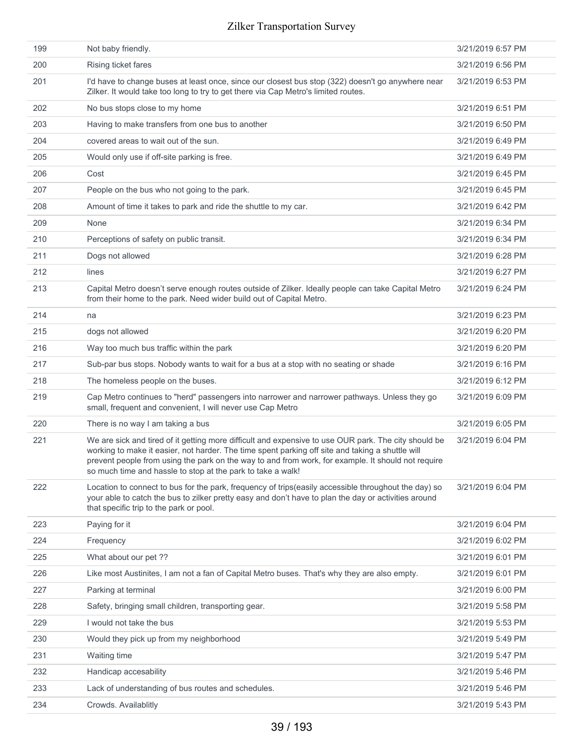| | | |
|---|---|---|
| 199 | Not baby friendly. | 3/21/2019 6:57 PM |
| 200 | Rising ticket fares | 3/21/2019 6:56 PM |
| 201 | I'd have to change buses at least once, since our closest bus stop (322) doesn't go anywhere near Zilker. It would take too long to try to get there via Cap Metro's limited routes. | 3/21/2019 6:53 PM |
| 202 | No bus stops close to my home | 3/21/2019 6:51 PM |
| 203 | Having to make transfers from one bus to another | 3/21/2019 6:50 PM |
| 204 | covered areas to wait out of the sun. | 3/21/2019 6:49 PM |
| 205 | Would only use if off-site parking is free. | 3/21/2019 6:49 PM |
| 206 | Cost | 3/21/2019 6:45 PM |
| 207 | People on the bus who not going to the park. | 3/21/2019 6:45 PM |
| 208 | Amount of time it takes to park and ride the shuttle to my car. | 3/21/2019 6:42 PM |
| 209 | None | 3/21/2019 6:34 PM |
| 210 | Perceptions of safety on public transit. | 3/21/2019 6:34 PM |
| 211 | Dogs not allowed | 3/21/2019 6:28 PM |
| 212 | lines | 3/21/2019 6:27 PM |
| 213 | Capital Metro doesn't serve enough routes outside of Zilker. Ideally people can take Capital Metro from their home to the park. Need wider build out of Capital Metro. | 3/21/2019 6:24 PM |
| 214 | na | 3/21/2019 6:23 PM |
| 215 | dogs not allowed | 3/21/2019 6:20 PM |
| 216 | Way too much bus traffic within the park | 3/21/2019 6:20 PM |
| 217 | Sub-par bus stops. Nobody wants to wait for a bus at a stop with no seating or shade | 3/21/2019 6:16 PM |
| 218 | The homeless people on the buses. | 3/21/2019 6:12 PM |
| 219 | Cap Metro continues to "herd" passengers into narrower and narrower pathways. Unless they go small, frequent and convenient, I will never use Cap Metro | 3/21/2019 6:09 PM |
| 220 | There is no way I am taking a bus | 3/21/2019 6:05 PM |
| 221 | We are sick and tired of it getting more difficult and expensive to use OUR park. The city should be working to make it easier, not harder. The time spent parking off site and taking a shuttle will prevent people from using the park on the way to and from work, for example. It should not require so much time and hassle to stop at the park to take a walk! | 3/21/2019 6:04 PM |
| 222 | Location to connect to bus for the park, frequency of trips(easily accessible throughout the day) so your able to catch the bus to zilker pretty easy and don't have to plan the day or activities around that specific trip to the park or pool. | 3/21/2019 6:04 PM |
| 223 | Paying for it | 3/21/2019 6:04 PM |
| 224 | Frequency | 3/21/2019 6:02 PM |
| 225 | What about our pet ?? | 3/21/2019 6:01 PM |
| 226 | Like most Austinites, I am not a fan of Capital Metro buses. That's why they are also empty. | 3/21/2019 6:01 PM |
| 227 | Parking at terminal | 3/21/2019 6:00 PM |
| 228 | Safety, bringing small children, transporting gear. | 3/21/2019 5:58 PM |
| 229 | I would not take the bus | 3/21/2019 5:53 PM |
| 230 | Would they pick up from my neighborhood | 3/21/2019 5:49 PM |
| 231 | Waiting time | 3/21/2019 5:47 PM |
| 232 | Handicap accesability | 3/21/2019 5:46 PM |
| 233 | Lack of understanding of bus routes and schedules. | 3/21/2019 5:46 PM |
| 234 | Crowds. Availablitly | 3/21/2019 5:43 PM |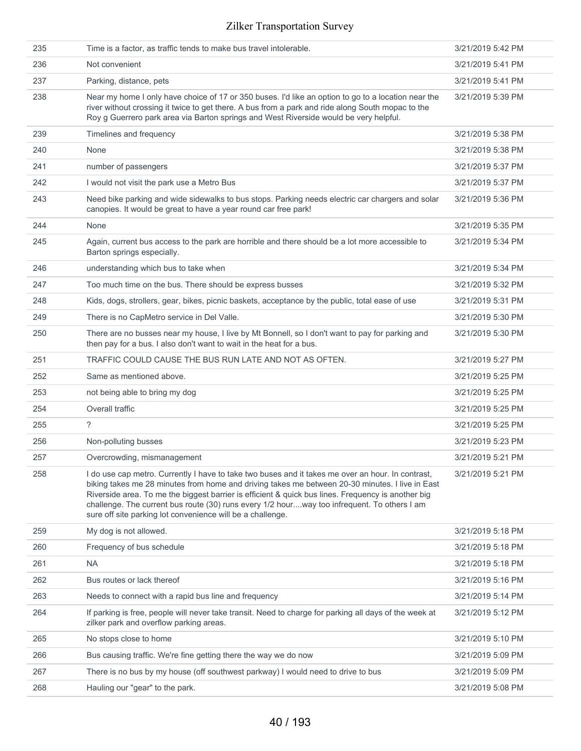| | | |
|---|---|---|
| 235 | Time is a factor, as traffic tends to make bus travel intolerable. | 3/21/2019 5:42 PM |
| 236 | Not convenient | 3/21/2019 5:41 PM |
| 237 | Parking, distance, pets | 3/21/2019 5:41 PM |
| 238 | Near my home I only have choice of 17 or 350 buses. I'd like an option to go to a location near the river without crossing it twice to get there. A bus from a park and ride along South mopac to the Roy g Guerrero park area via Barton springs and West Riverside would be very helpful. | 3/21/2019 5:39 PM |
| 239 | Timelines and frequency | 3/21/2019 5:38 PM |
| 240 | None | 3/21/2019 5:38 PM |
| 241 | number of passengers | 3/21/2019 5:37 PM |
| 242 | I would not visit the park use a Metro Bus | 3/21/2019 5:37 PM |
| 243 | Need bike parking and wide sidewalks to bus stops. Parking needs electric car chargers and solar canopies. It would be great to have a year round car free park! | 3/21/2019 5:36 PM |
| 244 | None | 3/21/2019 5:35 PM |
| 245 | Again, current bus access to the park are horrible and there should be a lot more accessible to Barton springs especially. | 3/21/2019 5:34 PM |
| 246 | understanding which bus to take when | 3/21/2019 5:34 PM |
| 247 | Too much time on the bus. There should be express busses | 3/21/2019 5:32 PM |
| 248 | Kids, dogs, strollers, gear, bikes, picnic baskets, acceptance by the public, total ease of use | 3/21/2019 5:31 PM |
| 249 | There is no CapMetro service in Del Valle. | 3/21/2019 5:30 PM |
| 250 | There are no busses near my house, I live by Mt Bonnell, so I don't want to pay for parking and then pay for a bus. I also don't want to wait in the heat for a bus. | 3/21/2019 5:30 PM |
| 251 | TRAFFIC COULD CAUSE THE BUS RUN LATE AND NOT AS OFTEN. | 3/21/2019 5:27 PM |
| 252 | Same as mentioned above. | 3/21/2019 5:25 PM |
| 253 | not being able to bring my dog | 3/21/2019 5:25 PM |
| 254 | Overall traffic | 3/21/2019 5:25 PM |
| 255 | ? | 3/21/2019 5:25 PM |
| 256 | Non-polluting busses | 3/21/2019 5:23 PM |
| 257 | Overcrowding, mismanagement | 3/21/2019 5:21 PM |
| 258 | I do use cap metro. Currently I have to take two buses and it takes me over an hour. In contrast, biking takes me 28 minutes from home and driving takes me between 20-30 minutes. I live in East Riverside area. To me the biggest barrier is efficient & quick bus lines. Frequency is another big challenge. The current bus route (30) runs every 1/2 hour....way too infrequent. To others I am sure off site parking lot convenience will be a challenge. | 3/21/2019 5:21 PM |
| 259 | My dog is not allowed. | 3/21/2019 5:18 PM |
| 260 | Frequency of bus schedule | 3/21/2019 5:18 PM |
| 261 | NA | 3/21/2019 5:18 PM |
| 262 | Bus routes or lack thereof | 3/21/2019 5:16 PM |
| 263 | Needs to connect with a rapid bus line and frequency | 3/21/2019 5:14 PM |
| 264 | If parking is free, people will never take transit. Need to charge for parking all days of the week at zilker park and overflow parking areas. | 3/21/2019 5:12 PM |
| 265 | No stops close to home | 3/21/2019 5:10 PM |
| 266 | Bus causing traffic. We're fine getting there the way we do now | 3/21/2019 5:09 PM |
| 267 | There is no bus by my house (off southwest parkway) I would need to drive to bus | 3/21/2019 5:09 PM |
| 268 | Hauling our "gear" to the park. | 3/21/2019 5:08 PM |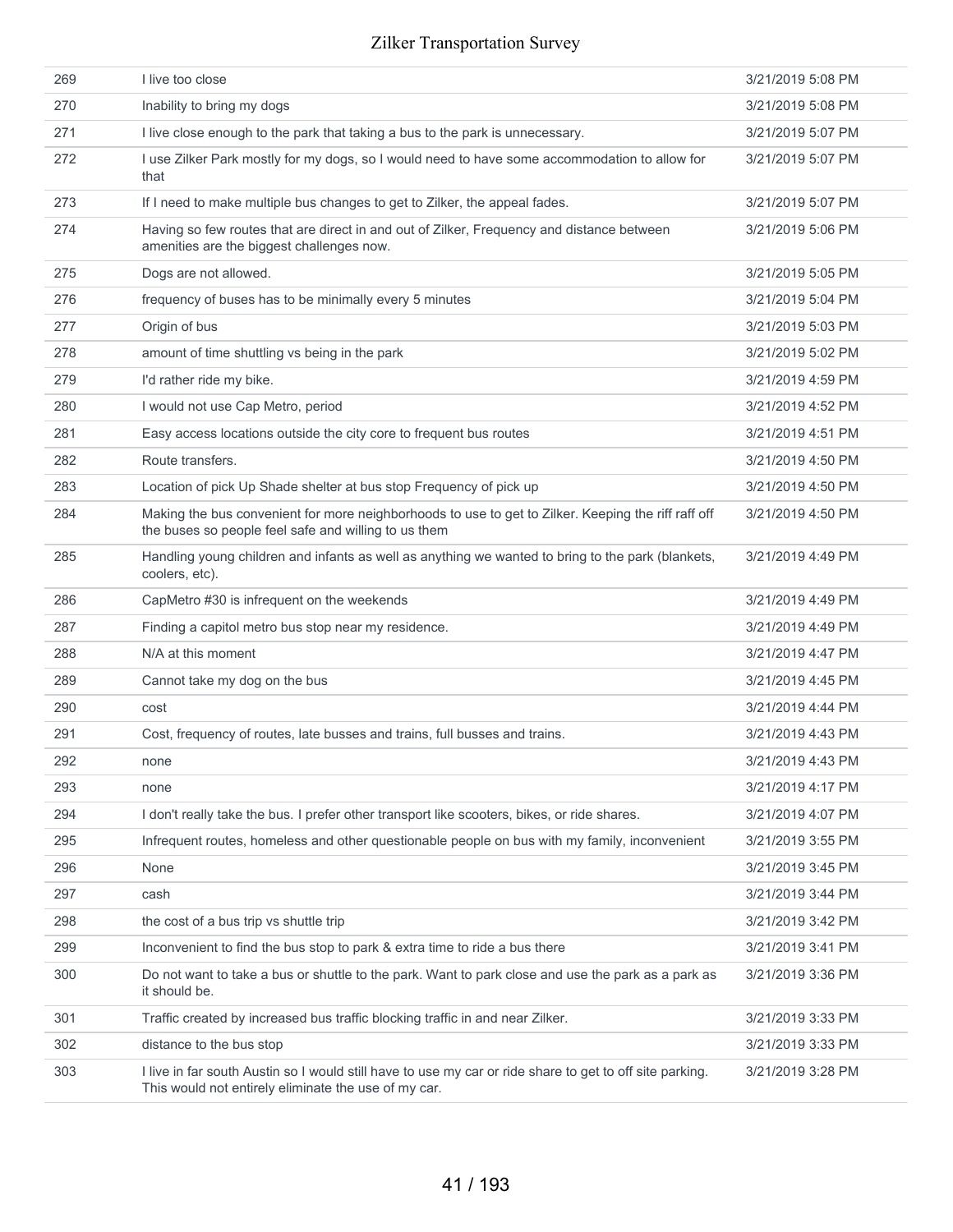| | | |
|---|---|---|
| 269 | I live too close | 3/21/2019 5:08 PM |
| 270 | Inability to bring my dogs | 3/21/2019 5:08 PM |
| 271 | I live close enough to the park that taking a bus to the park is unnecessary. | 3/21/2019 5:07 PM |
| 272 | I use Zilker Park mostly for my dogs, so I would need to have some accommodation to allow for that | 3/21/2019 5:07 PM |
| 273 | If I need to make multiple bus changes to get to Zilker, the appeal fades. | 3/21/2019 5:07 PM |
| 274 | Having so few routes that are direct in and out of Zilker, Frequency and distance between amenities are the biggest challenges now. | 3/21/2019 5:06 PM |
| 275 | Dogs are not allowed. | 3/21/2019 5:05 PM |
| 276 | frequency of buses has to be minimally every 5 minutes | 3/21/2019 5:04 PM |
| 277 | Origin of bus | 3/21/2019 5:03 PM |
| 278 | amount of time shuttling vs being in the park | 3/21/2019 5:02 PM |
| 279 | I'd rather ride my bike. | 3/21/2019 4:59 PM |
| 280 | I would not use Cap Metro, period | 3/21/2019 4:52 PM |
| 281 | Easy access locations outside the city core to frequent bus routes | 3/21/2019 4:51 PM |
| 282 | Route transfers. | 3/21/2019 4:50 PM |
| 283 | Location of pick Up Shade shelter at bus stop Frequency of pick up | 3/21/2019 4:50 PM |
| 284 | Making the bus convenient for more neighborhoods to use to get to Zilker. Keeping the riff raff off the buses so people feel safe and willing to us them | 3/21/2019 4:50 PM |
| 285 | Handling young children and infants as well as anything we wanted to bring to the park (blankets, coolers, etc). | 3/21/2019 4:49 PM |
| 286 | CapMetro #30 is infrequent on the weekends | 3/21/2019 4:49 PM |
| 287 | Finding a capitol metro bus stop near my residence. | 3/21/2019 4:49 PM |
| 288 | N/A at this moment | 3/21/2019 4:47 PM |
| 289 | Cannot take my dog on the bus | 3/21/2019 4:45 PM |
| 290 | cost | 3/21/2019 4:44 PM |
| 291 | Cost, frequency of routes, late busses and trains, full busses and trains. | 3/21/2019 4:43 PM |
| 292 | none | 3/21/2019 4:43 PM |
| 293 | none | 3/21/2019 4:17 PM |
| 294 | I don't really take the bus. I prefer other transport like scooters, bikes, or ride shares. | 3/21/2019 4:07 PM |
| 295 | Infrequent routes, homeless and other questionable people on bus with my family, inconvenient | 3/21/2019 3:55 PM |
| 296 | None | 3/21/2019 3:45 PM |
| 297 | cash | 3/21/2019 3:44 PM |
| 298 | the cost of a bus trip vs shuttle trip | 3/21/2019 3:42 PM |
| 299 | Inconvenient to find the bus stop to park & extra time to ride a bus there | 3/21/2019 3:41 PM |
| 300 | Do not want to take a bus or shuttle to the park. Want to park close and use the park as a park as it should be. | 3/21/2019 3:36 PM |
| 301 | Traffic created by increased bus traffic blocking traffic in and near Zilker. | 3/21/2019 3:33 PM |
| 302 | distance to the bus stop | 3/21/2019 3:33 PM |
| 303 | I live in far south Austin so I would still have to use my car or ride share to get to off site parking. This would not entirely eliminate the use of my car. | 3/21/2019 3:28 PM |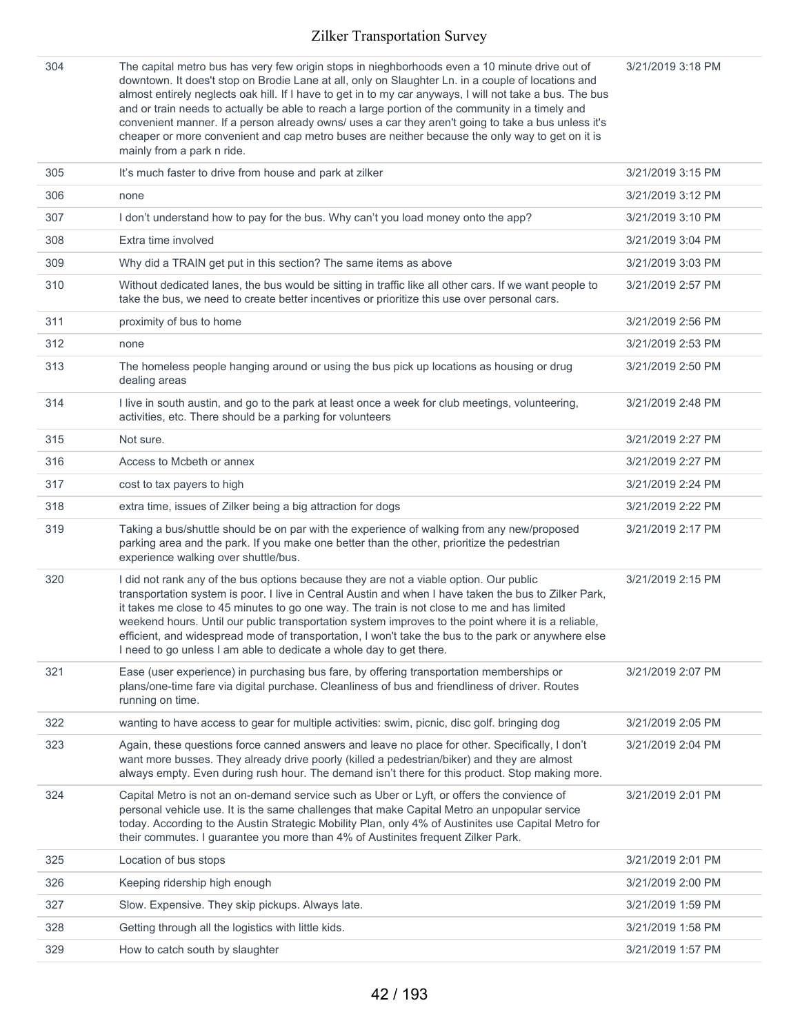| | | |
|---|---|---|
| 304 | The capital metro bus has very few origin stops in nieghborhoods even a 10 minute drive out of downtown. It does't stop on Brodie Lane at all, only on Slaughter Ln. in a couple of locations and almost entirely neglects oak hill. If I have to get in to my car anyways, I will not take a bus. The bus and or train needs to actually be able to reach a large portion of the community in a timely and convenient manner. If a person already owns/ uses a car they aren't going to take a bus unless it's cheaper or more convenient and cap metro buses are neither because the only way to get on it is mainly from a park n ride. | 3/21/2019 3:18 PM |
| 305 | It’s much faster to drive from house and park at zilker | 3/21/2019 3:15 PM |
| 306 | none | 3/21/2019 3:12 PM |
| 307 | I don’t understand how to pay for the bus. Why can’t you load money onto the app? | 3/21/2019 3:10 PM |
| 308 | Extra time involved | 3/21/2019 3:04 PM |
| 309 | Why did a TRAIN get put in this section? The same items as above | 3/21/2019 3:03 PM |
| 310 | Without dedicated lanes, the bus would be sitting in traffic like all other cars. If we want people to take the bus, we need to create better incentives or prioritize this use over personal cars. | 3/21/2019 2:57 PM |
| 311 | proximity of bus to home | 3/21/2019 2:56 PM |
| 312 | none | 3/21/2019 2:53 PM |
| 313 | The homeless people hanging around or using the bus pick up locations as housing or drug dealing areas | 3/21/2019 2:50 PM |
| 314 | I live in south austin, and go to the park at least once a week for club meetings, volunteering, activities, etc. There should be a parking for volunteers | 3/21/2019 2:48 PM |
| 315 | Not sure. | 3/21/2019 2:27 PM |
| 316 | Access to Mcbeth or annex | 3/21/2019 2:27 PM |
| 317 | cost to tax payers to high | 3/21/2019 2:24 PM |
| 318 | extra time, issues of Zilker being a big attraction for dogs | 3/21/2019 2:22 PM |
| 319 | Taking a bus/shuttle should be on par with the experience of walking from any new/proposed parking area and the park. If you make one better than the other, prioritize the pedestrian experience walking over shuttle/bus. | 3/21/2019 2:17 PM |
| 320 | I did not rank any of the bus options because they are not a viable option. Our public transportation system is poor. I live in Central Austin and when I have taken the bus to Zilker Park, it takes me close to 45 minutes to go one way. The train is not close to me and has limited weekend hours. Until our public transportation system improves to the point where it is a reliable, efficient, and widespread mode of transportation, I won't take the bus to the park or anywhere else I need to go unless I am able to dedicate a whole day to get there. | 3/21/2019 2:15 PM |
| 321 | Ease (user experience) in purchasing bus fare, by offering transportation memberships or plans/one-time fare via digital purchase. Cleanliness of bus and friendliness of driver. Routes running on time. | 3/21/2019 2:07 PM |
| 322 | wanting to have access to gear for multiple activities: swim, picnic, disc golf. bringing dog | 3/21/2019 2:05 PM |
| 323 | Again, these questions force canned answers and leave no place for other. Specifically, I don’t want more busses. They already drive poorly (killed a pedestrian/biker) and they are almost always empty. Even during rush hour. The demand isn’t there for this product. Stop making more. | 3/21/2019 2:04 PM |
| 324 | Capital Metro is not an on-demand service such as Uber or Lyft, or offers the convience of personal vehicle use. It is the same challenges that make Capital Metro an unpopular service today. According to the Austin Strategic Mobility Plan, only 4% of Austinites use Capital Metro for their commutes. I guarantee you more than 4% of Austinites frequent Zilker Park. | 3/21/2019 2:01 PM |
| 325 | Location of bus stops | 3/21/2019 2:01 PM |
| 326 | Keeping ridership high enough | 3/21/2019 2:00 PM |
| 327 | Slow. Expensive. They skip pickups. Always late. | 3/21/2019 1:59 PM |
| 328 | Getting through all the logistics with little kids. | 3/21/2019 1:58 PM |
| 329 | How to catch south by slaughter | 3/21/2019 1:57 PM |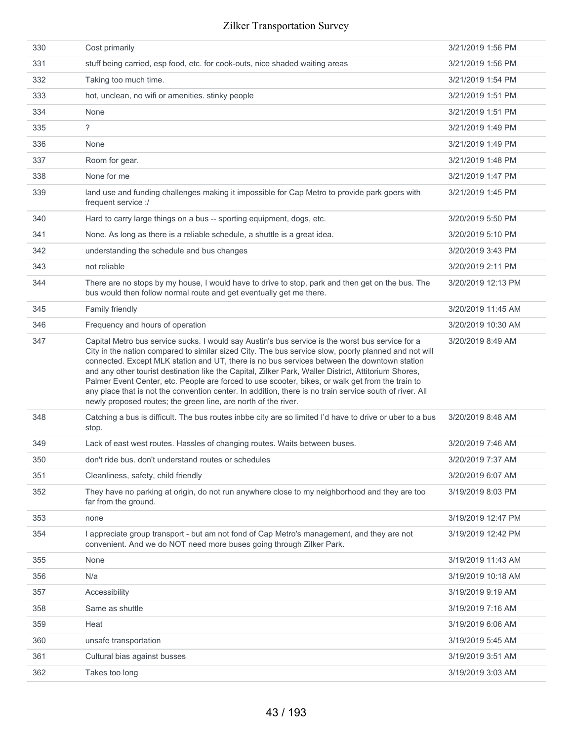| | | |
|---|---|---|
| 330 | Cost primarily | 3/21/2019 1:56 PM |
| 331 | stuff being carried, esp food, etc. for cook-outs, nice shaded waiting areas | 3/21/2019 1:56 PM |
| 332 | Taking too much time. | 3/21/2019 1:54 PM |
| 333 | hot, unclean, no wifi or amenities. stinky people | 3/21/2019 1:51 PM |
| 334 | None | 3/21/2019 1:51 PM |
| 335 | ? | 3/21/2019 1:49 PM |
| 336 | None | 3/21/2019 1:49 PM |
| 337 | Room for gear. | 3/21/2019 1:48 PM |
| 338 | None for me | 3/21/2019 1:47 PM |
| 339 | land use and funding challenges making it impossible for Cap Metro to provide park goers with frequent service :/ | 3/21/2019 1:45 PM |
| 340 | Hard to carry large things on a bus -- sporting equipment, dogs, etc. | 3/20/2019 5:50 PM |
| 341 | None. As long as there is a reliable schedule, a shuttle is a great idea. | 3/20/2019 5:10 PM |
| 342 | understanding the schedule and bus changes | 3/20/2019 3:43 PM |
| 343 | not reliable | 3/20/2019 2:11 PM |
| 344 | There are no stops by my house, I would have to drive to stop, park and then get on the bus. The bus would then follow normal route and get eventually get me there. | 3/20/2019 12:13 PM |
| 345 | Family friendly | 3/20/2019 11:45 AM |
| 346 | Frequency and hours of operation | 3/20/2019 10:30 AM |
| 347 | Capital Metro bus service sucks. I would say Austin's bus service is the worst bus service for a City in the nation compared to similar sized City. The bus service slow, poorly planned and not will connected. Except MLK station and UT, there is no bus services between the downtown station and any other tourist destination like the Capital, Zilker Park, Waller District, Attitorium Shores, Palmer Event Center, etc. People are forced to use scooter, bikes, or walk get from the train to any place that is not the convention center. In addition, there is no train service south of river. All newly proposed routes; the green line, are north of the river. | 3/20/2019 8:49 AM |
| 348 | Catching a bus is difficult. The bus routes inbbe city are so limited I'd have to drive or uber to a bus stop. | 3/20/2019 8:48 AM |
| 349 | Lack of east west routes. Hassles of changing routes. Waits between buses. | 3/20/2019 7:46 AM |
| 350 | don't ride bus. don't understand routes or schedules | 3/20/2019 7:37 AM |
| 351 | Cleanliness, safety, child friendly | 3/20/2019 6:07 AM |
| 352 | They have no parking at origin, do not run anywhere close to my neighborhood and they are too far from the ground. | 3/19/2019 8:03 PM |
| 353 | none | 3/19/2019 12:47 PM |
| 354 | I appreciate group transport - but am not fond of Cap Metro's management, and they are not convenient. And we do NOT need more buses going through Zilker Park. | 3/19/2019 12:42 PM |
| 355 | None | 3/19/2019 11:43 AM |
| 356 | N/a | 3/19/2019 10:18 AM |
| 357 | Accessibility | 3/19/2019 9:19 AM |
| 358 | Same as shuttle | 3/19/2019 7:16 AM |
| 359 | Heat | 3/19/2019 6:06 AM |
| 360 | unsafe transportation | 3/19/2019 5:45 AM |
| 361 | Cultural bias against busses | 3/19/2019 3:51 AM |
| 362 | Takes too long | 3/19/2019 3:03 AM |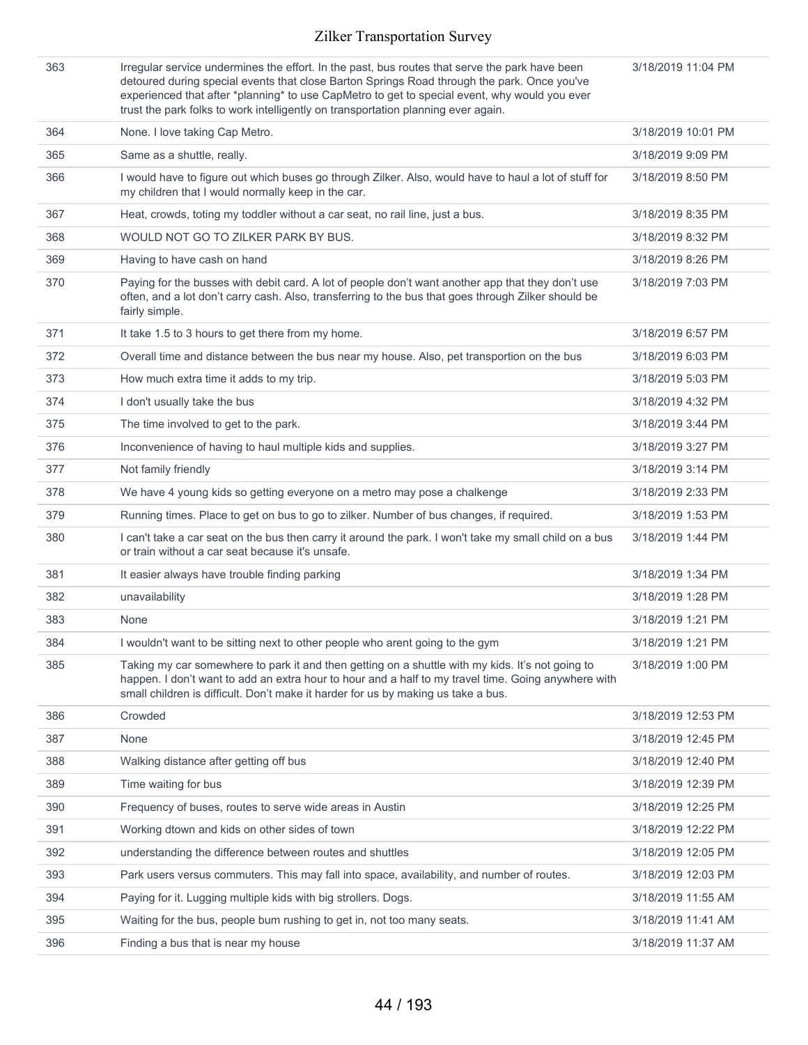| | | |
|---|---|---|
| 363 | Irregular service undermines the effort. In the past, bus routes that serve the park have been detoured during special events that close Barton Springs Road through the park. Once you've experienced that after *planning* to use CapMetro to get to special event, why would you ever trust the park folks to work intelligently on transportation planning ever again. | 3/18/2019 11:04 PM |
| 364 | None. I love taking Cap Metro. | 3/18/2019 10:01 PM |
| 365 | Same as a shuttle, really. | 3/18/2019 9:09 PM |
| 366 | I would have to figure out which buses go through Zilker. Also, would have to haul a lot of stuff for my children that I would normally keep in the car. | 3/18/2019 8:50 PM |
| 367 | Heat, crowds, toting my toddler without a car seat, no rail line, just a bus. | 3/18/2019 8:35 PM |
| 368 | WOULD NOT GO TO ZILKER PARK BY BUS. | 3/18/2019 8:32 PM |
| 369 | Having to have cash on hand | 3/18/2019 8:26 PM |
| 370 | Paying for the busses with debit card. A lot of people don't want another app that they don't use often, and a lot don't carry cash. Also, transferring to the bus that goes through Zilker should be fairly simple. | 3/18/2019 7:03 PM |
| 371 | It take 1.5 to 3 hours to get there from my home. | 3/18/2019 6:57 PM |
| 372 | Overall time and distance between the bus near my house. Also, pet transportion on the bus | 3/18/2019 6:03 PM |
| 373 | How much extra time it adds to my trip. | 3/18/2019 5:03 PM |
| 374 | I don't usually take the bus | 3/18/2019 4:32 PM |
| 375 | The time involved to get to the park. | 3/18/2019 3:44 PM |
| 376 | Inconvenience of having to haul multiple kids and supplies. | 3/18/2019 3:27 PM |
| 377 | Not family friendly | 3/18/2019 3:14 PM |
| 378 | We have 4 young kids so getting everyone on a metro may pose a chalkenge | 3/18/2019 2:33 PM |
| 379 | Running times. Place to get on bus to go to zilker. Number of bus changes, if required. | 3/18/2019 1:53 PM |
| 380 | I can't take a car seat on the bus then carry it around the park. I won't take my small child on a bus or train without a car seat because it's unsafe. | 3/18/2019 1:44 PM |
| 381 | It easier always have trouble finding parking | 3/18/2019 1:34 PM |
| 382 | unavailability | 3/18/2019 1:28 PM |
| 383 | None | 3/18/2019 1:21 PM |
| 384 | I wouldn't want to be sitting next to other people who arent going to the gym | 3/18/2019 1:21 PM |
| 385 | Taking my car somewhere to park it and then getting on a shuttle with my kids. It's not going to happen. I don't want to add an extra hour to hour and a half to my travel time. Going anywhere with small children is difficult. Don't make it harder for us by making us take a bus. | 3/18/2019 1:00 PM |
| 386 | Crowded | 3/18/2019 12:53 PM |
| 387 | None | 3/18/2019 12:45 PM |
| 388 | Walking distance after getting off bus | 3/18/2019 12:40 PM |
| 389 | Time waiting for bus | 3/18/2019 12:39 PM |
| 390 | Frequency of buses, routes to serve wide areas in Austin | 3/18/2019 12:25 PM |
| 391 | Working dtown and kids on other sides of town | 3/18/2019 12:22 PM |
| 392 | understanding the difference between routes and shuttles | 3/18/2019 12:05 PM |
| 393 | Park users versus commuters. This may fall into space, availability, and number of routes. | 3/18/2019 12:03 PM |
| 394 | Paying for it. Lugging multiple kids with big strollers. Dogs. | 3/18/2019 11:55 AM |
| 395 | Waiting for the bus, people bum rushing to get in, not too many seats. | 3/18/2019 11:41 AM |
| 396 | Finding a bus that is near my house | 3/18/2019 11:37 AM |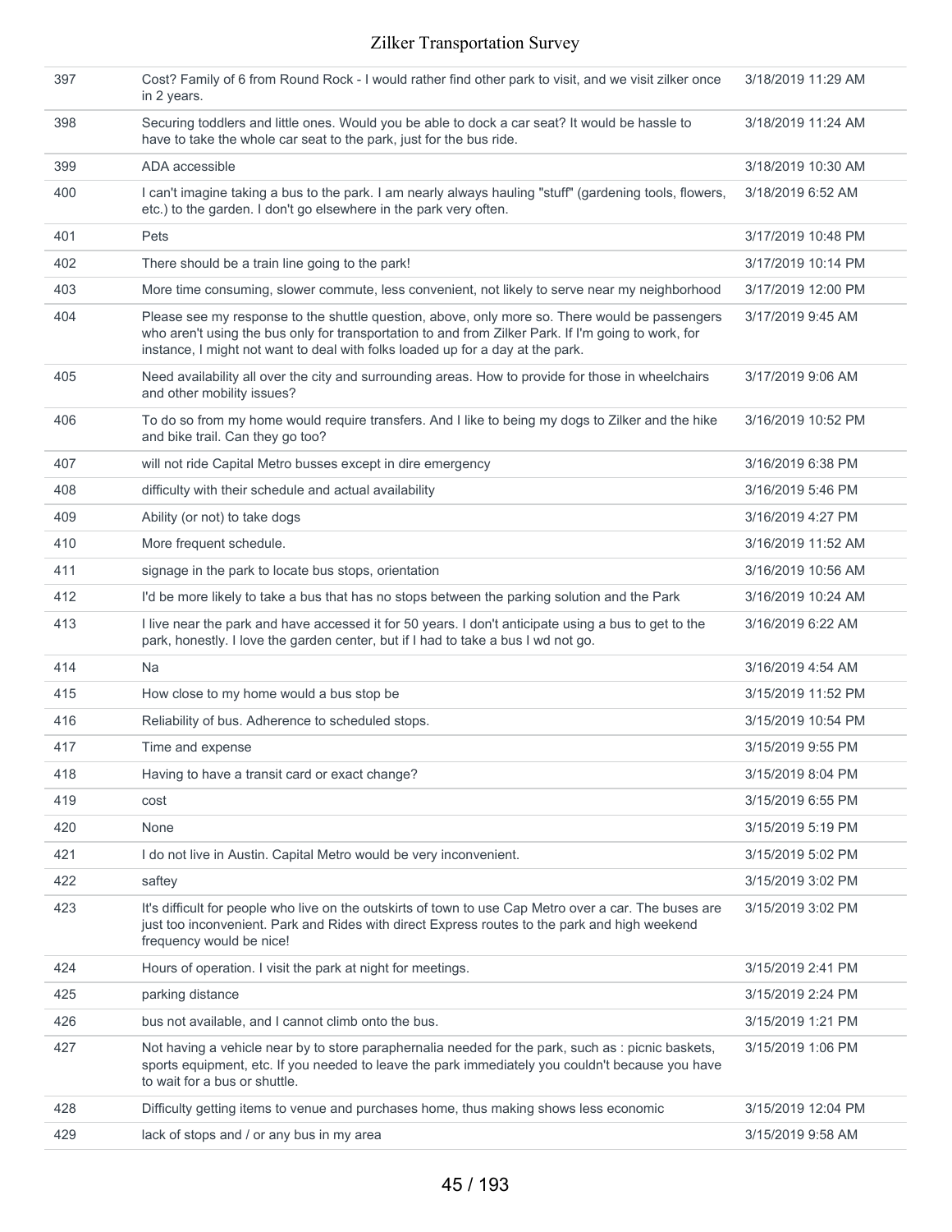| | | |
|---|---|---|
| 397 | Cost? Family of 6 from Round Rock - I would rather find other park to visit, and we visit zilker once in 2 years. | 3/18/2019 11:29 AM |
| 398 | Securing toddlers and little ones. Would you be able to dock a car seat? It would be hassle to have to take the whole car seat to the park, just for the bus ride. | 3/18/2019 11:24 AM |
| 399 | ADA accessible | 3/18/2019 10:30 AM |
| 400 | I can't imagine taking a bus to the park. I am nearly always hauling "stuff" (gardening tools, flowers, etc.) to the garden. I don't go elsewhere in the park very often. | 3/18/2019 6:52 AM |
| 401 | Pets | 3/17/2019 10:48 PM |
| 402 | There should be a train line going to the park! | 3/17/2019 10:14 PM |
| 403 | More time consuming, slower commute, less convenient, not likely to serve near my neighborhood | 3/17/2019 12:00 PM |
| 404 | Please see my response to the shuttle question, above, only more so. There would be passengers who aren't using the bus only for transportation to and from Zilker Park. If I'm going to work, for instance, I might not want to deal with folks loaded up for a day at the park. | 3/17/2019 9:45 AM |
| 405 | Need availability all over the city and surrounding areas. How to provide for those in wheelchairs and other mobility issues? | 3/17/2019 9:06 AM |
| 406 | To do so from my home would require transfers. And I like to being my dogs to Zilker and the hike and bike trail. Can they go too? | 3/16/2019 10:52 PM |
| 407 | will not ride Capital Metro busses except in dire emergency | 3/16/2019 6:38 PM |
| 408 | difficulty with their schedule and actual availability | 3/16/2019 5:46 PM |
| 409 | Ability (or not) to take dogs | 3/16/2019 4:27 PM |
| 410 | More frequent schedule. | 3/16/2019 11:52 AM |
| 411 | signage in the park to locate bus stops, orientation | 3/16/2019 10:56 AM |
| 412 | I'd be more likely to take a bus that has no stops between the parking solution and the Park | 3/16/2019 10:24 AM |
| 413 | I live near the park and have accessed it for 50 years. I don't anticipate using a bus to get to the park, honestly. I love the garden center, but if I had to take a bus I wd not go. | 3/16/2019 6:22 AM |
| 414 | Na | 3/16/2019 4:54 AM |
| 415 | How close to my home would a bus stop be | 3/15/2019 11:52 PM |
| 416 | Reliability of bus. Adherence to scheduled stops. | 3/15/2019 10:54 PM |
| 417 | Time and expense | 3/15/2019 9:55 PM |
| 418 | Having to have a transit card or exact change? | 3/15/2019 8:04 PM |
| 419 | cost | 3/15/2019 6:55 PM |
| 420 | None | 3/15/2019 5:19 PM |
| 421 | I do not live in Austin. Capital Metro would be very inconvenient. | 3/15/2019 5:02 PM |
| 422 | saftey | 3/15/2019 3:02 PM |
| 423 | It's difficult for people who live on the outskirts of town to use Cap Metro over a car. The buses are just too inconvenient. Park and Rides with direct Express routes to the park and high weekend frequency would be nice! | 3/15/2019 3:02 PM |
| 424 | Hours of operation. I visit the park at night for meetings. | 3/15/2019 2:41 PM |
| 425 | parking distance | 3/15/2019 2:24 PM |
| 426 | bus not available, and I cannot climb onto the bus. | 3/15/2019 1:21 PM |
| 427 | Not having a vehicle near by to store paraphernalia needed for the park, such as : picnic baskets, sports equipment, etc. If you needed to leave the park immediately you couldn't because you have to wait for a bus or shuttle. | 3/15/2019 1:06 PM |
| 428 | Difficulty getting items to venue and purchases home, thus making shows less economic | 3/15/2019 12:04 PM |
| 429 | lack of stops and / or any bus in my area | 3/15/2019 9:58 AM |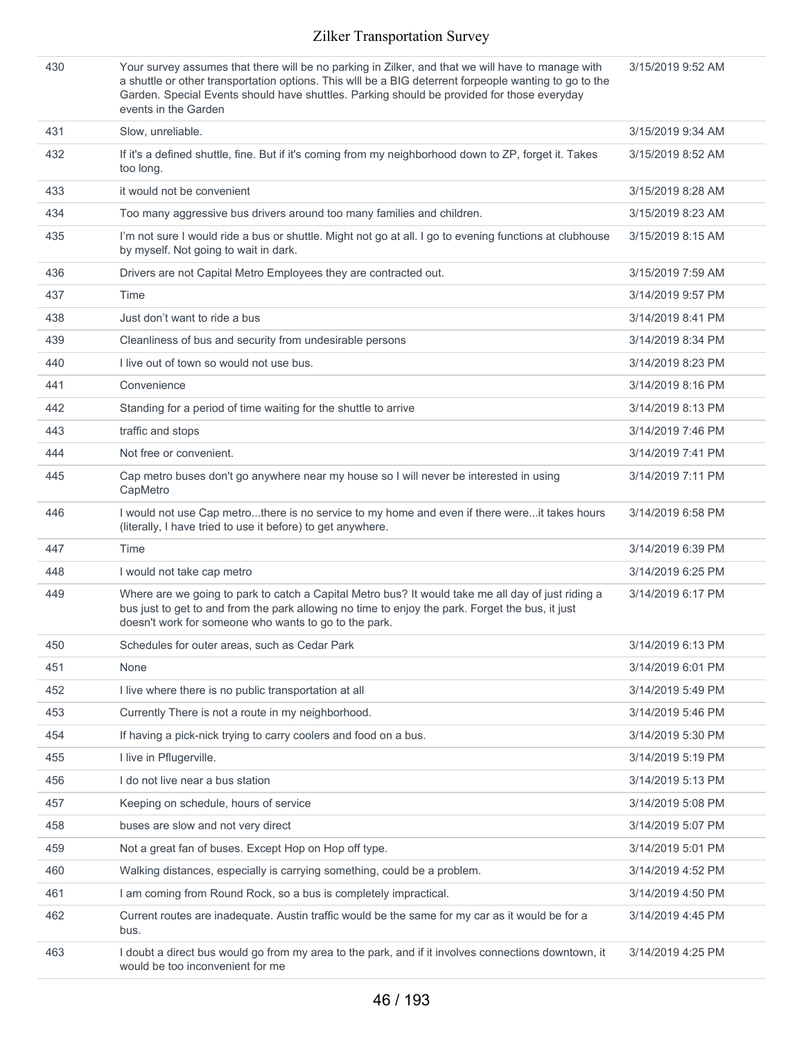| | | |
|---|---|---|
| 430 | Your survey assumes that there will be no parking in Zilker, and that we will have to manage with a shuttle or other transportation options. This wlll be a BIG deterrent forpeople wanting to go to the Garden. Special Events should have shuttles. Parking should be provided for those everyday events in the Garden | 3/15/2019 9:52 AM |
| 431 | Slow, unreliable. | 3/15/2019 9:34 AM |
| 432 | If it's a defined shuttle, fine. But if it's coming from my neighborhood down to ZP, forget it. Takes too long. | 3/15/2019 8:52 AM |
| 433 | it would not be convenient | 3/15/2019 8:28 AM |
| 434 | Too many aggressive bus drivers around too many families and children. | 3/15/2019 8:23 AM |
| 435 | I'm not sure I would ride a bus or shuttle. Might not go at all. I go to evening functions at clubhouse by myself. Not going to wait in dark. | 3/15/2019 8:15 AM |
| 436 | Drivers are not Capital Metro Employees they are contracted out. | 3/15/2019 7:59 AM |
| 437 | Time | 3/14/2019 9:57 PM |
| 438 | Just don't want to ride a bus | 3/14/2019 8:41 PM |
| 439 | Cleanliness of bus and security from undesirable persons | 3/14/2019 8:34 PM |
| 440 | I live out of town so would not use bus. | 3/14/2019 8:23 PM |
| 441 | Convenience | 3/14/2019 8:16 PM |
| 442 | Standing for a period of time waiting for the shuttle to arrive | 3/14/2019 8:13 PM |
| 443 | traffic and stops | 3/14/2019 7:46 PM |
| 444 | Not free or convenient. | 3/14/2019 7:41 PM |
| 445 | Cap metro buses don't go anywhere near my house so I will never be interested in using CapMetro | 3/14/2019 7:11 PM |
| 446 | I would not use Cap metro...there is no service to my home and even if there were...it takes hours (literally, I have tried to use it before) to get anywhere. | 3/14/2019 6:58 PM |
| 447 | Time | 3/14/2019 6:39 PM |
| 448 | I would not take cap metro | 3/14/2019 6:25 PM |
| 449 | Where are we going to park to catch a Capital Metro bus? It would take me all day of just riding a bus just to get to and from the park allowing no time to enjoy the park. Forget the bus, it just doesn't work for someone who wants to go to the park. | 3/14/2019 6:17 PM |
| 450 | Schedules for outer areas, such as Cedar Park | 3/14/2019 6:13 PM |
| 451 | None | 3/14/2019 6:01 PM |
| 452 | I live where there is no public transportation at all | 3/14/2019 5:49 PM |
| 453 | Currently There is not a route in my neighborhood. | 3/14/2019 5:46 PM |
| 454 | If having a pick-nick trying to carry coolers and food on a bus. | 3/14/2019 5:30 PM |
| 455 | I live in Pflugerville. | 3/14/2019 5:19 PM |
| 456 | I do not live near a bus station | 3/14/2019 5:13 PM |
| 457 | Keeping on schedule, hours of service | 3/14/2019 5:08 PM |
| 458 | buses are slow and not very direct | 3/14/2019 5:07 PM |
| 459 | Not a great fan of buses. Except Hop on Hop off type. | 3/14/2019 5:01 PM |
| 460 | Walking distances, especially is carrying something, could be a problem. | 3/14/2019 4:52 PM |
| 461 | I am coming from Round Rock, so a bus is completely impractical. | 3/14/2019 4:50 PM |
| 462 | Current routes are inadequate. Austin traffic would be the same for my car as it would be for a bus. | 3/14/2019 4:45 PM |
| 463 | I doubt a direct bus would go from my area to the park, and if it involves connections downtown, it would be too inconvenient for me | 3/14/2019 4:25 PM |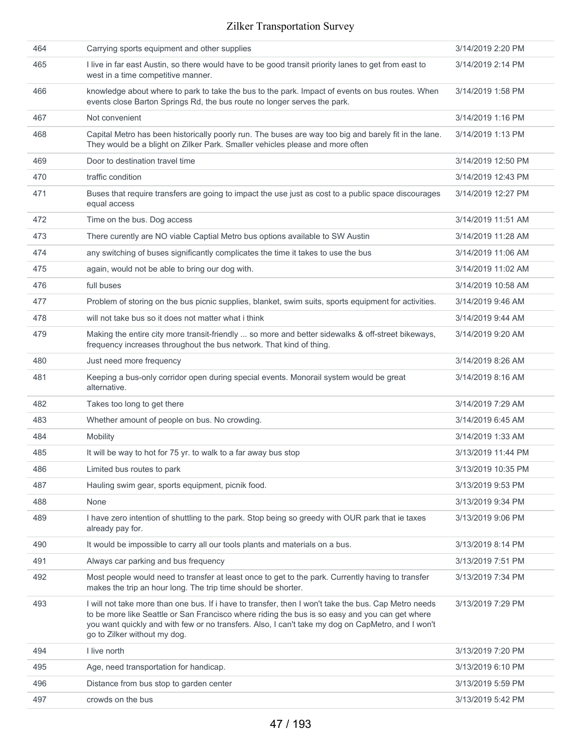| | | |
|---|---|---|
| 464 | Carrying sports equipment and other supplies | 3/14/2019 2:20 PM |
| 465 | I live in far east Austin, so there would have to be good transit priority lanes to get from east to west in a time competitive manner. | 3/14/2019 2:14 PM |
| 466 | knowledge about where to park to take the bus to the park. Impact of events on bus routes. When events close Barton Springs Rd, the bus route no longer serves the park. | 3/14/2019 1:58 PM |
| 467 | Not convenient | 3/14/2019 1:16 PM |
| 468 | Capital Metro has been historically poorly run. The buses are way too big and barely fit in the lane. They would be a blight on Zilker Park. Smaller vehicles please and more often | 3/14/2019 1:13 PM |
| 469 | Door to destination travel time | 3/14/2019 12:50 PM |
| 470 | traffic condition | 3/14/2019 12:43 PM |
| 471 | Buses that require transfers are going to impact the use just as cost to a public space discourages equal access | 3/14/2019 12:27 PM |
| 472 | Time on the bus. Dog access | 3/14/2019 11:51 AM |
| 473 | There curently are NO viable Captial Metro bus options available to SW Austin | 3/14/2019 11:28 AM |
| 474 | any switching of buses significantly complicates the time it takes to use the bus | 3/14/2019 11:06 AM |
| 475 | again, would not be able to bring our dog with. | 3/14/2019 11:02 AM |
| 476 | full buses | 3/14/2019 10:58 AM |
| 477 | Problem of storing on the bus picnic supplies, blanket, swim suits, sports equipment for activities. | 3/14/2019 9:46 AM |
| 478 | will not take bus so it does not matter what i think | 3/14/2019 9:44 AM |
| 479 | Making the entire city more transit-friendly ... so more and better sidewalks & off-street bikeways, frequency increases throughout the bus network. That kind of thing. | 3/14/2019 9:20 AM |
| 480 | Just need more frequency | 3/14/2019 8:26 AM |
| 481 | Keeping a bus-only corridor open during special events. Monorail system would be great alternative. | 3/14/2019 8:16 AM |
| 482 | Takes too long to get there | 3/14/2019 7:29 AM |
| 483 | Whether amount of people on bus. No crowding. | 3/14/2019 6:45 AM |
| 484 | Mobility | 3/14/2019 1:33 AM |
| 485 | It will be way to hot for 75 yr. to walk to a far away bus stop | 3/13/2019 11:44 PM |
| 486 | Limited bus routes to park | 3/13/2019 10:35 PM |
| 487 | Hauling swim gear, sports equipment, picnik food. | 3/13/2019 9:53 PM |
| 488 | None | 3/13/2019 9:34 PM |
| 489 | I have zero intention of shuttling to the park. Stop being so greedy with OUR park that ie taxes already pay for. | 3/13/2019 9:06 PM |
| 490 | It would be impossible to carry all our tools plants and materials on a bus. | 3/13/2019 8:14 PM |
| 491 | Always car parking and bus frequency | 3/13/2019 7:51 PM |
| 492 | Most people would need to transfer at least once to get to the park. Currently having to transfer makes the trip an hour long. The trip time should be shorter. | 3/13/2019 7:34 PM |
| 493 | I will not take more than one bus. If i have to transfer, then I won't take the bus. Cap Metro needs to be more like Seattle or San Francisco where riding the bus is so easy and you can get where you want quickly and with few or no transfers. Also, I can't take my dog on CapMetro, and I won't go to Zilker without my dog. | 3/13/2019 7:29 PM |
| 494 | I live north | 3/13/2019 7:20 PM |
| 495 | Age, need transportation for handicap. | 3/13/2019 6:10 PM |
| 496 | Distance from bus stop to garden center | 3/13/2019 5:59 PM |
| 497 | crowds on the bus | 3/13/2019 5:42 PM |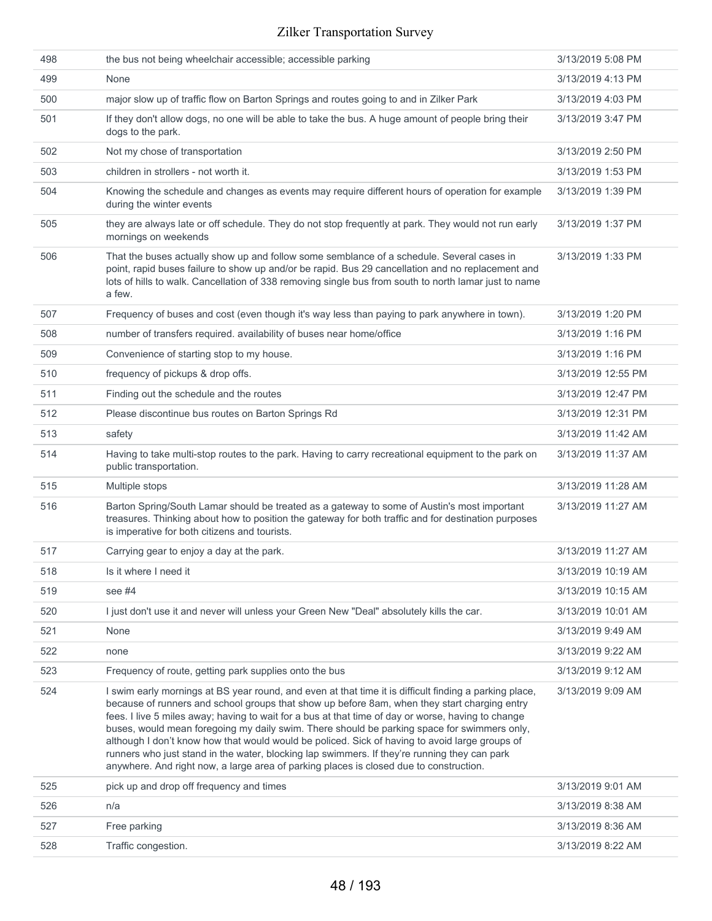| | | |
|---|---|---|
| 498 | the bus not being wheelchair accessible; accessible parking | 3/13/2019 5:08 PM |
| 499 | None | 3/13/2019 4:13 PM |
| 500 | major slow up of traffic flow on Barton Springs and routes going to and in Zilker Park | 3/13/2019 4:03 PM |
| 501 | If they don't allow dogs, no one will be able to take the bus. A huge amount of people bring their dogs to the park. | 3/13/2019 3:47 PM |
| 502 | Not my chose of transportation | 3/13/2019 2:50 PM |
| 503 | children in strollers - not worth it. | 3/13/2019 1:53 PM |
| 504 | Knowing the schedule and changes as events may require different hours of operation for example during the winter events | 3/13/2019 1:39 PM |
| 505 | they are always late or off schedule. They do not stop frequently at park. They would not run early mornings on weekends | 3/13/2019 1:37 PM |
| 506 | That the buses actually show up and follow some semblance of a schedule. Several cases in point, rapid buses failure to show up and/or be rapid. Bus 29 cancellation and no replacement and lots of hills to walk. Cancellation of 338 removing single bus from south to north lamar just to name a few. | 3/13/2019 1:33 PM |
| 507 | Frequency of buses and cost (even though it's way less than paying to park anywhere in town). | 3/13/2019 1:20 PM |
| 508 | number of transfers required. availability of buses near home/office | 3/13/2019 1:16 PM |
| 509 | Convenience of starting stop to my house. | 3/13/2019 1:16 PM |
| 510 | frequency of pickups & drop offs. | 3/13/2019 12:55 PM |
| 511 | Finding out the schedule and the routes | 3/13/2019 12:47 PM |
| 512 | Please discontinue bus routes on Barton Springs Rd | 3/13/2019 12:31 PM |
| 513 | safety | 3/13/2019 11:42 AM |
| 514 | Having to take multi-stop routes to the park. Having to carry recreational equipment to the park on public transportation. | 3/13/2019 11:37 AM |
| 515 | Multiple stops | 3/13/2019 11:28 AM |
| 516 | Barton Spring/South Lamar should be treated as a gateway to some of Austin's most important treasures. Thinking about how to position the gateway for both traffic and for destination purposes is imperative for both citizens and tourists. | 3/13/2019 11:27 AM |
| 517 | Carrying gear to enjoy a day at the park. | 3/13/2019 11:27 AM |
| 518 | Is it where I need it | 3/13/2019 10:19 AM |
| 519 | see #4 | 3/13/2019 10:15 AM |
| 520 | I just don't use it and never will unless your Green New "Deal" absolutely kills the car. | 3/13/2019 10:01 AM |
| 521 | None | 3/13/2019 9:49 AM |
| 522 | none | 3/13/2019 9:22 AM |
| 523 | Frequency of route, getting park supplies onto the bus | 3/13/2019 9:12 AM |
| 524 | I swim early mornings at BS year round, and even at that time it is difficult finding a parking place, because of runners and school groups that show up before 8am, when they start charging entry fees. I live 5 miles away; having to wait for a bus at that time of day or worse, having to change buses, would mean foregoing my daily swim. There should be parking space for swimmers only, although I don't know how that would be policed. Sick of having to avoid large groups of runners who just stand in the water, blocking lap swimmers. If they're running they can park anywhere. And right now, a large area of parking places is closed due to construction. | 3/13/2019 9:09 AM |
| 525 | pick up and drop off frequency and times | 3/13/2019 9:01 AM |
| 526 | n/a | 3/13/2019 8:38 AM |
| 527 | Free parking | 3/13/2019 8:36 AM |
| 528 | Traffic congestion. | 3/13/2019 8:22 AM |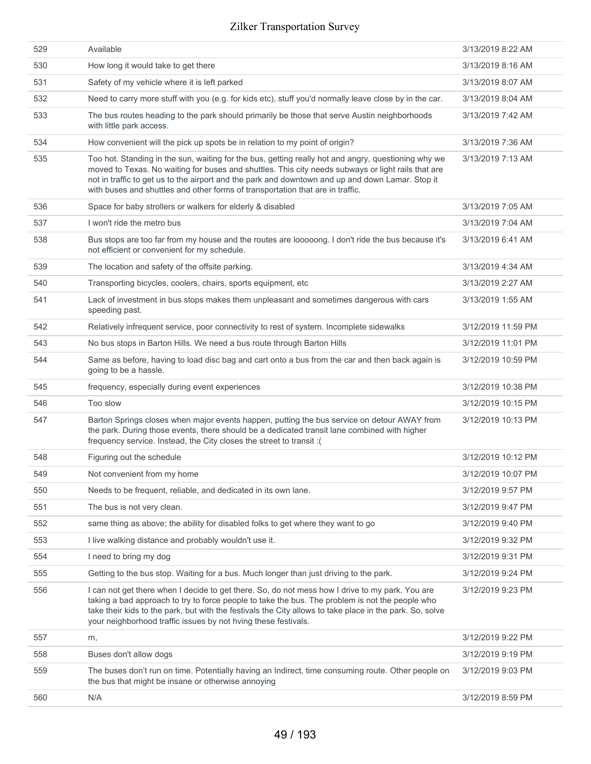| | | |
|---|---|---|
| 529 | Available | 3/13/2019 8:22 AM |
| 530 | How long it would take to get there | 3/13/2019 8:16 AM |
| 531 | Safety of my vehicle where it is left parked | 3/13/2019 8:07 AM |
| 532 | Need to carry more stuff with you (e.g. for kids etc), stuff you'd normally leave close by in the car. | 3/13/2019 8:04 AM |
| 533 | The bus routes heading to the park should primarily be those that serve Austin neighborhoods with little park access. | 3/13/2019 7:42 AM |
| 534 | How convenient will the pick up spots be in relation to my point of origin? | 3/13/2019 7:36 AM |
| 535 | Too hot. Standing in the sun, waiting for the bus, getting really hot and angry, questioning why we moved to Texas. No waiting for buses and shuttles. This city needs subways or light rails that are not in traffic to get us to the airport and the park and downtown and up and down Lamar. Stop it with buses and shuttles and other forms of transportation that are in traffic. | 3/13/2019 7:13 AM |
| 536 | Space for baby strollers or walkers for elderly & disabled | 3/13/2019 7:05 AM |
| 537 | I won't ride the metro bus | 3/13/2019 7:04 AM |
| 538 | Bus stops are too far from my house and the routes are looooong. I don't ride the bus because it's not efficient or convenient for my schedule. | 3/13/2019 6:41 AM |
| 539 | The location and safety of the offsite parking. | 3/13/2019 4:34 AM |
| 540 | Transporting bicycles, coolers, chairs, sports equipment, etc | 3/13/2019 2:27 AM |
| 541 | Lack of investment in bus stops makes them unpleasant and sometimes dangerous with cars speeding past. | 3/13/2019 1:55 AM |
| 542 | Relatively infrequent service, poor connectivity to rest of system. Incomplete sidewalks | 3/12/2019 11:59 PM |
| 543 | No bus stops in Barton Hills. We need a bus route through Barton Hills | 3/12/2019 11:01 PM |
| 544 | Same as before, having to load disc bag and cart onto a bus from the car and then back again is going to be a hassle. | 3/12/2019 10:59 PM |
| 545 | frequency, especially during event experiences | 3/12/2019 10:38 PM |
| 546 | Too slow | 3/12/2019 10:15 PM |
| 547 | Barton Springs closes when major events happen, putting the bus service on detour AWAY from the park. During those events, there should be a dedicated transit lane combined with higher frequency service. Instead, the City closes the street to transit :( | 3/12/2019 10:13 PM |
| 548 | Figuring out the schedule | 3/12/2019 10:12 PM |
| 549 | Not convenient from my home | 3/12/2019 10:07 PM |
| 550 | Needs to be frequent, reliable, and dedicated in its own lane. | 3/12/2019 9:57 PM |
| 551 | The bus is not very clean. | 3/12/2019 9:47 PM |
| 552 | same thing as above; the ability for disabled folks to get where they want to go | 3/12/2019 9:40 PM |
| 553 | I live walking distance and probably wouldn't use it. | 3/12/2019 9:32 PM |
| 554 | I need to bring my dog | 3/12/2019 9:31 PM |
| 555 | Getting to the bus stop. Waiting for a bus. Much longer than just driving to the park. | 3/12/2019 9:24 PM |
| 556 | I can not get there when I decide to get there. So, do not mess how I drive to my park. You are taking a bad approach to try to force people to take the bus. The problem is not the people who take their kids to the park, but with the festivals the City allows to take place in the park. So, solve your neighborhood traffic issues by not hving these festivals. | 3/12/2019 9:23 PM |
| 557 | m, | 3/12/2019 9:22 PM |
| 558 | Buses don't allow dogs | 3/12/2019 9:19 PM |
| 559 | The buses don't run on time. Potentially having an Indirect, time consuming route. Other people on the bus that might be insane or otherwise annoying | 3/12/2019 9:03 PM |
| 560 | N/A | 3/12/2019 8:59 PM |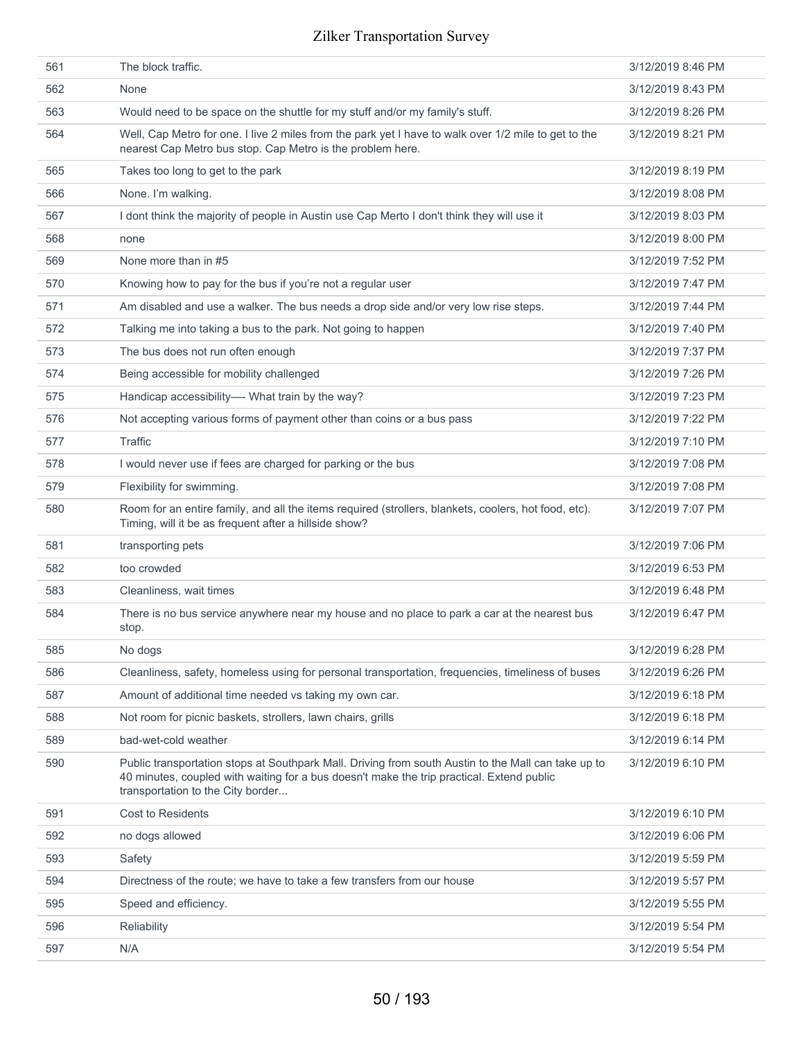| | | |
|---|---|---|
| 561 | The block traffic. | 3/12/2019 8:46 PM |
| 562 | None | 3/12/2019 8:43 PM |
| 563 | Would need to be space on the shuttle for my stuff and/or my family's stuff. | 3/12/2019 8:26 PM |
| 564 | Well, Cap Metro for one. I live 2 miles from the park yet I have to walk over 1/2 mile to get to the nearest Cap Metro bus stop. Cap Metro is the problem here. | 3/12/2019 8:21 PM |
| 565 | Takes too long to get to the park | 3/12/2019 8:19 PM |
| 566 | None. I'm walking. | 3/12/2019 8:08 PM |
| 567 | I dont think the majority of people in Austin use Cap Merto I don't think they will use it | 3/12/2019 8:03 PM |
| 568 | none | 3/12/2019 8:00 PM |
| 569 | None more than in #5 | 3/12/2019 7:52 PM |
| 570 | Knowing how to pay for the bus if you're not a regular user | 3/12/2019 7:47 PM |
| 571 | Am disabled and use a walker. The bus needs a drop side and/or very low rise steps. | 3/12/2019 7:44 PM |
| 572 | Talking me into taking a bus to the park. Not going to happen | 3/12/2019 7:40 PM |
| 573 | The bus does not run often enough | 3/12/2019 7:37 PM |
| 574 | Being accessible for mobility challenged | 3/12/2019 7:26 PM |
| 575 | Handicap accessibility—- What train by the way? | 3/12/2019 7:23 PM |
| 576 | Not accepting various forms of payment other than coins or a bus pass | 3/12/2019 7:22 PM |
| 577 | Traffic | 3/12/2019 7:10 PM |
| 578 | I would never use if fees are charged for parking or the bus | 3/12/2019 7:08 PM |
| 579 | Flexibility for swimming. | 3/12/2019 7:08 PM |
| 580 | Room for an entire family, and all the items required (strollers, blankets, coolers, hot food, etc). Timing, will it be as frequent after a hillside show? | 3/12/2019 7:07 PM |
| 581 | transporting pets | 3/12/2019 7:06 PM |
| 582 | too crowded | 3/12/2019 6:53 PM |
| 583 | Cleanliness, wait times | 3/12/2019 6:48 PM |
| 584 | There is no bus service anywhere near my house and no place to park a car at the nearest bus stop. | 3/12/2019 6:47 PM |
| 585 | No dogs | 3/12/2019 6:28 PM |
| 586 | Cleanliness, safety, homeless using for personal transportation, frequencies, timeliness of buses | 3/12/2019 6:26 PM |
| 587 | Amount of additional time needed vs taking my own car. | 3/12/2019 6:18 PM |
| 588 | Not room for picnic baskets, strollers, lawn chairs, grills | 3/12/2019 6:18 PM |
| 589 | bad-wet-cold weather | 3/12/2019 6:14 PM |
| 590 | Public transportation stops at Southpark Mall. Driving from south Austin to the Mall can take up to 40 minutes, coupled with waiting for a bus doesn't make the trip practical. Extend public transportation to the City border... | 3/12/2019 6:10 PM |
| 591 | Cost to Residents | 3/12/2019 6:10 PM |
| 592 | no dogs allowed | 3/12/2019 6:06 PM |
| 593 | Safety | 3/12/2019 5:59 PM |
| 594 | Directness of the route; we have to take a few transfers from our house | 3/12/2019 5:57 PM |
| 595 | Speed and efficiency. | 3/12/2019 5:55 PM |
| 596 | Reliability | 3/12/2019 5:54 PM |
| 597 | N/A | 3/12/2019 5:54 PM |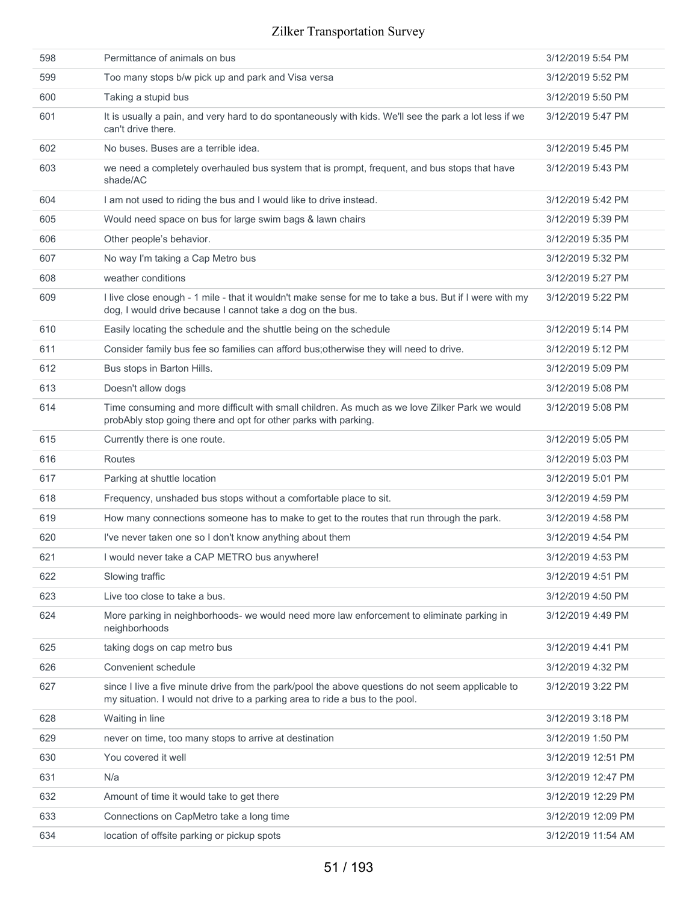| | | |
|---|---|---|
| 598 | Permittance of animals on bus | 3/12/2019 5:54 PM |
| 599 | Too many stops b/w pick up and park and Visa versa | 3/12/2019 5:52 PM |
| 600 | Taking a stupid bus | 3/12/2019 5:50 PM |
| 601 | It is usually a pain, and very hard to do spontaneously with kids. We'll see the park a lot less if we can't drive there. | 3/12/2019 5:47 PM |
| 602 | No buses. Buses are a terrible idea. | 3/12/2019 5:45 PM |
| 603 | we need a completely overhauled bus system that is prompt, frequent, and bus stops that have shade/AC | 3/12/2019 5:43 PM |
| 604 | I am not used to riding the bus and I would like to drive instead. | 3/12/2019 5:42 PM |
| 605 | Would need space on bus for large swim bags & lawn chairs | 3/12/2019 5:39 PM |
| 606 | Other people's behavior. | 3/12/2019 5:35 PM |
| 607 | No way I'm taking a Cap Metro bus | 3/12/2019 5:32 PM |
| 608 | weather conditions | 3/12/2019 5:27 PM |
| 609 | I live close enough - 1 mile - that it wouldn't make sense for me to take a bus. But if I were with my dog, I would drive because I cannot take a dog on the bus. | 3/12/2019 5:22 PM |
| 610 | Easily locating the schedule and the shuttle being on the schedule | 3/12/2019 5:14 PM |
| 611 | Consider family bus fee so families can afford bus;otherwise they will need to drive. | 3/12/2019 5:12 PM |
| 612 | Bus stops in Barton Hills. | 3/12/2019 5:09 PM |
| 613 | Doesn't allow dogs | 3/12/2019 5:08 PM |
| 614 | Time consuming and more difficult with small children. As much as we love Zilker Park we would probAbly stop going there and opt for other parks with parking. | 3/12/2019 5:08 PM |
| 615 | Currently there is one route. | 3/12/2019 5:05 PM |
| 616 | Routes | 3/12/2019 5:03 PM |
| 617 | Parking at shuttle location | 3/12/2019 5:01 PM |
| 618 | Frequency, unshaded bus stops without a comfortable place to sit. | 3/12/2019 4:59 PM |
| 619 | How many connections someone has to make to get to the routes that run through the park. | 3/12/2019 4:58 PM |
| 620 | I've never taken one so I don't know anything about them | 3/12/2019 4:54 PM |
| 621 | I would never take a CAP METRO bus anywhere! | 3/12/2019 4:53 PM |
| 622 | Slowing traffic | 3/12/2019 4:51 PM |
| 623 | Live too close to take a bus. | 3/12/2019 4:50 PM |
| 624 | More parking in neighborhoods- we would need more law enforcement to eliminate parking in neighborhoods | 3/12/2019 4:49 PM |
| 625 | taking dogs on cap metro bus | 3/12/2019 4:41 PM |
| 626 | Convenient schedule | 3/12/2019 4:32 PM |
| 627 | since I live a five minute drive from the park/pool the above questions do not seem applicable to my situation. I would not drive to a parking area to ride a bus to the pool. | 3/12/2019 3:22 PM |
| 628 | Waiting in line | 3/12/2019 3:18 PM |
| 629 | never on time, too many stops to arrive at destination | 3/12/2019 1:50 PM |
| 630 | You covered it well | 3/12/2019 12:51 PM |
| 631 | N/a | 3/12/2019 12:47 PM |
| 632 | Amount of time it would take to get there | 3/12/2019 12:29 PM |
| 633 | Connections on CapMetro take a long time | 3/12/2019 12:09 PM |
| 634 | location of offsite parking or pickup spots | 3/12/2019 11:54 AM |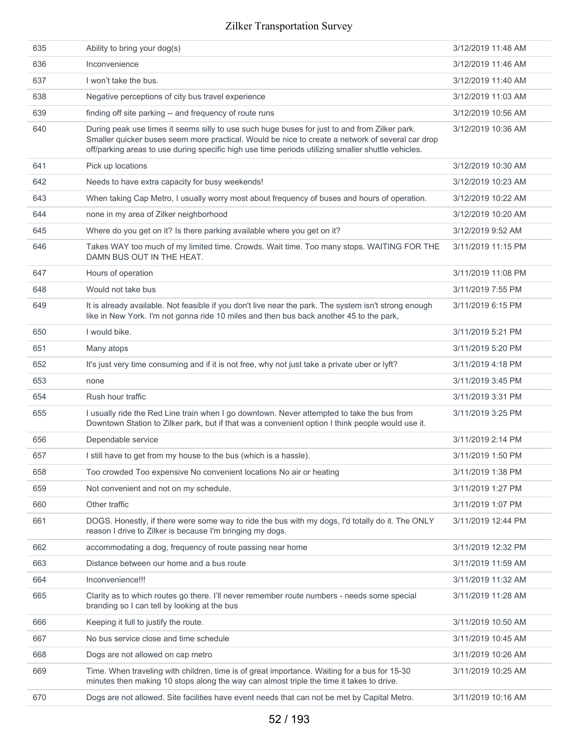| | | |
|---|---|---|
| 635 | Ability to bring your dog(s) | 3/12/2019 11:48 AM |
| 636 | Inconvenience | 3/12/2019 11:46 AM |
| 637 | I won't take the bus. | 3/12/2019 11:40 AM |
| 638 | Negative perceptions of city bus travel experience | 3/12/2019 11:03 AM |
| 639 | finding off site parking -- and frequency of route runs | 3/12/2019 10:56 AM |
| 640 | During peak use times it seems silly to use such huge buses for just to and from Zilker park. Smaller quicker buses seem more practical. Would be nice to create a network of several car drop off/parking areas to use during specific high use time periods utilizing smaller shuttle vehicles. | 3/12/2019 10:36 AM |
| 641 | Pick up locations | 3/12/2019 10:30 AM |
| 642 | Needs to have extra capacity for busy weekends! | 3/12/2019 10:23 AM |
| 643 | When taking Cap Metro, I usually worry most about frequency of buses and hours of operation. | 3/12/2019 10:22 AM |
| 644 | none in my area of Zilker neighborhood | 3/12/2019 10:20 AM |
| 645 | Where do you get on it? Is there parking available where you get on it? | 3/12/2019 9:52 AM |
| 646 | Takes WAY too much of my limited time. Crowds. Wait time. Too many stops. WAITING FOR THE DAMN BUS OUT IN THE HEAT. | 3/11/2019 11:15 PM |
| 647 | Hours of operation | 3/11/2019 11:08 PM |
| 648 | Would not take bus | 3/11/2019 7:55 PM |
| 649 | It is already available. Not feasible if you don't live near the park. The system isn't strong enough like in New York. I'm not gonna ride 10 miles and then bus back another 45 to the park, | 3/11/2019 6:15 PM |
| 650 | I would bike. | 3/11/2019 5:21 PM |
| 651 | Many atops | 3/11/2019 5:20 PM |
| 652 | It's just very time consuming and if it is not free, why not just take a private uber or lyft? | 3/11/2019 4:18 PM |
| 653 | none | 3/11/2019 3:45 PM |
| 654 | Rush hour traffic | 3/11/2019 3:31 PM |
| 655 | I usually ride the Red Line train when I go downtown. Never attempted to take the bus from Downtown Station to Zilker park, but if that was a convenient option I think people would use it. | 3/11/2019 3:25 PM |
| 656 | Dependable service | 3/11/2019 2:14 PM |
| 657 | I still have to get from my house to the bus (which is a hassle). | 3/11/2019 1:50 PM |
| 658 | Too crowded Too expensive No convenient locations No air or heating | 3/11/2019 1:38 PM |
| 659 | Not convenient and not on my schedule. | 3/11/2019 1:27 PM |
| 660 | Other traffic | 3/11/2019 1:07 PM |
| 661 | DOGS. Honestly, if there were some way to ride the bus with my dogs, I'd totally do it. The ONLY reason I drive to Zilker is because I'm bringing my dogs. | 3/11/2019 12:44 PM |
| 662 | accommodating a dog, frequency of route passing near home | 3/11/2019 12:32 PM |
| 663 | Distance between our home and a bus route | 3/11/2019 11:59 AM |
| 664 | Inconvenience!!! | 3/11/2019 11:32 AM |
| 665 | Clarity as to which routes go there. I'll never remember route numbers - needs some special branding so I can tell by looking at the bus | 3/11/2019 11:28 AM |
| 666 | Keeping it full to justify the route. | 3/11/2019 10:50 AM |
| 667 | No bus service close and time schedule | 3/11/2019 10:45 AM |
| 668 | Dogs are not allowed on cap metro | 3/11/2019 10:26 AM |
| 669 | Time. When traveling with children, time is of great importance. Waiting for a bus for 15-30 minutes then making 10 stops along the way can almost triple the time it takes to drive. | 3/11/2019 10:25 AM |
| 670 | Dogs are not allowed. Site facilities have event needs that can not be met by Capital Metro. | 3/11/2019 10:16 AM |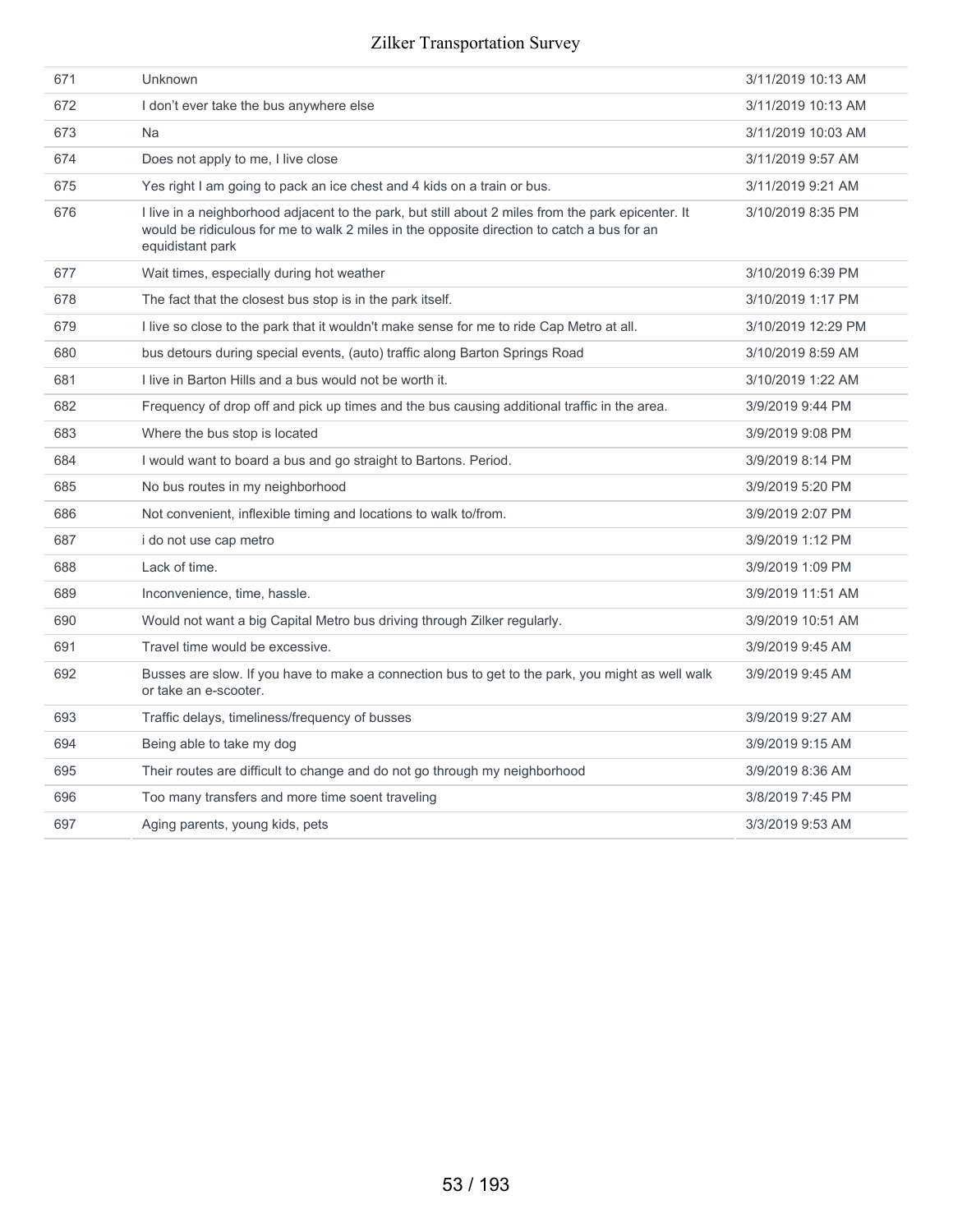| | | |
|---|---|---|
| 671 | Unknown | 3/11/2019 10:13 AM |
| 672 | I don't ever take the bus anywhere else | 3/11/2019 10:13 AM |
| 673 | Na | 3/11/2019 10:03 AM |
| 674 | Does not apply to me, I live close | 3/11/2019 9:57 AM |
| 675 | Yes right I am going to pack an ice chest and 4 kids on a train or bus. | 3/11/2019 9:21 AM |
| 676 | I live in a neighborhood adjacent to the park, but still about 2 miles from the park epicenter. It would be ridiculous for me to walk 2 miles in the opposite direction to catch a bus for an equidistant park | 3/10/2019 8:35 PM |
| 677 | Wait times, especially during hot weather | 3/10/2019 6:39 PM |
| 678 | The fact that the closest bus stop is in the park itself. | 3/10/2019 1:17 PM |
| 679 | I live so close to the park that it wouldn't make sense for me to ride Cap Metro at all. | 3/10/2019 12:29 PM |
| 680 | bus detours during special events, (auto) traffic along Barton Springs Road | 3/10/2019 8:59 AM |
| 681 | I live in Barton Hills and a bus would not be worth it. | 3/10/2019 1:22 AM |
| 682 | Frequency of drop off and pick up times and the bus causing additional traffic in the area. | 3/9/2019 9:44 PM |
| 683 | Where the bus stop is located | 3/9/2019 9:08 PM |
| 684 | I would want to board a bus and go straight to Bartons. Period. | 3/9/2019 8:14 PM |
| 685 | No bus routes in my neighborhood | 3/9/2019 5:20 PM |
| 686 | Not convenient, inflexible timing and locations to walk to/from. | 3/9/2019 2:07 PM |
| 687 | i do not use cap metro | 3/9/2019 1:12 PM |
| 688 | Lack of time. | 3/9/2019 1:09 PM |
| 689 | Inconvenience, time, hassle. | 3/9/2019 11:51 AM |
| 690 | Would not want a big Capital Metro bus driving through Zilker regularly. | 3/9/2019 10:51 AM |
| 691 | Travel time would be excessive. | 3/9/2019 9:45 AM |
| 692 | Busses are slow. If you have to make a connection bus to get to the park, you might as well walk or take an e-scooter. | 3/9/2019 9:45 AM |
| 693 | Traffic delays, timeliness/frequency of busses | 3/9/2019 9:27 AM |
| 694 | Being able to take my dog | 3/9/2019 9:15 AM |
| 695 | Their routes are difficult to change and do not go through my neighborhood | 3/9/2019 8:36 AM |
| 696 | Too many transfers and more time soent traveling | 3/8/2019 7:45 PM |
| 697 | Aging parents, young kids, pets | 3/3/2019 9:53 AM |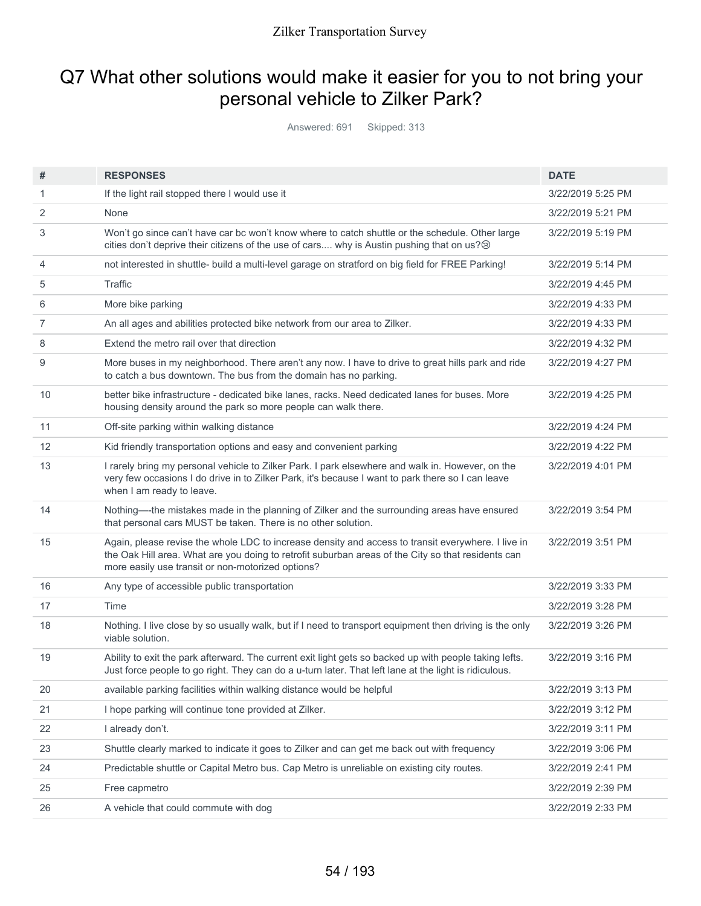## Q7 What other solutions would make it easier for you to not bring your personal vehicle to Zilker Park?

Answered: 691 Skipped: 313

| # | RESPONSES | DATE |
|---|---|---|
| 1 | If the light rail stopped there I would use it | 3/22/2019 5:25 PM |
| 2 | None | 3/22/2019 5:21 PM |
| 3 | Won't go since can't have car bc won't know where to catch shuttle or the schedule. Other large cities don't deprive their citizens of the use of cars.... why is Austin pushing that on us?☹ | 3/22/2019 5:19 PM |
| 4 | not interested in shuttle- build a multi-level garage on stratford on big field for FREE Parking! | 3/22/2019 5:14 PM |
| 5 | Traffic | 3/22/2019 4:45 PM |
| 6 | More bike parking | 3/22/2019 4:33 PM |
| 7 | An all ages and abilities protected bike network from our area to Zilker. | 3/22/2019 4:33 PM |
| 8 | Extend the metro rail over that direction | 3/22/2019 4:32 PM |
| 9 | More buses in my neighborhood. There aren't any now. I have to drive to great hills park and ride to catch a bus downtown. The bus from the domain has no parking. | 3/22/2019 4:27 PM |
| 10 | better bike infrastructure - dedicated bike lanes, racks. Need dedicated lanes for buses. More housing density around the park so more people can walk there. | 3/22/2019 4:25 PM |
| 11 | Off-site parking within walking distance | 3/22/2019 4:24 PM |
| 12 | Kid friendly transportation options and easy and convenient parking | 3/22/2019 4:22 PM |
| 13 | I rarely bring my personal vehicle to Zilker Park. I park elsewhere and walk in. However, on the very few occasions I do drive in to Zilker Park, it's because I want to park there so I can leave when I am ready to leave. | 3/22/2019 4:01 PM |
| 14 | Nothing—-the mistakes made in the planning of Zilker and the surrounding areas have ensured that personal cars MUST be taken. There is no other solution. | 3/22/2019 3:54 PM |
| 15 | Again, please revise the whole LDC to increase density and access to transit everywhere. I live in the Oak Hill area. What are you doing to retrofit suburban areas of the City so that residents can more easily use transit or non-motorized options? | 3/22/2019 3:51 PM |
| 16 | Any type of accessible public transportation | 3/22/2019 3:33 PM |
| 17 | Time | 3/22/2019 3:28 PM |
| 18 | Nothing. I live close by so usually walk, but if I need to transport equipment then driving is the only viable solution. | 3/22/2019 3:26 PM |
| 19 | Ability to exit the park afterward. The current exit light gets so backed up with people taking lefts. Just force people to go right. They can do a u-turn later. That left lane at the light is ridiculous. | 3/22/2019 3:16 PM |
| 20 | available parking facilities within walking distance would be helpful | 3/22/2019 3:13 PM |
| 21 | I hope parking will continue tone provided at Zilker. | 3/22/2019 3:12 PM |
| 22 | I already don't. | 3/22/2019 3:11 PM |
| 23 | Shuttle clearly marked to indicate it goes to Zilker and can get me back out with frequency | 3/22/2019 3:06 PM |
| 24 | Predictable shuttle or Capital Metro bus. Cap Metro is unreliable on existing city routes. | 3/22/2019 2:41 PM |
| 25 | Free capmetro | 3/22/2019 2:39 PM |
| 26 | A vehicle that could commute with dog | 3/22/2019 2:33 PM |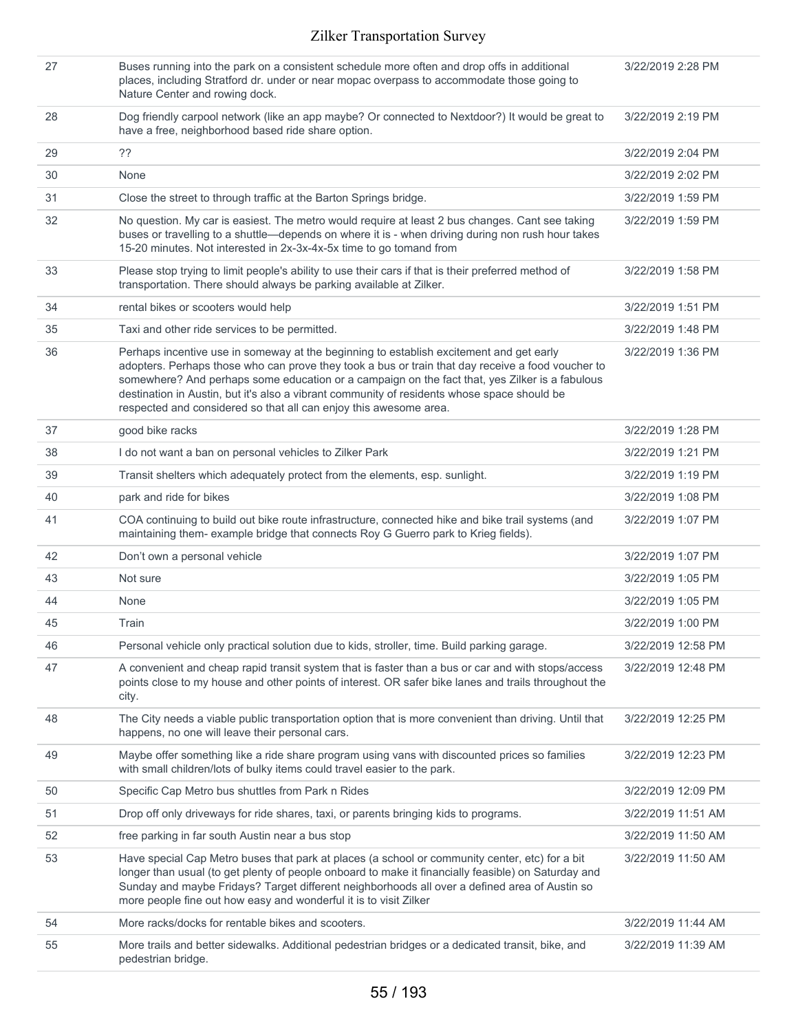| | | |
|---|---|---|
| 27 | Buses running into the park on a consistent schedule more often and drop offs in additional places, including Stratford dr. under or near mopac overpass to accommodate those going to Nature Center and rowing dock. | 3/22/2019 2:28 PM |
| 28 | Dog friendly carpool network (like an app maybe? Or connected to Nextdoor?) It would be great to have a free, neighborhood based ride share option. | 3/22/2019 2:19 PM |
| 29 | ?? | 3/22/2019 2:04 PM |
| 30 | None | 3/22/2019 2:02 PM |
| 31 | Close the street to through traffic at the Barton Springs bridge. | 3/22/2019 1:59 PM |
| 32 | No question. My car is easiest. The metro would require at least 2 bus changes. Cant see taking buses or travelling to a shuttle—depends on where it is - when driving during non rush hour takes 15-20 minutes. Not interested in 2x-3x-4x-5x time to go tomand from | 3/22/2019 1:59 PM |
| 33 | Please stop trying to limit people's ability to use their cars if that is their preferred method of transportation. There should always be parking available at Zilker. | 3/22/2019 1:58 PM |
| 34 | rental bikes or scooters would help | 3/22/2019 1:51 PM |
| 35 | Taxi and other ride services to be permitted. | 3/22/2019 1:48 PM |
| 36 | Perhaps incentive use in someway at the beginning to establish excitement and get early adopters. Perhaps those who can prove they took a bus or train that day receive a food voucher to somewhere? And perhaps some education or a campaign on the fact that, yes Zilker is a fabulous destination in Austin, but it's also a vibrant community of residents whose space should be respected and considered so that all can enjoy this awesome area. | 3/22/2019 1:36 PM |
| 37 | good bike racks | 3/22/2019 1:28 PM |
| 38 | I do not want a ban on personal vehicles to Zilker Park | 3/22/2019 1:21 PM |
| 39 | Transit shelters which adequately protect from the elements, esp. sunlight. | 3/22/2019 1:19 PM |
| 40 | park and ride for bikes | 3/22/2019 1:08 PM |
| 41 | COA continuing to build out bike route infrastructure, connected hike and bike trail systems (and maintaining them- example bridge that connects Roy G Guerro park to Krieg fields). | 3/22/2019 1:07 PM |
| 42 | Don't own a personal vehicle | 3/22/2019 1:07 PM |
| 43 | Not sure | 3/22/2019 1:05 PM |
| 44 | None | 3/22/2019 1:05 PM |
| 45 | Train | 3/22/2019 1:00 PM |
| 46 | Personal vehicle only practical solution due to kids, stroller, time. Build parking garage. | 3/22/2019 12:58 PM |
| 47 | A convenient and cheap rapid transit system that is faster than a bus or car and with stops/access points close to my house and other points of interest. OR safer bike lanes and trails throughout the city. | 3/22/2019 12:48 PM |
| 48 | The City needs a viable public transportation option that is more convenient than driving. Until that happens, no one will leave their personal cars. | 3/22/2019 12:25 PM |
| 49 | Maybe offer something like a ride share program using vans with discounted prices so families with small children/lots of bulky items could travel easier to the park. | 3/22/2019 12:23 PM |
| 50 | Specific Cap Metro bus shuttles from Park n Rides | 3/22/2019 12:09 PM |
| 51 | Drop off only driveways for ride shares, taxi, or parents bringing kids to programs. | 3/22/2019 11:51 AM |
| 52 | free parking in far south Austin near a bus stop | 3/22/2019 11:50 AM |
| 53 | Have special Cap Metro buses that park at places (a school or community center, etc) for a bit longer than usual (to get plenty of people onboard to make it financially feasible) on Saturday and Sunday and maybe Fridays? Target different neighborhoods all over a defined area of Austin so more people fine out how easy and wonderful it is to visit Zilker | 3/22/2019 11:50 AM |
| 54 | More racks/docks for rentable bikes and scooters. | 3/22/2019 11:44 AM |
| 55 | More trails and better sidewalks. Additional pedestrian bridges or a dedicated transit, bike, and pedestrian bridge. | 3/22/2019 11:39 AM |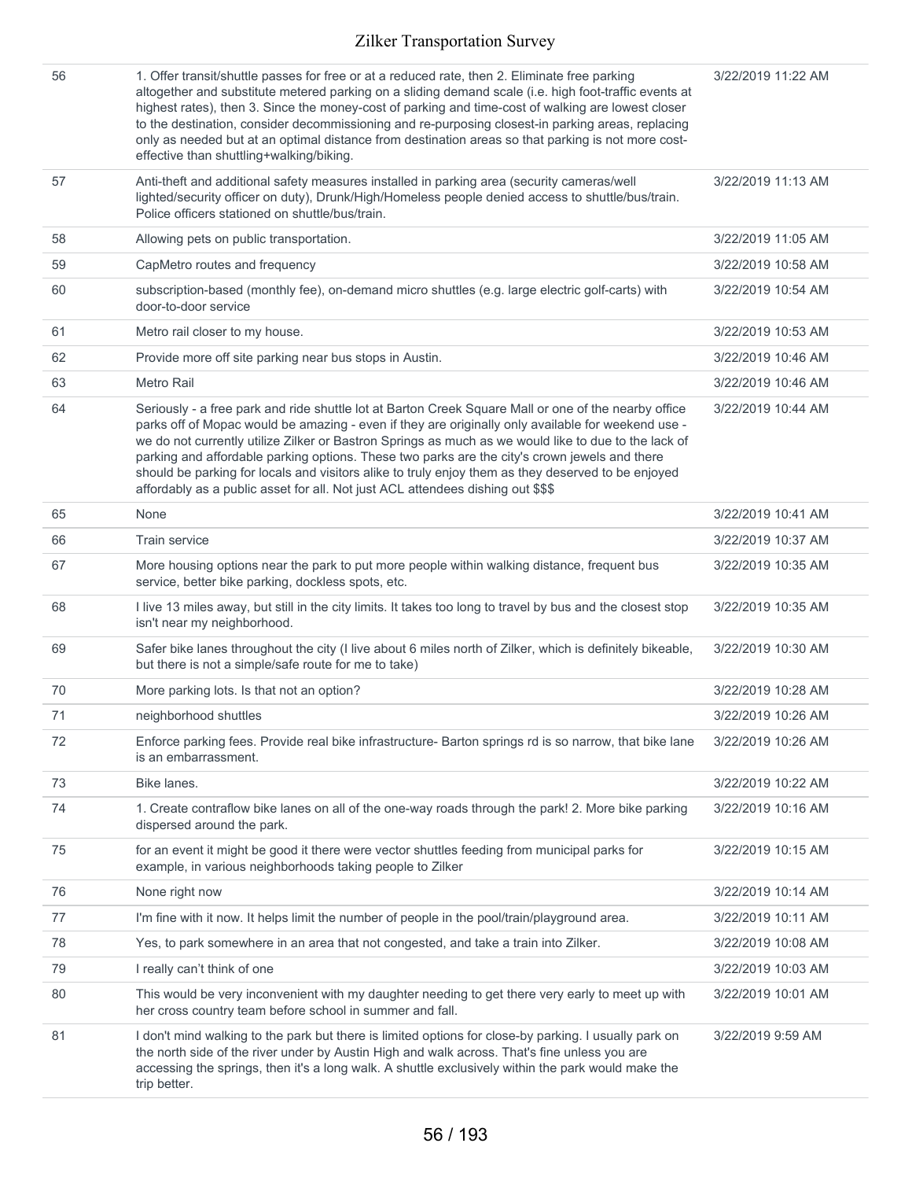| | | |
|---|---|---|
| 56 | 1. Offer transit/shuttle passes for free or at a reduced rate, then 2. Eliminate free parking altogether and substitute metered parking on a sliding demand scale (i.e. high foot-traffic events at highest rates), then 3. Since the money-cost of parking and time-cost of walking are lowest closer to the destination, consider decommissioning and re-purposing closest-in parking areas, replacing only as needed but at an optimal distance from destination areas so that parking is not more cost-effective than shuttling+walking/biking. | 3/22/2019 11:22 AM |
| 57 | Anti-theft and additional safety measures installed in parking area (security cameras/well lighted/security officer on duty), Drunk/High/Homeless people denied access to shuttle/bus/train. Police officers stationed on shuttle/bus/train. | 3/22/2019 11:13 AM |
| 58 | Allowing pets on public transportation. | 3/22/2019 11:05 AM |
| 59 | CapMetro routes and frequency | 3/22/2019 10:58 AM |
| 60 | subscription-based (monthly fee), on-demand micro shuttles (e.g. large electric golf-carts) with door-to-door service | 3/22/2019 10:54 AM |
| 61 | Metro rail closer to my house. | 3/22/2019 10:53 AM |
| 62 | Provide more off site parking near bus stops in Austin. | 3/22/2019 10:46 AM |
| 63 | Metro Rail | 3/22/2019 10:46 AM |
| 64 | Seriously - a free park and ride shuttle lot at Barton Creek Square Mall or one of the nearby office parks off of Mopac would be amazing - even if they are originally only available for weekend use - we do not currently utilize Zilker or Bastron Springs as much as we would like to due to the lack of parking and affordable parking options. These two parks are the city's crown jewels and there should be parking for locals and visitors alike to truly enjoy them as they deserved to be enjoyed affordably as a public asset for all. Not just ACL attendees dishing out $$$ | 3/22/2019 10:44 AM |
| 65 | None | 3/22/2019 10:41 AM |
| 66 | Train service | 3/22/2019 10:37 AM |
| 67 | More housing options near the park to put more people within walking distance, frequent bus service, better bike parking, dockless spots, etc. | 3/22/2019 10:35 AM |
| 68 | I live 13 miles away, but still in the city limits. It takes too long to travel by bus and the closest stop isn't near my neighborhood. | 3/22/2019 10:35 AM |
| 69 | Safer bike lanes throughout the city (I live about 6 miles north of Zilker, which is definitely bikeable, but there is not a simple/safe route for me to take) | 3/22/2019 10:30 AM |
| 70 | More parking lots. Is that not an option? | 3/22/2019 10:28 AM |
| 71 | neighborhood shuttles | 3/22/2019 10:26 AM |
| 72 | Enforce parking fees. Provide real bike infrastructure- Barton springs rd is so narrow, that bike lane is an embarrassment. | 3/22/2019 10:26 AM |
| 73 | Bike lanes. | 3/22/2019 10:22 AM |
| 74 | 1. Create contraflow bike lanes on all of the one-way roads through the park! 2. More bike parking dispersed around the park. | 3/22/2019 10:16 AM |
| 75 | for an event it might be good it there were vector shuttles feeding from municipal parks for example, in various neighborhoods taking people to Zilker | 3/22/2019 10:15 AM |
| 76 | None right now | 3/22/2019 10:14 AM |
| 77 | I'm fine with it now. It helps limit the number of people in the pool/train/playground area. | 3/22/2019 10:11 AM |
| 78 | Yes, to park somewhere in an area that not congested, and take a train into Zilker. | 3/22/2019 10:08 AM |
| 79 | I really can't think of one | 3/22/2019 10:03 AM |
| 80 | This would be very inconvenient with my daughter needing to get there very early to meet up with her cross country team before school in summer and fall. | 3/22/2019 10:01 AM |
| 81 | I don't mind walking to the park but there is limited options for close-by parking. I usually park on the north side of the river under by Austin High and walk across. That's fine unless you are accessing the springs, then it's a long walk. A shuttle exclusively within the park would make the trip better. | 3/22/2019 9:59 AM |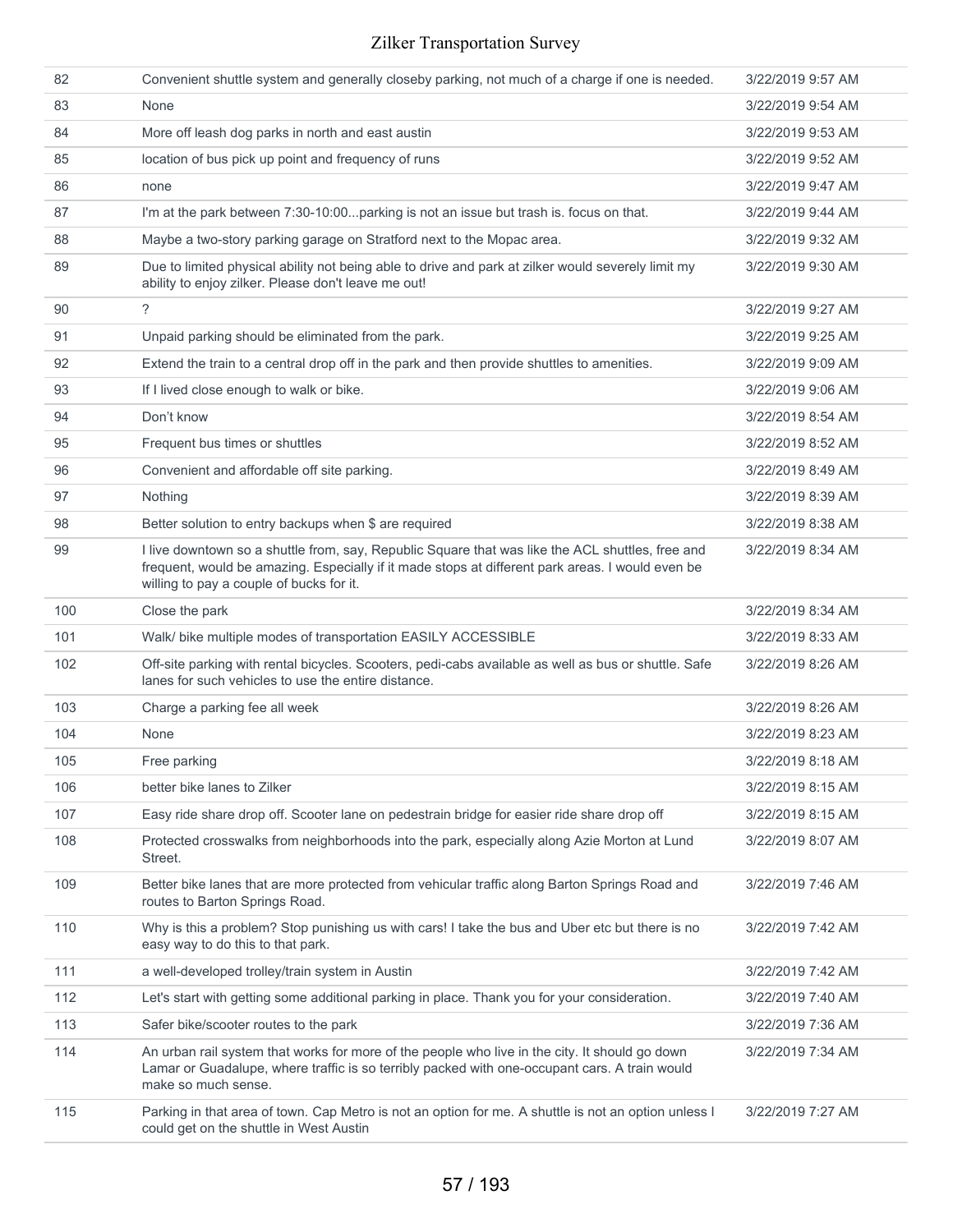| | | |
|---|---|---|
| 82 | Convenient shuttle system and generally closeby parking, not much of a charge if one is needed. | 3/22/2019 9:57 AM |
| 83 | None | 3/22/2019 9:54 AM |
| 84 | More off leash dog parks in north and east austin | 3/22/2019 9:53 AM |
| 85 | location of bus pick up point and frequency of runs | 3/22/2019 9:52 AM |
| 86 | none | 3/22/2019 9:47 AM |
| 87 | I'm at the park between 7:30-10:00...parking is not an issue but trash is. focus on that. | 3/22/2019 9:44 AM |
| 88 | Maybe a two-story parking garage on Stratford next to the Mopac area. | 3/22/2019 9:32 AM |
| 89 | Due to limited physical ability not being able to drive and park at zilker would severely limit my ability to enjoy zilker. Please don't leave me out! | 3/22/2019 9:30 AM |
| 90 | ? | 3/22/2019 9:27 AM |
| 91 | Unpaid parking should be eliminated from the park. | 3/22/2019 9:25 AM |
| 92 | Extend the train to a central drop off in the park and then provide shuttles to amenities. | 3/22/2019 9:09 AM |
| 93 | If I lived close enough to walk or bike. | 3/22/2019 9:06 AM |
| 94 | Don't know | 3/22/2019 8:54 AM |
| 95 | Frequent bus times or shuttles | 3/22/2019 8:52 AM |
| 96 | Convenient and affordable off site parking. | 3/22/2019 8:49 AM |
| 97 | Nothing | 3/22/2019 8:39 AM |
| 98 | Better solution to entry backups when $ are required | 3/22/2019 8:38 AM |
| 99 | I live downtown so a shuttle from, say, Republic Square that was like the ACL shuttles, free and frequent, would be amazing. Especially if it made stops at different park areas. I would even be willing to pay a couple of bucks for it. | 3/22/2019 8:34 AM |
| 100 | Close the park | 3/22/2019 8:34 AM |
| 101 | Walk/ bike multiple modes of transportation EASILY ACCESSIBLE | 3/22/2019 8:33 AM |
| 102 | Off-site parking with rental bicycles. Scooters, pedi-cabs available as well as bus or shuttle. Safe lanes for such vehicles to use the entire distance. | 3/22/2019 8:26 AM |
| 103 | Charge a parking fee all week | 3/22/2019 8:26 AM |
| 104 | None | 3/22/2019 8:23 AM |
| 105 | Free parking | 3/22/2019 8:18 AM |
| 106 | better bike lanes to Zilker | 3/22/2019 8:15 AM |
| 107 | Easy ride share drop off. Scooter lane on pedestrain bridge for easier ride share drop off | 3/22/2019 8:15 AM |
| 108 | Protected crosswalks from neighborhoods into the park, especially along Azie Morton at Lund Street. | 3/22/2019 8:07 AM |
| 109 | Better bike lanes that are more protected from vehicular traffic along Barton Springs Road and routes to Barton Springs Road. | 3/22/2019 7:46 AM |
| 110 | Why is this a problem? Stop punishing us with cars! I take the bus and Uber etc but there is no easy way to do this to that park. | 3/22/2019 7:42 AM |
| 111 | a well-developed trolley/train system in Austin | 3/22/2019 7:42 AM |
| 112 | Let's start with getting some additional parking in place. Thank you for your consideration. | 3/22/2019 7:40 AM |
| 113 | Safer bike/scooter routes to the park | 3/22/2019 7:36 AM |
| 114 | An urban rail system that works for more of the people who live in the city. It should go down Lamar or Guadalupe, where traffic is so terribly packed with one-occupant cars. A train would make so much sense. | 3/22/2019 7:34 AM |
| 115 | Parking in that area of town. Cap Metro is not an option for me. A shuttle is not an option unless I could get on the shuttle in West Austin | 3/22/2019 7:27 AM |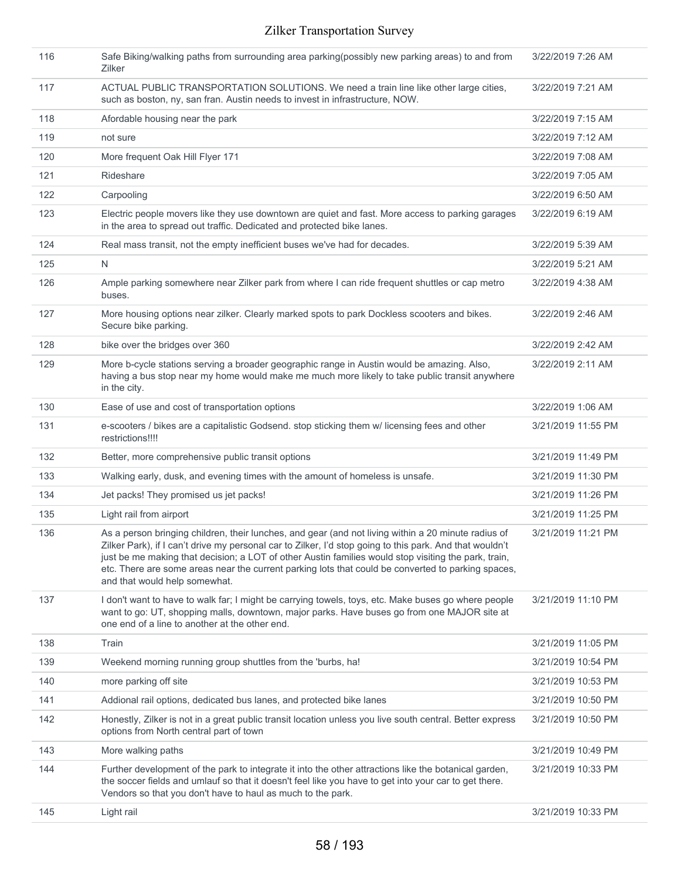| | | |
|---|---|---|
| 116 | Safe Biking/walking paths from surrounding area parking(possibly new parking areas) to and from Zilker | 3/22/2019 7:26 AM |
| 117 | ACTUAL PUBLIC TRANSPORTATION SOLUTIONS. We need a train line like other large cities, such as boston, ny, san fran. Austin needs to invest in infrastructure, NOW. | 3/22/2019 7:21 AM |
| 118 | Afordable housing near the park | 3/22/2019 7:15 AM |
| 119 | not sure | 3/22/2019 7:12 AM |
| 120 | More frequent Oak Hill Flyer 171 | 3/22/2019 7:08 AM |
| 121 | Rideshare | 3/22/2019 7:05 AM |
| 122 | Carpooling | 3/22/2019 6:50 AM |
| 123 | Electric people movers like they use downtown are quiet and fast. More access to parking garages in the area to spread out traffic. Dedicated and protected bike lanes. | 3/22/2019 6:19 AM |
| 124 | Real mass transit, not the empty inefficient buses we've had for decades. | 3/22/2019 5:39 AM |
| 125 | N | 3/22/2019 5:21 AM |
| 126 | Ample parking somewhere near Zilker park from where I can ride frequent shuttles or cap metro buses. | 3/22/2019 4:38 AM |
| 127 | More housing options near zilker. Clearly marked spots to park Dockless scooters and bikes. Secure bike parking. | 3/22/2019 2:46 AM |
| 128 | bike over the bridges over 360 | 3/22/2019 2:42 AM |
| 129 | More b-cycle stations serving a broader geographic range in Austin would be amazing. Also, having a bus stop near my home would make me much more likely to take public transit anywhere in the city. | 3/22/2019 2:11 AM |
| 130 | Ease of use and cost of transportation options | 3/22/2019 1:06 AM |
| 131 | e-scooters / bikes are a capitalistic Godsend. stop sticking them w/ licensing fees and other restrictions!!!! | 3/21/2019 11:55 PM |
| 132 | Better, more comprehensive public transit options | 3/21/2019 11:49 PM |
| 133 | Walking early, dusk, and evening times with the amount of homeless is unsafe. | 3/21/2019 11:30 PM |
| 134 | Jet packs! They promised us jet packs! | 3/21/2019 11:26 PM |
| 135 | Light rail from airport | 3/21/2019 11:25 PM |
| 136 | As a person bringing children, their lunches, and gear (and not living within a 20 minute radius of Zilker Park), if I can't drive my personal car to Zilker, I'd stop going to this park. And that wouldn't just be me making that decision; a LOT of other Austin families would stop visiting the park, train, etc. There are some areas near the current parking lots that could be converted to parking spaces, and that would help somewhat. | 3/21/2019 11:21 PM |
| 137 | I don't want to have to walk far; I might be carrying towels, toys, etc. Make buses go where people want to go: UT, shopping malls, downtown, major parks. Have buses go from one MAJOR site at one end of a line to another at the other end. | 3/21/2019 11:10 PM |
| 138 | Train | 3/21/2019 11:05 PM |
| 139 | Weekend morning running group shuttles from the 'burbs, ha! | 3/21/2019 10:54 PM |
| 140 | more parking off site | 3/21/2019 10:53 PM |
| 141 | Addional rail options, dedicated bus lanes, and protected bike lanes | 3/21/2019 10:50 PM |
| 142 | Honestly, Zilker is not in a great public transit location unless you live south central. Better express options from North central part of town | 3/21/2019 10:50 PM |
| 143 | More walking paths | 3/21/2019 10:49 PM |
| 144 | Further development of the park to integrate it into the other attractions like the botanical garden, the soccer fields and umlauf so that it doesn't feel like you have to get into your car to get there. Vendors so that you don't have to haul as much to the park. | 3/21/2019 10:33 PM |
| 145 | Light rail | 3/21/2019 10:33 PM |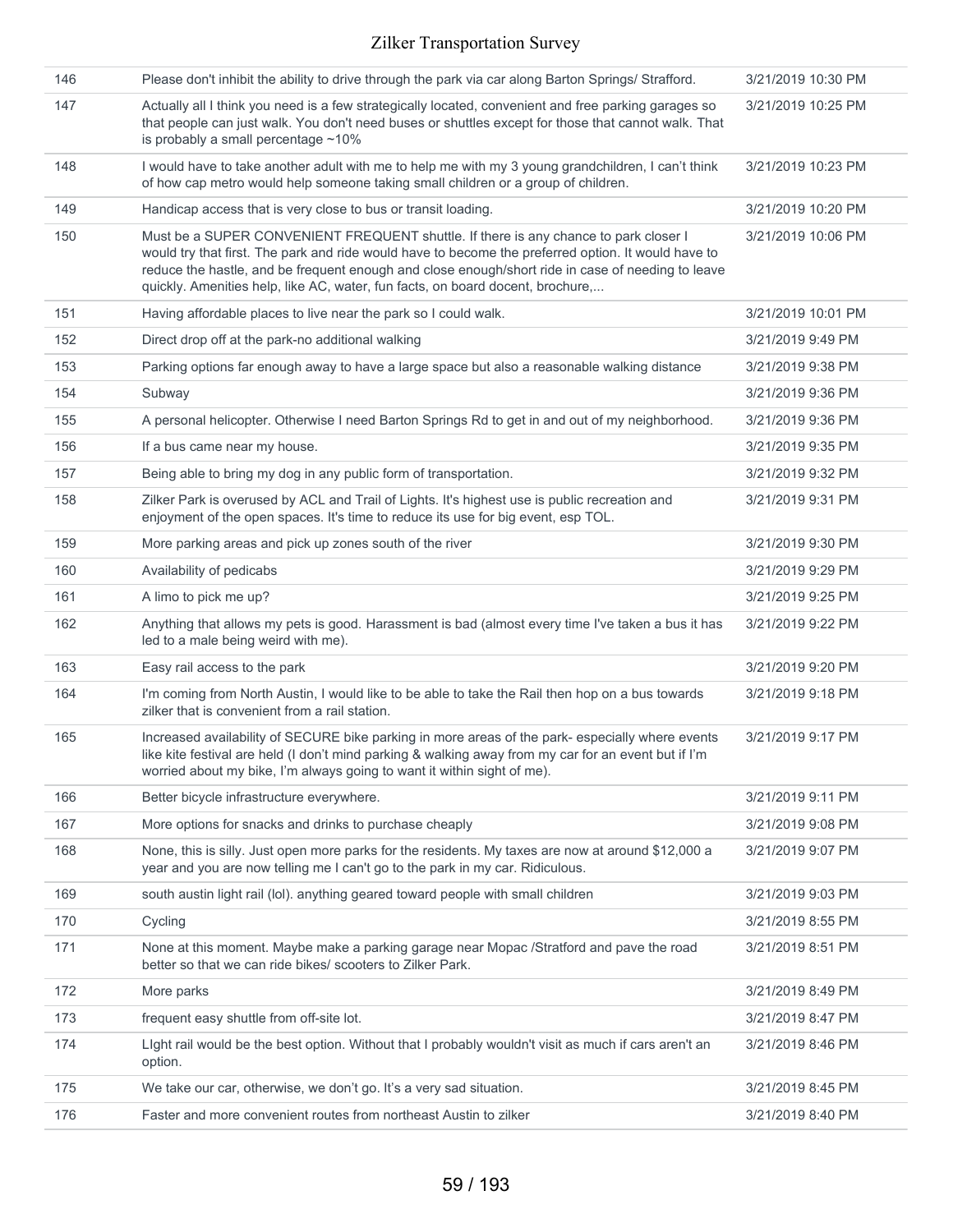| | | |
|---|---|---|
| 146 | Please don't inhibit the ability to drive through the park via car along Barton Springs/ Strafford. | 3/21/2019 10:30 PM |
| 147 | Actually all I think you need is a few strategically located, convenient and free parking garages so that people can just walk. You don't need buses or shuttles except for those that cannot walk. That is probably a small percentage ~10% | 3/21/2019 10:25 PM |
| 148 | I would have to take another adult with me to help me with my 3 young grandchildren, I can't think of how cap metro would help someone taking small children or a group of children. | 3/21/2019 10:23 PM |
| 149 | Handicap access that is very close to bus or transit loading. | 3/21/2019 10:20 PM |
| 150 | Must be a SUPER CONVENIENT FREQUENT shuttle. If there is any chance to park closer I would try that first. The park and ride would have to become the preferred option. It would have to reduce the hastle, and be frequent enough and close enough/short ride in case of needing to leave quickly. Amenities help, like AC, water, fun facts, on board docent, brochure,... | 3/21/2019 10:06 PM |
| 151 | Having affordable places to live near the park so I could walk. | 3/21/2019 10:01 PM |
| 152 | Direct drop off at the park-no additional walking | 3/21/2019 9:49 PM |
| 153 | Parking options far enough away to have a large space but also a reasonable walking distance | 3/21/2019 9:38 PM |
| 154 | Subway | 3/21/2019 9:36 PM |
| 155 | A personal helicopter. Otherwise I need Barton Springs Rd to get in and out of my neighborhood. | 3/21/2019 9:36 PM |
| 156 | If a bus came near my house. | 3/21/2019 9:35 PM |
| 157 | Being able to bring my dog in any public form of transportation. | 3/21/2019 9:32 PM |
| 158 | Zilker Park is overused by ACL and Trail of Lights. It's highest use is public recreation and enjoyment of the open spaces. It's time to reduce its use for big event, esp TOL. | 3/21/2019 9:31 PM |
| 159 | More parking areas and pick up zones south of the river | 3/21/2019 9:30 PM |
| 160 | Availability of pedicabs | 3/21/2019 9:29 PM |
| 161 | A limo to pick me up? | 3/21/2019 9:25 PM |
| 162 | Anything that allows my pets is good. Harassment is bad (almost every time I've taken a bus it has led to a male being weird with me). | 3/21/2019 9:22 PM |
| 163 | Easy rail access to the park | 3/21/2019 9:20 PM |
| 164 | I'm coming from North Austin, I would like to be able to take the Rail then hop on a bus towards zilker that is convenient from a rail station. | 3/21/2019 9:18 PM |
| 165 | Increased availability of SECURE bike parking in more areas of the park- especially where events like kite festival are held (I don't mind parking & walking away from my car for an event but if I'm worried about my bike, I'm always going to want it within sight of me). | 3/21/2019 9:17 PM |
| 166 | Better bicycle infrastructure everywhere. | 3/21/2019 9:11 PM |
| 167 | More options for snacks and drinks to purchase cheaply | 3/21/2019 9:08 PM |
| 168 | None, this is silly. Just open more parks for the residents. My taxes are now at around $12,000 a year and you are now telling me I can't go to the park in my car. Ridiculous. | 3/21/2019 9:07 PM |
| 169 | south austin light rail (lol). anything geared toward people with small children | 3/21/2019 9:03 PM |
| 170 | Cycling | 3/21/2019 8:55 PM |
| 171 | None at this moment. Maybe make a parking garage near Mopac /Stratford and pave the road better so that we can ride bikes/ scooters to Zilker Park. | 3/21/2019 8:51 PM |
| 172 | More parks | 3/21/2019 8:49 PM |
| 173 | frequent easy shuttle from off-site lot. | 3/21/2019 8:47 PM |
| 174 | LIght rail would be the best option. Without that I probably wouldn't visit as much if cars aren't an option. | 3/21/2019 8:46 PM |
| 175 | We take our car, otherwise, we don't go. It's a very sad situation. | 3/21/2019 8:45 PM |
| 176 | Faster and more convenient routes from northeast Austin to zilker | 3/21/2019 8:40 PM |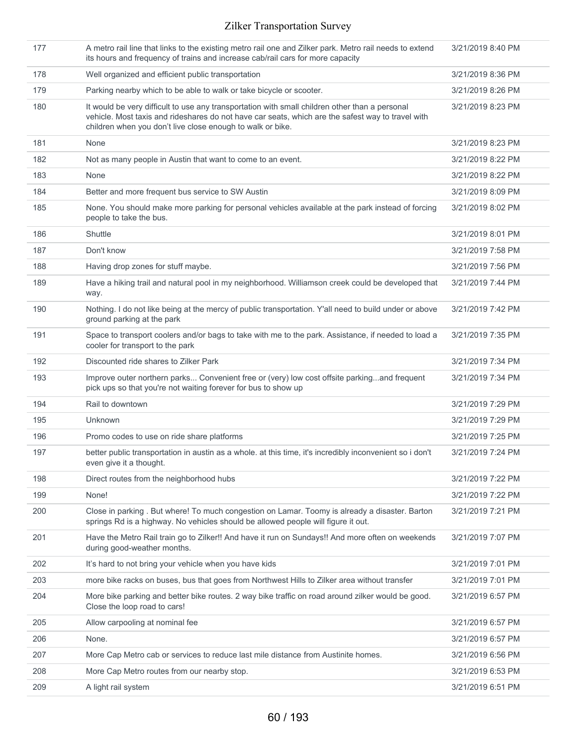| | | |
|---|---|---|
| 177 | A metro rail line that links to the existing metro rail one and Zilker park. Metro rail needs to extend its hours and frequency of trains and increase cab/rail cars for more capacity | 3/21/2019 8:40 PM |
| 178 | Well organized and efficient public transportation | 3/21/2019 8:36 PM |
| 179 | Parking nearby which to be able to walk or take bicycle or scooter. | 3/21/2019 8:26 PM |
| 180 | It would be very difficult to use any transportation with small children other than a personal vehicle. Most taxis and rideshares do not have car seats, which are the safest way to travel with children when you don't live close enough to walk or bike. | 3/21/2019 8:23 PM |
| 181 | None | 3/21/2019 8:23 PM |
| 182 | Not as many people in Austin that want to come to an event. | 3/21/2019 8:22 PM |
| 183 | None | 3/21/2019 8:22 PM |
| 184 | Better and more frequent bus service to SW Austin | 3/21/2019 8:09 PM |
| 185 | None. You should make more parking for personal vehicles available at the park instead of forcing people to take the bus. | 3/21/2019 8:02 PM |
| 186 | Shuttle | 3/21/2019 8:01 PM |
| 187 | Don't know | 3/21/2019 7:58 PM |
| 188 | Having drop zones for stuff maybe. | 3/21/2019 7:56 PM |
| 189 | Have a hiking trail and natural pool in my neighborhood. Williamson creek could be developed that way. | 3/21/2019 7:44 PM |
| 190 | Nothing. I do not like being at the mercy of public transportation. Y'all need to build under or above ground parking at the park | 3/21/2019 7:42 PM |
| 191 | Space to transport coolers and/or bags to take with me to the park. Assistance, if needed to load a cooler for transport to the park | 3/21/2019 7:35 PM |
| 192 | Discounted ride shares to Zilker Park | 3/21/2019 7:34 PM |
| 193 | Improve outer northern parks... Convenient free or (very) low cost offsite parking...and frequent pick ups so that you're not waiting forever for bus to show up | 3/21/2019 7:34 PM |
| 194 | Rail to downtown | 3/21/2019 7:29 PM |
| 195 | Unknown | 3/21/2019 7:29 PM |
| 196 | Promo codes to use on ride share platforms | 3/21/2019 7:25 PM |
| 197 | better public transportation in austin as a whole. at this time, it's incredibly inconvenient so i don't even give it a thought. | 3/21/2019 7:24 PM |
| 198 | Direct routes from the neighborhood hubs | 3/21/2019 7:22 PM |
| 199 | None! | 3/21/2019 7:22 PM |
| 200 | Close in parking . But where! To much congestion on Lamar. Toomy is already a disaster. Barton springs Rd is a highway. No vehicles should be allowed people will figure it out. | 3/21/2019 7:21 PM |
| 201 | Have the Metro Rail train go to Zilker!! And have it run on Sundays!! And more often on weekends during good-weather months. | 3/21/2019 7:07 PM |
| 202 | It's hard to not bring your vehicle when you have kids | 3/21/2019 7:01 PM |
| 203 | more bike racks on buses, bus that goes from Northwest Hills to Zilker area without transfer | 3/21/2019 7:01 PM |
| 204 | More bike parking and better bike routes. 2 way bike traffic on road around zilker would be good. Close the loop road to cars! | 3/21/2019 6:57 PM |
| 205 | Allow carpooling at nominal fee | 3/21/2019 6:57 PM |
| 206 | None. | 3/21/2019 6:57 PM |
| 207 | More Cap Metro cab or services to reduce last mile distance from Austinite homes. | 3/21/2019 6:56 PM |
| 208 | More Cap Metro routes from our nearby stop. | 3/21/2019 6:53 PM |
| 209 | A light rail system | 3/21/2019 6:51 PM |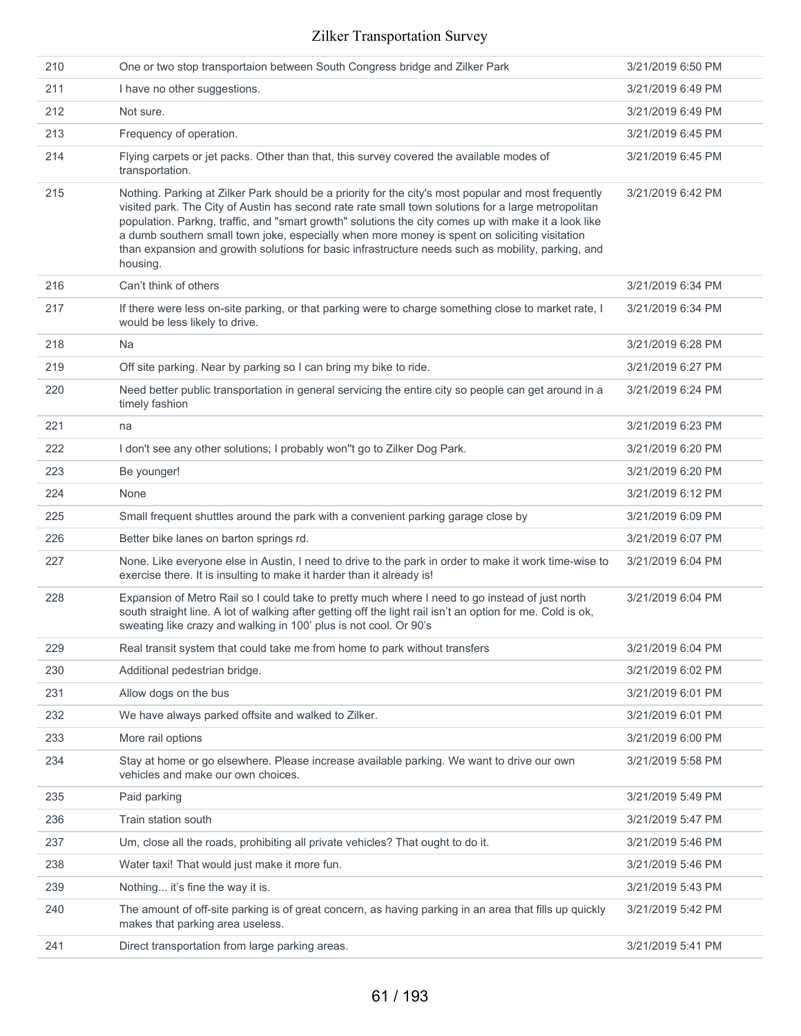| | | |
|---|---|---|
| 210 | One or two stop transportaion between South Congress bridge and Zilker Park | 3/21/2019 6:50 PM |
| 211 | I have no other suggestions. | 3/21/2019 6:49 PM |
| 212 | Not sure. | 3/21/2019 6:49 PM |
| 213 | Frequency of operation. | 3/21/2019 6:45 PM |
| 214 | Flying carpets or jet packs. Other than that, this survey covered the available modes of transportation. | 3/21/2019 6:45 PM |
| 215 | Nothing. Parking at Zilker Park should be a priority for the city's most popular and most frequently visited park. The City of Austin has second rate rate small town solutions for a large metropolitan population. Parkng, traffic, and "smart growth" solutions the city comes up with make it a look like a dumb southern small town joke, especially when more money is spent on soliciting visitation than expansion and growth solutions for basic infrastructure needs such as mobility, parking, and housing. | 3/21/2019 6:42 PM |
| 216 | Can't think of others | 3/21/2019 6:34 PM |
| 217 | If there were less on-site parking, or that parking were to charge something close to market rate, I would be less likely to drive. | 3/21/2019 6:34 PM |
| 218 | Na | 3/21/2019 6:28 PM |
| 219 | Off site parking. Near by parking so I can bring my bike to ride. | 3/21/2019 6:27 PM |
| 220 | Need better public transportation in general servicing the entire city so people can get around in a timely fashion | 3/21/2019 6:24 PM |
| 221 | na | 3/21/2019 6:23 PM |
| 222 | I don't see any other solutions; I probably won''t go to Zilker Dog Park. | 3/21/2019 6:20 PM |
| 223 | Be younger! | 3/21/2019 6:20 PM |
| 224 | None | 3/21/2019 6:12 PM |
| 225 | Small frequent shuttles around the park with a convenient parking garage close by | 3/21/2019 6:09 PM |
| 226 | Better bike lanes on barton springs rd. | 3/21/2019 6:07 PM |
| 227 | None. Like everyone else in Austin, I need to drive to the park in order to make it work time-wise to exercise there. It is insulting to make it harder than it already is! | 3/21/2019 6:04 PM |
| 228 | Expansion of Metro Rail so I could take to pretty much where I need to go instead of just north south straight line. A lot of walking after getting off the light rail isn't an option for me. Cold is ok, sweating like crazy and walking in 100' plus is not cool. Or 90's | 3/21/2019 6:04 PM |
| 229 | Real transit system that could take me from home to park without transfers | 3/21/2019 6:04 PM |
| 230 | Additional pedestrian bridge. | 3/21/2019 6:02 PM |
| 231 | Allow dogs on the bus | 3/21/2019 6:01 PM |
| 232 | We have always parked offsite and walked to Zilker. | 3/21/2019 6:01 PM |
| 233 | More rail options | 3/21/2019 6:00 PM |
| 234 | Stay at home or go elsewhere. Please increase available parking. We want to drive our own vehicles and make our own choices. | 3/21/2019 5:58 PM |
| 235 | Paid parking | 3/21/2019 5:49 PM |
| 236 | Train station south | 3/21/2019 5:47 PM |
| 237 | Um, close all the roads, prohibiting all private vehicles? That ought to do it. | 3/21/2019 5:46 PM |
| 238 | Water taxi! That would just make it more fun. | 3/21/2019 5:46 PM |
| 239 | Nothing... it's fine the way it is. | 3/21/2019 5:43 PM |
| 240 | The amount of off-site parking is of great concern, as having parking in an area that fills up quickly makes that parking area useless. | 3/21/2019 5:42 PM |
| 241 | Direct transportation from large parking areas. | 3/21/2019 5:41 PM |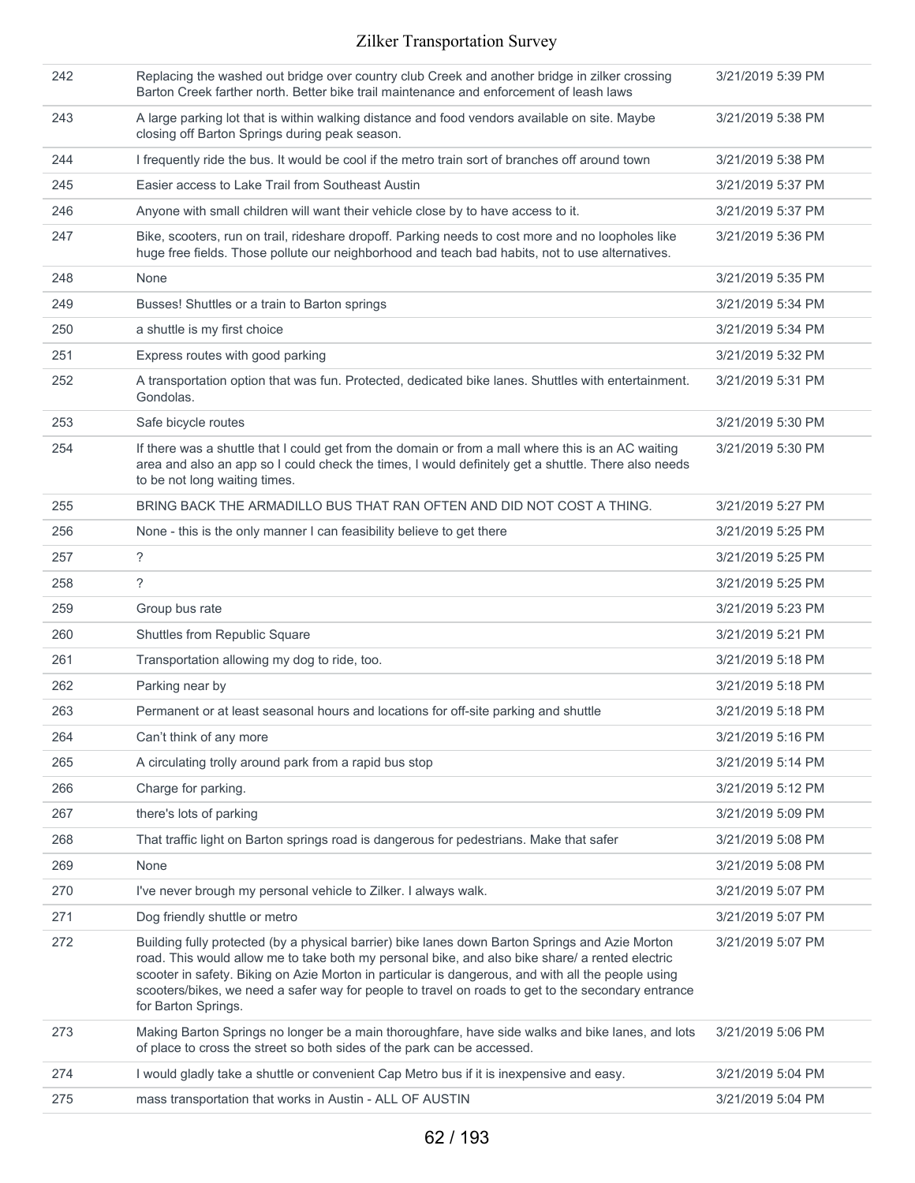| | | |
|---|---|---|
| 242 | Replacing the washed out bridge over country club Creek and another bridge in zilker crossing Barton Creek farther north. Better bike trail maintenance and enforcement of leash laws | 3/21/2019 5:39 PM |
| 243 | A large parking lot that is within walking distance and food vendors available on site. Maybe closing off Barton Springs during peak season. | 3/21/2019 5:38 PM |
| 244 | I frequently ride the bus. It would be cool if the metro train sort of branches off around town | 3/21/2019 5:38 PM |
| 245 | Easier access to Lake Trail from Southeast Austin | 3/21/2019 5:37 PM |
| 246 | Anyone with small children will want their vehicle close by to have access to it. | 3/21/2019 5:37 PM |
| 247 | Bike, scooters, run on trail, rideshare dropoff. Parking needs to cost more and no loopholes like huge free fields. Those pollute our neighborhood and teach bad habits, not to use alternatives. | 3/21/2019 5:36 PM |
| 248 | None | 3/21/2019 5:35 PM |
| 249 | Busses! Shuttles or a train to Barton springs | 3/21/2019 5:34 PM |
| 250 | a shuttle is my first choice | 3/21/2019 5:34 PM |
| 251 | Express routes with good parking | 3/21/2019 5:32 PM |
| 252 | A transportation option that was fun. Protected, dedicated bike lanes. Shuttles with entertainment. Gondolas. | 3/21/2019 5:31 PM |
| 253 | Safe bicycle routes | 3/21/2019 5:30 PM |
| 254 | If there was a shuttle that I could get from the domain or from a mall where this is an AC waiting area and also an app so I could check the times, I would definitely get a shuttle. There also needs to be not long waiting times. | 3/21/2019 5:30 PM |
| 255 | BRING BACK THE ARMADILLO BUS THAT RAN OFTEN AND DID NOT COST A THING. | 3/21/2019 5:27 PM |
| 256 | None - this is the only manner I can feasibility believe to get there | 3/21/2019 5:25 PM |
| 257 | ? | 3/21/2019 5:25 PM |
| 258 | ? | 3/21/2019 5:25 PM |
| 259 | Group bus rate | 3/21/2019 5:23 PM |
| 260 | Shuttles from Republic Square | 3/21/2019 5:21 PM |
| 261 | Transportation allowing my dog to ride, too. | 3/21/2019 5:18 PM |
| 262 | Parking near by | 3/21/2019 5:18 PM |
| 263 | Permanent or at least seasonal hours and locations for off-site parking and shuttle | 3/21/2019 5:18 PM |
| 264 | Can't think of any more | 3/21/2019 5:16 PM |
| 265 | A circulating trolly around park from a rapid bus stop | 3/21/2019 5:14 PM |
| 266 | Charge for parking. | 3/21/2019 5:12 PM |
| 267 | there's lots of parking | 3/21/2019 5:09 PM |
| 268 | That traffic light on Barton springs road is dangerous for pedestrians. Make that safer | 3/21/2019 5:08 PM |
| 269 | None | 3/21/2019 5:08 PM |
| 270 | I've never brough my personal vehicle to Zilker. I always walk. | 3/21/2019 5:07 PM |
| 271 | Dog friendly shuttle or metro | 3/21/2019 5:07 PM |
| 272 | Building fully protected (by a physical barrier) bike lanes down Barton Springs and Azie Morton road. This would allow me to take both my personal bike, and also bike share/ a rented electric scooter in safety. Biking on Azie Morton in particular is dangerous, and with all the people using scooters/bikes, we need a safer way for people to travel on roads to get to the secondary entrance for Barton Springs. | 3/21/2019 5:07 PM |
| 273 | Making Barton Springs no longer be a main thoroughfare, have side walks and bike lanes, and lots of place to cross the street so both sides of the park can be accessed. | 3/21/2019 5:06 PM |
| 274 | I would gladly take a shuttle or convenient Cap Metro bus if it is inexpensive and easy. | 3/21/2019 5:04 PM |
| 275 | mass transportation that works in Austin - ALL OF AUSTIN | 3/21/2019 5:04 PM |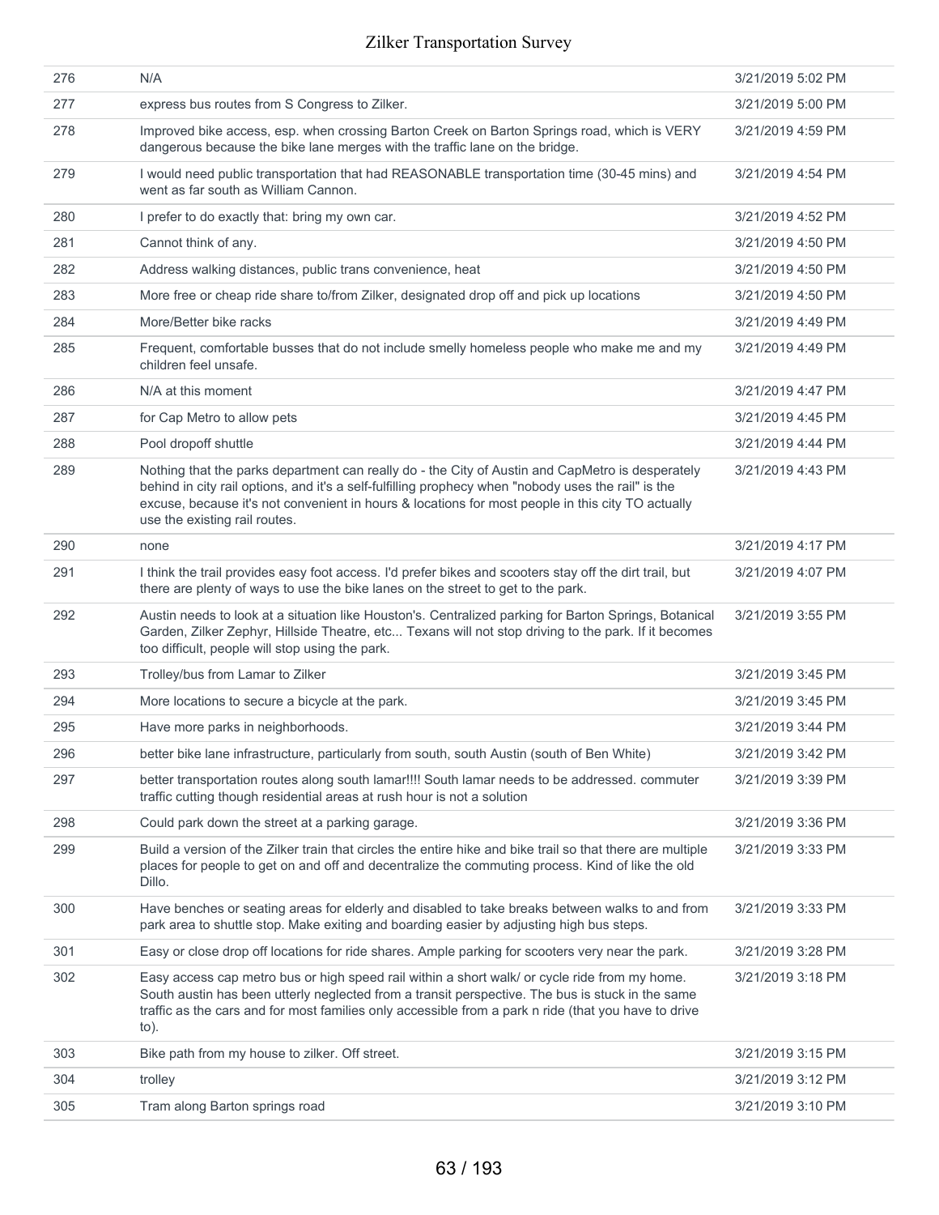| | | |
|---|---|---|
| 276 | N/A | 3/21/2019 5:02 PM |
| 277 | express bus routes from S Congress to Zilker. | 3/21/2019 5:00 PM |
| 278 | Improved bike access, esp. when crossing Barton Creek on Barton Springs road, which is VERY dangerous because the bike lane merges with the traffic lane on the bridge. | 3/21/2019 4:59 PM |
| 279 | I would need public transportation that had REASONABLE transportation time (30-45 mins) and went as far south as William Cannon. | 3/21/2019 4:54 PM |
| 280 | I prefer to do exactly that: bring my own car. | 3/21/2019 4:52 PM |
| 281 | Cannot think of any. | 3/21/2019 4:50 PM |
| 282 | Address walking distances, public trans convenience, heat | 3/21/2019 4:50 PM |
| 283 | More free or cheap ride share to/from Zilker, designated drop off and pick up locations | 3/21/2019 4:50 PM |
| 284 | More/Better bike racks | 3/21/2019 4:49 PM |
| 285 | Frequent, comfortable busses that do not include smelly homeless people who make me and my children feel unsafe. | 3/21/2019 4:49 PM |
| 286 | N/A at this moment | 3/21/2019 4:47 PM |
| 287 | for Cap Metro to allow pets | 3/21/2019 4:45 PM |
| 288 | Pool dropoff shuttle | 3/21/2019 4:44 PM |
| 289 | Nothing that the parks department can really do - the City of Austin and CapMetro is desperately behind in city rail options, and it's a self-fulfilling prophecy when "nobody uses the rail" is the excuse, because it's not convenient in hours & locations for most people in this city TO actually use the existing rail routes. | 3/21/2019 4:43 PM |
| 290 | none | 3/21/2019 4:17 PM |
| 291 | I think the trail provides easy foot access. I'd prefer bikes and scooters stay off the dirt trail, but there are plenty of ways to use the bike lanes on the street to get to the park. | 3/21/2019 4:07 PM |
| 292 | Austin needs to look at a situation like Houston's. Centralized parking for Barton Springs, Botanical Garden, Zilker Zephyr, Hillside Theatre, etc... Texans will not stop driving to the park. If it becomes too difficult, people will stop using the park. | 3/21/2019 3:55 PM |
| 293 | Trolley/bus from Lamar to Zilker | 3/21/2019 3:45 PM |
| 294 | More locations to secure a bicycle at the park. | 3/21/2019 3:45 PM |
| 295 | Have more parks in neighborhoods. | 3/21/2019 3:44 PM |
| 296 | better bike lane infrastructure, particularly from south, south Austin (south of Ben White) | 3/21/2019 3:42 PM |
| 297 | better transportation routes along south lamar!!!! South lamar needs to be addressed. commuter traffic cutting though residential areas at rush hour is not a solution | 3/21/2019 3:39 PM |
| 298 | Could park down the street at a parking garage. | 3/21/2019 3:36 PM |
| 299 | Build a version of the Zilker train that circles the entire hike and bike trail so that there are multiple places for people to get on and off and decentralize the commuting process. Kind of like the old Dillo. | 3/21/2019 3:33 PM |
| 300 | Have benches or seating areas for elderly and disabled to take breaks between walks to and from park area to shuttle stop. Make exiting and boarding easier by adjusting high bus steps. | 3/21/2019 3:33 PM |
| 301 | Easy or close drop off locations for ride shares. Ample parking for scooters very near the park. | 3/21/2019 3:28 PM |
| 302 | Easy access cap metro bus or high speed rail within a short walk/ or cycle ride from my home. South austin has been utterly neglected from a transit perspective. The bus is stuck in the same traffic as the cars and for most families only accessible from a park n ride (that you have to drive to). | 3/21/2019 3:18 PM |
| 303 | Bike path from my house to zilker. Off street. | 3/21/2019 3:15 PM |
| 304 | trolley | 3/21/2019 3:12 PM |
| 305 | Tram along Barton springs road | 3/21/2019 3:10 PM |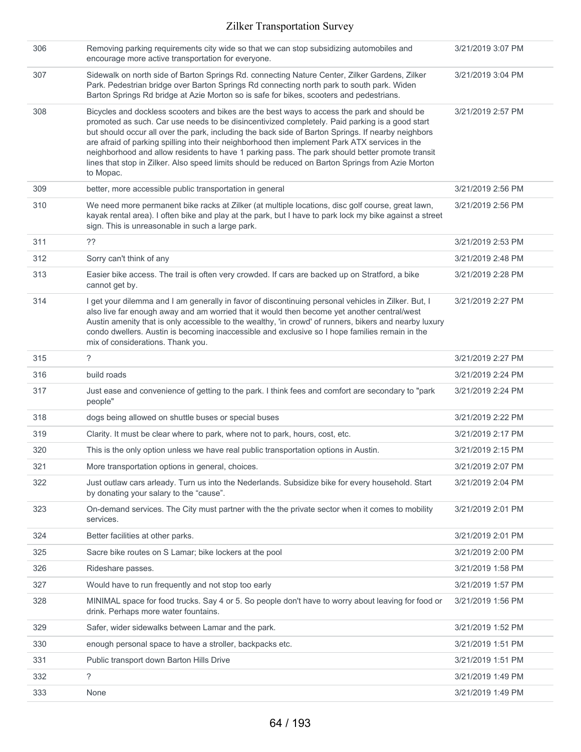| | | |
|---|---|---|
| 306 | Removing parking requirements city wide so that we can stop subsidizing automobiles and encourage more active transportation for everyone. | 3/21/2019 3:07 PM |
| 307 | Sidewalk on north side of Barton Springs Rd. connecting Nature Center, Zilker Gardens, Zilker Park. Pedestrian bridge over Barton Springs Rd connecting north park to south park. Widen Barton Springs Rd bridge at Azie Morton so is safe for bikes, scooters and pedestrians. | 3/21/2019 3:04 PM |
| 308 | Bicycles and dockless scooters and bikes are the best ways to access the park and should be promoted as such. Car use needs to be disincentivized completely. Paid parking is a good start but should occur all over the park, including the back side of Barton Springs. If nearby neighbors are afraid of parking spilling into their neighborhood then implement Park ATX services in the neighborhood and allow residents to have 1 parking pass. The park should better promote transit lines that stop in Zilker. Also speed limits should be reduced on Barton Springs from Azie Morton to Mopac. | 3/21/2019 2:57 PM |
| 309 | better, more accessible public transportation in general | 3/21/2019 2:56 PM |
| 310 | We need more permanent bike racks at Zilker (at multiple locations, disc golf course, great lawn, kayak rental area). I often bike and play at the park, but I have to park lock my bike against a street sign. This is unreasonable in such a large park. | 3/21/2019 2:56 PM |
| 311 | ?? | 3/21/2019 2:53 PM |
| 312 | Sorry can't think of any | 3/21/2019 2:48 PM |
| 313 | Easier bike access. The trail is often very crowded. If cars are backed up on Stratford, a bike cannot get by. | 3/21/2019 2:28 PM |
| 314 | I get your dilemma and I am generally in favor of discontinuing personal vehicles in Zilker. But, I also live far enough away and am worried that it would then become yet another central/west Austin amenity that is only accessible to the wealthy, 'in crowd' of runners, bikers and nearby luxury condo dwellers. Austin is becoming inaccessible and exclusive so I hope families remain in the mix of considerations. Thank you. | 3/21/2019 2:27 PM |
| 315 | ? | 3/21/2019 2:27 PM |
| 316 | build roads | 3/21/2019 2:24 PM |
| 317 | Just ease and convenience of getting to the park. I think fees and comfort are secondary to "park people" | 3/21/2019 2:24 PM |
| 318 | dogs being allowed on shuttle buses or special buses | 3/21/2019 2:22 PM |
| 319 | Clarity. It must be clear where to park, where not to park, hours, cost, etc. | 3/21/2019 2:17 PM |
| 320 | This is the only option unless we have real public transportation options in Austin. | 3/21/2019 2:15 PM |
| 321 | More transportation options in general, choices. | 3/21/2019 2:07 PM |
| 322 | Just outlaw cars arleady. Turn us into the Nederlands. Subsidize bike for every household. Start by donating your salary to the "cause". | 3/21/2019 2:04 PM |
| 323 | On-demand services. The City must partner with the the private sector when it comes to mobility services. | 3/21/2019 2:01 PM |
| 324 | Better facilities at other parks. | 3/21/2019 2:01 PM |
| 325 | Sacre bike routes on S Lamar; bike lockers at the pool | 3/21/2019 2:00 PM |
| 326 | Rideshare passes. | 3/21/2019 1:58 PM |
| 327 | Would have to run frequently and not stop too early | 3/21/2019 1:57 PM |
| 328 | MINIMAL space for food trucks. Say 4 or 5. So people don't have to worry about leaving for food or drink. Perhaps more water fountains. | 3/21/2019 1:56 PM |
| 329 | Safer, wider sidewalks between Lamar and the park. | 3/21/2019 1:52 PM |
| 330 | enough personal space to have a stroller, backpacks etc. | 3/21/2019 1:51 PM |
| 331 | Public transport down Barton Hills Drive | 3/21/2019 1:51 PM |
| 332 | ? | 3/21/2019 1:49 PM |
| 333 | None | 3/21/2019 1:49 PM |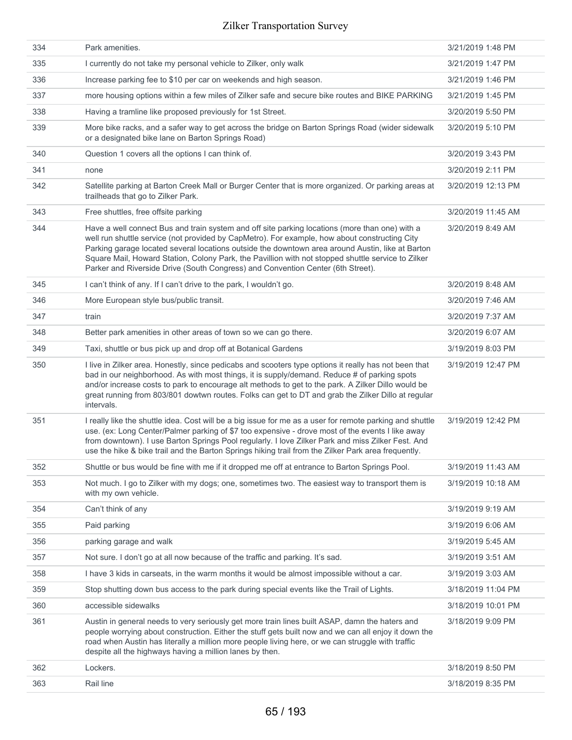| | | |
|---|---|---|
| 334 | Park amenities. | 3/21/2019 1:48 PM |
| 335 | I currently do not take my personal vehicle to Zilker, only walk | 3/21/2019 1:47 PM |
| 336 | Increase parking fee to $10 per car on weekends and high season. | 3/21/2019 1:46 PM |
| 337 | more housing options within a few miles of Zilker safe and secure bike routes and BIKE PARKING | 3/21/2019 1:45 PM |
| 338 | Having a tramline like proposed previously for 1st Street. | 3/20/2019 5:50 PM |
| 339 | More bike racks, and a safer way to get across the bridge on Barton Springs Road (wider sidewalk or a designated bike lane on Barton Springs Road) | 3/20/2019 5:10 PM |
| 340 | Question 1 covers all the options I can think of. | 3/20/2019 3:43 PM |
| 341 | none | 3/20/2019 2:11 PM |
| 342 | Satellite parking at Barton Creek Mall or Burger Center that is more organized. Or parking areas at trailheads that go to Zilker Park. | 3/20/2019 12:13 PM |
| 343 | Free shuttles, free offsite parking | 3/20/2019 11:45 AM |
| 344 | Have a well connect Bus and train system and off site parking locations (more than one) with a well run shuttle service (not provided by CapMetro). For example, how about constructing City Parking garage located several locations outside the downtown area around Austin, like at Barton Square Mail, Howard Station, Colony Park, the Pavillion with not stopped shuttle service to Zilker Parker and Riverside Drive (South Congress) and Convention Center (6th Street). | 3/20/2019 8:49 AM |
| 345 | I can't think of any. If I can't drive to the park, I wouldn't go. | 3/20/2019 8:48 AM |
| 346 | More European style bus/public transit. | 3/20/2019 7:46 AM |
| 347 | train | 3/20/2019 7:37 AM |
| 348 | Better park amenities in other areas of town so we can go there. | 3/20/2019 6:07 AM |
| 349 | Taxi, shuttle or bus pick up and drop off at Botanical Gardens | 3/19/2019 8:03 PM |
| 350 | I live in Zilker area. Honestly, since pedicabs and scooters type options it really has not been that bad in our neighborhood. As with most things, it is supply/demand. Reduce # of parking spots and/or increase costs to park to encourage alt methods to get to the park. A Zilker Dillo would be great running from 803/801 dowtwn routes. Folks can get to DT and grab the Zilker Dillo at regular intervals. | 3/19/2019 12:47 PM |
| 351 | I really like the shuttle idea. Cost will be a big issue for me as a user for remote parking and shuttle use. (ex: Long Center/Palmer parking of $7 too expensive - drove most of the events I like away from downtown). I use Barton Springs Pool regularly. I love Zilker Park and miss Zilker Fest. And use the hike & bike trail and the Barton Springs hiking trail from the Zilker Park area frequently. | 3/19/2019 12:42 PM |
| 352 | Shuttle or bus would be fine with me if it dropped me off at entrance to Barton Springs Pool. | 3/19/2019 11:43 AM |
| 353 | Not much. I go to Zilker with my dogs; one, sometimes two. The easiest way to transport them is with my own vehicle. | 3/19/2019 10:18 AM |
| 354 | Can't think of any | 3/19/2019 9:19 AM |
| 355 | Paid parking | 3/19/2019 6:06 AM |
| 356 | parking garage and walk | 3/19/2019 5:45 AM |
| 357 | Not sure. I don't go at all now because of the traffic and parking. It's sad. | 3/19/2019 3:51 AM |
| 358 | I have 3 kids in carseats, in the warm months it would be almost impossible without a car. | 3/19/2019 3:03 AM |
| 359 | Stop shutting down bus access to the park during special events like the Trail of Lights. | 3/18/2019 11:04 PM |
| 360 | accessible sidewalks | 3/18/2019 10:01 PM |
| 361 | Austin in general needs to very seriously get more train lines built ASAP, damn the haters and people worrying about construction. Either the stuff gets built now and we can all enjoy it down the road when Austin has literally a million more people living here, or we can struggle with traffic despite all the highways having a million lanes by then. | 3/18/2019 9:09 PM |
| 362 | Lockers. | 3/18/2019 8:50 PM |
| 363 | Rail line | 3/18/2019 8:35 PM |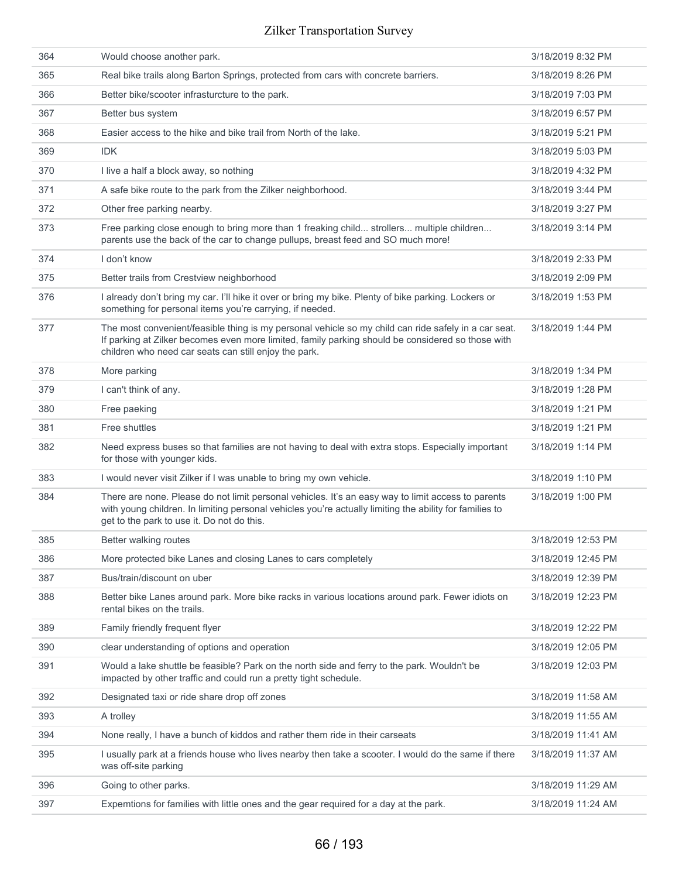| | | |
|---|---|---|
| 364 | Would choose another park. | 3/18/2019 8:32 PM |
| 365 | Real bike trails along Barton Springs, protected from cars with concrete barriers. | 3/18/2019 8:26 PM |
| 366 | Better bike/scooter infrasturcture to the park. | 3/18/2019 7:03 PM |
| 367 | Better bus system | 3/18/2019 6:57 PM |
| 368 | Easier access to the hike and bike trail from North of the lake. | 3/18/2019 5:21 PM |
| 369 | IDK | 3/18/2019 5:03 PM |
| 370 | I live a half a block away, so nothing | 3/18/2019 4:32 PM |
| 371 | A safe bike route to the park from the Zilker neighborhood. | 3/18/2019 3:44 PM |
| 372 | Other free parking nearby. | 3/18/2019 3:27 PM |
| 373 | Free parking close enough to bring more than 1 freaking child... strollers... multiple children... parents use the back of the car to change pullups, breast feed and SO much more! | 3/18/2019 3:14 PM |
| 374 | I don't know | 3/18/2019 2:33 PM |
| 375 | Better trails from Crestview neighborhood | 3/18/2019 2:09 PM |
| 376 | I already don't bring my car. I'll hike it over or bring my bike. Plenty of bike parking. Lockers or something for personal items you're carrying, if needed. | 3/18/2019 1:53 PM |
| 377 | The most convenient/feasible thing is my personal vehicle so my child can ride safely in a car seat. If parking at Zilker becomes even more limited, family parking should be considered so those with children who need car seats can still enjoy the park. | 3/18/2019 1:44 PM |
| 378 | More parking | 3/18/2019 1:34 PM |
| 379 | I can't think of any. | 3/18/2019 1:28 PM |
| 380 | Free paeking | 3/18/2019 1:21 PM |
| 381 | Free shuttles | 3/18/2019 1:21 PM |
| 382 | Need express buses so that families are not having to deal with extra stops. Especially important for those with younger kids. | 3/18/2019 1:14 PM |
| 383 | I would never visit Zilker if I was unable to bring my own vehicle. | 3/18/2019 1:10 PM |
| 384 | There are none. Please do not limit personal vehicles. It's an easy way to limit access to parents with young children. In limiting personal vehicles you're actually limiting the ability for families to get to the park to use it. Do not do this. | 3/18/2019 1:00 PM |
| 385 | Better walking routes | 3/18/2019 12:53 PM |
| 386 | More protected bike Lanes and closing Lanes to cars completely | 3/18/2019 12:45 PM |
| 387 | Bus/train/discount on uber | 3/18/2019 12:39 PM |
| 388 | Better bike Lanes around park. More bike racks in various locations around park. Fewer idiots on rental bikes on the trails. | 3/18/2019 12:23 PM |
| 389 | Family friendly frequent flyer | 3/18/2019 12:22 PM |
| 390 | clear understanding of options and operation | 3/18/2019 12:05 PM |
| 391 | Would a lake shuttle be feasible? Park on the north side and ferry to the park. Wouldn't be impacted by other traffic and could run a pretty tight schedule. | 3/18/2019 12:03 PM |
| 392 | Designated taxi or ride share drop off zones | 3/18/2019 11:58 AM |
| 393 | A trolley | 3/18/2019 11:55 AM |
| 394 | None really, I have a bunch of kiddos and rather them ride in their carseats | 3/18/2019 11:41 AM |
| 395 | I usually park at a friends house who lives nearby then take a scooter. I would do the same if there was off-site parking | 3/18/2019 11:37 AM |
| 396 | Going to other parks. | 3/18/2019 11:29 AM |
| 397 | Expemtions for families with little ones and the gear required for a day at the park. | 3/18/2019 11:24 AM |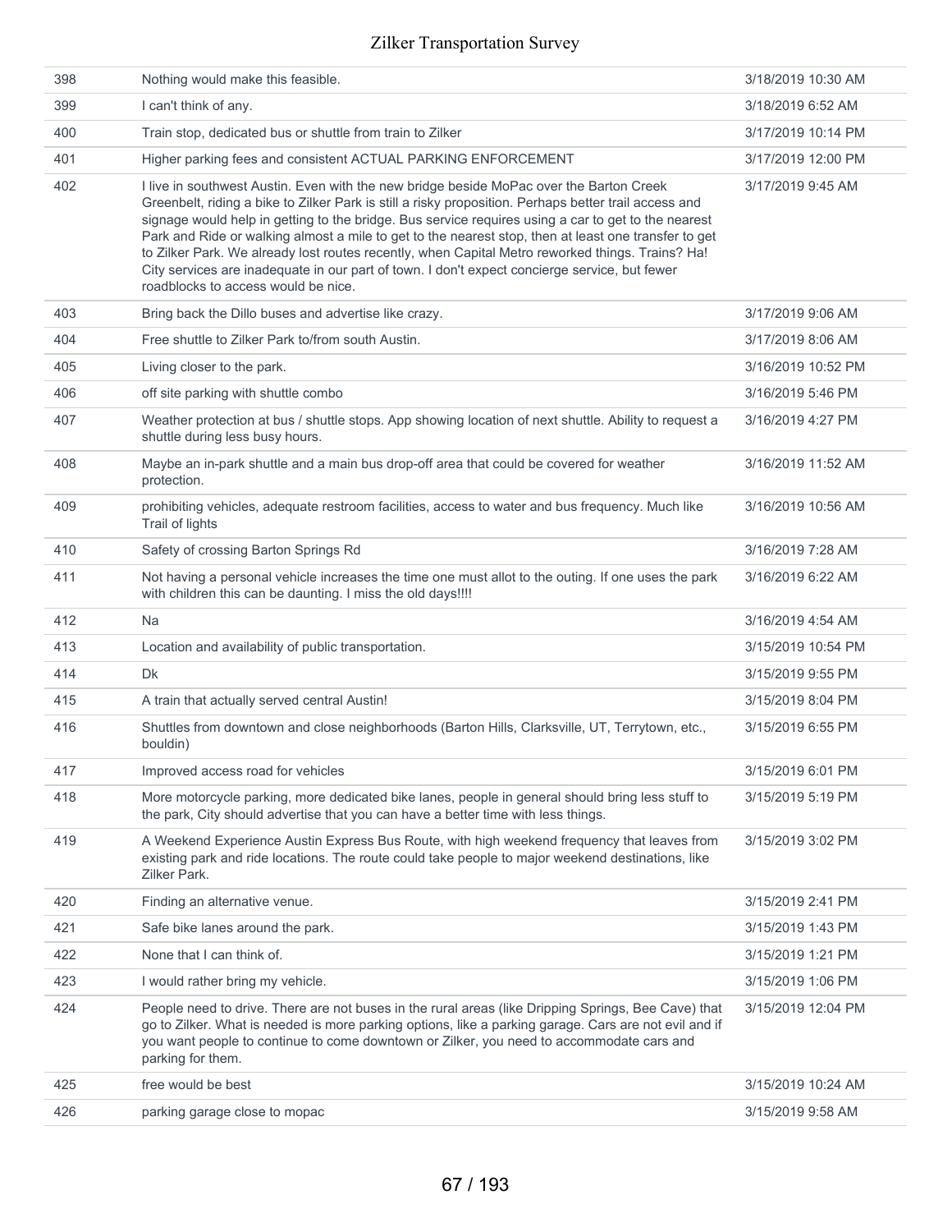| | | |
|---|---|---|
| 398 | Nothing would make this feasible. | 3/18/2019 10:30 AM |
| 399 | I can't think of any. | 3/18/2019 6:52 AM |
| 400 | Train stop, dedicated bus or shuttle from train to Zilker | 3/17/2019 10:14 PM |
| 401 | Higher parking fees and consistent ACTUAL PARKING ENFORCEMENT | 3/17/2019 12:00 PM |
| 402 | I live in southwest Austin. Even with the new bridge beside MoPac over the Barton Creek Greenbelt, riding a bike to Zilker Park is still a risky proposition. Perhaps better trail access and signage would help in getting to the bridge. Bus service requires using a car to get to the nearest Park and Ride or walking almost a mile to get to the nearest stop, then at least one transfer to get to Zilker Park. We already lost routes recently, when Capital Metro reworked things. Trains? Ha! City services are inadequate in our part of town. I don't expect concierge service, but fewer roadblocks to access would be nice. | 3/17/2019 9:45 AM |
| 403 | Bring back the Dillo buses and advertise like crazy. | 3/17/2019 9:06 AM |
| 404 | Free shuttle to Zilker Park to/from south Austin. | 3/17/2019 8:06 AM |
| 405 | Living closer to the park. | 3/16/2019 10:52 PM |
| 406 | off site parking with shuttle combo | 3/16/2019 5:46 PM |
| 407 | Weather protection at bus / shuttle stops. App showing location of next shuttle. Ability to request a shuttle during less busy hours. | 3/16/2019 4:27 PM |
| 408 | Maybe an in-park shuttle and a main bus drop-off area that could be covered for weather protection. | 3/16/2019 11:52 AM |
| 409 | prohibiting vehicles, adequate restroom facilities, access to water and bus frequency. Much like Trail of lights | 3/16/2019 10:56 AM |
| 410 | Safety of crossing Barton Springs Rd | 3/16/2019 7:28 AM |
| 411 | Not having a personal vehicle increases the time one must allot to the outing. If one uses the park with children this can be daunting. I miss the old days!!!! | 3/16/2019 6:22 AM |
| 412 | Na | 3/16/2019 4:54 AM |
| 413 | Location and availability of public transportation. | 3/15/2019 10:54 PM |
| 414 | Dk | 3/15/2019 9:55 PM |
| 415 | A train that actually served central Austin! | 3/15/2019 8:04 PM |
| 416 | Shuttles from downtown and close neighborhoods (Barton Hills, Clarksville, UT, Terrytown, etc., bouldin) | 3/15/2019 6:55 PM |
| 417 | Improved access road for vehicles | 3/15/2019 6:01 PM |
| 418 | More motorcycle parking, more dedicated bike lanes, people in general should bring less stuff to the park, City should advertise that you can have a better time with less things. | 3/15/2019 5:19 PM |
| 419 | A Weekend Experience Austin Express Bus Route, with high weekend frequency that leaves from existing park and ride locations. The route could take people to major weekend destinations, like Zilker Park. | 3/15/2019 3:02 PM |
| 420 | Finding an alternative venue. | 3/15/2019 2:41 PM |
| 421 | Safe bike lanes around the park. | 3/15/2019 1:43 PM |
| 422 | None that I can think of. | 3/15/2019 1:21 PM |
| 423 | I would rather bring my vehicle. | 3/15/2019 1:06 PM |
| 424 | People need to drive. There are not buses in the rural areas (like Dripping Springs, Bee Cave) that go to Zilker. What is needed is more parking options, like a parking garage. Cars are not evil and if you want people to continue to come downtown or Zilker, you need to accommodate cars and parking for them. | 3/15/2019 12:04 PM |
| 425 | free would be best | 3/15/2019 10:24 AM |
| 426 | parking garage close to mopac | 3/15/2019 9:58 AM |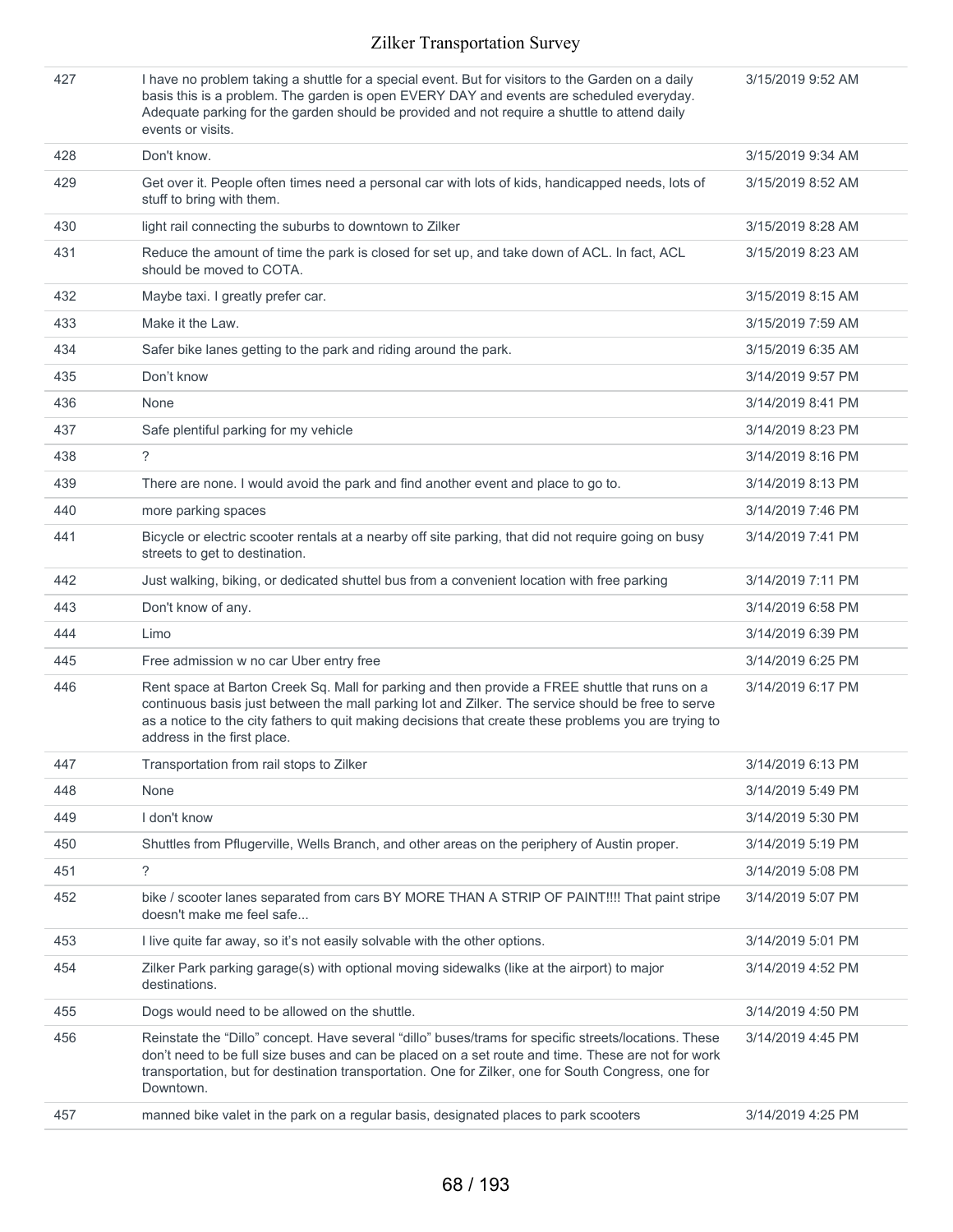| | | |
|---|---|---|
| 427 | I have no problem taking a shuttle for a special event. But for visitors to the Garden on a daily basis this is a problem. The garden is open EVERY DAY and events are scheduled everyday. Adequate parking for the garden should be provided and not require a shuttle to attend daily events or visits. | 3/15/2019 9:52 AM |
| 428 | Don't know. | 3/15/2019 9:34 AM |
| 429 | Get over it. People often times need a personal car with lots of kids, handicapped needs, lots of stuff to bring with them. | 3/15/2019 8:52 AM |
| 430 | light rail connecting the suburbs to downtown to Zilker | 3/15/2019 8:28 AM |
| 431 | Reduce the amount of time the park is closed for set up, and take down of ACL. In fact, ACL should be moved to COTA. | 3/15/2019 8:23 AM |
| 432 | Maybe taxi. I greatly prefer car. | 3/15/2019 8:15 AM |
| 433 | Make it the Law. | 3/15/2019 7:59 AM |
| 434 | Safer bike lanes getting to the park and riding around the park. | 3/15/2019 6:35 AM |
| 435 | Don't know | 3/14/2019 9:57 PM |
| 436 | None | 3/14/2019 8:41 PM |
| 437 | Safe plentiful parking for my vehicle | 3/14/2019 8:23 PM |
| 438 | ? | 3/14/2019 8:16 PM |
| 439 | There are none. I would avoid the park and find another event and place to go to. | 3/14/2019 8:13 PM |
| 440 | more parking spaces | 3/14/2019 7:46 PM |
| 441 | Bicycle or electric scooter rentals at a nearby off site parking, that did not require going on busy streets to get to destination. | 3/14/2019 7:41 PM |
| 442 | Just walking, biking, or dedicated shuttel bus from a convenient location with free parking | 3/14/2019 7:11 PM |
| 443 | Don't know of any. | 3/14/2019 6:58 PM |
| 444 | Limo | 3/14/2019 6:39 PM |
| 445 | Free admission w no car Uber entry free | 3/14/2019 6:25 PM |
| 446 | Rent space at Barton Creek Sq. Mall for parking and then provide a FREE shuttle that runs on a continuous basis just between the mall parking lot and Zilker. The service should be free to serve as a notice to the city fathers to quit making decisions that create these problems you are trying to address in the first place. | 3/14/2019 6:17 PM |
| 447 | Transportation from rail stops to Zilker | 3/14/2019 6:13 PM |
| 448 | None | 3/14/2019 5:49 PM |
| 449 | I don't know | 3/14/2019 5:30 PM |
| 450 | Shuttles from Pflugerville, Wells Branch, and other areas on the periphery of Austin proper. | 3/14/2019 5:19 PM |
| 451 | ? | 3/14/2019 5:08 PM |
| 452 | bike / scooter lanes separated from cars BY MORE THAN A STRIP OF PAINT!!!! That paint stripe doesn't make me feel safe... | 3/14/2019 5:07 PM |
| 453 | I live quite far away, so it's not easily solvable with the other options. | 3/14/2019 5:01 PM |
| 454 | Zilker Park parking garage(s) with optional moving sidewalks (like at the airport) to major destinations. | 3/14/2019 4:52 PM |
| 455 | Dogs would need to be allowed on the shuttle. | 3/14/2019 4:50 PM |
| 456 | Reinstate the "Dillo" concept. Have several "dillo" buses/trams for specific streets/locations. These don't need to be full size buses and can be placed on a set route and time. These are not for work transportation, but for destination transportation. One for Zilker, one for South Congress, one for Downtown. | 3/14/2019 4:45 PM |
| 457 | manned bike valet in the park on a regular basis, designated places to park scooters | 3/14/2019 4:25 PM |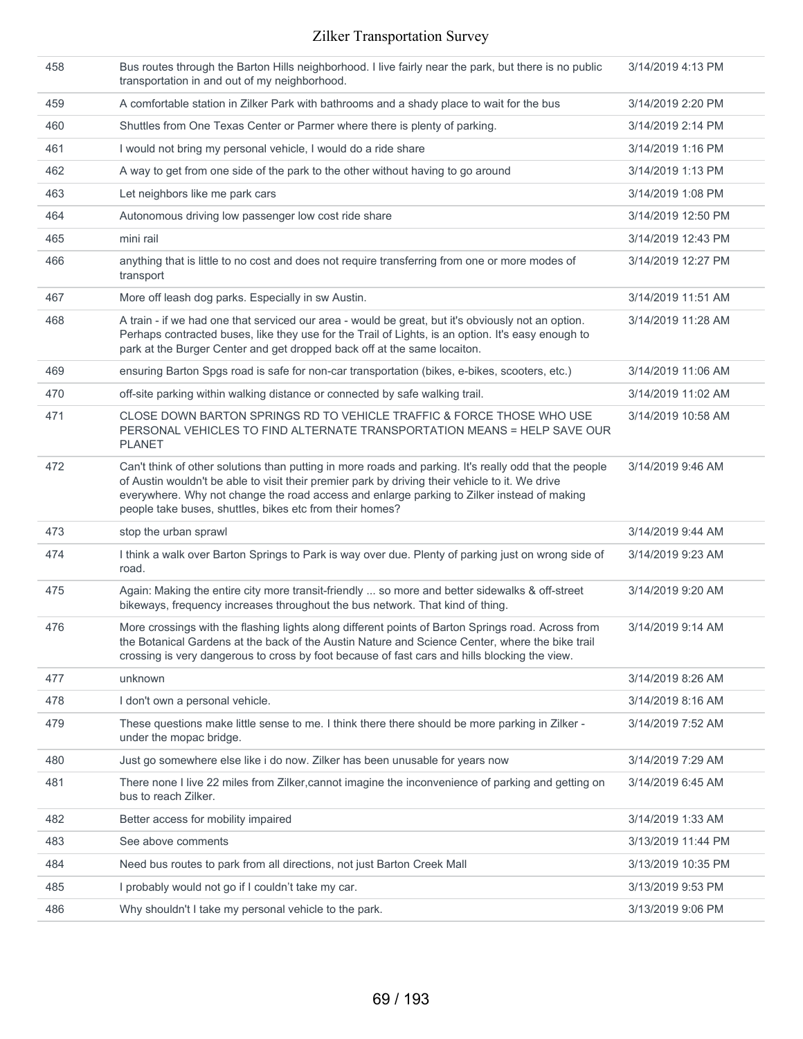| | | |
|---|---|---|
| 458 | Bus routes through the Barton Hills neighborhood. I live fairly near the park, but there is no public transportation in and out of my neighborhood. | 3/14/2019 4:13 PM |
| 459 | A comfortable station in Zilker Park with bathrooms and a shady place to wait for the bus | 3/14/2019 2:20 PM |
| 460 | Shuttles from One Texas Center or Parmer where there is plenty of parking. | 3/14/2019 2:14 PM |
| 461 | I would not bring my personal vehicle, I would do a ride share | 3/14/2019 1:16 PM |
| 462 | A way to get from one side of the park to the other without having to go around | 3/14/2019 1:13 PM |
| 463 | Let neighbors like me park cars | 3/14/2019 1:08 PM |
| 464 | Autonomous driving low passenger low cost ride share | 3/14/2019 12:50 PM |
| 465 | mini rail | 3/14/2019 12:43 PM |
| 466 | anything that is little to no cost and does not require transferring from one or more modes of transport | 3/14/2019 12:27 PM |
| 467 | More off leash dog parks. Especially in sw Austin. | 3/14/2019 11:51 AM |
| 468 | A train - if we had one that serviced our area - would be great, but it's obviously not an option. Perhaps contracted buses, like they use for the Trail of Lights, is an option. It's easy enough to park at the Burger Center and get dropped back off at the same locaiton. | 3/14/2019 11:28 AM |
| 469 | ensuring Barton Spgs road is safe for non-car transportation (bikes, e-bikes, scooters, etc.) | 3/14/2019 11:06 AM |
| 470 | off-site parking within walking distance or connected by safe walking trail. | 3/14/2019 11:02 AM |
| 471 | CLOSE DOWN BARTON SPRINGS RD TO VEHICLE TRAFFIC & FORCE THOSE WHO USE PERSONAL VEHICLES TO FIND ALTERNATE TRANSPORTATION MEANS = HELP SAVE OUR PLANET | 3/14/2019 10:58 AM |
| 472 | Can't think of other solutions than putting in more roads and parking. It's really odd that the people of Austin wouldn't be able to visit their premier park by driving their vehicle to it. We drive everywhere. Why not change the road access and enlarge parking to Zilker instead of making people take buses, shuttles, bikes etc from their homes? | 3/14/2019 9:46 AM |
| 473 | stop the urban sprawl | 3/14/2019 9:44 AM |
| 474 | I think a walk over Barton Springs to Park is way over due. Plenty of parking just on wrong side of road. | 3/14/2019 9:23 AM |
| 475 | Again: Making the entire city more transit-friendly ... so more and better sidewalks & off-street bikeways, frequency increases throughout the bus network. That kind of thing. | 3/14/2019 9:20 AM |
| 476 | More crossings with the flashing lights along different points of Barton Springs road. Across from the Botanical Gardens at the back of the Austin Nature and Science Center, where the bike trail crossing is very dangerous to cross by foot because of fast cars and hills blocking the view. | 3/14/2019 9:14 AM |
| 477 | unknown | 3/14/2019 8:26 AM |
| 478 | I don't own a personal vehicle. | 3/14/2019 8:16 AM |
| 479 | These questions make little sense to me. I think there there should be more parking in Zilker - under the mopac bridge. | 3/14/2019 7:52 AM |
| 480 | Just go somewhere else like i do now. Zilker has been unusable for years now | 3/14/2019 7:29 AM |
| 481 | There none I live 22 miles from Zilker,cannot imagine the inconvenience of parking and getting on bus to reach Zilker. | 3/14/2019 6:45 AM |
| 482 | Better access for mobility impaired | 3/14/2019 1:33 AM |
| 483 | See above comments | 3/13/2019 11:44 PM |
| 484 | Need bus routes to park from all directions, not just Barton Creek Mall | 3/13/2019 10:35 PM |
| 485 | I probably would not go if I couldn't take my car. | 3/13/2019 9:53 PM |
| 486 | Why shouldn't I take my personal vehicle to the park. | 3/13/2019 9:06 PM |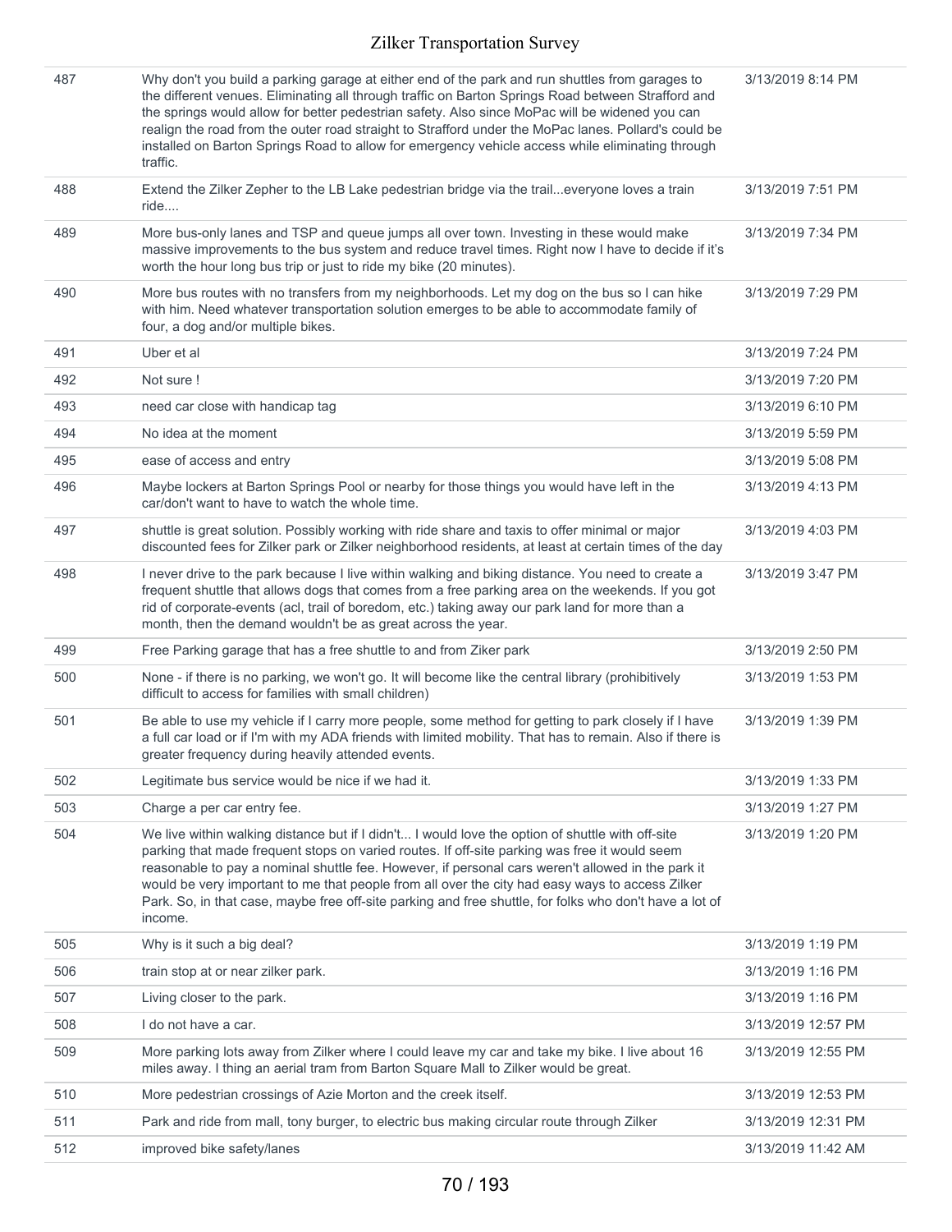| | | |
|---|---|---|
| 487 | Why don't you build a parking garage at either end of the park and run shuttles from garages to the different venues. Eliminating all through traffic on Barton Springs Road between Strafford and the springs would allow for better pedestrian safety. Also since MoPac will be widened you can realign the road from the outer road straight to Strafford under the MoPac lanes. Pollard's could be installed on Barton Springs Road to allow for emergency vehicle access while eliminating through traffic. | 3/13/2019 8:14 PM |
| 488 | Extend the Zilker Zepher to the LB Lake pedestrian bridge via the trail...everyone loves a train ride.... | 3/13/2019 7:51 PM |
| 489 | More bus-only lanes and TSP and queue jumps all over town. Investing in these would make massive improvements to the bus system and reduce travel times. Right now I have to decide if it's worth the hour long bus trip or just to ride my bike (20 minutes). | 3/13/2019 7:34 PM |
| 490 | More bus routes with no transfers from my neighborhoods. Let my dog on the bus so I can hike with him. Need whatever transportation solution emerges to be able to accommodate family of four, a dog and/or multiple bikes. | 3/13/2019 7:29 PM |
| 491 | Uber et al | 3/13/2019 7:24 PM |
| 492 | Not sure ! | 3/13/2019 7:20 PM |
| 493 | need car close with handicap tag | 3/13/2019 6:10 PM |
| 494 | No idea at the moment | 3/13/2019 5:59 PM |
| 495 | ease of access and entry | 3/13/2019 5:08 PM |
| 496 | Maybe lockers at Barton Springs Pool or nearby for those things you would have left in the car/don't want to have to watch the whole time. | 3/13/2019 4:13 PM |
| 497 | shuttle is great solution. Possibly working with ride share and taxis to offer minimal or major discounted fees for Zilker park or Zilker neighborhood residents, at least at certain times of the day | 3/13/2019 4:03 PM |
| 498 | I never drive to the park because I live within walking and biking distance. You need to create a frequent shuttle that allows dogs that comes from a free parking area on the weekends. If you got rid of corporate-events (acl, trail of boredom, etc.) taking away our park land for more than a month, then the demand wouldn't be as great across the year. | 3/13/2019 3:47 PM |
| 499 | Free Parking garage that has a free shuttle to and from Ziker park | 3/13/2019 2:50 PM |
| 500 | None - if there is no parking, we won't go. It will become like the central library (prohibitively difficult to access for families with small children) | 3/13/2019 1:53 PM |
| 501 | Be able to use my vehicle if I carry more people, some method for getting to park closely if I have a full car load or if I'm with my ADA friends with limited mobility. That has to remain. Also if there is greater frequency during heavily attended events. | 3/13/2019 1:39 PM |
| 502 | Legitimate bus service would be nice if we had it. | 3/13/2019 1:33 PM |
| 503 | Charge a per car entry fee. | 3/13/2019 1:27 PM |
| 504 | We live within walking distance but if I didn't... I would love the option of shuttle with off-site parking that made frequent stops on varied routes. If off-site parking was free it would seem reasonable to pay a nominal shuttle fee. However, if personal cars weren't allowed in the park it would be very important to me that people from all over the city had easy ways to access Zilker Park. So, in that case, maybe free off-site parking and free shuttle, for folks who don't have a lot of income. | 3/13/2019 1:20 PM |
| 505 | Why is it such a big deal? | 3/13/2019 1:19 PM |
| 506 | train stop at or near zilker park. | 3/13/2019 1:16 PM |
| 507 | Living closer to the park. | 3/13/2019 1:16 PM |
| 508 | I do not have a car. | 3/13/2019 12:57 PM |
| 509 | More parking lots away from Zilker where I could leave my car and take my bike. I live about 16 miles away. I thing an aerial tram from Barton Square Mall to Zilker would be great. | 3/13/2019 12:55 PM |
| 510 | More pedestrian crossings of Azie Morton and the creek itself. | 3/13/2019 12:53 PM |
| 511 | Park and ride from mall, tony burger, to electric bus making circular route through Zilker | 3/13/2019 12:31 PM |
| 512 | improved bike safety/lanes | 3/13/2019 11:42 AM |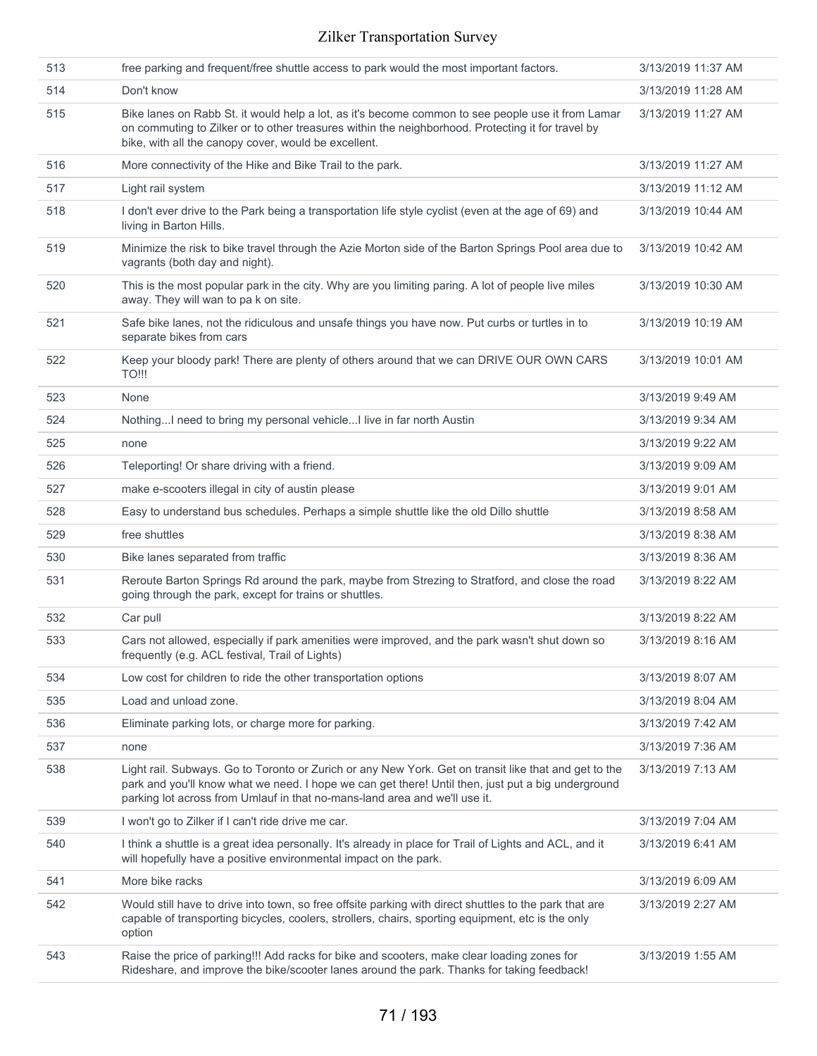| | | |
|---|---|---|
| 513 | free parking and frequent/free shuttle access to park would the most important factors. | 3/13/2019 11:37 AM |
| 514 | Don't know | 3/13/2019 11:28 AM |
| 515 | Bike lanes on Rabb St. it would help a lot, as it's become common to see people use it from Lamar on commuting to Zilker or to other treasures within the neighborhood. Protecting it for travel by bike, with all the canopy cover, would be excellent. | 3/13/2019 11:27 AM |
| 516 | More connectivity of the Hike and Bike Trail to the park. | 3/13/2019 11:27 AM |
| 517 | Light rail system | 3/13/2019 11:12 AM |
| 518 | I don't ever drive to the Park being a transportation life style cyclist (even at the age of 69) and living in Barton Hills. | 3/13/2019 10:44 AM |
| 519 | Minimize the risk to bike travel through the Azie Morton side of the Barton Springs Pool area due to vagrants (both day and night). | 3/13/2019 10:42 AM |
| 520 | This is the most popular park in the city. Why are you limiting paring. A lot of people live miles away. They will wan to pa k on site. | 3/13/2019 10:30 AM |
| 521 | Safe bike lanes, not the ridiculous and unsafe things you have now. Put curbs or turtles in to separate bikes from cars | 3/13/2019 10:19 AM |
| 522 | Keep your bloody park! There are plenty of others around that we can DRIVE OUR OWN CARS TO!!! | 3/13/2019 10:01 AM |
| 523 | None | 3/13/2019 9:49 AM |
| 524 | Nothing...I need to bring my personal vehicle...I live in far north Austin | 3/13/2019 9:34 AM |
| 525 | none | 3/13/2019 9:22 AM |
| 526 | Teleporting! Or share driving with a friend. | 3/13/2019 9:09 AM |
| 527 | make e-scooters illegal in city of austin please | 3/13/2019 9:01 AM |
| 528 | Easy to understand bus schedules. Perhaps a simple shuttle like the old Dillo shuttle | 3/13/2019 8:58 AM |
| 529 | free shuttles | 3/13/2019 8:38 AM |
| 530 | Bike lanes separated from traffic | 3/13/2019 8:36 AM |
| 531 | Reroute Barton Springs Rd around the park, maybe from Strezing to Stratford, and close the road going through the park, except for trains or shuttles. | 3/13/2019 8:22 AM |
| 532 | Car pull | 3/13/2019 8:22 AM |
| 533 | Cars not allowed, especially if park amenities were improved, and the park wasn't shut down so frequently (e.g. ACL festival, Trail of Lights) | 3/13/2019 8:16 AM |
| 534 | Low cost for children to ride the other transportation options | 3/13/2019 8:07 AM |
| 535 | Load and unload zone. | 3/13/2019 8:04 AM |
| 536 | Eliminate parking lots, or charge more for parking. | 3/13/2019 7:42 AM |
| 537 | none | 3/13/2019 7:36 AM |
| 538 | Light rail. Subways. Go to Toronto or Zurich or any New York. Get on transit like that and get to the park and you'll know what we need. I hope we can get there! Until then, just put a big underground parking lot across from Umlauf in that no-mans-land area and we'll use it. | 3/13/2019 7:13 AM |
| 539 | I won't go to Zilker if I can't ride drive me car. | 3/13/2019 7:04 AM |
| 540 | I think a shuttle is a great idea personally. It's already in place for Trail of Lights and ACL, and it will hopefully have a positive environmental impact on the park. | 3/13/2019 6:41 AM |
| 541 | More bike racks | 3/13/2019 6:09 AM |
| 542 | Would still have to drive into town, so free offsite parking with direct shuttles to the park that are capable of transporting bicycles, coolers, strollers, chairs, sporting equipment, etc is the only option | 3/13/2019 2:27 AM |
| 543 | Raise the price of parking!!! Add racks for bike and scooters, make clear loading zones for Rideshare, and improve the bike/scooter lanes around the park. Thanks for taking feedback! | 3/13/2019 1:55 AM |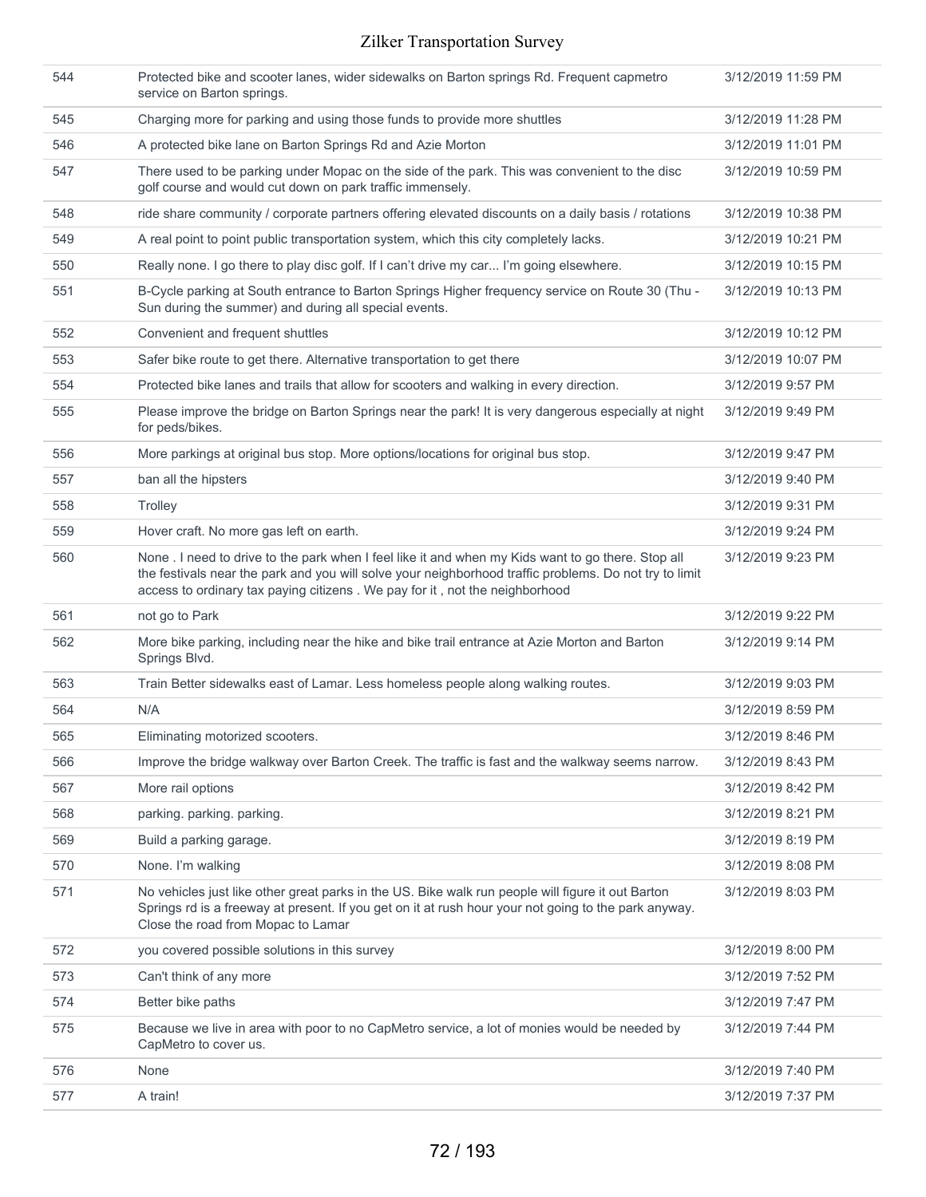| | | |
|---|---|---|
| 544 | Protected bike and scooter lanes, wider sidewalks on Barton springs Rd. Frequent capmetro service on Barton springs. | 3/12/2019 11:59 PM |
| 545 | Charging more for parking and using those funds to provide more shuttles | 3/12/2019 11:28 PM |
| 546 | A protected bike lane on Barton Springs Rd and Azie Morton | 3/12/2019 11:01 PM |
| 547 | There used to be parking under Mopac on the side of the park. This was convenient to the disc golf course and would cut down on park traffic immensely. | 3/12/2019 10:59 PM |
| 548 | ride share community / corporate partners offering elevated discounts on a daily basis / rotations | 3/12/2019 10:38 PM |
| 549 | A real point to point public transportation system, which this city completely lacks. | 3/12/2019 10:21 PM |
| 550 | Really none. I go there to play disc golf. If I can't drive my car... I'm going elsewhere. | 3/12/2019 10:15 PM |
| 551 | B-Cycle parking at South entrance to Barton Springs Higher frequency service on Route 30 (Thu - Sun during the summer) and during all special events. | 3/12/2019 10:13 PM |
| 552 | Convenient and frequent shuttles | 3/12/2019 10:12 PM |
| 553 | Safer bike route to get there. Alternative transportation to get there | 3/12/2019 10:07 PM |
| 554 | Protected bike lanes and trails that allow for scooters and walking in every direction. | 3/12/2019 9:57 PM |
| 555 | Please improve the bridge on Barton Springs near the park! It is very dangerous especially at night for peds/bikes. | 3/12/2019 9:49 PM |
| 556 | More parkings at original bus stop. More options/locations for original bus stop. | 3/12/2019 9:47 PM |
| 557 | ban all the hipsters | 3/12/2019 9:40 PM |
| 558 | Trolley | 3/12/2019 9:31 PM |
| 559 | Hover craft. No more gas left on earth. | 3/12/2019 9:24 PM |
| 560 | None . I need to drive to the park when I feel like it and when my Kids want to go there. Stop all the festivals near the park and you will solve your neighborhood traffic problems. Do not try to limit access to ordinary tax paying citizens . We pay for it , not the neighborhood | 3/12/2019 9:23 PM |
| 561 | not go to Park | 3/12/2019 9:22 PM |
| 562 | More bike parking, including near the hike and bike trail entrance at Azie Morton and Barton Springs Blvd. | 3/12/2019 9:14 PM |
| 563 | Train Better sidewalks east of Lamar. Less homeless people along walking routes. | 3/12/2019 9:03 PM |
| 564 | N/A | 3/12/2019 8:59 PM |
| 565 | Eliminating motorized scooters. | 3/12/2019 8:46 PM |
| 566 | Improve the bridge walkway over Barton Creek. The traffic is fast and the walkway seems narrow. | 3/12/2019 8:43 PM |
| 567 | More rail options | 3/12/2019 8:42 PM |
| 568 | parking. parking. parking. | 3/12/2019 8:21 PM |
| 569 | Build a parking garage. | 3/12/2019 8:19 PM |
| 570 | None. I'm walking | 3/12/2019 8:08 PM |
| 571 | No vehicles just like other great parks in the US. Bike walk run people will figure it out Barton Springs rd is a freeway at present. If you get on it at rush hour your not going to the park anyway. Close the road from Mopac to Lamar | 3/12/2019 8:03 PM |
| 572 | you covered possible solutions in this survey | 3/12/2019 8:00 PM |
| 573 | Can't think of any more | 3/12/2019 7:52 PM |
| 574 | Better bike paths | 3/12/2019 7:47 PM |
| 575 | Because we live in area with poor to no CapMetro service, a lot of monies would be needed by CapMetro to cover us. | 3/12/2019 7:44 PM |
| 576 | None | 3/12/2019 7:40 PM |
| 577 | A train! | 3/12/2019 7:37 PM |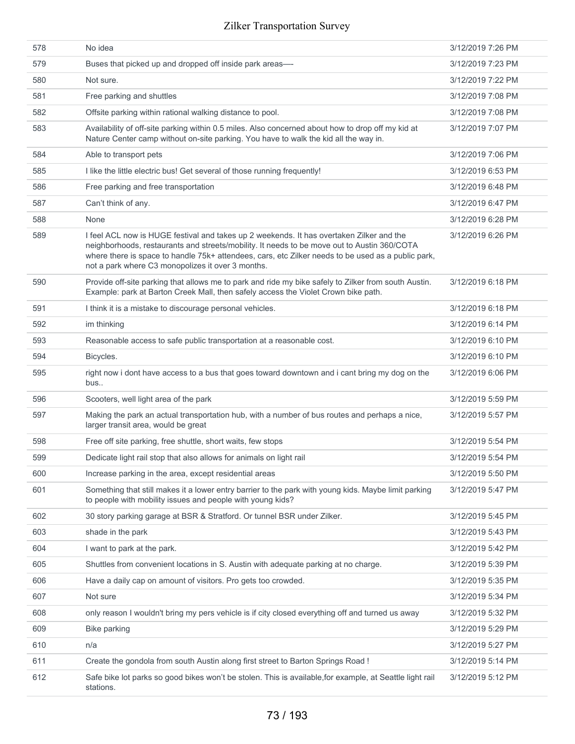| | | |
|---|---|---|
| 578 | No idea | 3/12/2019 7:26 PM |
| 579 | Buses that picked up and dropped off inside park areas—- | 3/12/2019 7:23 PM |
| 580 | Not sure. | 3/12/2019 7:22 PM |
| 581 | Free parking and shuttles | 3/12/2019 7:08 PM |
| 582 | Offsite parking within rational walking distance to pool. | 3/12/2019 7:08 PM |
| 583 | Availability of off-site parking within 0.5 miles. Also concerned about how to drop off my kid at Nature Center camp without on-site parking. You have to walk the kid all the way in. | 3/12/2019 7:07 PM |
| 584 | Able to transport pets | 3/12/2019 7:06 PM |
| 585 | I like the little electric bus! Get several of those running frequently! | 3/12/2019 6:53 PM |
| 586 | Free parking and free transportation | 3/12/2019 6:48 PM |
| 587 | Can't think of any. | 3/12/2019 6:47 PM |
| 588 | None | 3/12/2019 6:28 PM |
| 589 | I feel ACL now is HUGE festival and takes up 2 weekends. It has overtaken Zilker and the neighborhoods, restaurants and streets/mobility. It needs to be move out to Austin 360/COTA where there is space to handle 75k+ attendees, cars, etc Zilker needs to be used as a public park, not a park where C3 monopolizes it over 3 months. | 3/12/2019 6:26 PM |
| 590 | Provide off-site parking that allows me to park and ride my bike safely to Zilker from south Austin. Example: park at Barton Creek Mall, then safely access the Violet Crown bike path. | 3/12/2019 6:18 PM |
| 591 | I think it is a mistake to discourage personal vehicles. | 3/12/2019 6:18 PM |
| 592 | im thinking | 3/12/2019 6:14 PM |
| 593 | Reasonable access to safe public transportation at a reasonable cost. | 3/12/2019 6:10 PM |
| 594 | Bicycles. | 3/12/2019 6:10 PM |
| 595 | right now i dont have access to a bus that goes toward downtown and i cant bring my dog on the bus.. | 3/12/2019 6:06 PM |
| 596 | Scooters, well light area of the park | 3/12/2019 5:59 PM |
| 597 | Making the park an actual transportation hub, with a number of bus routes and perhaps a nice, larger transit area, would be great | 3/12/2019 5:57 PM |
| 598 | Free off site parking, free shuttle, short waits, few stops | 3/12/2019 5:54 PM |
| 599 | Dedicate light rail stop that also allows for animals on light rail | 3/12/2019 5:54 PM |
| 600 | Increase parking in the area, except residential areas | 3/12/2019 5:50 PM |
| 601 | Something that still makes it a lower entry barrier to the park with young kids. Maybe limit parking to people with mobility issues and people with young kids? | 3/12/2019 5:47 PM |
| 602 | 30 story parking garage at BSR & Stratford. Or tunnel BSR under Zilker. | 3/12/2019 5:45 PM |
| 603 | shade in the park | 3/12/2019 5:43 PM |
| 604 | I want to park at the park. | 3/12/2019 5:42 PM |
| 605 | Shuttles from convenient locations in S. Austin with adequate parking at no charge. | 3/12/2019 5:39 PM |
| 606 | Have a daily cap on amount of visitors. Pro gets too crowded. | 3/12/2019 5:35 PM |
| 607 | Not sure | 3/12/2019 5:34 PM |
| 608 | only reason I wouldn't bring my pers vehicle is if city closed everything off and turned us away | 3/12/2019 5:32 PM |
| 609 | Bike parking | 3/12/2019 5:29 PM |
| 610 | n/a | 3/12/2019 5:27 PM |
| 611 | Create the gondola from south Austin along first street to Barton Springs Road ! | 3/12/2019 5:14 PM |
| 612 | Safe bike lot parks so good bikes won't be stolen. This is available,for example, at Seattle light rail stations. | 3/12/2019 5:12 PM |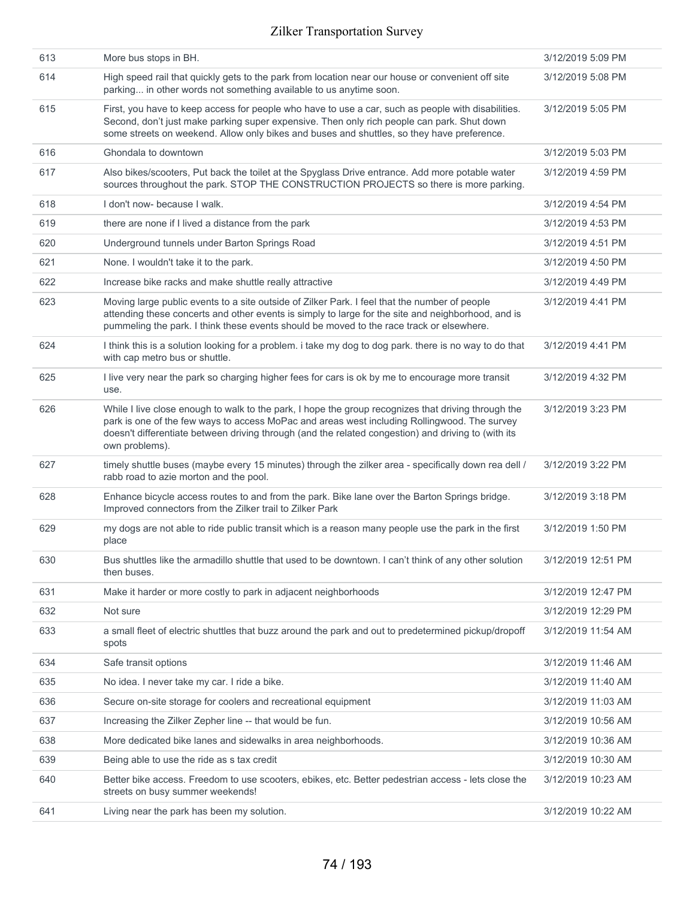| | | |
|---|---|---|
| 613 | More bus stops in BH. | 3/12/2019 5:09 PM |
| 614 | High speed rail that quickly gets to the park from location near our house or convenient off site parking... in other words not something available to us anytime soon. | 3/12/2019 5:08 PM |
| 615 | First, you have to keep access for people who have to use a car, such as people with disabilities. Second, don't just make parking super expensive. Then only rich people can park. Shut down some streets on weekend. Allow only bikes and buses and shuttles, so they have preference. | 3/12/2019 5:05 PM |
| 616 | Ghondala to downtown | 3/12/2019 5:03 PM |
| 617 | Also bikes/scooters, Put back the toilet at the Spyglass Drive entrance. Add more potable water sources throughout the park. STOP THE CONSTRUCTION PROJECTS so there is more parking. | 3/12/2019 4:59 PM |
| 618 | I don't now- because I walk. | 3/12/2019 4:54 PM |
| 619 | there are none if I lived a distance from the park | 3/12/2019 4:53 PM |
| 620 | Underground tunnels under Barton Springs Road | 3/12/2019 4:51 PM |
| 621 | None. I wouldn't take it to the park. | 3/12/2019 4:50 PM |
| 622 | Increase bike racks and make shuttle really attractive | 3/12/2019 4:49 PM |
| 623 | Moving large public events to a site outside of Zilker Park. I feel that the number of people attending these concerts and other events is simply to large for the site and neighborhood, and is pummeling the park. I think these events should be moved to the race track or elsewhere. | 3/12/2019 4:41 PM |
| 624 | I think this is a solution looking for a problem. i take my dog to dog park. there is no way to do that with cap metro bus or shuttle. | 3/12/2019 4:41 PM |
| 625 | I live very near the park so charging higher fees for cars is ok by me to encourage more transit use. | 3/12/2019 4:32 PM |
| 626 | While I live close enough to walk to the park, I hope the group recognizes that driving through the park is one of the few ways to access MoPac and areas west including Rollingwood. The survey doesn't differentiate between driving through (and the related congestion) and driving to (with its own problems). | 3/12/2019 3:23 PM |
| 627 | timely shuttle buses (maybe every 15 minutes) through the zilker area - specifically down rea dell / rabb road to azie morton and the pool. | 3/12/2019 3:22 PM |
| 628 | Enhance bicycle access routes to and from the park. Bike lane over the Barton Springs bridge. Improved connectors from the Zilker trail to Zilker Park | 3/12/2019 3:18 PM |
| 629 | my dogs are not able to ride public transit which is a reason many people use the park in the first place | 3/12/2019 1:50 PM |
| 630 | Bus shuttles like the armadillo shuttle that used to be downtown. I can't think of any other solution then buses. | 3/12/2019 12:51 PM |
| 631 | Make it harder or more costly to park in adjacent neighborhoods | 3/12/2019 12:47 PM |
| 632 | Not sure | 3/12/2019 12:29 PM |
| 633 | a small fleet of electric shuttles that buzz around the park and out to predetermined pickup/dropoff spots | 3/12/2019 11:54 AM |
| 634 | Safe transit options | 3/12/2019 11:46 AM |
| 635 | No idea. I never take my car. I ride a bike. | 3/12/2019 11:40 AM |
| 636 | Secure on-site storage for coolers and recreational equipment | 3/12/2019 11:03 AM |
| 637 | Increasing the Zilker Zepher line -- that would be fun. | 3/12/2019 10:56 AM |
| 638 | More dedicated bike lanes and sidewalks in area neighborhoods. | 3/12/2019 10:36 AM |
| 639 | Being able to use the ride as s tax credit | 3/12/2019 10:30 AM |
| 640 | Better bike access. Freedom to use scooters, ebikes, etc. Better pedestrian access - lets close the streets on busy summer weekends! | 3/12/2019 10:23 AM |
| 641 | Living near the park has been my solution. | 3/12/2019 10:22 AM |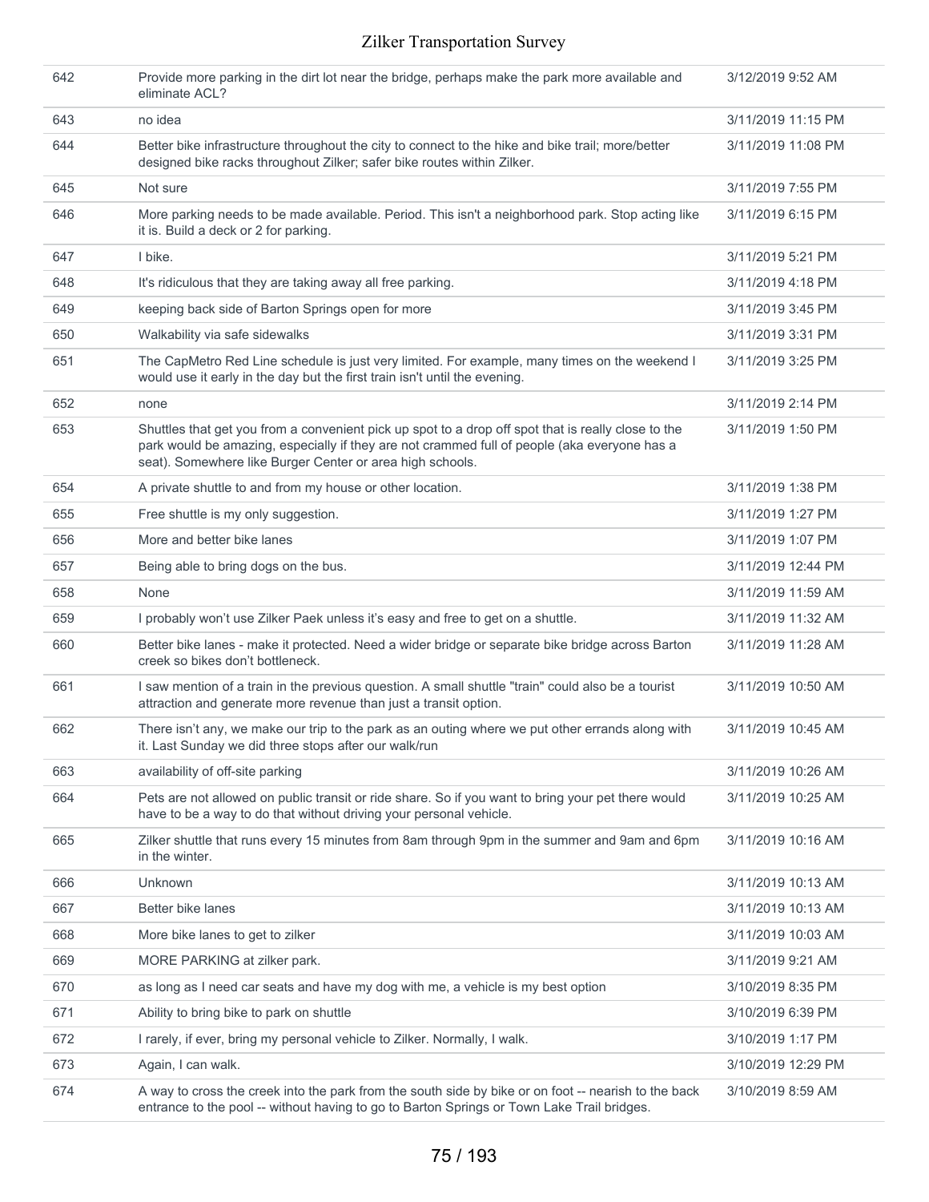| | | |
|---|---|---|
| 642 | Provide more parking in the dirt lot near the bridge, perhaps make the park more available and eliminate ACL? | 3/12/2019 9:52 AM |
| 643 | no idea | 3/11/2019 11:15 PM |
| 644 | Better bike infrastructure throughout the city to connect to the hike and bike trail; more/better designed bike racks throughout Zilker; safer bike routes within Zilker. | 3/11/2019 11:08 PM |
| 645 | Not sure | 3/11/2019 7:55 PM |
| 646 | More parking needs to be made available. Period. This isn't a neighborhood park. Stop acting like it is. Build a deck or 2 for parking. | 3/11/2019 6:15 PM |
| 647 | I bike. | 3/11/2019 5:21 PM |
| 648 | It's ridiculous that they are taking away all free parking. | 3/11/2019 4:18 PM |
| 649 | keeping back side of Barton Springs open for more | 3/11/2019 3:45 PM |
| 650 | Walkability via safe sidewalks | 3/11/2019 3:31 PM |
| 651 | The CapMetro Red Line schedule is just very limited. For example, many times on the weekend I would use it early in the day but the first train isn't until the evening. | 3/11/2019 3:25 PM |
| 652 | none | 3/11/2019 2:14 PM |
| 653 | Shuttles that get you from a convenient pick up spot to a drop off spot that is really close to the park would be amazing, especially if they are not crammed full of people (aka everyone has a seat). Somewhere like Burger Center or area high schools. | 3/11/2019 1:50 PM |
| 654 | A private shuttle to and from my house or other location. | 3/11/2019 1:38 PM |
| 655 | Free shuttle is my only suggestion. | 3/11/2019 1:27 PM |
| 656 | More and better bike lanes | 3/11/2019 1:07 PM |
| 657 | Being able to bring dogs on the bus. | 3/11/2019 12:44 PM |
| 658 | None | 3/11/2019 11:59 AM |
| 659 | I probably won't use Zilker Paek unless it's easy and free to get on a shuttle. | 3/11/2019 11:32 AM |
| 660 | Better bike lanes - make it protected. Need a wider bridge or separate bike bridge across Barton creek so bikes don't bottleneck. | 3/11/2019 11:28 AM |
| 661 | I saw mention of a train in the previous question. A small shuttle "train" could also be a tourist attraction and generate more revenue than just a transit option. | 3/11/2019 10:50 AM |
| 662 | There isn't any, we make our trip to the park as an outing where we put other errands along with it. Last Sunday we did three stops after our walk/run | 3/11/2019 10:45 AM |
| 663 | availability of off-site parking | 3/11/2019 10:26 AM |
| 664 | Pets are not allowed on public transit or ride share. So if you want to bring your pet there would have to be a way to do that without driving your personal vehicle. | 3/11/2019 10:25 AM |
| 665 | Zilker shuttle that runs every 15 minutes from 8am through 9pm in the summer and 9am and 6pm in the winter. | 3/11/2019 10:16 AM |
| 666 | Unknown | 3/11/2019 10:13 AM |
| 667 | Better bike lanes | 3/11/2019 10:13 AM |
| 668 | More bike lanes to get to zilker | 3/11/2019 10:03 AM |
| 669 | MORE PARKING at zilker park. | 3/11/2019 9:21 AM |
| 670 | as long as I need car seats and have my dog with me, a vehicle is my best option | 3/10/2019 8:35 PM |
| 671 | Ability to bring bike to park on shuttle | 3/10/2019 6:39 PM |
| 672 | I rarely, if ever, bring my personal vehicle to Zilker. Normally, I walk. | 3/10/2019 1:17 PM |
| 673 | Again, I can walk. | 3/10/2019 12:29 PM |
| 674 | A way to cross the creek into the park from the south side by bike or on foot -- nearish to the back entrance to the pool -- without having to go to Barton Springs or Town Lake Trail bridges. | 3/10/2019 8:59 AM |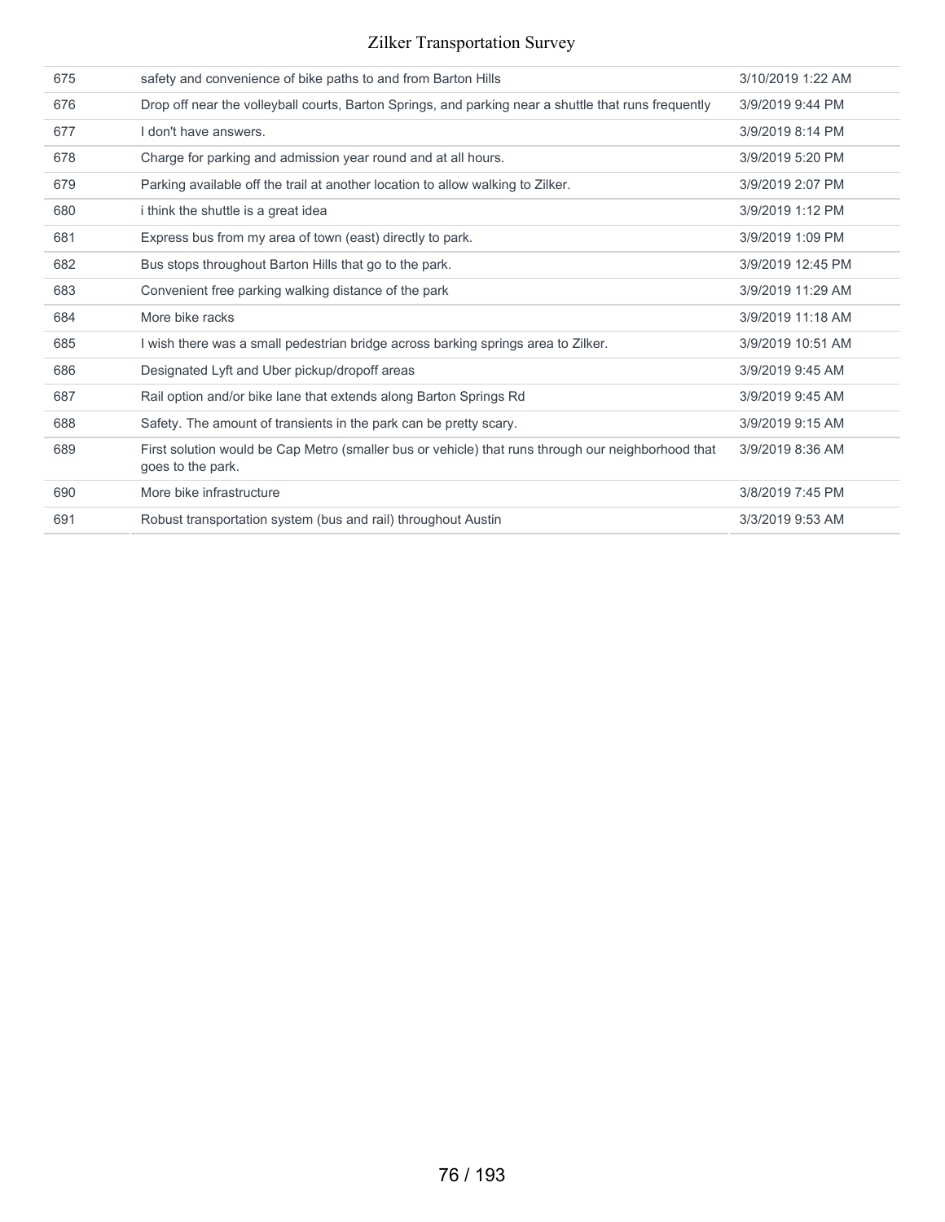| | | |
|---|---|---|
| 675 | safety and convenience of bike paths to and from Barton Hills | 3/10/2019 1:22 AM |
| 676 | Drop off near the volleyball courts, Barton Springs, and parking near a shuttle that runs frequently | 3/9/2019 9:44 PM |
| 677 | I don't have answers. | 3/9/2019 8:14 PM |
| 678 | Charge for parking and admission year round and at all hours. | 3/9/2019 5:20 PM |
| 679 | Parking available off the trail at another location to allow walking to Zilker. | 3/9/2019 2:07 PM |
| 680 | i think the shuttle is a great idea | 3/9/2019 1:12 PM |
| 681 | Express bus from my area of town (east) directly to park. | 3/9/2019 1:09 PM |
| 682 | Bus stops throughout Barton Hills that go to the park. | 3/9/2019 12:45 PM |
| 683 | Convenient free parking walking distance of the park | 3/9/2019 11:29 AM |
| 684 | More bike racks | 3/9/2019 11:18 AM |
| 685 | I wish there was a small pedestrian bridge across barking springs area to Zilker. | 3/9/2019 10:51 AM |
| 686 | Designated Lyft and Uber pickup/dropoff areas | 3/9/2019 9:45 AM |
| 687 | Rail option and/or bike lane that extends along Barton Springs Rd | 3/9/2019 9:45 AM |
| 688 | Safety. The amount of transients in the park can be pretty scary. | 3/9/2019 9:15 AM |
| 689 | First solution would be Cap Metro (smaller bus or vehicle) that runs through our neighborhood that goes to the park. | 3/9/2019 8:36 AM |
| 690 | More bike infrastructure | 3/8/2019 7:45 PM |
| 691 | Robust transportation system (bus and rail) throughout Austin | 3/3/2019 9:53 AM |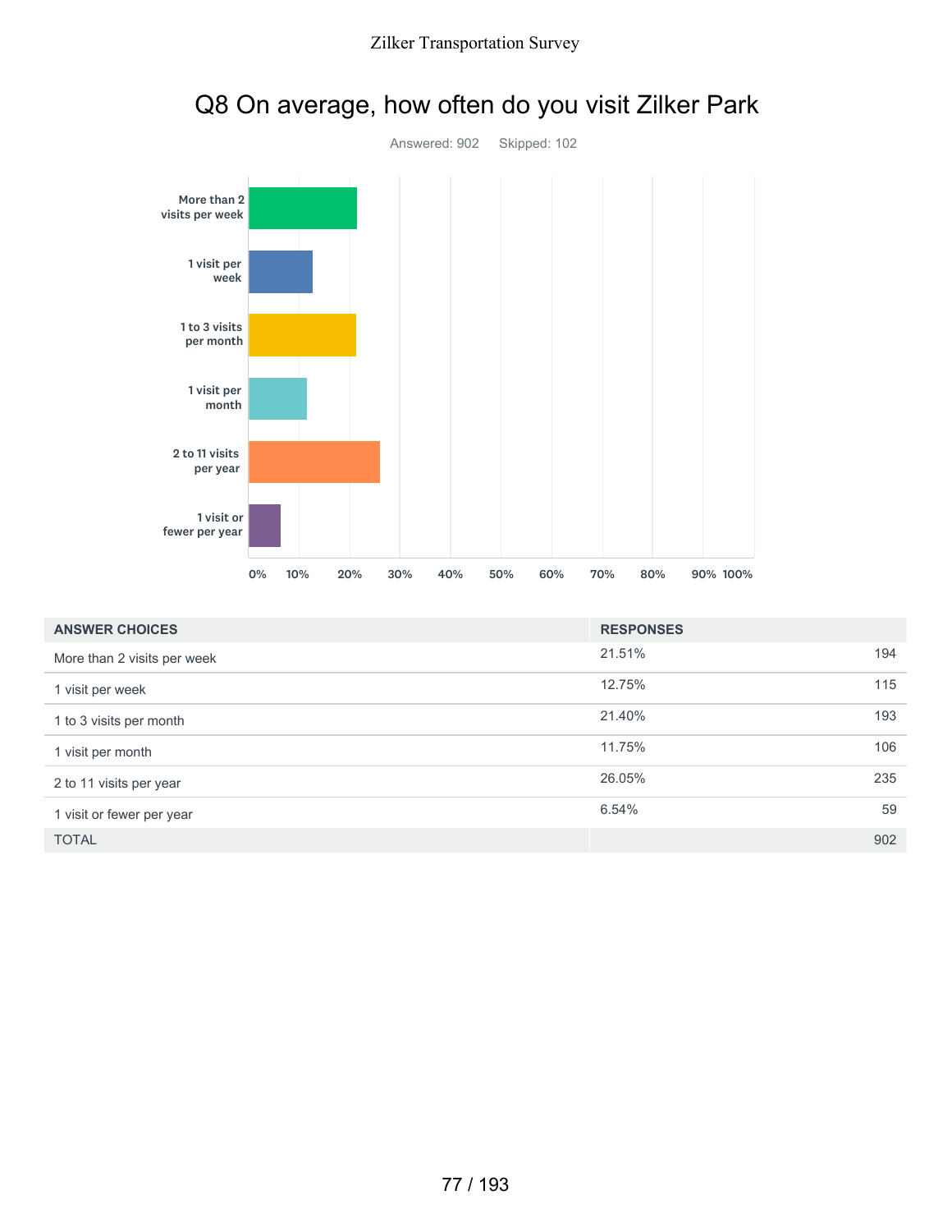# Q8 On average, how often do you visit Zilker Park

Answered: 902 Skipped: 102

| ANSWER CHOICES | RESPONSES | |
|---|---|---|
| More than 2 visits per week | 21.51% | 194 |
| 1 visit per week | 12.75% | 115 |
| 1 to 3 visits per month | 21.40% | 193 |
| 1 visit per month | 11.75% | 106 |
| 2 to 11 visits per year | 26.05% | 235 |
| 1 visit or fewer per year | 6.54% | 59 |
| TOTAL | | 902 |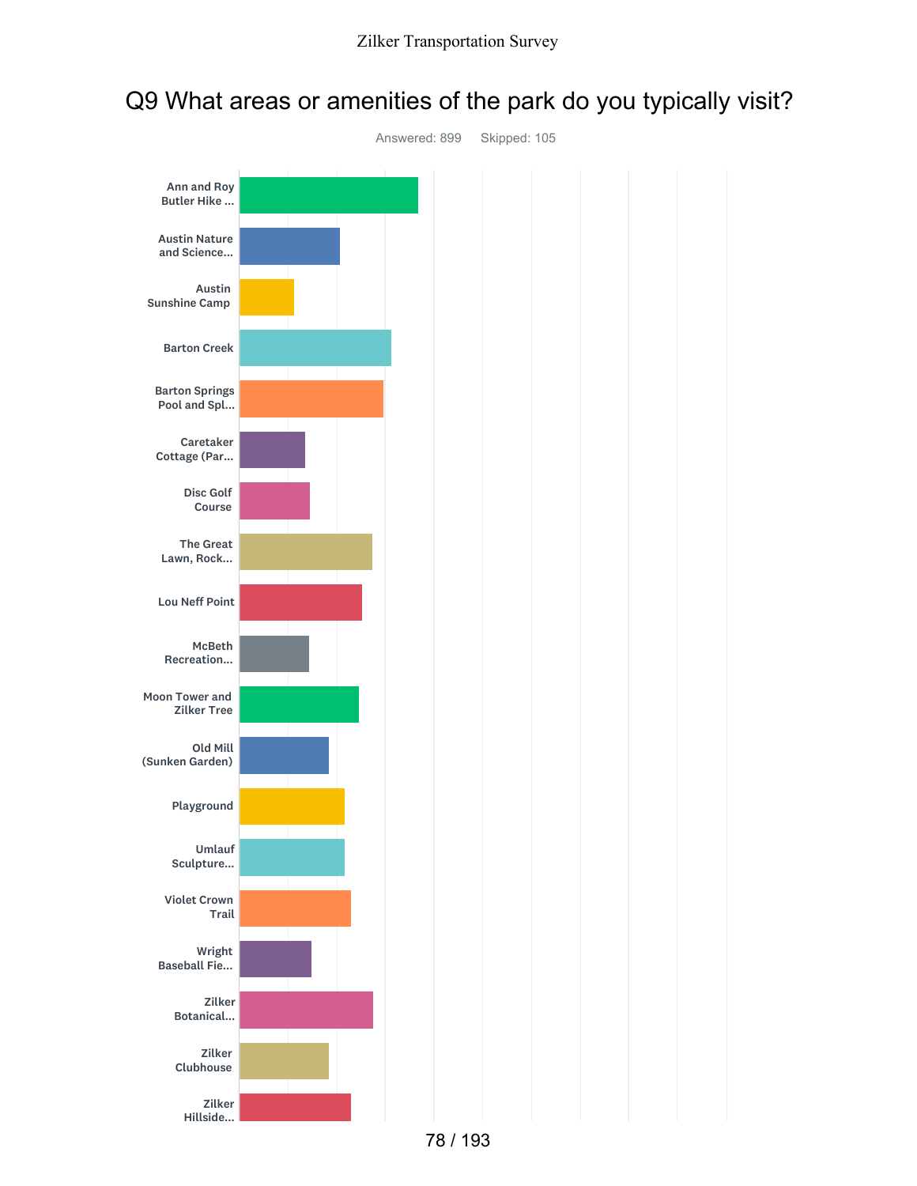## Q9 What areas or amenities of the park do you typically visit?

Answered: 899 Skipped: 105

- Ann and Roy Butler Hike ...
- Austin Nature and Science...
- Austin Sunshine Camp
- Barton Creek
- Barton Springs Pool and Spl...
- Caretaker Cottage (Par...
- Disc Golf Course
- The Great Lawn, Rock...
- Lou Neff Point
- McBeth Recreation...
- Moon Tower and Zilker Tree
- Old Mill (Sunken Garden)
- Playground
- Umlauf Sculpture...
- Violet Crown Trail
- Wright Baseball Fie...
- Zilker Botanical...
- Zilker Clubhouse
- Zilker Hillside...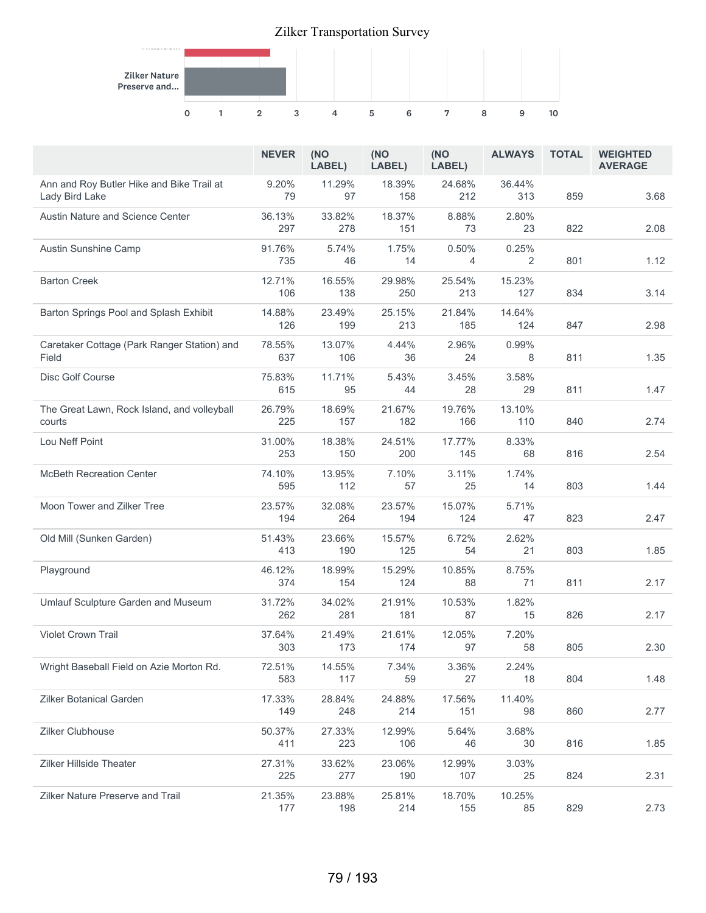|  | NEVER | (NO LABEL) | (NO LABEL) | (NO LABEL) | ALWAYS | TOTAL | WEIGHTED AVERAGE |
|---|---|---|---|---|---|---|---|
| Ann and Roy Butler Hike and Bike Trail at Lady Bird Lake | 9.20% 79 | 11.29% 97 | 18.39% 158 | 24.68% 212 | 36.44% 313 | 859 | 3.68 |
| Austin Nature and Science Center | 36.13% 297 | 33.82% 278 | 18.37% 151 | 8.88% 73 | 2.80% 23 | 822 | 2.08 |
| Austin Sunshine Camp | 91.76% 735 | 5.74% 46 | 1.75% 14 | 0.50% 4 | 0.25% 2 | 801 | 1.12 |
| Barton Creek | 12.71% 106 | 16.55% 138 | 29.98% 250 | 25.54% 213 | 15.23% 127 | 834 | 3.14 |
| Barton Springs Pool and Splash Exhibit | 14.88% 126 | 23.49% 199 | 25.15% 213 | 21.84% 185 | 14.64% 124 | 847 | 2.98 |
| Caretaker Cottage (Park Ranger Station) and Field | 78.55% 637 | 13.07% 106 | 4.44% 36 | 2.96% 24 | 0.99% 8 | 811 | 1.35 |
| Disc Golf Course | 75.83% 615 | 11.71% 95 | 5.43% 44 | 3.45% 28 | 3.58% 29 | 811 | 1.47 |
| The Great Lawn, Rock Island, and volleyball courts | 26.79% 225 | 18.69% 157 | 21.67% 182 | 19.76% 166 | 13.10% 110 | 840 | 2.74 |
| Lou Neff Point | 31.00% 253 | 18.38% 150 | 24.51% 200 | 17.77% 145 | 8.33% 68 | 816 | 2.54 |
| McBeth Recreation Center | 74.10% 595 | 13.95% 112 | 7.10% 57 | 3.11% 25 | 1.74% 14 | 803 | 1.44 |
| Moon Tower and Zilker Tree | 23.57% 194 | 32.08% 264 | 23.57% 194 | 15.07% 124 | 5.71% 47 | 823 | 2.47 |
| Old Mill (Sunken Garden) | 51.43% 413 | 23.66% 190 | 15.57% 125 | 6.72% 54 | 2.62% 21 | 803 | 1.85 |
| Playground | 46.12% 374 | 18.99% 154 | 15.29% 124 | 10.85% 88 | 8.75% 71 | 811 | 2.17 |
| Umlauf Sculpture Garden and Museum | 31.72% 262 | 34.02% 281 | 21.91% 181 | 10.53% 87 | 1.82% 15 | 826 | 2.17 |
| Violet Crown Trail | 37.64% 303 | 21.49% 173 | 21.61% 174 | 12.05% 97 | 7.20% 58 | 805 | 2.30 |
| Wright Baseball Field on Azie Morton Rd. | 72.51% 583 | 14.55% 117 | 7.34% 59 | 3.36% 27 | 2.24% 18 | 804 | 1.48 |
| Zilker Botanical Garden | 17.33% 149 | 28.84% 248 | 24.88% 214 | 17.56% 151 | 11.40% 98 | 860 | 2.77 |
| Zilker Clubhouse | 50.37% 411 | 27.33% 223 | 12.99% 106 | 5.64% 46 | 3.68% 30 | 816 | 1.85 |
| Zilker Hillside Theater | 27.31% 225 | 33.62% 277 | 23.06% 190 | 12.99% 107 | 3.03% 25 | 824 | 2.31 |
| Zilker Nature Preserve and Trail | 21.35% 177 | 23.88% 198 | 25.81% 214 | 18.70% 155 | 10.25% 85 | 829 | 2.73 |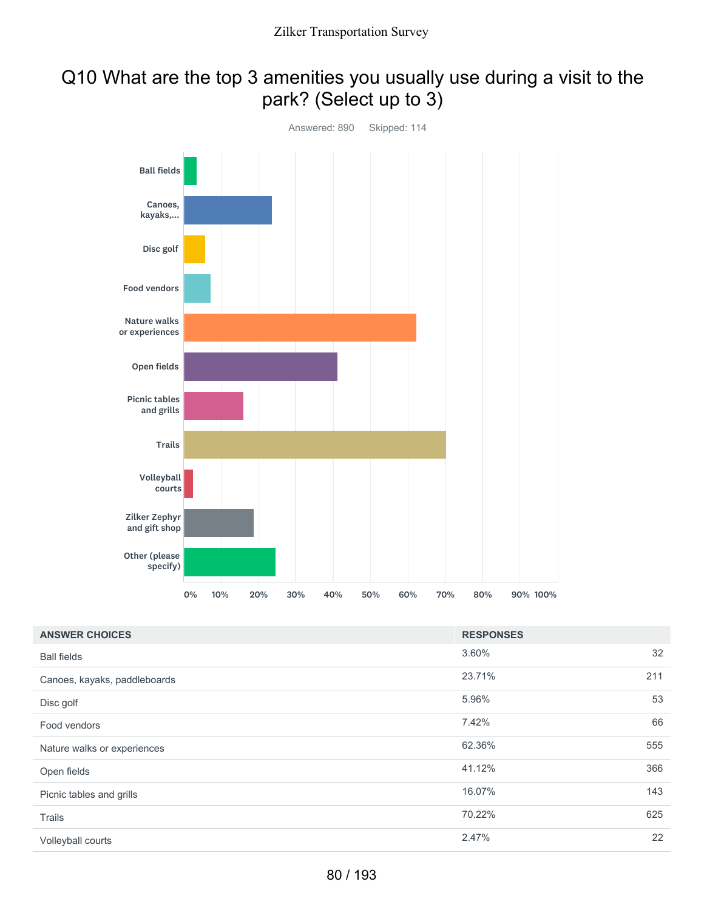# Q10 What are the top 3 amenities you usually use during a visit to the park? (Select up to 3)

Answered: 890 Skipped: 114

| ANSWER CHOICES | RESPONSES | |
|---|---|---|
| Ball fields | 3.60% | 32 |
| Canoes, kayaks, paddleboards | 23.71% | 211 |
| Disc golf | 5.96% | 53 |
| Food vendors | 7.42% | 66 |
| Nature walks or experiences | 62.36% | 555 |
| Open fields | 41.12% | 366 |
| Picnic tables and grills | 16.07% | 143 |
| Trails | 70.22% | 625 |
| Volleyball courts | 2.47% | 22 |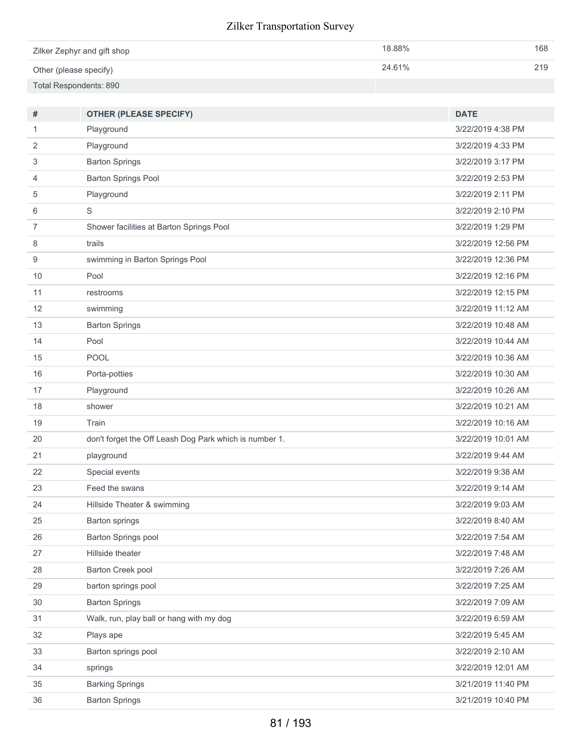| | | |
|---|---|---|
| Zilker Zephyr and gift shop | 18.88% | 168 |
| Other (please specify) | 24.61% | 219 |
| Total Respondents: 890 | | |

| # | OTHER (PLEASE SPECIFY) | DATE |
|---|---|---|
| 1 | Playground | 3/22/2019 4:38 PM |
| 2 | Playground | 3/22/2019 4:33 PM |
| 3 | Barton Springs | 3/22/2019 3:17 PM |
| 4 | Barton Springs Pool | 3/22/2019 2:53 PM |
| 5 | Playground | 3/22/2019 2:11 PM |
| 6 | S | 3/22/2019 2:10 PM |
| 7 | Shower facilities at Barton Springs Pool | 3/22/2019 1:29 PM |
| 8 | trails | 3/22/2019 12:56 PM |
| 9 | swimming in Barton Springs Pool | 3/22/2019 12:36 PM |
| 10 | Pool | 3/22/2019 12:16 PM |
| 11 | restrooms | 3/22/2019 12:15 PM |
| 12 | swimming | 3/22/2019 11:12 AM |
| 13 | Barton Springs | 3/22/2019 10:48 AM |
| 14 | Pool | 3/22/2019 10:44 AM |
| 15 | POOL | 3/22/2019 10:36 AM |
| 16 | Porta-potties | 3/22/2019 10:30 AM |
| 17 | Playground | 3/22/2019 10:26 AM |
| 18 | shower | 3/22/2019 10:21 AM |
| 19 | Train | 3/22/2019 10:16 AM |
| 20 | don't forget the Off Leash Dog Park which is number 1. | 3/22/2019 10:01 AM |
| 21 | playground | 3/22/2019 9:44 AM |
| 22 | Special events | 3/22/2019 9:38 AM |
| 23 | Feed the swans | 3/22/2019 9:14 AM |
| 24 | Hillside Theater & swimming | 3/22/2019 9:03 AM |
| 25 | Barton springs | 3/22/2019 8:40 AM |
| 26 | Barton Springs pool | 3/22/2019 7:54 AM |
| 27 | Hillside theater | 3/22/2019 7:48 AM |
| 28 | Barton Creek pool | 3/22/2019 7:26 AM |
| 29 | barton springs pool | 3/22/2019 7:25 AM |
| 30 | Barton Springs | 3/22/2019 7:09 AM |
| 31 | Walk, run, play ball or hang with my dog | 3/22/2019 6:59 AM |
| 32 | Plays ape | 3/22/2019 5:45 AM |
| 33 | Barton springs pool | 3/22/2019 2:10 AM |
| 34 | springs | 3/22/2019 12:01 AM |
| 35 | Barking Springs | 3/21/2019 11:40 PM |
| 36 | Barton Springs | 3/21/2019 10:40 PM |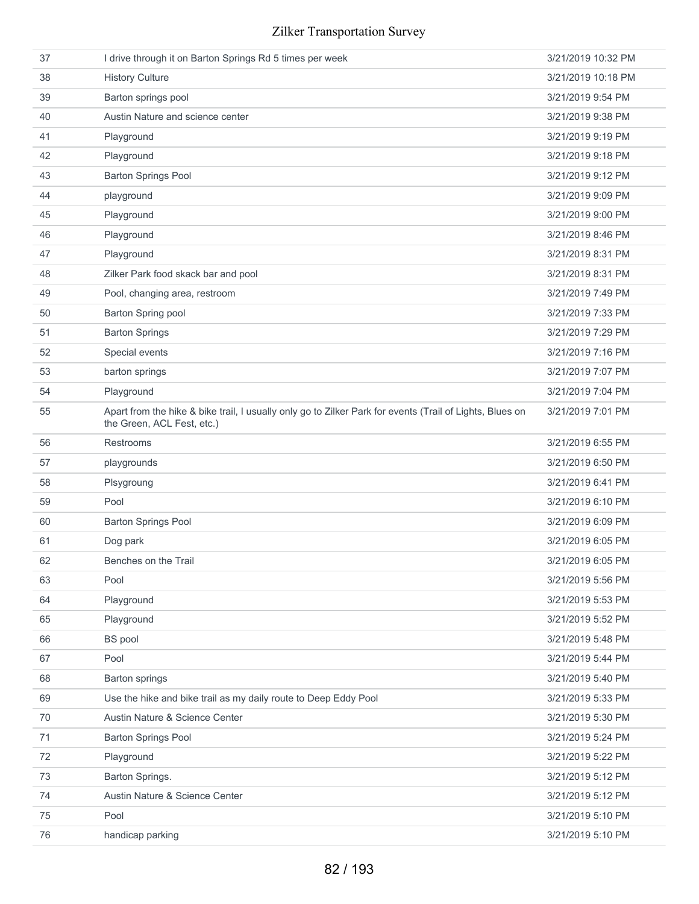| | | |
|---|---|---|
| 37 | I drive through it on Barton Springs Rd 5 times per week | 3/21/2019 10:32 PM |
| 38 | History Culture | 3/21/2019 10:18 PM |
| 39 | Barton springs pool | 3/21/2019 9:54 PM |
| 40 | Austin Nature and science center | 3/21/2019 9:38 PM |
| 41 | Playground | 3/21/2019 9:19 PM |
| 42 | Playground | 3/21/2019 9:18 PM |
| 43 | Barton Springs Pool | 3/21/2019 9:12 PM |
| 44 | playground | 3/21/2019 9:09 PM |
| 45 | Playground | 3/21/2019 9:00 PM |
| 46 | Playground | 3/21/2019 8:46 PM |
| 47 | Playground | 3/21/2019 8:31 PM |
| 48 | Zilker Park food skack bar and pool | 3/21/2019 8:31 PM |
| 49 | Pool, changing area, restroom | 3/21/2019 7:49 PM |
| 50 | Barton Spring pool | 3/21/2019 7:33 PM |
| 51 | Barton Springs | 3/21/2019 7:29 PM |
| 52 | Special events | 3/21/2019 7:16 PM |
| 53 | barton springs | 3/21/2019 7:07 PM |
| 54 | Playground | 3/21/2019 7:04 PM |
| 55 | Apart from the hike & bike trail, I usually only go to Zilker Park for events (Trail of Lights, Blues on the Green, ACL Fest, etc.) | 3/21/2019 7:01 PM |
| 56 | Restrooms | 3/21/2019 6:55 PM |
| 57 | playgrounds | 3/21/2019 6:50 PM |
| 58 | Plsygroung | 3/21/2019 6:41 PM |
| 59 | Pool | 3/21/2019 6:10 PM |
| 60 | Barton Springs Pool | 3/21/2019 6:09 PM |
| 61 | Dog park | 3/21/2019 6:05 PM |
| 62 | Benches on the Trail | 3/21/2019 6:05 PM |
| 63 | Pool | 3/21/2019 5:56 PM |
| 64 | Playground | 3/21/2019 5:53 PM |
| 65 | Playground | 3/21/2019 5:52 PM |
| 66 | BS pool | 3/21/2019 5:48 PM |
| 67 | Pool | 3/21/2019 5:44 PM |
| 68 | Barton springs | 3/21/2019 5:40 PM |
| 69 | Use the hike and bike trail as my daily route to Deep Eddy Pool | 3/21/2019 5:33 PM |
| 70 | Austin Nature & Science Center | 3/21/2019 5:30 PM |
| 71 | Barton Springs Pool | 3/21/2019 5:24 PM |
| 72 | Playground | 3/21/2019 5:22 PM |
| 73 | Barton Springs. | 3/21/2019 5:12 PM |
| 74 | Austin Nature & Science Center | 3/21/2019 5:12 PM |
| 75 | Pool | 3/21/2019 5:10 PM |
| 76 | handicap parking | 3/21/2019 5:10 PM |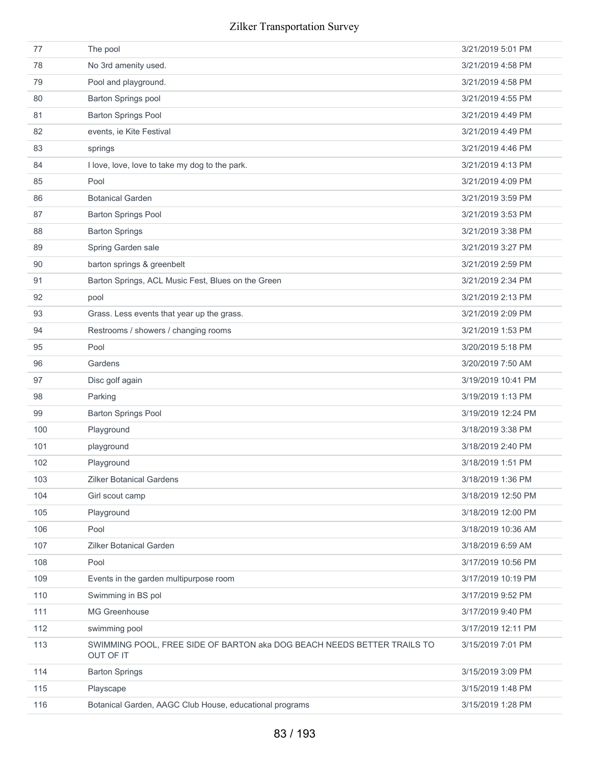| | | |
|---|---|---|
| 77 | The pool | 3/21/2019 5:01 PM |
| 78 | No 3rd amenity used. | 3/21/2019 4:58 PM |
| 79 | Pool and playground. | 3/21/2019 4:58 PM |
| 80 | Barton Springs pool | 3/21/2019 4:55 PM |
| 81 | Barton Springs Pool | 3/21/2019 4:49 PM |
| 82 | events, ie Kite Festival | 3/21/2019 4:49 PM |
| 83 | springs | 3/21/2019 4:46 PM |
| 84 | I love, love, love to take my dog to the park. | 3/21/2019 4:13 PM |
| 85 | Pool | 3/21/2019 4:09 PM |
| 86 | Botanical Garden | 3/21/2019 3:59 PM |
| 87 | Barton Springs Pool | 3/21/2019 3:53 PM |
| 88 | Barton Springs | 3/21/2019 3:38 PM |
| 89 | Spring Garden sale | 3/21/2019 3:27 PM |
| 90 | barton springs & greenbelt | 3/21/2019 2:59 PM |
| 91 | Barton Springs, ACL Music Fest, Blues on the Green | 3/21/2019 2:34 PM |
| 92 | pool | 3/21/2019 2:13 PM |
| 93 | Grass. Less events that year up the grass. | 3/21/2019 2:09 PM |
| 94 | Restrooms / showers / changing rooms | 3/21/2019 1:53 PM |
| 95 | Pool | 3/20/2019 5:18 PM |
| 96 | Gardens | 3/20/2019 7:50 AM |
| 97 | Disc golf again | 3/19/2019 10:41 PM |
| 98 | Parking | 3/19/2019 1:13 PM |
| 99 | Barton Springs Pool | 3/19/2019 12:24 PM |
| 100 | Playground | 3/18/2019 3:38 PM |
| 101 | playground | 3/18/2019 2:40 PM |
| 102 | Playground | 3/18/2019 1:51 PM |
| 103 | Zilker Botanical Gardens | 3/18/2019 1:36 PM |
| 104 | Girl scout camp | 3/18/2019 12:50 PM |
| 105 | Playground | 3/18/2019 12:00 PM |
| 106 | Pool | 3/18/2019 10:36 AM |
| 107 | Zilker Botanical Garden | 3/18/2019 6:59 AM |
| 108 | Pool | 3/17/2019 10:56 PM |
| 109 | Events in the garden multipurpose room | 3/17/2019 10:19 PM |
| 110 | Swimming in BS pol | 3/17/2019 9:52 PM |
| 111 | MG Greenhouse | 3/17/2019 9:40 PM |
| 112 | swimming pool | 3/17/2019 12:11 PM |
| 113 | SWIMMING POOL, FREE SIDE OF BARTON aka DOG BEACH NEEDS BETTER TRAILS TO OUT OF IT | 3/15/2019 7:01 PM |
| 114 | Barton Springs | 3/15/2019 3:09 PM |
| 115 | Playscape | 3/15/2019 1:48 PM |
| 116 | Botanical Garden, AAGC Club House, educational programs | 3/15/2019 1:28 PM |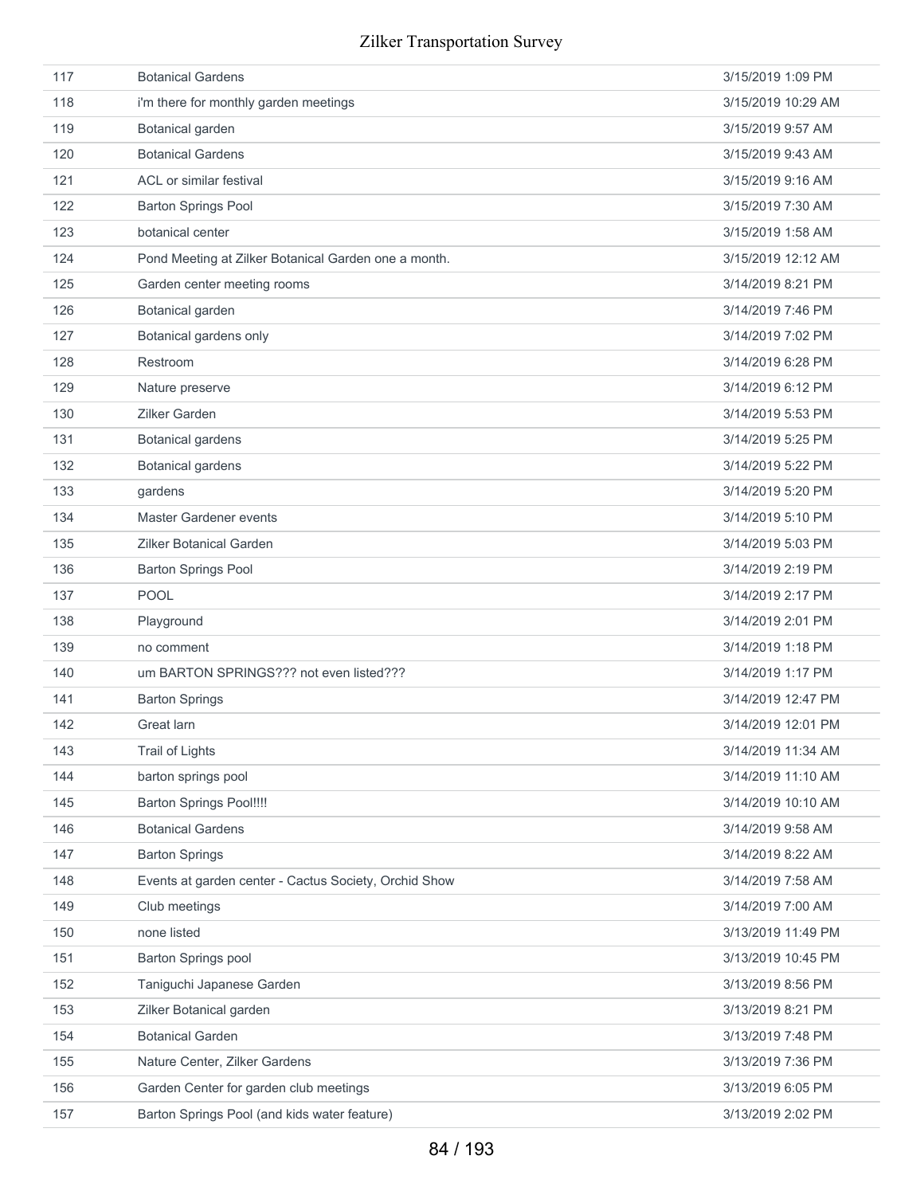| | | |
|---|---|---|
| 117 | Botanical Gardens | 3/15/2019 1:09 PM |
| 118 | i'm there for monthly garden meetings | 3/15/2019 10:29 AM |
| 119 | Botanical garden | 3/15/2019 9:57 AM |
| 120 | Botanical Gardens | 3/15/2019 9:43 AM |
| 121 | ACL or similar festival | 3/15/2019 9:16 AM |
| 122 | Barton Springs Pool | 3/15/2019 7:30 AM |
| 123 | botanical center | 3/15/2019 1:58 AM |
| 124 | Pond Meeting at Zilker Botanical Garden one a month. | 3/15/2019 12:12 AM |
| 125 | Garden center meeting rooms | 3/14/2019 8:21 PM |
| 126 | Botanical garden | 3/14/2019 7:46 PM |
| 127 | Botanical gardens only | 3/14/2019 7:02 PM |
| 128 | Restroom | 3/14/2019 6:28 PM |
| 129 | Nature preserve | 3/14/2019 6:12 PM |
| 130 | Zilker Garden | 3/14/2019 5:53 PM |
| 131 | Botanical gardens | 3/14/2019 5:25 PM |
| 132 | Botanical gardens | 3/14/2019 5:22 PM |
| 133 | gardens | 3/14/2019 5:20 PM |
| 134 | Master Gardener events | 3/14/2019 5:10 PM |
| 135 | Zilker Botanical Garden | 3/14/2019 5:03 PM |
| 136 | Barton Springs Pool | 3/14/2019 2:19 PM |
| 137 | POOL | 3/14/2019 2:17 PM |
| 138 | Playground | 3/14/2019 2:01 PM |
| 139 | no comment | 3/14/2019 1:18 PM |
| 140 | um BARTON SPRINGS??? not even listed??? | 3/14/2019 1:17 PM |
| 141 | Barton Springs | 3/14/2019 12:47 PM |
| 142 | Great larn | 3/14/2019 12:01 PM |
| 143 | Trail of Lights | 3/14/2019 11:34 AM |
| 144 | barton springs pool | 3/14/2019 11:10 AM |
| 145 | Barton Springs Pool!!!! | 3/14/2019 10:10 AM |
| 146 | Botanical Gardens | 3/14/2019 9:58 AM |
| 147 | Barton Springs | 3/14/2019 8:22 AM |
| 148 | Events at garden center - Cactus Society, Orchid Show | 3/14/2019 7:58 AM |
| 149 | Club meetings | 3/14/2019 7:00 AM |
| 150 | none listed | 3/13/2019 11:49 PM |
| 151 | Barton Springs pool | 3/13/2019 10:45 PM |
| 152 | Taniguchi Japanese Garden | 3/13/2019 8:56 PM |
| 153 | Zilker Botanical garden | 3/13/2019 8:21 PM |
| 154 | Botanical Garden | 3/13/2019 7:48 PM |
| 155 | Nature Center, Zilker Gardens | 3/13/2019 7:36 PM |
| 156 | Garden Center for garden club meetings | 3/13/2019 6:05 PM |
| 157 | Barton Springs Pool (and kids water feature) | 3/13/2019 2:02 PM |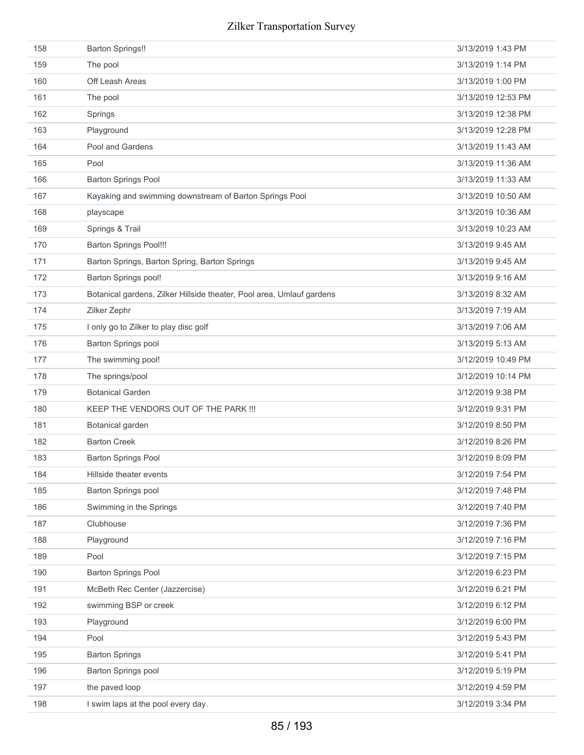| | | |
|---|---|---|
| 158 | Barton Springs!! | 3/13/2019 1:43 PM |
| 159 | The pool | 3/13/2019 1:14 PM |
| 160 | Off Leash Areas | 3/13/2019 1:00 PM |
| 161 | The pool | 3/13/2019 12:53 PM |
| 162 | Springs | 3/13/2019 12:38 PM |
| 163 | Playground | 3/13/2019 12:28 PM |
| 164 | Pool and Gardens | 3/13/2019 11:43 AM |
| 165 | Pool | 3/13/2019 11:36 AM |
| 166 | Barton Springs Pool | 3/13/2019 11:33 AM |
| 167 | Kayaking and swimming downstream of Barton Springs Pool | 3/13/2019 10:50 AM |
| 168 | playscape | 3/13/2019 10:36 AM |
| 169 | Springs & Trail | 3/13/2019 10:23 AM |
| 170 | Barton Springs Pool!!! | 3/13/2019 9:45 AM |
| 171 | Barton Springs, Barton Spring, Barton Springs | 3/13/2019 9:45 AM |
| 172 | Barton Springs pool! | 3/13/2019 9:16 AM |
| 173 | Botanical gardens, Zilker Hillside theater, Pool area, Umlauf gardens | 3/13/2019 8:32 AM |
| 174 | Zilker Zephr | 3/13/2019 7:19 AM |
| 175 | I only go to Zilker to play disc golf | 3/13/2019 7:06 AM |
| 176 | Barton Springs pool | 3/13/2019 5:13 AM |
| 177 | The swimming pool! | 3/12/2019 10:49 PM |
| 178 | The springs/pool | 3/12/2019 10:14 PM |
| 179 | Botanical Garden | 3/12/2019 9:38 PM |
| 180 | KEEP THE VENDORS OUT OF THE PARK !!! | 3/12/2019 9:31 PM |
| 181 | Botanical garden | 3/12/2019 8:50 PM |
| 182 | Barton Creek | 3/12/2019 8:26 PM |
| 183 | Barton Springs Pool | 3/12/2019 8:09 PM |
| 184 | Hillside theater events | 3/12/2019 7:54 PM |
| 185 | Barton Springs pool | 3/12/2019 7:48 PM |
| 186 | Swimming in the Springs | 3/12/2019 7:40 PM |
| 187 | Clubhouse | 3/12/2019 7:36 PM |
| 188 | Playground | 3/12/2019 7:16 PM |
| 189 | Pool | 3/12/2019 7:15 PM |
| 190 | Barton Springs Pool | 3/12/2019 6:23 PM |
| 191 | McBeth Rec Center (Jazzercise) | 3/12/2019 6:21 PM |
| 192 | swimming BSP or creek | 3/12/2019 6:12 PM |
| 193 | Playground | 3/12/2019 6:00 PM |
| 194 | Pool | 3/12/2019 5:43 PM |
| 195 | Barton Springs | 3/12/2019 5:41 PM |
| 196 | Barton Springs pool | 3/12/2019 5:19 PM |
| 197 | the paved loop | 3/12/2019 4:59 PM |
| 198 | I swim laps at the pool every day. | 3/12/2019 3:34 PM |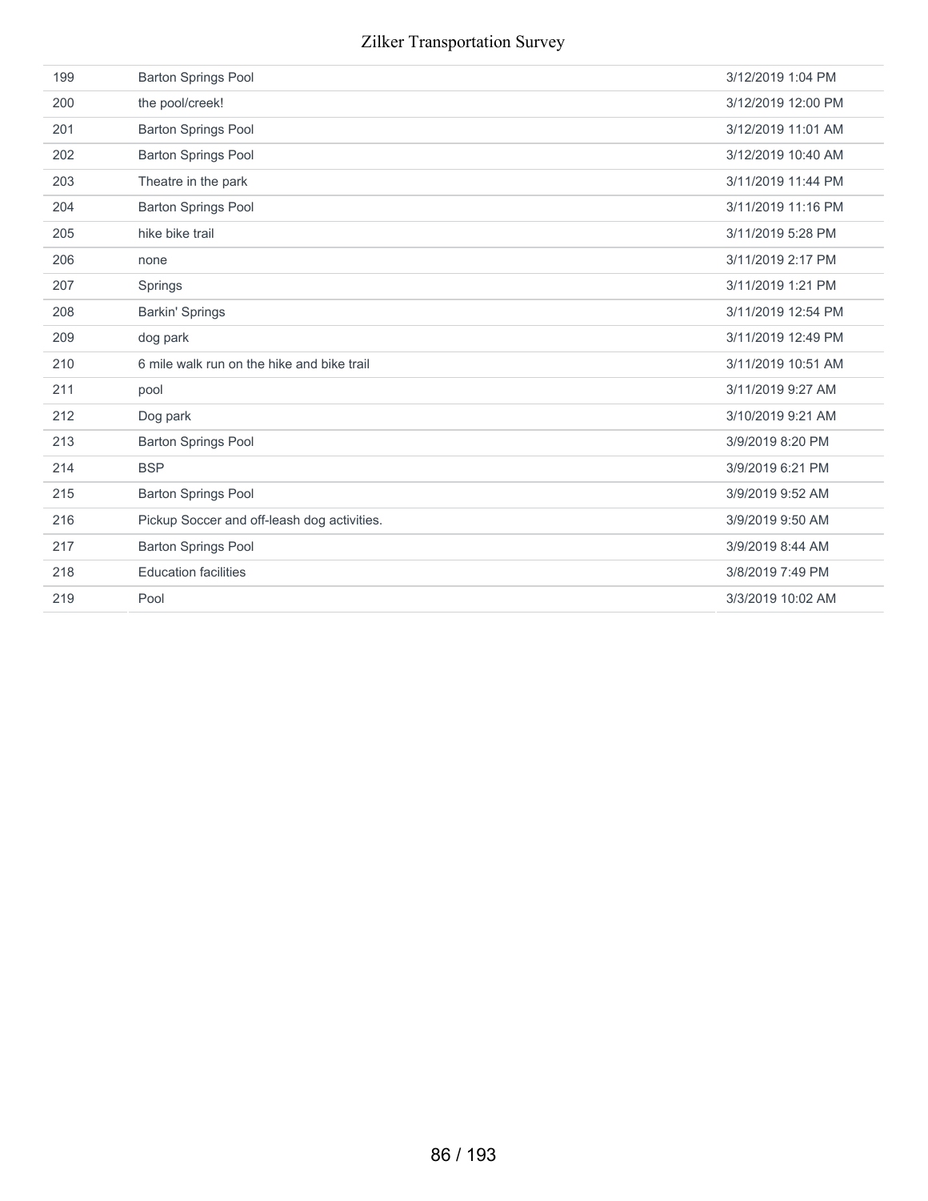| | | |
|---|---|---|
| 199 | Barton Springs Pool | 3/12/2019 1:04 PM |
| 200 | the pool/creek! | 3/12/2019 12:00 PM |
| 201 | Barton Springs Pool | 3/12/2019 11:01 AM |
| 202 | Barton Springs Pool | 3/12/2019 10:40 AM |
| 203 | Theatre in the park | 3/11/2019 11:44 PM |
| 204 | Barton Springs Pool | 3/11/2019 11:16 PM |
| 205 | hike bike trail | 3/11/2019 5:28 PM |
| 206 | none | 3/11/2019 2:17 PM |
| 207 | Springs | 3/11/2019 1:21 PM |
| 208 | Barkin' Springs | 3/11/2019 12:54 PM |
| 209 | dog park | 3/11/2019 12:49 PM |
| 210 | 6 mile walk run on the hike and bike trail | 3/11/2019 10:51 AM |
| 211 | pool | 3/11/2019 9:27 AM |
| 212 | Dog park | 3/10/2019 9:21 AM |
| 213 | Barton Springs Pool | 3/9/2019 8:20 PM |
| 214 | BSP | 3/9/2019 6:21 PM |
| 215 | Barton Springs Pool | 3/9/2019 9:52 AM |
| 216 | Pickup Soccer and off-leash dog activities. | 3/9/2019 9:50 AM |
| 217 | Barton Springs Pool | 3/9/2019 8:44 AM |
| 218 | Education facilities | 3/8/2019 7:49 PM |
| 219 | Pool | 3/3/2019 10:02 AM |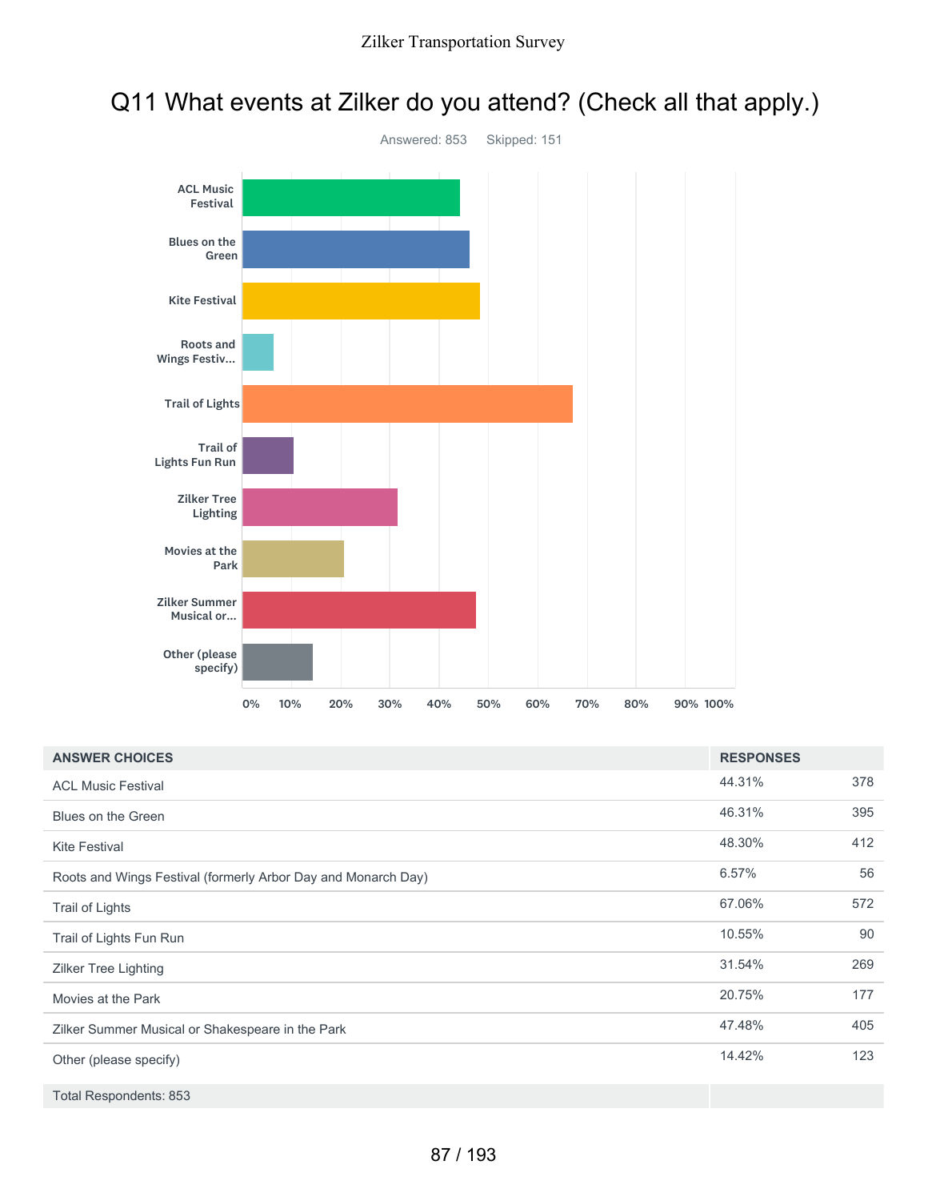# Q11 What events at Zilker do you attend? (Check all that apply.)

Answered: 853 Skipped: 151

| ANSWER CHOICES | RESPONSES | |
|---|---|---|
| ACL Music Festival | 44.31% | 378 |
| Blues on the Green | 46.31% | 395 |
| Kite Festival | 48.30% | 412 |
| Roots and Wings Festival (formerly Arbor Day and Monarch Day) | 6.57% | 56 |
| Trail of Lights | 67.06% | 572 |
| Trail of Lights Fun Run | 10.55% | 90 |
| Zilker Tree Lighting | 31.54% | 269 |
| Movies at the Park | 20.75% | 177 |
| Zilker Summer Musical or Shakespeare in the Park | 47.48% | 405 |
| Other (please specify) | 14.42% | 123 |
| Total Respondents: 853 | | |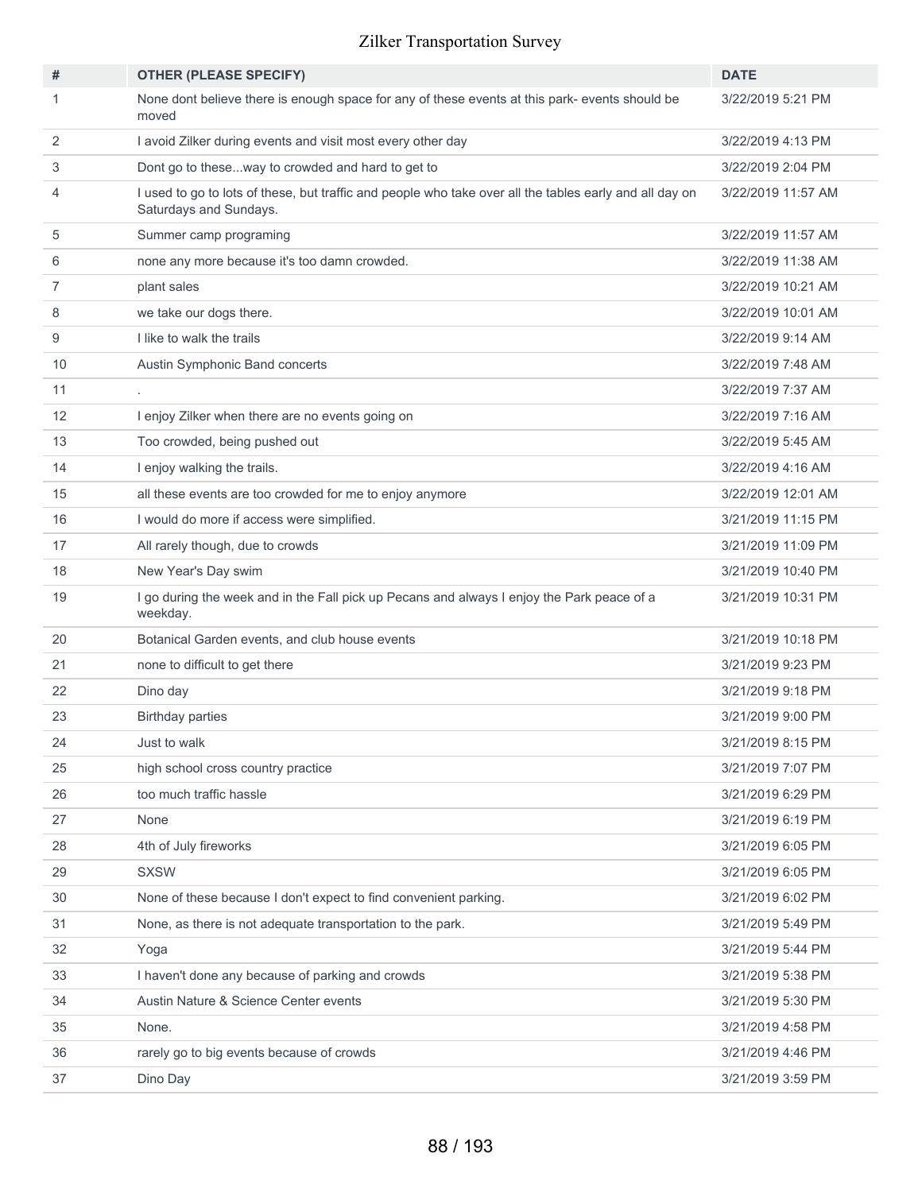| # | OTHER (PLEASE SPECIFY) | DATE |
|---|---|---|
| 1 | None dont believe there is enough space for any of these events at this park- events should be moved | 3/22/2019 5:21 PM |
| 2 | I avoid Zilker during events and visit most every other day | 3/22/2019 4:13 PM |
| 3 | Dont go to these...way to crowded and hard to get to | 3/22/2019 2:04 PM |
| 4 | I used to go to lots of these, but traffic and people who take over all the tables early and all day on Saturdays and Sundays. | 3/22/2019 11:57 AM |
| 5 | Summer camp programing | 3/22/2019 11:57 AM |
| 6 | none any more because it's too damn crowded. | 3/22/2019 11:38 AM |
| 7 | plant sales | 3/22/2019 10:21 AM |
| 8 | we take our dogs there. | 3/22/2019 10:01 AM |
| 9 | I like to walk the trails | 3/22/2019 9:14 AM |
| 10 | Austin Symphonic Band concerts | 3/22/2019 7:48 AM |
| 11 | . | 3/22/2019 7:37 AM |
| 12 | I enjoy Zilker when there are no events going on | 3/22/2019 7:16 AM |
| 13 | Too crowded, being pushed out | 3/22/2019 5:45 AM |
| 14 | I enjoy walking the trails. | 3/22/2019 4:16 AM |
| 15 | all these events are too crowded for me to enjoy anymore | 3/22/2019 12:01 AM |
| 16 | I would do more if access were simplified. | 3/21/2019 11:15 PM |
| 17 | All rarely though, due to crowds | 3/21/2019 11:09 PM |
| 18 | New Year's Day swim | 3/21/2019 10:40 PM |
| 19 | I go during the week and in the Fall pick up Pecans and always I enjoy the Park peace of a weekday. | 3/21/2019 10:31 PM |
| 20 | Botanical Garden events, and club house events | 3/21/2019 10:18 PM |
| 21 | none to difficult to get there | 3/21/2019 9:23 PM |
| 22 | Dino day | 3/21/2019 9:18 PM |
| 23 | Birthday parties | 3/21/2019 9:00 PM |
| 24 | Just to walk | 3/21/2019 8:15 PM |
| 25 | high school cross country practice | 3/21/2019 7:07 PM |
| 26 | too much traffic hassle | 3/21/2019 6:29 PM |
| 27 | None | 3/21/2019 6:19 PM |
| 28 | 4th of July fireworks | 3/21/2019 6:05 PM |
| 29 | SXSW | 3/21/2019 6:05 PM |
| 30 | None of these because I don't expect to find convenient parking. | 3/21/2019 6:02 PM |
| 31 | None, as there is not adequate transportation to the park. | 3/21/2019 5:49 PM |
| 32 | Yoga | 3/21/2019 5:44 PM |
| 33 | I haven't done any because of parking and crowds | 3/21/2019 5:38 PM |
| 34 | Austin Nature & Science Center events | 3/21/2019 5:30 PM |
| 35 | None. | 3/21/2019 4:58 PM |
| 36 | rarely go to big events because of crowds | 3/21/2019 4:46 PM |
| 37 | Dino Day | 3/21/2019 3:59 PM |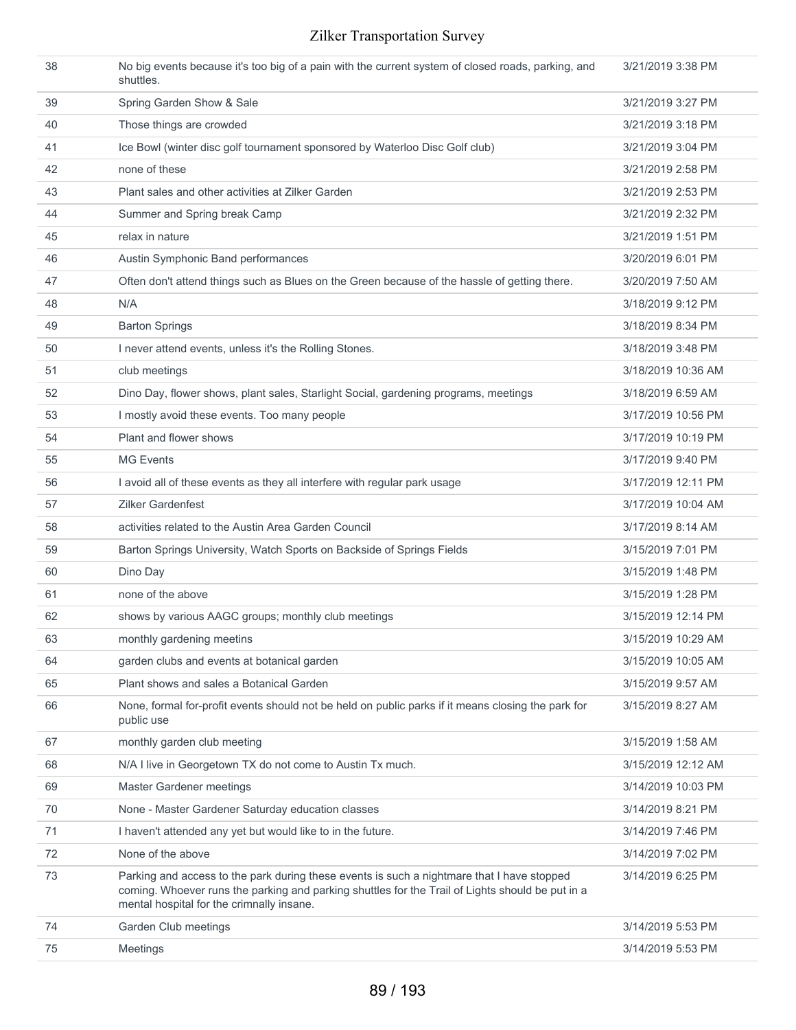| | | |
|---|---|---|
| 38 | No big events because it's too big of a pain with the current system of closed roads, parking, and shuttles. | 3/21/2019 3:38 PM |
| 39 | Spring Garden Show & Sale | 3/21/2019 3:27 PM |
| 40 | Those things are crowded | 3/21/2019 3:18 PM |
| 41 | Ice Bowl (winter disc golf tournament sponsored by Waterloo Disc Golf club) | 3/21/2019 3:04 PM |
| 42 | none of these | 3/21/2019 2:58 PM |
| 43 | Plant sales and other activities at Zilker Garden | 3/21/2019 2:53 PM |
| 44 | Summer and Spring break Camp | 3/21/2019 2:32 PM |
| 45 | relax in nature | 3/21/2019 1:51 PM |
| 46 | Austin Symphonic Band performances | 3/20/2019 6:01 PM |
| 47 | Often don't attend things such as Blues on the Green because of the hassle of getting there. | 3/20/2019 7:50 AM |
| 48 | N/A | 3/18/2019 9:12 PM |
| 49 | Barton Springs | 3/18/2019 8:34 PM |
| 50 | I never attend events, unless it's the Rolling Stones. | 3/18/2019 3:48 PM |
| 51 | club meetings | 3/18/2019 10:36 AM |
| 52 | Dino Day, flower shows, plant sales, Starlight Social, gardening programs, meetings | 3/18/2019 6:59 AM |
| 53 | I mostly avoid these events. Too many people | 3/17/2019 10:56 PM |
| 54 | Plant and flower shows | 3/17/2019 10:19 PM |
| 55 | MG Events | 3/17/2019 9:40 PM |
| 56 | I avoid all of these events as they all interfere with regular park usage | 3/17/2019 12:11 PM |
| 57 | Zilker Gardenfest | 3/17/2019 10:04 AM |
| 58 | activities related to the Austin Area Garden Council | 3/17/2019 8:14 AM |
| 59 | Barton Springs University, Watch Sports on Backside of Springs Fields | 3/15/2019 7:01 PM |
| 60 | Dino Day | 3/15/2019 1:48 PM |
| 61 | none of the above | 3/15/2019 1:28 PM |
| 62 | shows by various AAGC groups; monthly club meetings | 3/15/2019 12:14 PM |
| 63 | monthly gardening meetins | 3/15/2019 10:29 AM |
| 64 | garden clubs and events at botanical garden | 3/15/2019 10:05 AM |
| 65 | Plant shows and sales a Botanical Garden | 3/15/2019 9:57 AM |
| 66 | None, formal for-profit events should not be held on public parks if it means closing the park for public use | 3/15/2019 8:27 AM |
| 67 | monthly garden club meeting | 3/15/2019 1:58 AM |
| 68 | N/A I live in Georgetown TX do not come to Austin Tx much. | 3/15/2019 12:12 AM |
| 69 | Master Gardener meetings | 3/14/2019 10:03 PM |
| 70 | None - Master Gardener Saturday education classes | 3/14/2019 8:21 PM |
| 71 | I haven't attended any yet but would like to in the future. | 3/14/2019 7:46 PM |
| 72 | None of the above | 3/14/2019 7:02 PM |
| 73 | Parking and access to the park during these events is such a nightmare that I have stopped coming. Whoever runs the parking and parking shuttles for the Trail of Lights should be put in a mental hospital for the crimnally insane. | 3/14/2019 6:25 PM |
| 74 | Garden Club meetings | 3/14/2019 5:53 PM |
| 75 | Meetings | 3/14/2019 5:53 PM |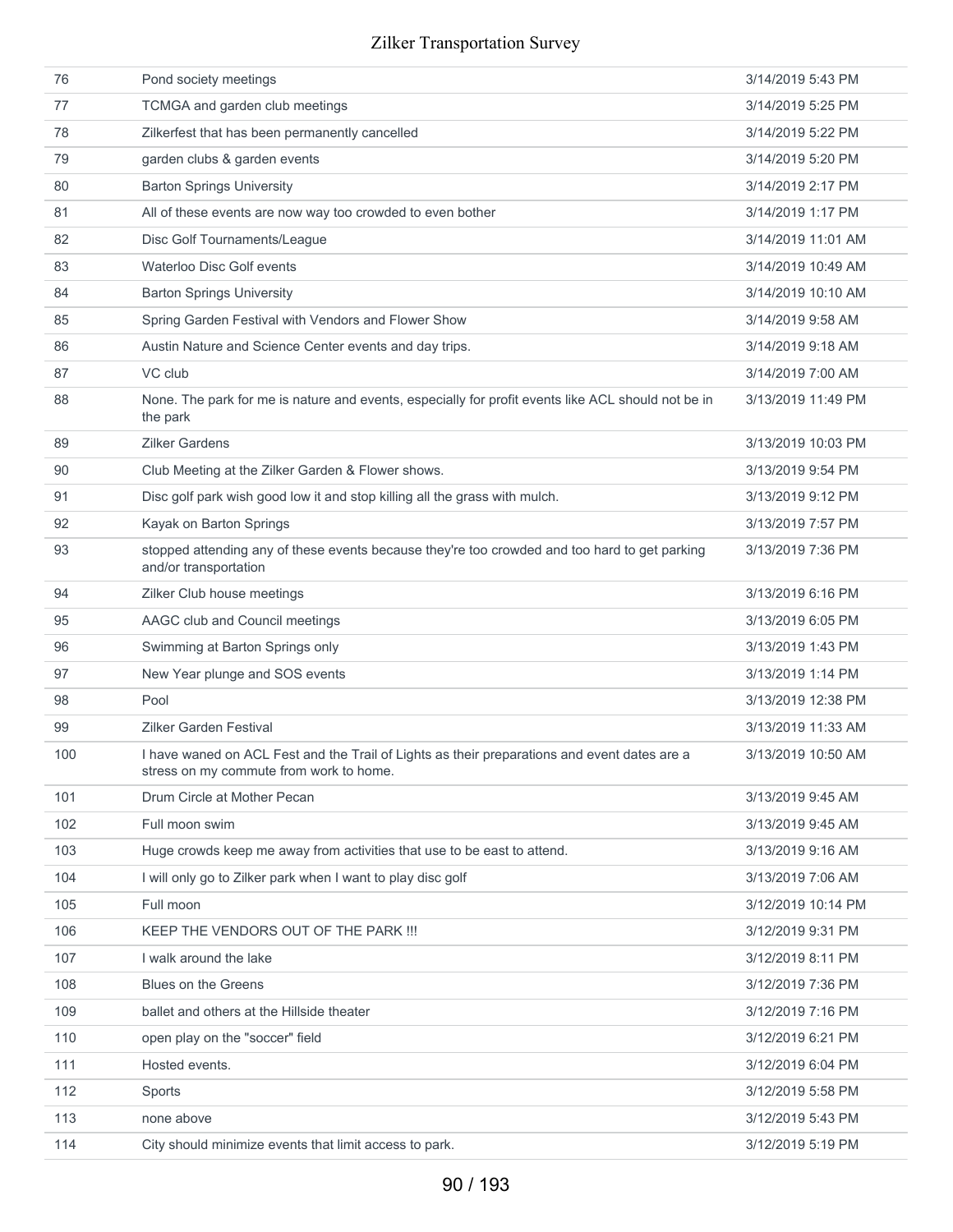| | | |
|---|---|---|
| 76 | Pond society meetings | 3/14/2019 5:43 PM |
| 77 | TCMGA and garden club meetings | 3/14/2019 5:25 PM |
| 78 | Zilkerfest that has been permanently cancelled | 3/14/2019 5:22 PM |
| 79 | garden clubs & garden events | 3/14/2019 5:20 PM |
| 80 | Barton Springs University | 3/14/2019 2:17 PM |
| 81 | All of these events are now way too crowded to even bother | 3/14/2019 1:17 PM |
| 82 | Disc Golf Tournaments/League | 3/14/2019 11:01 AM |
| 83 | Waterloo Disc Golf events | 3/14/2019 10:49 AM |
| 84 | Barton Springs University | 3/14/2019 10:10 AM |
| 85 | Spring Garden Festival with Vendors and Flower Show | 3/14/2019 9:58 AM |
| 86 | Austin Nature and Science Center events and day trips. | 3/14/2019 9:18 AM |
| 87 | VC club | 3/14/2019 7:00 AM |
| 88 | None. The park for me is nature and events, especially for profit events like ACL should not be in the park | 3/13/2019 11:49 PM |
| 89 | Zilker Gardens | 3/13/2019 10:03 PM |
| 90 | Club Meeting at the Zilker Garden & Flower shows. | 3/13/2019 9:54 PM |
| 91 | Disc golf park wish good low it and stop killing all the grass with mulch. | 3/13/2019 9:12 PM |
| 92 | Kayak on Barton Springs | 3/13/2019 7:57 PM |
| 93 | stopped attending any of these events because they're too crowded and too hard to get parking and/or transportation | 3/13/2019 7:36 PM |
| 94 | Zilker Club house meetings | 3/13/2019 6:16 PM |
| 95 | AAGC club and Council meetings | 3/13/2019 6:05 PM |
| 96 | Swimming at Barton Springs only | 3/13/2019 1:43 PM |
| 97 | New Year plunge and SOS events | 3/13/2019 1:14 PM |
| 98 | Pool | 3/13/2019 12:38 PM |
| 99 | Zilker Garden Festival | 3/13/2019 11:33 AM |
| 100 | I have waned on ACL Fest and the Trail of Lights as their preparations and event dates are a stress on my commute from work to home. | 3/13/2019 10:50 AM |
| 101 | Drum Circle at Mother Pecan | 3/13/2019 9:45 AM |
| 102 | Full moon swim | 3/13/2019 9:45 AM |
| 103 | Huge crowds keep me away from activities that use to be east to attend. | 3/13/2019 9:16 AM |
| 104 | I will only go to Zilker park when I want to play disc golf | 3/13/2019 7:06 AM |
| 105 | Full moon | 3/12/2019 10:14 PM |
| 106 | KEEP THE VENDORS OUT OF THE PARK !!! | 3/12/2019 9:31 PM |
| 107 | I walk around the lake | 3/12/2019 8:11 PM |
| 108 | Blues on the Greens | 3/12/2019 7:36 PM |
| 109 | ballet and others at the Hillside theater | 3/12/2019 7:16 PM |
| 110 | open play on the "soccer" field | 3/12/2019 6:21 PM |
| 111 | Hosted events. | 3/12/2019 6:04 PM |
| 112 | Sports | 3/12/2019 5:58 PM |
| 113 | none above | 3/12/2019 5:43 PM |
| 114 | City should minimize events that limit access to park. | 3/12/2019 5:19 PM |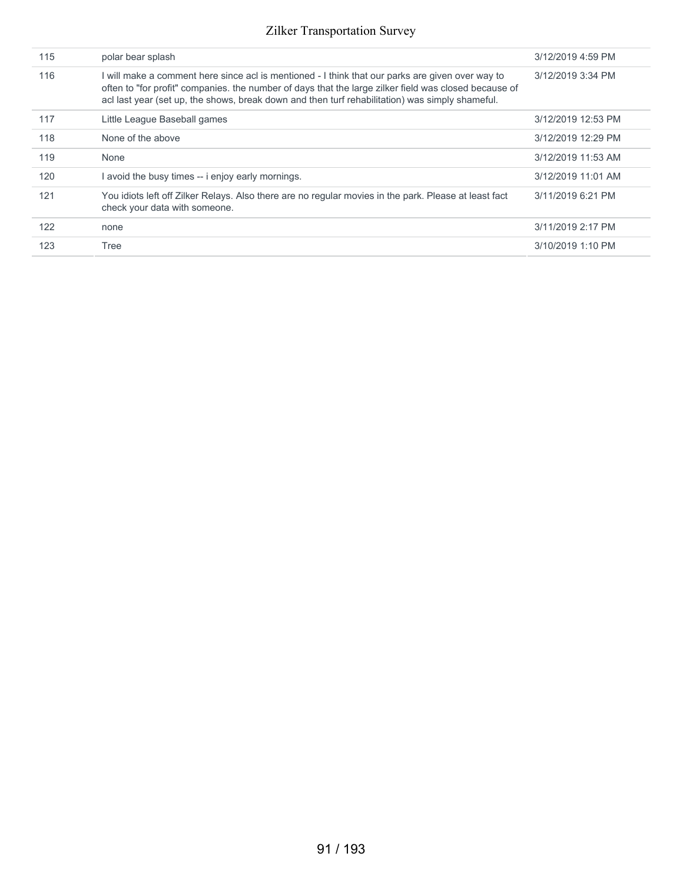| | | |
|---|---|---|
| 115 | polar bear splash | 3/12/2019 4:59 PM |
| 116 | I will make a comment here since acl is mentioned - I think that our parks are given over way to often to "for profit" companies. the number of days that the large zilker field was closed because of acl last year (set up, the shows, break down and then turf rehabilitation) was simply shameful. | 3/12/2019 3:34 PM |
| 117 | Little League Baseball games | 3/12/2019 12:53 PM |
| 118 | None of the above | 3/12/2019 12:29 PM |
| 119 | None | 3/12/2019 11:53 AM |
| 120 | I avoid the busy times -- i enjoy early mornings. | 3/12/2019 11:01 AM |
| 121 | You idiots left off Zilker Relays. Also there are no regular movies in the park. Please at least fact check your data with someone. | 3/11/2019 6:21 PM |
| 122 | none | 3/11/2019 2:17 PM |
| 123 | Tree | 3/10/2019 1:10 PM |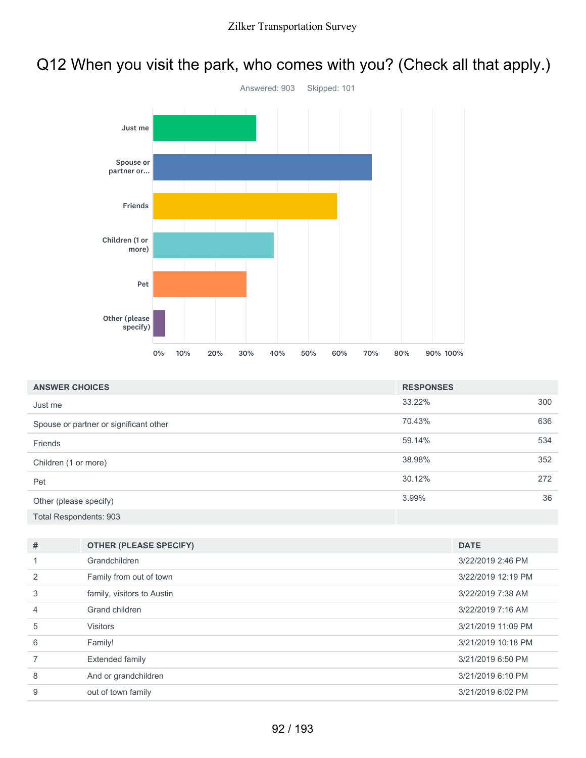# Q12 When you visit the park, who comes with you? (Check all that apply.)

Answered: 903 Skipped: 101

| ANSWER CHOICES | RESPONSES | |
|---|---|---|
| Just me | 33.22% | 300 |
| Spouse or partner or significant other | 70.43% | 636 |
| Friends | 59.14% | 534 |
| Children (1 or more) | 38.98% | 352 |
| Pet | 30.12% | 272 |
| Other (please specify) | 3.99% | 36 |
| Total Respondents: 903 | | |

| # | OTHER (PLEASE SPECIFY) | DATE |
|---|---|---|
| 1 | Grandchildren | 3/22/2019 2:46 PM |
| 2 | Family from out of town | 3/22/2019 12:19 PM |
| 3 | family, visitors to Austin | 3/22/2019 7:38 AM |
| 4 | Grand children | 3/22/2019 7:16 AM |
| 5 | Visitors | 3/21/2019 11:09 PM |
| 6 | Family! | 3/21/2019 10:18 PM |
| 7 | Extended family | 3/21/2019 6:50 PM |
| 8 | And or grandchildren | 3/21/2019 6:10 PM |
| 9 | out of town family | 3/21/2019 6:02 PM |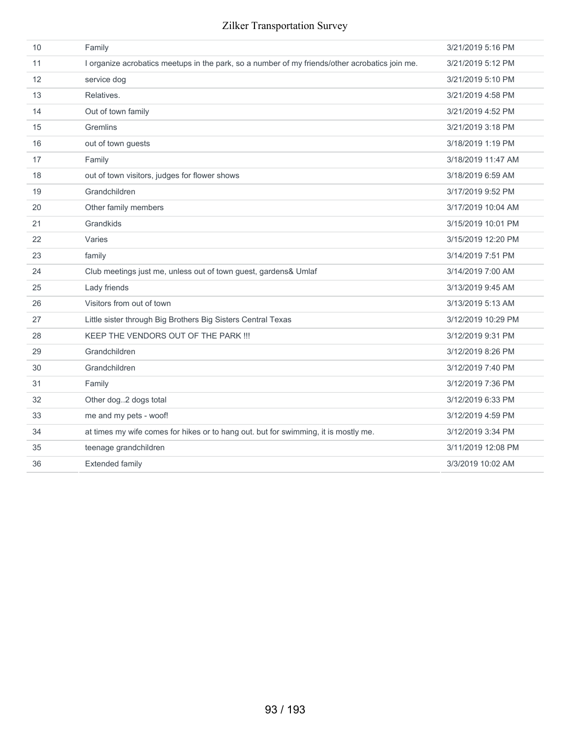| | | |
|---|---|---|
| 10 | Family | 3/21/2019 5:16 PM |
| 11 | I organize acrobatics meetups in the park, so a number of my friends/other acrobatics join me. | 3/21/2019 5:12 PM |
| 12 | service dog | 3/21/2019 5:10 PM |
| 13 | Relatives. | 3/21/2019 4:58 PM |
| 14 | Out of town family | 3/21/2019 4:52 PM |
| 15 | Gremlins | 3/21/2019 3:18 PM |
| 16 | out of town guests | 3/18/2019 1:19 PM |
| 17 | Family | 3/18/2019 11:47 AM |
| 18 | out of town visitors, judges for flower shows | 3/18/2019 6:59 AM |
| 19 | Grandchildren | 3/17/2019 9:52 PM |
| 20 | Other family members | 3/17/2019 10:04 AM |
| 21 | Grandkids | 3/15/2019 10:01 PM |
| 22 | Varies | 3/15/2019 12:20 PM |
| 23 | family | 3/14/2019 7:51 PM |
| 24 | Club meetings just me, unless out of town guest, gardens& Umlaf | 3/14/2019 7:00 AM |
| 25 | Lady friends | 3/13/2019 9:45 AM |
| 26 | Visitors from out of town | 3/13/2019 5:13 AM |
| 27 | Little sister through Big Brothers Big Sisters Central Texas | 3/12/2019 10:29 PM |
| 28 | KEEP THE VENDORS OUT OF THE PARK !!! | 3/12/2019 9:31 PM |
| 29 | Grandchildren | 3/12/2019 8:26 PM |
| 30 | Grandchildren | 3/12/2019 7:40 PM |
| 31 | Family | 3/12/2019 7:36 PM |
| 32 | Other dog..2 dogs total | 3/12/2019 6:33 PM |
| 33 | me and my pets - woof! | 3/12/2019 4:59 PM |
| 34 | at times my wife comes for hikes or to hang out. but for swimming, it is mostly me. | 3/12/2019 3:34 PM |
| 35 | teenage grandchildren | 3/11/2019 12:08 PM |
| 36 | Extended family | 3/3/2019 10:02 AM |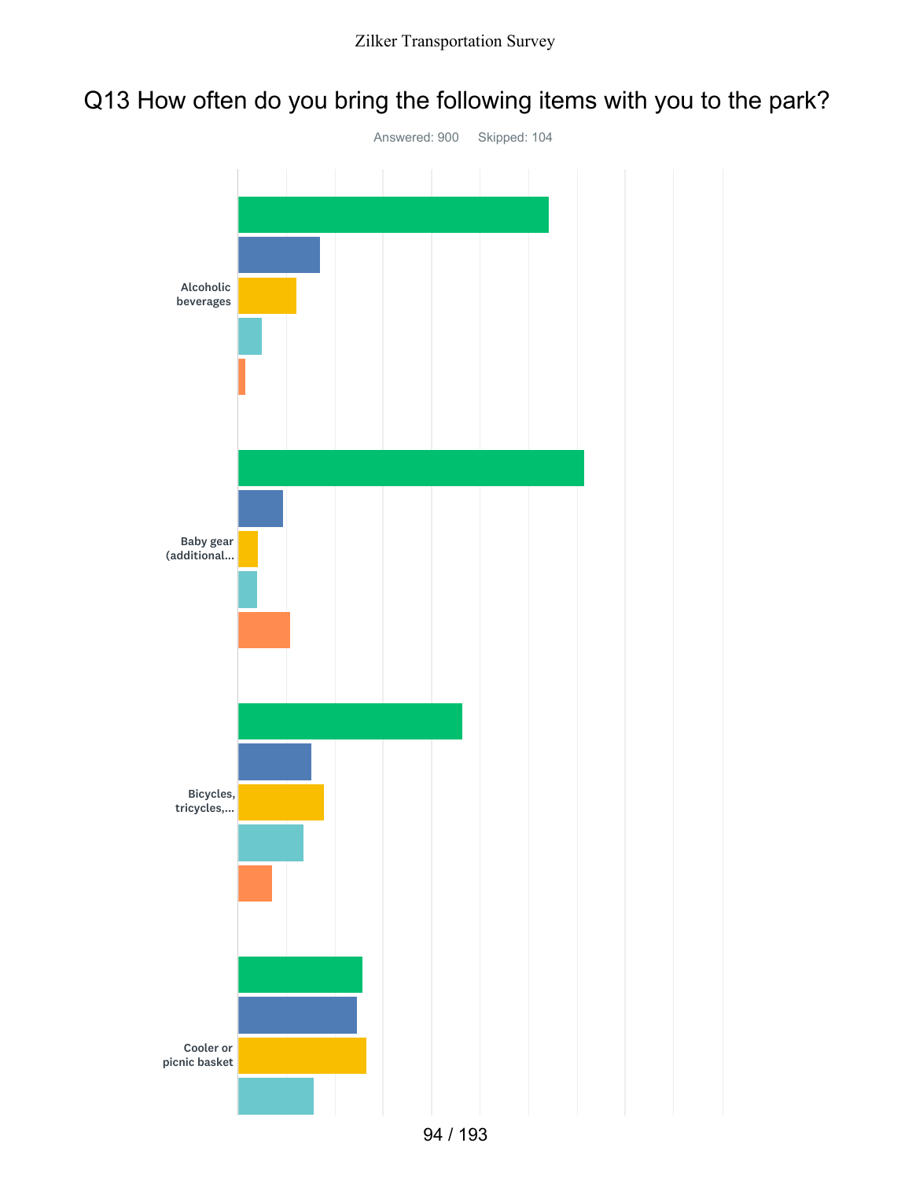Zilker Transportation Survey

# Q13 How often do you bring the following items with you to the park?

Answered: 900 Skipped: 104

Alcoholic beverages

Baby gear (additional...

Bicycles, tricycles,...

Cooler or picnic basket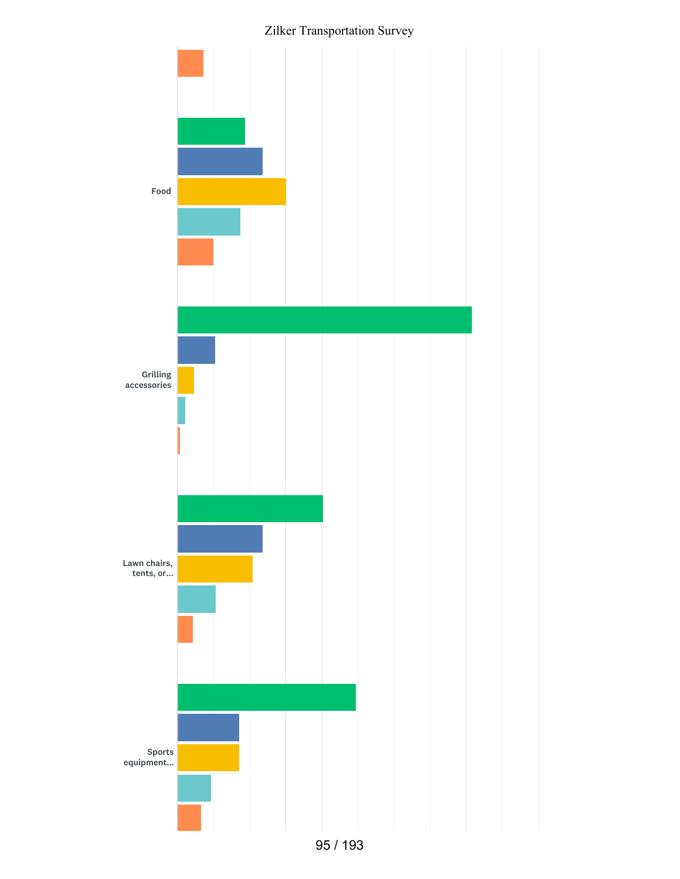Zilker Transportation Survey

Food

Grilling accessories

Lawn chairs, tents, or...

Sports equipment...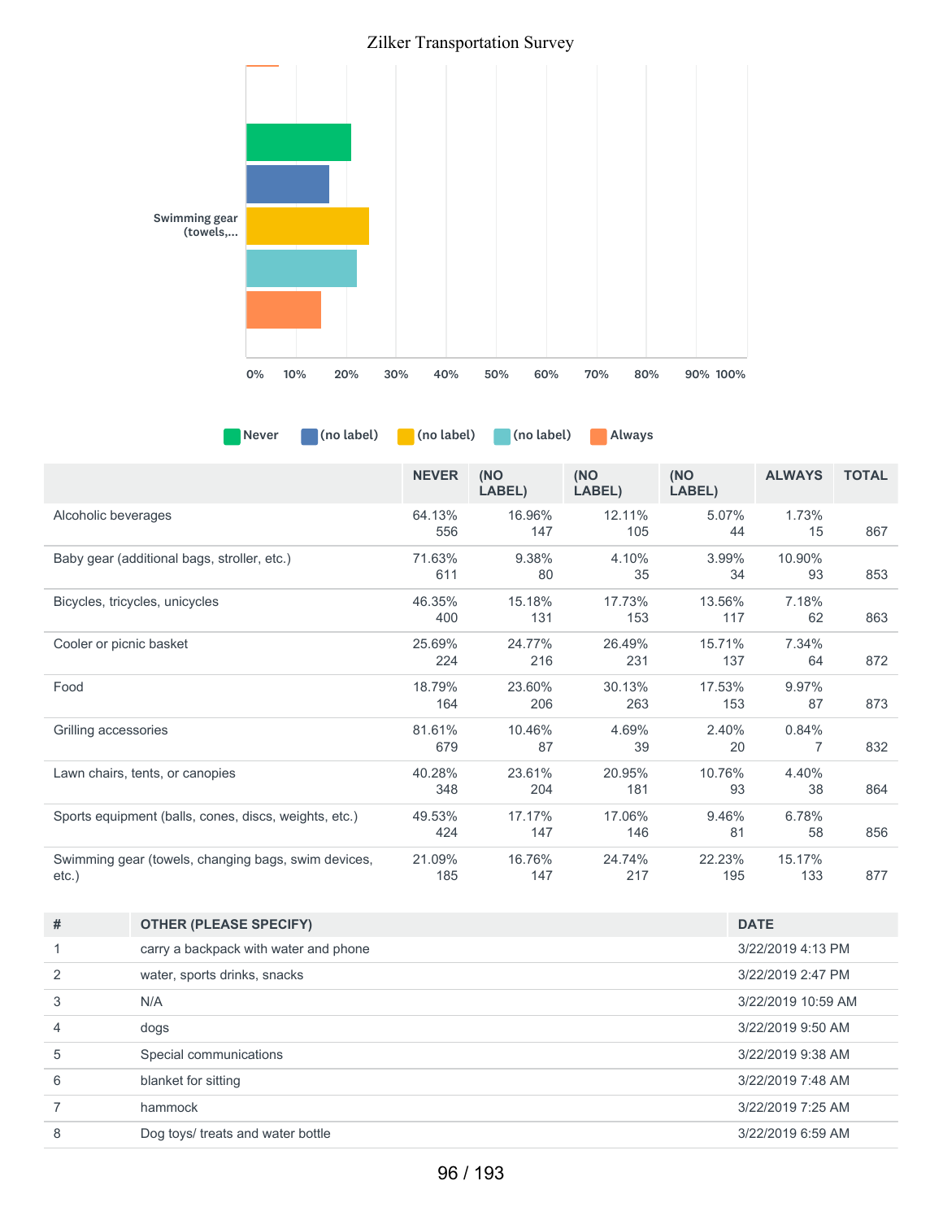Swimming gear (towels,...

0% 10% 20% 30% 40% 50% 60% 70% 80% 90% 100%

Never | (no label) | (no label) | (no label) | Always

| | NEVER | (NO LABEL) | (NO LABEL) | (NO LABEL) | ALWAYS | TOTAL |
|---|---|---|---|---|---|---|
| Alcoholic beverages | 64.13% 556 | 16.96% 147 | 12.11% 105 | 5.07% 44 | 1.73% 15 | 867 |
| Baby gear (additional bags, stroller, etc.) | 71.63% 611 | 9.38% 80 | 4.10% 35 | 3.99% 34 | 10.90% 93 | 853 |
| Bicycles, tricycles, unicycles | 46.35% 400 | 15.18% 131 | 17.73% 153 | 13.56% 117 | 7.18% 62 | 863 |
| Cooler or picnic basket | 25.69% 224 | 24.77% 216 | 26.49% 231 | 15.71% 137 | 7.34% 64 | 872 |
| Food | 18.79% 164 | 23.60% 206 | 30.13% 263 | 17.53% 153 | 9.97% 87 | 873 |
| Grilling accessories | 81.61% 679 | 10.46% 87 | 4.69% 39 | 2.40% 20 | 0.84% 7 | 832 |
| Lawn chairs, tents, or canopies | 40.28% 348 | 23.61% 204 | 20.95% 181 | 10.76% 93 | 4.40% 38 | 864 |
| Sports equipment (balls, cones, discs, weights, etc.) | 49.53% 424 | 17.17% 147 | 17.06% 146 | 9.46% 81 | 6.78% 58 | 856 |
| Swimming gear (towels, changing bags, swim devices, etc.) | 21.09% 185 | 16.76% 147 | 24.74% 217 | 22.23% 195 | 15.17% 133 | 877 |

| # | OTHER (PLEASE SPECIFY) | DATE |
|---|---|---|
| 1 | carry a backpack with water and phone | 3/22/2019 4:13 PM |
| 2 | water, sports drinks, snacks | 3/22/2019 2:47 PM |
| 3 | N/A | 3/22/2019 10:59 AM |
| 4 | dogs | 3/22/2019 9:50 AM |
| 5 | Special communications | 3/22/2019 9:38 AM |
| 6 | blanket for sitting | 3/22/2019 7:48 AM |
| 7 | hammock | 3/22/2019 7:25 AM |
| 8 | Dog toys/ treats and water bottle | 3/22/2019 6:59 AM |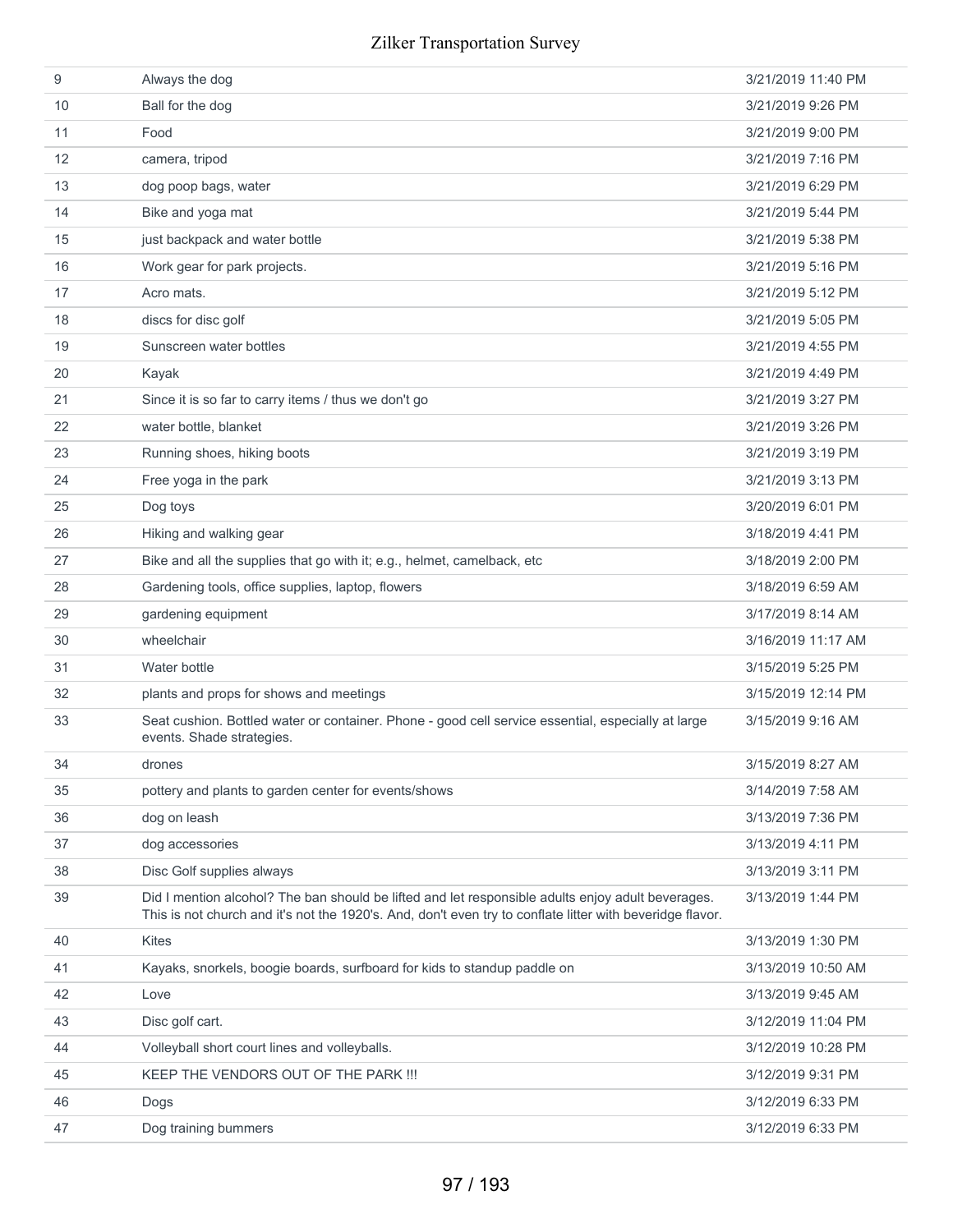| | | |
|---|---|---|
| 9 | Always the dog | 3/21/2019 11:40 PM |
| 10 | Ball for the dog | 3/21/2019 9:26 PM |
| 11 | Food | 3/21/2019 9:00 PM |
| 12 | camera, tripod | 3/21/2019 7:16 PM |
| 13 | dog poop bags, water | 3/21/2019 6:29 PM |
| 14 | Bike and yoga mat | 3/21/2019 5:44 PM |
| 15 | just backpack and water bottle | 3/21/2019 5:38 PM |
| 16 | Work gear for park projects. | 3/21/2019 5:16 PM |
| 17 | Acro mats. | 3/21/2019 5:12 PM |
| 18 | discs for disc golf | 3/21/2019 5:05 PM |
| 19 | Sunscreen water bottles | 3/21/2019 4:55 PM |
| 20 | Kayak | 3/21/2019 4:49 PM |
| 21 | Since it is so far to carry items / thus we don't go | 3/21/2019 3:27 PM |
| 22 | water bottle, blanket | 3/21/2019 3:26 PM |
| 23 | Running shoes, hiking boots | 3/21/2019 3:19 PM |
| 24 | Free yoga in the park | 3/21/2019 3:13 PM |
| 25 | Dog toys | 3/20/2019 6:01 PM |
| 26 | Hiking and walking gear | 3/18/2019 4:41 PM |
| 27 | Bike and all the supplies that go with it; e.g., helmet, camelback, etc | 3/18/2019 2:00 PM |
| 28 | Gardening tools, office supplies, laptop, flowers | 3/18/2019 6:59 AM |
| 29 | gardening equipment | 3/17/2019 8:14 AM |
| 30 | wheelchair | 3/16/2019 11:17 AM |
| 31 | Water bottle | 3/15/2019 5:25 PM |
| 32 | plants and props for shows and meetings | 3/15/2019 12:14 PM |
| 33 | Seat cushion. Bottled water or container. Phone - good cell service essential, especially at large events. Shade strategies. | 3/15/2019 9:16 AM |
| 34 | drones | 3/15/2019 8:27 AM |
| 35 | pottery and plants to garden center for events/shows | 3/14/2019 7:58 AM |
| 36 | dog on leash | 3/13/2019 7:36 PM |
| 37 | dog accessories | 3/13/2019 4:11 PM |
| 38 | Disc Golf supplies always | 3/13/2019 3:11 PM |
| 39 | Did I mention alcohol? The ban should be lifted and let responsible adults enjoy adult beverages. This is not church and it's not the 1920's. And, don't even try to conflate litter with beveridge flavor. | 3/13/2019 1:44 PM |
| 40 | Kites | 3/13/2019 1:30 PM |
| 41 | Kayaks, snorkels, boogie boards, surfboard for kids to standup paddle on | 3/13/2019 10:50 AM |
| 42 | Love | 3/13/2019 9:45 AM |
| 43 | Disc golf cart. | 3/12/2019 11:04 PM |
| 44 | Volleyball short court lines and volleyballs. | 3/12/2019 10:28 PM |
| 45 | KEEP THE VENDORS OUT OF THE PARK !!! | 3/12/2019 9:31 PM |
| 46 | Dogs | 3/12/2019 6:33 PM |
| 47 | Dog training bummers | 3/12/2019 6:33 PM |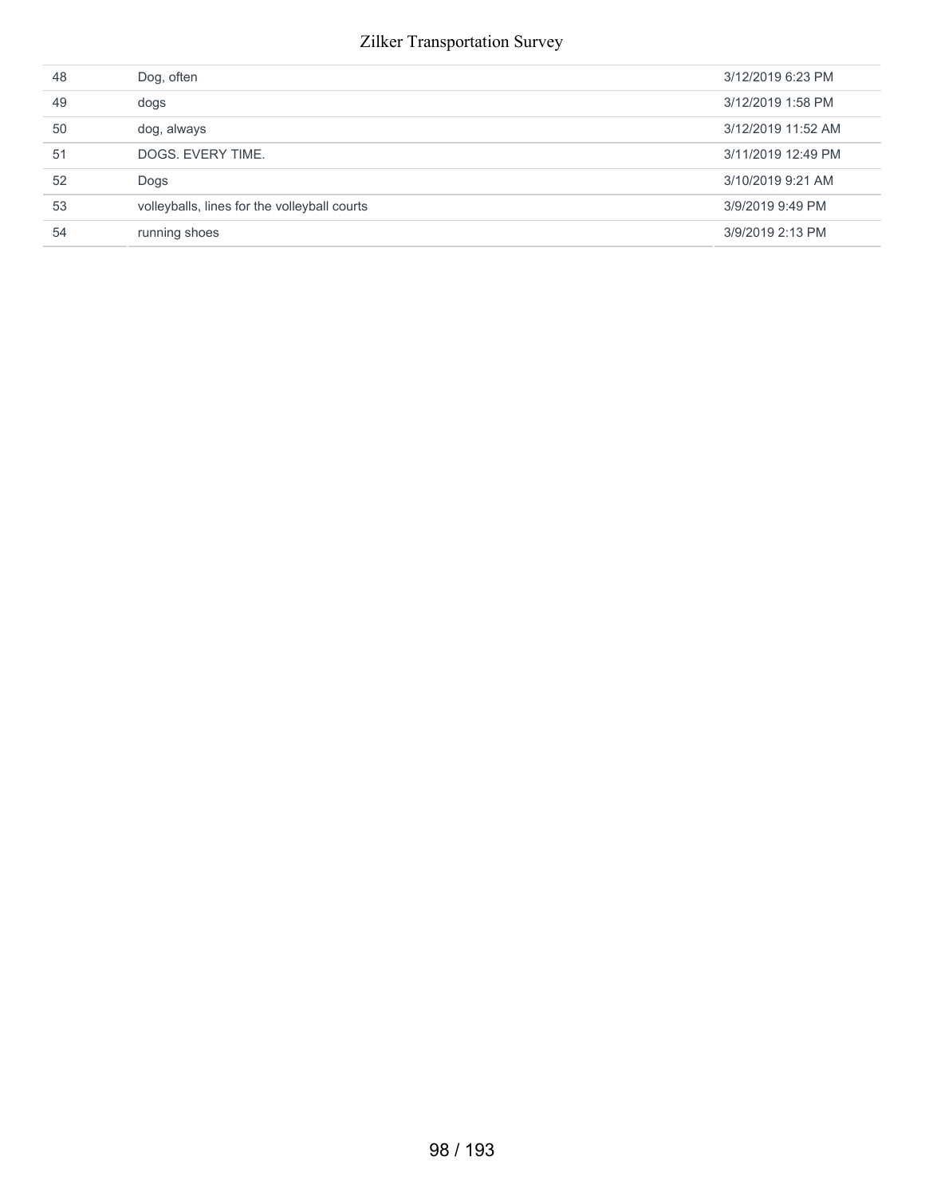| | | |
|---|---|---|
| 48 | Dog, often | 3/12/2019 6:23 PM |
| 49 | dogs | 3/12/2019 1:58 PM |
| 50 | dog, always | 3/12/2019 11:52 AM |
| 51 | DOGS. EVERY TIME. | 3/11/2019 12:49 PM |
| 52 | Dogs | 3/10/2019 9:21 AM |
| 53 | volleyballs, lines for the volleyball courts | 3/9/2019 9:49 PM |
| 54 | running shoes | 3/9/2019 2:13 PM |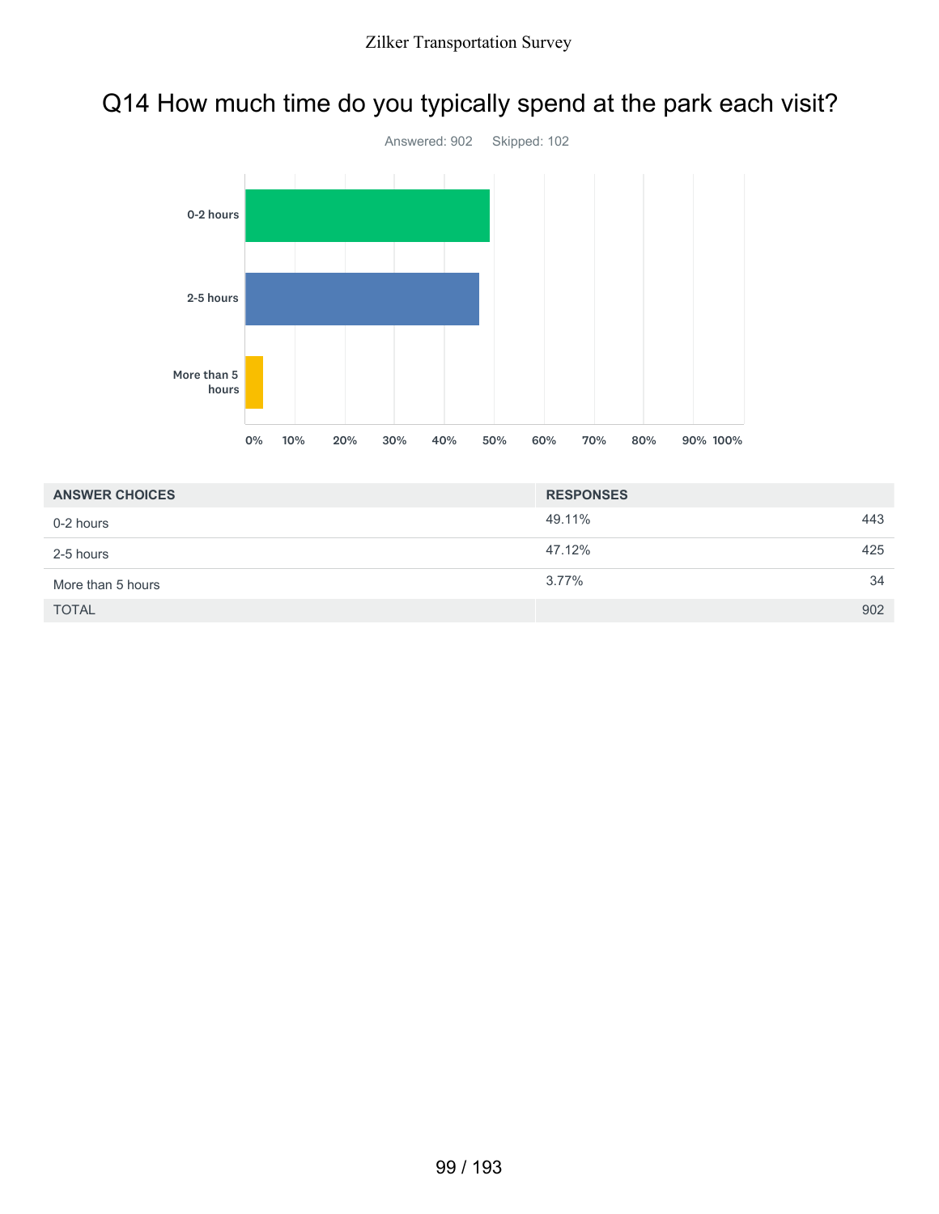# Q14 How much time do you typically spend at the park each visit?

Answered: 902 Skipped: 102

| ANSWER CHOICES | RESPONSES | |
|---|---|---|
| 0-2 hours | 49.11% | 443 |
| 2-5 hours | 47.12% | 425 |
| More than 5 hours | 3.77% | 34 |
| TOTAL | | 902 |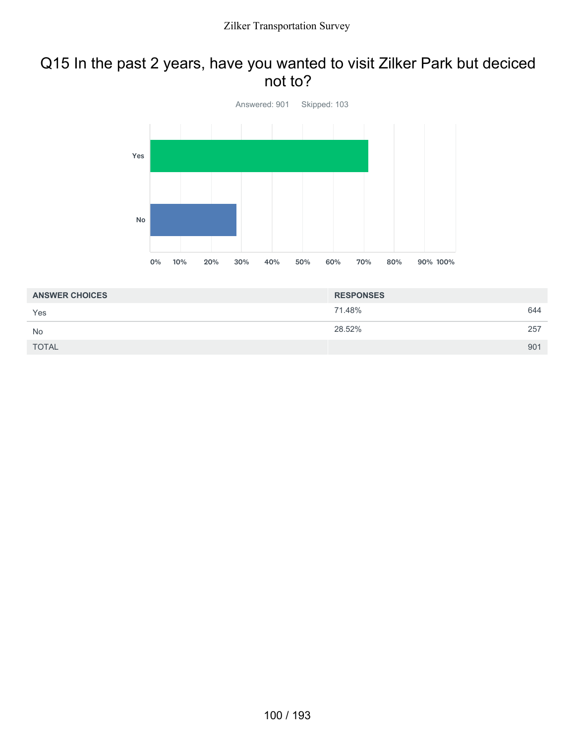# Q15 In the past 2 years, have you wanted to visit Zilker Park but deciced not to?

Answered: 901 Skipped: 103

| ANSWER CHOICES | RESPONSES | |
|---|---|---|
| Yes | 71.48% | 644 |
| No | 28.52% | 257 |
| TOTAL | | 901 |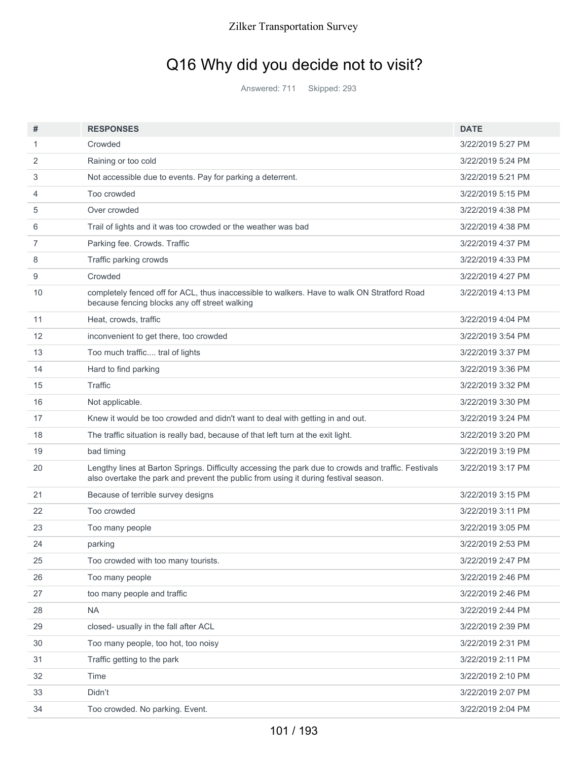# Q16 Why did you decide not to visit?

Answered: 711 Skipped: 293

| # | RESPONSES | DATE |
|---|---|---|
| 1 | Crowded | 3/22/2019 5:27 PM |
| 2 | Raining or too cold | 3/22/2019 5:24 PM |
| 3 | Not accessible due to events. Pay for parking a deterrent. | 3/22/2019 5:21 PM |
| 4 | Too crowded | 3/22/2019 5:15 PM |
| 5 | Over crowded | 3/22/2019 4:38 PM |
| 6 | Trail of lights and it was too crowded or the weather was bad | 3/22/2019 4:38 PM |
| 7 | Parking fee. Crowds. Traffic | 3/22/2019 4:37 PM |
| 8 | Traffic parking crowds | 3/22/2019 4:33 PM |
| 9 | Crowded | 3/22/2019 4:27 PM |
| 10 | completely fenced off for ACL, thus inaccessible to walkers. Have to walk ON Stratford Road because fencing blocks any off street walking | 3/22/2019 4:13 PM |
| 11 | Heat, crowds, traffic | 3/22/2019 4:04 PM |
| 12 | inconvenient to get there, too crowded | 3/22/2019 3:54 PM |
| 13 | Too much traffic.... tral of lights | 3/22/2019 3:37 PM |
| 14 | Hard to find parking | 3/22/2019 3:36 PM |
| 15 | Traffic | 3/22/2019 3:32 PM |
| 16 | Not applicable. | 3/22/2019 3:30 PM |
| 17 | Knew it would be too crowded and didn't want to deal with getting in and out. | 3/22/2019 3:24 PM |
| 18 | The traffic situation is really bad, because of that left turn at the exit light. | 3/22/2019 3:20 PM |
| 19 | bad timing | 3/22/2019 3:19 PM |
| 20 | Lengthy lines at Barton Springs. Difficulty accessing the park due to crowds and traffic. Festivals also overtake the park and prevent the public from using it during festival season. | 3/22/2019 3:17 PM |
| 21 | Because of terrible survey designs | 3/22/2019 3:15 PM |
| 22 | Too crowded | 3/22/2019 3:11 PM |
| 23 | Too many people | 3/22/2019 3:05 PM |
| 24 | parking | 3/22/2019 2:53 PM |
| 25 | Too crowded with too many tourists. | 3/22/2019 2:47 PM |
| 26 | Too many people | 3/22/2019 2:46 PM |
| 27 | too many people and traffic | 3/22/2019 2:46 PM |
| 28 | NA | 3/22/2019 2:44 PM |
| 29 | closed- usually in the fall after ACL | 3/22/2019 2:39 PM |
| 30 | Too many people, too hot, too noisy | 3/22/2019 2:31 PM |
| 31 | Traffic getting to the park | 3/22/2019 2:11 PM |
| 32 | Time | 3/22/2019 2:10 PM |
| 33 | Didn't | 3/22/2019 2:07 PM |
| 34 | Too crowded. No parking. Event. | 3/22/2019 2:04 PM |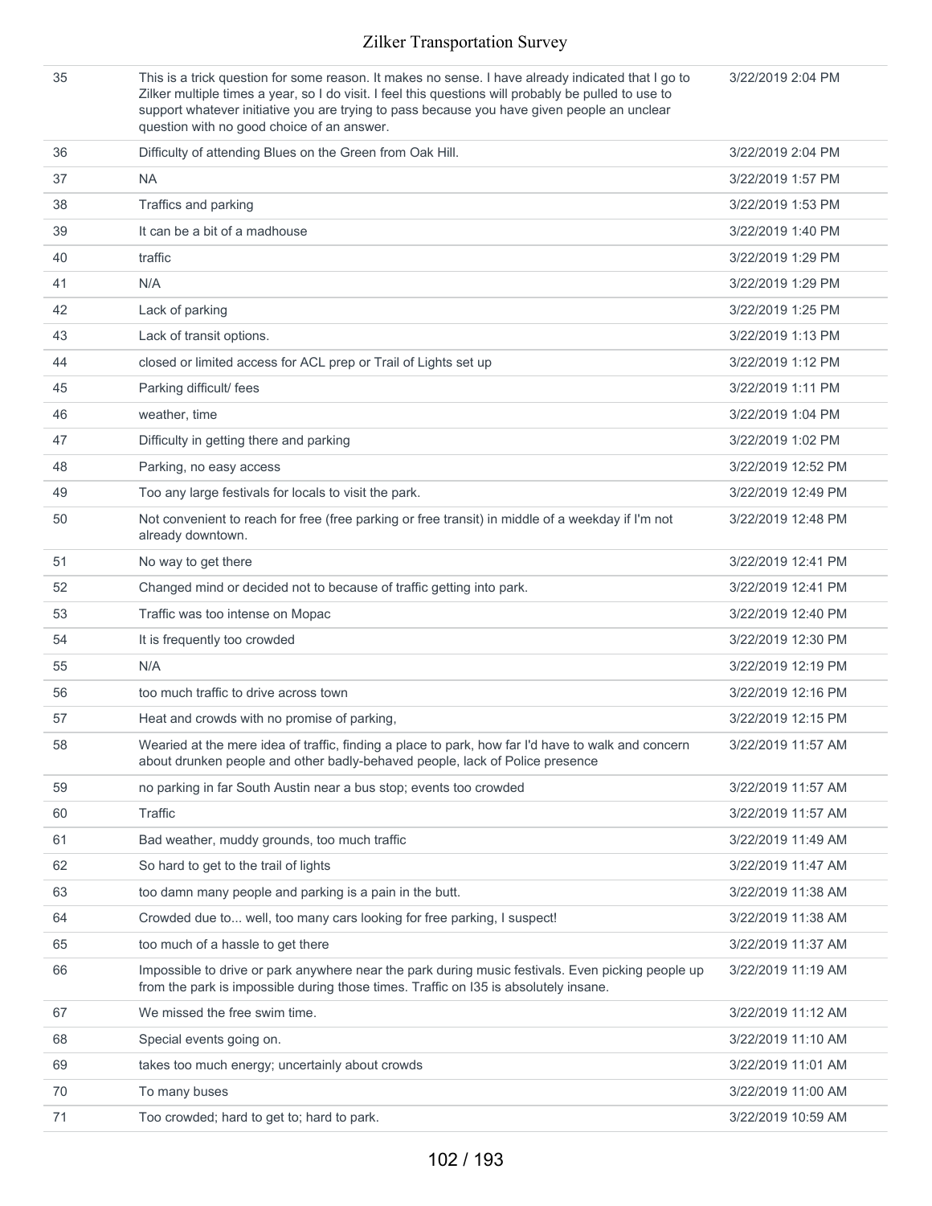| | | |
|---|---|---|
| 35 | This is a trick question for some reason. It makes no sense. I have already indicated that I go to Zilker multiple times a year, so I do visit. I feel this questions will probably be pulled to use to support whatever initiative you are trying to pass because you have given people an unclear question with no good choice of an answer. | 3/22/2019 2:04 PM |
| 36 | Difficulty of attending Blues on the Green from Oak Hill. | 3/22/2019 2:04 PM |
| 37 | NA | 3/22/2019 1:57 PM |
| 38 | Traffics and parking | 3/22/2019 1:53 PM |
| 39 | It can be a bit of a madhouse | 3/22/2019 1:40 PM |
| 40 | traffic | 3/22/2019 1:29 PM |
| 41 | N/A | 3/22/2019 1:29 PM |
| 42 | Lack of parking | 3/22/2019 1:25 PM |
| 43 | Lack of transit options. | 3/22/2019 1:13 PM |
| 44 | closed or limited access for ACL prep or Trail of Lights set up | 3/22/2019 1:12 PM |
| 45 | Parking difficult/ fees | 3/22/2019 1:11 PM |
| 46 | weather, time | 3/22/2019 1:04 PM |
| 47 | Difficulty in getting there and parking | 3/22/2019 1:02 PM |
| 48 | Parking, no easy access | 3/22/2019 12:52 PM |
| 49 | Too any large festivals for locals to visit the park. | 3/22/2019 12:49 PM |
| 50 | Not convenient to reach for free (free parking or free transit) in middle of a weekday if I'm not already downtown. | 3/22/2019 12:48 PM |
| 51 | No way to get there | 3/22/2019 12:41 PM |
| 52 | Changed mind or decided not to because of traffic getting into park. | 3/22/2019 12:41 PM |
| 53 | Traffic was too intense on Mopac | 3/22/2019 12:40 PM |
| 54 | It is frequently too crowded | 3/22/2019 12:30 PM |
| 55 | N/A | 3/22/2019 12:19 PM |
| 56 | too much traffic to drive across town | 3/22/2019 12:16 PM |
| 57 | Heat and crowds with no promise of parking, | 3/22/2019 12:15 PM |
| 58 | Wearied at the mere idea of traffic, finding a place to park, how far I'd have to walk and concern about drunken people and other badly-behaved people, lack of Police presence | 3/22/2019 11:57 AM |
| 59 | no parking in far South Austin near a bus stop; events too crowded | 3/22/2019 11:57 AM |
| 60 | Traffic | 3/22/2019 11:57 AM |
| 61 | Bad weather, muddy grounds, too much traffic | 3/22/2019 11:49 AM |
| 62 | So hard to get to the trail of lights | 3/22/2019 11:47 AM |
| 63 | too damn many people and parking is a pain in the butt. | 3/22/2019 11:38 AM |
| 64 | Crowded due to... well, too many cars looking for free parking, I suspect! | 3/22/2019 11:38 AM |
| 65 | too much of a hassle to get there | 3/22/2019 11:37 AM |
| 66 | Impossible to drive or park anywhere near the park during music festivals. Even picking people up from the park is impossible during those times. Traffic on I35 is absolutely insane. | 3/22/2019 11:19 AM |
| 67 | We missed the free swim time. | 3/22/2019 11:12 AM |
| 68 | Special events going on. | 3/22/2019 11:10 AM |
| 69 | takes too much energy; uncertainly about crowds | 3/22/2019 11:01 AM |
| 70 | To many buses | 3/22/2019 11:00 AM |
| 71 | Too crowded; hard to get to; hard to park. | 3/22/2019 10:59 AM |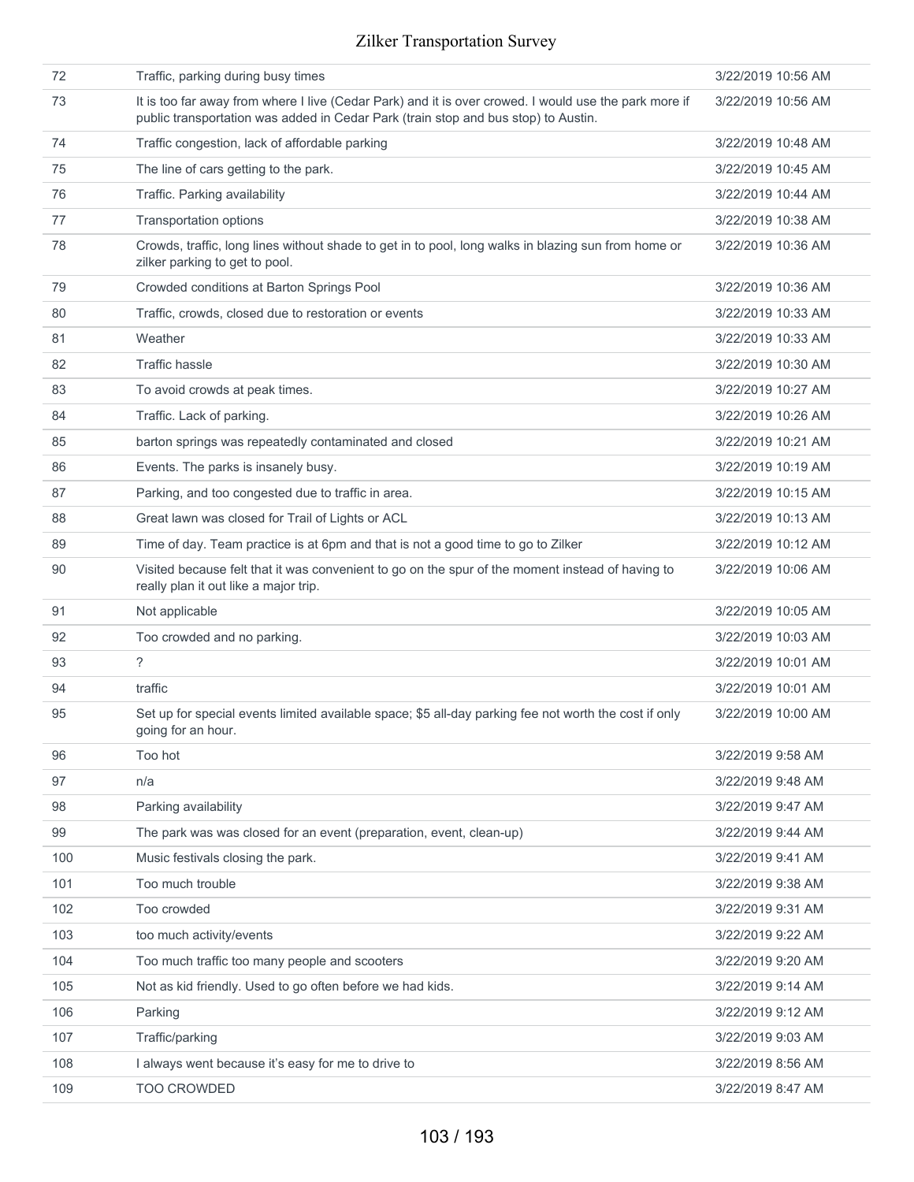| | | |
|---|---|---|
| 72 | Traffic, parking during busy times | 3/22/2019 10:56 AM |
| 73 | It is too far away from where I live (Cedar Park) and it is over crowed. I would use the park more if public transportation was added in Cedar Park (train stop and bus stop) to Austin. | 3/22/2019 10:56 AM |
| 74 | Traffic congestion, lack of affordable parking | 3/22/2019 10:48 AM |
| 75 | The line of cars getting to the park. | 3/22/2019 10:45 AM |
| 76 | Traffic. Parking availability | 3/22/2019 10:44 AM |
| 77 | Transportation options | 3/22/2019 10:38 AM |
| 78 | Crowds, traffic, long lines without shade to get in to pool, long walks in blazing sun from home or zilker parking to get to pool. | 3/22/2019 10:36 AM |
| 79 | Crowded conditions at Barton Springs Pool | 3/22/2019 10:36 AM |
| 80 | Traffic, crowds, closed due to restoration or events | 3/22/2019 10:33 AM |
| 81 | Weather | 3/22/2019 10:33 AM |
| 82 | Traffic hassle | 3/22/2019 10:30 AM |
| 83 | To avoid crowds at peak times. | 3/22/2019 10:27 AM |
| 84 | Traffic. Lack of parking. | 3/22/2019 10:26 AM |
| 85 | barton springs was repeatedly contaminated and closed | 3/22/2019 10:21 AM |
| 86 | Events. The parks is insanely busy. | 3/22/2019 10:19 AM |
| 87 | Parking, and too congested due to traffic in area. | 3/22/2019 10:15 AM |
| 88 | Great lawn was closed for Trail of Lights or ACL | 3/22/2019 10:13 AM |
| 89 | Time of day. Team practice is at 6pm and that is not a good time to go to Zilker | 3/22/2019 10:12 AM |
| 90 | Visited because felt that it was convenient to go on the spur of the moment instead of having to really plan it out like a major trip. | 3/22/2019 10:06 AM |
| 91 | Not applicable | 3/22/2019 10:05 AM |
| 92 | Too crowded and no parking. | 3/22/2019 10:03 AM |
| 93 | ? | 3/22/2019 10:01 AM |
| 94 | traffic | 3/22/2019 10:01 AM |
| 95 | Set up for special events limited available space; $5 all-day parking fee not worth the cost if only going for an hour. | 3/22/2019 10:00 AM |
| 96 | Too hot | 3/22/2019 9:58 AM |
| 97 | n/a | 3/22/2019 9:48 AM |
| 98 | Parking availability | 3/22/2019 9:47 AM |
| 99 | The park was was closed for an event (preparation, event, clean-up) | 3/22/2019 9:44 AM |
| 100 | Music festivals closing the park. | 3/22/2019 9:41 AM |
| 101 | Too much trouble | 3/22/2019 9:38 AM |
| 102 | Too crowded | 3/22/2019 9:31 AM |
| 103 | too much activity/events | 3/22/2019 9:22 AM |
| 104 | Too much traffic too many people and scooters | 3/22/2019 9:20 AM |
| 105 | Not as kid friendly. Used to go often before we had kids. | 3/22/2019 9:14 AM |
| 106 | Parking | 3/22/2019 9:12 AM |
| 107 | Traffic/parking | 3/22/2019 9:03 AM |
| 108 | I always went because it's easy for me to drive to | 3/22/2019 8:56 AM |
| 109 | TOO CROWDED | 3/22/2019 8:47 AM |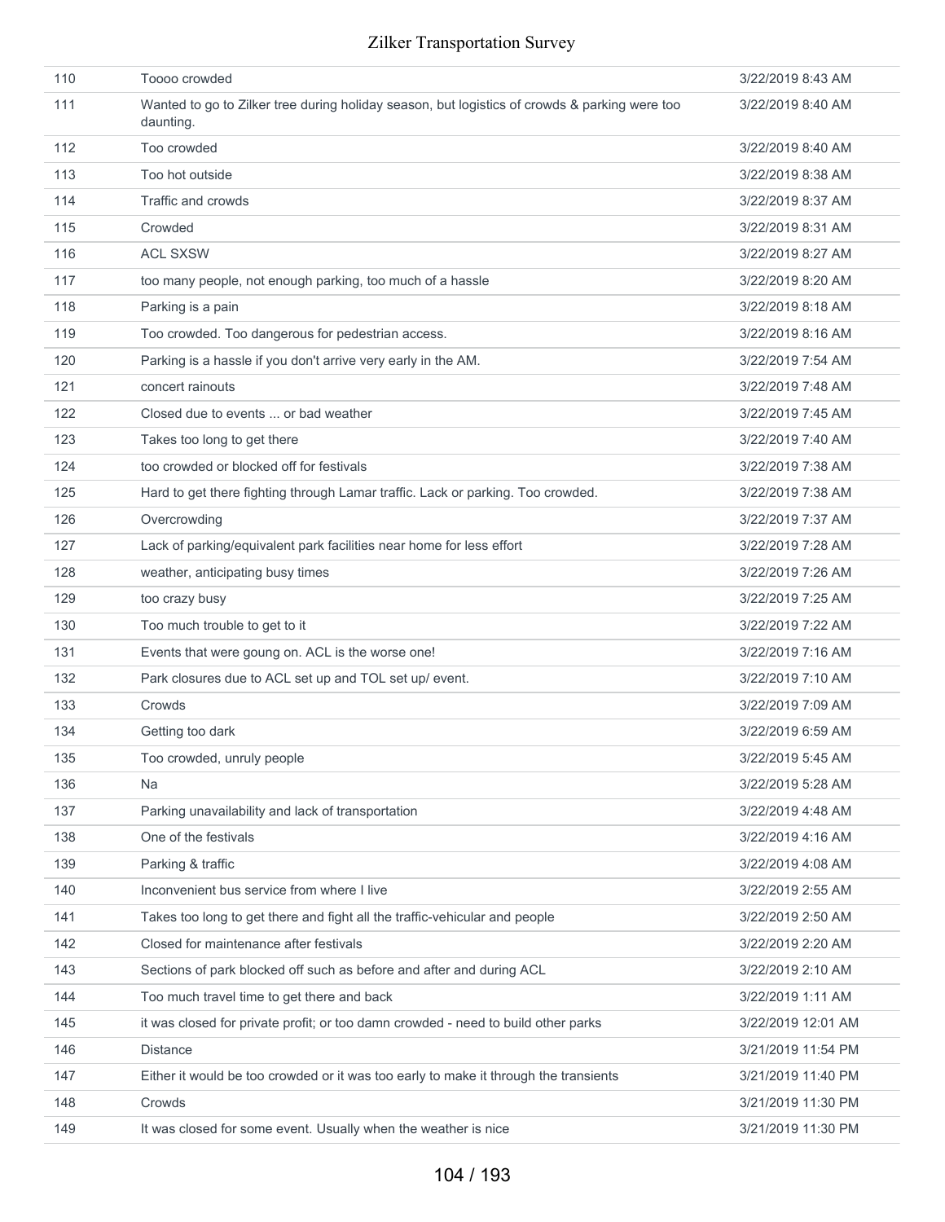| | | |
|---|---|---|
| 110 | Toooo crowded | 3/22/2019 8:43 AM |
| 111 | Wanted to go to Zilker tree during holiday season, but logistics of crowds & parking were too daunting. | 3/22/2019 8:40 AM |
| 112 | Too crowded | 3/22/2019 8:40 AM |
| 113 | Too hot outside | 3/22/2019 8:38 AM |
| 114 | Traffic and crowds | 3/22/2019 8:37 AM |
| 115 | Crowded | 3/22/2019 8:31 AM |
| 116 | ACL SXSW | 3/22/2019 8:27 AM |
| 117 | too many people, not enough parking, too much of a hassle | 3/22/2019 8:20 AM |
| 118 | Parking is a pain | 3/22/2019 8:18 AM |
| 119 | Too crowded. Too dangerous for pedestrian access. | 3/22/2019 8:16 AM |
| 120 | Parking is a hassle if you don't arrive very early in the AM. | 3/22/2019 7:54 AM |
| 121 | concert rainouts | 3/22/2019 7:48 AM |
| 122 | Closed due to events ... or bad weather | 3/22/2019 7:45 AM |
| 123 | Takes too long to get there | 3/22/2019 7:40 AM |
| 124 | too crowded or blocked off for festivals | 3/22/2019 7:38 AM |
| 125 | Hard to get there fighting through Lamar traffic. Lack or parking. Too crowded. | 3/22/2019 7:38 AM |
| 126 | Overcrowding | 3/22/2019 7:37 AM |
| 127 | Lack of parking/equivalent park facilities near home for less effort | 3/22/2019 7:28 AM |
| 128 | weather, anticipating busy times | 3/22/2019 7:26 AM |
| 129 | too crazy busy | 3/22/2019 7:25 AM |
| 130 | Too much trouble to get to it | 3/22/2019 7:22 AM |
| 131 | Events that were goung on. ACL is the worse one! | 3/22/2019 7:16 AM |
| 132 | Park closures due to ACL set up and TOL set up/ event. | 3/22/2019 7:10 AM |
| 133 | Crowds | 3/22/2019 7:09 AM |
| 134 | Getting too dark | 3/22/2019 6:59 AM |
| 135 | Too crowded, unruly people | 3/22/2019 5:45 AM |
| 136 | Na | 3/22/2019 5:28 AM |
| 137 | Parking unavailability and lack of transportation | 3/22/2019 4:48 AM |
| 138 | One of the festivals | 3/22/2019 4:16 AM |
| 139 | Parking & traffic | 3/22/2019 4:08 AM |
| 140 | Inconvenient bus service from where I live | 3/22/2019 2:55 AM |
| 141 | Takes too long to get there and fight all the traffic-vehicular and people | 3/22/2019 2:50 AM |
| 142 | Closed for maintenance after festivals | 3/22/2019 2:20 AM |
| 143 | Sections of park blocked off such as before and after and during ACL | 3/22/2019 2:10 AM |
| 144 | Too much travel time to get there and back | 3/22/2019 1:11 AM |
| 145 | it was closed for private profit; or too damn crowded - need to build other parks | 3/22/2019 12:01 AM |
| 146 | Distance | 3/21/2019 11:54 PM |
| 147 | Either it would be too crowded or it was too early to make it through the transients | 3/21/2019 11:40 PM |
| 148 | Crowds | 3/21/2019 11:30 PM |
| 149 | It was closed for some event. Usually when the weather is nice | 3/21/2019 11:30 PM |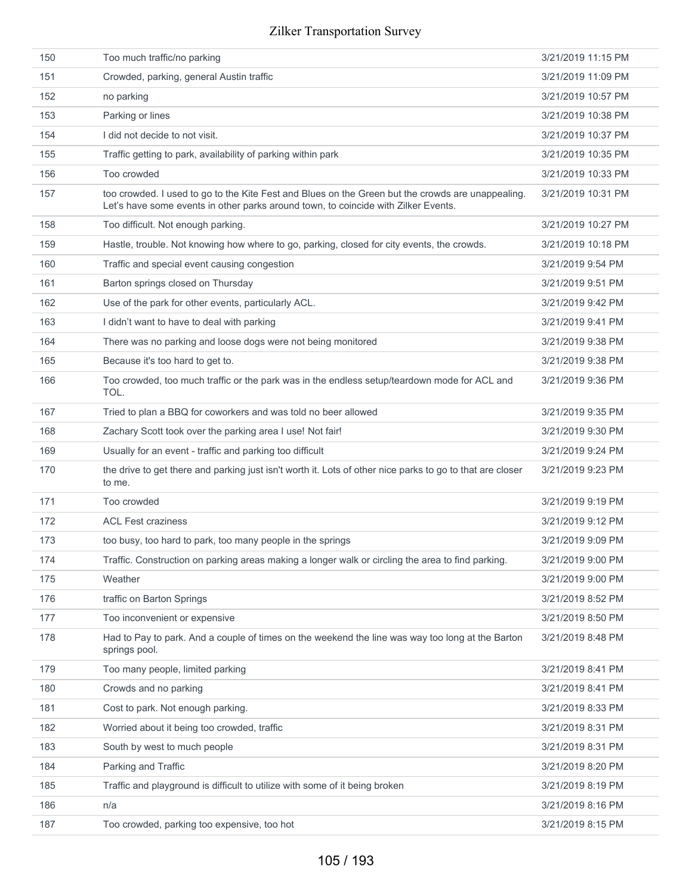| | | |
|---|---|---|
| 150 | Too much traffic/no parking | 3/21/2019 11:15 PM |
| 151 | Crowded, parking, general Austin traffic | 3/21/2019 11:09 PM |
| 152 | no parking | 3/21/2019 10:57 PM |
| 153 | Parking or lines | 3/21/2019 10:38 PM |
| 154 | I did not decide to not visit. | 3/21/2019 10:37 PM |
| 155 | Traffic getting to park, availability of parking within park | 3/21/2019 10:35 PM |
| 156 | Too crowded | 3/21/2019 10:33 PM |
| 157 | too crowded. I used to go to the Kite Fest and Blues on the Green but the crowds are unappealing. Let's have some events in other parks around town, to coincide with Zilker Events. | 3/21/2019 10:31 PM |
| 158 | Too difficult. Not enough parking. | 3/21/2019 10:27 PM |
| 159 | Hastle, trouble. Not knowing how where to go, parking, closed for city events, the crowds. | 3/21/2019 10:18 PM |
| 160 | Traffic and special event causing congestion | 3/21/2019 9:54 PM |
| 161 | Barton springs closed on Thursday | 3/21/2019 9:51 PM |
| 162 | Use of the park for other events, particularly ACL. | 3/21/2019 9:42 PM |
| 163 | I didn't want to have to deal with parking | 3/21/2019 9:41 PM |
| 164 | There was no parking and loose dogs were not being monitored | 3/21/2019 9:38 PM |
| 165 | Because it's too hard to get to. | 3/21/2019 9:38 PM |
| 166 | Too crowded, too much traffic or the park was in the endless setup/teardown mode for ACL and TOL. | 3/21/2019 9:36 PM |
| 167 | Tried to plan a BBQ for coworkers and was told no beer allowed | 3/21/2019 9:35 PM |
| 168 | Zachary Scott took over the parking area I use! Not fair! | 3/21/2019 9:30 PM |
| 169 | Usually for an event - traffic and parking too difficult | 3/21/2019 9:24 PM |
| 170 | the drive to get there and parking just isn't worth it. Lots of other nice parks to go to that are closer to me. | 3/21/2019 9:23 PM |
| 171 | Too crowded | 3/21/2019 9:19 PM |
| 172 | ACL Fest craziness | 3/21/2019 9:12 PM |
| 173 | too busy, too hard to park, too many people in the springs | 3/21/2019 9:09 PM |
| 174 | Traffic. Construction on parking areas making a longer walk or circling the area to find parking. | 3/21/2019 9:00 PM |
| 175 | Weather | 3/21/2019 9:00 PM |
| 176 | traffic on Barton Springs | 3/21/2019 8:52 PM |
| 177 | Too inconvenient or expensive | 3/21/2019 8:50 PM |
| 178 | Had to Pay to park. And a couple of times on the weekend the line was way too long at the Barton springs pool. | 3/21/2019 8:48 PM |
| 179 | Too many people, limited parking | 3/21/2019 8:41 PM |
| 180 | Crowds and no parking | 3/21/2019 8:41 PM |
| 181 | Cost to park. Not enough parking. | 3/21/2019 8:33 PM |
| 182 | Worried about it being too crowded, traffic | 3/21/2019 8:31 PM |
| 183 | South by west to much people | 3/21/2019 8:31 PM |
| 184 | Parking and Traffic | 3/21/2019 8:20 PM |
| 185 | Traffic and playground is difficult to utilize with some of it being broken | 3/21/2019 8:19 PM |
| 186 | n/a | 3/21/2019 8:16 PM |
| 187 | Too crowded, parking too expensive, too hot | 3/21/2019 8:15 PM |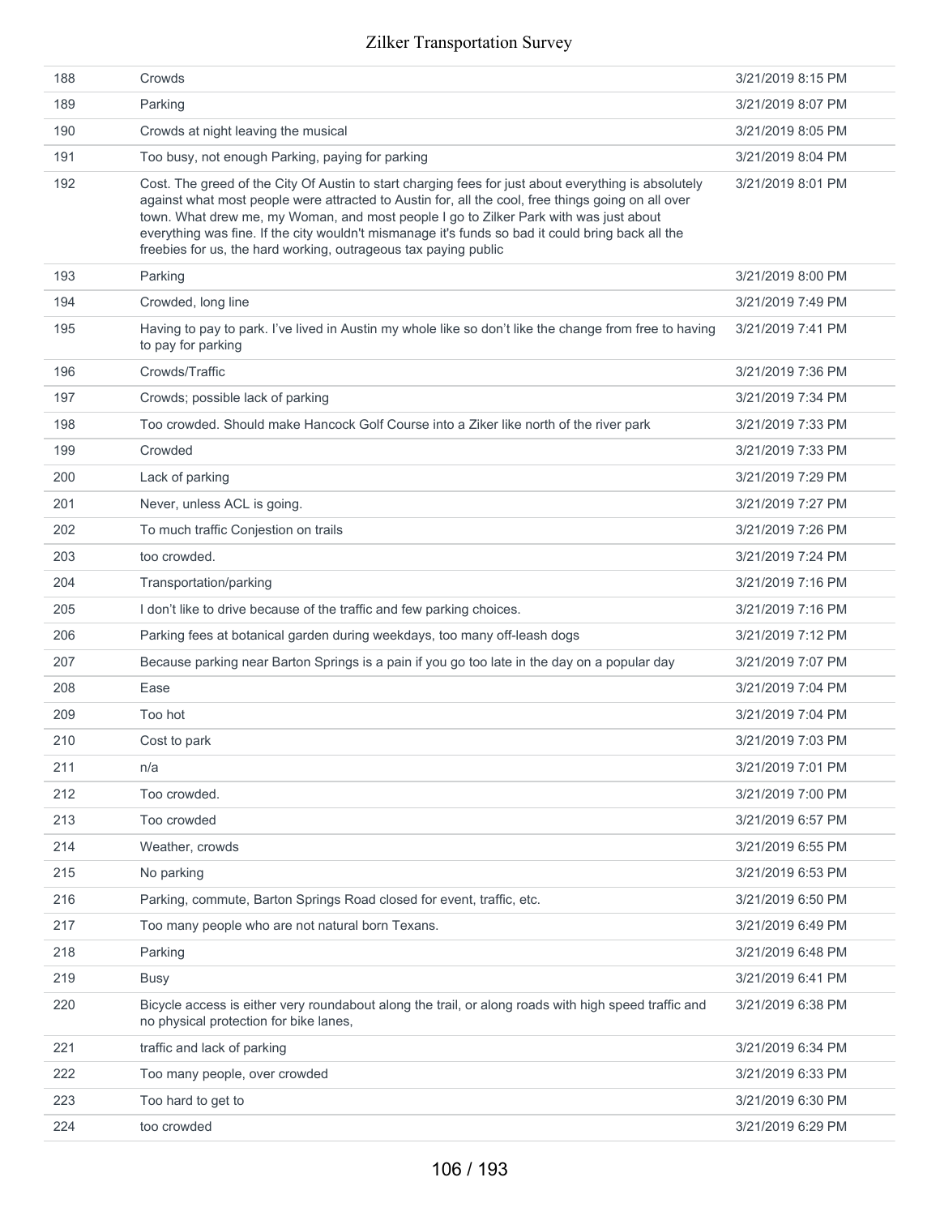| | | |
|---|---|---|
| 188 | Crowds | 3/21/2019 8:15 PM |
| 189 | Parking | 3/21/2019 8:07 PM |
| 190 | Crowds at night leaving the musical | 3/21/2019 8:05 PM |
| 191 | Too busy, not enough Parking, paying for parking | 3/21/2019 8:04 PM |
| 192 | Cost. The greed of the City Of Austin to start charging fees for just about everything is absolutely against what most people were attracted to Austin for, all the cool, free things going on all over town. What drew me, my Woman, and most people I go to Zilker Park with was just about everything was fine. If the city wouldn't mismanage it's funds so bad it could bring back all the freebies for us, the hard working, outrageous tax paying public | 3/21/2019 8:01 PM |
| 193 | Parking | 3/21/2019 8:00 PM |
| 194 | Crowded, long line | 3/21/2019 7:49 PM |
| 195 | Having to pay to park. I've lived in Austin my whole like so don't like the change from free to having to pay for parking | 3/21/2019 7:41 PM |
| 196 | Crowds/Traffic | 3/21/2019 7:36 PM |
| 197 | Crowds; possible lack of parking | 3/21/2019 7:34 PM |
| 198 | Too crowded. Should make Hancock Golf Course into a Ziker like north of the river park | 3/21/2019 7:33 PM |
| 199 | Crowded | 3/21/2019 7:33 PM |
| 200 | Lack of parking | 3/21/2019 7:29 PM |
| 201 | Never, unless ACL is going. | 3/21/2019 7:27 PM |
| 202 | To much traffic Conjestion on trails | 3/21/2019 7:26 PM |
| 203 | too crowded. | 3/21/2019 7:24 PM |
| 204 | Transportation/parking | 3/21/2019 7:16 PM |
| 205 | I don't like to drive because of the traffic and few parking choices. | 3/21/2019 7:16 PM |
| 206 | Parking fees at botanical garden during weekdays, too many off-leash dogs | 3/21/2019 7:12 PM |
| 207 | Because parking near Barton Springs is a pain if you go too late in the day on a popular day | 3/21/2019 7:07 PM |
| 208 | Ease | 3/21/2019 7:04 PM |
| 209 | Too hot | 3/21/2019 7:04 PM |
| 210 | Cost to park | 3/21/2019 7:03 PM |
| 211 | n/a | 3/21/2019 7:01 PM |
| 212 | Too crowded. | 3/21/2019 7:00 PM |
| 213 | Too crowded | 3/21/2019 6:57 PM |
| 214 | Weather, crowds | 3/21/2019 6:55 PM |
| 215 | No parking | 3/21/2019 6:53 PM |
| 216 | Parking, commute, Barton Springs Road closed for event, traffic, etc. | 3/21/2019 6:50 PM |
| 217 | Too many people who are not natural born Texans. | 3/21/2019 6:49 PM |
| 218 | Parking | 3/21/2019 6:48 PM |
| 219 | Busy | 3/21/2019 6:41 PM |
| 220 | Bicycle access is either very roundabout along the trail, or along roads with high speed traffic and no physical protection for bike lanes, | 3/21/2019 6:38 PM |
| 221 | traffic and lack of parking | 3/21/2019 6:34 PM |
| 222 | Too many people, over crowded | 3/21/2019 6:33 PM |
| 223 | Too hard to get to | 3/21/2019 6:30 PM |
| 224 | too crowded | 3/21/2019 6:29 PM |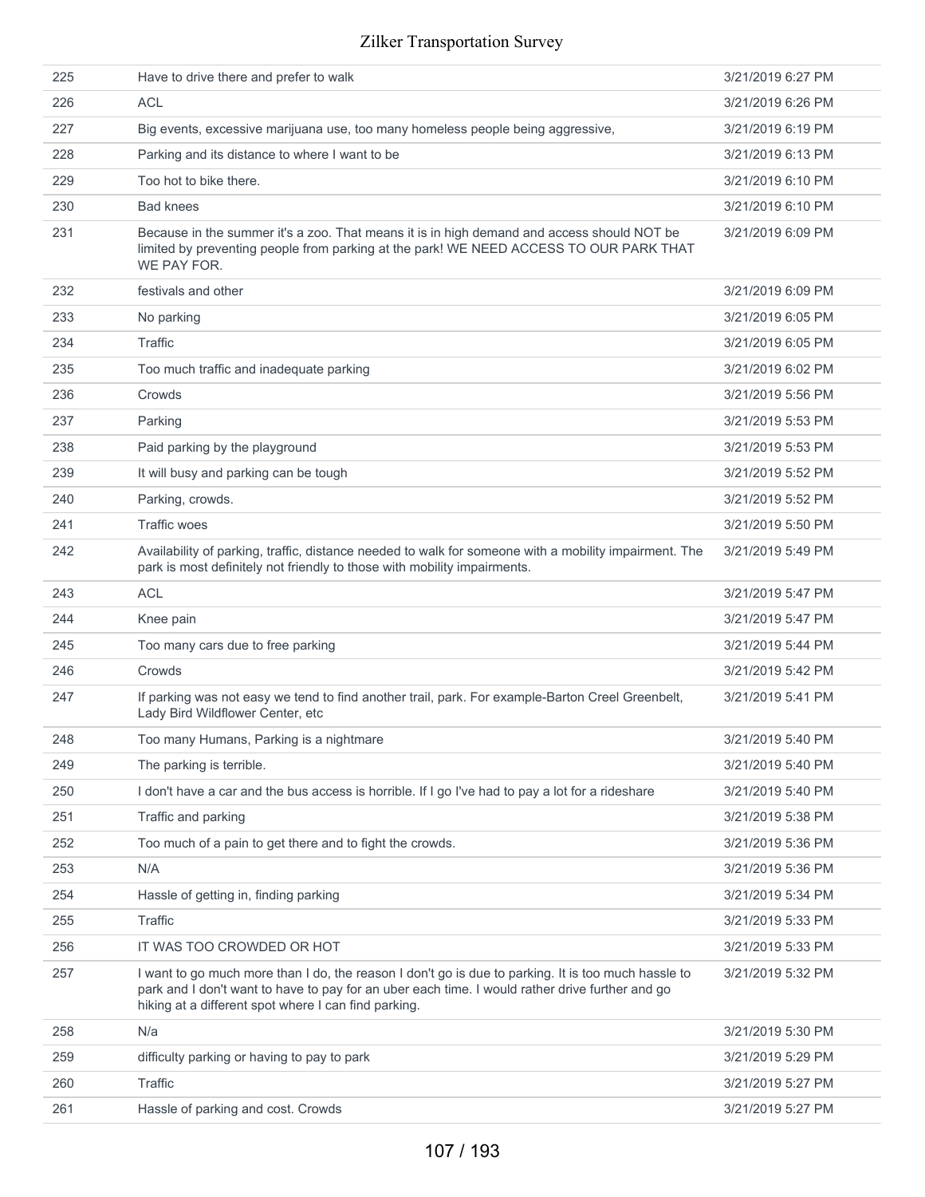| | | |
|---|---|---|
| 225 | Have to drive there and prefer to walk | 3/21/2019 6:27 PM |
| 226 | ACL | 3/21/2019 6:26 PM |
| 227 | Big events, excessive marijuana use, too many homeless people being aggressive, | 3/21/2019 6:19 PM |
| 228 | Parking and its distance to where I want to be | 3/21/2019 6:13 PM |
| 229 | Too hot to bike there. | 3/21/2019 6:10 PM |
| 230 | Bad knees | 3/21/2019 6:10 PM |
| 231 | Because in the summer it's a zoo. That means it is in high demand and access should NOT be limited by preventing people from parking at the park! WE NEED ACCESS TO OUR PARK THAT WE PAY FOR. | 3/21/2019 6:09 PM |
| 232 | festivals and other | 3/21/2019 6:09 PM |
| 233 | No parking | 3/21/2019 6:05 PM |
| 234 | Traffic | 3/21/2019 6:05 PM |
| 235 | Too much traffic and inadequate parking | 3/21/2019 6:02 PM |
| 236 | Crowds | 3/21/2019 5:56 PM |
| 237 | Parking | 3/21/2019 5:53 PM |
| 238 | Paid parking by the playground | 3/21/2019 5:53 PM |
| 239 | It will busy and parking can be tough | 3/21/2019 5:52 PM |
| 240 | Parking, crowds. | 3/21/2019 5:52 PM |
| 241 | Traffic woes | 3/21/2019 5:50 PM |
| 242 | Availability of parking, traffic, distance needed to walk for someone with a mobility impairment. The park is most definitely not friendly to those with mobility impairments. | 3/21/2019 5:49 PM |
| 243 | ACL | 3/21/2019 5:47 PM |
| 244 | Knee pain | 3/21/2019 5:47 PM |
| 245 | Too many cars due to free parking | 3/21/2019 5:44 PM |
| 246 | Crowds | 3/21/2019 5:42 PM |
| 247 | If parking was not easy we tend to find another trail, park. For example-Barton Creel Greenbelt, Lady Bird Wildflower Center, etc | 3/21/2019 5:41 PM |
| 248 | Too many Humans, Parking is a nightmare | 3/21/2019 5:40 PM |
| 249 | The parking is terrible. | 3/21/2019 5:40 PM |
| 250 | I don't have a car and the bus access is horrible. If I go I've had to pay a lot for a rideshare | 3/21/2019 5:40 PM |
| 251 | Traffic and parking | 3/21/2019 5:38 PM |
| 252 | Too much of a pain to get there and to fight the crowds. | 3/21/2019 5:36 PM |
| 253 | N/A | 3/21/2019 5:36 PM |
| 254 | Hassle of getting in, finding parking | 3/21/2019 5:34 PM |
| 255 | Traffic | 3/21/2019 5:33 PM |
| 256 | IT WAS TOO CROWDED OR HOT | 3/21/2019 5:33 PM |
| 257 | I want to go much more than I do, the reason I don't go is due to parking. It is too much hassle to park and I don't want to have to pay for an uber each time. I would rather drive further and go hiking at a different spot where I can find parking. | 3/21/2019 5:32 PM |
| 258 | N/a | 3/21/2019 5:30 PM |
| 259 | difficulty parking or having to pay to park | 3/21/2019 5:29 PM |
| 260 | Traffic | 3/21/2019 5:27 PM |
| 261 | Hassle of parking and cost. Crowds | 3/21/2019 5:27 PM |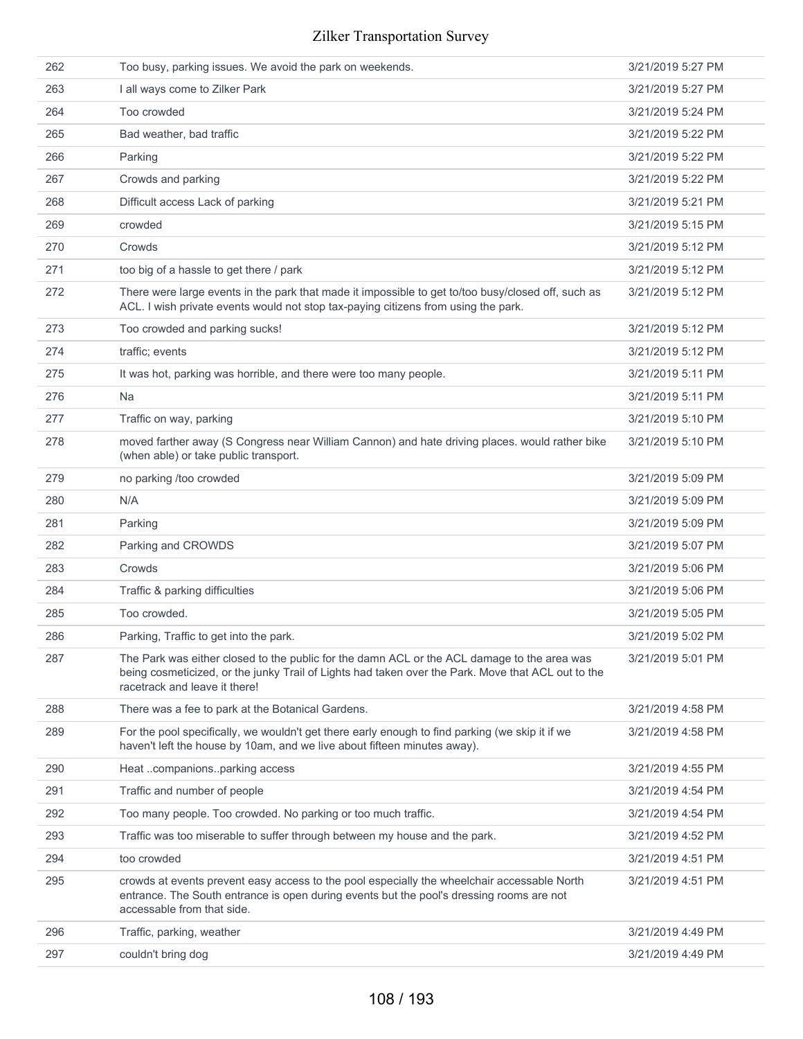| | | |
|---|---|---|
| 262 | Too busy, parking issues. We avoid the park on weekends. | 3/21/2019 5:27 PM |
| 263 | I all ways come to Zilker Park | 3/21/2019 5:27 PM |
| 264 | Too crowded | 3/21/2019 5:24 PM |
| 265 | Bad weather, bad traffic | 3/21/2019 5:22 PM |
| 266 | Parking | 3/21/2019 5:22 PM |
| 267 | Crowds and parking | 3/21/2019 5:22 PM |
| 268 | Difficult access Lack of parking | 3/21/2019 5:21 PM |
| 269 | crowded | 3/21/2019 5:15 PM |
| 270 | Crowds | 3/21/2019 5:12 PM |
| 271 | too big of a hassle to get there / park | 3/21/2019 5:12 PM |
| 272 | There were large events in the park that made it impossible to get to/too busy/closed off, such as ACL. I wish private events would not stop tax-paying citizens from using the park. | 3/21/2019 5:12 PM |
| 273 | Too crowded and parking sucks! | 3/21/2019 5:12 PM |
| 274 | traffic; events | 3/21/2019 5:12 PM |
| 275 | It was hot, parking was horrible, and there were too many people. | 3/21/2019 5:11 PM |
| 276 | Na | 3/21/2019 5:11 PM |
| 277 | Traffic on way, parking | 3/21/2019 5:10 PM |
| 278 | moved farther away (S Congress near William Cannon) and hate driving places. would rather bike (when able) or take public transport. | 3/21/2019 5:10 PM |
| 279 | no parking /too crowded | 3/21/2019 5:09 PM |
| 280 | N/A | 3/21/2019 5:09 PM |
| 281 | Parking | 3/21/2019 5:09 PM |
| 282 | Parking and CROWDS | 3/21/2019 5:07 PM |
| 283 | Crowds | 3/21/2019 5:06 PM |
| 284 | Traffic & parking difficulties | 3/21/2019 5:06 PM |
| 285 | Too crowded. | 3/21/2019 5:05 PM |
| 286 | Parking, Traffic to get into the park. | 3/21/2019 5:02 PM |
| 287 | The Park was either closed to the public for the damn ACL or the ACL damage to the area was being cosmeticized, or the junky Trail of Lights had taken over the Park. Move that ACL out to the racetrack and leave it there! | 3/21/2019 5:01 PM |
| 288 | There was a fee to park at the Botanical Gardens. | 3/21/2019 4:58 PM |
| 289 | For the pool specifically, we wouldn't get there early enough to find parking (we skip it if we haven't left the house by 10am, and we live about fifteen minutes away). | 3/21/2019 4:58 PM |
| 290 | Heat ..companions..parking access | 3/21/2019 4:55 PM |
| 291 | Traffic and number of people | 3/21/2019 4:54 PM |
| 292 | Too many people. Too crowded. No parking or too much traffic. | 3/21/2019 4:54 PM |
| 293 | Traffic was too miserable to suffer through between my house and the park. | 3/21/2019 4:52 PM |
| 294 | too crowded | 3/21/2019 4:51 PM |
| 295 | crowds at events prevent easy access to the pool especially the wheelchair accessable North entrance. The South entrance is open during events but the pool's dressing rooms are not accessable from that side. | 3/21/2019 4:51 PM |
| 296 | Traffic, parking, weather | 3/21/2019 4:49 PM |
| 297 | couldn't bring dog | 3/21/2019 4:49 PM |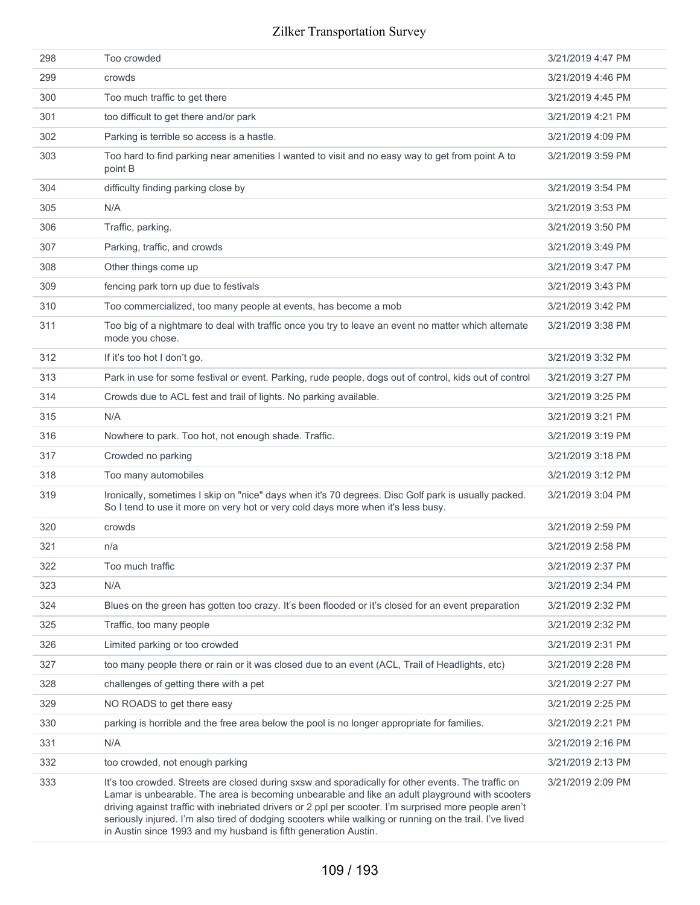| | | |
|---|---|---|
| 298 | Too crowded | 3/21/2019 4:47 PM |
| 299 | crowds | 3/21/2019 4:46 PM |
| 300 | Too much traffic to get there | 3/21/2019 4:45 PM |
| 301 | too difficult to get there and/or park | 3/21/2019 4:21 PM |
| 302 | Parking is terrible so access is a hastle. | 3/21/2019 4:09 PM |
| 303 | Too hard to find parking near amenities I wanted to visit and no easy way to get from point A to point B | 3/21/2019 3:59 PM |
| 304 | difficulty finding parking close by | 3/21/2019 3:54 PM |
| 305 | N/A | 3/21/2019 3:53 PM |
| 306 | Traffic, parking. | 3/21/2019 3:50 PM |
| 307 | Parking, traffic, and crowds | 3/21/2019 3:49 PM |
| 308 | Other things come up | 3/21/2019 3:47 PM |
| 309 | fencing park torn up due to festivals | 3/21/2019 3:43 PM |
| 310 | Too commercialized, too many people at events, has become a mob | 3/21/2019 3:42 PM |
| 311 | Too big of a nightmare to deal with traffic once you try to leave an event no matter which alternate mode you chose. | 3/21/2019 3:38 PM |
| 312 | If it's too hot I don't go. | 3/21/2019 3:32 PM |
| 313 | Park in use for some festival or event. Parking, rude people, dogs out of control, kids out of control | 3/21/2019 3:27 PM |
| 314 | Crowds due to ACL fest and trail of lights. No parking available. | 3/21/2019 3:25 PM |
| 315 | N/A | 3/21/2019 3:21 PM |
| 316 | Nowhere to park. Too hot, not enough shade. Traffic. | 3/21/2019 3:19 PM |
| 317 | Crowded no parking | 3/21/2019 3:18 PM |
| 318 | Too many automobiles | 3/21/2019 3:12 PM |
| 319 | Ironically, sometimes I skip on "nice" days when it's 70 degrees. Disc Golf park is usually packed. So I tend to use it more on very hot or very cold days more when it's less busy. | 3/21/2019 3:04 PM |
| 320 | crowds | 3/21/2019 2:59 PM |
| 321 | n/a | 3/21/2019 2:58 PM |
| 322 | Too much traffic | 3/21/2019 2:37 PM |
| 323 | N/A | 3/21/2019 2:34 PM |
| 324 | Blues on the green has gotten too crazy. It's been flooded or it's closed for an event preparation | 3/21/2019 2:32 PM |
| 325 | Traffic, too many people | 3/21/2019 2:32 PM |
| 326 | Limited parking or too crowded | 3/21/2019 2:31 PM |
| 327 | too many people there or rain or it was closed due to an event (ACL, Trail of Headlights, etc) | 3/21/2019 2:28 PM |
| 328 | challenges of getting there with a pet | 3/21/2019 2:27 PM |
| 329 | NO ROADS to get there easy | 3/21/2019 2:25 PM |
| 330 | parking is horrible and the free area below the pool is no longer appropriate for families. | 3/21/2019 2:21 PM |
| 331 | N/A | 3/21/2019 2:16 PM |
| 332 | too crowded, not enough parking | 3/21/2019 2:13 PM |
| 333 | It's too crowded. Streets are closed during sxsw and sporadically for other events. The traffic on Lamar is unbearable. The area is becoming unbearable and like an adult playground with scooters driving against traffic with inebriated drivers or 2 ppl per scooter. I'm surprised more people aren't seriously injured. I'm also tired of dodging scooters while walking or running on the trail. I've lived in Austin since 1993 and my husband is fifth generation Austin. | 3/21/2019 2:09 PM |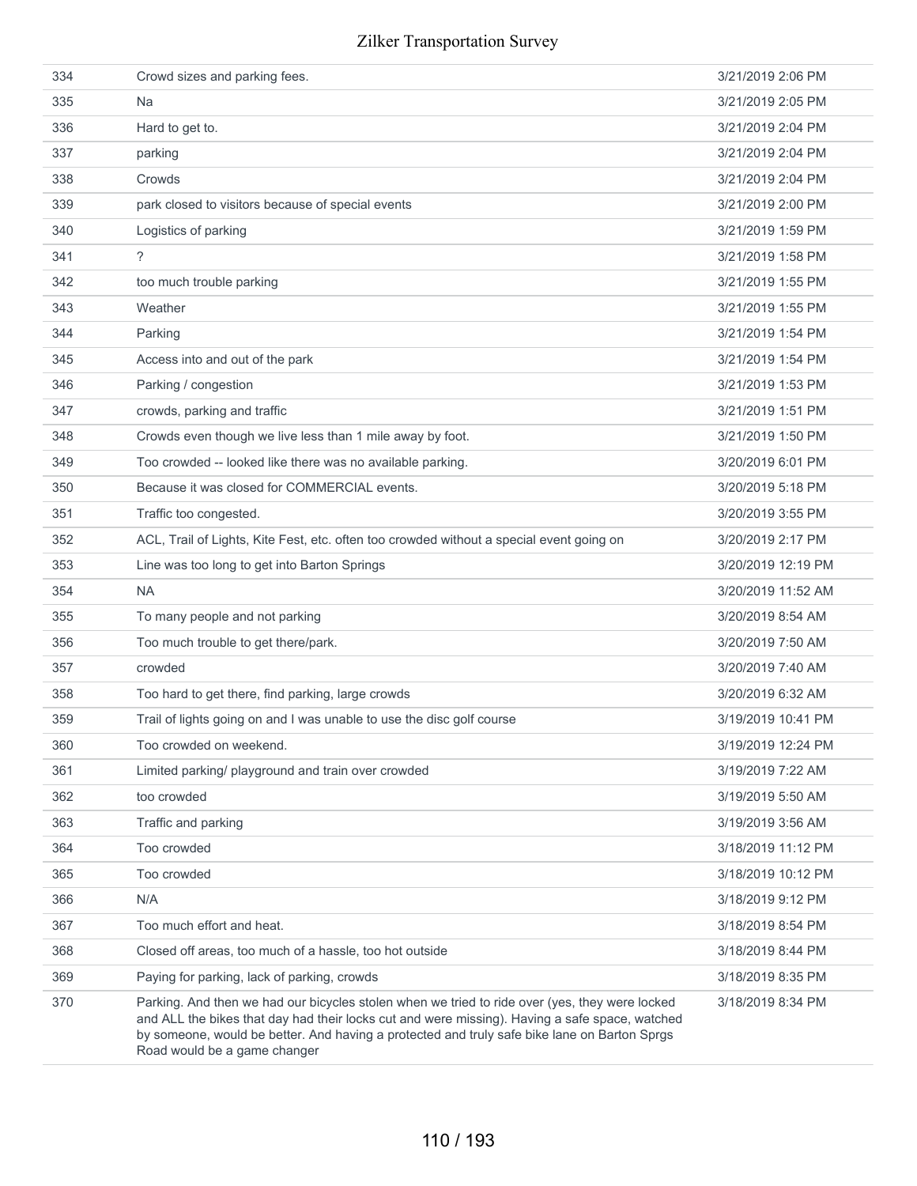| | | |
|---|---|---|
| 334 | Crowd sizes and parking fees. | 3/21/2019 2:06 PM |
| 335 | Na | 3/21/2019 2:05 PM |
| 336 | Hard to get to. | 3/21/2019 2:04 PM |
| 337 | parking | 3/21/2019 2:04 PM |
| 338 | Crowds | 3/21/2019 2:04 PM |
| 339 | park closed to visitors because of special events | 3/21/2019 2:00 PM |
| 340 | Logistics of parking | 3/21/2019 1:59 PM |
| 341 | ? | 3/21/2019 1:58 PM |
| 342 | too much trouble parking | 3/21/2019 1:55 PM |
| 343 | Weather | 3/21/2019 1:55 PM |
| 344 | Parking | 3/21/2019 1:54 PM |
| 345 | Access into and out of the park | 3/21/2019 1:54 PM |
| 346 | Parking / congestion | 3/21/2019 1:53 PM |
| 347 | crowds, parking and traffic | 3/21/2019 1:51 PM |
| 348 | Crowds even though we live less than 1 mile away by foot. | 3/21/2019 1:50 PM |
| 349 | Too crowded -- looked like there was no available parking. | 3/20/2019 6:01 PM |
| 350 | Because it was closed for COMMERCIAL events. | 3/20/2019 5:18 PM |
| 351 | Traffic too congested. | 3/20/2019 3:55 PM |
| 352 | ACL, Trail of Lights, Kite Fest, etc. often too crowded without a special event going on | 3/20/2019 2:17 PM |
| 353 | Line was too long to get into Barton Springs | 3/20/2019 12:19 PM |
| 354 | NA | 3/20/2019 11:52 AM |
| 355 | To many people and not parking | 3/20/2019 8:54 AM |
| 356 | Too much trouble to get there/park. | 3/20/2019 7:50 AM |
| 357 | crowded | 3/20/2019 7:40 AM |
| 358 | Too hard to get there, find parking, large crowds | 3/20/2019 6:32 AM |
| 359 | Trail of lights going on and I was unable to use the disc golf course | 3/19/2019 10:41 PM |
| 360 | Too crowded on weekend. | 3/19/2019 12:24 PM |
| 361 | Limited parking/ playground and train over crowded | 3/19/2019 7:22 AM |
| 362 | too crowded | 3/19/2019 5:50 AM |
| 363 | Traffic and parking | 3/19/2019 3:56 AM |
| 364 | Too crowded | 3/18/2019 11:12 PM |
| 365 | Too crowded | 3/18/2019 10:12 PM |
| 366 | N/A | 3/18/2019 9:12 PM |
| 367 | Too much effort and heat. | 3/18/2019 8:54 PM |
| 368 | Closed off areas, too much of a hassle, too hot outside | 3/18/2019 8:44 PM |
| 369 | Paying for parking, lack of parking, crowds | 3/18/2019 8:35 PM |
| 370 | Parking. And then we had our bicycles stolen when we tried to ride over (yes, they were locked and ALL the bikes that day had their locks cut and were missing). Having a safe space, watched by someone, would be better. And having a protected and truly safe bike lane on Barton Sprgs Road would be a game changer | 3/18/2019 8:34 PM |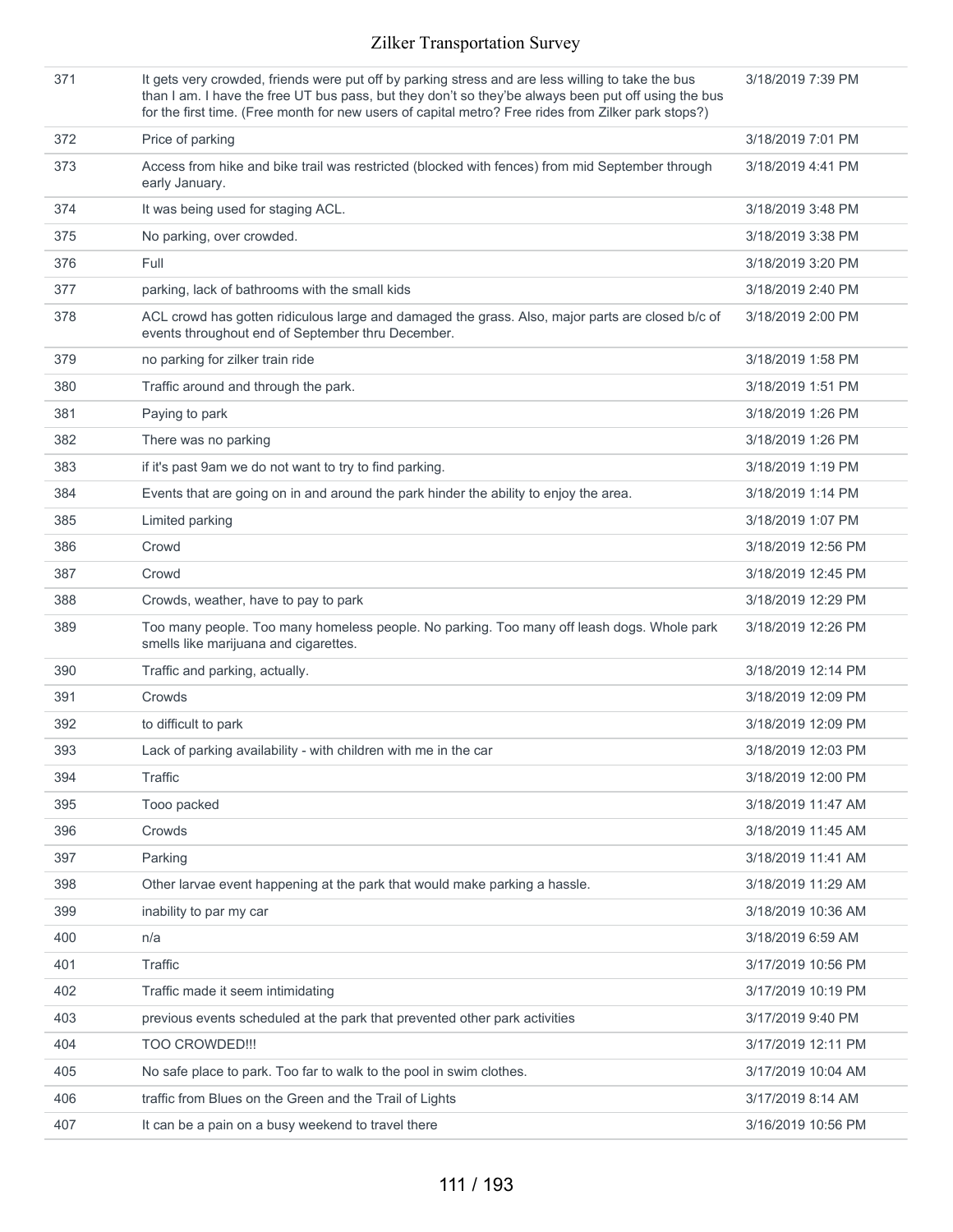| | | |
|---|---|---|
| 371 | It gets very crowded, friends were put off by parking stress and are less willing to take the bus than I am. I have the free UT bus pass, but they don't so they'be always been put off using the bus for the first time. (Free month for new users of capital metro? Free rides from Zilker park stops?) | 3/18/2019 7:39 PM |
| 372 | Price of parking | 3/18/2019 7:01 PM |
| 373 | Access from hike and bike trail was restricted (blocked with fences) from mid September through early January. | 3/18/2019 4:41 PM |
| 374 | It was being used for staging ACL. | 3/18/2019 3:48 PM |
| 375 | No parking, over crowded. | 3/18/2019 3:38 PM |
| 376 | Full | 3/18/2019 3:20 PM |
| 377 | parking, lack of bathrooms with the small kids | 3/18/2019 2:40 PM |
| 378 | ACL crowd has gotten ridiculous large and damaged the grass. Also, major parts are closed b/c of events throughout end of September thru December. | 3/18/2019 2:00 PM |
| 379 | no parking for zilker train ride | 3/18/2019 1:58 PM |
| 380 | Traffic around and through the park. | 3/18/2019 1:51 PM |
| 381 | Paying to park | 3/18/2019 1:26 PM |
| 382 | There was no parking | 3/18/2019 1:26 PM |
| 383 | if it's past 9am we do not want to try to find parking. | 3/18/2019 1:19 PM |
| 384 | Events that are going on in and around the park hinder the ability to enjoy the area. | 3/18/2019 1:14 PM |
| 385 | Limited parking | 3/18/2019 1:07 PM |
| 386 | Crowd | 3/18/2019 12:56 PM |
| 387 | Crowd | 3/18/2019 12:45 PM |
| 388 | Crowds, weather, have to pay to park | 3/18/2019 12:29 PM |
| 389 | Too many people. Too many homeless people. No parking. Too many off leash dogs. Whole park smells like marijuana and cigarettes. | 3/18/2019 12:26 PM |
| 390 | Traffic and parking, actually. | 3/18/2019 12:14 PM |
| 391 | Crowds | 3/18/2019 12:09 PM |
| 392 | to difficult to park | 3/18/2019 12:09 PM |
| 393 | Lack of parking availability - with children with me in the car | 3/18/2019 12:03 PM |
| 394 | Traffic | 3/18/2019 12:00 PM |
| 395 | Tooo packed | 3/18/2019 11:47 AM |
| 396 | Crowds | 3/18/2019 11:45 AM |
| 397 | Parking | 3/18/2019 11:41 AM |
| 398 | Other larvae event happening at the park that would make parking a hassle. | 3/18/2019 11:29 AM |
| 399 | inability to par my car | 3/18/2019 10:36 AM |
| 400 | n/a | 3/18/2019 6:59 AM |
| 401 | Traffic | 3/17/2019 10:56 PM |
| 402 | Traffic made it seem intimidating | 3/17/2019 10:19 PM |
| 403 | previous events scheduled at the park that prevented other park activities | 3/17/2019 9:40 PM |
| 404 | TOO CROWDED!!! | 3/17/2019 12:11 PM |
| 405 | No safe place to park. Too far to walk to the pool in swim clothes. | 3/17/2019 10:04 AM |
| 406 | traffic from Blues on the Green and the Trail of Lights | 3/17/2019 8:14 AM |
| 407 | It can be a pain on a busy weekend to travel there | 3/16/2019 10:56 PM |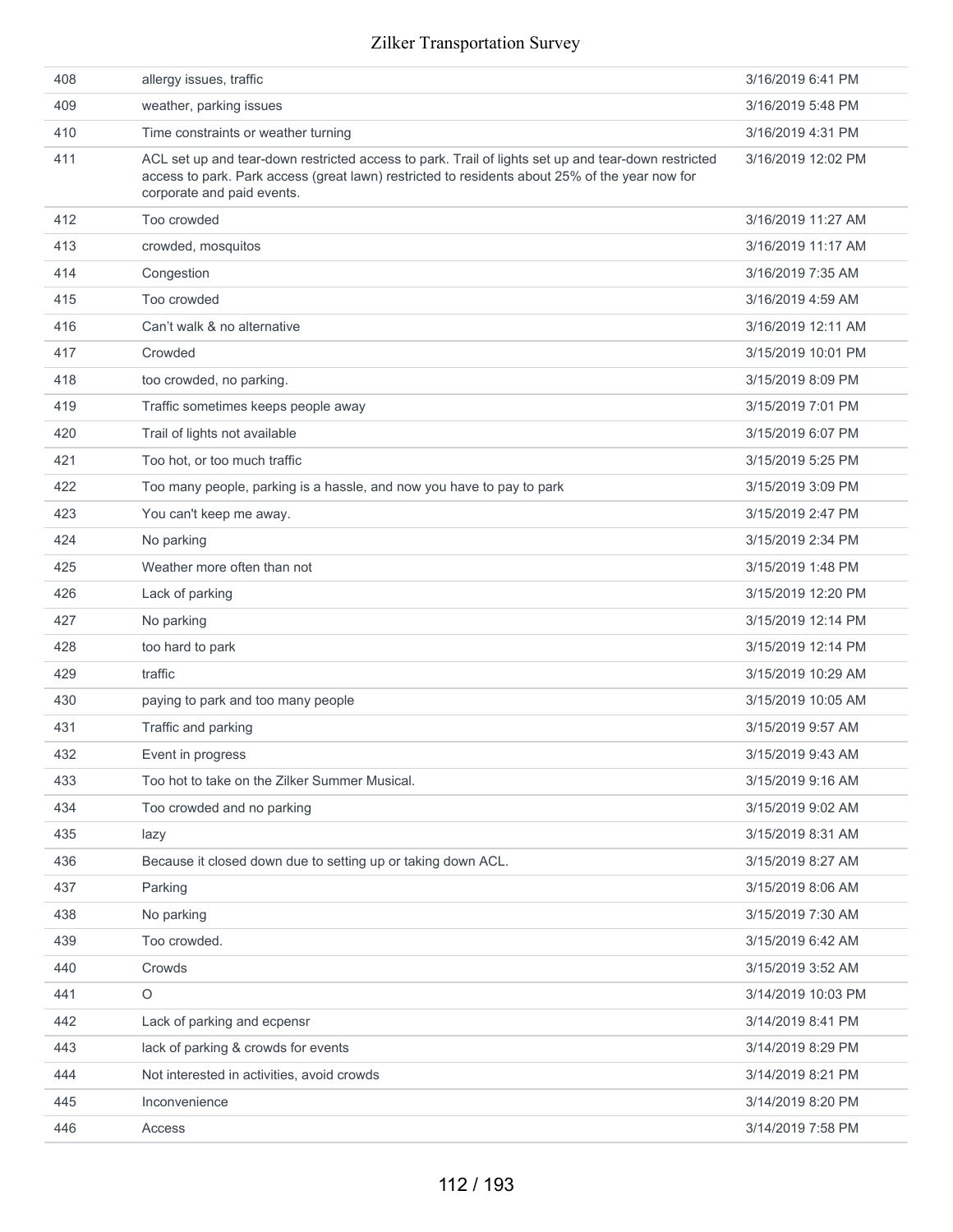| | | |
|---|---|---|
| 408 | allergy issues, traffic | 3/16/2019 6:41 PM |
| 409 | weather, parking issues | 3/16/2019 5:48 PM |
| 410 | Time constraints or weather turning | 3/16/2019 4:31 PM |
| 411 | ACL set up and tear-down restricted access to park. Trail of lights set up and tear-down restricted access to park. Park access (great lawn) restricted to residents about 25% of the year now for corporate and paid events. | 3/16/2019 12:02 PM |
| 412 | Too crowded | 3/16/2019 11:27 AM |
| 413 | crowded, mosquitos | 3/16/2019 11:17 AM |
| 414 | Congestion | 3/16/2019 7:35 AM |
| 415 | Too crowded | 3/16/2019 4:59 AM |
| 416 | Can't walk & no alternative | 3/16/2019 12:11 AM |
| 417 | Crowded | 3/15/2019 10:01 PM |
| 418 | too crowded, no parking. | 3/15/2019 8:09 PM |
| 419 | Traffic sometimes keeps people away | 3/15/2019 7:01 PM |
| 420 | Trail of lights not available | 3/15/2019 6:07 PM |
| 421 | Too hot, or too much traffic | 3/15/2019 5:25 PM |
| 422 | Too many people, parking is a hassle, and now you have to pay to park | 3/15/2019 3:09 PM |
| 423 | You can't keep me away. | 3/15/2019 2:47 PM |
| 424 | No parking | 3/15/2019 2:34 PM |
| 425 | Weather more often than not | 3/15/2019 1:48 PM |
| 426 | Lack of parking | 3/15/2019 12:20 PM |
| 427 | No parking | 3/15/2019 12:14 PM |
| 428 | too hard to park | 3/15/2019 12:14 PM |
| 429 | traffic | 3/15/2019 10:29 AM |
| 430 | paying to park and too many people | 3/15/2019 10:05 AM |
| 431 | Traffic and parking | 3/15/2019 9:57 AM |
| 432 | Event in progress | 3/15/2019 9:43 AM |
| 433 | Too hot to take on the Zilker Summer Musical. | 3/15/2019 9:16 AM |
| 434 | Too crowded and no parking | 3/15/2019 9:02 AM |
| 435 | lazy | 3/15/2019 8:31 AM |
| 436 | Because it closed down due to setting up or taking down ACL. | 3/15/2019 8:27 AM |
| 437 | Parking | 3/15/2019 8:06 AM |
| 438 | No parking | 3/15/2019 7:30 AM |
| 439 | Too crowded. | 3/15/2019 6:42 AM |
| 440 | Crowds | 3/15/2019 3:52 AM |
| 441 | O | 3/14/2019 10:03 PM |
| 442 | Lack of parking and ecpensr | 3/14/2019 8:41 PM |
| 443 | lack of parking & crowds for events | 3/14/2019 8:29 PM |
| 444 | Not interested in activities, avoid crowds | 3/14/2019 8:21 PM |
| 445 | Inconvenience | 3/14/2019 8:20 PM |
| 446 | Access | 3/14/2019 7:58 PM |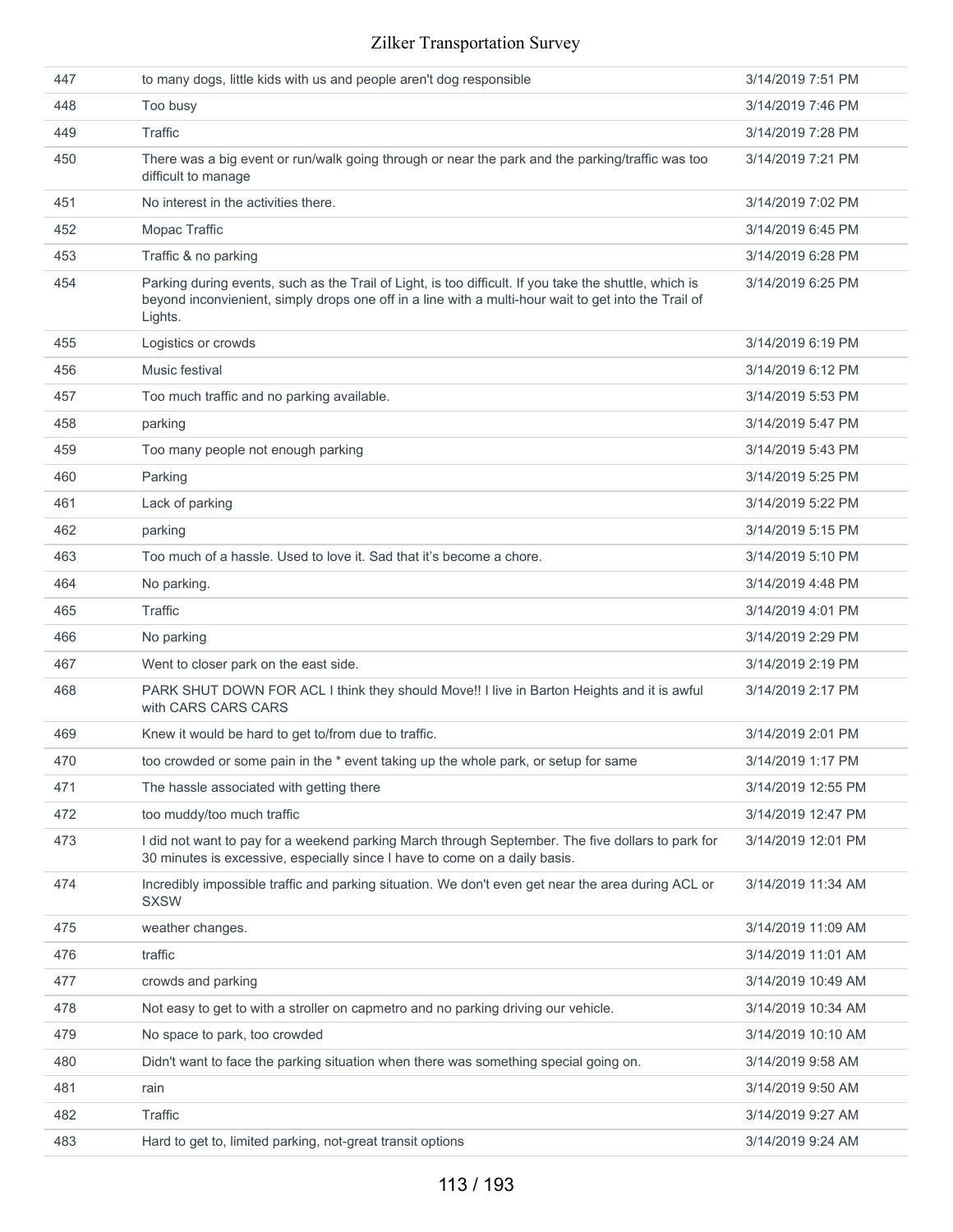| | | |
|---|---|---|
| 447 | to many dogs, little kids with us and people aren't dog responsible | 3/14/2019 7:51 PM |
| 448 | Too busy | 3/14/2019 7:46 PM |
| 449 | Traffic | 3/14/2019 7:28 PM |
| 450 | There was a big event or run/walk going through or near the park and the parking/traffic was too difficult to manage | 3/14/2019 7:21 PM |
| 451 | No interest in the activities there. | 3/14/2019 7:02 PM |
| 452 | Mopac Traffic | 3/14/2019 6:45 PM |
| 453 | Traffic & no parking | 3/14/2019 6:28 PM |
| 454 | Parking during events, such as the Trail of Light, is too difficult. If you take the shuttle, which is beyond inconvienient, simply drops one off in a line with a multi-hour wait to get into the Trail of Lights. | 3/14/2019 6:25 PM |
| 455 | Logistics or crowds | 3/14/2019 6:19 PM |
| 456 | Music festival | 3/14/2019 6:12 PM |
| 457 | Too much traffic and no parking available. | 3/14/2019 5:53 PM |
| 458 | parking | 3/14/2019 5:47 PM |
| 459 | Too many people not enough parking | 3/14/2019 5:43 PM |
| 460 | Parking | 3/14/2019 5:25 PM |
| 461 | Lack of parking | 3/14/2019 5:22 PM |
| 462 | parking | 3/14/2019 5:15 PM |
| 463 | Too much of a hassle. Used to love it. Sad that it's become a chore. | 3/14/2019 5:10 PM |
| 464 | No parking. | 3/14/2019 4:48 PM |
| 465 | Traffic | 3/14/2019 4:01 PM |
| 466 | No parking | 3/14/2019 2:29 PM |
| 467 | Went to closer park on the east side. | 3/14/2019 2:19 PM |
| 468 | PARK SHUT DOWN FOR ACL I think they should Move!! I live in Barton Heights and it is awful with CARS CARS CARS | 3/14/2019 2:17 PM |
| 469 | Knew it would be hard to get to/from due to traffic. | 3/14/2019 2:01 PM |
| 470 | too crowded or some pain in the * event taking up the whole park, or setup for same | 3/14/2019 1:17 PM |
| 471 | The hassle associated with getting there | 3/14/2019 12:55 PM |
| 472 | too muddy/too much traffic | 3/14/2019 12:47 PM |
| 473 | I did not want to pay for a weekend parking March through September. The five dollars to park for 30 minutes is excessive, especially since I have to come on a daily basis. | 3/14/2019 12:01 PM |
| 474 | Incredibly impossible traffic and parking situation. We don't even get near the area during ACL or SXSW | 3/14/2019 11:34 AM |
| 475 | weather changes. | 3/14/2019 11:09 AM |
| 476 | traffic | 3/14/2019 11:01 AM |
| 477 | crowds and parking | 3/14/2019 10:49 AM |
| 478 | Not easy to get to with a stroller on capmetro and no parking driving our vehicle. | 3/14/2019 10:34 AM |
| 479 | No space to park, too crowded | 3/14/2019 10:10 AM |
| 480 | Didn't want to face the parking situation when there was something special going on. | 3/14/2019 9:58 AM |
| 481 | rain | 3/14/2019 9:50 AM |
| 482 | Traffic | 3/14/2019 9:27 AM |
| 483 | Hard to get to, limited parking, not-great transit options | 3/14/2019 9:24 AM |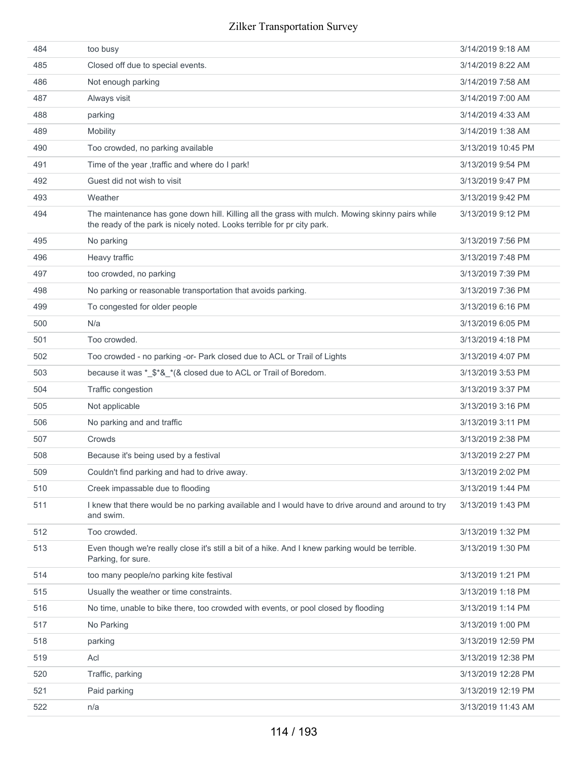| | | |
|---|---|---|
| 484 | too busy | 3/14/2019 9:18 AM |
| 485 | Closed off due to special events. | 3/14/2019 8:22 AM |
| 486 | Not enough parking | 3/14/2019 7:58 AM |
| 487 | Always visit | 3/14/2019 7:00 AM |
| 488 | parking | 3/14/2019 4:33 AM |
| 489 | Mobility | 3/14/2019 1:38 AM |
| 490 | Too crowded, no parking available | 3/13/2019 10:45 PM |
| 491 | Time of the year ,traffic and where do I park! | 3/13/2019 9:54 PM |
| 492 | Guest did not wish to visit | 3/13/2019 9:47 PM |
| 493 | Weather | 3/13/2019 9:42 PM |
| 494 | The maintenance has gone down hill. Killing all the grass with mulch. Mowing skinny pairs while the ready of the park is nicely noted. Looks terrible for pr city park. | 3/13/2019 9:12 PM |
| 495 | No parking | 3/13/2019 7:56 PM |
| 496 | Heavy traffic | 3/13/2019 7:48 PM |
| 497 | too crowded, no parking | 3/13/2019 7:39 PM |
| 498 | No parking or reasonable transportation that avoids parking. | 3/13/2019 7:36 PM |
| 499 | To congested for older people | 3/13/2019 6:16 PM |
| 500 | N/a | 3/13/2019 6:05 PM |
| 501 | Too crowded. | 3/13/2019 4:18 PM |
| 502 | Too crowded - no parking -or- Park closed due to ACL or Trail of Lights | 3/13/2019 4:07 PM |
| 503 | because it was *_$*&_*(& closed due to ACL or Trail of Boredom. | 3/13/2019 3:53 PM |
| 504 | Traffic congestion | 3/13/2019 3:37 PM |
| 505 | Not applicable | 3/13/2019 3:16 PM |
| 506 | No parking and and traffic | 3/13/2019 3:11 PM |
| 507 | Crowds | 3/13/2019 2:38 PM |
| 508 | Because it's being used by a festival | 3/13/2019 2:27 PM |
| 509 | Couldn't find parking and had to drive away. | 3/13/2019 2:02 PM |
| 510 | Creek impassable due to flooding | 3/13/2019 1:44 PM |
| 511 | I knew that there would be no parking available and I would have to drive around and around to try and swim. | 3/13/2019 1:43 PM |
| 512 | Too crowded. | 3/13/2019 1:32 PM |
| 513 | Even though we're really close it's still a bit of a hike. And I knew parking would be terrible. Parking, for sure. | 3/13/2019 1:30 PM |
| 514 | too many people/no parking kite festival | 3/13/2019 1:21 PM |
| 515 | Usually the weather or time constraints. | 3/13/2019 1:18 PM |
| 516 | No time, unable to bike there, too crowded with events, or pool closed by flooding | 3/13/2019 1:14 PM |
| 517 | No Parking | 3/13/2019 1:00 PM |
| 518 | parking | 3/13/2019 12:59 PM |
| 519 | Acl | 3/13/2019 12:38 PM |
| 520 | Traffic, parking | 3/13/2019 12:28 PM |
| 521 | Paid parking | 3/13/2019 12:19 PM |
| 522 | n/a | 3/13/2019 11:43 AM |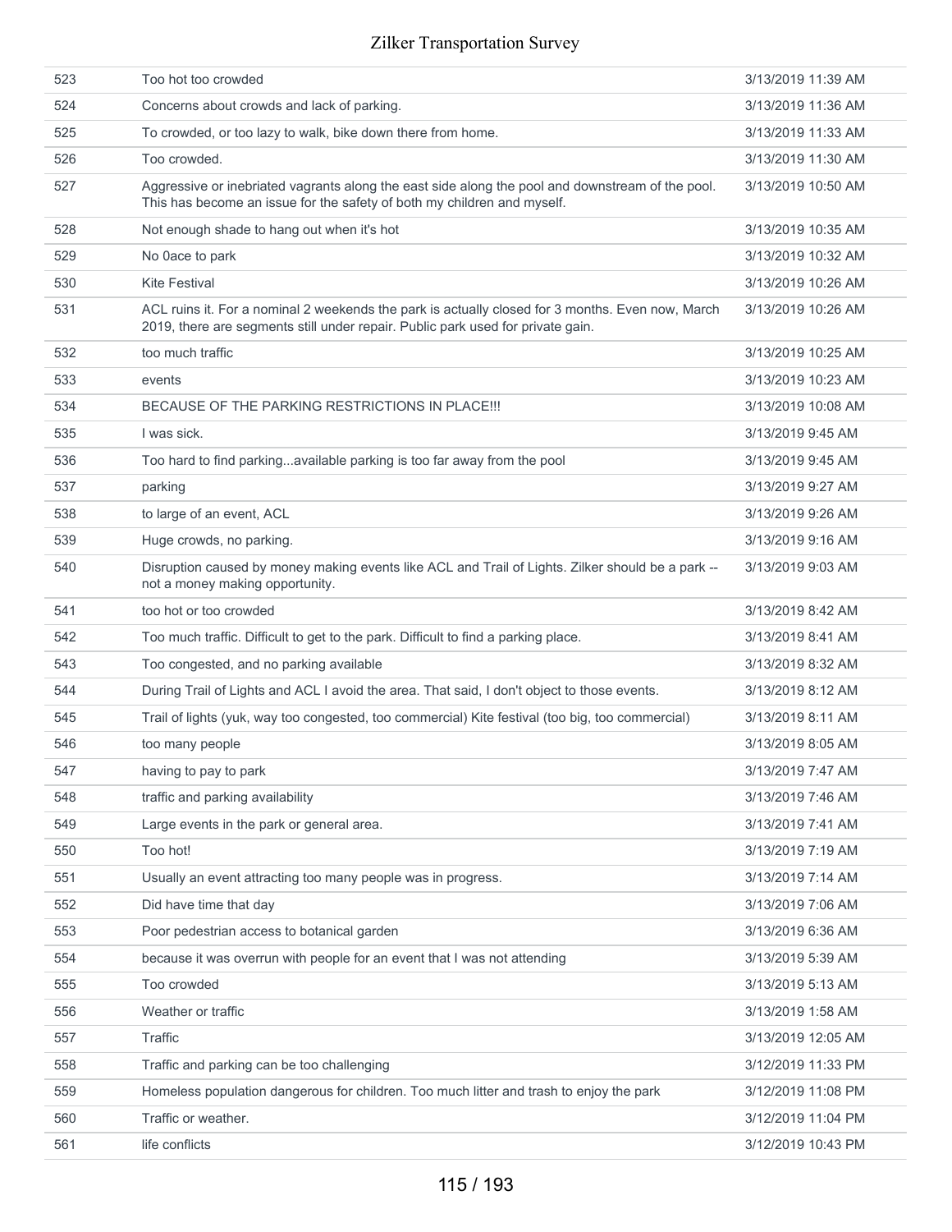| | | |
|---|---|---|
| 523 | Too hot too crowded | 3/13/2019 11:39 AM |
| 524 | Concerns about crowds and lack of parking. | 3/13/2019 11:36 AM |
| 525 | To crowded, or too lazy to walk, bike down there from home. | 3/13/2019 11:33 AM |
| 526 | Too crowded. | 3/13/2019 11:30 AM |
| 527 | Aggressive or inebriated vagrants along the east side along the pool and downstream of the pool. This has become an issue for the safety of both my children and myself. | 3/13/2019 10:50 AM |
| 528 | Not enough shade to hang out when it's hot | 3/13/2019 10:35 AM |
| 529 | No 0ace to park | 3/13/2019 10:32 AM |
| 530 | Kite Festival | 3/13/2019 10:26 AM |
| 531 | ACL ruins it. For a nominal 2 weekends the park is actually closed for 3 months. Even now, March 2019, there are segments still under repair. Public park used for private gain. | 3/13/2019 10:26 AM |
| 532 | too much traffic | 3/13/2019 10:25 AM |
| 533 | events | 3/13/2019 10:23 AM |
| 534 | BECAUSE OF THE PARKING RESTRICTIONS IN PLACE!!! | 3/13/2019 10:08 AM |
| 535 | I was sick. | 3/13/2019 9:45 AM |
| 536 | Too hard to find parking...available parking is too far away from the pool | 3/13/2019 9:45 AM |
| 537 | parking | 3/13/2019 9:27 AM |
| 538 | to large of an event, ACL | 3/13/2019 9:26 AM |
| 539 | Huge crowds, no parking. | 3/13/2019 9:16 AM |
| 540 | Disruption caused by money making events like ACL and Trail of Lights. Zilker should be a park -- not a money making opportunity. | 3/13/2019 9:03 AM |
| 541 | too hot or too crowded | 3/13/2019 8:42 AM |
| 542 | Too much traffic. Difficult to get to the park. Difficult to find a parking place. | 3/13/2019 8:41 AM |
| 543 | Too congested, and no parking available | 3/13/2019 8:32 AM |
| 544 | During Trail of Lights and ACL I avoid the area. That said, I don't object to those events. | 3/13/2019 8:12 AM |
| 545 | Trail of lights (yuk, way too congested, too commercial) Kite festival (too big, too commercial) | 3/13/2019 8:11 AM |
| 546 | too many people | 3/13/2019 8:05 AM |
| 547 | having to pay to park | 3/13/2019 7:47 AM |
| 548 | traffic and parking availability | 3/13/2019 7:46 AM |
| 549 | Large events in the park or general area. | 3/13/2019 7:41 AM |
| 550 | Too hot! | 3/13/2019 7:19 AM |
| 551 | Usually an event attracting too many people was in progress. | 3/13/2019 7:14 AM |
| 552 | Did have time that day | 3/13/2019 7:06 AM |
| 553 | Poor pedestrian access to botanical garden | 3/13/2019 6:36 AM |
| 554 | because it was overrun with people for an event that I was not attending | 3/13/2019 5:39 AM |
| 555 | Too crowded | 3/13/2019 5:13 AM |
| 556 | Weather or traffic | 3/13/2019 1:58 AM |
| 557 | Traffic | 3/13/2019 12:05 AM |
| 558 | Traffic and parking can be too challenging | 3/12/2019 11:33 PM |
| 559 | Homeless population dangerous for children. Too much litter and trash to enjoy the park | 3/12/2019 11:08 PM |
| 560 | Traffic or weather. | 3/12/2019 11:04 PM |
| 561 | life conflicts | 3/12/2019 10:43 PM |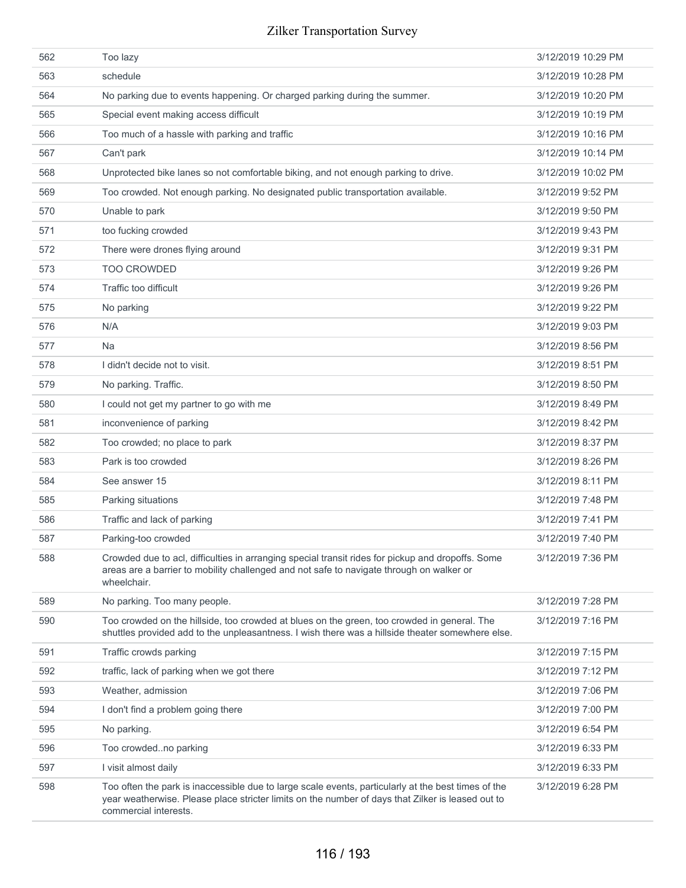| | | |
|---|---|---|
| 562 | Too lazy | 3/12/2019 10:29 PM |
| 563 | schedule | 3/12/2019 10:28 PM |
| 564 | No parking due to events happening. Or charged parking during the summer. | 3/12/2019 10:20 PM |
| 565 | Special event making access difficult | 3/12/2019 10:19 PM |
| 566 | Too much of a hassle with parking and traffic | 3/12/2019 10:16 PM |
| 567 | Can't park | 3/12/2019 10:14 PM |
| 568 | Unprotected bike lanes so not comfortable biking, and not enough parking to drive. | 3/12/2019 10:02 PM |
| 569 | Too crowded. Not enough parking. No designated public transportation available. | 3/12/2019 9:52 PM |
| 570 | Unable to park | 3/12/2019 9:50 PM |
| 571 | too fucking crowded | 3/12/2019 9:43 PM |
| 572 | There were drones flying around | 3/12/2019 9:31 PM |
| 573 | TOO CROWDED | 3/12/2019 9:26 PM |
| 574 | Traffic too difficult | 3/12/2019 9:26 PM |
| 575 | No parking | 3/12/2019 9:22 PM |
| 576 | N/A | 3/12/2019 9:03 PM |
| 577 | Na | 3/12/2019 8:56 PM |
| 578 | I didn't decide not to visit. | 3/12/2019 8:51 PM |
| 579 | No parking. Traffic. | 3/12/2019 8:50 PM |
| 580 | I could not get my partner to go with me | 3/12/2019 8:49 PM |
| 581 | inconvenience of parking | 3/12/2019 8:42 PM |
| 582 | Too crowded; no place to park | 3/12/2019 8:37 PM |
| 583 | Park is too crowded | 3/12/2019 8:26 PM |
| 584 | See answer 15 | 3/12/2019 8:11 PM |
| 585 | Parking situations | 3/12/2019 7:48 PM |
| 586 | Traffic and lack of parking | 3/12/2019 7:41 PM |
| 587 | Parking-too crowded | 3/12/2019 7:40 PM |
| 588 | Crowded due to acl, difficulties in arranging special transit rides for pickup and dropoffs. Some areas are a barrier to mobility challenged and not safe to navigate through on walker or wheelchair. | 3/12/2019 7:36 PM |
| 589 | No parking. Too many people. | 3/12/2019 7:28 PM |
| 590 | Too crowded on the hillside, too crowded at blues on the green, too crowded in general. The shuttles provided add to the unpleasantness. I wish there was a hillside theater somewhere else. | 3/12/2019 7:16 PM |
| 591 | Traffic crowds parking | 3/12/2019 7:15 PM |
| 592 | traffic, lack of parking when we got there | 3/12/2019 7:12 PM |
| 593 | Weather, admission | 3/12/2019 7:06 PM |
| 594 | I don't find a problem going there | 3/12/2019 7:00 PM |
| 595 | No parking. | 3/12/2019 6:54 PM |
| 596 | Too crowded..no parking | 3/12/2019 6:33 PM |
| 597 | I visit almost daily | 3/12/2019 6:33 PM |
| 598 | Too often the park is inaccessible due to large scale events, particularly at the best times of the year weatherwise. Please place stricter limits on the number of days that Zilker is leased out to commercial interests. | 3/12/2019 6:28 PM |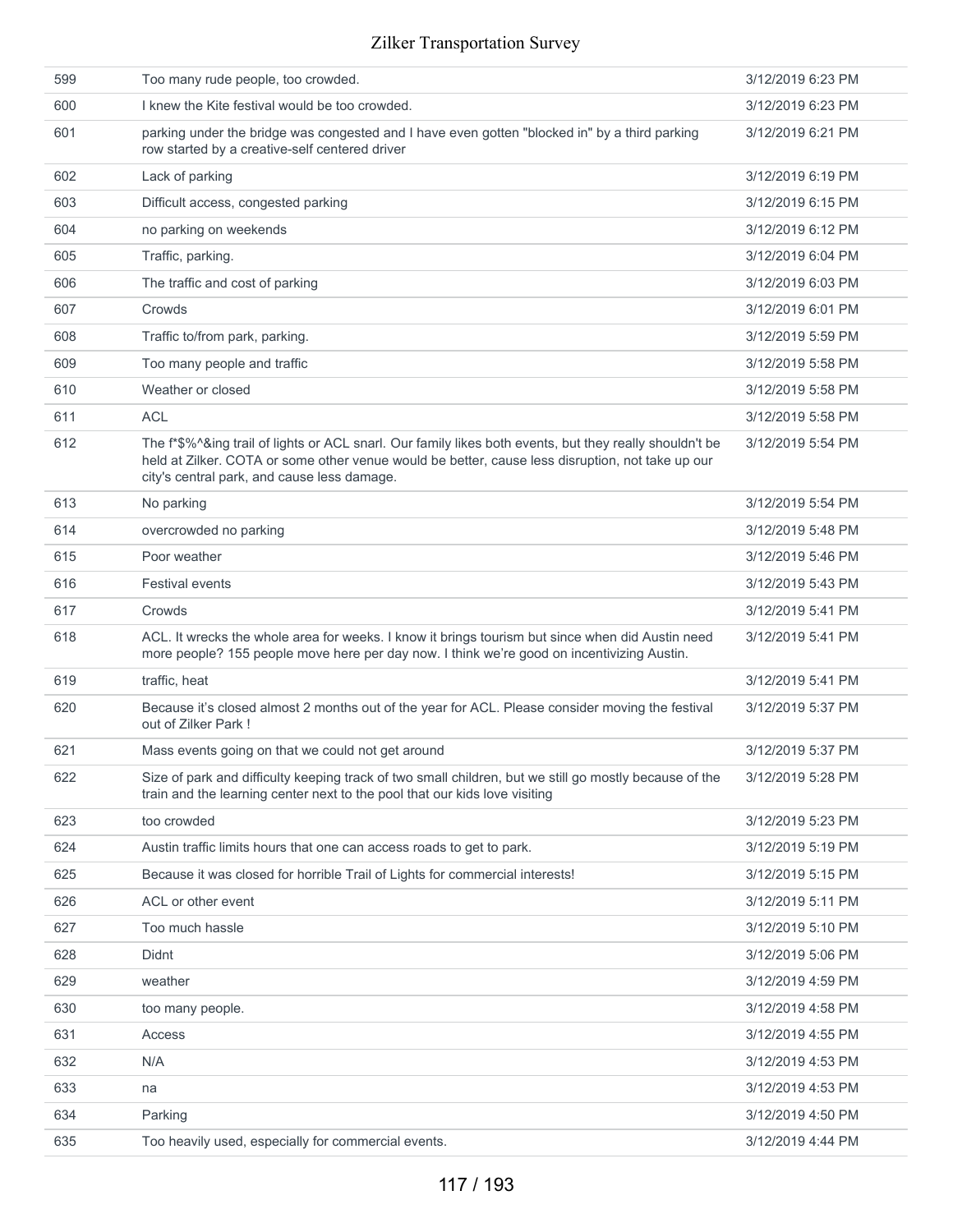| | | |
|---|---|---|
| 599 | Too many rude people, too crowded. | 3/12/2019 6:23 PM |
| 600 | I knew the Kite festival would be too crowded. | 3/12/2019 6:23 PM |
| 601 | parking under the bridge was congested and I have even gotten "blocked in" by a third parking row started by a creative-self centered driver | 3/12/2019 6:21 PM |
| 602 | Lack of parking | 3/12/2019 6:19 PM |
| 603 | Difficult access, congested parking | 3/12/2019 6:15 PM |
| 604 | no parking on weekends | 3/12/2019 6:12 PM |
| 605 | Traffic, parking. | 3/12/2019 6:04 PM |
| 606 | The traffic and cost of parking | 3/12/2019 6:03 PM |
| 607 | Crowds | 3/12/2019 6:01 PM |
| 608 | Traffic to/from park, parking. | 3/12/2019 5:59 PM |
| 609 | Too many people and traffic | 3/12/2019 5:58 PM |
| 610 | Weather or closed | 3/12/2019 5:58 PM |
| 611 | ACL | 3/12/2019 5:58 PM |
| 612 | The f*$%^&ing trail of lights or ACL snarl. Our family likes both events, but they really shouldn't be held at Zilker. COTA or some other venue would be better, cause less disruption, not take up our city's central park, and cause less damage. | 3/12/2019 5:54 PM |
| 613 | No parking | 3/12/2019 5:54 PM |
| 614 | overcrowded no parking | 3/12/2019 5:48 PM |
| 615 | Poor weather | 3/12/2019 5:46 PM |
| 616 | Festival events | 3/12/2019 5:43 PM |
| 617 | Crowds | 3/12/2019 5:41 PM |
| 618 | ACL. It wrecks the whole area for weeks. I know it brings tourism but since when did Austin need more people? 155 people move here per day now. I think we're good on incentivizing Austin. | 3/12/2019 5:41 PM |
| 619 | traffic, heat | 3/12/2019 5:41 PM |
| 620 | Because it's closed almost 2 months out of the year for ACL. Please consider moving the festival out of Zilker Park ! | 3/12/2019 5:37 PM |
| 621 | Mass events going on that we could not get around | 3/12/2019 5:37 PM |
| 622 | Size of park and difficulty keeping track of two small children, but we still go mostly because of the train and the learning center next to the pool that our kids love visiting | 3/12/2019 5:28 PM |
| 623 | too crowded | 3/12/2019 5:23 PM |
| 624 | Austin traffic limits hours that one can access roads to get to park. | 3/12/2019 5:19 PM |
| 625 | Because it was closed for horrible Trail of Lights for commercial interests! | 3/12/2019 5:15 PM |
| 626 | ACL or other event | 3/12/2019 5:11 PM |
| 627 | Too much hassle | 3/12/2019 5:10 PM |
| 628 | Didnt | 3/12/2019 5:06 PM |
| 629 | weather | 3/12/2019 4:59 PM |
| 630 | too many people. | 3/12/2019 4:58 PM |
| 631 | Access | 3/12/2019 4:55 PM |
| 632 | N/A | 3/12/2019 4:53 PM |
| 633 | na | 3/12/2019 4:53 PM |
| 634 | Parking | 3/12/2019 4:50 PM |
| 635 | Too heavily used, especially for commercial events. | 3/12/2019 4:44 PM |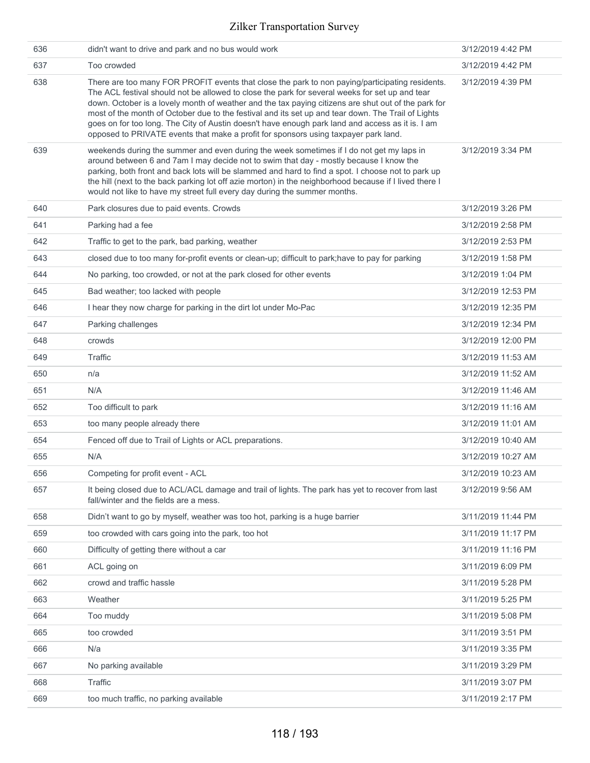| | | |
|---|---|---|
| 636 | didn't want to drive and park and no bus would work | 3/12/2019 4:42 PM |
| 637 | Too crowded | 3/12/2019 4:42 PM |
| 638 | There are too many FOR PROFIT events that close the park to non paying/participating residents. The ACL festival should not be allowed to close the park for several weeks for set up and tear down. October is a lovely month of weather and the tax paying citizens are shut out of the park for most of the month of October due to the festival and its set up and tear down. The Trail of Lights goes on for too long. The City of Austin doesn't have enough park land and access as it is. I am opposed to PRIVATE events that make a profit for sponsors using taxpayer park land. | 3/12/2019 4:39 PM |
| 639 | weekends during the summer and even during the week sometimes if I do not get my laps in around between 6 and 7am I may decide not to swim that day - mostly because I know the parking, both front and back lots will be slammed and hard to find a spot. I choose not to park up the hill (next to the back parking lot off azie morton) in the neighborhood because if I lived there I would not like to have my street full every day during the summer months. | 3/12/2019 3:34 PM |
| 640 | Park closures due to paid events. Crowds | 3/12/2019 3:26 PM |
| 641 | Parking had a fee | 3/12/2019 2:58 PM |
| 642 | Traffic to get to the park, bad parking, weather | 3/12/2019 2:53 PM |
| 643 | closed due to too many for-profit events or clean-up; difficult to park;have to pay for parking | 3/12/2019 1:58 PM |
| 644 | No parking, too crowded, or not at the park closed for other events | 3/12/2019 1:04 PM |
| 645 | Bad weather; too lacked with people | 3/12/2019 12:53 PM |
| 646 | I hear they now charge for parking in the dirt lot under Mo-Pac | 3/12/2019 12:35 PM |
| 647 | Parking challenges | 3/12/2019 12:34 PM |
| 648 | crowds | 3/12/2019 12:00 PM |
| 649 | Traffic | 3/12/2019 11:53 AM |
| 650 | n/a | 3/12/2019 11:52 AM |
| 651 | N/A | 3/12/2019 11:46 AM |
| 652 | Too difficult to park | 3/12/2019 11:16 AM |
| 653 | too many people already there | 3/12/2019 11:01 AM |
| 654 | Fenced off due to Trail of Lights or ACL preparations. | 3/12/2019 10:40 AM |
| 655 | N/A | 3/12/2019 10:27 AM |
| 656 | Competing for profit event - ACL | 3/12/2019 10:23 AM |
| 657 | It being closed due to ACL/ACL damage and trail of lights. The park has yet to recover from last fall/winter and the fields are a mess. | 3/12/2019 9:56 AM |
| 658 | Didn't want to go by myself, weather was too hot, parking is a huge barrier | 3/11/2019 11:44 PM |
| 659 | too crowded with cars going into the park, too hot | 3/11/2019 11:17 PM |
| 660 | Difficulty of getting there without a car | 3/11/2019 11:16 PM |
| 661 | ACL going on | 3/11/2019 6:09 PM |
| 662 | crowd and traffic hassle | 3/11/2019 5:28 PM |
| 663 | Weather | 3/11/2019 5:25 PM |
| 664 | Too muddy | 3/11/2019 5:08 PM |
| 665 | too crowded | 3/11/2019 3:51 PM |
| 666 | N/a | 3/11/2019 3:35 PM |
| 667 | No parking available | 3/11/2019 3:29 PM |
| 668 | Traffic | 3/11/2019 3:07 PM |
| 669 | too much traffic, no parking available | 3/11/2019 2:17 PM |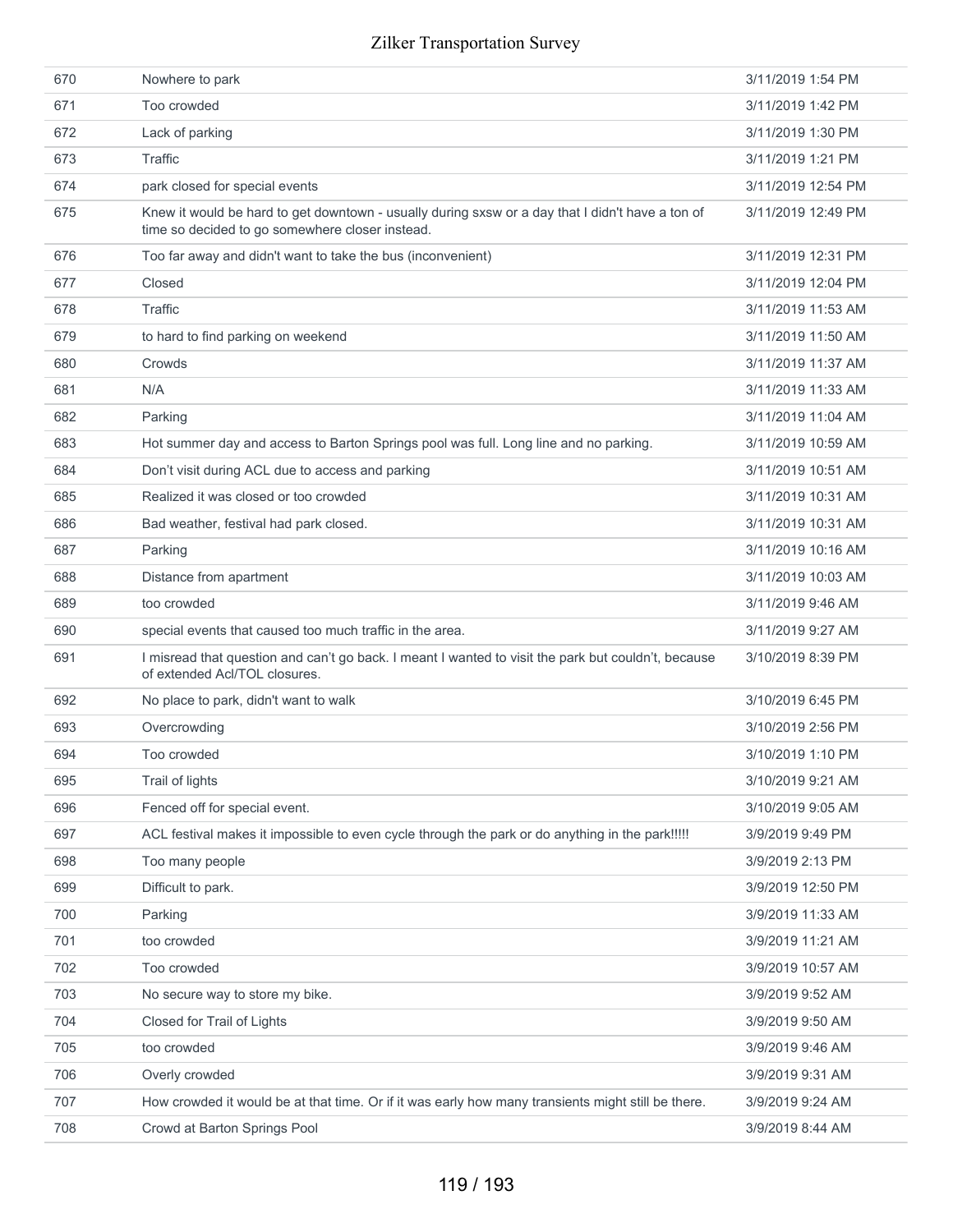| | | |
|---|---|---|
| 670 | Nowhere to park | 3/11/2019 1:54 PM |
| 671 | Too crowded | 3/11/2019 1:42 PM |
| 672 | Lack of parking | 3/11/2019 1:30 PM |
| 673 | Traffic | 3/11/2019 1:21 PM |
| 674 | park closed for special events | 3/11/2019 12:54 PM |
| 675 | Knew it would be hard to get downtown - usually during sxsw or a day that I didn't have a ton of time so decided to go somewhere closer instead. | 3/11/2019 12:49 PM |
| 676 | Too far away and didn't want to take the bus (inconvenient) | 3/11/2019 12:31 PM |
| 677 | Closed | 3/11/2019 12:04 PM |
| 678 | Traffic | 3/11/2019 11:53 AM |
| 679 | to hard to find parking on weekend | 3/11/2019 11:50 AM |
| 680 | Crowds | 3/11/2019 11:37 AM |
| 681 | N/A | 3/11/2019 11:33 AM |
| 682 | Parking | 3/11/2019 11:04 AM |
| 683 | Hot summer day and access to Barton Springs pool was full. Long line and no parking. | 3/11/2019 10:59 AM |
| 684 | Don't visit during ACL due to access and parking | 3/11/2019 10:51 AM |
| 685 | Realized it was closed or too crowded | 3/11/2019 10:31 AM |
| 686 | Bad weather, festival had park closed. | 3/11/2019 10:31 AM |
| 687 | Parking | 3/11/2019 10:16 AM |
| 688 | Distance from apartment | 3/11/2019 10:03 AM |
| 689 | too crowded | 3/11/2019 9:46 AM |
| 690 | special events that caused too much traffic in the area. | 3/11/2019 9:27 AM |
| 691 | I misread that question and can't go back. I meant I wanted to visit the park but couldn't, because of extended Acl/TOL closures. | 3/10/2019 8:39 PM |
| 692 | No place to park, didn't want to walk | 3/10/2019 6:45 PM |
| 693 | Overcrowding | 3/10/2019 2:56 PM |
| 694 | Too crowded | 3/10/2019 1:10 PM |
| 695 | Trail of lights | 3/10/2019 9:21 AM |
| 696 | Fenced off for special event. | 3/10/2019 9:05 AM |
| 697 | ACL festival makes it impossible to even cycle through the park or do anything in the park!!!!! | 3/9/2019 9:49 PM |
| 698 | Too many people | 3/9/2019 2:13 PM |
| 699 | Difficult to park. | 3/9/2019 12:50 PM |
| 700 | Parking | 3/9/2019 11:33 AM |
| 701 | too crowded | 3/9/2019 11:21 AM |
| 702 | Too crowded | 3/9/2019 10:57 AM |
| 703 | No secure way to store my bike. | 3/9/2019 9:52 AM |
| 704 | Closed for Trail of Lights | 3/9/2019 9:50 AM |
| 705 | too crowded | 3/9/2019 9:46 AM |
| 706 | Overly crowded | 3/9/2019 9:31 AM |
| 707 | How crowded it would be at that time. Or if it was early how many transients might still be there. | 3/9/2019 9:24 AM |
| 708 | Crowd at Barton Springs Pool | 3/9/2019 8:44 AM |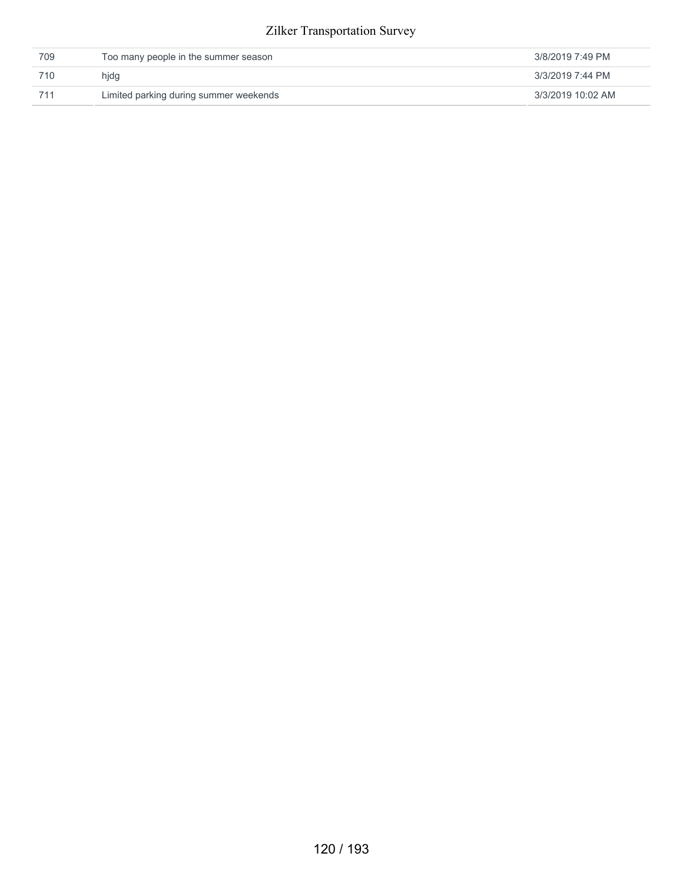| | | |
|---|---|---|
| 709 | Too many people in the summer season | 3/8/2019 7:49 PM |
| 710 | hjdg | 3/3/2019 7:44 PM |
| 711 | Limited parking during summer weekends | 3/3/2019 10:02 AM |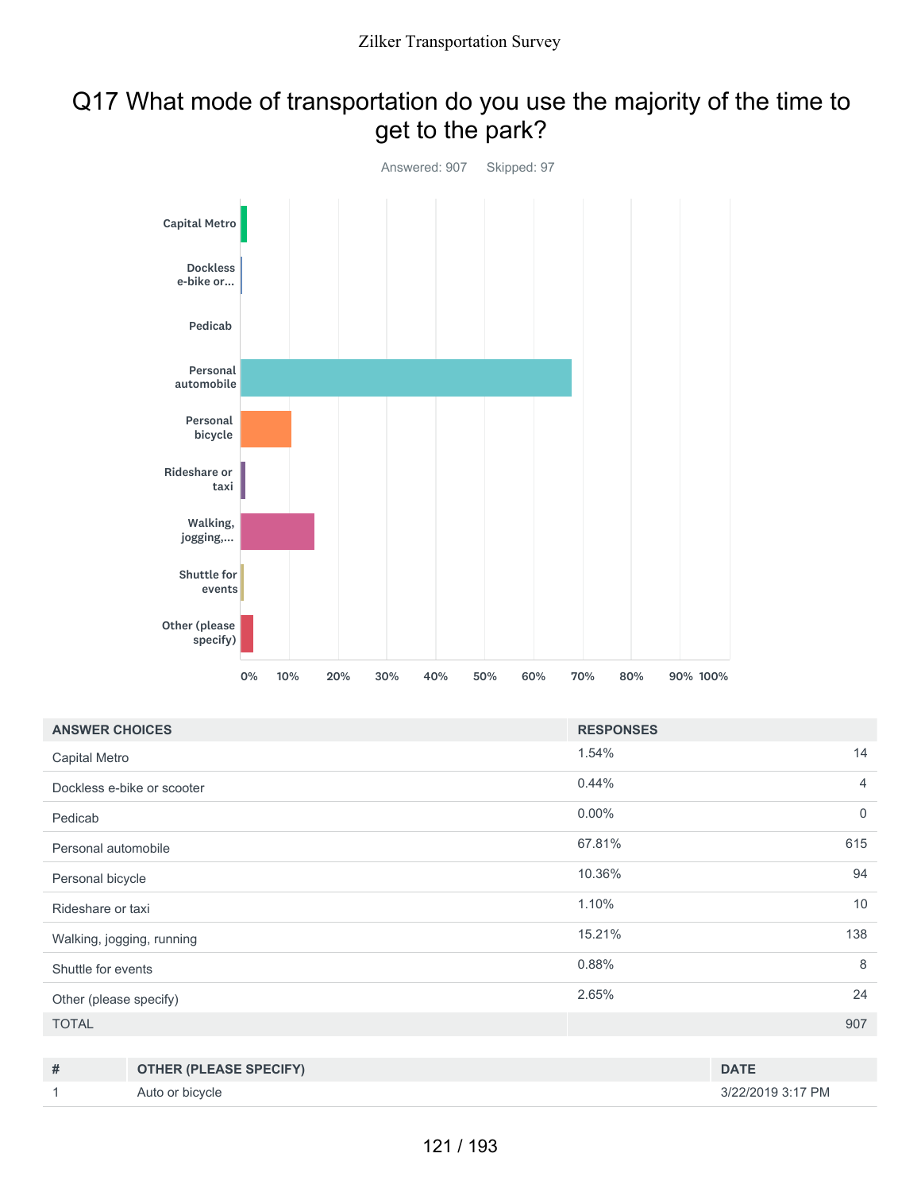# Q17 What mode of transportation do you use the majority of the time to get to the park?

Answered: 907 Skipped: 97

| ANSWER CHOICES | RESPONSES | |
|---|---|---|
| Capital Metro | 1.54% | 14 |
| Dockless e-bike or scooter | 0.44% | 4 |
| Pedicab | 0.00% | 0 |
| Personal automobile | 67.81% | 615 |
| Personal bicycle | 10.36% | 94 |
| Rideshare or taxi | 1.10% | 10 |
| Walking, jogging, running | 15.21% | 138 |
| Shuttle for events | 0.88% | 8 |
| Other (please specify) | 2.65% | 24 |
| TOTAL | | 907 |

| # | OTHER (PLEASE SPECIFY) | DATE |
|---|---|---|
| 1 | Auto or bicycle | 3/22/2019 3:17 PM |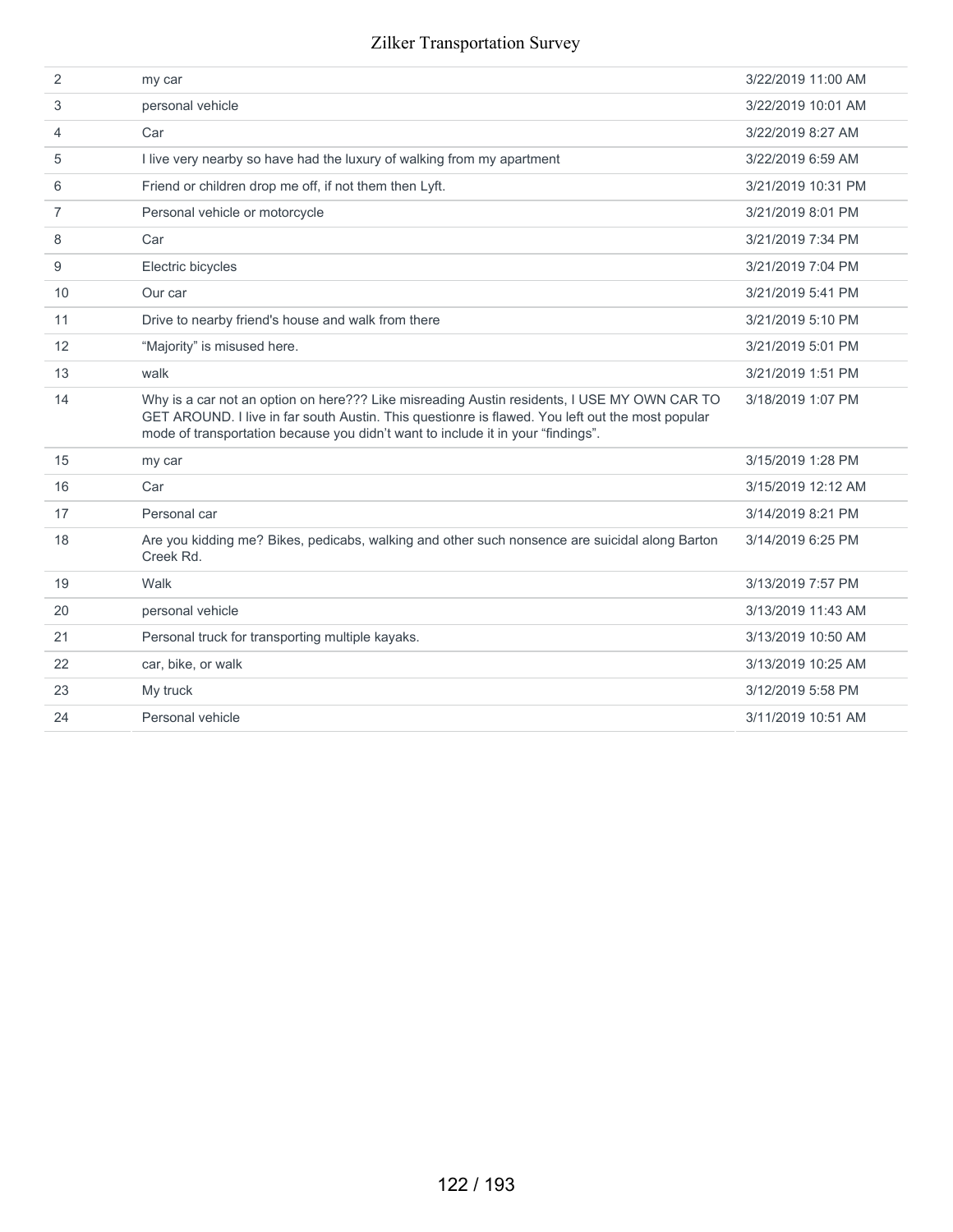| | | |
|---|---|---|
| 2 | my car | 3/22/2019 11:00 AM |
| 3 | personal vehicle | 3/22/2019 10:01 AM |
| 4 | Car | 3/22/2019 8:27 AM |
| 5 | I live very nearby so have had the luxury of walking from my apartment | 3/22/2019 6:59 AM |
| 6 | Friend or children drop me off, if not them then Lyft. | 3/21/2019 10:31 PM |
| 7 | Personal vehicle or motorcycle | 3/21/2019 8:01 PM |
| 8 | Car | 3/21/2019 7:34 PM |
| 9 | Electric bicycles | 3/21/2019 7:04 PM |
| 10 | Our car | 3/21/2019 5:41 PM |
| 11 | Drive to nearby friend's house and walk from there | 3/21/2019 5:10 PM |
| 12 | “Majority” is misused here. | 3/21/2019 5:01 PM |
| 13 | walk | 3/21/2019 1:51 PM |
| 14 | Why is a car not an option on here??? Like misreading Austin residents, I USE MY OWN CAR TO GET AROUND. I live in far south Austin. This questionre is flawed. You left out the most popular mode of transportation because you didn’t want to include it in your “findings”. | 3/18/2019 1:07 PM |
| 15 | my car | 3/15/2019 1:28 PM |
| 16 | Car | 3/15/2019 12:12 AM |
| 17 | Personal car | 3/14/2019 8:21 PM |
| 18 | Are you kidding me? Bikes, pedicabs, walking and other such nonsence are suicidal along Barton Creek Rd. | 3/14/2019 6:25 PM |
| 19 | Walk | 3/13/2019 7:57 PM |
| 20 | personal vehicle | 3/13/2019 11:43 AM |
| 21 | Personal truck for transporting multiple kayaks. | 3/13/2019 10:50 AM |
| 22 | car, bike, or walk | 3/13/2019 10:25 AM |
| 23 | My truck | 3/12/2019 5:58 PM |
| 24 | Personal vehicle | 3/11/2019 10:51 AM |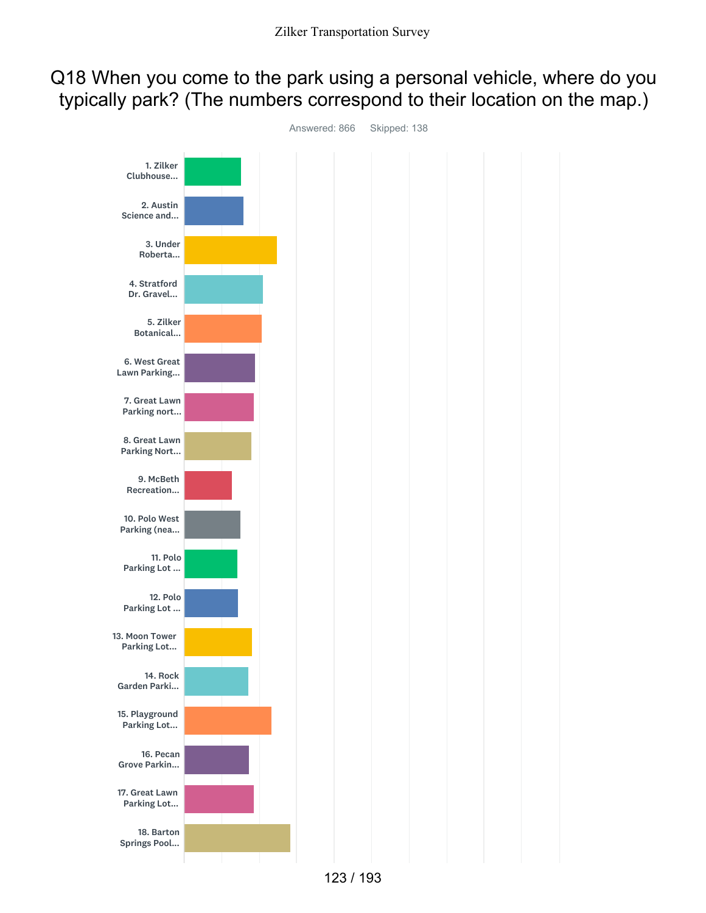# Q18 When you come to the park using a personal vehicle, where do you typically park? (The numbers correspond to their location on the map.)

Answered: 866 Skipped: 138

- 1. Zilker Clubhouse...
- 2. Austin Science and...
- 3. Under Roberta...
- 4. Stratford Dr. Gravel...
- 5. Zilker Botanical...
- 6. West Great Lawn Parking...
- 7. Great Lawn Parking nort...
- 8. Great Lawn Parking Nort...
- 9. McBeth Recreation...
- 10. Polo West Parking (nea...
- 11. Polo Parking Lot ...
- 12. Polo Parking Lot ...
- 13. Moon Tower Parking Lot...
- 14. Rock Garden Parki...
- 15. Playground Parking Lot...
- 16. Pecan Grove Parkin...
- 17. Great Lawn Parking Lot...
- 18. Barton Springs Pool...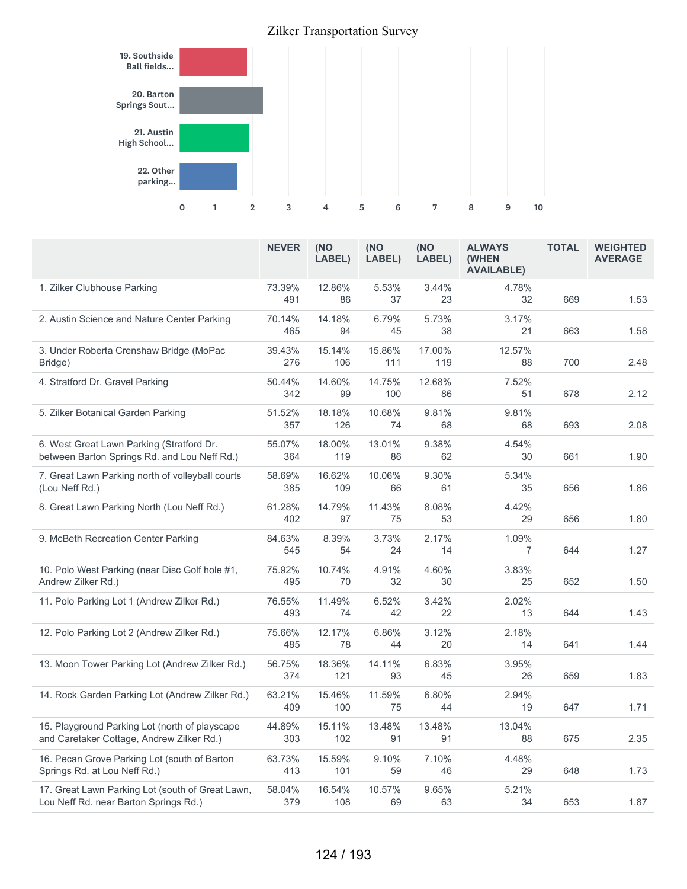Zilker Transportation Survey

| Item | Value |
|---|---|
| 19. Southside Ball fields... | ~1.9 |
| 20. Barton Springs Sout... | ~2.3 |
| 21. Austin High School... | ~1.9 |
| 22. Other parking... | ~1.6 |

|  | NEVER | (NO LABEL) | (NO LABEL) | (NO LABEL) | ALWAYS (WHEN AVAILABLE) | TOTAL | WEIGHTED AVERAGE |
|---|---|---|---|---|---|---|---|
| 1. Zilker Clubhouse Parking | 73.39% 491 | 12.86% 86 | 5.53% 37 | 3.44% 23 | 4.78% 32 | 669 | 1.53 |
| 2. Austin Science and Nature Center Parking | 70.14% 465 | 14.18% 94 | 6.79% 45 | 5.73% 38 | 3.17% 21 | 663 | 1.58 |
| 3. Under Roberta Crenshaw Bridge (MoPac Bridge) | 39.43% 276 | 15.14% 106 | 15.86% 111 | 17.00% 119 | 12.57% 88 | 700 | 2.48 |
| 4. Stratford Dr. Gravel Parking | 50.44% 342 | 14.60% 99 | 14.75% 100 | 12.68% 86 | 7.52% 51 | 678 | 2.12 |
| 5. Zilker Botanical Garden Parking | 51.52% 357 | 18.18% 126 | 10.68% 74 | 9.81% 68 | 9.81% 68 | 693 | 2.08 |
| 6. West Great Lawn Parking (Stratford Dr. between Barton Springs Rd. and Lou Neff Rd.) | 55.07% 364 | 18.00% 119 | 13.01% 86 | 9.38% 62 | 4.54% 30 | 661 | 1.90 |
| 7. Great Lawn Parking north of volleyball courts (Lou Neff Rd.) | 58.69% 385 | 16.62% 109 | 10.06% 66 | 9.30% 61 | 5.34% 35 | 656 | 1.86 |
| 8. Great Lawn Parking North (Lou Neff Rd.) | 61.28% 402 | 14.79% 97 | 11.43% 75 | 8.08% 53 | 4.42% 29 | 656 | 1.80 |
| 9. McBeth Recreation Center Parking | 84.63% 545 | 8.39% 54 | 3.73% 24 | 2.17% 14 | 1.09% 7 | 644 | 1.27 |
| 10. Polo West Parking (near Disc Golf hole #1, Andrew Zilker Rd.) | 75.92% 495 | 10.74% 70 | 4.91% 32 | 4.60% 30 | 3.83% 25 | 652 | 1.50 |
| 11. Polo Parking Lot 1 (Andrew Zilker Rd.) | 76.55% 493 | 11.49% 74 | 6.52% 42 | 3.42% 22 | 2.02% 13 | 644 | 1.43 |
| 12. Polo Parking Lot 2 (Andrew Zilker Rd.) | 75.66% 485 | 12.17% 78 | 6.86% 44 | 3.12% 20 | 2.18% 14 | 641 | 1.44 |
| 13. Moon Tower Parking Lot (Andrew Zilker Rd.) | 56.75% 374 | 18.36% 121 | 14.11% 93 | 6.83% 45 | 3.95% 26 | 659 | 1.83 |
| 14. Rock Garden Parking Lot (Andrew Zilker Rd.) | 63.21% 409 | 15.46% 100 | 11.59% 75 | 6.80% 44 | 2.94% 19 | 647 | 1.71 |
| 15. Playground Parking Lot (north of playscape and Caretaker Cottage, Andrew Zilker Rd.) | 44.89% 303 | 15.11% 102 | 13.48% 91 | 13.48% 91 | 13.04% 88 | 675 | 2.35 |
| 16. Pecan Grove Parking Lot (south of Barton Springs Rd. at Lou Neff Rd.) | 63.73% 413 | 15.59% 101 | 9.10% 59 | 7.10% 46 | 4.48% 29 | 648 | 1.73 |
| 17. Great Lawn Parking Lot (south of Great Lawn, Lou Neff Rd. near Barton Springs Rd.) | 58.04% 379 | 16.54% 108 | 10.57% 69 | 9.65% 63 | 5.21% 34 | 653 | 1.87 |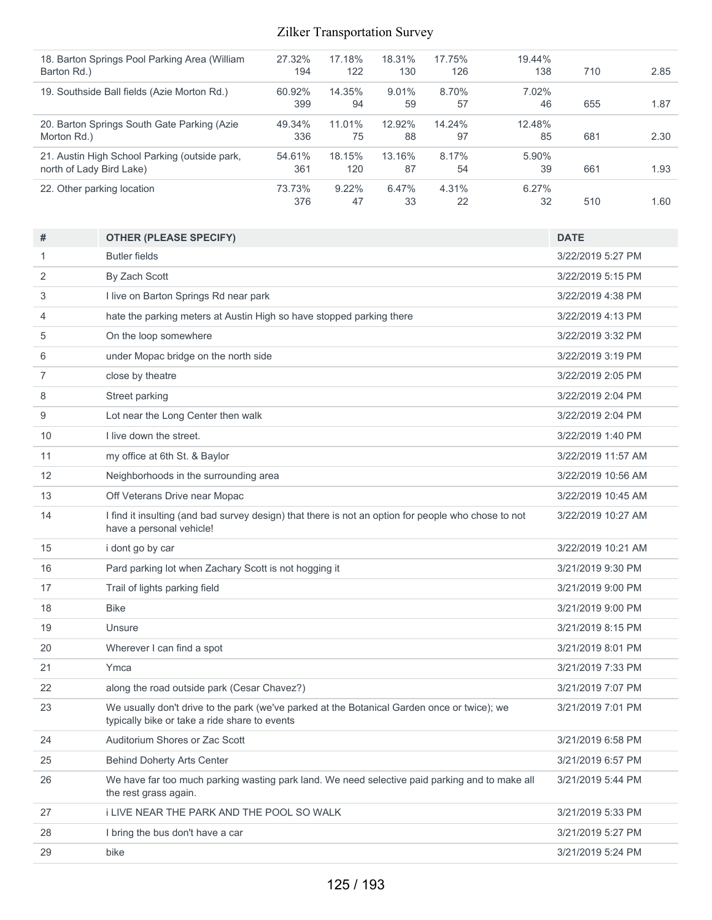| | | | | | | | |
|---|---|---|---|---|---|---|---|
| 18. Barton Springs Pool Parking Area (William Barton Rd.) | 27.32%<br>194 | 17.18%<br>122 | 18.31%<br>130 | 17.75%<br>126 | 19.44%<br>138 | 710 | 2.85 |
| 19. Southside Ball fields (Azie Morton Rd.) | 60.92%<br>399 | 14.35%<br>94 | 9.01%<br>59 | 8.70%<br>57 | 7.02%<br>46 | 655 | 1.87 |
| 20. Barton Springs South Gate Parking (Azie Morton Rd.) | 49.34%<br>336 | 11.01%<br>75 | 12.92%<br>88 | 14.24%<br>97 | 12.48%<br>85 | 681 | 2.30 |
| 21. Austin High School Parking (outside park, north of Lady Bird Lake) | 54.61%<br>361 | 18.15%<br>120 | 13.16%<br>87 | 8.17%<br>54 | 5.90%<br>39 | 661 | 1.93 |
| 22. Other parking location | 73.73%<br>376 | 9.22%<br>47 | 6.47%<br>33 | 4.31%<br>22 | 6.27%<br>32 | 510 | 1.60 |

| # | OTHER (PLEASE SPECIFY) | DATE |
|---|---|---|
| 1 | Butler fields | 3/22/2019 5:27 PM |
| 2 | By Zach Scott | 3/22/2019 5:15 PM |
| 3 | I live on Barton Springs Rd near park | 3/22/2019 4:38 PM |
| 4 | hate the parking meters at Austin High so have stopped parking there | 3/22/2019 4:13 PM |
| 5 | On the loop somewhere | 3/22/2019 3:32 PM |
| 6 | under Mopac bridge on the north side | 3/22/2019 3:19 PM |
| 7 | close by theatre | 3/22/2019 2:05 PM |
| 8 | Street parking | 3/22/2019 2:04 PM |
| 9 | Lot near the Long Center then walk | 3/22/2019 2:04 PM |
| 10 | I live down the street. | 3/22/2019 1:40 PM |
| 11 | my office at 6th St. & Baylor | 3/22/2019 11:57 AM |
| 12 | Neighborhoods in the surrounding area | 3/22/2019 10:56 AM |
| 13 | Off Veterans Drive near Mopac | 3/22/2019 10:45 AM |
| 14 | I find it insulting (and bad survey design) that there is not an option for people who chose to not have a personal vehicle! | 3/22/2019 10:27 AM |
| 15 | i dont go by car | 3/22/2019 10:21 AM |
| 16 | Pard parking lot when Zachary Scott is not hogging it | 3/21/2019 9:30 PM |
| 17 | Trail of lights parking field | 3/21/2019 9:00 PM |
| 18 | Bike | 3/21/2019 9:00 PM |
| 19 | Unsure | 3/21/2019 8:15 PM |
| 20 | Wherever I can find a spot | 3/21/2019 8:01 PM |
| 21 | Ymca | 3/21/2019 7:33 PM |
| 22 | along the road outside park (Cesar Chavez?) | 3/21/2019 7:07 PM |
| 23 | We usually don't drive to the park (we've parked at the Botanical Garden once or twice); we typically bike or take a ride share to events | 3/21/2019 7:01 PM |
| 24 | Auditorium Shores or Zac Scott | 3/21/2019 6:58 PM |
| 25 | Behind Doherty Arts Center | 3/21/2019 6:57 PM |
| 26 | We have far too much parking wasting park land. We need selective paid parking and to make all the rest grass again. | 3/21/2019 5:44 PM |
| 27 | i LIVE NEAR THE PARK AND THE POOL SO WALK | 3/21/2019 5:33 PM |
| 28 | I bring the bus don't have a car | 3/21/2019 5:27 PM |
| 29 | bike | 3/21/2019 5:24 PM |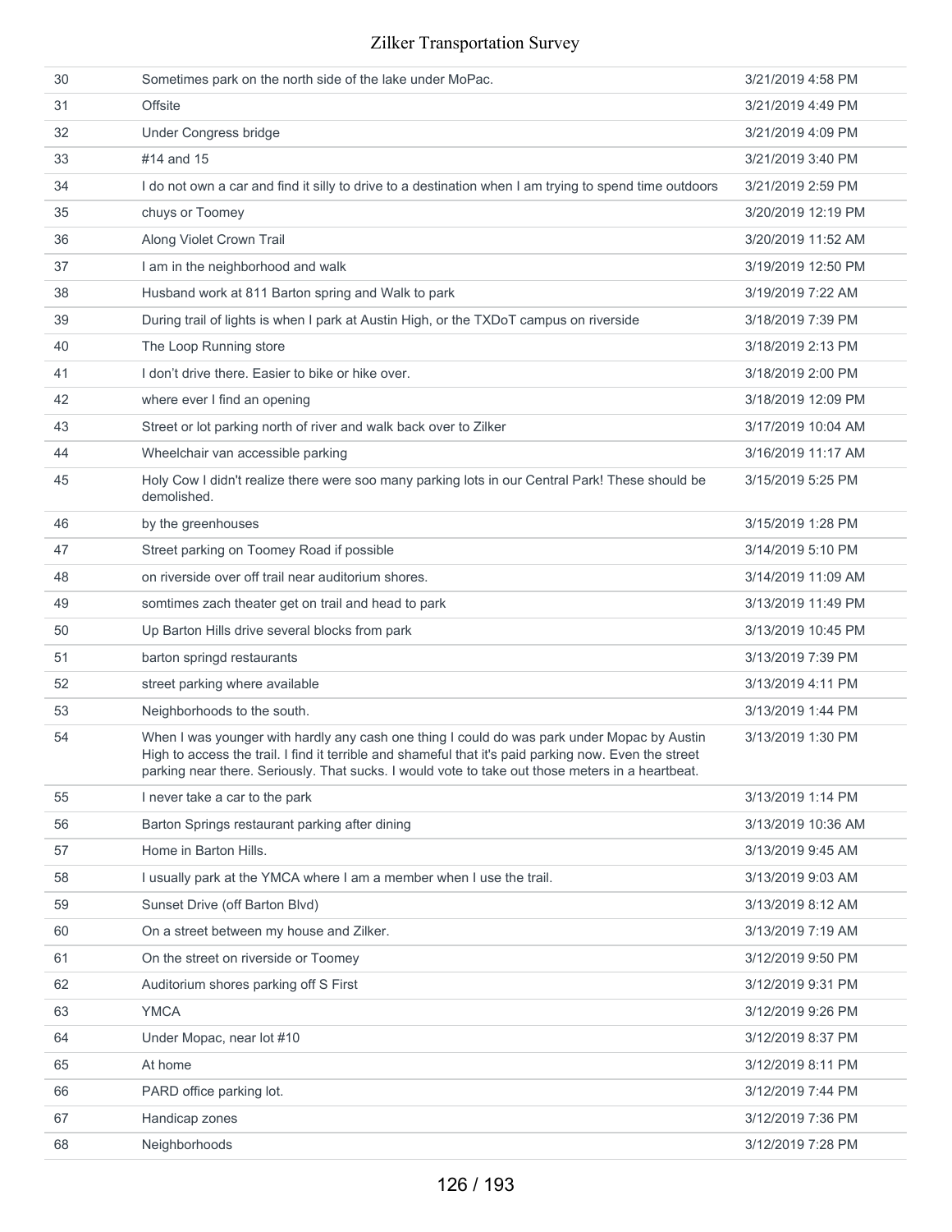| | | |
|---|---|---|
| 30 | Sometimes park on the north side of the lake under MoPac. | 3/21/2019 4:58 PM |
| 31 | Offsite | 3/21/2019 4:49 PM |
| 32 | Under Congress bridge | 3/21/2019 4:09 PM |
| 33 | #14 and 15 | 3/21/2019 3:40 PM |
| 34 | I do not own a car and find it silly to drive to a destination when I am trying to spend time outdoors | 3/21/2019 2:59 PM |
| 35 | chuys or Toomey | 3/20/2019 12:19 PM |
| 36 | Along Violet Crown Trail | 3/20/2019 11:52 AM |
| 37 | I am in the neighborhood and walk | 3/19/2019 12:50 PM |
| 38 | Husband work at 811 Barton spring and Walk to park | 3/19/2019 7:22 AM |
| 39 | During trail of lights is when I park at Austin High, or the TXDoT campus on riverside | 3/18/2019 7:39 PM |
| 40 | The Loop Running store | 3/18/2019 2:13 PM |
| 41 | I don't drive there. Easier to bike or hike over. | 3/18/2019 2:00 PM |
| 42 | where ever I find an opening | 3/18/2019 12:09 PM |
| 43 | Street or lot parking north of river and walk back over to Zilker | 3/17/2019 10:04 AM |
| 44 | Wheelchair van accessible parking | 3/16/2019 11:17 AM |
| 45 | Holy Cow I didn't realize there were soo many parking lots in our Central Park! These should be demolished. | 3/15/2019 5:25 PM |
| 46 | by the greenhouses | 3/15/2019 1:28 PM |
| 47 | Street parking on Toomey Road if possible | 3/14/2019 5:10 PM |
| 48 | on riverside over off trail near auditorium shores. | 3/14/2019 11:09 AM |
| 49 | somtimes zach theater get on trail and head to park | 3/13/2019 11:49 PM |
| 50 | Up Barton Hills drive several blocks from park | 3/13/2019 10:45 PM |
| 51 | barton springd restaurants | 3/13/2019 7:39 PM |
| 52 | street parking where available | 3/13/2019 4:11 PM |
| 53 | Neighborhoods to the south. | 3/13/2019 1:44 PM |
| 54 | When I was younger with hardly any cash one thing I could do was park under Mopac by Austin High to access the trail. I find it terrible and shameful that it's paid parking now. Even the street parking near there. Seriously. That sucks. I would vote to take out those meters in a heartbeat. | 3/13/2019 1:30 PM |
| 55 | I never take a car to the park | 3/13/2019 1:14 PM |
| 56 | Barton Springs restaurant parking after dining | 3/13/2019 10:36 AM |
| 57 | Home in Barton Hills. | 3/13/2019 9:45 AM |
| 58 | I usually park at the YMCA where I am a member when I use the trail. | 3/13/2019 9:03 AM |
| 59 | Sunset Drive (off Barton Blvd) | 3/13/2019 8:12 AM |
| 60 | On a street between my house and Zilker. | 3/13/2019 7:19 AM |
| 61 | On the street on riverside or Toomey | 3/12/2019 9:50 PM |
| 62 | Auditorium shores parking off S First | 3/12/2019 9:31 PM |
| 63 | YMCA | 3/12/2019 9:26 PM |
| 64 | Under Mopac, near lot #10 | 3/12/2019 8:37 PM |
| 65 | At home | 3/12/2019 8:11 PM |
| 66 | PARD office parking lot. | 3/12/2019 7:44 PM |
| 67 | Handicap zones | 3/12/2019 7:36 PM |
| 68 | Neighborhoods | 3/12/2019 7:28 PM |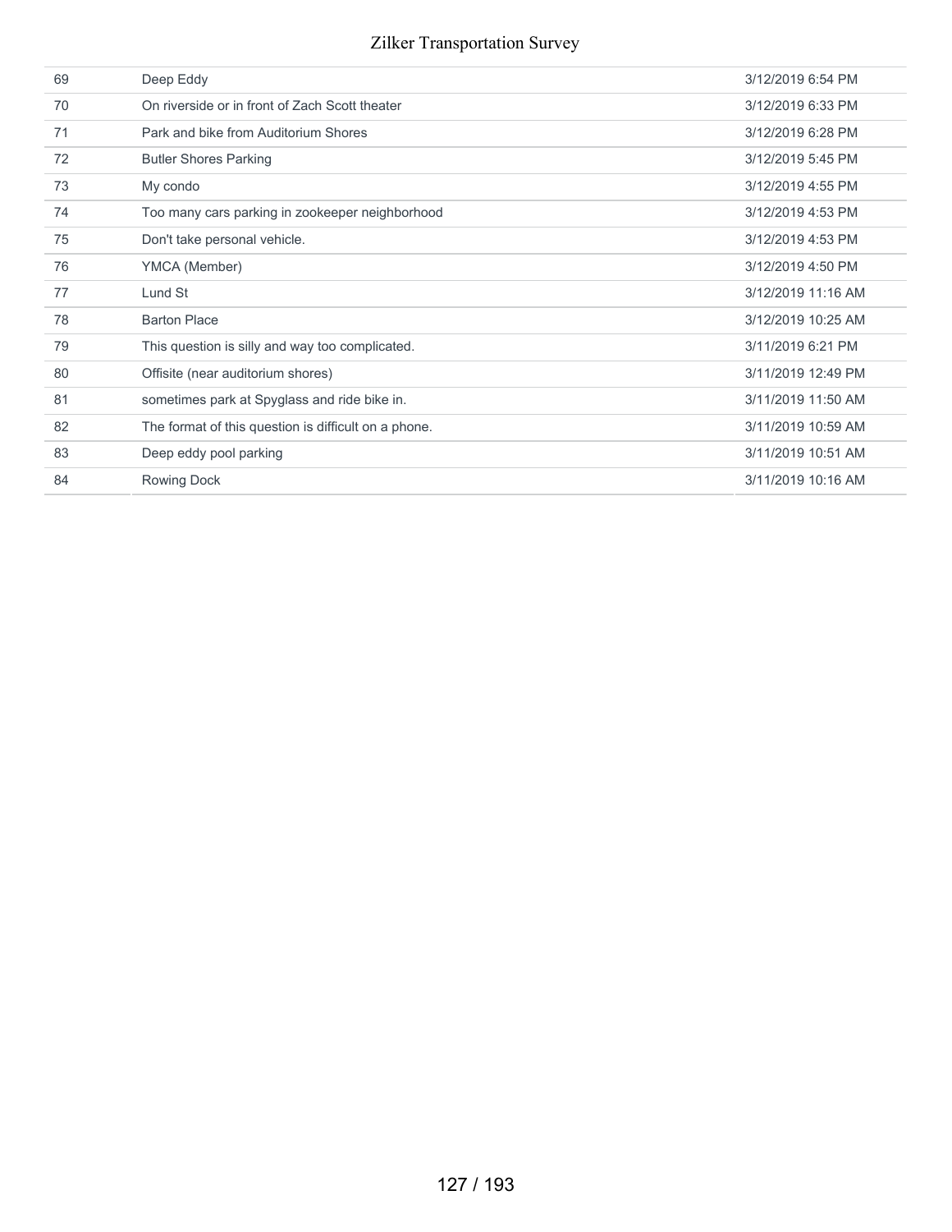| | | |
|---|---|---|
| 69 | Deep Eddy | 3/12/2019 6:54 PM |
| 70 | On riverside or in front of Zach Scott theater | 3/12/2019 6:33 PM |
| 71 | Park and bike from Auditorium Shores | 3/12/2019 6:28 PM |
| 72 | Butler Shores Parking | 3/12/2019 5:45 PM |
| 73 | My condo | 3/12/2019 4:55 PM |
| 74 | Too many cars parking in zookeeper neighborhood | 3/12/2019 4:53 PM |
| 75 | Don't take personal vehicle. | 3/12/2019 4:53 PM |
| 76 | YMCA (Member) | 3/12/2019 4:50 PM |
| 77 | Lund St | 3/12/2019 11:16 AM |
| 78 | Barton Place | 3/12/2019 10:25 AM |
| 79 | This question is silly and way too complicated. | 3/11/2019 6:21 PM |
| 80 | Offisite (near auditorium shores) | 3/11/2019 12:49 PM |
| 81 | sometimes park at Spyglass and ride bike in. | 3/11/2019 11:50 AM |
| 82 | The format of this question is difficult on a phone. | 3/11/2019 10:59 AM |
| 83 | Deep eddy pool parking | 3/11/2019 10:51 AM |
| 84 | Rowing Dock | 3/11/2019 10:16 AM |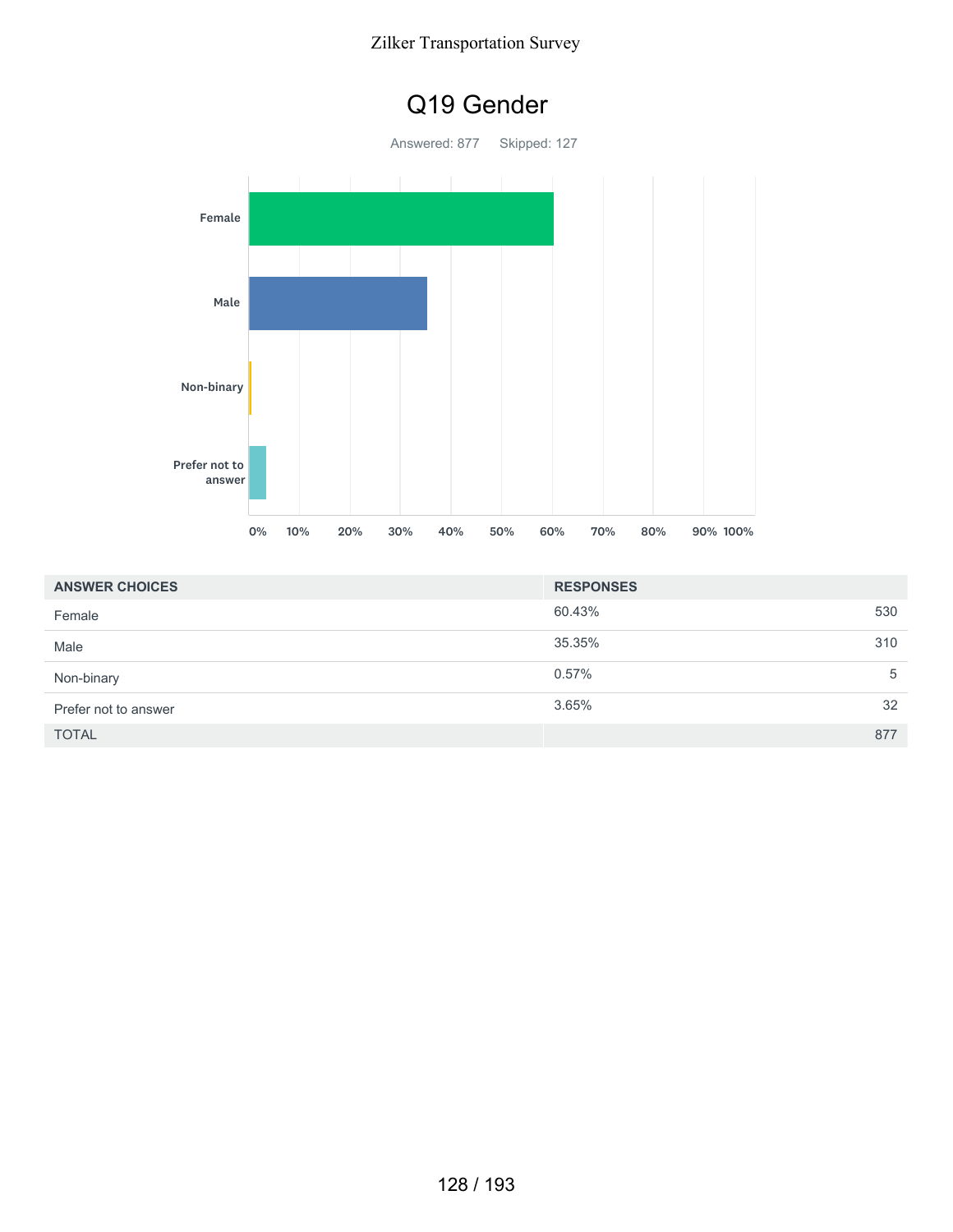# Q19 Gender

Answered: 877 Skipped: 127

| ANSWER CHOICES | RESPONSES | |
|---|---|---|
| Female | 60.43% | 530 |
| Male | 35.35% | 310 |
| Non-binary | 0.57% | 5 |
| Prefer not to answer | 3.65% | 32 |
| TOTAL | | 877 |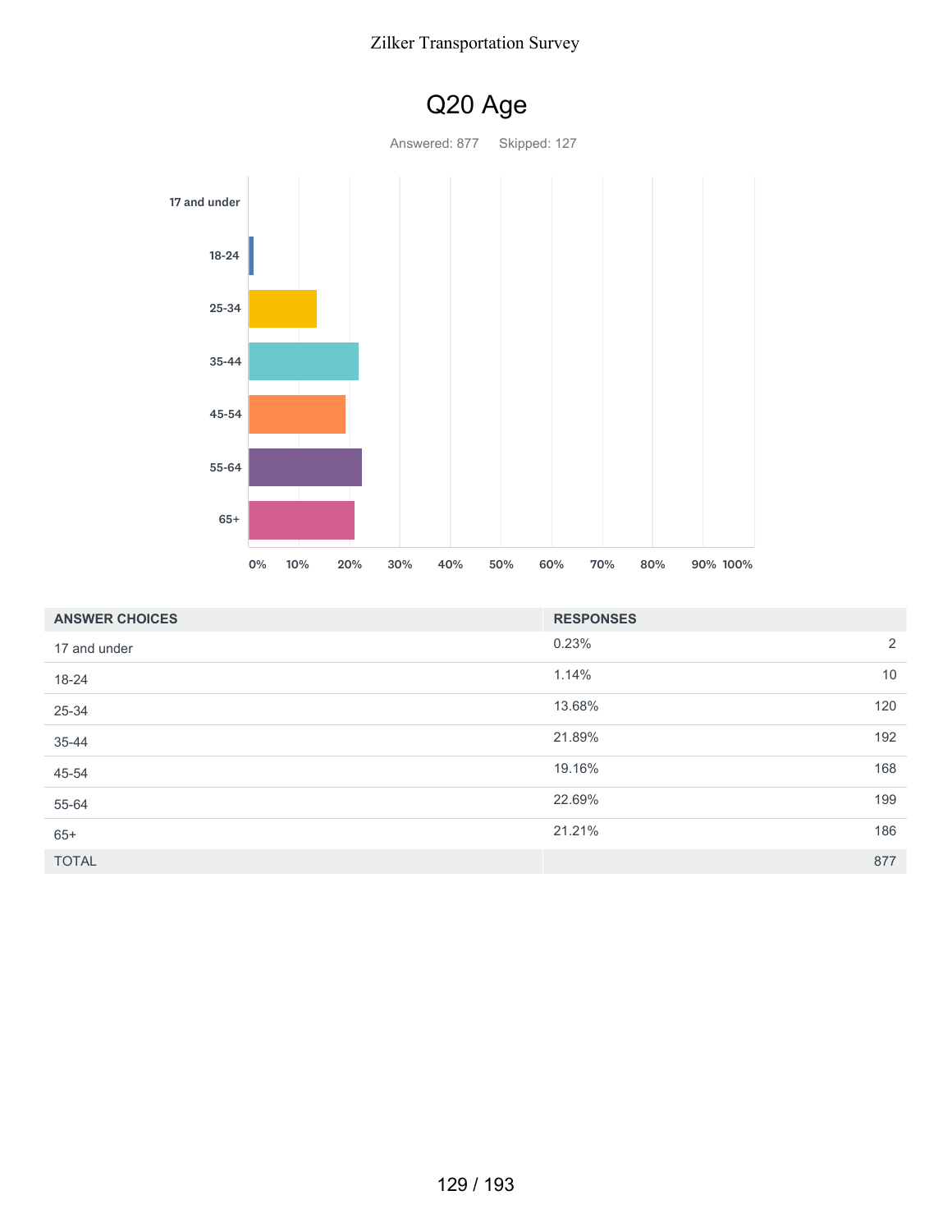# Q20 Age

Answered: 877 Skipped: 127

| ANSWER CHOICES | RESPONSES | |
|---|---|---|
| 17 and under | 0.23% | 2 |
| 18-24 | 1.14% | 10 |
| 25-34 | 13.68% | 120 |
| 35-44 | 21.89% | 192 |
| 45-54 | 19.16% | 168 |
| 55-64 | 22.69% | 199 |
| 65+ | 21.21% | 186 |
| TOTAL | | 877 |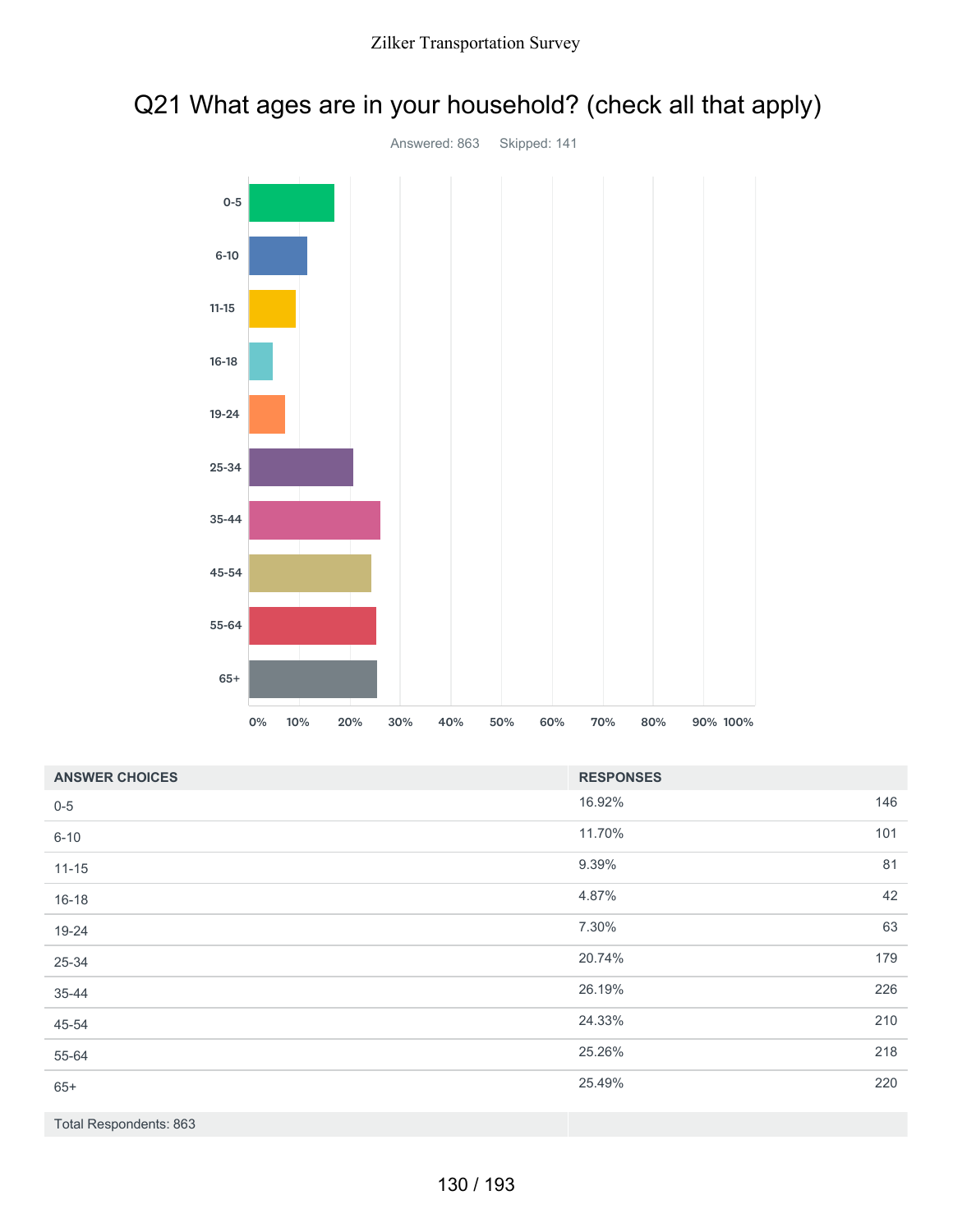# Q21 What ages are in your household? (check all that apply)

Answered: 863 Skipped: 141

| ANSWER CHOICES | RESPONSES | |
|---|---|---|
| 0-5 | 16.92% | 146 |
| 6-10 | 11.70% | 101 |
| 11-15 | 9.39% | 81 |
| 16-18 | 4.87% | 42 |
| 19-24 | 7.30% | 63 |
| 25-34 | 20.74% | 179 |
| 35-44 | 26.19% | 226 |
| 45-54 | 24.33% | 210 |
| 55-64 | 25.26% | 218 |
| 65+ | 25.49% | 220 |
| Total Respondents: 863 | | |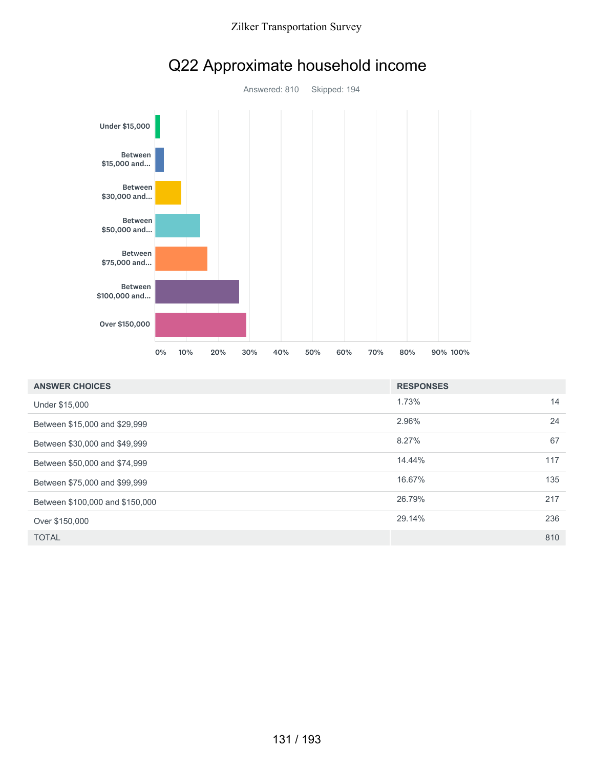# Q22 Approximate household income

Answered: 810 Skipped: 194

| ANSWER CHOICES | RESPONSES | |
|---|---|---|
| Under $15,000 | 1.73% | 14 |
| Between $15,000 and $29,999 | 2.96% | 24 |
| Between $30,000 and $49,999 | 8.27% | 67 |
| Between $50,000 and $74,999 | 14.44% | 117 |
| Between $75,000 and $99,999 | 16.67% | 135 |
| Between $100,000 and $150,000 | 26.79% | 217 |
| Over $150,000 | 29.14% | 236 |
| TOTAL | | 810 |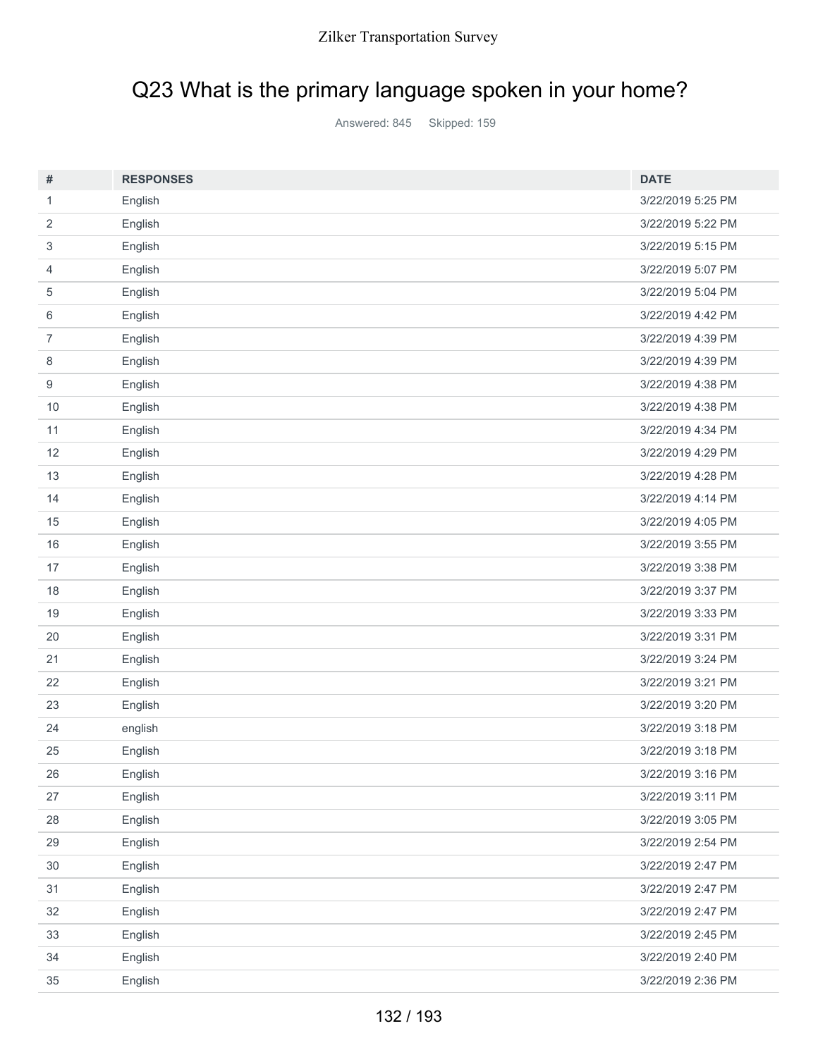## Q23 What is the primary language spoken in your home?

Answered: 845 Skipped: 159

| # | RESPONSES | DATE |
|---|---|---|
| 1 | English | 3/22/2019 5:25 PM |
| 2 | English | 3/22/2019 5:22 PM |
| 3 | English | 3/22/2019 5:15 PM |
| 4 | English | 3/22/2019 5:07 PM |
| 5 | English | 3/22/2019 5:04 PM |
| 6 | English | 3/22/2019 4:42 PM |
| 7 | English | 3/22/2019 4:39 PM |
| 8 | English | 3/22/2019 4:39 PM |
| 9 | English | 3/22/2019 4:38 PM |
| 10 | English | 3/22/2019 4:38 PM |
| 11 | English | 3/22/2019 4:34 PM |
| 12 | English | 3/22/2019 4:29 PM |
| 13 | English | 3/22/2019 4:28 PM |
| 14 | English | 3/22/2019 4:14 PM |
| 15 | English | 3/22/2019 4:05 PM |
| 16 | English | 3/22/2019 3:55 PM |
| 17 | English | 3/22/2019 3:38 PM |
| 18 | English | 3/22/2019 3:37 PM |
| 19 | English | 3/22/2019 3:33 PM |
| 20 | English | 3/22/2019 3:31 PM |
| 21 | English | 3/22/2019 3:24 PM |
| 22 | English | 3/22/2019 3:21 PM |
| 23 | English | 3/22/2019 3:20 PM |
| 24 | english | 3/22/2019 3:18 PM |
| 25 | English | 3/22/2019 3:18 PM |
| 26 | English | 3/22/2019 3:16 PM |
| 27 | English | 3/22/2019 3:11 PM |
| 28 | English | 3/22/2019 3:05 PM |
| 29 | English | 3/22/2019 2:54 PM |
| 30 | English | 3/22/2019 2:47 PM |
| 31 | English | 3/22/2019 2:47 PM |
| 32 | English | 3/22/2019 2:47 PM |
| 33 | English | 3/22/2019 2:45 PM |
| 34 | English | 3/22/2019 2:40 PM |
| 35 | English | 3/22/2019 2:36 PM |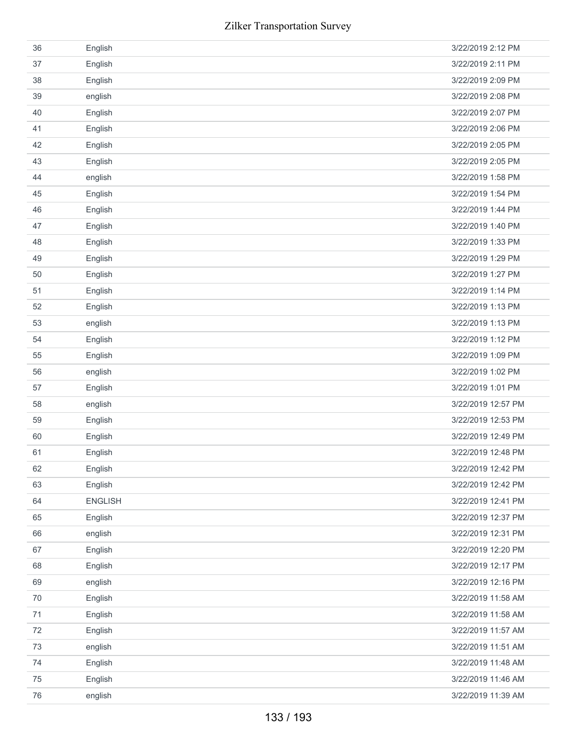| | | |
|---|---|---|
| 36 | English | 3/22/2019 2:12 PM |
| 37 | English | 3/22/2019 2:11 PM |
| 38 | English | 3/22/2019 2:09 PM |
| 39 | english | 3/22/2019 2:08 PM |
| 40 | English | 3/22/2019 2:07 PM |
| 41 | English | 3/22/2019 2:06 PM |
| 42 | English | 3/22/2019 2:05 PM |
| 43 | English | 3/22/2019 2:05 PM |
| 44 | english | 3/22/2019 1:58 PM |
| 45 | English | 3/22/2019 1:54 PM |
| 46 | English | 3/22/2019 1:44 PM |
| 47 | English | 3/22/2019 1:40 PM |
| 48 | English | 3/22/2019 1:33 PM |
| 49 | English | 3/22/2019 1:29 PM |
| 50 | English | 3/22/2019 1:27 PM |
| 51 | English | 3/22/2019 1:14 PM |
| 52 | English | 3/22/2019 1:13 PM |
| 53 | english | 3/22/2019 1:13 PM |
| 54 | English | 3/22/2019 1:12 PM |
| 55 | English | 3/22/2019 1:09 PM |
| 56 | english | 3/22/2019 1:02 PM |
| 57 | English | 3/22/2019 1:01 PM |
| 58 | english | 3/22/2019 12:57 PM |
| 59 | English | 3/22/2019 12:53 PM |
| 60 | English | 3/22/2019 12:49 PM |
| 61 | English | 3/22/2019 12:48 PM |
| 62 | English | 3/22/2019 12:42 PM |
| 63 | English | 3/22/2019 12:42 PM |
| 64 | ENGLISH | 3/22/2019 12:41 PM |
| 65 | English | 3/22/2019 12:37 PM |
| 66 | english | 3/22/2019 12:31 PM |
| 67 | English | 3/22/2019 12:20 PM |
| 68 | English | 3/22/2019 12:17 PM |
| 69 | english | 3/22/2019 12:16 PM |
| 70 | English | 3/22/2019 11:58 AM |
| 71 | English | 3/22/2019 11:58 AM |
| 72 | English | 3/22/2019 11:57 AM |
| 73 | english | 3/22/2019 11:51 AM |
| 74 | English | 3/22/2019 11:48 AM |
| 75 | English | 3/22/2019 11:46 AM |
| 76 | english | 3/22/2019 11:39 AM |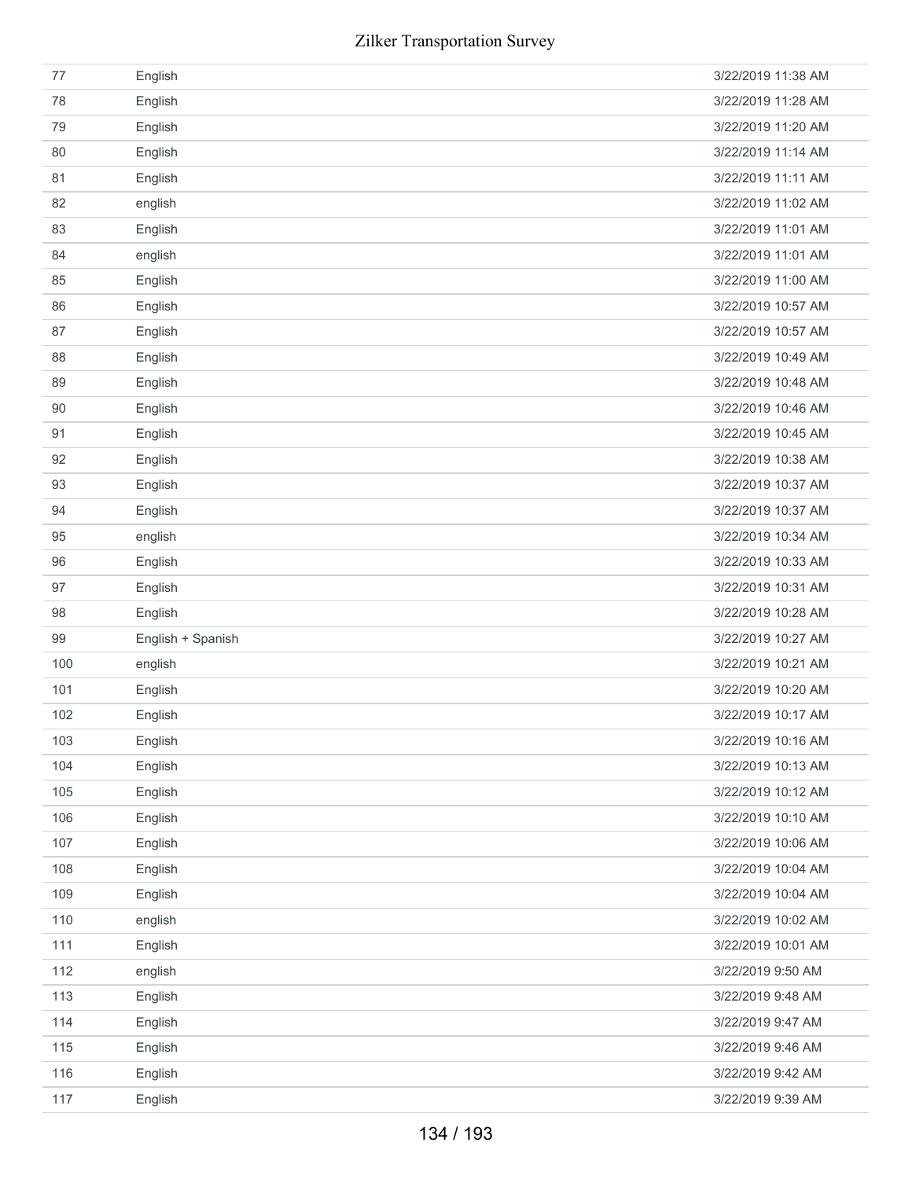| | | |
|---|---|---|
| 77 | English | 3/22/2019 11:38 AM |
| 78 | English | 3/22/2019 11:28 AM |
| 79 | English | 3/22/2019 11:20 AM |
| 80 | English | 3/22/2019 11:14 AM |
| 81 | English | 3/22/2019 11:11 AM |
| 82 | english | 3/22/2019 11:02 AM |
| 83 | English | 3/22/2019 11:01 AM |
| 84 | english | 3/22/2019 11:01 AM |
| 85 | English | 3/22/2019 11:00 AM |
| 86 | English | 3/22/2019 10:57 AM |
| 87 | English | 3/22/2019 10:57 AM |
| 88 | English | 3/22/2019 10:49 AM |
| 89 | English | 3/22/2019 10:48 AM |
| 90 | English | 3/22/2019 10:46 AM |
| 91 | English | 3/22/2019 10:45 AM |
| 92 | English | 3/22/2019 10:38 AM |
| 93 | English | 3/22/2019 10:37 AM |
| 94 | English | 3/22/2019 10:37 AM |
| 95 | english | 3/22/2019 10:34 AM |
| 96 | English | 3/22/2019 10:33 AM |
| 97 | English | 3/22/2019 10:31 AM |
| 98 | English | 3/22/2019 10:28 AM |
| 99 | English + Spanish | 3/22/2019 10:27 AM |
| 100 | english | 3/22/2019 10:21 AM |
| 101 | English | 3/22/2019 10:20 AM |
| 102 | English | 3/22/2019 10:17 AM |
| 103 | English | 3/22/2019 10:16 AM |
| 104 | English | 3/22/2019 10:13 AM |
| 105 | English | 3/22/2019 10:12 AM |
| 106 | English | 3/22/2019 10:10 AM |
| 107 | English | 3/22/2019 10:06 AM |
| 108 | English | 3/22/2019 10:04 AM |
| 109 | English | 3/22/2019 10:04 AM |
| 110 | english | 3/22/2019 10:02 AM |
| 111 | English | 3/22/2019 10:01 AM |
| 112 | english | 3/22/2019 9:50 AM |
| 113 | English | 3/22/2019 9:48 AM |
| 114 | English | 3/22/2019 9:47 AM |
| 115 | English | 3/22/2019 9:46 AM |
| 116 | English | 3/22/2019 9:42 AM |
| 117 | English | 3/22/2019 9:39 AM |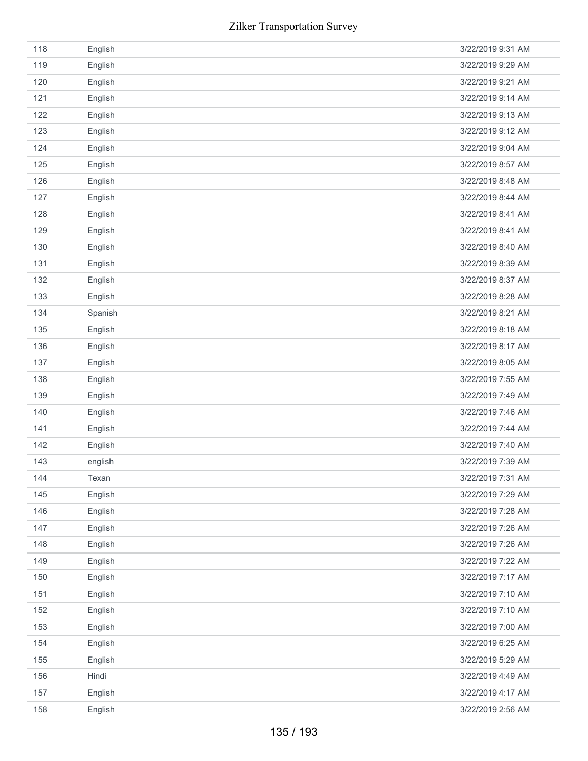| | | |
|---|---|---|
| 118 | English | 3/22/2019 9:31 AM |
| 119 | English | 3/22/2019 9:29 AM |
| 120 | English | 3/22/2019 9:21 AM |
| 121 | English | 3/22/2019 9:14 AM |
| 122 | English | 3/22/2019 9:13 AM |
| 123 | English | 3/22/2019 9:12 AM |
| 124 | English | 3/22/2019 9:04 AM |
| 125 | English | 3/22/2019 8:57 AM |
| 126 | English | 3/22/2019 8:48 AM |
| 127 | English | 3/22/2019 8:44 AM |
| 128 | English | 3/22/2019 8:41 AM |
| 129 | English | 3/22/2019 8:41 AM |
| 130 | English | 3/22/2019 8:40 AM |
| 131 | English | 3/22/2019 8:39 AM |
| 132 | English | 3/22/2019 8:37 AM |
| 133 | English | 3/22/2019 8:28 AM |
| 134 | Spanish | 3/22/2019 8:21 AM |
| 135 | English | 3/22/2019 8:18 AM |
| 136 | English | 3/22/2019 8:17 AM |
| 137 | English | 3/22/2019 8:05 AM |
| 138 | English | 3/22/2019 7:55 AM |
| 139 | English | 3/22/2019 7:49 AM |
| 140 | English | 3/22/2019 7:46 AM |
| 141 | English | 3/22/2019 7:44 AM |
| 142 | English | 3/22/2019 7:40 AM |
| 143 | english | 3/22/2019 7:39 AM |
| 144 | Texan | 3/22/2019 7:31 AM |
| 145 | English | 3/22/2019 7:29 AM |
| 146 | English | 3/22/2019 7:28 AM |
| 147 | English | 3/22/2019 7:26 AM |
| 148 | English | 3/22/2019 7:26 AM |
| 149 | English | 3/22/2019 7:22 AM |
| 150 | English | 3/22/2019 7:17 AM |
| 151 | English | 3/22/2019 7:10 AM |
| 152 | English | 3/22/2019 7:10 AM |
| 153 | English | 3/22/2019 7:00 AM |
| 154 | English | 3/22/2019 6:25 AM |
| 155 | English | 3/22/2019 5:29 AM |
| 156 | Hindi | 3/22/2019 4:49 AM |
| 157 | English | 3/22/2019 4:17 AM |
| 158 | English | 3/22/2019 2:56 AM |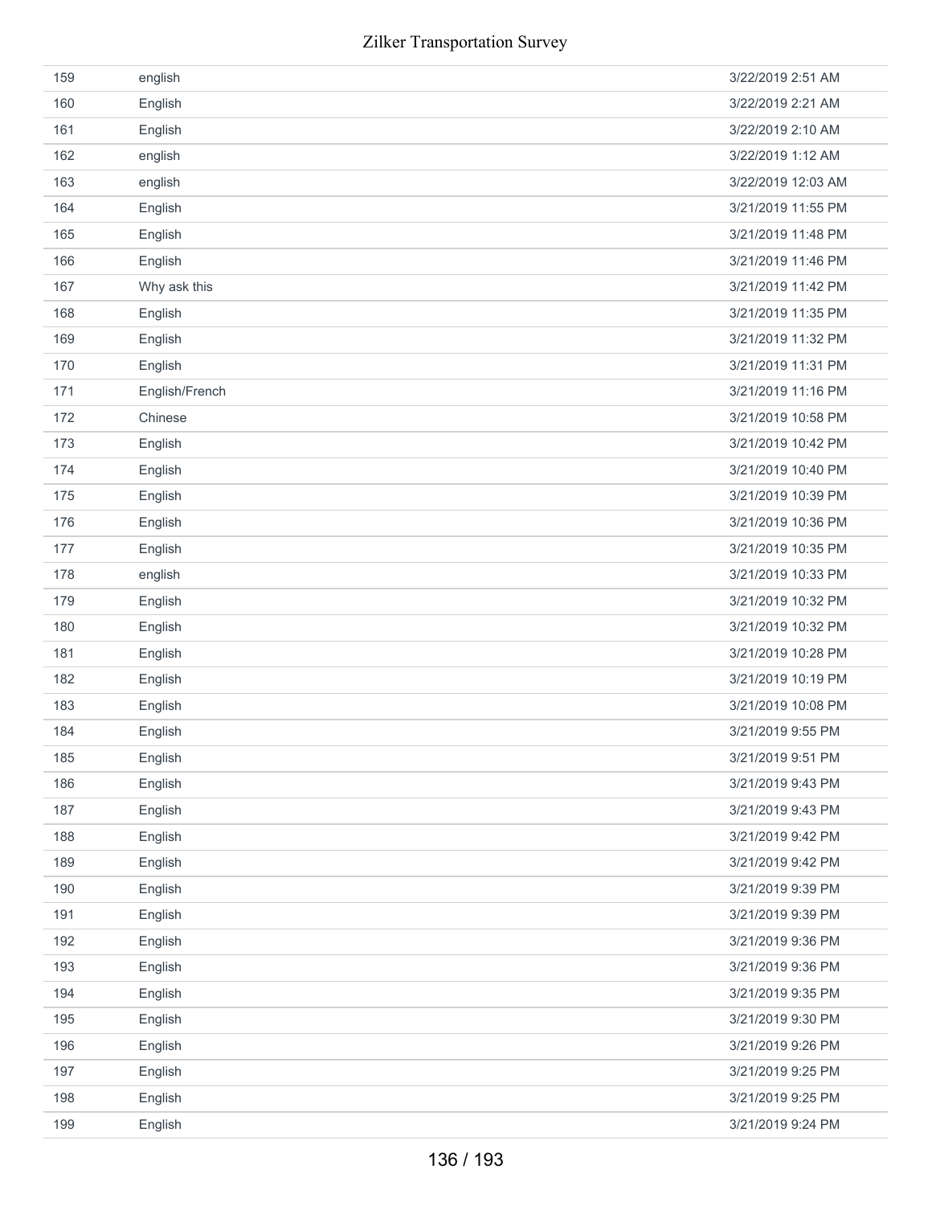| | | |
|---|---|---|
| 159 | english | 3/22/2019 2:51 AM |
| 160 | English | 3/22/2019 2:21 AM |
| 161 | English | 3/22/2019 2:10 AM |
| 162 | english | 3/22/2019 1:12 AM |
| 163 | english | 3/22/2019 12:03 AM |
| 164 | English | 3/21/2019 11:55 PM |
| 165 | English | 3/21/2019 11:48 PM |
| 166 | English | 3/21/2019 11:46 PM |
| 167 | Why ask this | 3/21/2019 11:42 PM |
| 168 | English | 3/21/2019 11:35 PM |
| 169 | English | 3/21/2019 11:32 PM |
| 170 | English | 3/21/2019 11:31 PM |
| 171 | English/French | 3/21/2019 11:16 PM |
| 172 | Chinese | 3/21/2019 10:58 PM |
| 173 | English | 3/21/2019 10:42 PM |
| 174 | English | 3/21/2019 10:40 PM |
| 175 | English | 3/21/2019 10:39 PM |
| 176 | English | 3/21/2019 10:36 PM |
| 177 | English | 3/21/2019 10:35 PM |
| 178 | english | 3/21/2019 10:33 PM |
| 179 | English | 3/21/2019 10:32 PM |
| 180 | English | 3/21/2019 10:32 PM |
| 181 | English | 3/21/2019 10:28 PM |
| 182 | English | 3/21/2019 10:19 PM |
| 183 | English | 3/21/2019 10:08 PM |
| 184 | English | 3/21/2019 9:55 PM |
| 185 | English | 3/21/2019 9:51 PM |
| 186 | English | 3/21/2019 9:43 PM |
| 187 | English | 3/21/2019 9:43 PM |
| 188 | English | 3/21/2019 9:42 PM |
| 189 | English | 3/21/2019 9:42 PM |
| 190 | English | 3/21/2019 9:39 PM |
| 191 | English | 3/21/2019 9:39 PM |
| 192 | English | 3/21/2019 9:36 PM |
| 193 | English | 3/21/2019 9:36 PM |
| 194 | English | 3/21/2019 9:35 PM |
| 195 | English | 3/21/2019 9:30 PM |
| 196 | English | 3/21/2019 9:26 PM |
| 197 | English | 3/21/2019 9:25 PM |
| 198 | English | 3/21/2019 9:25 PM |
| 199 | English | 3/21/2019 9:24 PM |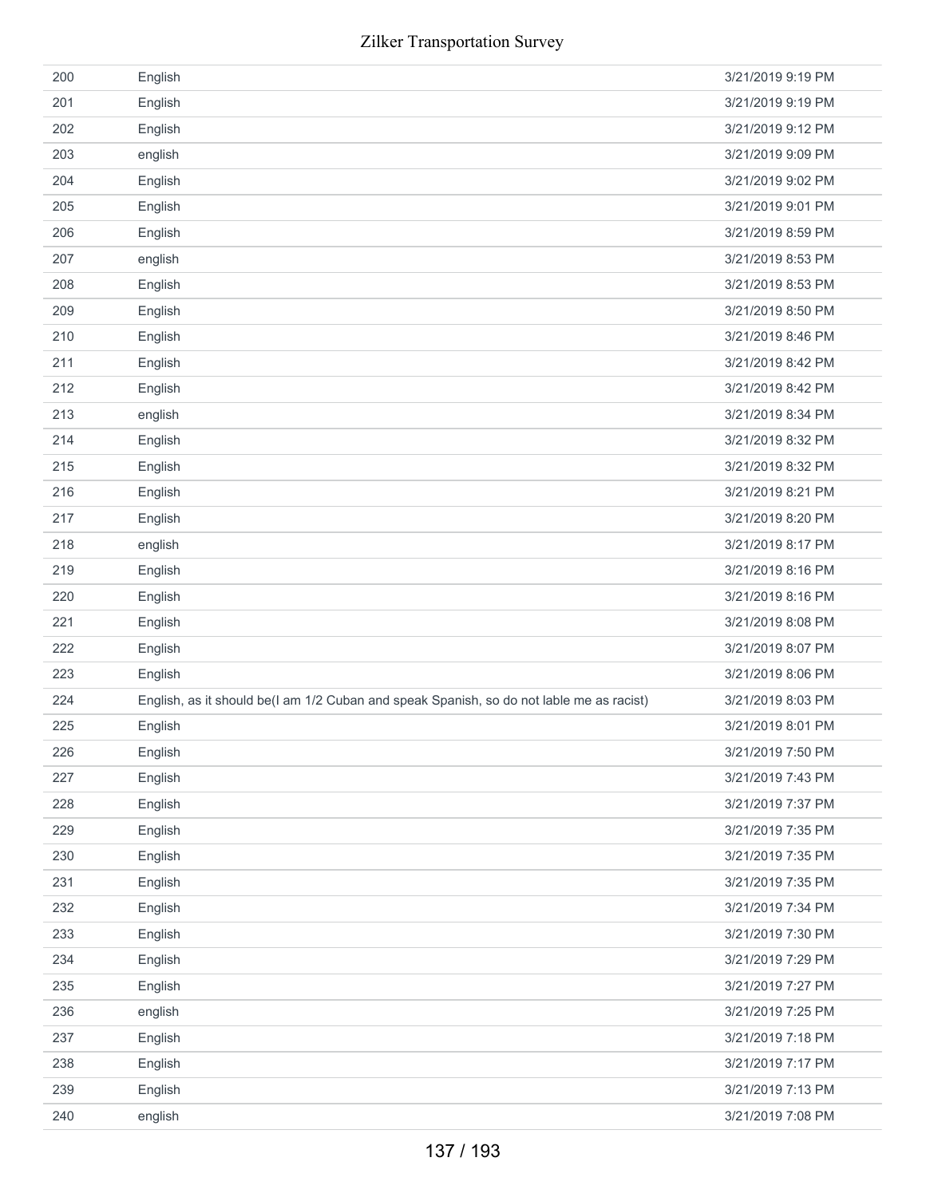| | | |
|---|---|---|
| 200 | English | 3/21/2019 9:19 PM |
| 201 | English | 3/21/2019 9:19 PM |
| 202 | English | 3/21/2019 9:12 PM |
| 203 | english | 3/21/2019 9:09 PM |
| 204 | English | 3/21/2019 9:02 PM |
| 205 | English | 3/21/2019 9:01 PM |
| 206 | English | 3/21/2019 8:59 PM |
| 207 | english | 3/21/2019 8:53 PM |
| 208 | English | 3/21/2019 8:53 PM |
| 209 | English | 3/21/2019 8:50 PM |
| 210 | English | 3/21/2019 8:46 PM |
| 211 | English | 3/21/2019 8:42 PM |
| 212 | English | 3/21/2019 8:42 PM |
| 213 | english | 3/21/2019 8:34 PM |
| 214 | English | 3/21/2019 8:32 PM |
| 215 | English | 3/21/2019 8:32 PM |
| 216 | English | 3/21/2019 8:21 PM |
| 217 | English | 3/21/2019 8:20 PM |
| 218 | english | 3/21/2019 8:17 PM |
| 219 | English | 3/21/2019 8:16 PM |
| 220 | English | 3/21/2019 8:16 PM |
| 221 | English | 3/21/2019 8:08 PM |
| 222 | English | 3/21/2019 8:07 PM |
| 223 | English | 3/21/2019 8:06 PM |
| 224 | English, as it should be(I am 1/2 Cuban and speak Spanish, so do not lable me as racist) | 3/21/2019 8:03 PM |
| 225 | English | 3/21/2019 8:01 PM |
| 226 | English | 3/21/2019 7:50 PM |
| 227 | English | 3/21/2019 7:43 PM |
| 228 | English | 3/21/2019 7:37 PM |
| 229 | English | 3/21/2019 7:35 PM |
| 230 | English | 3/21/2019 7:35 PM |
| 231 | English | 3/21/2019 7:35 PM |
| 232 | English | 3/21/2019 7:34 PM |
| 233 | English | 3/21/2019 7:30 PM |
| 234 | English | 3/21/2019 7:29 PM |
| 235 | English | 3/21/2019 7:27 PM |
| 236 | english | 3/21/2019 7:25 PM |
| 237 | English | 3/21/2019 7:18 PM |
| 238 | English | 3/21/2019 7:17 PM |
| 239 | English | 3/21/2019 7:13 PM |
| 240 | english | 3/21/2019 7:08 PM |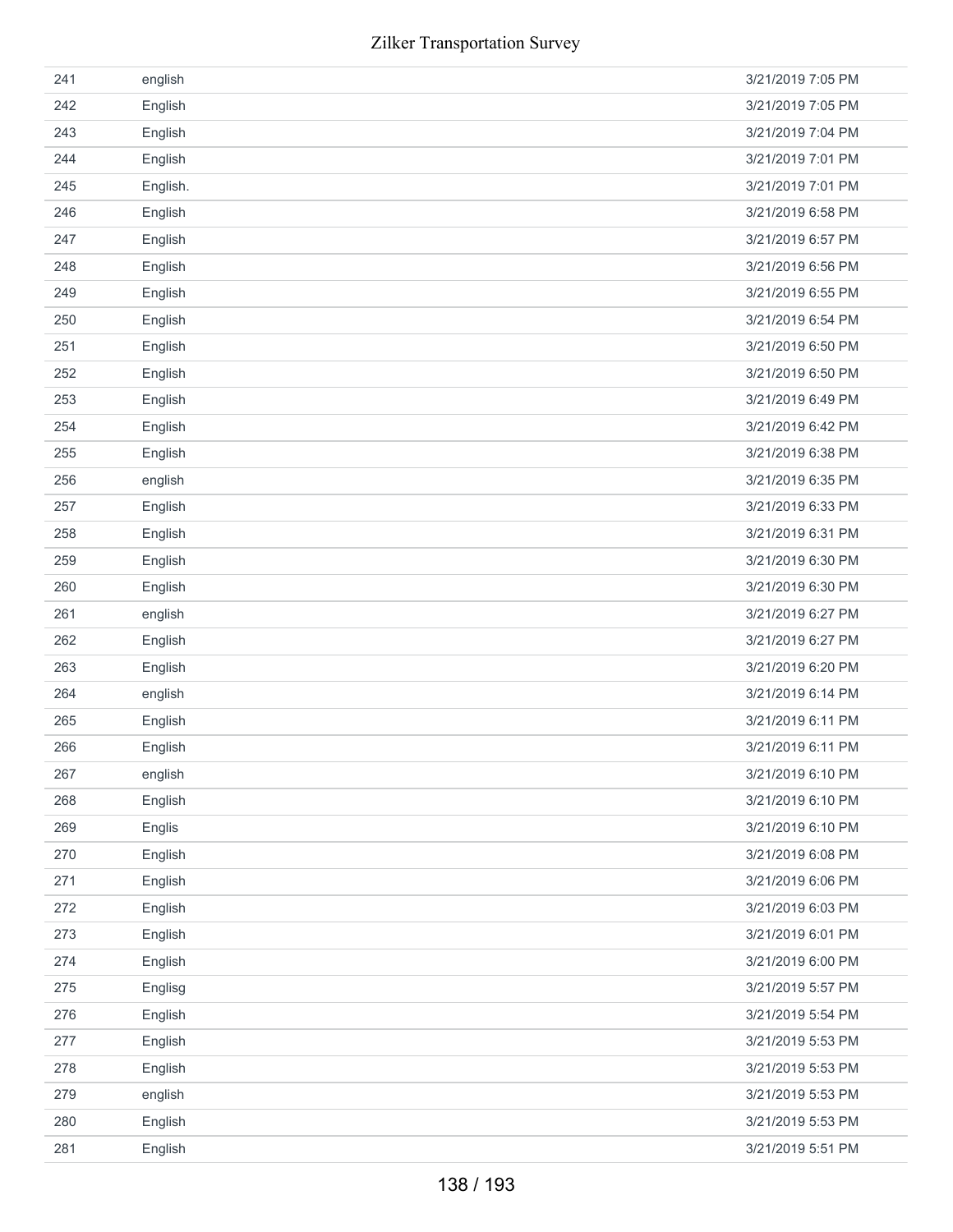| | | |
|---|---|---|
| 241 | english | 3/21/2019 7:05 PM |
| 242 | English | 3/21/2019 7:05 PM |
| 243 | English | 3/21/2019 7:04 PM |
| 244 | English | 3/21/2019 7:01 PM |
| 245 | English. | 3/21/2019 7:01 PM |
| 246 | English | 3/21/2019 6:58 PM |
| 247 | English | 3/21/2019 6:57 PM |
| 248 | English | 3/21/2019 6:56 PM |
| 249 | English | 3/21/2019 6:55 PM |
| 250 | English | 3/21/2019 6:54 PM |
| 251 | English | 3/21/2019 6:50 PM |
| 252 | English | 3/21/2019 6:50 PM |
| 253 | English | 3/21/2019 6:49 PM |
| 254 | English | 3/21/2019 6:42 PM |
| 255 | English | 3/21/2019 6:38 PM |
| 256 | english | 3/21/2019 6:35 PM |
| 257 | English | 3/21/2019 6:33 PM |
| 258 | English | 3/21/2019 6:31 PM |
| 259 | English | 3/21/2019 6:30 PM |
| 260 | English | 3/21/2019 6:30 PM |
| 261 | english | 3/21/2019 6:27 PM |
| 262 | English | 3/21/2019 6:27 PM |
| 263 | English | 3/21/2019 6:20 PM |
| 264 | english | 3/21/2019 6:14 PM |
| 265 | English | 3/21/2019 6:11 PM |
| 266 | English | 3/21/2019 6:11 PM |
| 267 | english | 3/21/2019 6:10 PM |
| 268 | English | 3/21/2019 6:10 PM |
| 269 | Englis | 3/21/2019 6:10 PM |
| 270 | English | 3/21/2019 6:08 PM |
| 271 | English | 3/21/2019 6:06 PM |
| 272 | English | 3/21/2019 6:03 PM |
| 273 | English | 3/21/2019 6:01 PM |
| 274 | English | 3/21/2019 6:00 PM |
| 275 | Englisg | 3/21/2019 5:57 PM |
| 276 | English | 3/21/2019 5:54 PM |
| 277 | English | 3/21/2019 5:53 PM |
| 278 | English | 3/21/2019 5:53 PM |
| 279 | english | 3/21/2019 5:53 PM |
| 280 | English | 3/21/2019 5:53 PM |
| 281 | English | 3/21/2019 5:51 PM |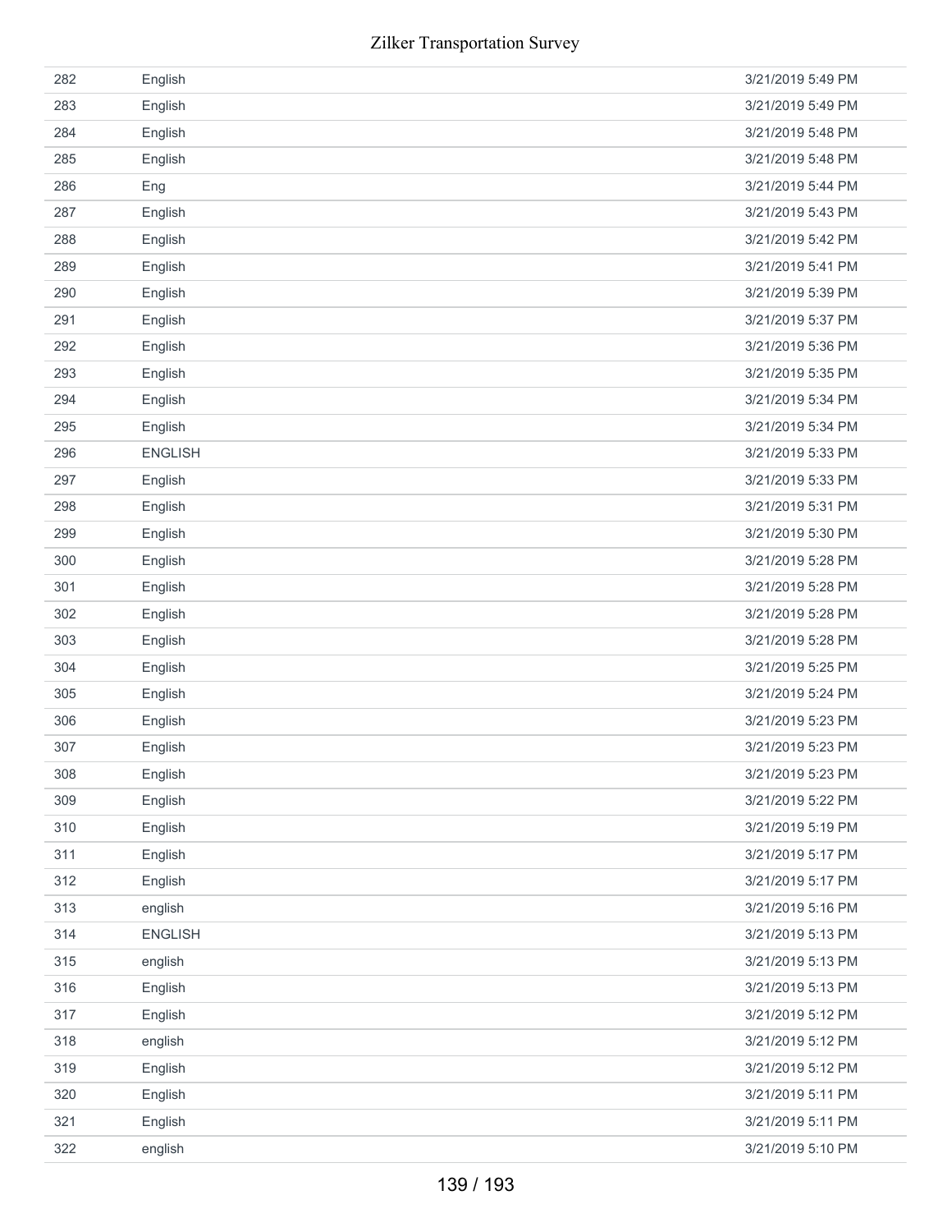| | | |
|---|---|---|
| 282 | English | 3/21/2019 5:49 PM |
| 283 | English | 3/21/2019 5:49 PM |
| 284 | English | 3/21/2019 5:48 PM |
| 285 | English | 3/21/2019 5:48 PM |
| 286 | Eng | 3/21/2019 5:44 PM |
| 287 | English | 3/21/2019 5:43 PM |
| 288 | English | 3/21/2019 5:42 PM |
| 289 | English | 3/21/2019 5:41 PM |
| 290 | English | 3/21/2019 5:39 PM |
| 291 | English | 3/21/2019 5:37 PM |
| 292 | English | 3/21/2019 5:36 PM |
| 293 | English | 3/21/2019 5:35 PM |
| 294 | English | 3/21/2019 5:34 PM |
| 295 | English | 3/21/2019 5:34 PM |
| 296 | ENGLISH | 3/21/2019 5:33 PM |
| 297 | English | 3/21/2019 5:33 PM |
| 298 | English | 3/21/2019 5:31 PM |
| 299 | English | 3/21/2019 5:30 PM |
| 300 | English | 3/21/2019 5:28 PM |
| 301 | English | 3/21/2019 5:28 PM |
| 302 | English | 3/21/2019 5:28 PM |
| 303 | English | 3/21/2019 5:28 PM |
| 304 | English | 3/21/2019 5:25 PM |
| 305 | English | 3/21/2019 5:24 PM |
| 306 | English | 3/21/2019 5:23 PM |
| 307 | English | 3/21/2019 5:23 PM |
| 308 | English | 3/21/2019 5:23 PM |
| 309 | English | 3/21/2019 5:22 PM |
| 310 | English | 3/21/2019 5:19 PM |
| 311 | English | 3/21/2019 5:17 PM |
| 312 | English | 3/21/2019 5:17 PM |
| 313 | english | 3/21/2019 5:16 PM |
| 314 | ENGLISH | 3/21/2019 5:13 PM |
| 315 | english | 3/21/2019 5:13 PM |
| 316 | English | 3/21/2019 5:13 PM |
| 317 | English | 3/21/2019 5:12 PM |
| 318 | english | 3/21/2019 5:12 PM |
| 319 | English | 3/21/2019 5:12 PM |
| 320 | English | 3/21/2019 5:11 PM |
| 321 | English | 3/21/2019 5:11 PM |
| 322 | english | 3/21/2019 5:10 PM |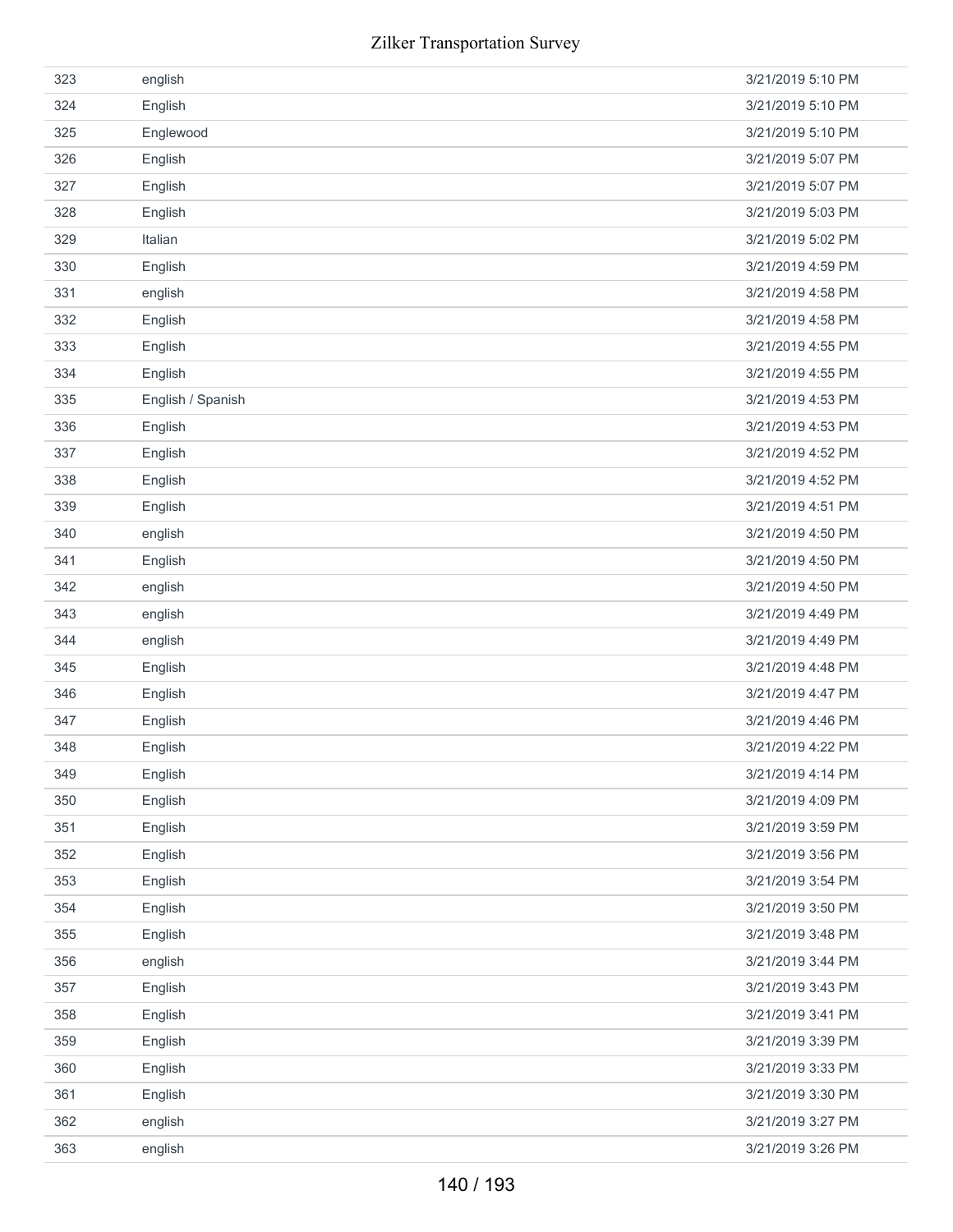| | | |
|---|---|---|
| 323 | english | 3/21/2019 5:10 PM |
| 324 | English | 3/21/2019 5:10 PM |
| 325 | Englewood | 3/21/2019 5:10 PM |
| 326 | English | 3/21/2019 5:07 PM |
| 327 | English | 3/21/2019 5:07 PM |
| 328 | English | 3/21/2019 5:03 PM |
| 329 | Italian | 3/21/2019 5:02 PM |
| 330 | English | 3/21/2019 4:59 PM |
| 331 | english | 3/21/2019 4:58 PM |
| 332 | English | 3/21/2019 4:58 PM |
| 333 | English | 3/21/2019 4:55 PM |
| 334 | English | 3/21/2019 4:55 PM |
| 335 | English / Spanish | 3/21/2019 4:53 PM |
| 336 | English | 3/21/2019 4:53 PM |
| 337 | English | 3/21/2019 4:52 PM |
| 338 | English | 3/21/2019 4:52 PM |
| 339 | English | 3/21/2019 4:51 PM |
| 340 | english | 3/21/2019 4:50 PM |
| 341 | English | 3/21/2019 4:50 PM |
| 342 | english | 3/21/2019 4:50 PM |
| 343 | english | 3/21/2019 4:49 PM |
| 344 | english | 3/21/2019 4:49 PM |
| 345 | English | 3/21/2019 4:48 PM |
| 346 | English | 3/21/2019 4:47 PM |
| 347 | English | 3/21/2019 4:46 PM |
| 348 | English | 3/21/2019 4:22 PM |
| 349 | English | 3/21/2019 4:14 PM |
| 350 | English | 3/21/2019 4:09 PM |
| 351 | English | 3/21/2019 3:59 PM |
| 352 | English | 3/21/2019 3:56 PM |
| 353 | English | 3/21/2019 3:54 PM |
| 354 | English | 3/21/2019 3:50 PM |
| 355 | English | 3/21/2019 3:48 PM |
| 356 | english | 3/21/2019 3:44 PM |
| 357 | English | 3/21/2019 3:43 PM |
| 358 | English | 3/21/2019 3:41 PM |
| 359 | English | 3/21/2019 3:39 PM |
| 360 | English | 3/21/2019 3:33 PM |
| 361 | English | 3/21/2019 3:30 PM |
| 362 | english | 3/21/2019 3:27 PM |
| 363 | english | 3/21/2019 3:26 PM |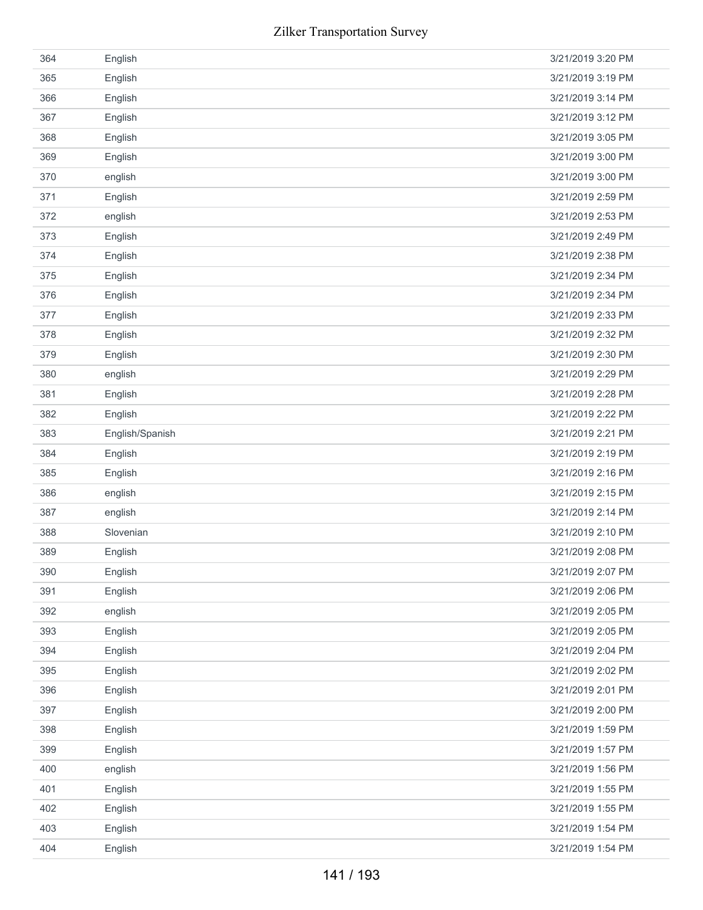| | | |
|---|---|---|
| 364 | English | 3/21/2019 3:20 PM |
| 365 | English | 3/21/2019 3:19 PM |
| 366 | English | 3/21/2019 3:14 PM |
| 367 | English | 3/21/2019 3:12 PM |
| 368 | English | 3/21/2019 3:05 PM |
| 369 | English | 3/21/2019 3:00 PM |
| 370 | english | 3/21/2019 3:00 PM |
| 371 | English | 3/21/2019 2:59 PM |
| 372 | english | 3/21/2019 2:53 PM |
| 373 | English | 3/21/2019 2:49 PM |
| 374 | English | 3/21/2019 2:38 PM |
| 375 | English | 3/21/2019 2:34 PM |
| 376 | English | 3/21/2019 2:34 PM |
| 377 | English | 3/21/2019 2:33 PM |
| 378 | English | 3/21/2019 2:32 PM |
| 379 | English | 3/21/2019 2:30 PM |
| 380 | english | 3/21/2019 2:29 PM |
| 381 | English | 3/21/2019 2:28 PM |
| 382 | English | 3/21/2019 2:22 PM |
| 383 | English/Spanish | 3/21/2019 2:21 PM |
| 384 | English | 3/21/2019 2:19 PM |
| 385 | English | 3/21/2019 2:16 PM |
| 386 | english | 3/21/2019 2:15 PM |
| 387 | english | 3/21/2019 2:14 PM |
| 388 | Slovenian | 3/21/2019 2:10 PM |
| 389 | English | 3/21/2019 2:08 PM |
| 390 | English | 3/21/2019 2:07 PM |
| 391 | English | 3/21/2019 2:06 PM |
| 392 | english | 3/21/2019 2:05 PM |
| 393 | English | 3/21/2019 2:05 PM |
| 394 | English | 3/21/2019 2:04 PM |
| 395 | English | 3/21/2019 2:02 PM |
| 396 | English | 3/21/2019 2:01 PM |
| 397 | English | 3/21/2019 2:00 PM |
| 398 | English | 3/21/2019 1:59 PM |
| 399 | English | 3/21/2019 1:57 PM |
| 400 | english | 3/21/2019 1:56 PM |
| 401 | English | 3/21/2019 1:55 PM |
| 402 | English | 3/21/2019 1:55 PM |
| 403 | English | 3/21/2019 1:54 PM |
| 404 | English | 3/21/2019 1:54 PM |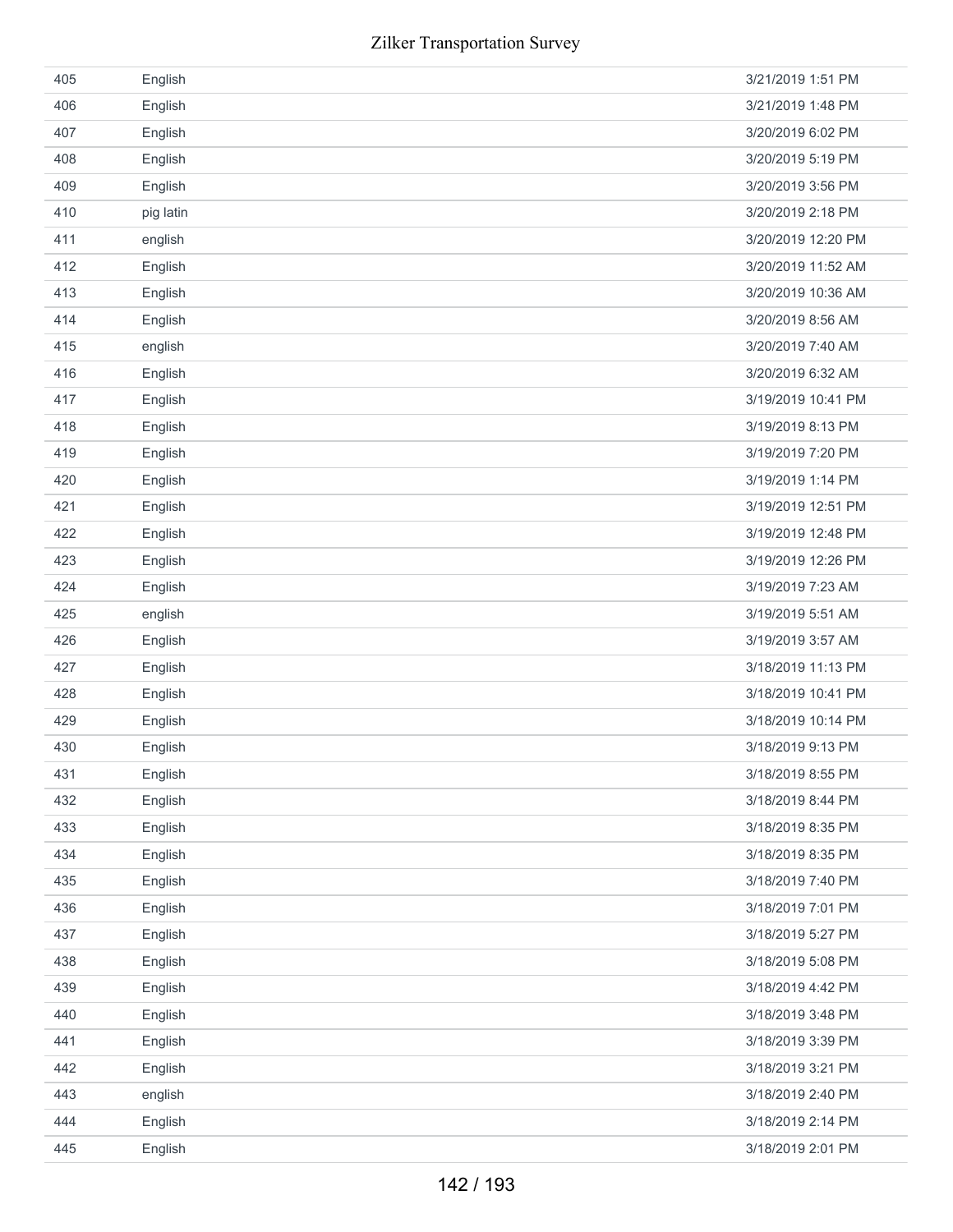| | | |
|---|---|---|
| 405 | English | 3/21/2019 1:51 PM |
| 406 | English | 3/21/2019 1:48 PM |
| 407 | English | 3/20/2019 6:02 PM |
| 408 | English | 3/20/2019 5:19 PM |
| 409 | English | 3/20/2019 3:56 PM |
| 410 | pig latin | 3/20/2019 2:18 PM |
| 411 | english | 3/20/2019 12:20 PM |
| 412 | English | 3/20/2019 11:52 AM |
| 413 | English | 3/20/2019 10:36 AM |
| 414 | English | 3/20/2019 8:56 AM |
| 415 | english | 3/20/2019 7:40 AM |
| 416 | English | 3/20/2019 6:32 AM |
| 417 | English | 3/19/2019 10:41 PM |
| 418 | English | 3/19/2019 8:13 PM |
| 419 | English | 3/19/2019 7:20 PM |
| 420 | English | 3/19/2019 1:14 PM |
| 421 | English | 3/19/2019 12:51 PM |
| 422 | English | 3/19/2019 12:48 PM |
| 423 | English | 3/19/2019 12:26 PM |
| 424 | English | 3/19/2019 7:23 AM |
| 425 | english | 3/19/2019 5:51 AM |
| 426 | English | 3/19/2019 3:57 AM |
| 427 | English | 3/18/2019 11:13 PM |
| 428 | English | 3/18/2019 10:41 PM |
| 429 | English | 3/18/2019 10:14 PM |
| 430 | English | 3/18/2019 9:13 PM |
| 431 | English | 3/18/2019 8:55 PM |
| 432 | English | 3/18/2019 8:44 PM |
| 433 | English | 3/18/2019 8:35 PM |
| 434 | English | 3/18/2019 8:35 PM |
| 435 | English | 3/18/2019 7:40 PM |
| 436 | English | 3/18/2019 7:01 PM |
| 437 | English | 3/18/2019 5:27 PM |
| 438 | English | 3/18/2019 5:08 PM |
| 439 | English | 3/18/2019 4:42 PM |
| 440 | English | 3/18/2019 3:48 PM |
| 441 | English | 3/18/2019 3:39 PM |
| 442 | English | 3/18/2019 3:21 PM |
| 443 | english | 3/18/2019 2:40 PM |
| 444 | English | 3/18/2019 2:14 PM |
| 445 | English | 3/18/2019 2:01 PM |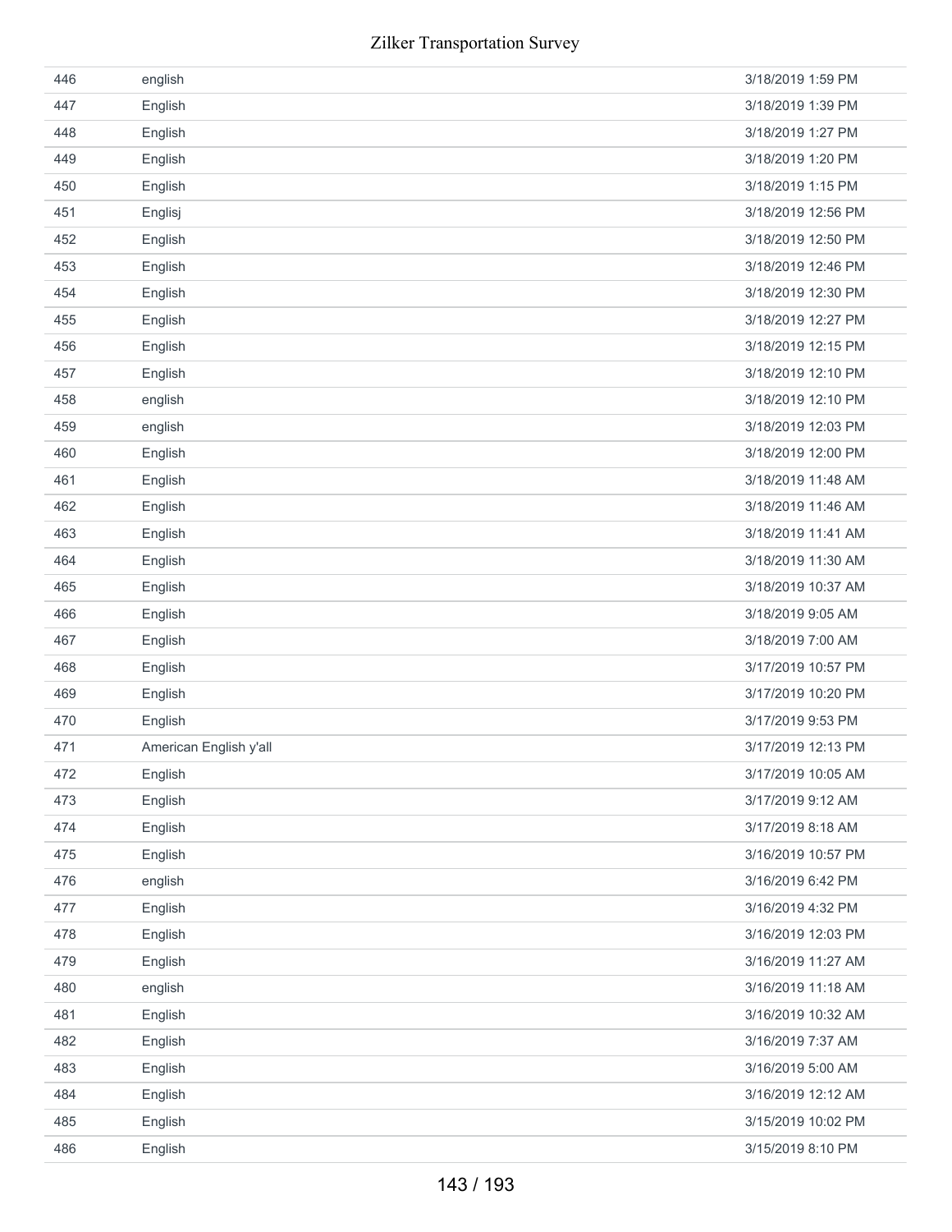| | | |
|---|---|---|
| 446 | english | 3/18/2019 1:59 PM |
| 447 | English | 3/18/2019 1:39 PM |
| 448 | English | 3/18/2019 1:27 PM |
| 449 | English | 3/18/2019 1:20 PM |
| 450 | English | 3/18/2019 1:15 PM |
| 451 | Englisj | 3/18/2019 12:56 PM |
| 452 | English | 3/18/2019 12:50 PM |
| 453 | English | 3/18/2019 12:46 PM |
| 454 | English | 3/18/2019 12:30 PM |
| 455 | English | 3/18/2019 12:27 PM |
| 456 | English | 3/18/2019 12:15 PM |
| 457 | English | 3/18/2019 12:10 PM |
| 458 | english | 3/18/2019 12:10 PM |
| 459 | english | 3/18/2019 12:03 PM |
| 460 | English | 3/18/2019 12:00 PM |
| 461 | English | 3/18/2019 11:48 AM |
| 462 | English | 3/18/2019 11:46 AM |
| 463 | English | 3/18/2019 11:41 AM |
| 464 | English | 3/18/2019 11:30 AM |
| 465 | English | 3/18/2019 10:37 AM |
| 466 | English | 3/18/2019 9:05 AM |
| 467 | English | 3/18/2019 7:00 AM |
| 468 | English | 3/17/2019 10:57 PM |
| 469 | English | 3/17/2019 10:20 PM |
| 470 | English | 3/17/2019 9:53 PM |
| 471 | American English y'all | 3/17/2019 12:13 PM |
| 472 | English | 3/17/2019 10:05 AM |
| 473 | English | 3/17/2019 9:12 AM |
| 474 | English | 3/17/2019 8:18 AM |
| 475 | English | 3/16/2019 10:57 PM |
| 476 | english | 3/16/2019 6:42 PM |
| 477 | English | 3/16/2019 4:32 PM |
| 478 | English | 3/16/2019 12:03 PM |
| 479 | English | 3/16/2019 11:27 AM |
| 480 | english | 3/16/2019 11:18 AM |
| 481 | English | 3/16/2019 10:32 AM |
| 482 | English | 3/16/2019 7:37 AM |
| 483 | English | 3/16/2019 5:00 AM |
| 484 | English | 3/16/2019 12:12 AM |
| 485 | English | 3/15/2019 10:02 PM |
| 486 | English | 3/15/2019 8:10 PM |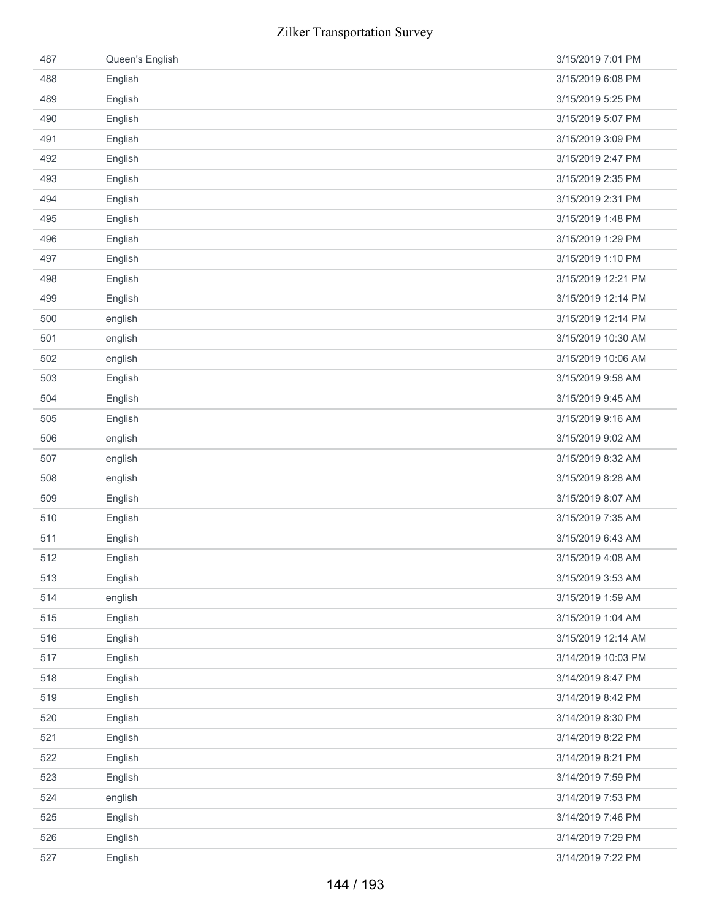| | | |
|---|---|---|
| 487 | Queen's English | 3/15/2019 7:01 PM |
| 488 | English | 3/15/2019 6:08 PM |
| 489 | English | 3/15/2019 5:25 PM |
| 490 | English | 3/15/2019 5:07 PM |
| 491 | English | 3/15/2019 3:09 PM |
| 492 | English | 3/15/2019 2:47 PM |
| 493 | English | 3/15/2019 2:35 PM |
| 494 | English | 3/15/2019 2:31 PM |
| 495 | English | 3/15/2019 1:48 PM |
| 496 | English | 3/15/2019 1:29 PM |
| 497 | English | 3/15/2019 1:10 PM |
| 498 | English | 3/15/2019 12:21 PM |
| 499 | English | 3/15/2019 12:14 PM |
| 500 | english | 3/15/2019 12:14 PM |
| 501 | english | 3/15/2019 10:30 AM |
| 502 | english | 3/15/2019 10:06 AM |
| 503 | English | 3/15/2019 9:58 AM |
| 504 | English | 3/15/2019 9:45 AM |
| 505 | English | 3/15/2019 9:16 AM |
| 506 | english | 3/15/2019 9:02 AM |
| 507 | english | 3/15/2019 8:32 AM |
| 508 | english | 3/15/2019 8:28 AM |
| 509 | English | 3/15/2019 8:07 AM |
| 510 | English | 3/15/2019 7:35 AM |
| 511 | English | 3/15/2019 6:43 AM |
| 512 | English | 3/15/2019 4:08 AM |
| 513 | English | 3/15/2019 3:53 AM |
| 514 | english | 3/15/2019 1:59 AM |
| 515 | English | 3/15/2019 1:04 AM |
| 516 | English | 3/15/2019 12:14 AM |
| 517 | English | 3/14/2019 10:03 PM |
| 518 | English | 3/14/2019 8:47 PM |
| 519 | English | 3/14/2019 8:42 PM |
| 520 | English | 3/14/2019 8:30 PM |
| 521 | English | 3/14/2019 8:22 PM |
| 522 | English | 3/14/2019 8:21 PM |
| 523 | English | 3/14/2019 7:59 PM |
| 524 | english | 3/14/2019 7:53 PM |
| 525 | English | 3/14/2019 7:46 PM |
| 526 | English | 3/14/2019 7:29 PM |
| 527 | English | 3/14/2019 7:22 PM |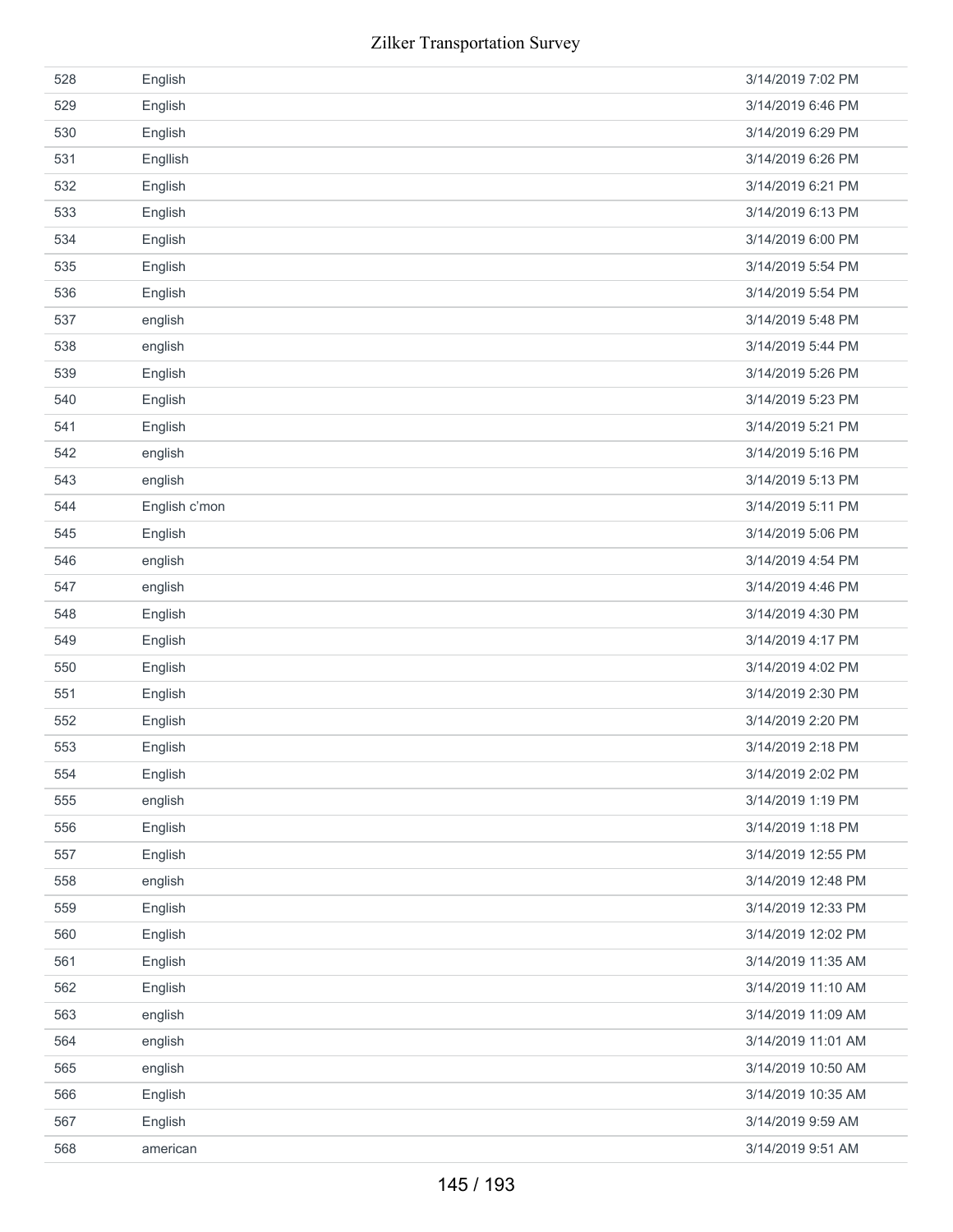| | | |
|---|---|---|
| 528 | English | 3/14/2019 7:02 PM |
| 529 | English | 3/14/2019 6:46 PM |
| 530 | English | 3/14/2019 6:29 PM |
| 531 | Engllish | 3/14/2019 6:26 PM |
| 532 | English | 3/14/2019 6:21 PM |
| 533 | English | 3/14/2019 6:13 PM |
| 534 | English | 3/14/2019 6:00 PM |
| 535 | English | 3/14/2019 5:54 PM |
| 536 | English | 3/14/2019 5:54 PM |
| 537 | english | 3/14/2019 5:48 PM |
| 538 | english | 3/14/2019 5:44 PM |
| 539 | English | 3/14/2019 5:26 PM |
| 540 | English | 3/14/2019 5:23 PM |
| 541 | English | 3/14/2019 5:21 PM |
| 542 | english | 3/14/2019 5:16 PM |
| 543 | english | 3/14/2019 5:13 PM |
| 544 | English c'mon | 3/14/2019 5:11 PM |
| 545 | English | 3/14/2019 5:06 PM |
| 546 | english | 3/14/2019 4:54 PM |
| 547 | english | 3/14/2019 4:46 PM |
| 548 | English | 3/14/2019 4:30 PM |
| 549 | English | 3/14/2019 4:17 PM |
| 550 | English | 3/14/2019 4:02 PM |
| 551 | English | 3/14/2019 2:30 PM |
| 552 | English | 3/14/2019 2:20 PM |
| 553 | English | 3/14/2019 2:18 PM |
| 554 | English | 3/14/2019 2:02 PM |
| 555 | english | 3/14/2019 1:19 PM |
| 556 | English | 3/14/2019 1:18 PM |
| 557 | English | 3/14/2019 12:55 PM |
| 558 | english | 3/14/2019 12:48 PM |
| 559 | English | 3/14/2019 12:33 PM |
| 560 | English | 3/14/2019 12:02 PM |
| 561 | English | 3/14/2019 11:35 AM |
| 562 | English | 3/14/2019 11:10 AM |
| 563 | english | 3/14/2019 11:09 AM |
| 564 | english | 3/14/2019 11:01 AM |
| 565 | english | 3/14/2019 10:50 AM |
| 566 | English | 3/14/2019 10:35 AM |
| 567 | English | 3/14/2019 9:59 AM |
| 568 | american | 3/14/2019 9:51 AM |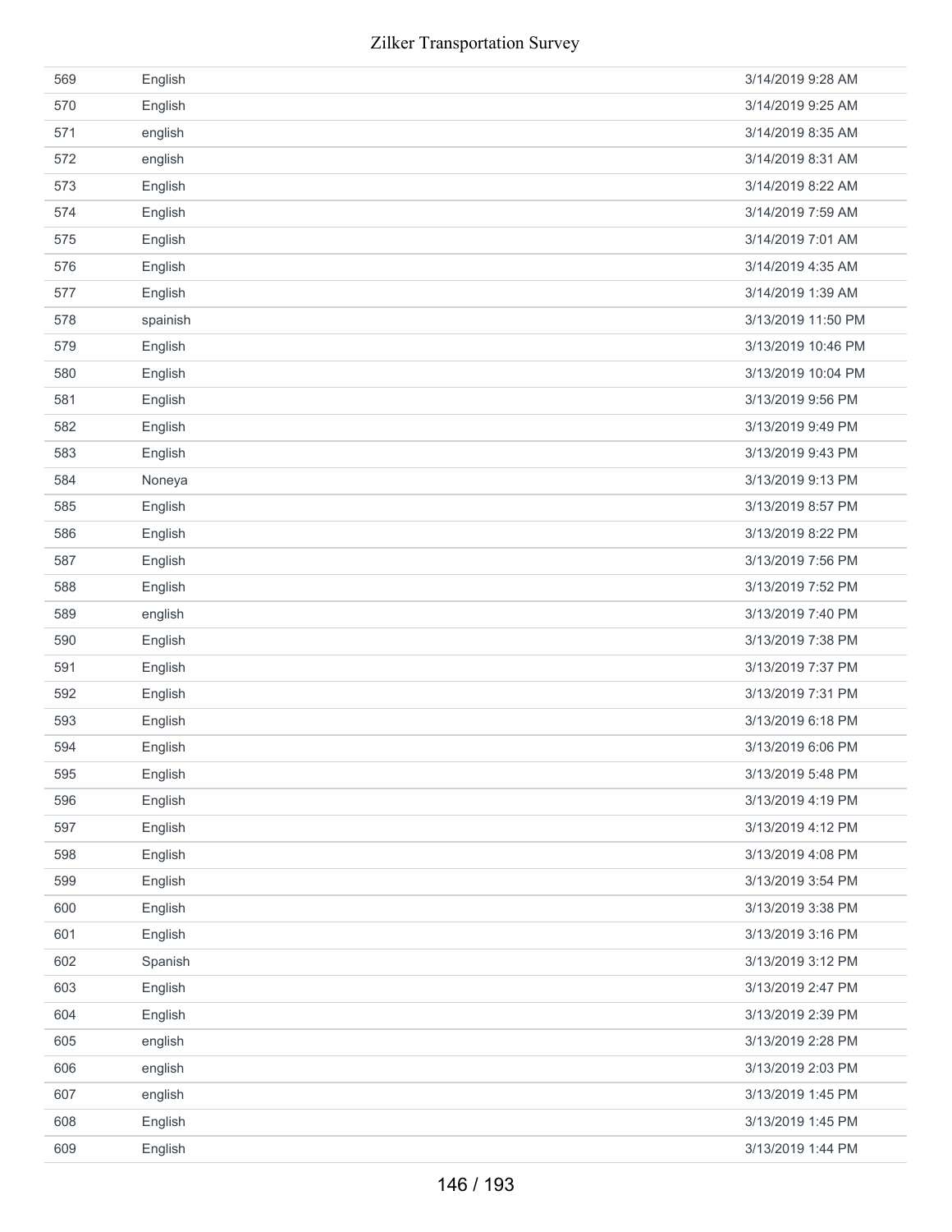| | | |
|---|---|---|
| 569 | English | 3/14/2019 9:28 AM |
| 570 | English | 3/14/2019 9:25 AM |
| 571 | english | 3/14/2019 8:35 AM |
| 572 | english | 3/14/2019 8:31 AM |
| 573 | English | 3/14/2019 8:22 AM |
| 574 | English | 3/14/2019 7:59 AM |
| 575 | English | 3/14/2019 7:01 AM |
| 576 | English | 3/14/2019 4:35 AM |
| 577 | English | 3/14/2019 1:39 AM |
| 578 | spainish | 3/13/2019 11:50 PM |
| 579 | English | 3/13/2019 10:46 PM |
| 580 | English | 3/13/2019 10:04 PM |
| 581 | English | 3/13/2019 9:56 PM |
| 582 | English | 3/13/2019 9:49 PM |
| 583 | English | 3/13/2019 9:43 PM |
| 584 | Noneya | 3/13/2019 9:13 PM |
| 585 | English | 3/13/2019 8:57 PM |
| 586 | English | 3/13/2019 8:22 PM |
| 587 | English | 3/13/2019 7:56 PM |
| 588 | English | 3/13/2019 7:52 PM |
| 589 | english | 3/13/2019 7:40 PM |
| 590 | English | 3/13/2019 7:38 PM |
| 591 | English | 3/13/2019 7:37 PM |
| 592 | English | 3/13/2019 7:31 PM |
| 593 | English | 3/13/2019 6:18 PM |
| 594 | English | 3/13/2019 6:06 PM |
| 595 | English | 3/13/2019 5:48 PM |
| 596 | English | 3/13/2019 4:19 PM |
| 597 | English | 3/13/2019 4:12 PM |
| 598 | English | 3/13/2019 4:08 PM |
| 599 | English | 3/13/2019 3:54 PM |
| 600 | English | 3/13/2019 3:38 PM |
| 601 | English | 3/13/2019 3:16 PM |
| 602 | Spanish | 3/13/2019 3:12 PM |
| 603 | English | 3/13/2019 2:47 PM |
| 604 | English | 3/13/2019 2:39 PM |
| 605 | english | 3/13/2019 2:28 PM |
| 606 | english | 3/13/2019 2:03 PM |
| 607 | english | 3/13/2019 1:45 PM |
| 608 | English | 3/13/2019 1:45 PM |
| 609 | English | 3/13/2019 1:44 PM |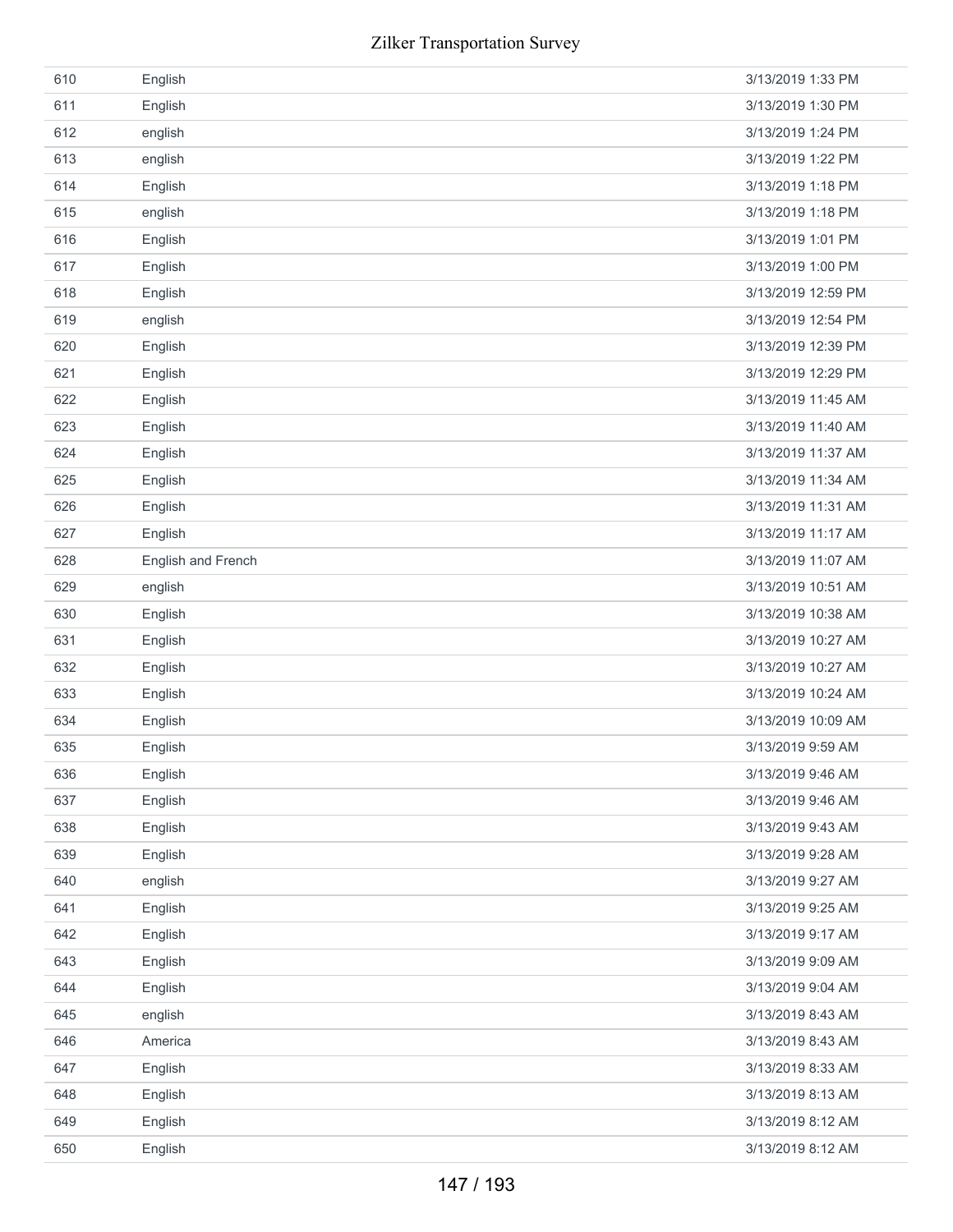| | | |
|---|---|---|
| 610 | English | 3/13/2019 1:33 PM |
| 611 | English | 3/13/2019 1:30 PM |
| 612 | english | 3/13/2019 1:24 PM |
| 613 | english | 3/13/2019 1:22 PM |
| 614 | English | 3/13/2019 1:18 PM |
| 615 | english | 3/13/2019 1:18 PM |
| 616 | English | 3/13/2019 1:01 PM |
| 617 | English | 3/13/2019 1:00 PM |
| 618 | English | 3/13/2019 12:59 PM |
| 619 | english | 3/13/2019 12:54 PM |
| 620 | English | 3/13/2019 12:39 PM |
| 621 | English | 3/13/2019 12:29 PM |
| 622 | English | 3/13/2019 11:45 AM |
| 623 | English | 3/13/2019 11:40 AM |
| 624 | English | 3/13/2019 11:37 AM |
| 625 | English | 3/13/2019 11:34 AM |
| 626 | English | 3/13/2019 11:31 AM |
| 627 | English | 3/13/2019 11:17 AM |
| 628 | English and French | 3/13/2019 11:07 AM |
| 629 | english | 3/13/2019 10:51 AM |
| 630 | English | 3/13/2019 10:38 AM |
| 631 | English | 3/13/2019 10:27 AM |
| 632 | English | 3/13/2019 10:27 AM |
| 633 | English | 3/13/2019 10:24 AM |
| 634 | English | 3/13/2019 10:09 AM |
| 635 | English | 3/13/2019 9:59 AM |
| 636 | English | 3/13/2019 9:46 AM |
| 637 | English | 3/13/2019 9:46 AM |
| 638 | English | 3/13/2019 9:43 AM |
| 639 | English | 3/13/2019 9:28 AM |
| 640 | english | 3/13/2019 9:27 AM |
| 641 | English | 3/13/2019 9:25 AM |
| 642 | English | 3/13/2019 9:17 AM |
| 643 | English | 3/13/2019 9:09 AM |
| 644 | English | 3/13/2019 9:04 AM |
| 645 | english | 3/13/2019 8:43 AM |
| 646 | America | 3/13/2019 8:43 AM |
| 647 | English | 3/13/2019 8:33 AM |
| 648 | English | 3/13/2019 8:13 AM |
| 649 | English | 3/13/2019 8:12 AM |
| 650 | English | 3/13/2019 8:12 AM |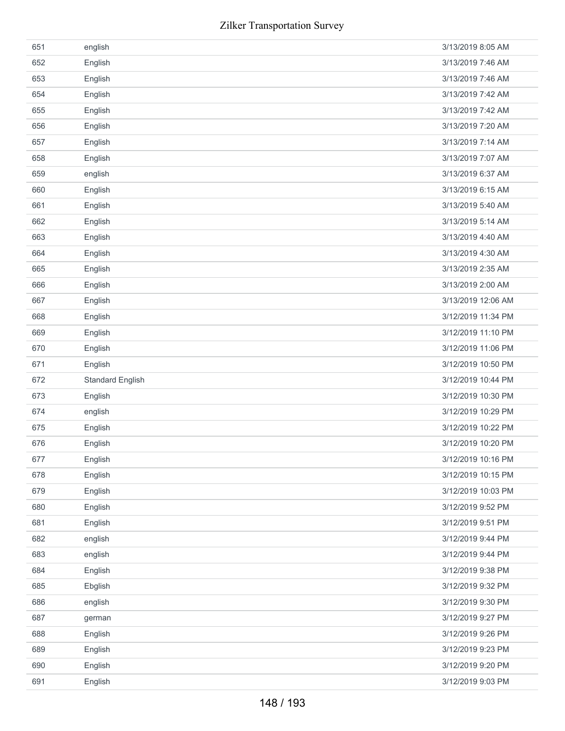| | | |
|---|---|---|
| 651 | english | 3/13/2019 8:05 AM |
| 652 | English | 3/13/2019 7:46 AM |
| 653 | English | 3/13/2019 7:46 AM |
| 654 | English | 3/13/2019 7:42 AM |
| 655 | English | 3/13/2019 7:42 AM |
| 656 | English | 3/13/2019 7:20 AM |
| 657 | English | 3/13/2019 7:14 AM |
| 658 | English | 3/13/2019 7:07 AM |
| 659 | english | 3/13/2019 6:37 AM |
| 660 | English | 3/13/2019 6:15 AM |
| 661 | English | 3/13/2019 5:40 AM |
| 662 | English | 3/13/2019 5:14 AM |
| 663 | English | 3/13/2019 4:40 AM |
| 664 | English | 3/13/2019 4:30 AM |
| 665 | English | 3/13/2019 2:35 AM |
| 666 | English | 3/13/2019 2:00 AM |
| 667 | English | 3/13/2019 12:06 AM |
| 668 | English | 3/12/2019 11:34 PM |
| 669 | English | 3/12/2019 11:10 PM |
| 670 | English | 3/12/2019 11:06 PM |
| 671 | English | 3/12/2019 10:50 PM |
| 672 | Standard English | 3/12/2019 10:44 PM |
| 673 | English | 3/12/2019 10:30 PM |
| 674 | english | 3/12/2019 10:29 PM |
| 675 | English | 3/12/2019 10:22 PM |
| 676 | English | 3/12/2019 10:20 PM |
| 677 | English | 3/12/2019 10:16 PM |
| 678 | English | 3/12/2019 10:15 PM |
| 679 | English | 3/12/2019 10:03 PM |
| 680 | English | 3/12/2019 9:52 PM |
| 681 | English | 3/12/2019 9:51 PM |
| 682 | english | 3/12/2019 9:44 PM |
| 683 | english | 3/12/2019 9:44 PM |
| 684 | English | 3/12/2019 9:38 PM |
| 685 | Ebglish | 3/12/2019 9:32 PM |
| 686 | english | 3/12/2019 9:30 PM |
| 687 | german | 3/12/2019 9:27 PM |
| 688 | English | 3/12/2019 9:26 PM |
| 689 | English | 3/12/2019 9:23 PM |
| 690 | English | 3/12/2019 9:20 PM |
| 691 | English | 3/12/2019 9:03 PM |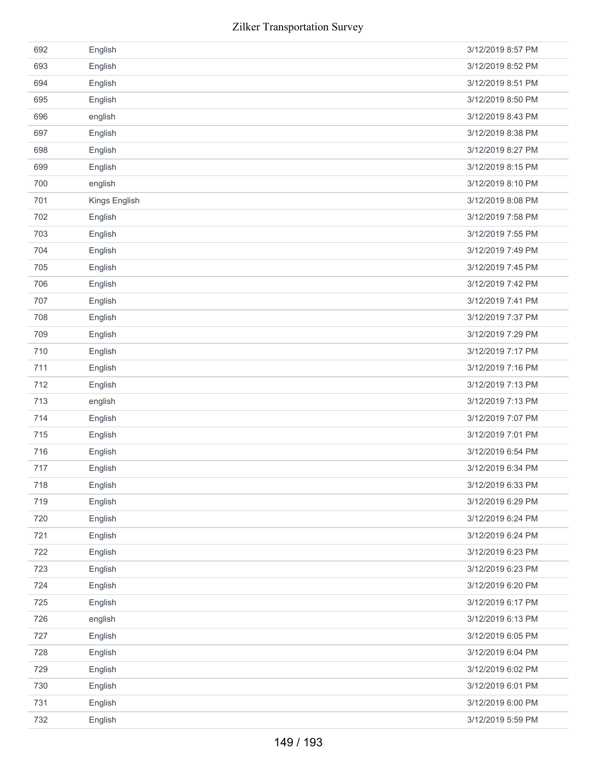| | | |
|---|---|---|
| 692 | English | 3/12/2019 8:57 PM |
| 693 | English | 3/12/2019 8:52 PM |
| 694 | English | 3/12/2019 8:51 PM |
| 695 | English | 3/12/2019 8:50 PM |
| 696 | english | 3/12/2019 8:43 PM |
| 697 | English | 3/12/2019 8:38 PM |
| 698 | English | 3/12/2019 8:27 PM |
| 699 | English | 3/12/2019 8:15 PM |
| 700 | english | 3/12/2019 8:10 PM |
| 701 | Kings English | 3/12/2019 8:08 PM |
| 702 | English | 3/12/2019 7:58 PM |
| 703 | English | 3/12/2019 7:55 PM |
| 704 | English | 3/12/2019 7:49 PM |
| 705 | English | 3/12/2019 7:45 PM |
| 706 | English | 3/12/2019 7:42 PM |
| 707 | English | 3/12/2019 7:41 PM |
| 708 | English | 3/12/2019 7:37 PM |
| 709 | English | 3/12/2019 7:29 PM |
| 710 | English | 3/12/2019 7:17 PM |
| 711 | English | 3/12/2019 7:16 PM |
| 712 | English | 3/12/2019 7:13 PM |
| 713 | english | 3/12/2019 7:13 PM |
| 714 | English | 3/12/2019 7:07 PM |
| 715 | English | 3/12/2019 7:01 PM |
| 716 | English | 3/12/2019 6:54 PM |
| 717 | English | 3/12/2019 6:34 PM |
| 718 | English | 3/12/2019 6:33 PM |
| 719 | English | 3/12/2019 6:29 PM |
| 720 | English | 3/12/2019 6:24 PM |
| 721 | English | 3/12/2019 6:24 PM |
| 722 | English | 3/12/2019 6:23 PM |
| 723 | English | 3/12/2019 6:23 PM |
| 724 | English | 3/12/2019 6:20 PM |
| 725 | English | 3/12/2019 6:17 PM |
| 726 | english | 3/12/2019 6:13 PM |
| 727 | English | 3/12/2019 6:05 PM |
| 728 | English | 3/12/2019 6:04 PM |
| 729 | English | 3/12/2019 6:02 PM |
| 730 | English | 3/12/2019 6:01 PM |
| 731 | English | 3/12/2019 6:00 PM |
| 732 | English | 3/12/2019 5:59 PM |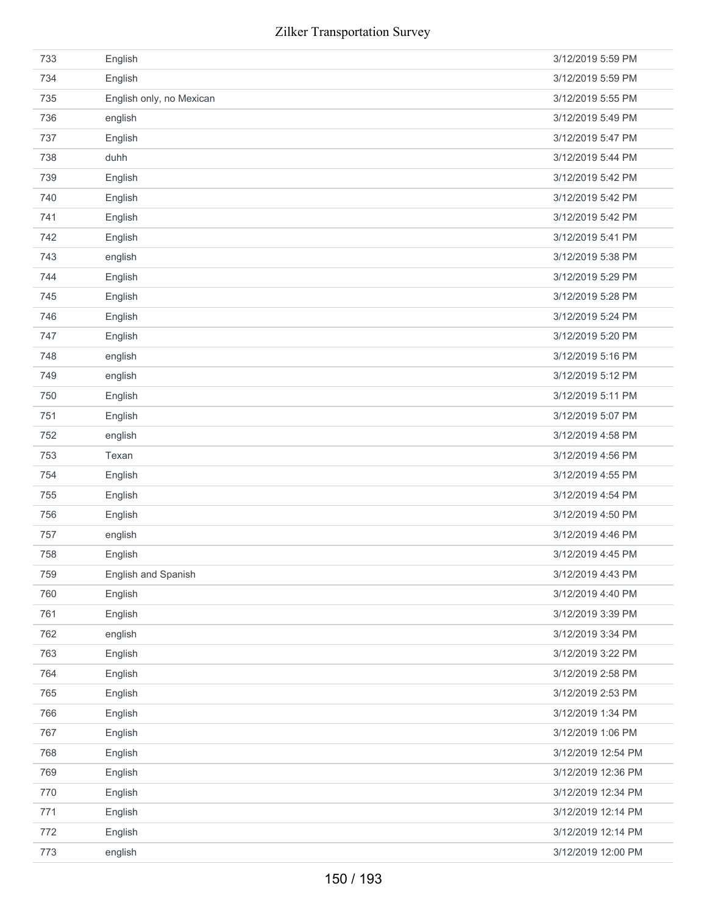| | | |
|---|---|---|
| 733 | English | 3/12/2019 5:59 PM |
| 734 | English | 3/12/2019 5:59 PM |
| 735 | English only, no Mexican | 3/12/2019 5:55 PM |
| 736 | english | 3/12/2019 5:49 PM |
| 737 | English | 3/12/2019 5:47 PM |
| 738 | duhh | 3/12/2019 5:44 PM |
| 739 | English | 3/12/2019 5:42 PM |
| 740 | English | 3/12/2019 5:42 PM |
| 741 | English | 3/12/2019 5:42 PM |
| 742 | English | 3/12/2019 5:41 PM |
| 743 | english | 3/12/2019 5:38 PM |
| 744 | English | 3/12/2019 5:29 PM |
| 745 | English | 3/12/2019 5:28 PM |
| 746 | English | 3/12/2019 5:24 PM |
| 747 | English | 3/12/2019 5:20 PM |
| 748 | english | 3/12/2019 5:16 PM |
| 749 | english | 3/12/2019 5:12 PM |
| 750 | English | 3/12/2019 5:11 PM |
| 751 | English | 3/12/2019 5:07 PM |
| 752 | english | 3/12/2019 4:58 PM |
| 753 | Texan | 3/12/2019 4:56 PM |
| 754 | English | 3/12/2019 4:55 PM |
| 755 | English | 3/12/2019 4:54 PM |
| 756 | English | 3/12/2019 4:50 PM |
| 757 | english | 3/12/2019 4:46 PM |
| 758 | English | 3/12/2019 4:45 PM |
| 759 | English and Spanish | 3/12/2019 4:43 PM |
| 760 | English | 3/12/2019 4:40 PM |
| 761 | English | 3/12/2019 3:39 PM |
| 762 | english | 3/12/2019 3:34 PM |
| 763 | English | 3/12/2019 3:22 PM |
| 764 | English | 3/12/2019 2:58 PM |
| 765 | English | 3/12/2019 2:53 PM |
| 766 | English | 3/12/2019 1:34 PM |
| 767 | English | 3/12/2019 1:06 PM |
| 768 | English | 3/12/2019 12:54 PM |
| 769 | English | 3/12/2019 12:36 PM |
| 770 | English | 3/12/2019 12:34 PM |
| 771 | English | 3/12/2019 12:14 PM |
| 772 | English | 3/12/2019 12:14 PM |
| 773 | english | 3/12/2019 12:00 PM |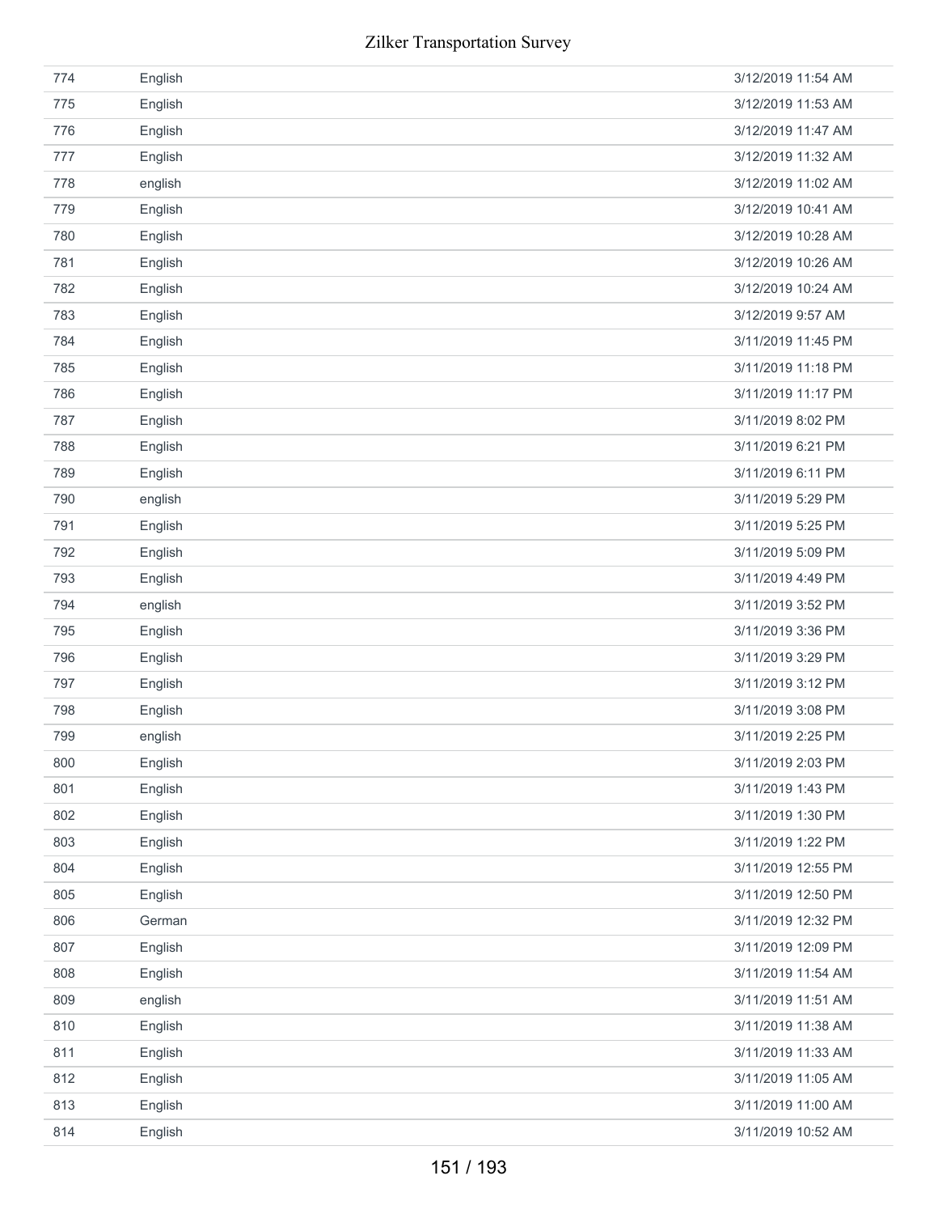| | | |
|---|---|---|
| 774 | English | 3/12/2019 11:54 AM |
| 775 | English | 3/12/2019 11:53 AM |
| 776 | English | 3/12/2019 11:47 AM |
| 777 | English | 3/12/2019 11:32 AM |
| 778 | english | 3/12/2019 11:02 AM |
| 779 | English | 3/12/2019 10:41 AM |
| 780 | English | 3/12/2019 10:28 AM |
| 781 | English | 3/12/2019 10:26 AM |
| 782 | English | 3/12/2019 10:24 AM |
| 783 | English | 3/12/2019 9:57 AM |
| 784 | English | 3/11/2019 11:45 PM |
| 785 | English | 3/11/2019 11:18 PM |
| 786 | English | 3/11/2019 11:17 PM |
| 787 | English | 3/11/2019 8:02 PM |
| 788 | English | 3/11/2019 6:21 PM |
| 789 | English | 3/11/2019 6:11 PM |
| 790 | english | 3/11/2019 5:29 PM |
| 791 | English | 3/11/2019 5:25 PM |
| 792 | English | 3/11/2019 5:09 PM |
| 793 | English | 3/11/2019 4:49 PM |
| 794 | english | 3/11/2019 3:52 PM |
| 795 | English | 3/11/2019 3:36 PM |
| 796 | English | 3/11/2019 3:29 PM |
| 797 | English | 3/11/2019 3:12 PM |
| 798 | English | 3/11/2019 3:08 PM |
| 799 | english | 3/11/2019 2:25 PM |
| 800 | English | 3/11/2019 2:03 PM |
| 801 | English | 3/11/2019 1:43 PM |
| 802 | English | 3/11/2019 1:30 PM |
| 803 | English | 3/11/2019 1:22 PM |
| 804 | English | 3/11/2019 12:55 PM |
| 805 | English | 3/11/2019 12:50 PM |
| 806 | German | 3/11/2019 12:32 PM |
| 807 | English | 3/11/2019 12:09 PM |
| 808 | English | 3/11/2019 11:54 AM |
| 809 | english | 3/11/2019 11:51 AM |
| 810 | English | 3/11/2019 11:38 AM |
| 811 | English | 3/11/2019 11:33 AM |
| 812 | English | 3/11/2019 11:05 AM |
| 813 | English | 3/11/2019 11:00 AM |
| 814 | English | 3/11/2019 10:52 AM |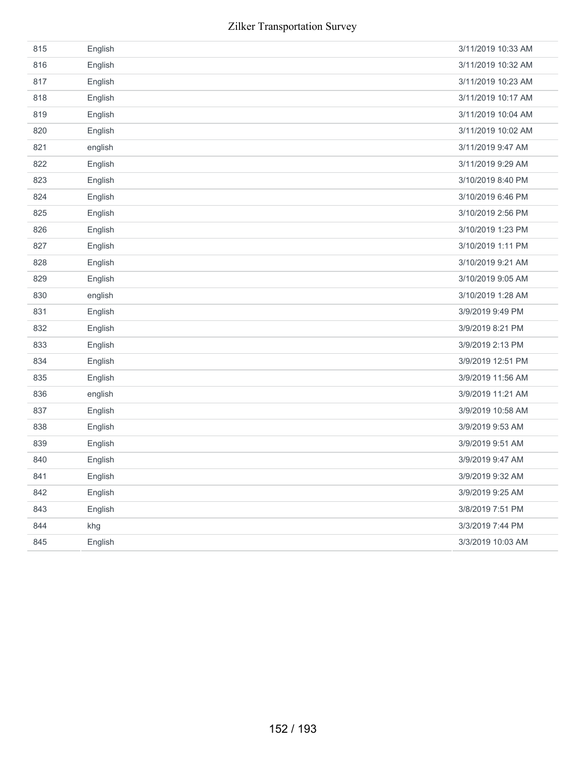| | | |
|---|---|---|
| 815 | English | 3/11/2019 10:33 AM |
| 816 | English | 3/11/2019 10:32 AM |
| 817 | English | 3/11/2019 10:23 AM |
| 818 | English | 3/11/2019 10:17 AM |
| 819 | English | 3/11/2019 10:04 AM |
| 820 | English | 3/11/2019 10:02 AM |
| 821 | english | 3/11/2019 9:47 AM |
| 822 | English | 3/11/2019 9:29 AM |
| 823 | English | 3/10/2019 8:40 PM |
| 824 | English | 3/10/2019 6:46 PM |
| 825 | English | 3/10/2019 2:56 PM |
| 826 | English | 3/10/2019 1:23 PM |
| 827 | English | 3/10/2019 1:11 PM |
| 828 | English | 3/10/2019 9:21 AM |
| 829 | English | 3/10/2019 9:05 AM |
| 830 | english | 3/10/2019 1:28 AM |
| 831 | English | 3/9/2019 9:49 PM |
| 832 | English | 3/9/2019 8:21 PM |
| 833 | English | 3/9/2019 2:13 PM |
| 834 | English | 3/9/2019 12:51 PM |
| 835 | English | 3/9/2019 11:56 AM |
| 836 | english | 3/9/2019 11:21 AM |
| 837 | English | 3/9/2019 10:58 AM |
| 838 | English | 3/9/2019 9:53 AM |
| 839 | English | 3/9/2019 9:51 AM |
| 840 | English | 3/9/2019 9:47 AM |
| 841 | English | 3/9/2019 9:32 AM |
| 842 | English | 3/9/2019 9:25 AM |
| 843 | English | 3/8/2019 7:51 PM |
| 844 | khg | 3/3/2019 7:44 PM |
| 845 | English | 3/3/2019 10:03 AM |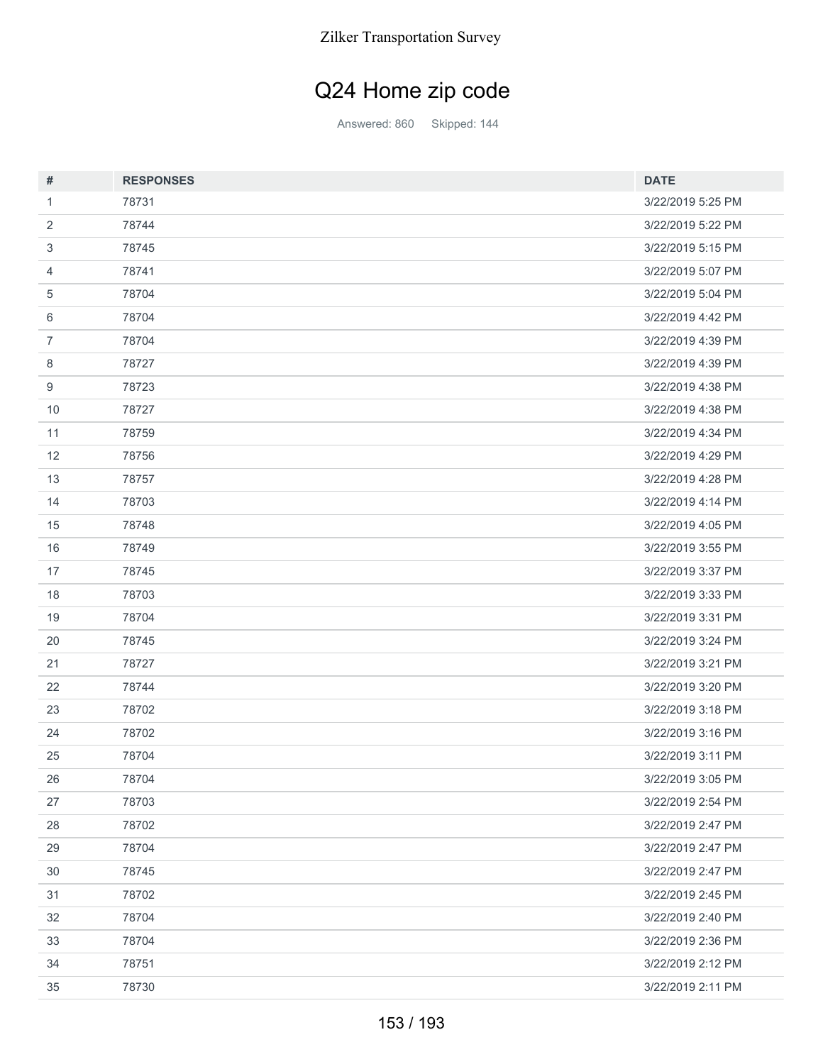# Q24 Home zip code

Answered: 860 Skipped: 144

| # | RESPONSES | DATE |
|---|---|---|
| 1 | 78731 | 3/22/2019 5:25 PM |
| 2 | 78744 | 3/22/2019 5:22 PM |
| 3 | 78745 | 3/22/2019 5:15 PM |
| 4 | 78741 | 3/22/2019 5:07 PM |
| 5 | 78704 | 3/22/2019 5:04 PM |
| 6 | 78704 | 3/22/2019 4:42 PM |
| 7 | 78704 | 3/22/2019 4:39 PM |
| 8 | 78727 | 3/22/2019 4:39 PM |
| 9 | 78723 | 3/22/2019 4:38 PM |
| 10 | 78727 | 3/22/2019 4:38 PM |
| 11 | 78759 | 3/22/2019 4:34 PM |
| 12 | 78756 | 3/22/2019 4:29 PM |
| 13 | 78757 | 3/22/2019 4:28 PM |
| 14 | 78703 | 3/22/2019 4:14 PM |
| 15 | 78748 | 3/22/2019 4:05 PM |
| 16 | 78749 | 3/22/2019 3:55 PM |
| 17 | 78745 | 3/22/2019 3:37 PM |
| 18 | 78703 | 3/22/2019 3:33 PM |
| 19 | 78704 | 3/22/2019 3:31 PM |
| 20 | 78745 | 3/22/2019 3:24 PM |
| 21 | 78727 | 3/22/2019 3:21 PM |
| 22 | 78744 | 3/22/2019 3:20 PM |
| 23 | 78702 | 3/22/2019 3:18 PM |
| 24 | 78702 | 3/22/2019 3:16 PM |
| 25 | 78704 | 3/22/2019 3:11 PM |
| 26 | 78704 | 3/22/2019 3:05 PM |
| 27 | 78703 | 3/22/2019 2:54 PM |
| 28 | 78702 | 3/22/2019 2:47 PM |
| 29 | 78704 | 3/22/2019 2:47 PM |
| 30 | 78745 | 3/22/2019 2:47 PM |
| 31 | 78702 | 3/22/2019 2:45 PM |
| 32 | 78704 | 3/22/2019 2:40 PM |
| 33 | 78704 | 3/22/2019 2:36 PM |
| 34 | 78751 | 3/22/2019 2:12 PM |
| 35 | 78730 | 3/22/2019 2:11 PM |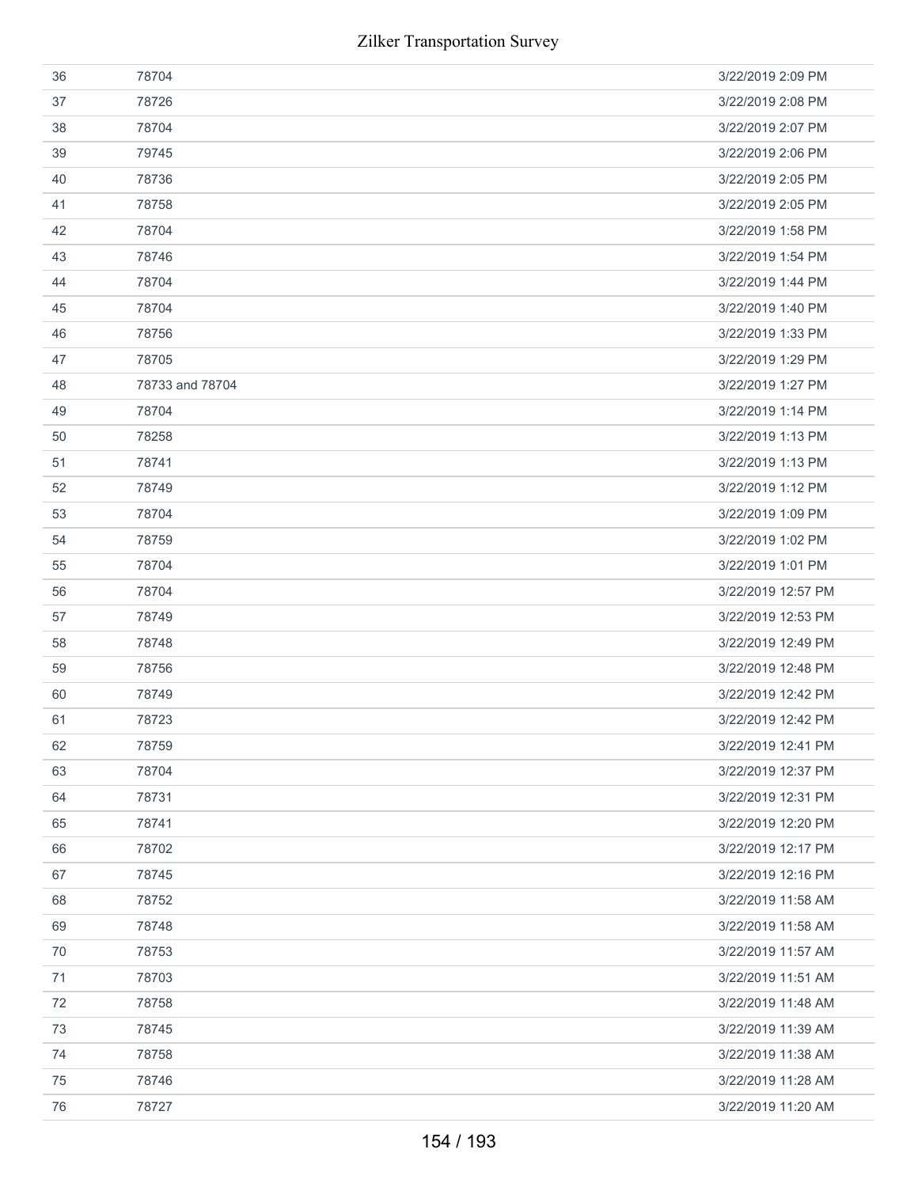| | | |
|---|---|---|
| 36 | 78704 | 3/22/2019 2:09 PM |
| 37 | 78726 | 3/22/2019 2:08 PM |
| 38 | 78704 | 3/22/2019 2:07 PM |
| 39 | 79745 | 3/22/2019 2:06 PM |
| 40 | 78736 | 3/22/2019 2:05 PM |
| 41 | 78758 | 3/22/2019 2:05 PM |
| 42 | 78704 | 3/22/2019 1:58 PM |
| 43 | 78746 | 3/22/2019 1:54 PM |
| 44 | 78704 | 3/22/2019 1:44 PM |
| 45 | 78704 | 3/22/2019 1:40 PM |
| 46 | 78756 | 3/22/2019 1:33 PM |
| 47 | 78705 | 3/22/2019 1:29 PM |
| 48 | 78733 and 78704 | 3/22/2019 1:27 PM |
| 49 | 78704 | 3/22/2019 1:14 PM |
| 50 | 78258 | 3/22/2019 1:13 PM |
| 51 | 78741 | 3/22/2019 1:13 PM |
| 52 | 78749 | 3/22/2019 1:12 PM |
| 53 | 78704 | 3/22/2019 1:09 PM |
| 54 | 78759 | 3/22/2019 1:02 PM |
| 55 | 78704 | 3/22/2019 1:01 PM |
| 56 | 78704 | 3/22/2019 12:57 PM |
| 57 | 78749 | 3/22/2019 12:53 PM |
| 58 | 78748 | 3/22/2019 12:49 PM |
| 59 | 78756 | 3/22/2019 12:48 PM |
| 60 | 78749 | 3/22/2019 12:42 PM |
| 61 | 78723 | 3/22/2019 12:42 PM |
| 62 | 78759 | 3/22/2019 12:41 PM |
| 63 | 78704 | 3/22/2019 12:37 PM |
| 64 | 78731 | 3/22/2019 12:31 PM |
| 65 | 78741 | 3/22/2019 12:20 PM |
| 66 | 78702 | 3/22/2019 12:17 PM |
| 67 | 78745 | 3/22/2019 12:16 PM |
| 68 | 78752 | 3/22/2019 11:58 AM |
| 69 | 78748 | 3/22/2019 11:58 AM |
| 70 | 78753 | 3/22/2019 11:57 AM |
| 71 | 78703 | 3/22/2019 11:51 AM |
| 72 | 78758 | 3/22/2019 11:48 AM |
| 73 | 78745 | 3/22/2019 11:39 AM |
| 74 | 78758 | 3/22/2019 11:38 AM |
| 75 | 78746 | 3/22/2019 11:28 AM |
| 76 | 78727 | 3/22/2019 11:20 AM |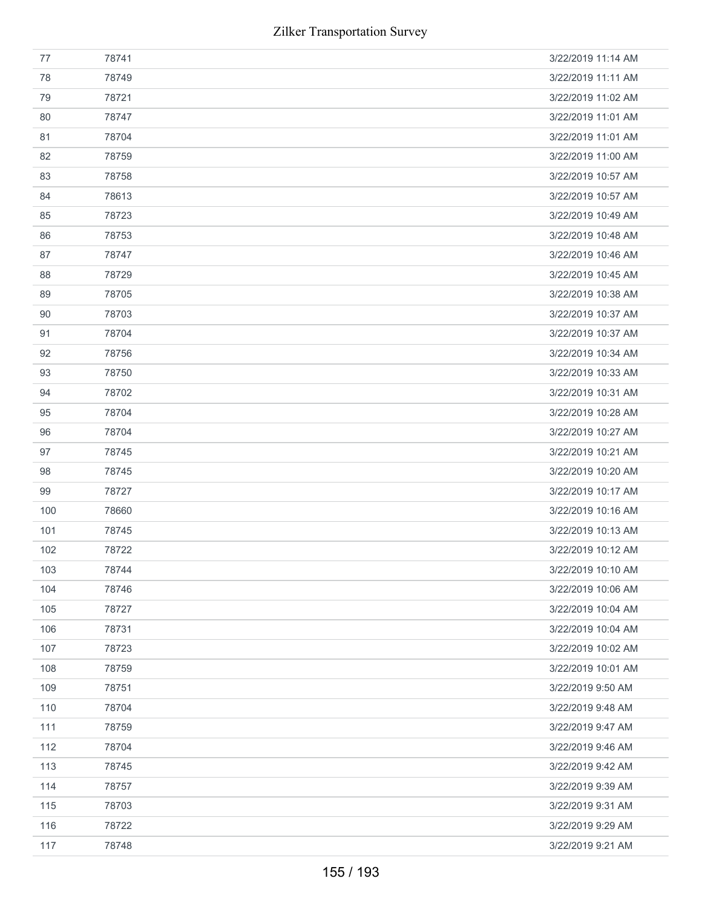| | | |
|---|---|---|
| 77 | 78741 | 3/22/2019 11:14 AM |
| 78 | 78749 | 3/22/2019 11:11 AM |
| 79 | 78721 | 3/22/2019 11:02 AM |
| 80 | 78747 | 3/22/2019 11:01 AM |
| 81 | 78704 | 3/22/2019 11:01 AM |
| 82 | 78759 | 3/22/2019 11:00 AM |
| 83 | 78758 | 3/22/2019 10:57 AM |
| 84 | 78613 | 3/22/2019 10:57 AM |
| 85 | 78723 | 3/22/2019 10:49 AM |
| 86 | 78753 | 3/22/2019 10:48 AM |
| 87 | 78747 | 3/22/2019 10:46 AM |
| 88 | 78729 | 3/22/2019 10:45 AM |
| 89 | 78705 | 3/22/2019 10:38 AM |
| 90 | 78703 | 3/22/2019 10:37 AM |
| 91 | 78704 | 3/22/2019 10:37 AM |
| 92 | 78756 | 3/22/2019 10:34 AM |
| 93 | 78750 | 3/22/2019 10:33 AM |
| 94 | 78702 | 3/22/2019 10:31 AM |
| 95 | 78704 | 3/22/2019 10:28 AM |
| 96 | 78704 | 3/22/2019 10:27 AM |
| 97 | 78745 | 3/22/2019 10:21 AM |
| 98 | 78745 | 3/22/2019 10:20 AM |
| 99 | 78727 | 3/22/2019 10:17 AM |
| 100 | 78660 | 3/22/2019 10:16 AM |
| 101 | 78745 | 3/22/2019 10:13 AM |
| 102 | 78722 | 3/22/2019 10:12 AM |
| 103 | 78744 | 3/22/2019 10:10 AM |
| 104 | 78746 | 3/22/2019 10:06 AM |
| 105 | 78727 | 3/22/2019 10:04 AM |
| 106 | 78731 | 3/22/2019 10:04 AM |
| 107 | 78723 | 3/22/2019 10:02 AM |
| 108 | 78759 | 3/22/2019 10:01 AM |
| 109 | 78751 | 3/22/2019 9:50 AM |
| 110 | 78704 | 3/22/2019 9:48 AM |
| 111 | 78759 | 3/22/2019 9:47 AM |
| 112 | 78704 | 3/22/2019 9:46 AM |
| 113 | 78745 | 3/22/2019 9:42 AM |
| 114 | 78757 | 3/22/2019 9:39 AM |
| 115 | 78703 | 3/22/2019 9:31 AM |
| 116 | 78722 | 3/22/2019 9:29 AM |
| 117 | 78748 | 3/22/2019 9:21 AM |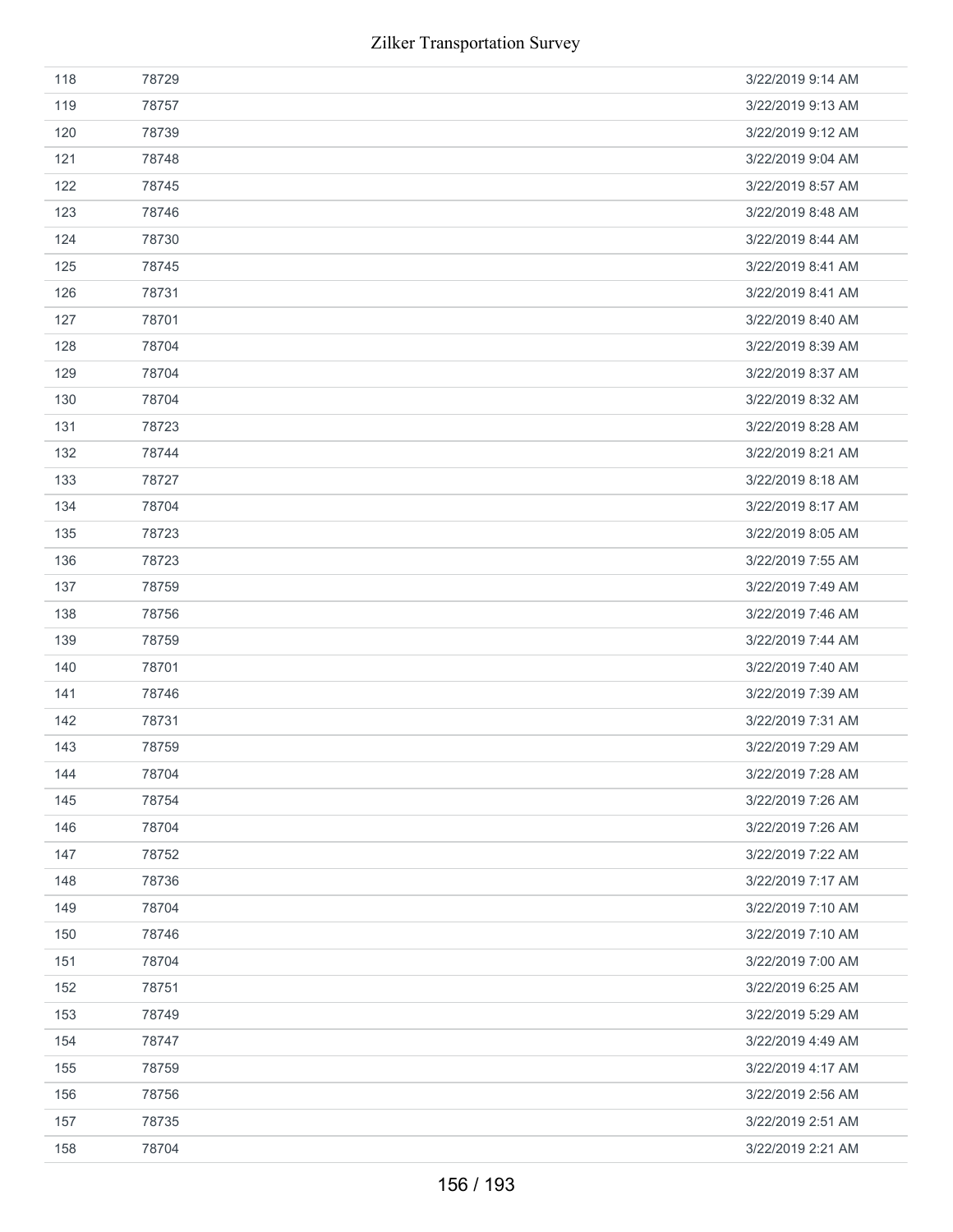| | | |
|---|---|---|
| 118 | 78729 | 3/22/2019 9:14 AM |
| 119 | 78757 | 3/22/2019 9:13 AM |
| 120 | 78739 | 3/22/2019 9:12 AM |
| 121 | 78748 | 3/22/2019 9:04 AM |
| 122 | 78745 | 3/22/2019 8:57 AM |
| 123 | 78746 | 3/22/2019 8:48 AM |
| 124 | 78730 | 3/22/2019 8:44 AM |
| 125 | 78745 | 3/22/2019 8:41 AM |
| 126 | 78731 | 3/22/2019 8:41 AM |
| 127 | 78701 | 3/22/2019 8:40 AM |
| 128 | 78704 | 3/22/2019 8:39 AM |
| 129 | 78704 | 3/22/2019 8:37 AM |
| 130 | 78704 | 3/22/2019 8:32 AM |
| 131 | 78723 | 3/22/2019 8:28 AM |
| 132 | 78744 | 3/22/2019 8:21 AM |
| 133 | 78727 | 3/22/2019 8:18 AM |
| 134 | 78704 | 3/22/2019 8:17 AM |
| 135 | 78723 | 3/22/2019 8:05 AM |
| 136 | 78723 | 3/22/2019 7:55 AM |
| 137 | 78759 | 3/22/2019 7:49 AM |
| 138 | 78756 | 3/22/2019 7:46 AM |
| 139 | 78759 | 3/22/2019 7:44 AM |
| 140 | 78701 | 3/22/2019 7:40 AM |
| 141 | 78746 | 3/22/2019 7:39 AM |
| 142 | 78731 | 3/22/2019 7:31 AM |
| 143 | 78759 | 3/22/2019 7:29 AM |
| 144 | 78704 | 3/22/2019 7:28 AM |
| 145 | 78754 | 3/22/2019 7:26 AM |
| 146 | 78704 | 3/22/2019 7:26 AM |
| 147 | 78752 | 3/22/2019 7:22 AM |
| 148 | 78736 | 3/22/2019 7:17 AM |
| 149 | 78704 | 3/22/2019 7:10 AM |
| 150 | 78746 | 3/22/2019 7:10 AM |
| 151 | 78704 | 3/22/2019 7:00 AM |
| 152 | 78751 | 3/22/2019 6:25 AM |
| 153 | 78749 | 3/22/2019 5:29 AM |
| 154 | 78747 | 3/22/2019 4:49 AM |
| 155 | 78759 | 3/22/2019 4:17 AM |
| 156 | 78756 | 3/22/2019 2:56 AM |
| 157 | 78735 | 3/22/2019 2:51 AM |
| 158 | 78704 | 3/22/2019 2:21 AM |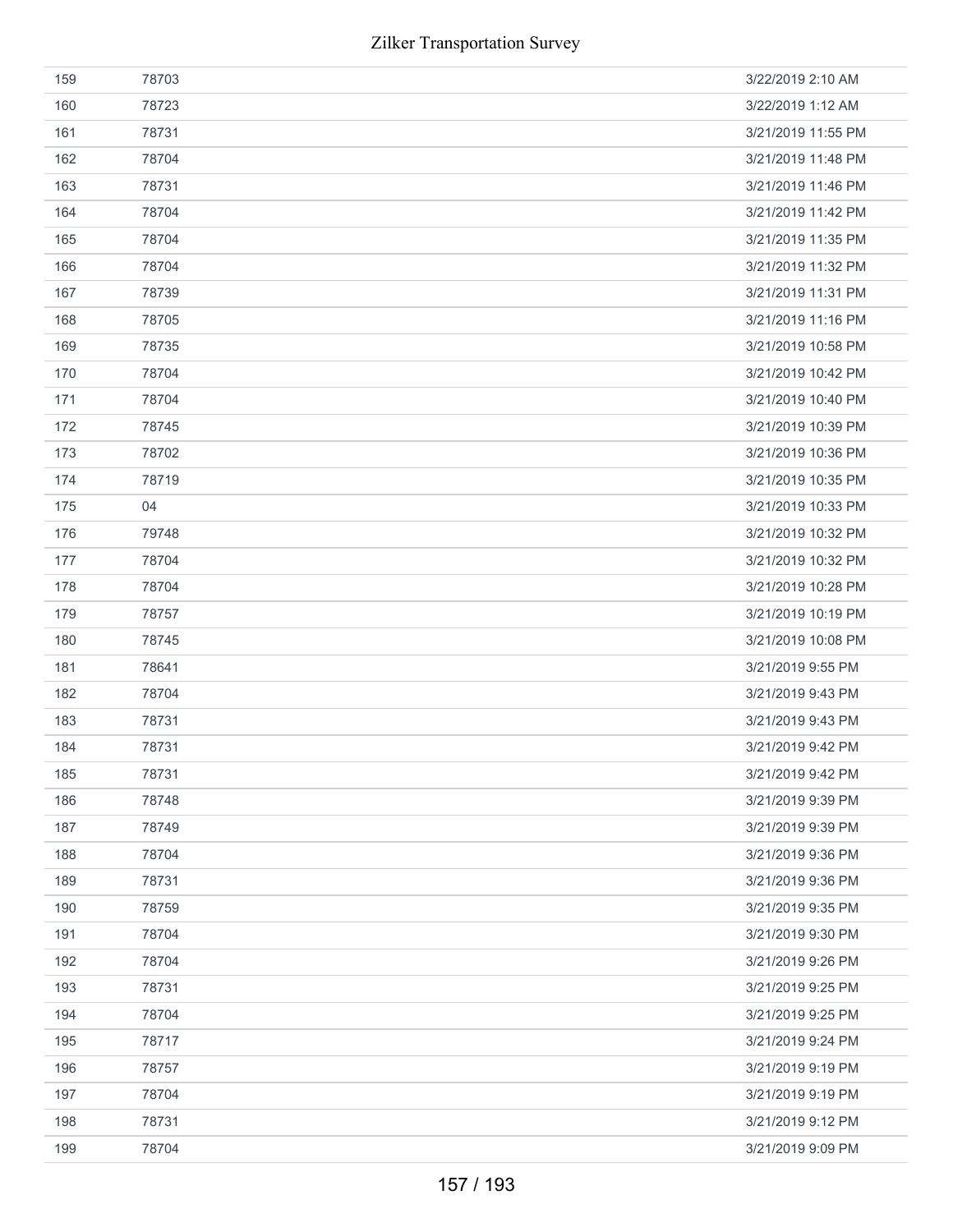| | | |
|---|---|---|
| 159 | 78703 | 3/22/2019 2:10 AM |
| 160 | 78723 | 3/22/2019 1:12 AM |
| 161 | 78731 | 3/21/2019 11:55 PM |
| 162 | 78704 | 3/21/2019 11:48 PM |
| 163 | 78731 | 3/21/2019 11:46 PM |
| 164 | 78704 | 3/21/2019 11:42 PM |
| 165 | 78704 | 3/21/2019 11:35 PM |
| 166 | 78704 | 3/21/2019 11:32 PM |
| 167 | 78739 | 3/21/2019 11:31 PM |
| 168 | 78705 | 3/21/2019 11:16 PM |
| 169 | 78735 | 3/21/2019 10:58 PM |
| 170 | 78704 | 3/21/2019 10:42 PM |
| 171 | 78704 | 3/21/2019 10:40 PM |
| 172 | 78745 | 3/21/2019 10:39 PM |
| 173 | 78702 | 3/21/2019 10:36 PM |
| 174 | 78719 | 3/21/2019 10:35 PM |
| 175 | 04 | 3/21/2019 10:33 PM |
| 176 | 79748 | 3/21/2019 10:32 PM |
| 177 | 78704 | 3/21/2019 10:32 PM |
| 178 | 78704 | 3/21/2019 10:28 PM |
| 179 | 78757 | 3/21/2019 10:19 PM |
| 180 | 78745 | 3/21/2019 10:08 PM |
| 181 | 78641 | 3/21/2019 9:55 PM |
| 182 | 78704 | 3/21/2019 9:43 PM |
| 183 | 78731 | 3/21/2019 9:43 PM |
| 184 | 78731 | 3/21/2019 9:42 PM |
| 185 | 78731 | 3/21/2019 9:42 PM |
| 186 | 78748 | 3/21/2019 9:39 PM |
| 187 | 78749 | 3/21/2019 9:39 PM |
| 188 | 78704 | 3/21/2019 9:36 PM |
| 189 | 78731 | 3/21/2019 9:36 PM |
| 190 | 78759 | 3/21/2019 9:35 PM |
| 191 | 78704 | 3/21/2019 9:30 PM |
| 192 | 78704 | 3/21/2019 9:26 PM |
| 193 | 78731 | 3/21/2019 9:25 PM |
| 194 | 78704 | 3/21/2019 9:25 PM |
| 195 | 78717 | 3/21/2019 9:24 PM |
| 196 | 78757 | 3/21/2019 9:19 PM |
| 197 | 78704 | 3/21/2019 9:19 PM |
| 198 | 78731 | 3/21/2019 9:12 PM |
| 199 | 78704 | 3/21/2019 9:09 PM |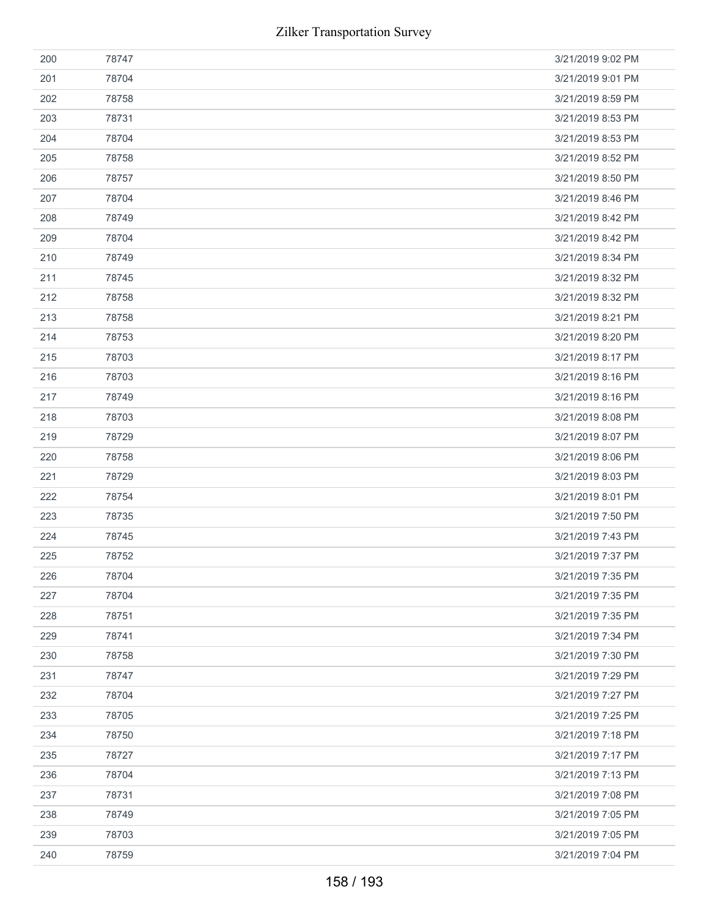| | | |
|---|---|---|
| 200 | 78747 | 3/21/2019 9:02 PM |
| 201 | 78704 | 3/21/2019 9:01 PM |
| 202 | 78758 | 3/21/2019 8:59 PM |
| 203 | 78731 | 3/21/2019 8:53 PM |
| 204 | 78704 | 3/21/2019 8:53 PM |
| 205 | 78758 | 3/21/2019 8:52 PM |
| 206 | 78757 | 3/21/2019 8:50 PM |
| 207 | 78704 | 3/21/2019 8:46 PM |
| 208 | 78749 | 3/21/2019 8:42 PM |
| 209 | 78704 | 3/21/2019 8:42 PM |
| 210 | 78749 | 3/21/2019 8:34 PM |
| 211 | 78745 | 3/21/2019 8:32 PM |
| 212 | 78758 | 3/21/2019 8:32 PM |
| 213 | 78758 | 3/21/2019 8:21 PM |
| 214 | 78753 | 3/21/2019 8:20 PM |
| 215 | 78703 | 3/21/2019 8:17 PM |
| 216 | 78703 | 3/21/2019 8:16 PM |
| 217 | 78749 | 3/21/2019 8:16 PM |
| 218 | 78703 | 3/21/2019 8:08 PM |
| 219 | 78729 | 3/21/2019 8:07 PM |
| 220 | 78758 | 3/21/2019 8:06 PM |
| 221 | 78729 | 3/21/2019 8:03 PM |
| 222 | 78754 | 3/21/2019 8:01 PM |
| 223 | 78735 | 3/21/2019 7:50 PM |
| 224 | 78745 | 3/21/2019 7:43 PM |
| 225 | 78752 | 3/21/2019 7:37 PM |
| 226 | 78704 | 3/21/2019 7:35 PM |
| 227 | 78704 | 3/21/2019 7:35 PM |
| 228 | 78751 | 3/21/2019 7:35 PM |
| 229 | 78741 | 3/21/2019 7:34 PM |
| 230 | 78758 | 3/21/2019 7:30 PM |
| 231 | 78747 | 3/21/2019 7:29 PM |
| 232 | 78704 | 3/21/2019 7:27 PM |
| 233 | 78705 | 3/21/2019 7:25 PM |
| 234 | 78750 | 3/21/2019 7:18 PM |
| 235 | 78727 | 3/21/2019 7:17 PM |
| 236 | 78704 | 3/21/2019 7:13 PM |
| 237 | 78731 | 3/21/2019 7:08 PM |
| 238 | 78749 | 3/21/2019 7:05 PM |
| 239 | 78703 | 3/21/2019 7:05 PM |
| 240 | 78759 | 3/21/2019 7:04 PM |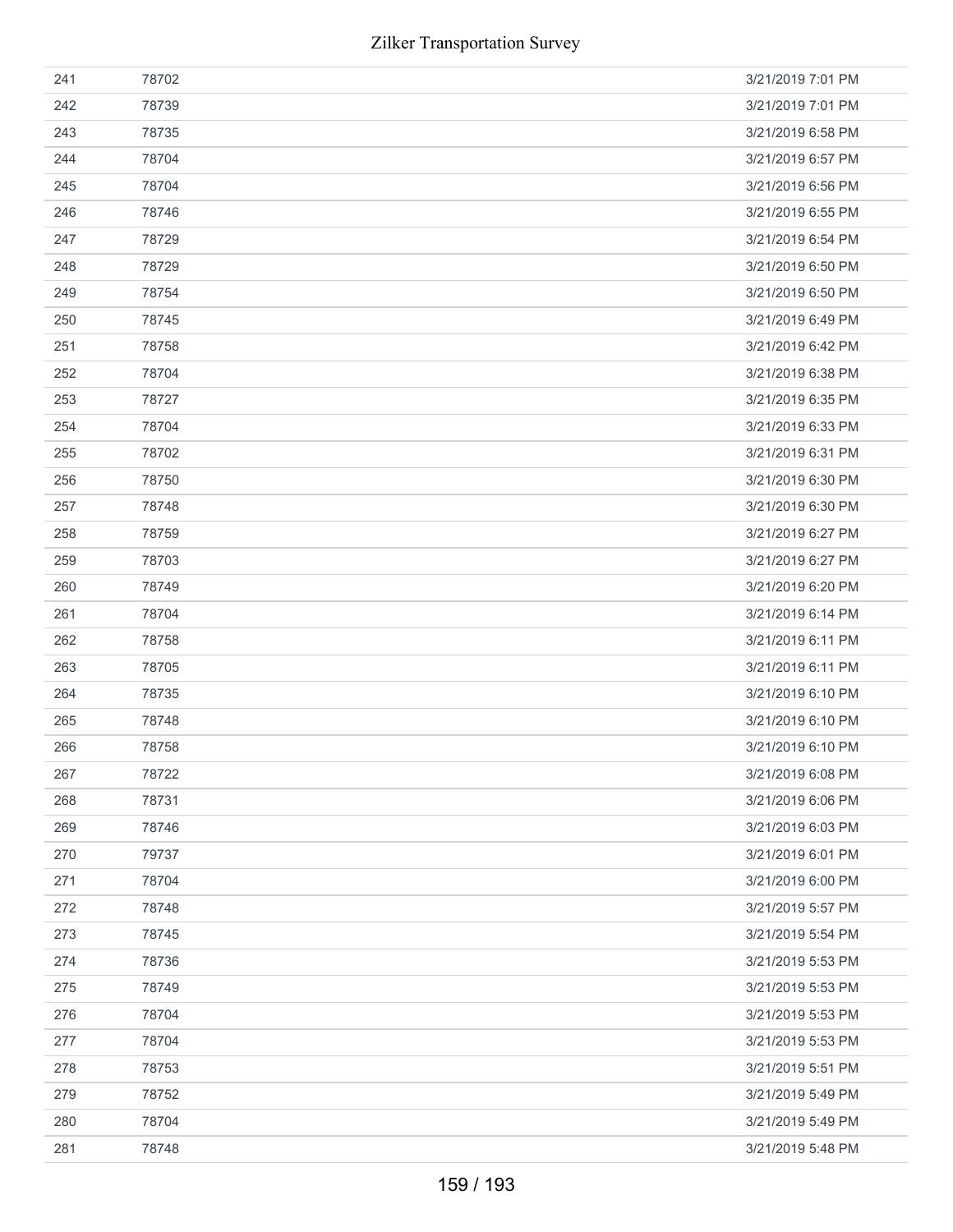| | | |
|---|---|---|
| 241 | 78702 | 3/21/2019 7:01 PM |
| 242 | 78739 | 3/21/2019 7:01 PM |
| 243 | 78735 | 3/21/2019 6:58 PM |
| 244 | 78704 | 3/21/2019 6:57 PM |
| 245 | 78704 | 3/21/2019 6:56 PM |
| 246 | 78746 | 3/21/2019 6:55 PM |
| 247 | 78729 | 3/21/2019 6:54 PM |
| 248 | 78729 | 3/21/2019 6:50 PM |
| 249 | 78754 | 3/21/2019 6:50 PM |
| 250 | 78745 | 3/21/2019 6:49 PM |
| 251 | 78758 | 3/21/2019 6:42 PM |
| 252 | 78704 | 3/21/2019 6:38 PM |
| 253 | 78727 | 3/21/2019 6:35 PM |
| 254 | 78704 | 3/21/2019 6:33 PM |
| 255 | 78702 | 3/21/2019 6:31 PM |
| 256 | 78750 | 3/21/2019 6:30 PM |
| 257 | 78748 | 3/21/2019 6:30 PM |
| 258 | 78759 | 3/21/2019 6:27 PM |
| 259 | 78703 | 3/21/2019 6:27 PM |
| 260 | 78749 | 3/21/2019 6:20 PM |
| 261 | 78704 | 3/21/2019 6:14 PM |
| 262 | 78758 | 3/21/2019 6:11 PM |
| 263 | 78705 | 3/21/2019 6:11 PM |
| 264 | 78735 | 3/21/2019 6:10 PM |
| 265 | 78748 | 3/21/2019 6:10 PM |
| 266 | 78758 | 3/21/2019 6:10 PM |
| 267 | 78722 | 3/21/2019 6:08 PM |
| 268 | 78731 | 3/21/2019 6:06 PM |
| 269 | 78746 | 3/21/2019 6:03 PM |
| 270 | 79737 | 3/21/2019 6:01 PM |
| 271 | 78704 | 3/21/2019 6:00 PM |
| 272 | 78748 | 3/21/2019 5:57 PM |
| 273 | 78745 | 3/21/2019 5:54 PM |
| 274 | 78736 | 3/21/2019 5:53 PM |
| 275 | 78749 | 3/21/2019 5:53 PM |
| 276 | 78704 | 3/21/2019 5:53 PM |
| 277 | 78704 | 3/21/2019 5:53 PM |
| 278 | 78753 | 3/21/2019 5:51 PM |
| 279 | 78752 | 3/21/2019 5:49 PM |
| 280 | 78704 | 3/21/2019 5:49 PM |
| 281 | 78748 | 3/21/2019 5:48 PM |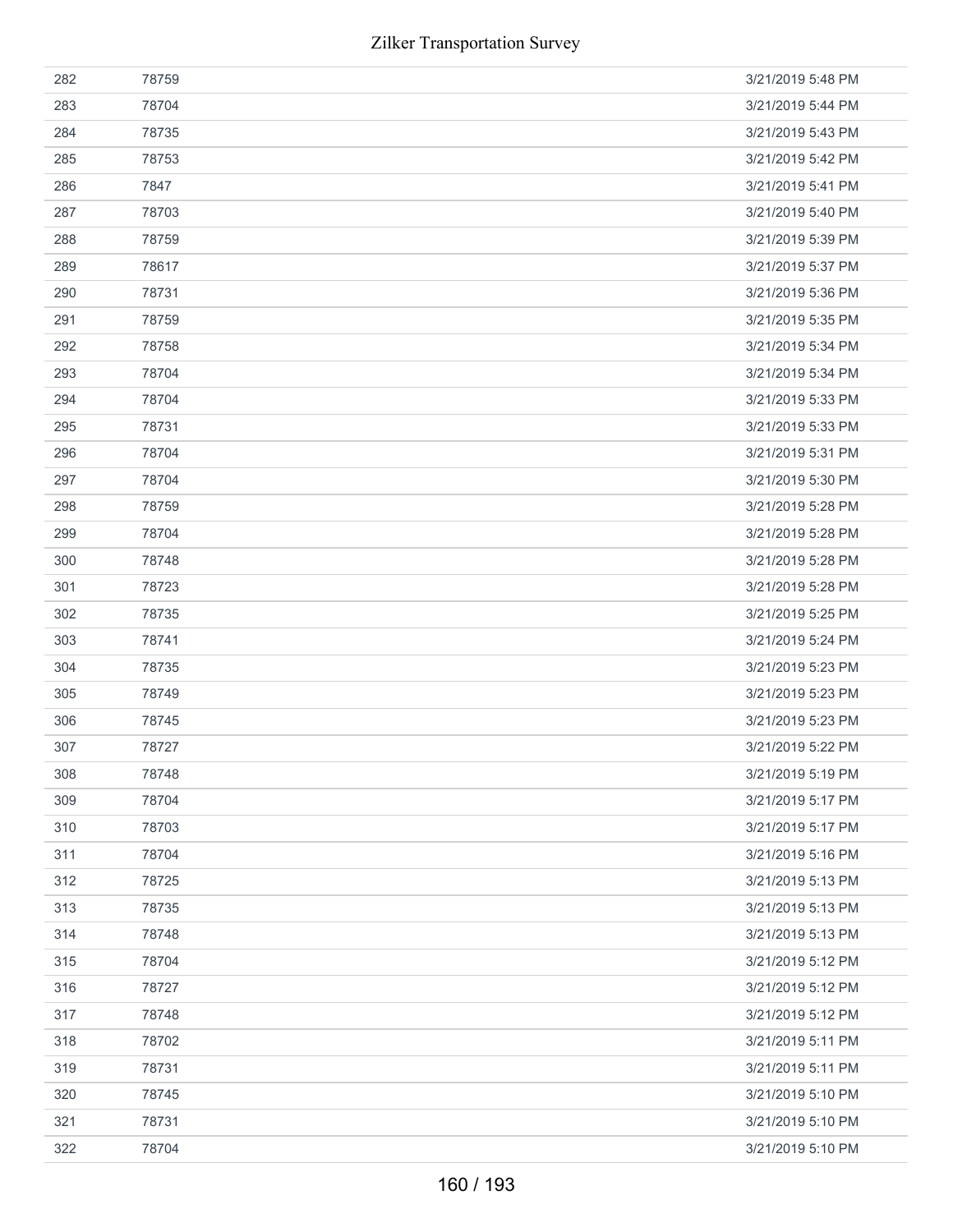| | | |
|---|---|---|
| 282 | 78759 | 3/21/2019 5:48 PM |
| 283 | 78704 | 3/21/2019 5:44 PM |
| 284 | 78735 | 3/21/2019 5:43 PM |
| 285 | 78753 | 3/21/2019 5:42 PM |
| 286 | 7847 | 3/21/2019 5:41 PM |
| 287 | 78703 | 3/21/2019 5:40 PM |
| 288 | 78759 | 3/21/2019 5:39 PM |
| 289 | 78617 | 3/21/2019 5:37 PM |
| 290 | 78731 | 3/21/2019 5:36 PM |
| 291 | 78759 | 3/21/2019 5:35 PM |
| 292 | 78758 | 3/21/2019 5:34 PM |
| 293 | 78704 | 3/21/2019 5:34 PM |
| 294 | 78704 | 3/21/2019 5:33 PM |
| 295 | 78731 | 3/21/2019 5:33 PM |
| 296 | 78704 | 3/21/2019 5:31 PM |
| 297 | 78704 | 3/21/2019 5:30 PM |
| 298 | 78759 | 3/21/2019 5:28 PM |
| 299 | 78704 | 3/21/2019 5:28 PM |
| 300 | 78748 | 3/21/2019 5:28 PM |
| 301 | 78723 | 3/21/2019 5:28 PM |
| 302 | 78735 | 3/21/2019 5:25 PM |
| 303 | 78741 | 3/21/2019 5:24 PM |
| 304 | 78735 | 3/21/2019 5:23 PM |
| 305 | 78749 | 3/21/2019 5:23 PM |
| 306 | 78745 | 3/21/2019 5:23 PM |
| 307 | 78727 | 3/21/2019 5:22 PM |
| 308 | 78748 | 3/21/2019 5:19 PM |
| 309 | 78704 | 3/21/2019 5:17 PM |
| 310 | 78703 | 3/21/2019 5:17 PM |
| 311 | 78704 | 3/21/2019 5:16 PM |
| 312 | 78725 | 3/21/2019 5:13 PM |
| 313 | 78735 | 3/21/2019 5:13 PM |
| 314 | 78748 | 3/21/2019 5:13 PM |
| 315 | 78704 | 3/21/2019 5:12 PM |
| 316 | 78727 | 3/21/2019 5:12 PM |
| 317 | 78748 | 3/21/2019 5:12 PM |
| 318 | 78702 | 3/21/2019 5:11 PM |
| 319 | 78731 | 3/21/2019 5:11 PM |
| 320 | 78745 | 3/21/2019 5:10 PM |
| 321 | 78731 | 3/21/2019 5:10 PM |
| 322 | 78704 | 3/21/2019 5:10 PM |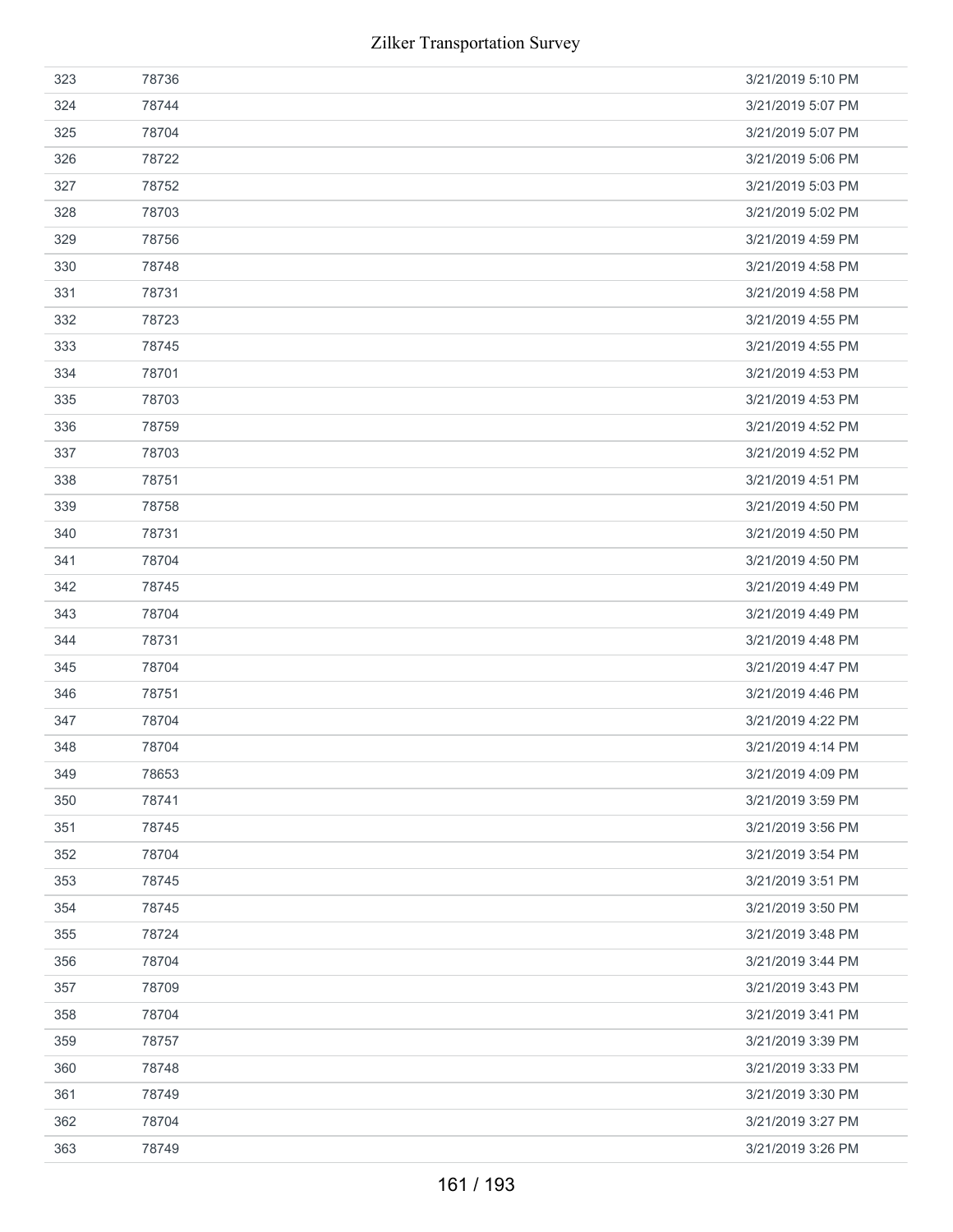| | | |
|---|---|---|
| 323 | 78736 | 3/21/2019 5:10 PM |
| 324 | 78744 | 3/21/2019 5:07 PM |
| 325 | 78704 | 3/21/2019 5:07 PM |
| 326 | 78722 | 3/21/2019 5:06 PM |
| 327 | 78752 | 3/21/2019 5:03 PM |
| 328 | 78703 | 3/21/2019 5:02 PM |
| 329 | 78756 | 3/21/2019 4:59 PM |
| 330 | 78748 | 3/21/2019 4:58 PM |
| 331 | 78731 | 3/21/2019 4:58 PM |
| 332 | 78723 | 3/21/2019 4:55 PM |
| 333 | 78745 | 3/21/2019 4:55 PM |
| 334 | 78701 | 3/21/2019 4:53 PM |
| 335 | 78703 | 3/21/2019 4:53 PM |
| 336 | 78759 | 3/21/2019 4:52 PM |
| 337 | 78703 | 3/21/2019 4:52 PM |
| 338 | 78751 | 3/21/2019 4:51 PM |
| 339 | 78758 | 3/21/2019 4:50 PM |
| 340 | 78731 | 3/21/2019 4:50 PM |
| 341 | 78704 | 3/21/2019 4:50 PM |
| 342 | 78745 | 3/21/2019 4:49 PM |
| 343 | 78704 | 3/21/2019 4:49 PM |
| 344 | 78731 | 3/21/2019 4:48 PM |
| 345 | 78704 | 3/21/2019 4:47 PM |
| 346 | 78751 | 3/21/2019 4:46 PM |
| 347 | 78704 | 3/21/2019 4:22 PM |
| 348 | 78704 | 3/21/2019 4:14 PM |
| 349 | 78653 | 3/21/2019 4:09 PM |
| 350 | 78741 | 3/21/2019 3:59 PM |
| 351 | 78745 | 3/21/2019 3:56 PM |
| 352 | 78704 | 3/21/2019 3:54 PM |
| 353 | 78745 | 3/21/2019 3:51 PM |
| 354 | 78745 | 3/21/2019 3:50 PM |
| 355 | 78724 | 3/21/2019 3:48 PM |
| 356 | 78704 | 3/21/2019 3:44 PM |
| 357 | 78709 | 3/21/2019 3:43 PM |
| 358 | 78704 | 3/21/2019 3:41 PM |
| 359 | 78757 | 3/21/2019 3:39 PM |
| 360 | 78748 | 3/21/2019 3:33 PM |
| 361 | 78749 | 3/21/2019 3:30 PM |
| 362 | 78704 | 3/21/2019 3:27 PM |
| 363 | 78749 | 3/21/2019 3:26 PM |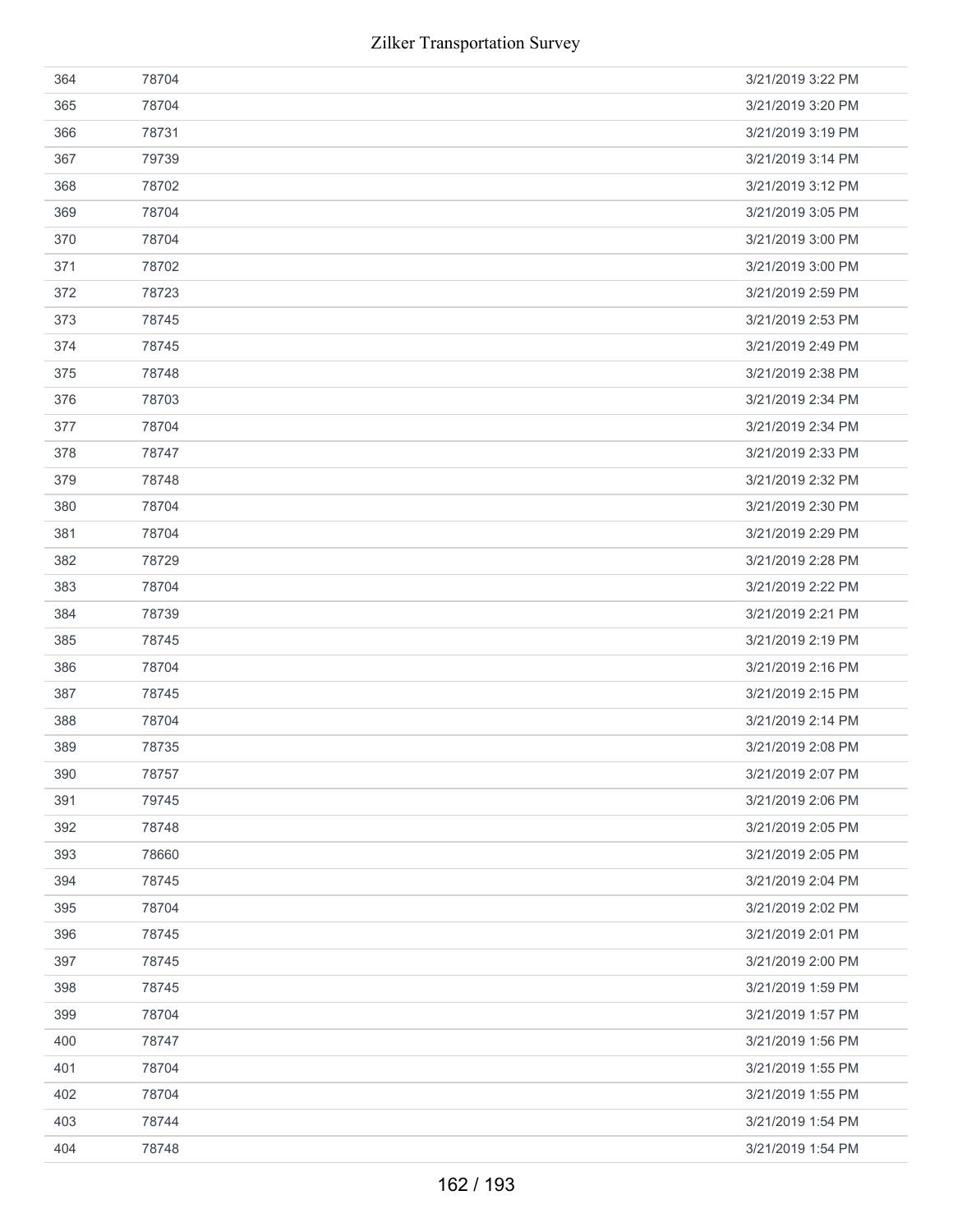| | | |
|---|---|---|
| 364 | 78704 | 3/21/2019 3:22 PM |
| 365 | 78704 | 3/21/2019 3:20 PM |
| 366 | 78731 | 3/21/2019 3:19 PM |
| 367 | 79739 | 3/21/2019 3:14 PM |
| 368 | 78702 | 3/21/2019 3:12 PM |
| 369 | 78704 | 3/21/2019 3:05 PM |
| 370 | 78704 | 3/21/2019 3:00 PM |
| 371 | 78702 | 3/21/2019 3:00 PM |
| 372 | 78723 | 3/21/2019 2:59 PM |
| 373 | 78745 | 3/21/2019 2:53 PM |
| 374 | 78745 | 3/21/2019 2:49 PM |
| 375 | 78748 | 3/21/2019 2:38 PM |
| 376 | 78703 | 3/21/2019 2:34 PM |
| 377 | 78704 | 3/21/2019 2:34 PM |
| 378 | 78747 | 3/21/2019 2:33 PM |
| 379 | 78748 | 3/21/2019 2:32 PM |
| 380 | 78704 | 3/21/2019 2:30 PM |
| 381 | 78704 | 3/21/2019 2:29 PM |
| 382 | 78729 | 3/21/2019 2:28 PM |
| 383 | 78704 | 3/21/2019 2:22 PM |
| 384 | 78739 | 3/21/2019 2:21 PM |
| 385 | 78745 | 3/21/2019 2:19 PM |
| 386 | 78704 | 3/21/2019 2:16 PM |
| 387 | 78745 | 3/21/2019 2:15 PM |
| 388 | 78704 | 3/21/2019 2:14 PM |
| 389 | 78735 | 3/21/2019 2:08 PM |
| 390 | 78757 | 3/21/2019 2:07 PM |
| 391 | 79745 | 3/21/2019 2:06 PM |
| 392 | 78748 | 3/21/2019 2:05 PM |
| 393 | 78660 | 3/21/2019 2:05 PM |
| 394 | 78745 | 3/21/2019 2:04 PM |
| 395 | 78704 | 3/21/2019 2:02 PM |
| 396 | 78745 | 3/21/2019 2:01 PM |
| 397 | 78745 | 3/21/2019 2:00 PM |
| 398 | 78745 | 3/21/2019 1:59 PM |
| 399 | 78704 | 3/21/2019 1:57 PM |
| 400 | 78747 | 3/21/2019 1:56 PM |
| 401 | 78704 | 3/21/2019 1:55 PM |
| 402 | 78704 | 3/21/2019 1:55 PM |
| 403 | 78744 | 3/21/2019 1:54 PM |
| 404 | 78748 | 3/21/2019 1:54 PM |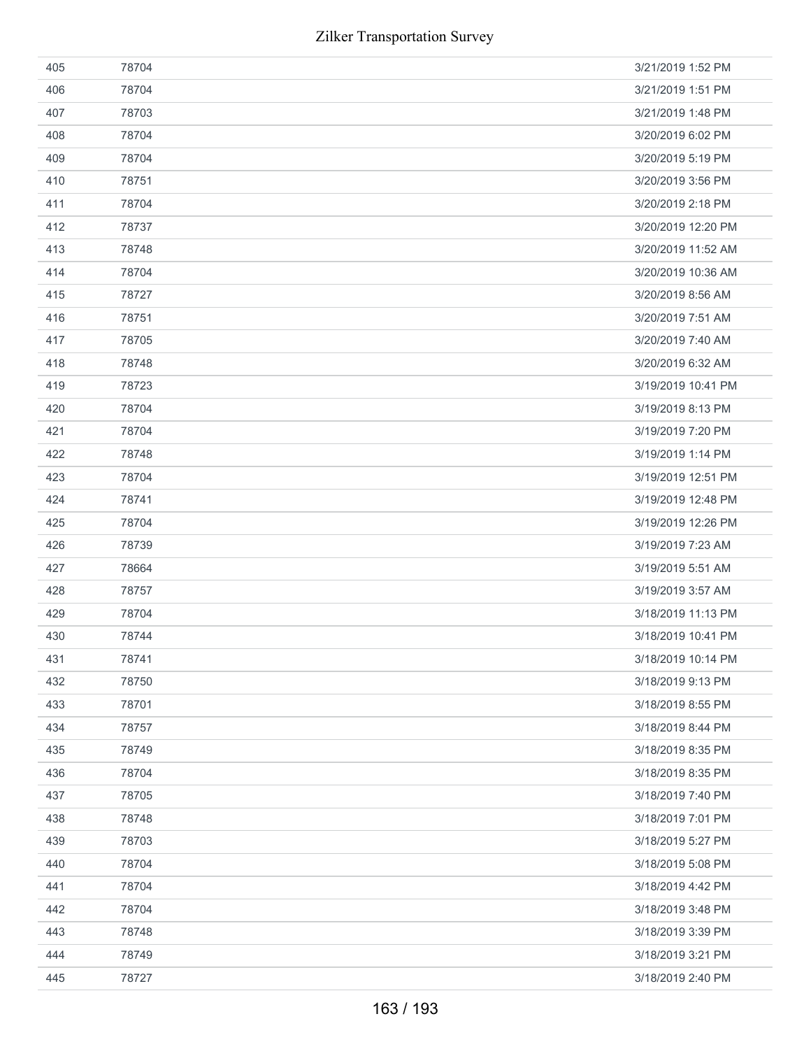| | | |
|---|---|---|
| 405 | 78704 | 3/21/2019 1:52 PM |
| 406 | 78704 | 3/21/2019 1:51 PM |
| 407 | 78703 | 3/21/2019 1:48 PM |
| 408 | 78704 | 3/20/2019 6:02 PM |
| 409 | 78704 | 3/20/2019 5:19 PM |
| 410 | 78751 | 3/20/2019 3:56 PM |
| 411 | 78704 | 3/20/2019 2:18 PM |
| 412 | 78737 | 3/20/2019 12:20 PM |
| 413 | 78748 | 3/20/2019 11:52 AM |
| 414 | 78704 | 3/20/2019 10:36 AM |
| 415 | 78727 | 3/20/2019 8:56 AM |
| 416 | 78751 | 3/20/2019 7:51 AM |
| 417 | 78705 | 3/20/2019 7:40 AM |
| 418 | 78748 | 3/20/2019 6:32 AM |
| 419 | 78723 | 3/19/2019 10:41 PM |
| 420 | 78704 | 3/19/2019 8:13 PM |
| 421 | 78704 | 3/19/2019 7:20 PM |
| 422 | 78748 | 3/19/2019 1:14 PM |
| 423 | 78704 | 3/19/2019 12:51 PM |
| 424 | 78741 | 3/19/2019 12:48 PM |
| 425 | 78704 | 3/19/2019 12:26 PM |
| 426 | 78739 | 3/19/2019 7:23 AM |
| 427 | 78664 | 3/19/2019 5:51 AM |
| 428 | 78757 | 3/19/2019 3:57 AM |
| 429 | 78704 | 3/18/2019 11:13 PM |
| 430 | 78744 | 3/18/2019 10:41 PM |
| 431 | 78741 | 3/18/2019 10:14 PM |
| 432 | 78750 | 3/18/2019 9:13 PM |
| 433 | 78701 | 3/18/2019 8:55 PM |
| 434 | 78757 | 3/18/2019 8:44 PM |
| 435 | 78749 | 3/18/2019 8:35 PM |
| 436 | 78704 | 3/18/2019 8:35 PM |
| 437 | 78705 | 3/18/2019 7:40 PM |
| 438 | 78748 | 3/18/2019 7:01 PM |
| 439 | 78703 | 3/18/2019 5:27 PM |
| 440 | 78704 | 3/18/2019 5:08 PM |
| 441 | 78704 | 3/18/2019 4:42 PM |
| 442 | 78704 | 3/18/2019 3:48 PM |
| 443 | 78748 | 3/18/2019 3:39 PM |
| 444 | 78749 | 3/18/2019 3:21 PM |
| 445 | 78727 | 3/18/2019 2:40 PM |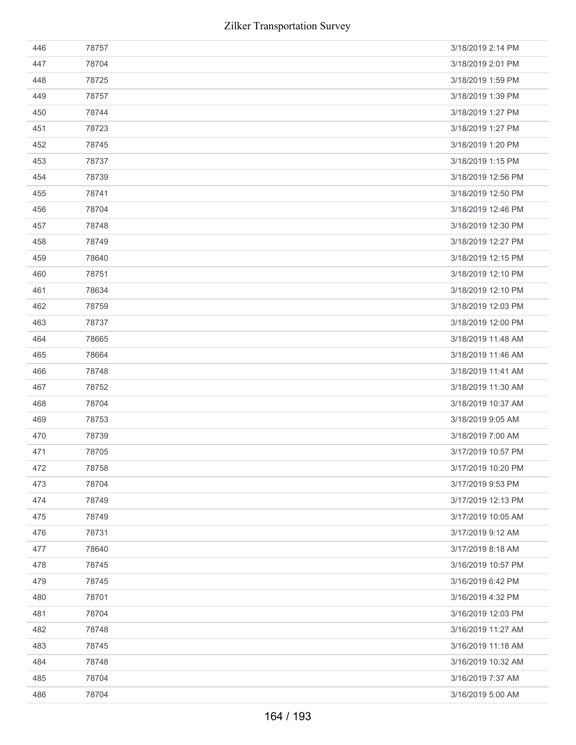| | | |
|---|---|---|
| 446 | 78757 | 3/18/2019 2:14 PM |
| 447 | 78704 | 3/18/2019 2:01 PM |
| 448 | 78725 | 3/18/2019 1:59 PM |
| 449 | 78757 | 3/18/2019 1:39 PM |
| 450 | 78744 | 3/18/2019 1:27 PM |
| 451 | 78723 | 3/18/2019 1:27 PM |
| 452 | 78745 | 3/18/2019 1:20 PM |
| 453 | 78737 | 3/18/2019 1:15 PM |
| 454 | 78739 | 3/18/2019 12:56 PM |
| 455 | 78741 | 3/18/2019 12:50 PM |
| 456 | 78704 | 3/18/2019 12:46 PM |
| 457 | 78748 | 3/18/2019 12:30 PM |
| 458 | 78749 | 3/18/2019 12:27 PM |
| 459 | 78640 | 3/18/2019 12:15 PM |
| 460 | 78751 | 3/18/2019 12:10 PM |
| 461 | 78634 | 3/18/2019 12:10 PM |
| 462 | 78759 | 3/18/2019 12:03 PM |
| 463 | 78737 | 3/18/2019 12:00 PM |
| 464 | 78665 | 3/18/2019 11:48 AM |
| 465 | 78664 | 3/18/2019 11:46 AM |
| 466 | 78748 | 3/18/2019 11:41 AM |
| 467 | 78752 | 3/18/2019 11:30 AM |
| 468 | 78704 | 3/18/2019 10:37 AM |
| 469 | 78753 | 3/18/2019 9:05 AM |
| 470 | 78739 | 3/18/2019 7:00 AM |
| 471 | 78705 | 3/17/2019 10:57 PM |
| 472 | 78758 | 3/17/2019 10:20 PM |
| 473 | 78704 | 3/17/2019 9:53 PM |
| 474 | 78749 | 3/17/2019 12:13 PM |
| 475 | 78749 | 3/17/2019 10:05 AM |
| 476 | 78731 | 3/17/2019 9:12 AM |
| 477 | 78640 | 3/17/2019 8:18 AM |
| 478 | 78745 | 3/16/2019 10:57 PM |
| 479 | 78745 | 3/16/2019 6:42 PM |
| 480 | 78701 | 3/16/2019 4:32 PM |
| 481 | 78704 | 3/16/2019 12:03 PM |
| 482 | 78748 | 3/16/2019 11:27 AM |
| 483 | 78745 | 3/16/2019 11:18 AM |
| 484 | 78748 | 3/16/2019 10:32 AM |
| 485 | 78704 | 3/16/2019 7:37 AM |
| 486 | 78704 | 3/16/2019 5:00 AM |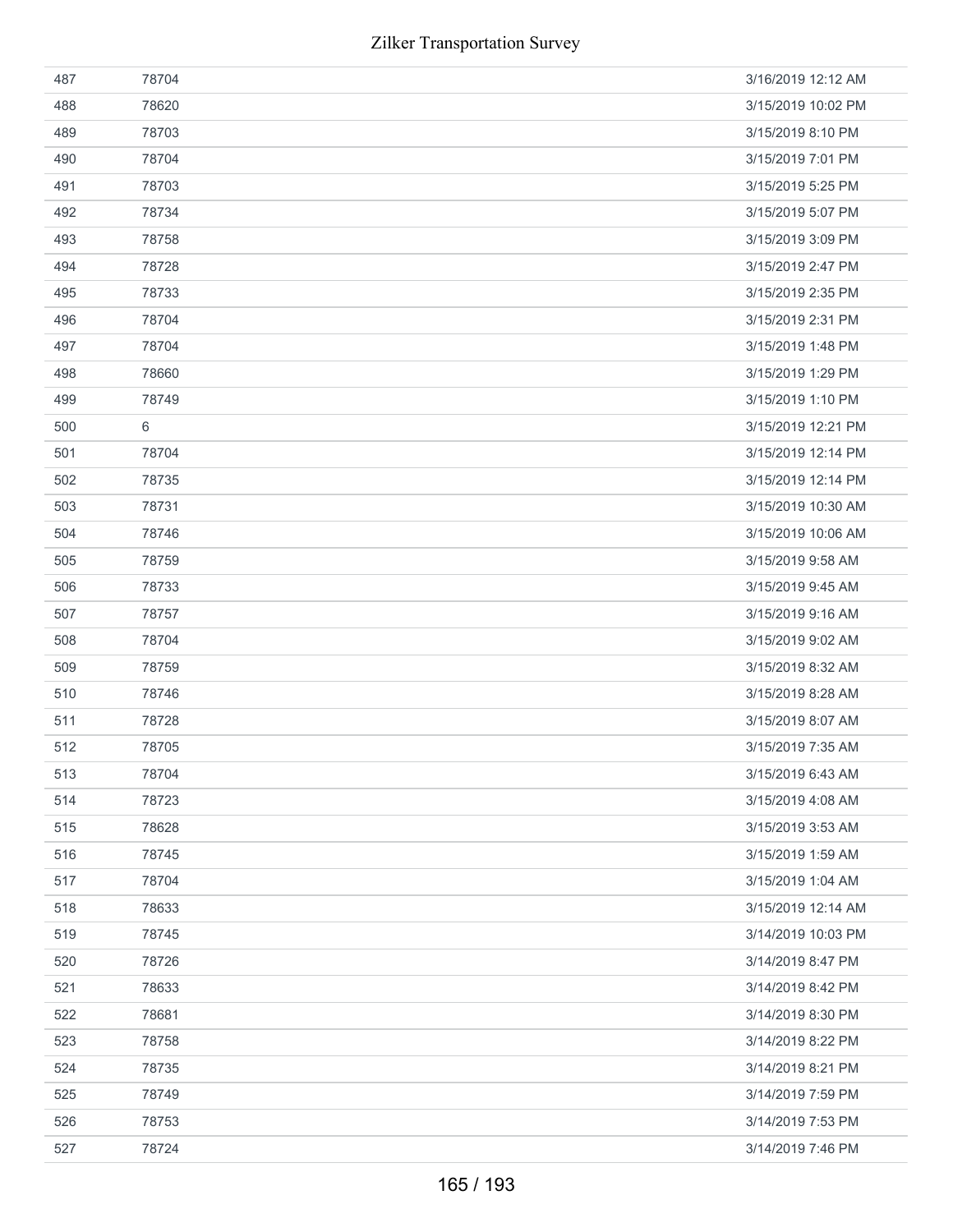| | | |
|---|---|---|
| 487 | 78704 | 3/16/2019 12:12 AM |
| 488 | 78620 | 3/15/2019 10:02 PM |
| 489 | 78703 | 3/15/2019 8:10 PM |
| 490 | 78704 | 3/15/2019 7:01 PM |
| 491 | 78703 | 3/15/2019 5:25 PM |
| 492 | 78734 | 3/15/2019 5:07 PM |
| 493 | 78758 | 3/15/2019 3:09 PM |
| 494 | 78728 | 3/15/2019 2:47 PM |
| 495 | 78733 | 3/15/2019 2:35 PM |
| 496 | 78704 | 3/15/2019 2:31 PM |
| 497 | 78704 | 3/15/2019 1:48 PM |
| 498 | 78660 | 3/15/2019 1:29 PM |
| 499 | 78749 | 3/15/2019 1:10 PM |
| 500 | 6 | 3/15/2019 12:21 PM |
| 501 | 78704 | 3/15/2019 12:14 PM |
| 502 | 78735 | 3/15/2019 12:14 PM |
| 503 | 78731 | 3/15/2019 10:30 AM |
| 504 | 78746 | 3/15/2019 10:06 AM |
| 505 | 78759 | 3/15/2019 9:58 AM |
| 506 | 78733 | 3/15/2019 9:45 AM |
| 507 | 78757 | 3/15/2019 9:16 AM |
| 508 | 78704 | 3/15/2019 9:02 AM |
| 509 | 78759 | 3/15/2019 8:32 AM |
| 510 | 78746 | 3/15/2019 8:28 AM |
| 511 | 78728 | 3/15/2019 8:07 AM |
| 512 | 78705 | 3/15/2019 7:35 AM |
| 513 | 78704 | 3/15/2019 6:43 AM |
| 514 | 78723 | 3/15/2019 4:08 AM |
| 515 | 78628 | 3/15/2019 3:53 AM |
| 516 | 78745 | 3/15/2019 1:59 AM |
| 517 | 78704 | 3/15/2019 1:04 AM |
| 518 | 78633 | 3/15/2019 12:14 AM |
| 519 | 78745 | 3/14/2019 10:03 PM |
| 520 | 78726 | 3/14/2019 8:47 PM |
| 521 | 78633 | 3/14/2019 8:42 PM |
| 522 | 78681 | 3/14/2019 8:30 PM |
| 523 | 78758 | 3/14/2019 8:22 PM |
| 524 | 78735 | 3/14/2019 8:21 PM |
| 525 | 78749 | 3/14/2019 7:59 PM |
| 526 | 78753 | 3/14/2019 7:53 PM |
| 527 | 78724 | 3/14/2019 7:46 PM |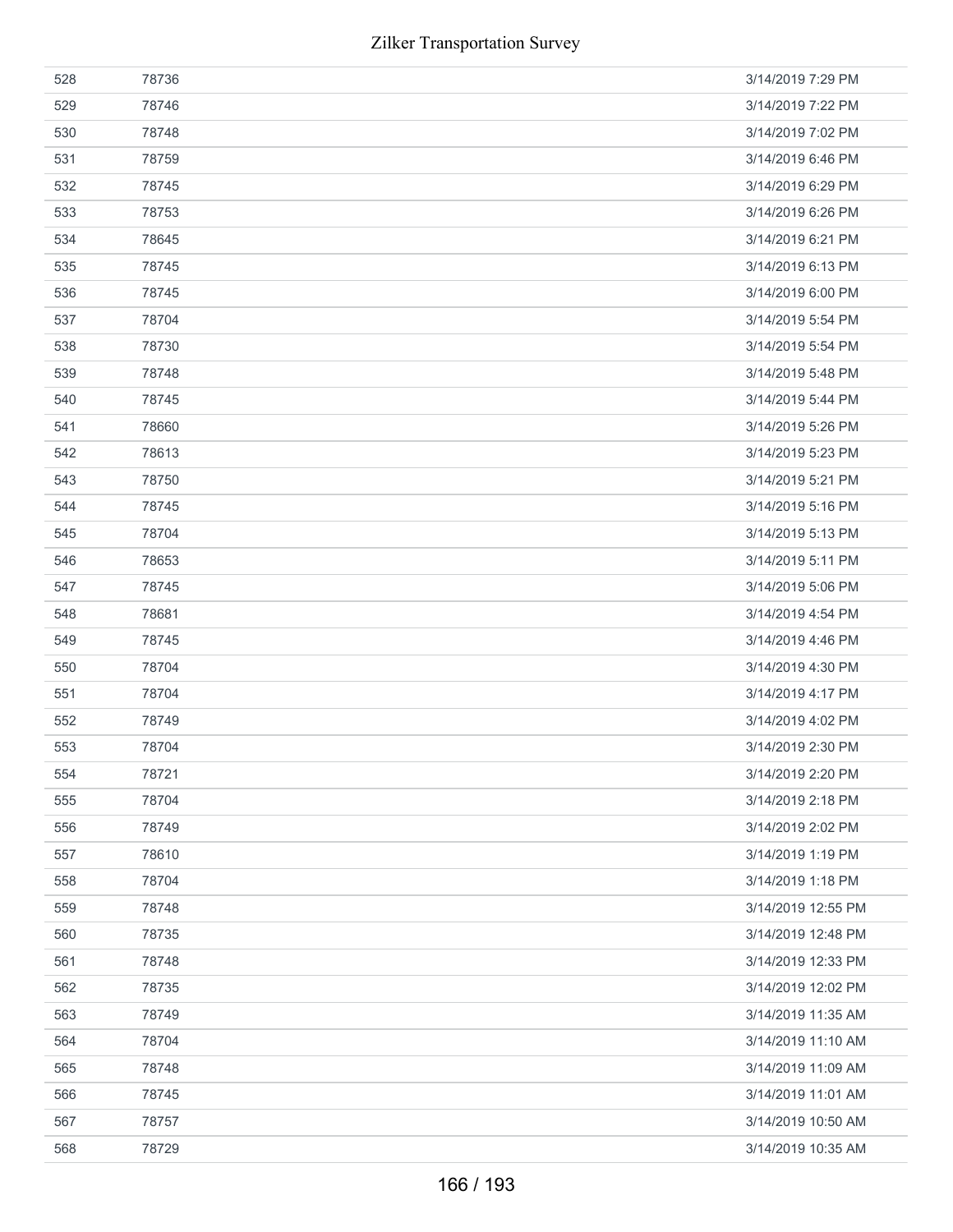| | | |
|---|---|---|
| 528 | 78736 | 3/14/2019 7:29 PM |
| 529 | 78746 | 3/14/2019 7:22 PM |
| 530 | 78748 | 3/14/2019 7:02 PM |
| 531 | 78759 | 3/14/2019 6:46 PM |
| 532 | 78745 | 3/14/2019 6:29 PM |
| 533 | 78753 | 3/14/2019 6:26 PM |
| 534 | 78645 | 3/14/2019 6:21 PM |
| 535 | 78745 | 3/14/2019 6:13 PM |
| 536 | 78745 | 3/14/2019 6:00 PM |
| 537 | 78704 | 3/14/2019 5:54 PM |
| 538 | 78730 | 3/14/2019 5:54 PM |
| 539 | 78748 | 3/14/2019 5:48 PM |
| 540 | 78745 | 3/14/2019 5:44 PM |
| 541 | 78660 | 3/14/2019 5:26 PM |
| 542 | 78613 | 3/14/2019 5:23 PM |
| 543 | 78750 | 3/14/2019 5:21 PM |
| 544 | 78745 | 3/14/2019 5:16 PM |
| 545 | 78704 | 3/14/2019 5:13 PM |
| 546 | 78653 | 3/14/2019 5:11 PM |
| 547 | 78745 | 3/14/2019 5:06 PM |
| 548 | 78681 | 3/14/2019 4:54 PM |
| 549 | 78745 | 3/14/2019 4:46 PM |
| 550 | 78704 | 3/14/2019 4:30 PM |
| 551 | 78704 | 3/14/2019 4:17 PM |
| 552 | 78749 | 3/14/2019 4:02 PM |
| 553 | 78704 | 3/14/2019 2:30 PM |
| 554 | 78721 | 3/14/2019 2:20 PM |
| 555 | 78704 | 3/14/2019 2:18 PM |
| 556 | 78749 | 3/14/2019 2:02 PM |
| 557 | 78610 | 3/14/2019 1:19 PM |
| 558 | 78704 | 3/14/2019 1:18 PM |
| 559 | 78748 | 3/14/2019 12:55 PM |
| 560 | 78735 | 3/14/2019 12:48 PM |
| 561 | 78748 | 3/14/2019 12:33 PM |
| 562 | 78735 | 3/14/2019 12:02 PM |
| 563 | 78749 | 3/14/2019 11:35 AM |
| 564 | 78704 | 3/14/2019 11:10 AM |
| 565 | 78748 | 3/14/2019 11:09 AM |
| 566 | 78745 | 3/14/2019 11:01 AM |
| 567 | 78757 | 3/14/2019 10:50 AM |
| 568 | 78729 | 3/14/2019 10:35 AM |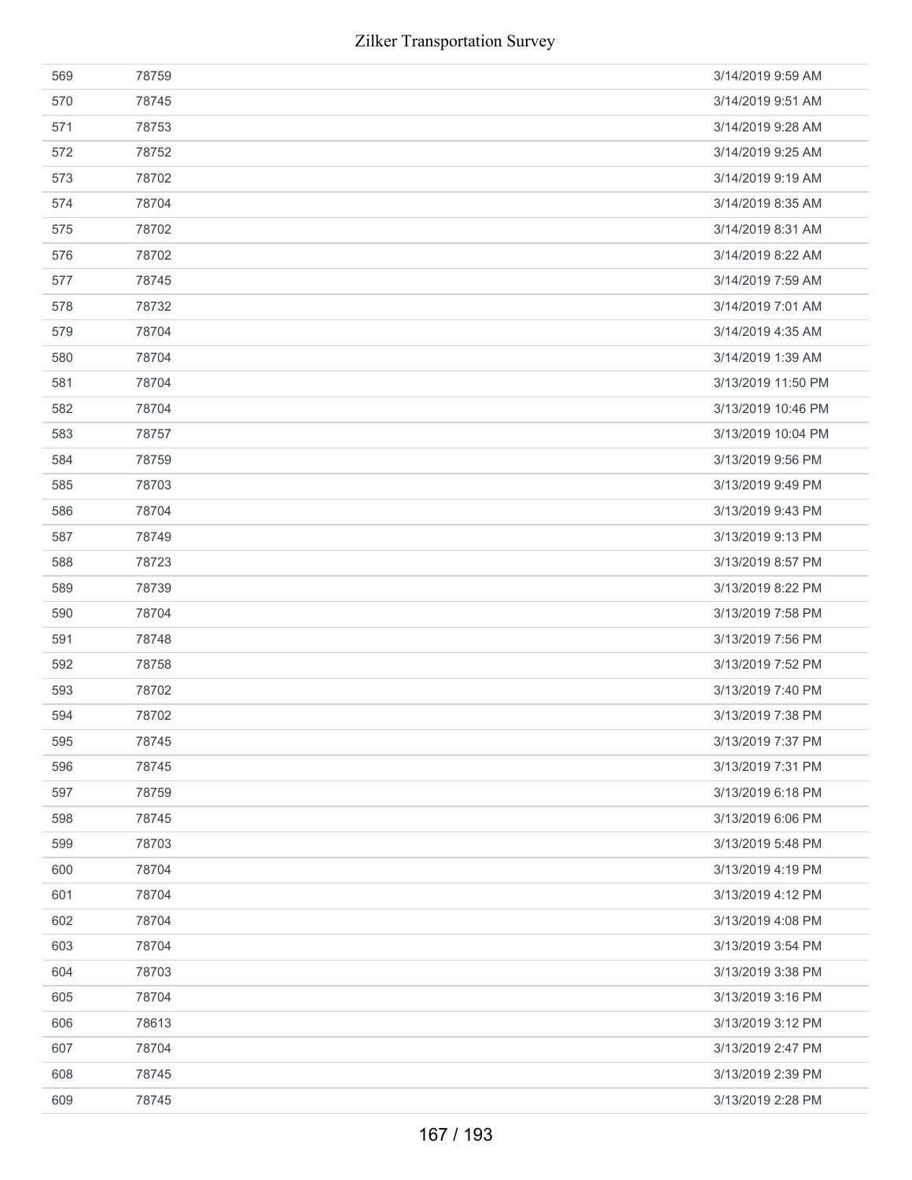| | | |
|---|---|---|
| 569 | 78759 | 3/14/2019 9:59 AM |
| 570 | 78745 | 3/14/2019 9:51 AM |
| 571 | 78753 | 3/14/2019 9:28 AM |
| 572 | 78752 | 3/14/2019 9:25 AM |
| 573 | 78702 | 3/14/2019 9:19 AM |
| 574 | 78704 | 3/14/2019 8:35 AM |
| 575 | 78702 | 3/14/2019 8:31 AM |
| 576 | 78702 | 3/14/2019 8:22 AM |
| 577 | 78745 | 3/14/2019 7:59 AM |
| 578 | 78732 | 3/14/2019 7:01 AM |
| 579 | 78704 | 3/14/2019 4:35 AM |
| 580 | 78704 | 3/14/2019 1:39 AM |
| 581 | 78704 | 3/13/2019 11:50 PM |
| 582 | 78704 | 3/13/2019 10:46 PM |
| 583 | 78757 | 3/13/2019 10:04 PM |
| 584 | 78759 | 3/13/2019 9:56 PM |
| 585 | 78703 | 3/13/2019 9:49 PM |
| 586 | 78704 | 3/13/2019 9:43 PM |
| 587 | 78749 | 3/13/2019 9:13 PM |
| 588 | 78723 | 3/13/2019 8:57 PM |
| 589 | 78739 | 3/13/2019 8:22 PM |
| 590 | 78704 | 3/13/2019 7:58 PM |
| 591 | 78748 | 3/13/2019 7:56 PM |
| 592 | 78758 | 3/13/2019 7:52 PM |
| 593 | 78702 | 3/13/2019 7:40 PM |
| 594 | 78702 | 3/13/2019 7:38 PM |
| 595 | 78745 | 3/13/2019 7:37 PM |
| 596 | 78745 | 3/13/2019 7:31 PM |
| 597 | 78759 | 3/13/2019 6:18 PM |
| 598 | 78745 | 3/13/2019 6:06 PM |
| 599 | 78703 | 3/13/2019 5:48 PM |
| 600 | 78704 | 3/13/2019 4:19 PM |
| 601 | 78704 | 3/13/2019 4:12 PM |
| 602 | 78704 | 3/13/2019 4:08 PM |
| 603 | 78704 | 3/13/2019 3:54 PM |
| 604 | 78703 | 3/13/2019 3:38 PM |
| 605 | 78704 | 3/13/2019 3:16 PM |
| 606 | 78613 | 3/13/2019 3:12 PM |
| 607 | 78704 | 3/13/2019 2:47 PM |
| 608 | 78745 | 3/13/2019 2:39 PM |
| 609 | 78745 | 3/13/2019 2:28 PM |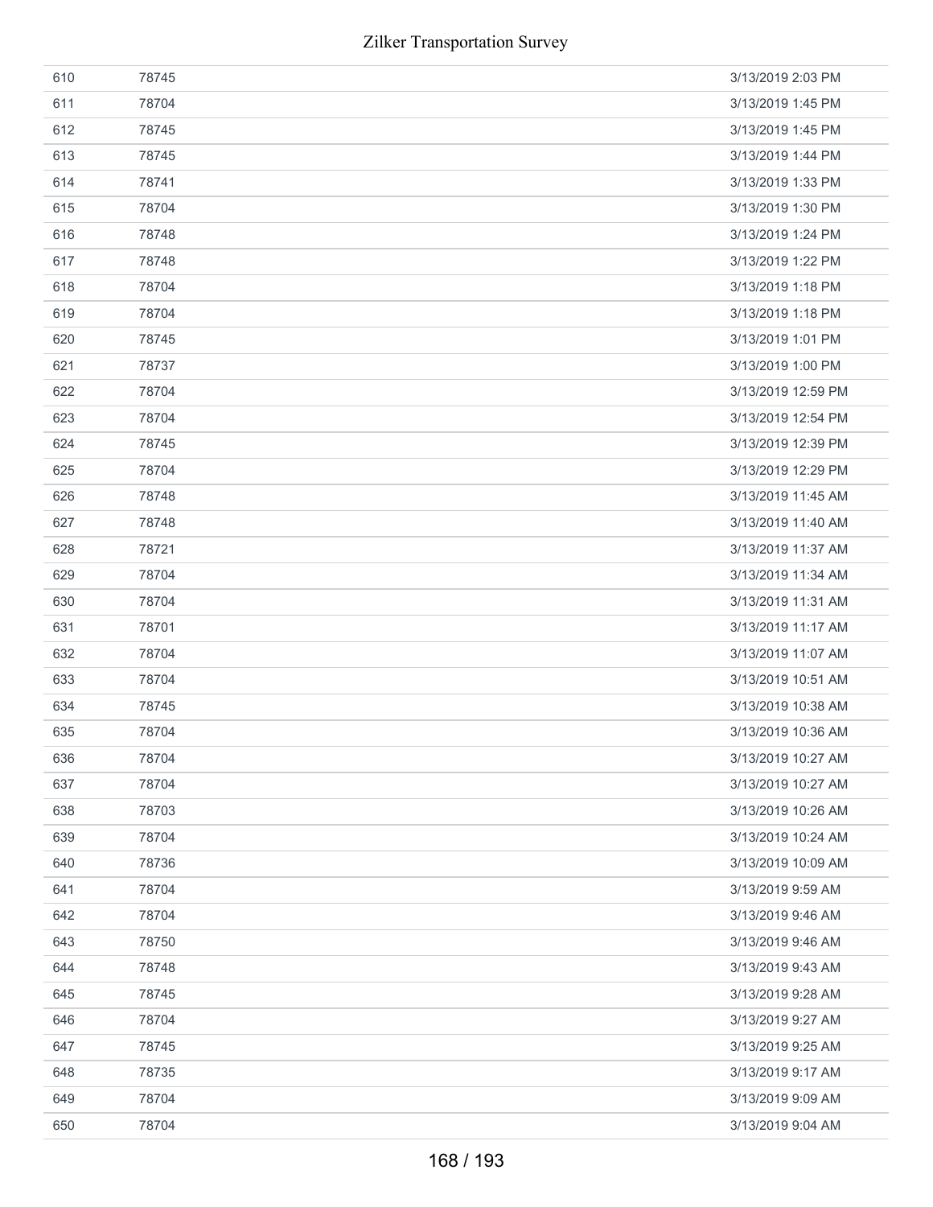| | | |
|---|---|---|
| 610 | 78745 | 3/13/2019 2:03 PM |
| 611 | 78704 | 3/13/2019 1:45 PM |
| 612 | 78745 | 3/13/2019 1:45 PM |
| 613 | 78745 | 3/13/2019 1:44 PM |
| 614 | 78741 | 3/13/2019 1:33 PM |
| 615 | 78704 | 3/13/2019 1:30 PM |
| 616 | 78748 | 3/13/2019 1:24 PM |
| 617 | 78748 | 3/13/2019 1:22 PM |
| 618 | 78704 | 3/13/2019 1:18 PM |
| 619 | 78704 | 3/13/2019 1:18 PM |
| 620 | 78745 | 3/13/2019 1:01 PM |
| 621 | 78737 | 3/13/2019 1:00 PM |
| 622 | 78704 | 3/13/2019 12:59 PM |
| 623 | 78704 | 3/13/2019 12:54 PM |
| 624 | 78745 | 3/13/2019 12:39 PM |
| 625 | 78704 | 3/13/2019 12:29 PM |
| 626 | 78748 | 3/13/2019 11:45 AM |
| 627 | 78748 | 3/13/2019 11:40 AM |
| 628 | 78721 | 3/13/2019 11:37 AM |
| 629 | 78704 | 3/13/2019 11:34 AM |
| 630 | 78704 | 3/13/2019 11:31 AM |
| 631 | 78701 | 3/13/2019 11:17 AM |
| 632 | 78704 | 3/13/2019 11:07 AM |
| 633 | 78704 | 3/13/2019 10:51 AM |
| 634 | 78745 | 3/13/2019 10:38 AM |
| 635 | 78704 | 3/13/2019 10:36 AM |
| 636 | 78704 | 3/13/2019 10:27 AM |
| 637 | 78704 | 3/13/2019 10:27 AM |
| 638 | 78703 | 3/13/2019 10:26 AM |
| 639 | 78704 | 3/13/2019 10:24 AM |
| 640 | 78736 | 3/13/2019 10:09 AM |
| 641 | 78704 | 3/13/2019 9:59 AM |
| 642 | 78704 | 3/13/2019 9:46 AM |
| 643 | 78750 | 3/13/2019 9:46 AM |
| 644 | 78748 | 3/13/2019 9:43 AM |
| 645 | 78745 | 3/13/2019 9:28 AM |
| 646 | 78704 | 3/13/2019 9:27 AM |
| 647 | 78745 | 3/13/2019 9:25 AM |
| 648 | 78735 | 3/13/2019 9:17 AM |
| 649 | 78704 | 3/13/2019 9:09 AM |
| 650 | 78704 | 3/13/2019 9:04 AM |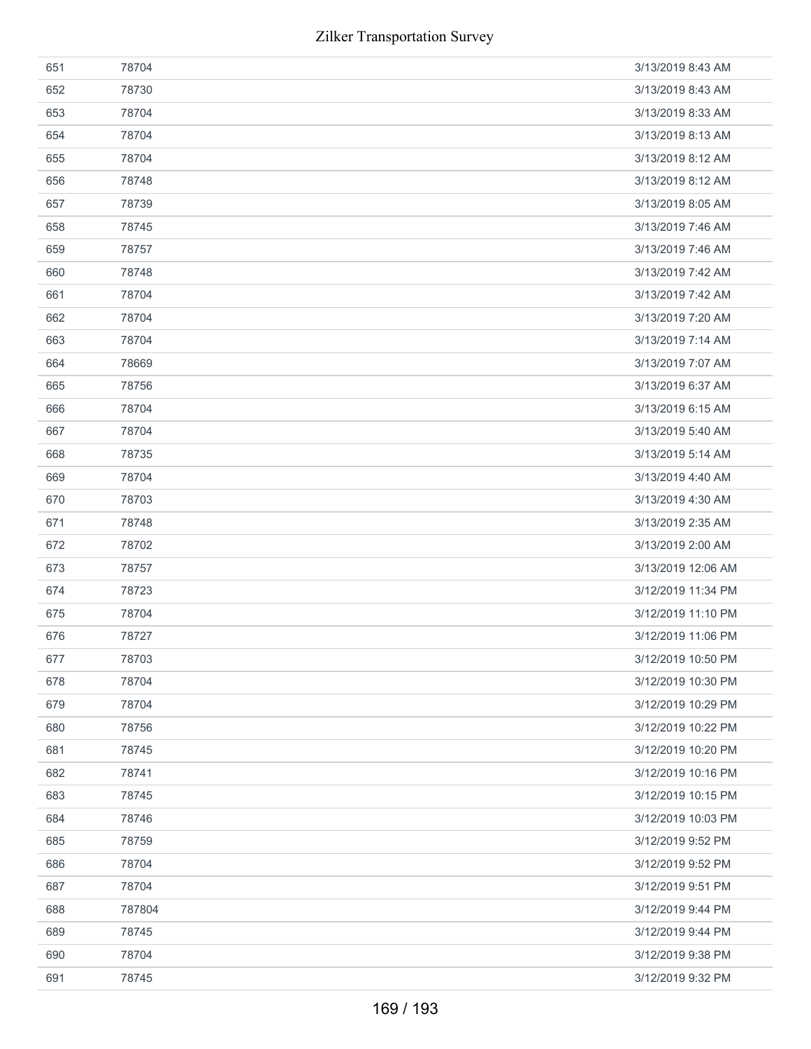| | | |
|---|---|---|
| 651 | 78704 | 3/13/2019 8:43 AM |
| 652 | 78730 | 3/13/2019 8:43 AM |
| 653 | 78704 | 3/13/2019 8:33 AM |
| 654 | 78704 | 3/13/2019 8:13 AM |
| 655 | 78704 | 3/13/2019 8:12 AM |
| 656 | 78748 | 3/13/2019 8:12 AM |
| 657 | 78739 | 3/13/2019 8:05 AM |
| 658 | 78745 | 3/13/2019 7:46 AM |
| 659 | 78757 | 3/13/2019 7:46 AM |
| 660 | 78748 | 3/13/2019 7:42 AM |
| 661 | 78704 | 3/13/2019 7:42 AM |
| 662 | 78704 | 3/13/2019 7:20 AM |
| 663 | 78704 | 3/13/2019 7:14 AM |
| 664 | 78669 | 3/13/2019 7:07 AM |
| 665 | 78756 | 3/13/2019 6:37 AM |
| 666 | 78704 | 3/13/2019 6:15 AM |
| 667 | 78704 | 3/13/2019 5:40 AM |
| 668 | 78735 | 3/13/2019 5:14 AM |
| 669 | 78704 | 3/13/2019 4:40 AM |
| 670 | 78703 | 3/13/2019 4:30 AM |
| 671 | 78748 | 3/13/2019 2:35 AM |
| 672 | 78702 | 3/13/2019 2:00 AM |
| 673 | 78757 | 3/13/2019 12:06 AM |
| 674 | 78723 | 3/12/2019 11:34 PM |
| 675 | 78704 | 3/12/2019 11:10 PM |
| 676 | 78727 | 3/12/2019 11:06 PM |
| 677 | 78703 | 3/12/2019 10:50 PM |
| 678 | 78704 | 3/12/2019 10:30 PM |
| 679 | 78704 | 3/12/2019 10:29 PM |
| 680 | 78756 | 3/12/2019 10:22 PM |
| 681 | 78745 | 3/12/2019 10:20 PM |
| 682 | 78741 | 3/12/2019 10:16 PM |
| 683 | 78745 | 3/12/2019 10:15 PM |
| 684 | 78746 | 3/12/2019 10:03 PM |
| 685 | 78759 | 3/12/2019 9:52 PM |
| 686 | 78704 | 3/12/2019 9:52 PM |
| 687 | 78704 | 3/12/2019 9:51 PM |
| 688 | 787804 | 3/12/2019 9:44 PM |
| 689 | 78745 | 3/12/2019 9:44 PM |
| 690 | 78704 | 3/12/2019 9:38 PM |
| 691 | 78745 | 3/12/2019 9:32 PM |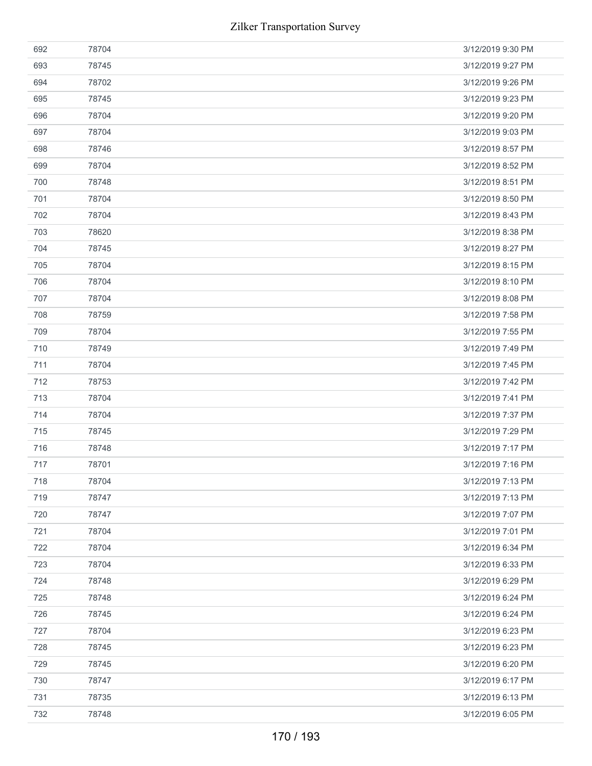| | | |
|---|---|---|
| 692 | 78704 | 3/12/2019 9:30 PM |
| 693 | 78745 | 3/12/2019 9:27 PM |
| 694 | 78702 | 3/12/2019 9:26 PM |
| 695 | 78745 | 3/12/2019 9:23 PM |
| 696 | 78704 | 3/12/2019 9:20 PM |
| 697 | 78704 | 3/12/2019 9:03 PM |
| 698 | 78746 | 3/12/2019 8:57 PM |
| 699 | 78704 | 3/12/2019 8:52 PM |
| 700 | 78748 | 3/12/2019 8:51 PM |
| 701 | 78704 | 3/12/2019 8:50 PM |
| 702 | 78704 | 3/12/2019 8:43 PM |
| 703 | 78620 | 3/12/2019 8:38 PM |
| 704 | 78745 | 3/12/2019 8:27 PM |
| 705 | 78704 | 3/12/2019 8:15 PM |
| 706 | 78704 | 3/12/2019 8:10 PM |
| 707 | 78704 | 3/12/2019 8:08 PM |
| 708 | 78759 | 3/12/2019 7:58 PM |
| 709 | 78704 | 3/12/2019 7:55 PM |
| 710 | 78749 | 3/12/2019 7:49 PM |
| 711 | 78704 | 3/12/2019 7:45 PM |
| 712 | 78753 | 3/12/2019 7:42 PM |
| 713 | 78704 | 3/12/2019 7:41 PM |
| 714 | 78704 | 3/12/2019 7:37 PM |
| 715 | 78745 | 3/12/2019 7:29 PM |
| 716 | 78748 | 3/12/2019 7:17 PM |
| 717 | 78701 | 3/12/2019 7:16 PM |
| 718 | 78704 | 3/12/2019 7:13 PM |
| 719 | 78747 | 3/12/2019 7:13 PM |
| 720 | 78747 | 3/12/2019 7:07 PM |
| 721 | 78704 | 3/12/2019 7:01 PM |
| 722 | 78704 | 3/12/2019 6:34 PM |
| 723 | 78704 | 3/12/2019 6:33 PM |
| 724 | 78748 | 3/12/2019 6:29 PM |
| 725 | 78748 | 3/12/2019 6:24 PM |
| 726 | 78745 | 3/12/2019 6:24 PM |
| 727 | 78704 | 3/12/2019 6:23 PM |
| 728 | 78745 | 3/12/2019 6:23 PM |
| 729 | 78745 | 3/12/2019 6:20 PM |
| 730 | 78747 | 3/12/2019 6:17 PM |
| 731 | 78735 | 3/12/2019 6:13 PM |
| 732 | 78748 | 3/12/2019 6:05 PM |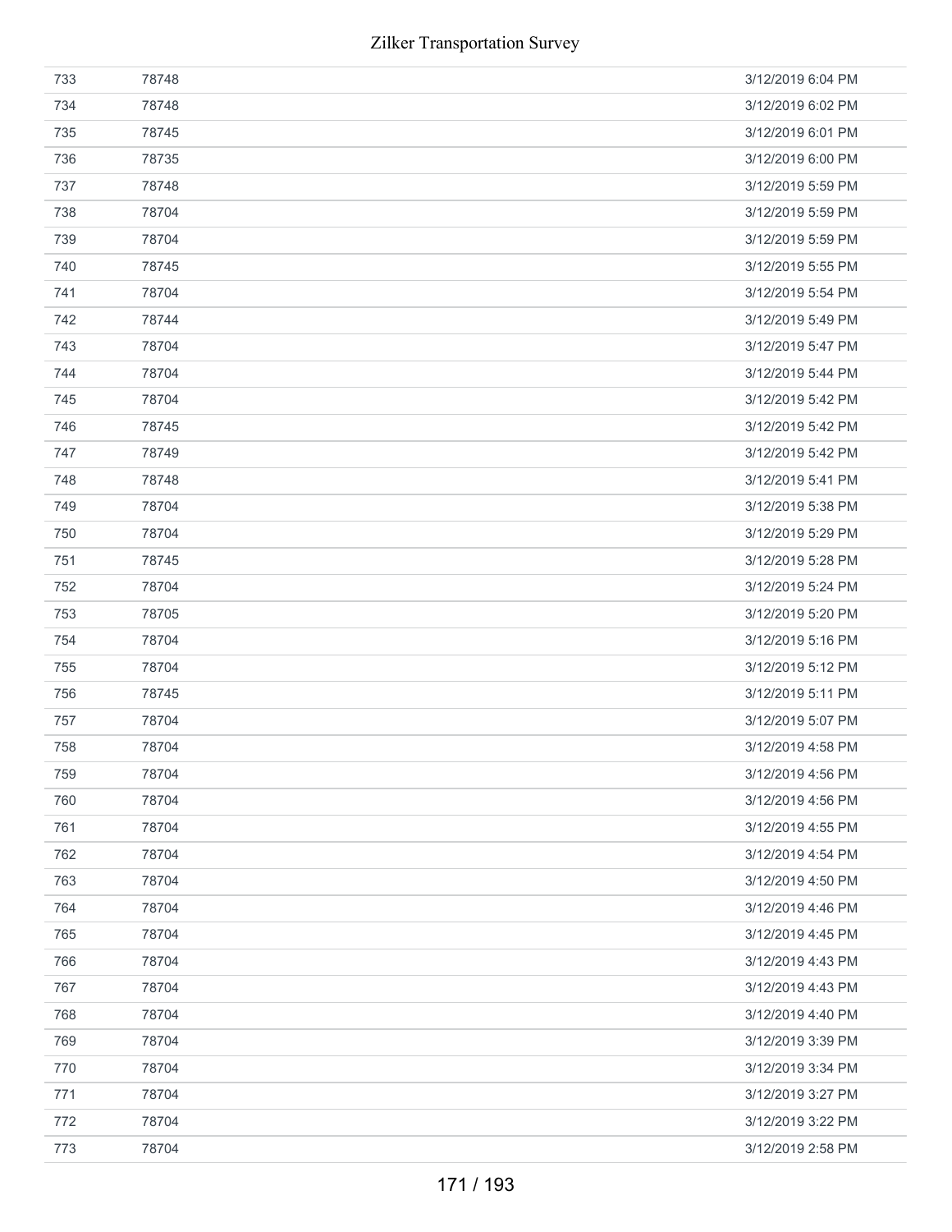| | | |
|---|---|---|
| 733 | 78748 | 3/12/2019 6:04 PM |
| 734 | 78748 | 3/12/2019 6:02 PM |
| 735 | 78745 | 3/12/2019 6:01 PM |
| 736 | 78735 | 3/12/2019 6:00 PM |
| 737 | 78748 | 3/12/2019 5:59 PM |
| 738 | 78704 | 3/12/2019 5:59 PM |
| 739 | 78704 | 3/12/2019 5:59 PM |
| 740 | 78745 | 3/12/2019 5:55 PM |
| 741 | 78704 | 3/12/2019 5:54 PM |
| 742 | 78744 | 3/12/2019 5:49 PM |
| 743 | 78704 | 3/12/2019 5:47 PM |
| 744 | 78704 | 3/12/2019 5:44 PM |
| 745 | 78704 | 3/12/2019 5:42 PM |
| 746 | 78745 | 3/12/2019 5:42 PM |
| 747 | 78749 | 3/12/2019 5:42 PM |
| 748 | 78748 | 3/12/2019 5:41 PM |
| 749 | 78704 | 3/12/2019 5:38 PM |
| 750 | 78704 | 3/12/2019 5:29 PM |
| 751 | 78745 | 3/12/2019 5:28 PM |
| 752 | 78704 | 3/12/2019 5:24 PM |
| 753 | 78705 | 3/12/2019 5:20 PM |
| 754 | 78704 | 3/12/2019 5:16 PM |
| 755 | 78704 | 3/12/2019 5:12 PM |
| 756 | 78745 | 3/12/2019 5:11 PM |
| 757 | 78704 | 3/12/2019 5:07 PM |
| 758 | 78704 | 3/12/2019 4:58 PM |
| 759 | 78704 | 3/12/2019 4:56 PM |
| 760 | 78704 | 3/12/2019 4:56 PM |
| 761 | 78704 | 3/12/2019 4:55 PM |
| 762 | 78704 | 3/12/2019 4:54 PM |
| 763 | 78704 | 3/12/2019 4:50 PM |
| 764 | 78704 | 3/12/2019 4:46 PM |
| 765 | 78704 | 3/12/2019 4:45 PM |
| 766 | 78704 | 3/12/2019 4:43 PM |
| 767 | 78704 | 3/12/2019 4:43 PM |
| 768 | 78704 | 3/12/2019 4:40 PM |
| 769 | 78704 | 3/12/2019 3:39 PM |
| 770 | 78704 | 3/12/2019 3:34 PM |
| 771 | 78704 | 3/12/2019 3:27 PM |
| 772 | 78704 | 3/12/2019 3:22 PM |
| 773 | 78704 | 3/12/2019 2:58 PM |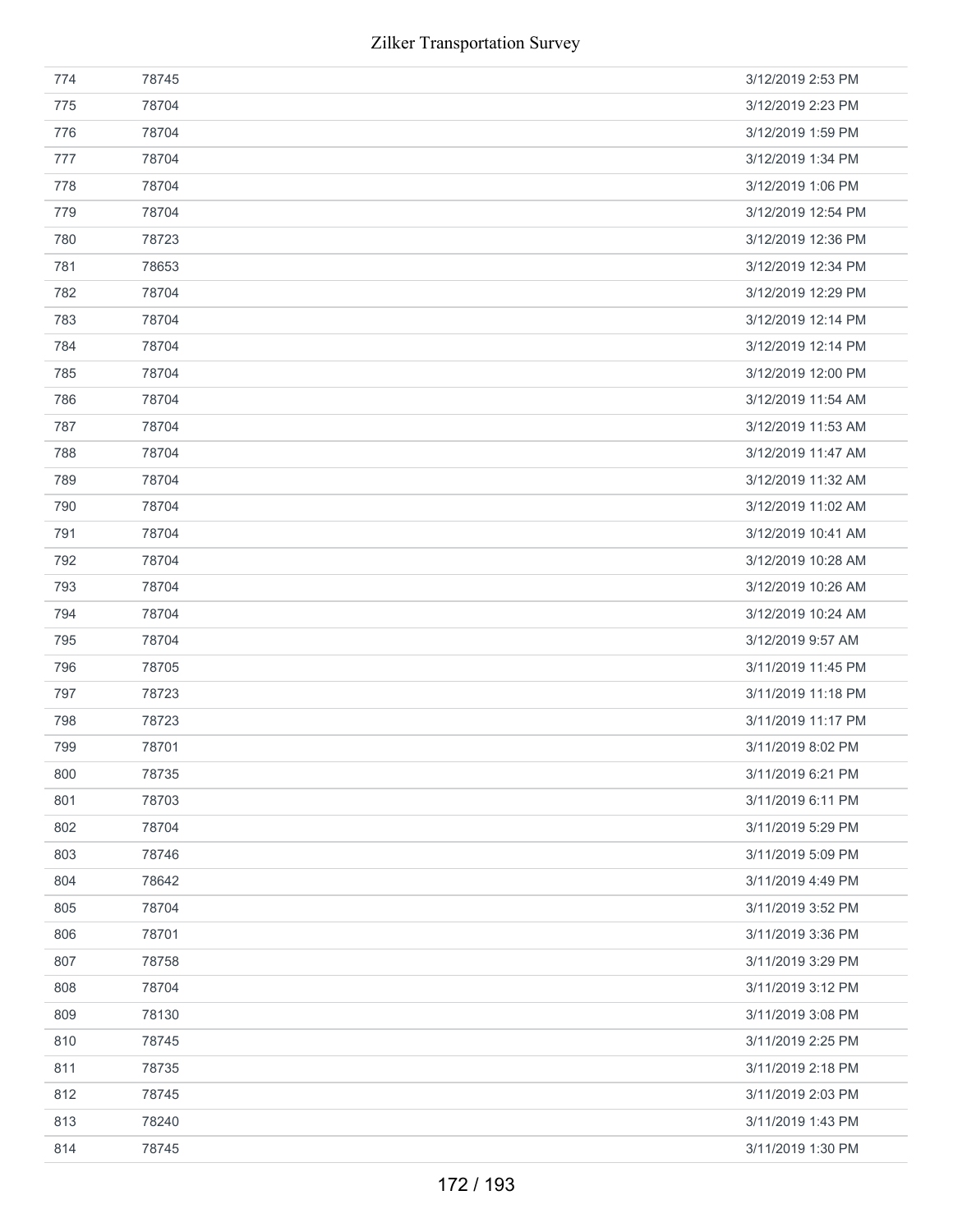| | | |
|---|---|---|
| 774 | 78745 | 3/12/2019 2:53 PM |
| 775 | 78704 | 3/12/2019 2:23 PM |
| 776 | 78704 | 3/12/2019 1:59 PM |
| 777 | 78704 | 3/12/2019 1:34 PM |
| 778 | 78704 | 3/12/2019 1:06 PM |
| 779 | 78704 | 3/12/2019 12:54 PM |
| 780 | 78723 | 3/12/2019 12:36 PM |
| 781 | 78653 | 3/12/2019 12:34 PM |
| 782 | 78704 | 3/12/2019 12:29 PM |
| 783 | 78704 | 3/12/2019 12:14 PM |
| 784 | 78704 | 3/12/2019 12:14 PM |
| 785 | 78704 | 3/12/2019 12:00 PM |
| 786 | 78704 | 3/12/2019 11:54 AM |
| 787 | 78704 | 3/12/2019 11:53 AM |
| 788 | 78704 | 3/12/2019 11:47 AM |
| 789 | 78704 | 3/12/2019 11:32 AM |
| 790 | 78704 | 3/12/2019 11:02 AM |
| 791 | 78704 | 3/12/2019 10:41 AM |
| 792 | 78704 | 3/12/2019 10:28 AM |
| 793 | 78704 | 3/12/2019 10:26 AM |
| 794 | 78704 | 3/12/2019 10:24 AM |
| 795 | 78704 | 3/12/2019 9:57 AM |
| 796 | 78705 | 3/11/2019 11:45 PM |
| 797 | 78723 | 3/11/2019 11:18 PM |
| 798 | 78723 | 3/11/2019 11:17 PM |
| 799 | 78701 | 3/11/2019 8:02 PM |
| 800 | 78735 | 3/11/2019 6:21 PM |
| 801 | 78703 | 3/11/2019 6:11 PM |
| 802 | 78704 | 3/11/2019 5:29 PM |
| 803 | 78746 | 3/11/2019 5:09 PM |
| 804 | 78642 | 3/11/2019 4:49 PM |
| 805 | 78704 | 3/11/2019 3:52 PM |
| 806 | 78701 | 3/11/2019 3:36 PM |
| 807 | 78758 | 3/11/2019 3:29 PM |
| 808 | 78704 | 3/11/2019 3:12 PM |
| 809 | 78130 | 3/11/2019 3:08 PM |
| 810 | 78745 | 3/11/2019 2:25 PM |
| 811 | 78735 | 3/11/2019 2:18 PM |
| 812 | 78745 | 3/11/2019 2:03 PM |
| 813 | 78240 | 3/11/2019 1:43 PM |
| 814 | 78745 | 3/11/2019 1:30 PM |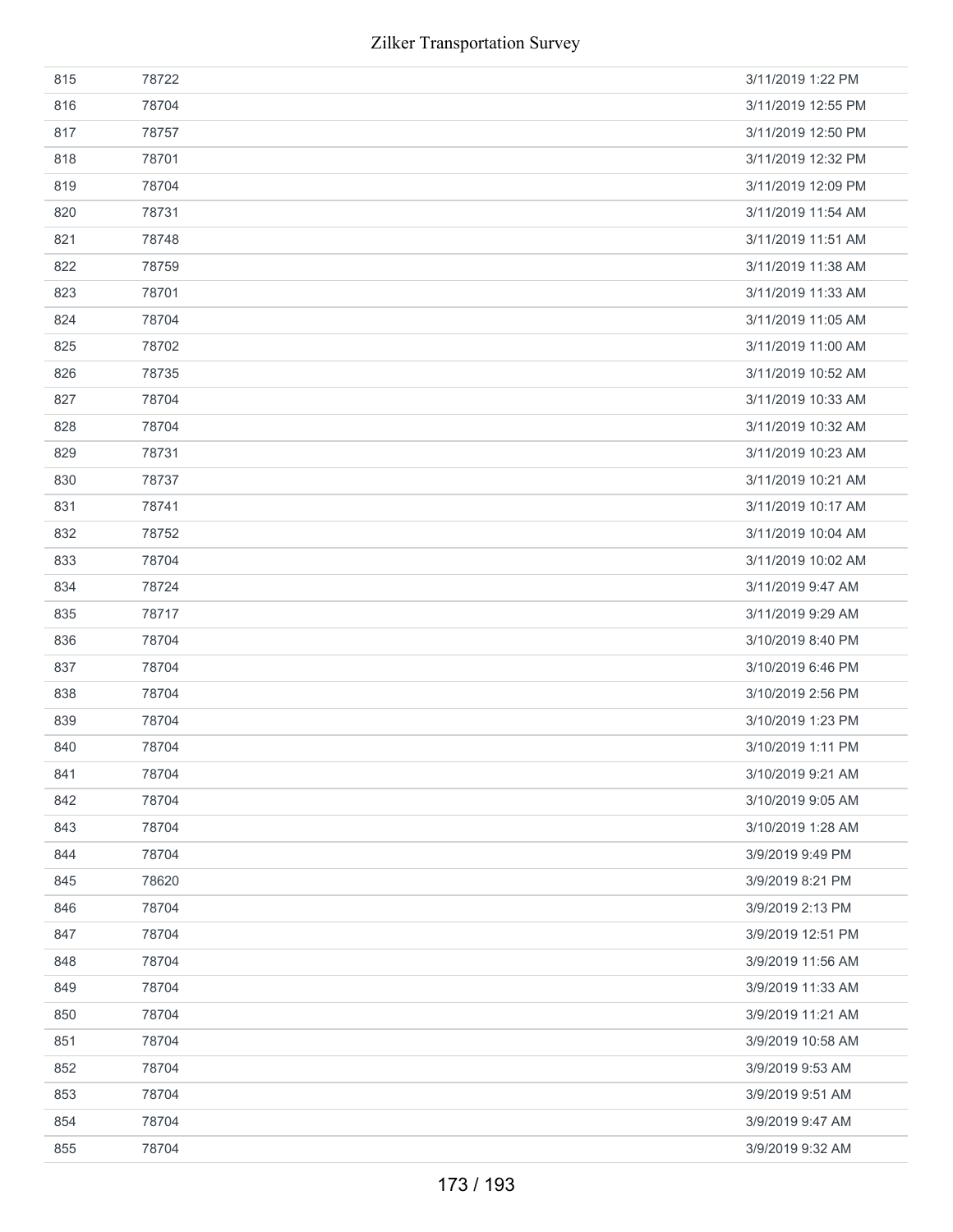| | | |
|---|---|---|
| 815 | 78722 | 3/11/2019 1:22 PM |
| 816 | 78704 | 3/11/2019 12:55 PM |
| 817 | 78757 | 3/11/2019 12:50 PM |
| 818 | 78701 | 3/11/2019 12:32 PM |
| 819 | 78704 | 3/11/2019 12:09 PM |
| 820 | 78731 | 3/11/2019 11:54 AM |
| 821 | 78748 | 3/11/2019 11:51 AM |
| 822 | 78759 | 3/11/2019 11:38 AM |
| 823 | 78701 | 3/11/2019 11:33 AM |
| 824 | 78704 | 3/11/2019 11:05 AM |
| 825 | 78702 | 3/11/2019 11:00 AM |
| 826 | 78735 | 3/11/2019 10:52 AM |
| 827 | 78704 | 3/11/2019 10:33 AM |
| 828 | 78704 | 3/11/2019 10:32 AM |
| 829 | 78731 | 3/11/2019 10:23 AM |
| 830 | 78737 | 3/11/2019 10:21 AM |
| 831 | 78741 | 3/11/2019 10:17 AM |
| 832 | 78752 | 3/11/2019 10:04 AM |
| 833 | 78704 | 3/11/2019 10:02 AM |
| 834 | 78724 | 3/11/2019 9:47 AM |
| 835 | 78717 | 3/11/2019 9:29 AM |
| 836 | 78704 | 3/10/2019 8:40 PM |
| 837 | 78704 | 3/10/2019 6:46 PM |
| 838 | 78704 | 3/10/2019 2:56 PM |
| 839 | 78704 | 3/10/2019 1:23 PM |
| 840 | 78704 | 3/10/2019 1:11 PM |
| 841 | 78704 | 3/10/2019 9:21 AM |
| 842 | 78704 | 3/10/2019 9:05 AM |
| 843 | 78704 | 3/10/2019 1:28 AM |
| 844 | 78704 | 3/9/2019 9:49 PM |
| 845 | 78620 | 3/9/2019 8:21 PM |
| 846 | 78704 | 3/9/2019 2:13 PM |
| 847 | 78704 | 3/9/2019 12:51 PM |
| 848 | 78704 | 3/9/2019 11:56 AM |
| 849 | 78704 | 3/9/2019 11:33 AM |
| 850 | 78704 | 3/9/2019 11:21 AM |
| 851 | 78704 | 3/9/2019 10:58 AM |
| 852 | 78704 | 3/9/2019 9:53 AM |
| 853 | 78704 | 3/9/2019 9:51 AM |
| 854 | 78704 | 3/9/2019 9:47 AM |
| 855 | 78704 | 3/9/2019 9:32 AM |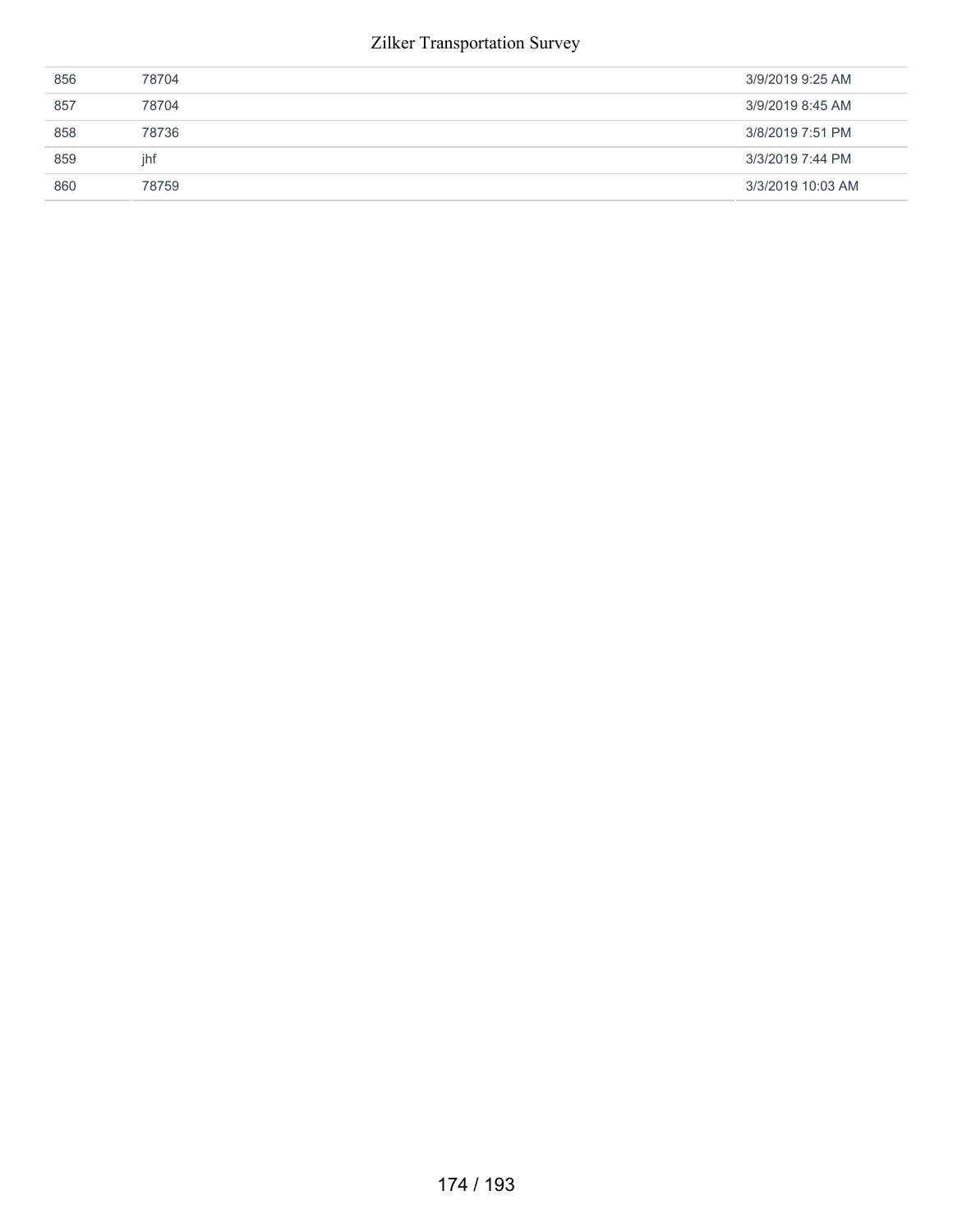| | | |
|---|---|---|
| 856 | 78704 | 3/9/2019 9:25 AM |
| 857 | 78704 | 3/9/2019 8:45 AM |
| 858 | 78736 | 3/8/2019 7:51 PM |
| 859 | jhf | 3/3/2019 7:44 PM |
| 860 | 78759 | 3/3/2019 10:03 AM |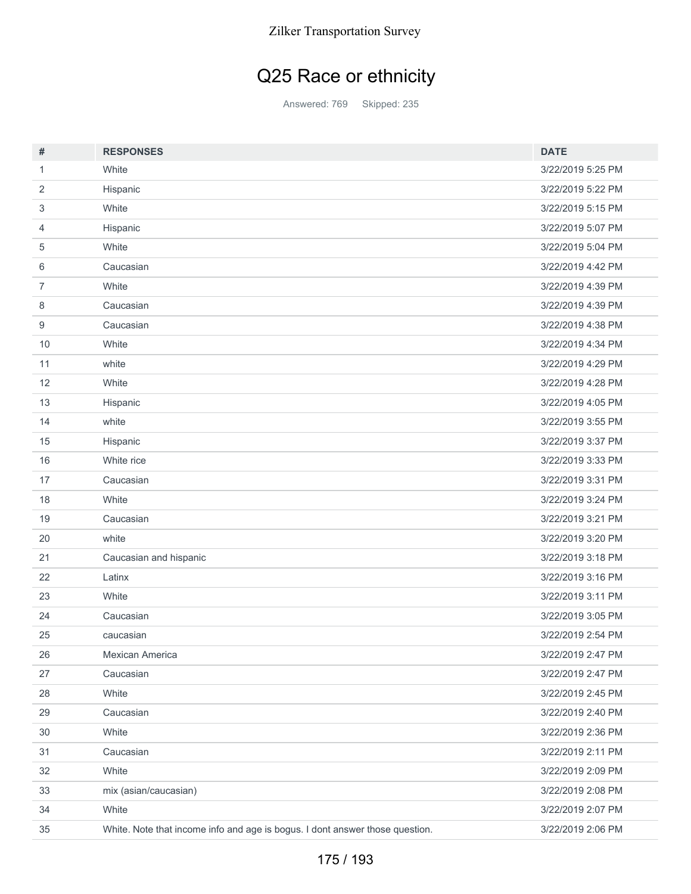## Q25 Race or ethnicity

Answered: 769 Skipped: 235

| # | RESPONSES | DATE |
|---|---|---|
| 1 | White | 3/22/2019 5:25 PM |
| 2 | Hispanic | 3/22/2019 5:22 PM |
| 3 | White | 3/22/2019 5:15 PM |
| 4 | Hispanic | 3/22/2019 5:07 PM |
| 5 | White | 3/22/2019 5:04 PM |
| 6 | Caucasian | 3/22/2019 4:42 PM |
| 7 | White | 3/22/2019 4:39 PM |
| 8 | Caucasian | 3/22/2019 4:39 PM |
| 9 | Caucasian | 3/22/2019 4:38 PM |
| 10 | White | 3/22/2019 4:34 PM |
| 11 | white | 3/22/2019 4:29 PM |
| 12 | White | 3/22/2019 4:28 PM |
| 13 | Hispanic | 3/22/2019 4:05 PM |
| 14 | white | 3/22/2019 3:55 PM |
| 15 | Hispanic | 3/22/2019 3:37 PM |
| 16 | White rice | 3/22/2019 3:33 PM |
| 17 | Caucasian | 3/22/2019 3:31 PM |
| 18 | White | 3/22/2019 3:24 PM |
| 19 | Caucasian | 3/22/2019 3:21 PM |
| 20 | white | 3/22/2019 3:20 PM |
| 21 | Caucasian and hispanic | 3/22/2019 3:18 PM |
| 22 | Latinx | 3/22/2019 3:16 PM |
| 23 | White | 3/22/2019 3:11 PM |
| 24 | Caucasian | 3/22/2019 3:05 PM |
| 25 | caucasian | 3/22/2019 2:54 PM |
| 26 | Mexican America | 3/22/2019 2:47 PM |
| 27 | Caucasian | 3/22/2019 2:47 PM |
| 28 | White | 3/22/2019 2:45 PM |
| 29 | Caucasian | 3/22/2019 2:40 PM |
| 30 | White | 3/22/2019 2:36 PM |
| 31 | Caucasian | 3/22/2019 2:11 PM |
| 32 | White | 3/22/2019 2:09 PM |
| 33 | mix (asian/caucasian) | 3/22/2019 2:08 PM |
| 34 | White | 3/22/2019 2:07 PM |
| 35 | White. Note that income info and age is bogus. I dont answer those question. | 3/22/2019 2:06 PM |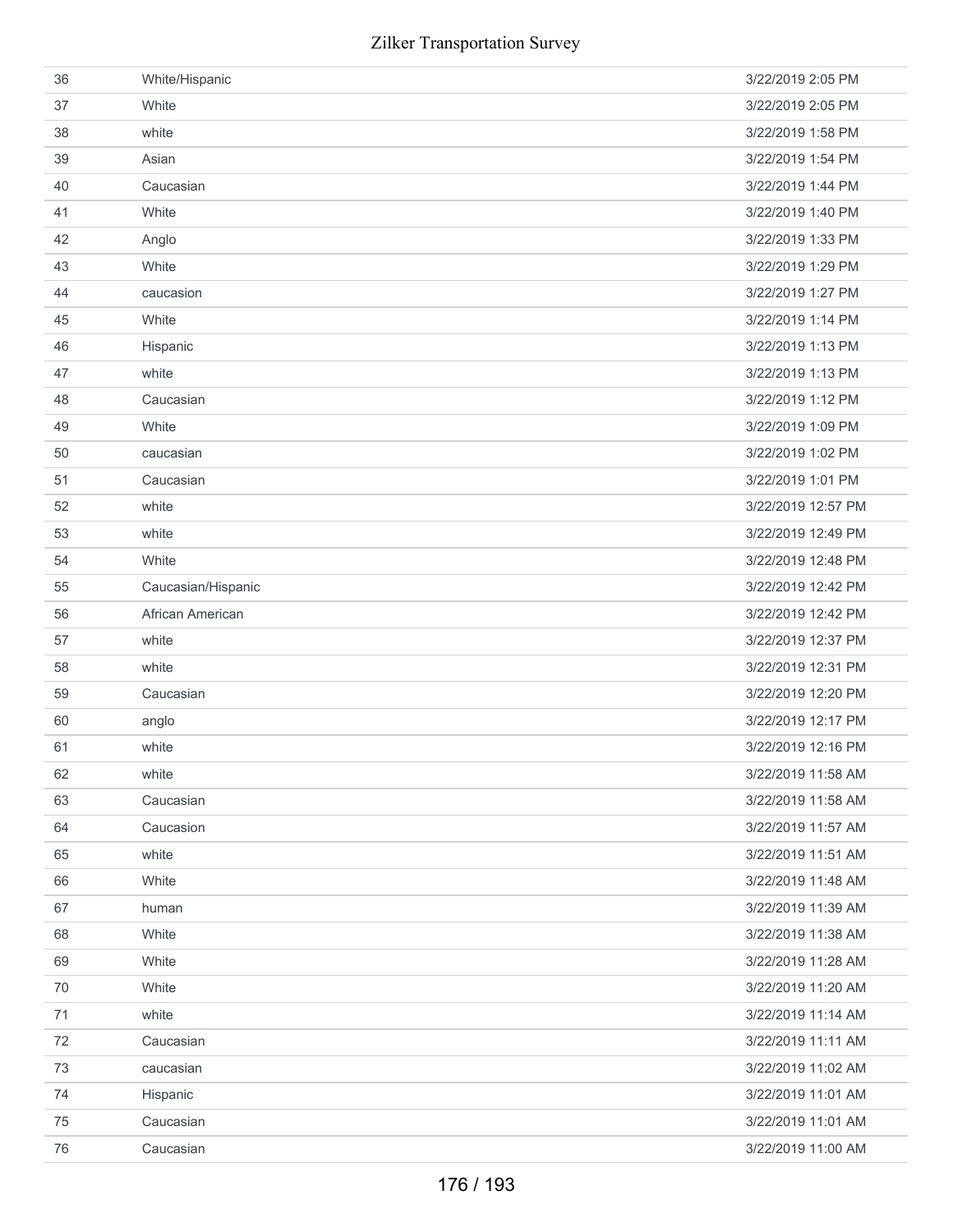| | | |
|---|---|---|
| 36 | White/Hispanic | 3/22/2019 2:05 PM |
| 37 | White | 3/22/2019 2:05 PM |
| 38 | white | 3/22/2019 1:58 PM |
| 39 | Asian | 3/22/2019 1:54 PM |
| 40 | Caucasian | 3/22/2019 1:44 PM |
| 41 | White | 3/22/2019 1:40 PM |
| 42 | Anglo | 3/22/2019 1:33 PM |
| 43 | White | 3/22/2019 1:29 PM |
| 44 | caucasion | 3/22/2019 1:27 PM |
| 45 | White | 3/22/2019 1:14 PM |
| 46 | Hispanic | 3/22/2019 1:13 PM |
| 47 | white | 3/22/2019 1:13 PM |
| 48 | Caucasian | 3/22/2019 1:12 PM |
| 49 | White | 3/22/2019 1:09 PM |
| 50 | caucasian | 3/22/2019 1:02 PM |
| 51 | Caucasian | 3/22/2019 1:01 PM |
| 52 | white | 3/22/2019 12:57 PM |
| 53 | white | 3/22/2019 12:49 PM |
| 54 | White | 3/22/2019 12:48 PM |
| 55 | Caucasian/Hispanic | 3/22/2019 12:42 PM |
| 56 | African American | 3/22/2019 12:42 PM |
| 57 | white | 3/22/2019 12:37 PM |
| 58 | white | 3/22/2019 12:31 PM |
| 59 | Caucasian | 3/22/2019 12:20 PM |
| 60 | anglo | 3/22/2019 12:17 PM |
| 61 | white | 3/22/2019 12:16 PM |
| 62 | white | 3/22/2019 11:58 AM |
| 63 | Caucasian | 3/22/2019 11:58 AM |
| 64 | Caucasion | 3/22/2019 11:57 AM |
| 65 | white | 3/22/2019 11:51 AM |
| 66 | White | 3/22/2019 11:48 AM |
| 67 | human | 3/22/2019 11:39 AM |
| 68 | White | 3/22/2019 11:38 AM |
| 69 | White | 3/22/2019 11:28 AM |
| 70 | White | 3/22/2019 11:20 AM |
| 71 | white | 3/22/2019 11:14 AM |
| 72 | Caucasian | 3/22/2019 11:11 AM |
| 73 | caucasian | 3/22/2019 11:02 AM |
| 74 | Hispanic | 3/22/2019 11:01 AM |
| 75 | Caucasian | 3/22/2019 11:01 AM |
| 76 | Caucasian | 3/22/2019 11:00 AM |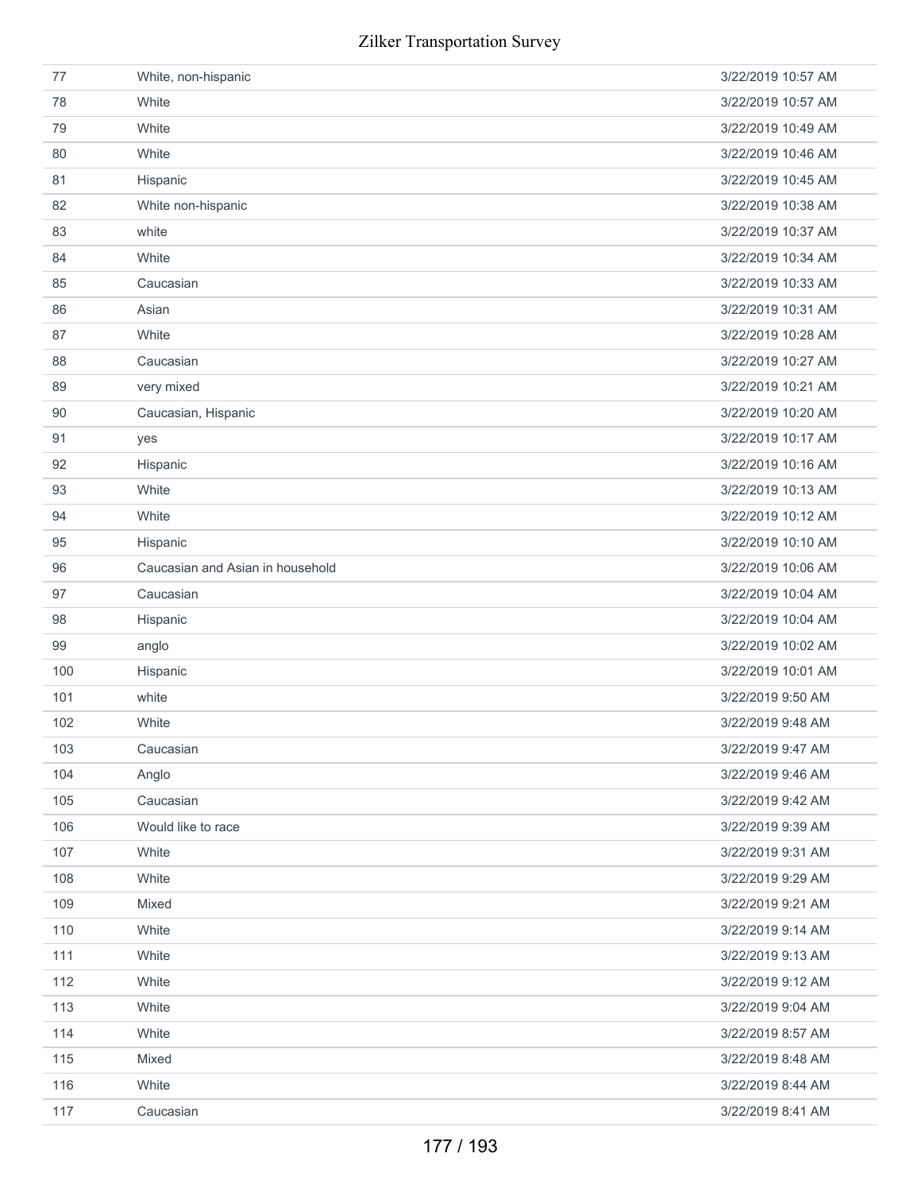| | | |
|---|---|---|
| 77 | White, non-hispanic | 3/22/2019 10:57 AM |
| 78 | White | 3/22/2019 10:57 AM |
| 79 | White | 3/22/2019 10:49 AM |
| 80 | White | 3/22/2019 10:46 AM |
| 81 | Hispanic | 3/22/2019 10:45 AM |
| 82 | White non-hispanic | 3/22/2019 10:38 AM |
| 83 | white | 3/22/2019 10:37 AM |
| 84 | White | 3/22/2019 10:34 AM |
| 85 | Caucasian | 3/22/2019 10:33 AM |
| 86 | Asian | 3/22/2019 10:31 AM |
| 87 | White | 3/22/2019 10:28 AM |
| 88 | Caucasian | 3/22/2019 10:27 AM |
| 89 | very mixed | 3/22/2019 10:21 AM |
| 90 | Caucasian, Hispanic | 3/22/2019 10:20 AM |
| 91 | yes | 3/22/2019 10:17 AM |
| 92 | Hispanic | 3/22/2019 10:16 AM |
| 93 | White | 3/22/2019 10:13 AM |
| 94 | White | 3/22/2019 10:12 AM |
| 95 | Hispanic | 3/22/2019 10:10 AM |
| 96 | Caucasian and Asian in household | 3/22/2019 10:06 AM |
| 97 | Caucasian | 3/22/2019 10:04 AM |
| 98 | Hispanic | 3/22/2019 10:04 AM |
| 99 | anglo | 3/22/2019 10:02 AM |
| 100 | Hispanic | 3/22/2019 10:01 AM |
| 101 | white | 3/22/2019 9:50 AM |
| 102 | White | 3/22/2019 9:48 AM |
| 103 | Caucasian | 3/22/2019 9:47 AM |
| 104 | Anglo | 3/22/2019 9:46 AM |
| 105 | Caucasian | 3/22/2019 9:42 AM |
| 106 | Would like to race | 3/22/2019 9:39 AM |
| 107 | White | 3/22/2019 9:31 AM |
| 108 | White | 3/22/2019 9:29 AM |
| 109 | Mixed | 3/22/2019 9:21 AM |
| 110 | White | 3/22/2019 9:14 AM |
| 111 | White | 3/22/2019 9:13 AM |
| 112 | White | 3/22/2019 9:12 AM |
| 113 | White | 3/22/2019 9:04 AM |
| 114 | White | 3/22/2019 8:57 AM |
| 115 | Mixed | 3/22/2019 8:48 AM |
| 116 | White | 3/22/2019 8:44 AM |
| 117 | Caucasian | 3/22/2019 8:41 AM |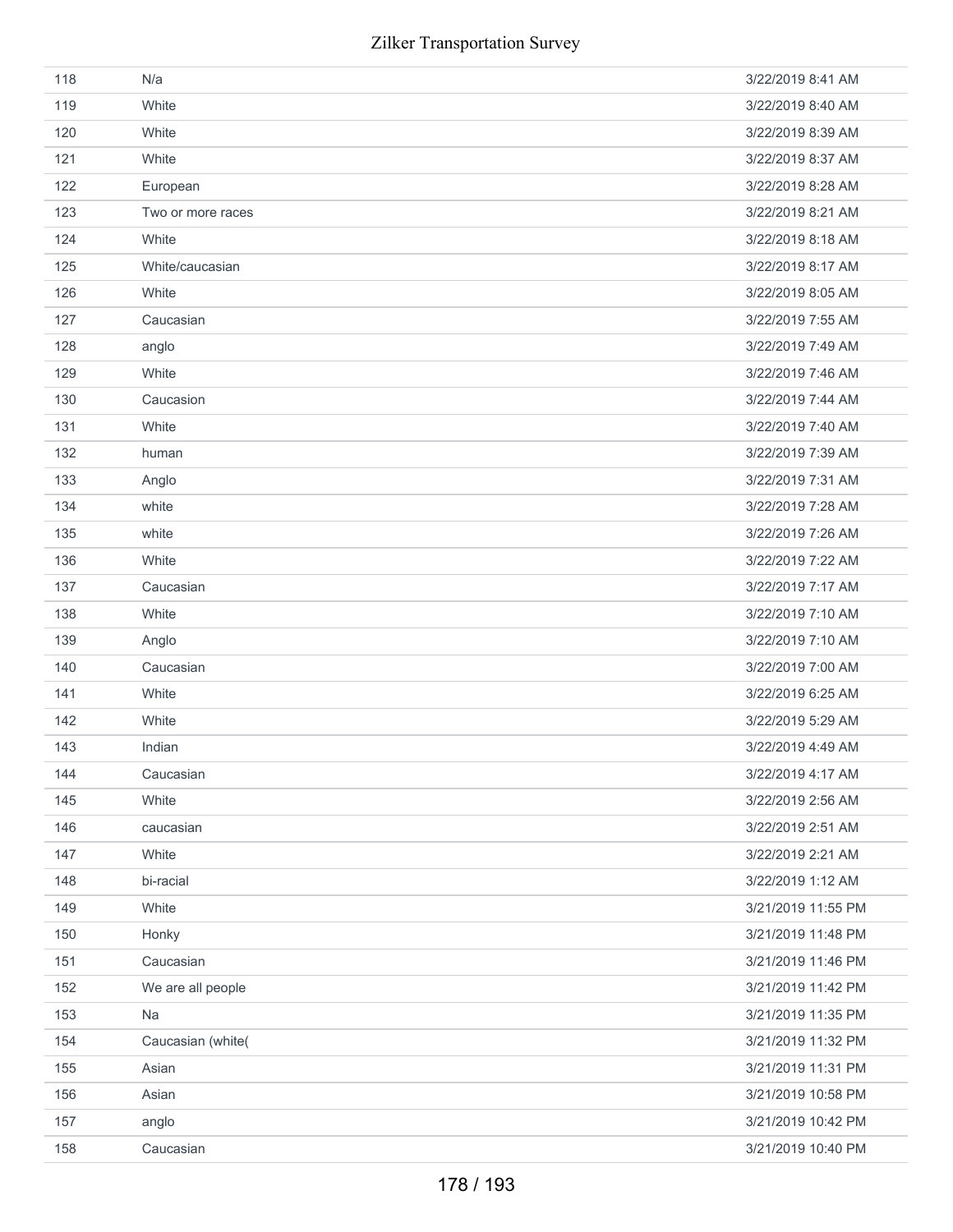| | | |
|---|---|---|
| 118 | N/a | 3/22/2019 8:41 AM |
| 119 | White | 3/22/2019 8:40 AM |
| 120 | White | 3/22/2019 8:39 AM |
| 121 | White | 3/22/2019 8:37 AM |
| 122 | European | 3/22/2019 8:28 AM |
| 123 | Two or more races | 3/22/2019 8:21 AM |
| 124 | White | 3/22/2019 8:18 AM |
| 125 | White/caucasian | 3/22/2019 8:17 AM |
| 126 | White | 3/22/2019 8:05 AM |
| 127 | Caucasian | 3/22/2019 7:55 AM |
| 128 | anglo | 3/22/2019 7:49 AM |
| 129 | White | 3/22/2019 7:46 AM |
| 130 | Caucasion | 3/22/2019 7:44 AM |
| 131 | White | 3/22/2019 7:40 AM |
| 132 | human | 3/22/2019 7:39 AM |
| 133 | Anglo | 3/22/2019 7:31 AM |
| 134 | white | 3/22/2019 7:28 AM |
| 135 | white | 3/22/2019 7:26 AM |
| 136 | White | 3/22/2019 7:22 AM |
| 137 | Caucasian | 3/22/2019 7:17 AM |
| 138 | White | 3/22/2019 7:10 AM |
| 139 | Anglo | 3/22/2019 7:10 AM |
| 140 | Caucasian | 3/22/2019 7:00 AM |
| 141 | White | 3/22/2019 6:25 AM |
| 142 | White | 3/22/2019 5:29 AM |
| 143 | Indian | 3/22/2019 4:49 AM |
| 144 | Caucasian | 3/22/2019 4:17 AM |
| 145 | White | 3/22/2019 2:56 AM |
| 146 | caucasian | 3/22/2019 2:51 AM |
| 147 | White | 3/22/2019 2:21 AM |
| 148 | bi-racial | 3/22/2019 1:12 AM |
| 149 | White | 3/21/2019 11:55 PM |
| 150 | Honky | 3/21/2019 11:48 PM |
| 151 | Caucasian | 3/21/2019 11:46 PM |
| 152 | We are all people | 3/21/2019 11:42 PM |
| 153 | Na | 3/21/2019 11:35 PM |
| 154 | Caucasian (white( | 3/21/2019 11:32 PM |
| 155 | Asian | 3/21/2019 11:31 PM |
| 156 | Asian | 3/21/2019 10:58 PM |
| 157 | anglo | 3/21/2019 10:42 PM |
| 158 | Caucasian | 3/21/2019 10:40 PM |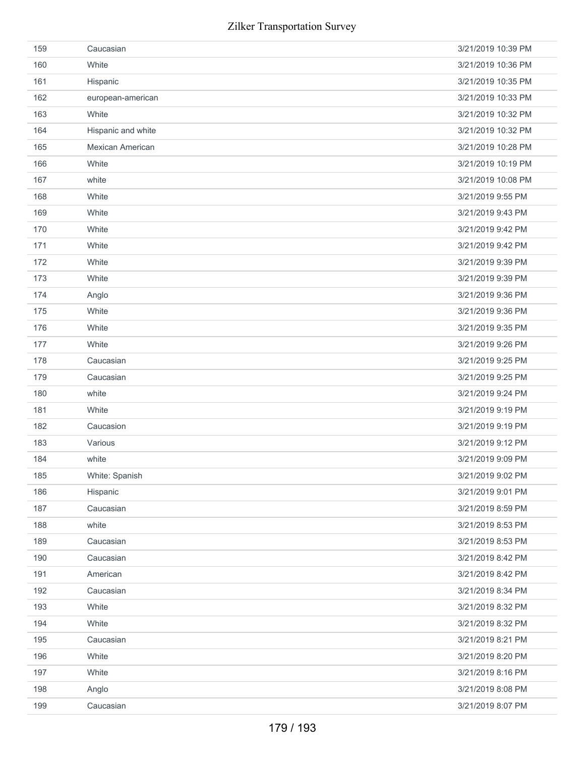| | | |
|---|---|---|
| 159 | Caucasian | 3/21/2019 10:39 PM |
| 160 | White | 3/21/2019 10:36 PM |
| 161 | Hispanic | 3/21/2019 10:35 PM |
| 162 | european-american | 3/21/2019 10:33 PM |
| 163 | White | 3/21/2019 10:32 PM |
| 164 | Hispanic and white | 3/21/2019 10:32 PM |
| 165 | Mexican American | 3/21/2019 10:28 PM |
| 166 | White | 3/21/2019 10:19 PM |
| 167 | white | 3/21/2019 10:08 PM |
| 168 | White | 3/21/2019 9:55 PM |
| 169 | White | 3/21/2019 9:43 PM |
| 170 | White | 3/21/2019 9:42 PM |
| 171 | White | 3/21/2019 9:42 PM |
| 172 | White | 3/21/2019 9:39 PM |
| 173 | White | 3/21/2019 9:39 PM |
| 174 | Anglo | 3/21/2019 9:36 PM |
| 175 | White | 3/21/2019 9:36 PM |
| 176 | White | 3/21/2019 9:35 PM |
| 177 | White | 3/21/2019 9:26 PM |
| 178 | Caucasian | 3/21/2019 9:25 PM |
| 179 | Caucasian | 3/21/2019 9:25 PM |
| 180 | white | 3/21/2019 9:24 PM |
| 181 | White | 3/21/2019 9:19 PM |
| 182 | Caucasion | 3/21/2019 9:19 PM |
| 183 | Various | 3/21/2019 9:12 PM |
| 184 | white | 3/21/2019 9:09 PM |
| 185 | White: Spanish | 3/21/2019 9:02 PM |
| 186 | Hispanic | 3/21/2019 9:01 PM |
| 187 | Caucasian | 3/21/2019 8:59 PM |
| 188 | white | 3/21/2019 8:53 PM |
| 189 | Caucasian | 3/21/2019 8:53 PM |
| 190 | Caucasian | 3/21/2019 8:42 PM |
| 191 | American | 3/21/2019 8:42 PM |
| 192 | Caucasian | 3/21/2019 8:34 PM |
| 193 | White | 3/21/2019 8:32 PM |
| 194 | White | 3/21/2019 8:32 PM |
| 195 | Caucasian | 3/21/2019 8:21 PM |
| 196 | White | 3/21/2019 8:20 PM |
| 197 | White | 3/21/2019 8:16 PM |
| 198 | Anglo | 3/21/2019 8:08 PM |
| 199 | Caucasian | 3/21/2019 8:07 PM |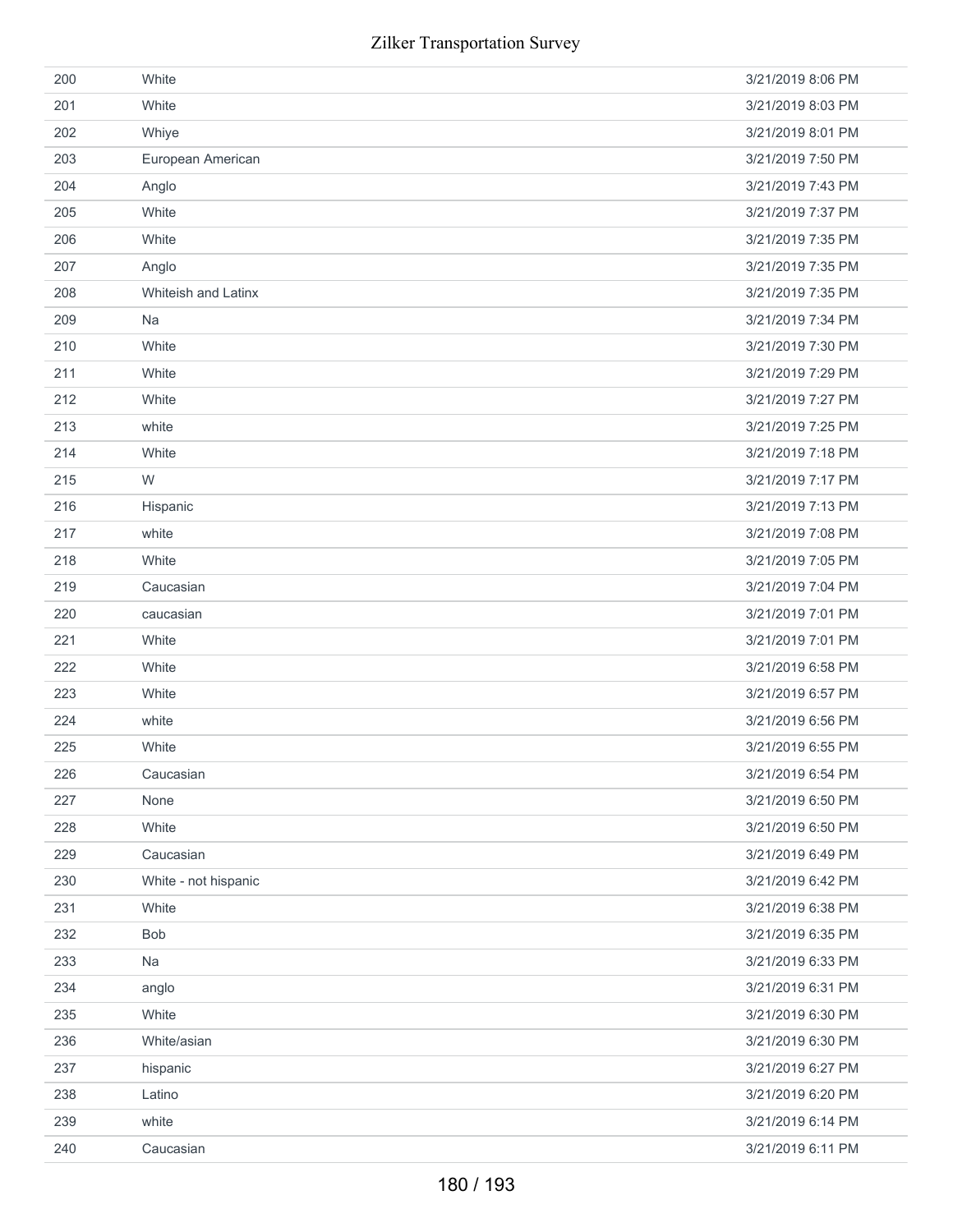| | | |
|---|---|---|
| 200 | White | 3/21/2019 8:06 PM |
| 201 | White | 3/21/2019 8:03 PM |
| 202 | Whiye | 3/21/2019 8:01 PM |
| 203 | European American | 3/21/2019 7:50 PM |
| 204 | Anglo | 3/21/2019 7:43 PM |
| 205 | White | 3/21/2019 7:37 PM |
| 206 | White | 3/21/2019 7:35 PM |
| 207 | Anglo | 3/21/2019 7:35 PM |
| 208 | Whiteish and Latinx | 3/21/2019 7:35 PM |
| 209 | Na | 3/21/2019 7:34 PM |
| 210 | White | 3/21/2019 7:30 PM |
| 211 | White | 3/21/2019 7:29 PM |
| 212 | White | 3/21/2019 7:27 PM |
| 213 | white | 3/21/2019 7:25 PM |
| 214 | White | 3/21/2019 7:18 PM |
| 215 | W | 3/21/2019 7:17 PM |
| 216 | Hispanic | 3/21/2019 7:13 PM |
| 217 | white | 3/21/2019 7:08 PM |
| 218 | White | 3/21/2019 7:05 PM |
| 219 | Caucasian | 3/21/2019 7:04 PM |
| 220 | caucasian | 3/21/2019 7:01 PM |
| 221 | White | 3/21/2019 7:01 PM |
| 222 | White | 3/21/2019 6:58 PM |
| 223 | White | 3/21/2019 6:57 PM |
| 224 | white | 3/21/2019 6:56 PM |
| 225 | White | 3/21/2019 6:55 PM |
| 226 | Caucasian | 3/21/2019 6:54 PM |
| 227 | None | 3/21/2019 6:50 PM |
| 228 | White | 3/21/2019 6:50 PM |
| 229 | Caucasian | 3/21/2019 6:49 PM |
| 230 | White - not hispanic | 3/21/2019 6:42 PM |
| 231 | White | 3/21/2019 6:38 PM |
| 232 | Bob | 3/21/2019 6:35 PM |
| 233 | Na | 3/21/2019 6:33 PM |
| 234 | anglo | 3/21/2019 6:31 PM |
| 235 | White | 3/21/2019 6:30 PM |
| 236 | White/asian | 3/21/2019 6:30 PM |
| 237 | hispanic | 3/21/2019 6:27 PM |
| 238 | Latino | 3/21/2019 6:20 PM |
| 239 | white | 3/21/2019 6:14 PM |
| 240 | Caucasian | 3/21/2019 6:11 PM |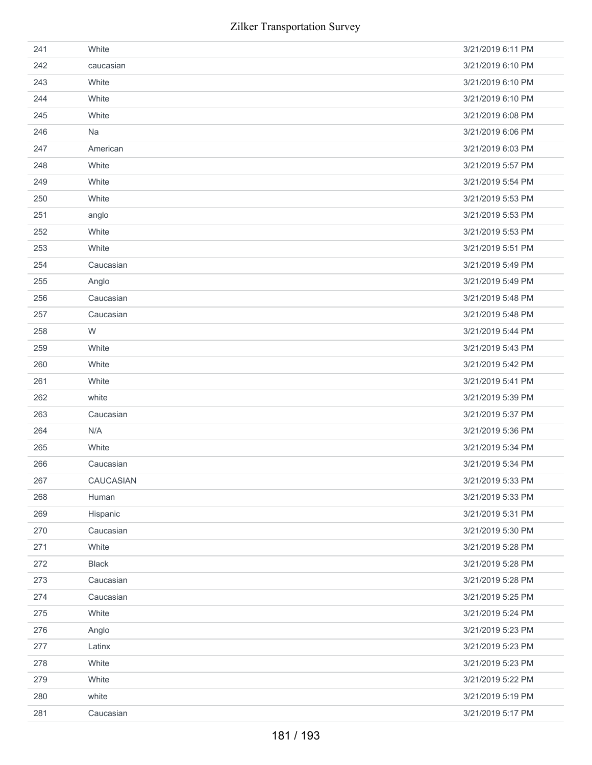| | | |
|---|---|---|
| 241 | White | 3/21/2019 6:11 PM |
| 242 | caucasian | 3/21/2019 6:10 PM |
| 243 | White | 3/21/2019 6:10 PM |
| 244 | White | 3/21/2019 6:10 PM |
| 245 | White | 3/21/2019 6:08 PM |
| 246 | Na | 3/21/2019 6:06 PM |
| 247 | American | 3/21/2019 6:03 PM |
| 248 | White | 3/21/2019 5:57 PM |
| 249 | White | 3/21/2019 5:54 PM |
| 250 | White | 3/21/2019 5:53 PM |
| 251 | anglo | 3/21/2019 5:53 PM |
| 252 | White | 3/21/2019 5:53 PM |
| 253 | White | 3/21/2019 5:51 PM |
| 254 | Caucasian | 3/21/2019 5:49 PM |
| 255 | Anglo | 3/21/2019 5:49 PM |
| 256 | Caucasian | 3/21/2019 5:48 PM |
| 257 | Caucasian | 3/21/2019 5:48 PM |
| 258 | W | 3/21/2019 5:44 PM |
| 259 | White | 3/21/2019 5:43 PM |
| 260 | White | 3/21/2019 5:42 PM |
| 261 | White | 3/21/2019 5:41 PM |
| 262 | white | 3/21/2019 5:39 PM |
| 263 | Caucasian | 3/21/2019 5:37 PM |
| 264 | N/A | 3/21/2019 5:36 PM |
| 265 | White | 3/21/2019 5:34 PM |
| 266 | Caucasian | 3/21/2019 5:34 PM |
| 267 | CAUCASIAN | 3/21/2019 5:33 PM |
| 268 | Human | 3/21/2019 5:33 PM |
| 269 | Hispanic | 3/21/2019 5:31 PM |
| 270 | Caucasian | 3/21/2019 5:30 PM |
| 271 | White | 3/21/2019 5:28 PM |
| 272 | Black | 3/21/2019 5:28 PM |
| 273 | Caucasian | 3/21/2019 5:28 PM |
| 274 | Caucasian | 3/21/2019 5:25 PM |
| 275 | White | 3/21/2019 5:24 PM |
| 276 | Anglo | 3/21/2019 5:23 PM |
| 277 | Latinx | 3/21/2019 5:23 PM |
| 278 | White | 3/21/2019 5:23 PM |
| 279 | White | 3/21/2019 5:22 PM |
| 280 | white | 3/21/2019 5:19 PM |
| 281 | Caucasian | 3/21/2019 5:17 PM |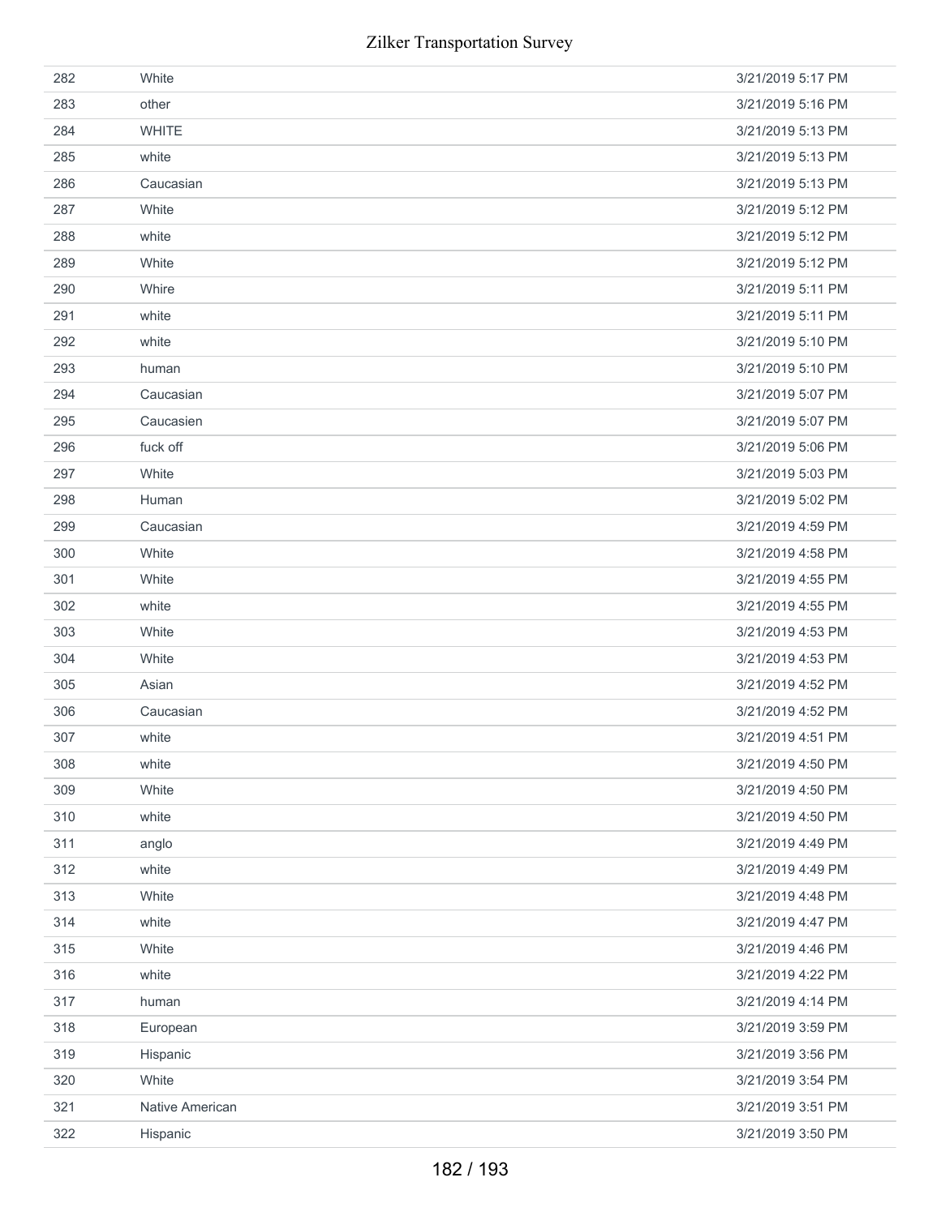| | | |
|---|---|---|
| 282 | White | 3/21/2019 5:17 PM |
| 283 | other | 3/21/2019 5:16 PM |
| 284 | WHITE | 3/21/2019 5:13 PM |
| 285 | white | 3/21/2019 5:13 PM |
| 286 | Caucasian | 3/21/2019 5:13 PM |
| 287 | White | 3/21/2019 5:12 PM |
| 288 | white | 3/21/2019 5:12 PM |
| 289 | White | 3/21/2019 5:12 PM |
| 290 | Whire | 3/21/2019 5:11 PM |
| 291 | white | 3/21/2019 5:11 PM |
| 292 | white | 3/21/2019 5:10 PM |
| 293 | human | 3/21/2019 5:10 PM |
| 294 | Caucasian | 3/21/2019 5:07 PM |
| 295 | Caucasien | 3/21/2019 5:07 PM |
| 296 | fuck off | 3/21/2019 5:06 PM |
| 297 | White | 3/21/2019 5:03 PM |
| 298 | Human | 3/21/2019 5:02 PM |
| 299 | Caucasian | 3/21/2019 4:59 PM |
| 300 | White | 3/21/2019 4:58 PM |
| 301 | White | 3/21/2019 4:55 PM |
| 302 | white | 3/21/2019 4:55 PM |
| 303 | White | 3/21/2019 4:53 PM |
| 304 | White | 3/21/2019 4:53 PM |
| 305 | Asian | 3/21/2019 4:52 PM |
| 306 | Caucasian | 3/21/2019 4:52 PM |
| 307 | white | 3/21/2019 4:51 PM |
| 308 | white | 3/21/2019 4:50 PM |
| 309 | White | 3/21/2019 4:50 PM |
| 310 | white | 3/21/2019 4:50 PM |
| 311 | anglo | 3/21/2019 4:49 PM |
| 312 | white | 3/21/2019 4:49 PM |
| 313 | White | 3/21/2019 4:48 PM |
| 314 | white | 3/21/2019 4:47 PM |
| 315 | White | 3/21/2019 4:46 PM |
| 316 | white | 3/21/2019 4:22 PM |
| 317 | human | 3/21/2019 4:14 PM |
| 318 | European | 3/21/2019 3:59 PM |
| 319 | Hispanic | 3/21/2019 3:56 PM |
| 320 | White | 3/21/2019 3:54 PM |
| 321 | Native American | 3/21/2019 3:51 PM |
| 322 | Hispanic | 3/21/2019 3:50 PM |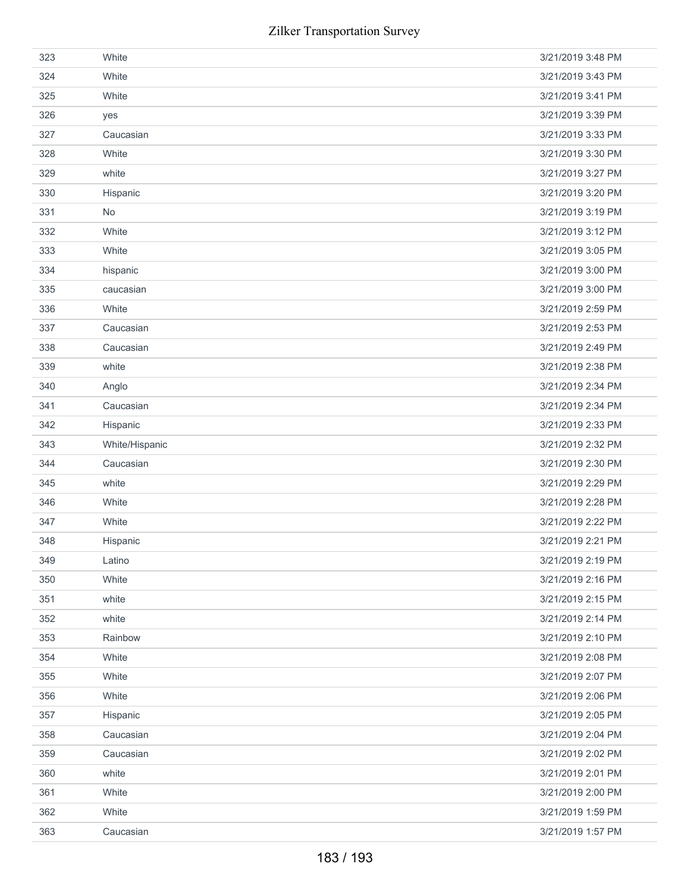| | | |
|---|---|---|
| 323 | White | 3/21/2019 3:48 PM |
| 324 | White | 3/21/2019 3:43 PM |
| 325 | White | 3/21/2019 3:41 PM |
| 326 | yes | 3/21/2019 3:39 PM |
| 327 | Caucasian | 3/21/2019 3:33 PM |
| 328 | White | 3/21/2019 3:30 PM |
| 329 | white | 3/21/2019 3:27 PM |
| 330 | Hispanic | 3/21/2019 3:20 PM |
| 331 | No | 3/21/2019 3:19 PM |
| 332 | White | 3/21/2019 3:12 PM |
| 333 | White | 3/21/2019 3:05 PM |
| 334 | hispanic | 3/21/2019 3:00 PM |
| 335 | caucasian | 3/21/2019 3:00 PM |
| 336 | White | 3/21/2019 2:59 PM |
| 337 | Caucasian | 3/21/2019 2:53 PM |
| 338 | Caucasian | 3/21/2019 2:49 PM |
| 339 | white | 3/21/2019 2:38 PM |
| 340 | Anglo | 3/21/2019 2:34 PM |
| 341 | Caucasian | 3/21/2019 2:34 PM |
| 342 | Hispanic | 3/21/2019 2:33 PM |
| 343 | White/Hispanic | 3/21/2019 2:32 PM |
| 344 | Caucasian | 3/21/2019 2:30 PM |
| 345 | white | 3/21/2019 2:29 PM |
| 346 | White | 3/21/2019 2:28 PM |
| 347 | White | 3/21/2019 2:22 PM |
| 348 | Hispanic | 3/21/2019 2:21 PM |
| 349 | Latino | 3/21/2019 2:19 PM |
| 350 | White | 3/21/2019 2:16 PM |
| 351 | white | 3/21/2019 2:15 PM |
| 352 | white | 3/21/2019 2:14 PM |
| 353 | Rainbow | 3/21/2019 2:10 PM |
| 354 | White | 3/21/2019 2:08 PM |
| 355 | White | 3/21/2019 2:07 PM |
| 356 | White | 3/21/2019 2:06 PM |
| 357 | Hispanic | 3/21/2019 2:05 PM |
| 358 | Caucasian | 3/21/2019 2:04 PM |
| 359 | Caucasian | 3/21/2019 2:02 PM |
| 360 | white | 3/21/2019 2:01 PM |
| 361 | White | 3/21/2019 2:00 PM |
| 362 | White | 3/21/2019 1:59 PM |
| 363 | Caucasian | 3/21/2019 1:57 PM |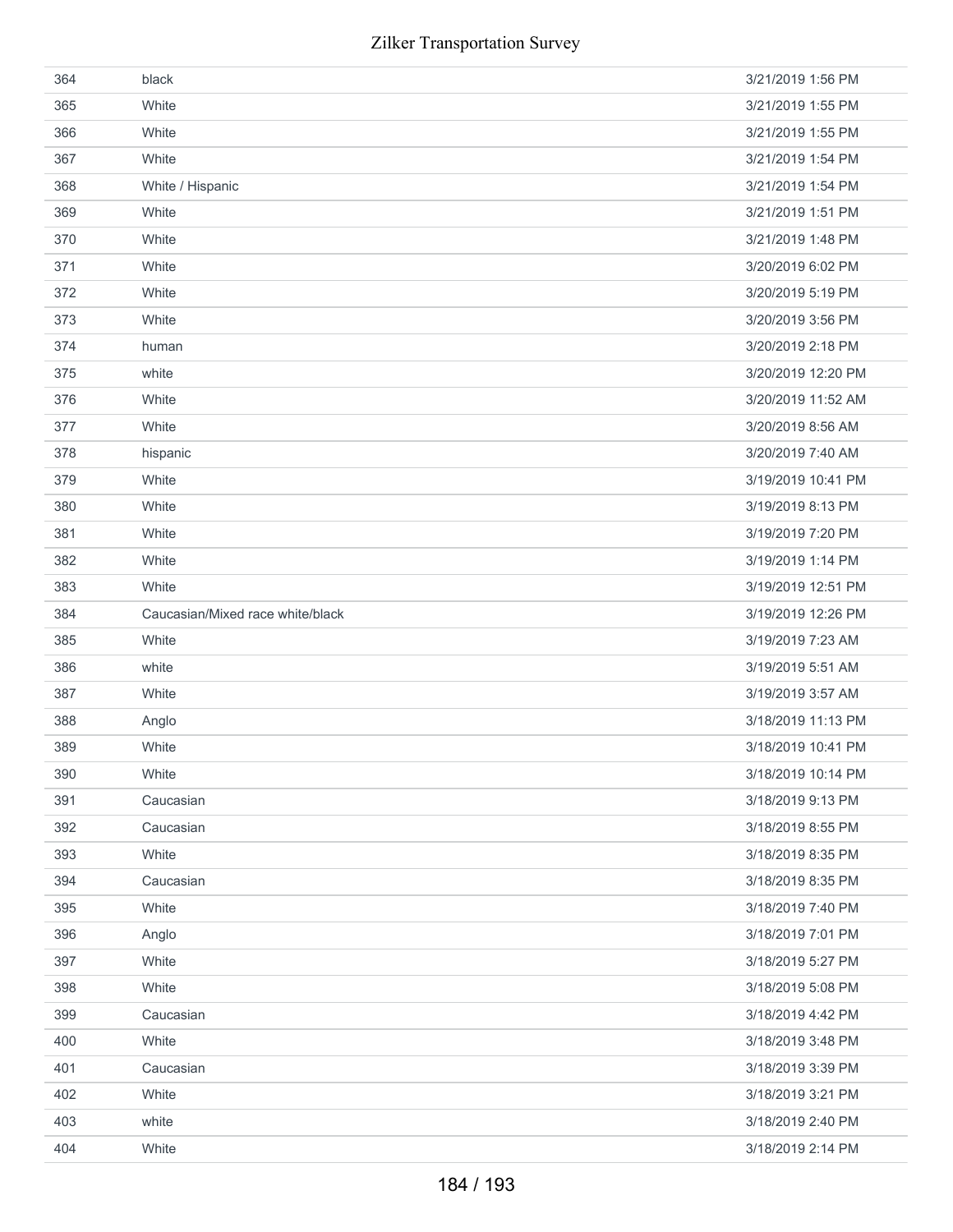| | | |
|---|---|---|
| 364 | black | 3/21/2019 1:56 PM |
| 365 | White | 3/21/2019 1:55 PM |
| 366 | White | 3/21/2019 1:55 PM |
| 367 | White | 3/21/2019 1:54 PM |
| 368 | White / Hispanic | 3/21/2019 1:54 PM |
| 369 | White | 3/21/2019 1:51 PM |
| 370 | White | 3/21/2019 1:48 PM |
| 371 | White | 3/20/2019 6:02 PM |
| 372 | White | 3/20/2019 5:19 PM |
| 373 | White | 3/20/2019 3:56 PM |
| 374 | human | 3/20/2019 2:18 PM |
| 375 | white | 3/20/2019 12:20 PM |
| 376 | White | 3/20/2019 11:52 AM |
| 377 | White | 3/20/2019 8:56 AM |
| 378 | hispanic | 3/20/2019 7:40 AM |
| 379 | White | 3/19/2019 10:41 PM |
| 380 | White | 3/19/2019 8:13 PM |
| 381 | White | 3/19/2019 7:20 PM |
| 382 | White | 3/19/2019 1:14 PM |
| 383 | White | 3/19/2019 12:51 PM |
| 384 | Caucasian/Mixed race white/black | 3/19/2019 12:26 PM |
| 385 | White | 3/19/2019 7:23 AM |
| 386 | white | 3/19/2019 5:51 AM |
| 387 | White | 3/19/2019 3:57 AM |
| 388 | Anglo | 3/18/2019 11:13 PM |
| 389 | White | 3/18/2019 10:41 PM |
| 390 | White | 3/18/2019 10:14 PM |
| 391 | Caucasian | 3/18/2019 9:13 PM |
| 392 | Caucasian | 3/18/2019 8:55 PM |
| 393 | White | 3/18/2019 8:35 PM |
| 394 | Caucasian | 3/18/2019 8:35 PM |
| 395 | White | 3/18/2019 7:40 PM |
| 396 | Anglo | 3/18/2019 7:01 PM |
| 397 | White | 3/18/2019 5:27 PM |
| 398 | White | 3/18/2019 5:08 PM |
| 399 | Caucasian | 3/18/2019 4:42 PM |
| 400 | White | 3/18/2019 3:48 PM |
| 401 | Caucasian | 3/18/2019 3:39 PM |
| 402 | White | 3/18/2019 3:21 PM |
| 403 | white | 3/18/2019 2:40 PM |
| 404 | White | 3/18/2019 2:14 PM |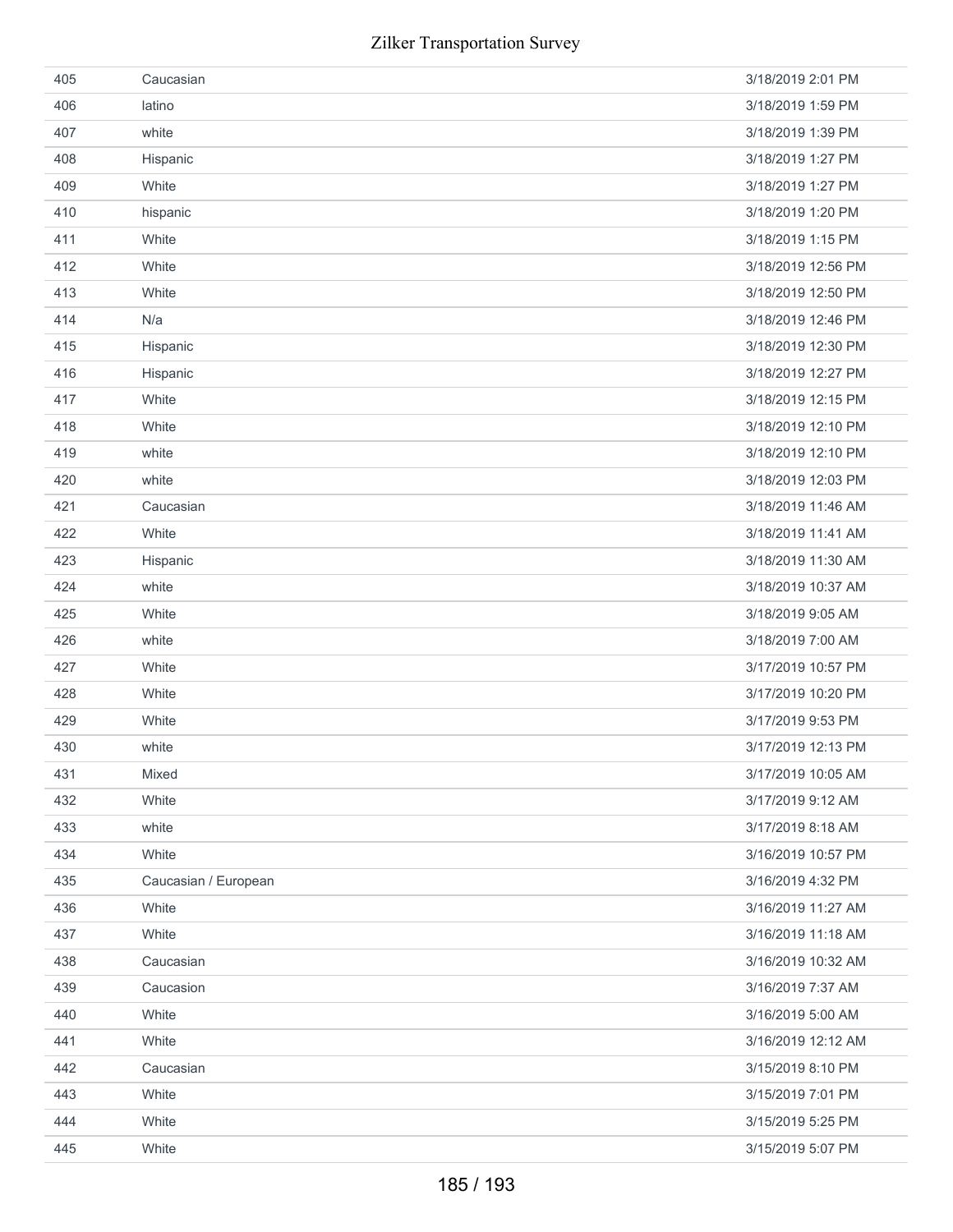| | | |
|---|---|---|
| 405 | Caucasian | 3/18/2019 2:01 PM |
| 406 | latino | 3/18/2019 1:59 PM |
| 407 | white | 3/18/2019 1:39 PM |
| 408 | Hispanic | 3/18/2019 1:27 PM |
| 409 | White | 3/18/2019 1:27 PM |
| 410 | hispanic | 3/18/2019 1:20 PM |
| 411 | White | 3/18/2019 1:15 PM |
| 412 | White | 3/18/2019 12:56 PM |
| 413 | White | 3/18/2019 12:50 PM |
| 414 | N/a | 3/18/2019 12:46 PM |
| 415 | Hispanic | 3/18/2019 12:30 PM |
| 416 | Hispanic | 3/18/2019 12:27 PM |
| 417 | White | 3/18/2019 12:15 PM |
| 418 | White | 3/18/2019 12:10 PM |
| 419 | white | 3/18/2019 12:10 PM |
| 420 | white | 3/18/2019 12:03 PM |
| 421 | Caucasian | 3/18/2019 11:46 AM |
| 422 | White | 3/18/2019 11:41 AM |
| 423 | Hispanic | 3/18/2019 11:30 AM |
| 424 | white | 3/18/2019 10:37 AM |
| 425 | White | 3/18/2019 9:05 AM |
| 426 | white | 3/18/2019 7:00 AM |
| 427 | White | 3/17/2019 10:57 PM |
| 428 | White | 3/17/2019 10:20 PM |
| 429 | White | 3/17/2019 9:53 PM |
| 430 | white | 3/17/2019 12:13 PM |
| 431 | Mixed | 3/17/2019 10:05 AM |
| 432 | White | 3/17/2019 9:12 AM |
| 433 | white | 3/17/2019 8:18 AM |
| 434 | White | 3/16/2019 10:57 PM |
| 435 | Caucasian / European | 3/16/2019 4:32 PM |
| 436 | White | 3/16/2019 11:27 AM |
| 437 | White | 3/16/2019 11:18 AM |
| 438 | Caucasian | 3/16/2019 10:32 AM |
| 439 | Caucasion | 3/16/2019 7:37 AM |
| 440 | White | 3/16/2019 5:00 AM |
| 441 | White | 3/16/2019 12:12 AM |
| 442 | Caucasian | 3/15/2019 8:10 PM |
| 443 | White | 3/15/2019 7:01 PM |
| 444 | White | 3/15/2019 5:25 PM |
| 445 | White | 3/15/2019 5:07 PM |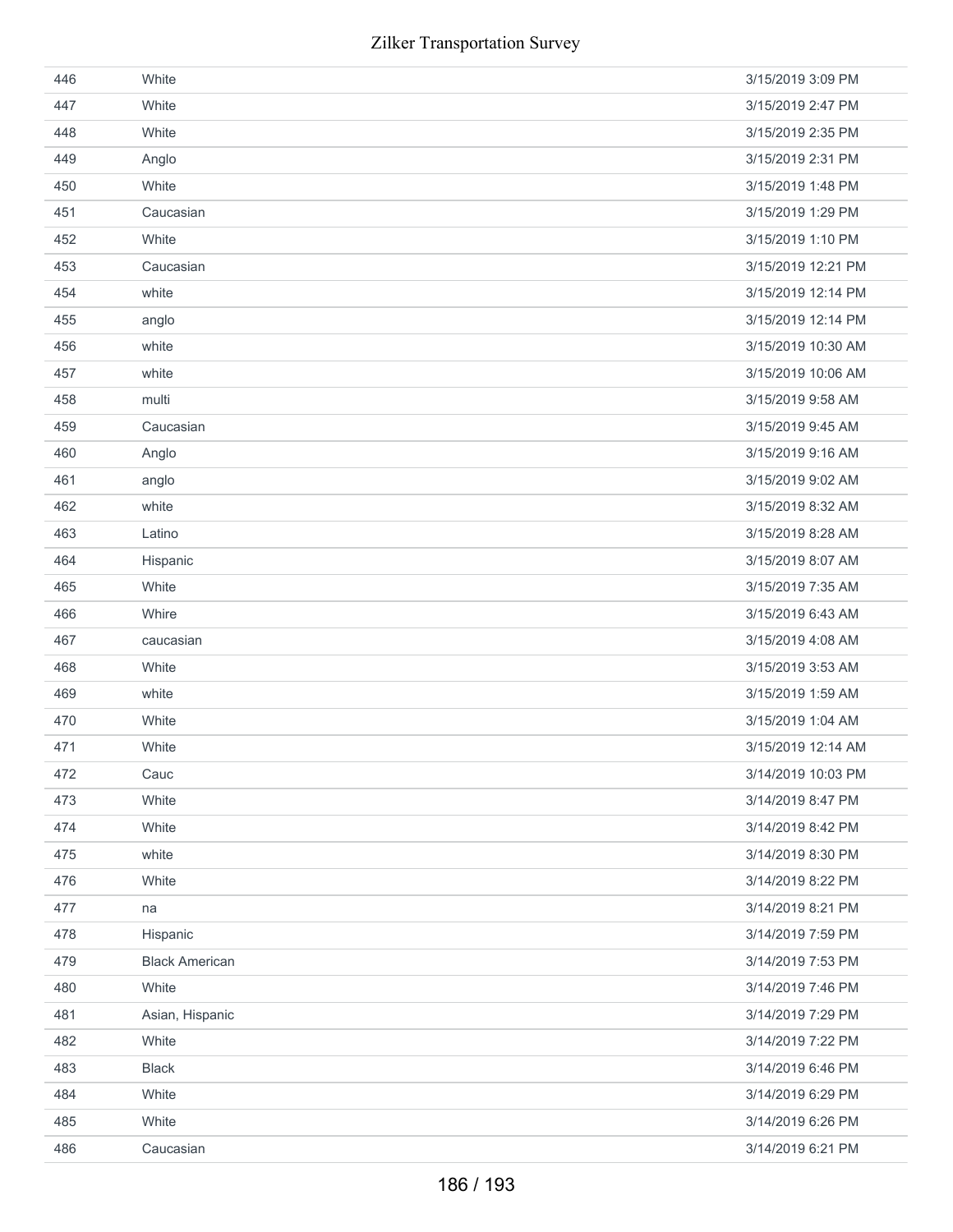| | | |
|---|---|---|
| 446 | White | 3/15/2019 3:09 PM |
| 447 | White | 3/15/2019 2:47 PM |
| 448 | White | 3/15/2019 2:35 PM |
| 449 | Anglo | 3/15/2019 2:31 PM |
| 450 | White | 3/15/2019 1:48 PM |
| 451 | Caucasian | 3/15/2019 1:29 PM |
| 452 | White | 3/15/2019 1:10 PM |
| 453 | Caucasian | 3/15/2019 12:21 PM |
| 454 | white | 3/15/2019 12:14 PM |
| 455 | anglo | 3/15/2019 12:14 PM |
| 456 | white | 3/15/2019 10:30 AM |
| 457 | white | 3/15/2019 10:06 AM |
| 458 | multi | 3/15/2019 9:58 AM |
| 459 | Caucasian | 3/15/2019 9:45 AM |
| 460 | Anglo | 3/15/2019 9:16 AM |
| 461 | anglo | 3/15/2019 9:02 AM |
| 462 | white | 3/15/2019 8:32 AM |
| 463 | Latino | 3/15/2019 8:28 AM |
| 464 | Hispanic | 3/15/2019 8:07 AM |
| 465 | White | 3/15/2019 7:35 AM |
| 466 | Whire | 3/15/2019 6:43 AM |
| 467 | caucasian | 3/15/2019 4:08 AM |
| 468 | White | 3/15/2019 3:53 AM |
| 469 | white | 3/15/2019 1:59 AM |
| 470 | White | 3/15/2019 1:04 AM |
| 471 | White | 3/15/2019 12:14 AM |
| 472 | Cauc | 3/14/2019 10:03 PM |
| 473 | White | 3/14/2019 8:47 PM |
| 474 | White | 3/14/2019 8:42 PM |
| 475 | white | 3/14/2019 8:30 PM |
| 476 | White | 3/14/2019 8:22 PM |
| 477 | na | 3/14/2019 8:21 PM |
| 478 | Hispanic | 3/14/2019 7:59 PM |
| 479 | Black American | 3/14/2019 7:53 PM |
| 480 | White | 3/14/2019 7:46 PM |
| 481 | Asian, Hispanic | 3/14/2019 7:29 PM |
| 482 | White | 3/14/2019 7:22 PM |
| 483 | Black | 3/14/2019 6:46 PM |
| 484 | White | 3/14/2019 6:29 PM |
| 485 | White | 3/14/2019 6:26 PM |
| 486 | Caucasian | 3/14/2019 6:21 PM |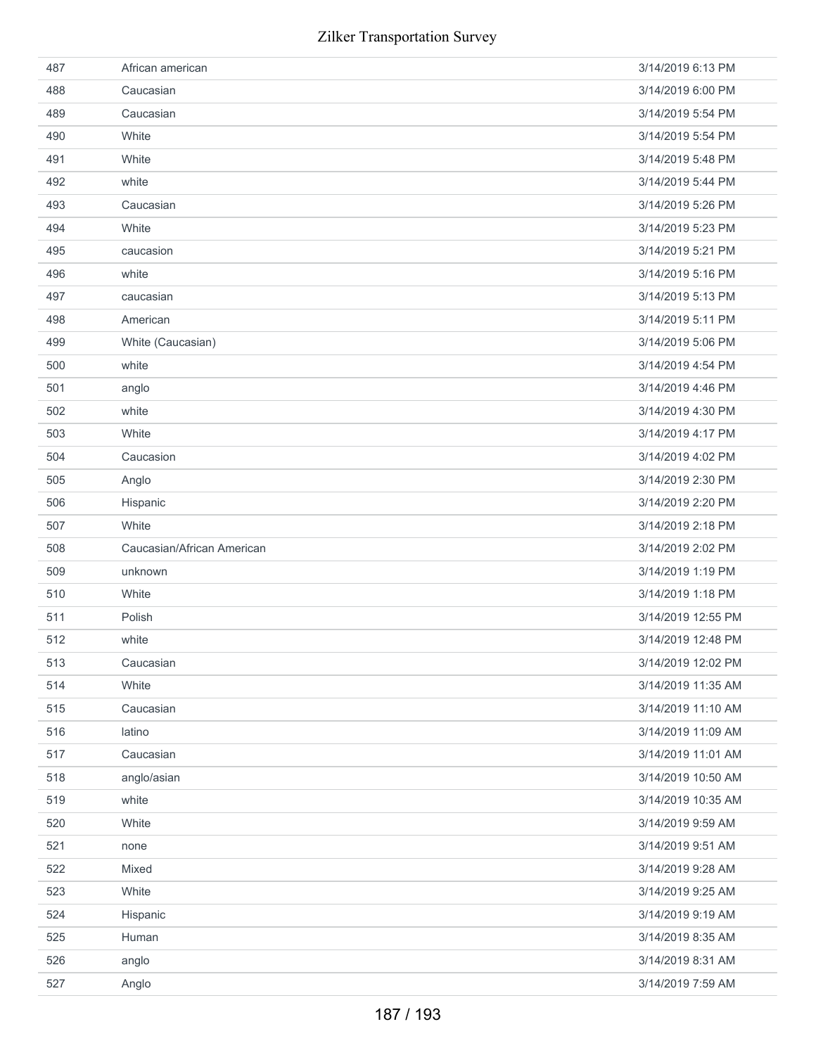| 487 | African american | 3/14/2019 6:13 PM |
|---|---|---|
| 488 | Caucasian | 3/14/2019 6:00 PM |
| 489 | Caucasian | 3/14/2019 5:54 PM |
| 490 | White | 3/14/2019 5:54 PM |
| 491 | White | 3/14/2019 5:48 PM |
| 492 | white | 3/14/2019 5:44 PM |
| 493 | Caucasian | 3/14/2019 5:26 PM |
| 494 | White | 3/14/2019 5:23 PM |
| 495 | caucasion | 3/14/2019 5:21 PM |
| 496 | white | 3/14/2019 5:16 PM |
| 497 | caucasian | 3/14/2019 5:13 PM |
| 498 | American | 3/14/2019 5:11 PM |
| 499 | White (Caucasian) | 3/14/2019 5:06 PM |
| 500 | white | 3/14/2019 4:54 PM |
| 501 | anglo | 3/14/2019 4:46 PM |
| 502 | white | 3/14/2019 4:30 PM |
| 503 | White | 3/14/2019 4:17 PM |
| 504 | Caucasion | 3/14/2019 4:02 PM |
| 505 | Anglo | 3/14/2019 2:30 PM |
| 506 | Hispanic | 3/14/2019 2:20 PM |
| 507 | White | 3/14/2019 2:18 PM |
| 508 | Caucasian/African American | 3/14/2019 2:02 PM |
| 509 | unknown | 3/14/2019 1:19 PM |
| 510 | White | 3/14/2019 1:18 PM |
| 511 | Polish | 3/14/2019 12:55 PM |
| 512 | white | 3/14/2019 12:48 PM |
| 513 | Caucasian | 3/14/2019 12:02 PM |
| 514 | White | 3/14/2019 11:35 AM |
| 515 | Caucasian | 3/14/2019 11:10 AM |
| 516 | latino | 3/14/2019 11:09 AM |
| 517 | Caucasian | 3/14/2019 11:01 AM |
| 518 | anglo/asian | 3/14/2019 10:50 AM |
| 519 | white | 3/14/2019 10:35 AM |
| 520 | White | 3/14/2019 9:59 AM |
| 521 | none | 3/14/2019 9:51 AM |
| 522 | Mixed | 3/14/2019 9:28 AM |
| 523 | White | 3/14/2019 9:25 AM |
| 524 | Hispanic | 3/14/2019 9:19 AM |
| 525 | Human | 3/14/2019 8:35 AM |
| 526 | anglo | 3/14/2019 8:31 AM |
| 527 | Anglo | 3/14/2019 7:59 AM |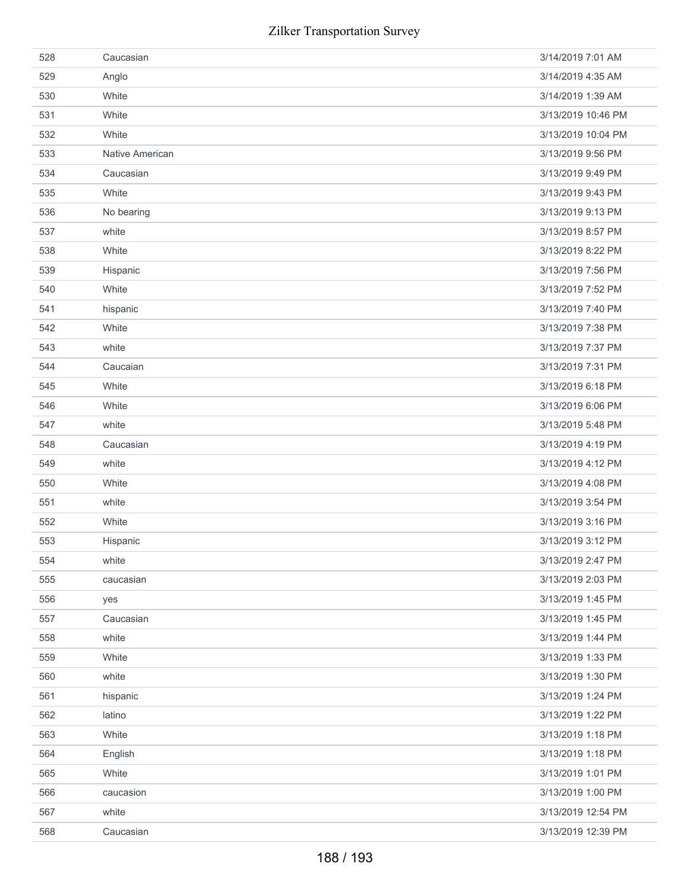| | | |
|---|---|---|
| 528 | Caucasian | 3/14/2019 7:01 AM |
| 529 | Anglo | 3/14/2019 4:35 AM |
| 530 | White | 3/14/2019 1:39 AM |
| 531 | White | 3/13/2019 10:46 PM |
| 532 | White | 3/13/2019 10:04 PM |
| 533 | Native American | 3/13/2019 9:56 PM |
| 534 | Caucasian | 3/13/2019 9:49 PM |
| 535 | White | 3/13/2019 9:43 PM |
| 536 | No bearing | 3/13/2019 9:13 PM |
| 537 | white | 3/13/2019 8:57 PM |
| 538 | White | 3/13/2019 8:22 PM |
| 539 | Hispanic | 3/13/2019 7:56 PM |
| 540 | White | 3/13/2019 7:52 PM |
| 541 | hispanic | 3/13/2019 7:40 PM |
| 542 | White | 3/13/2019 7:38 PM |
| 543 | white | 3/13/2019 7:37 PM |
| 544 | Caucaian | 3/13/2019 7:31 PM |
| 545 | White | 3/13/2019 6:18 PM |
| 546 | White | 3/13/2019 6:06 PM |
| 547 | white | 3/13/2019 5:48 PM |
| 548 | Caucasian | 3/13/2019 4:19 PM |
| 549 | white | 3/13/2019 4:12 PM |
| 550 | White | 3/13/2019 4:08 PM |
| 551 | white | 3/13/2019 3:54 PM |
| 552 | White | 3/13/2019 3:16 PM |
| 553 | Hispanic | 3/13/2019 3:12 PM |
| 554 | white | 3/13/2019 2:47 PM |
| 555 | caucasian | 3/13/2019 2:03 PM |
| 556 | yes | 3/13/2019 1:45 PM |
| 557 | Caucasian | 3/13/2019 1:45 PM |
| 558 | white | 3/13/2019 1:44 PM |
| 559 | White | 3/13/2019 1:33 PM |
| 560 | white | 3/13/2019 1:30 PM |
| 561 | hispanic | 3/13/2019 1:24 PM |
| 562 | latino | 3/13/2019 1:22 PM |
| 563 | White | 3/13/2019 1:18 PM |
| 564 | English | 3/13/2019 1:18 PM |
| 565 | White | 3/13/2019 1:01 PM |
| 566 | caucasion | 3/13/2019 1:00 PM |
| 567 | white | 3/13/2019 12:54 PM |
| 568 | Caucasian | 3/13/2019 12:39 PM |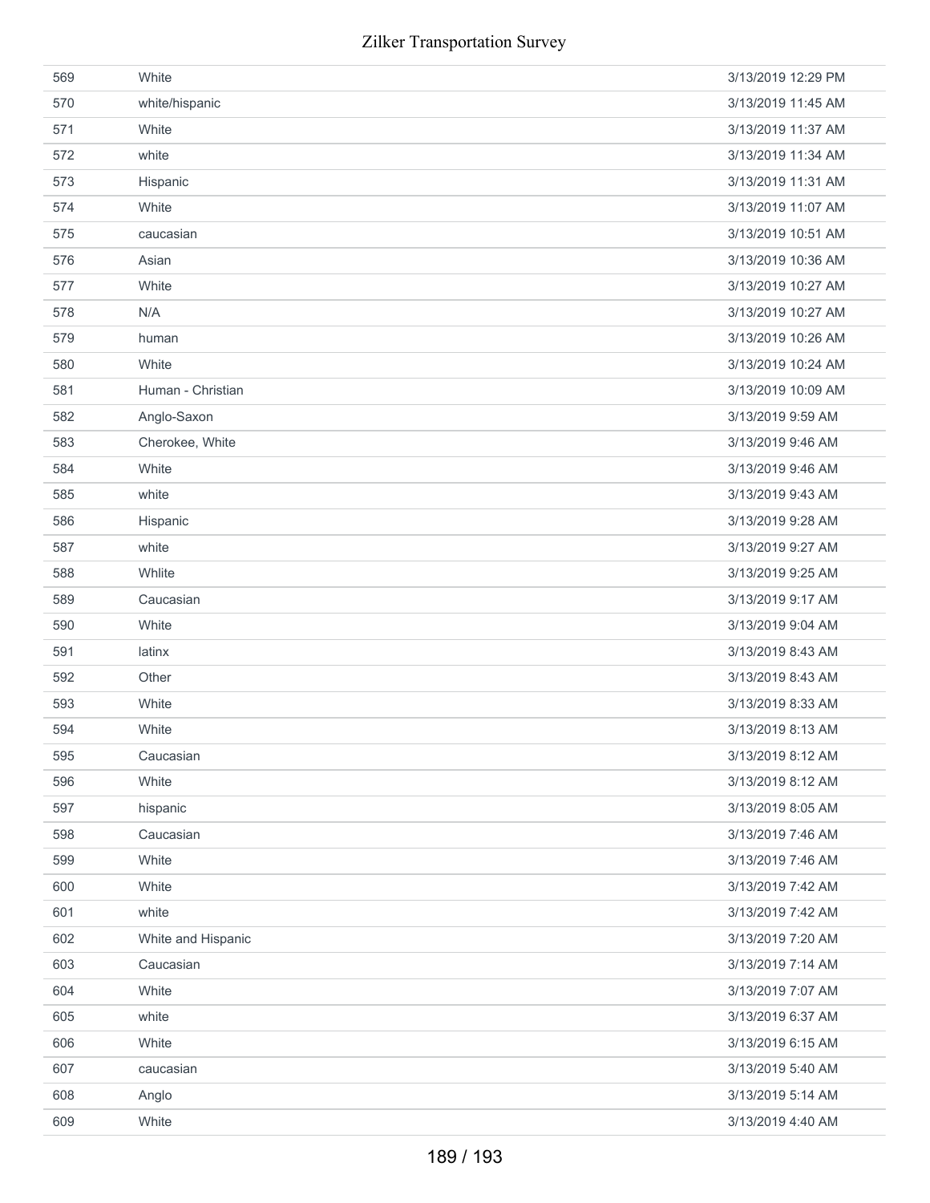| | | |
|---|---|---|
| 569 | White | 3/13/2019 12:29 PM |
| 570 | white/hispanic | 3/13/2019 11:45 AM |
| 571 | White | 3/13/2019 11:37 AM |
| 572 | white | 3/13/2019 11:34 AM |
| 573 | Hispanic | 3/13/2019 11:31 AM |
| 574 | White | 3/13/2019 11:07 AM |
| 575 | caucasian | 3/13/2019 10:51 AM |
| 576 | Asian | 3/13/2019 10:36 AM |
| 577 | White | 3/13/2019 10:27 AM |
| 578 | N/A | 3/13/2019 10:27 AM |
| 579 | human | 3/13/2019 10:26 AM |
| 580 | White | 3/13/2019 10:24 AM |
| 581 | Human - Christian | 3/13/2019 10:09 AM |
| 582 | Anglo-Saxon | 3/13/2019 9:59 AM |
| 583 | Cherokee, White | 3/13/2019 9:46 AM |
| 584 | White | 3/13/2019 9:46 AM |
| 585 | white | 3/13/2019 9:43 AM |
| 586 | Hispanic | 3/13/2019 9:28 AM |
| 587 | white | 3/13/2019 9:27 AM |
| 588 | Whlite | 3/13/2019 9:25 AM |
| 589 | Caucasian | 3/13/2019 9:17 AM |
| 590 | White | 3/13/2019 9:04 AM |
| 591 | latinx | 3/13/2019 8:43 AM |
| 592 | Other | 3/13/2019 8:43 AM |
| 593 | White | 3/13/2019 8:33 AM |
| 594 | White | 3/13/2019 8:13 AM |
| 595 | Caucasian | 3/13/2019 8:12 AM |
| 596 | White | 3/13/2019 8:12 AM |
| 597 | hispanic | 3/13/2019 8:05 AM |
| 598 | Caucasian | 3/13/2019 7:46 AM |
| 599 | White | 3/13/2019 7:46 AM |
| 600 | White | 3/13/2019 7:42 AM |
| 601 | white | 3/13/2019 7:42 AM |
| 602 | White and Hispanic | 3/13/2019 7:20 AM |
| 603 | Caucasian | 3/13/2019 7:14 AM |
| 604 | White | 3/13/2019 7:07 AM |
| 605 | white | 3/13/2019 6:37 AM |
| 606 | White | 3/13/2019 6:15 AM |
| 607 | caucasian | 3/13/2019 5:40 AM |
| 608 | Anglo | 3/13/2019 5:14 AM |
| 609 | White | 3/13/2019 4:40 AM |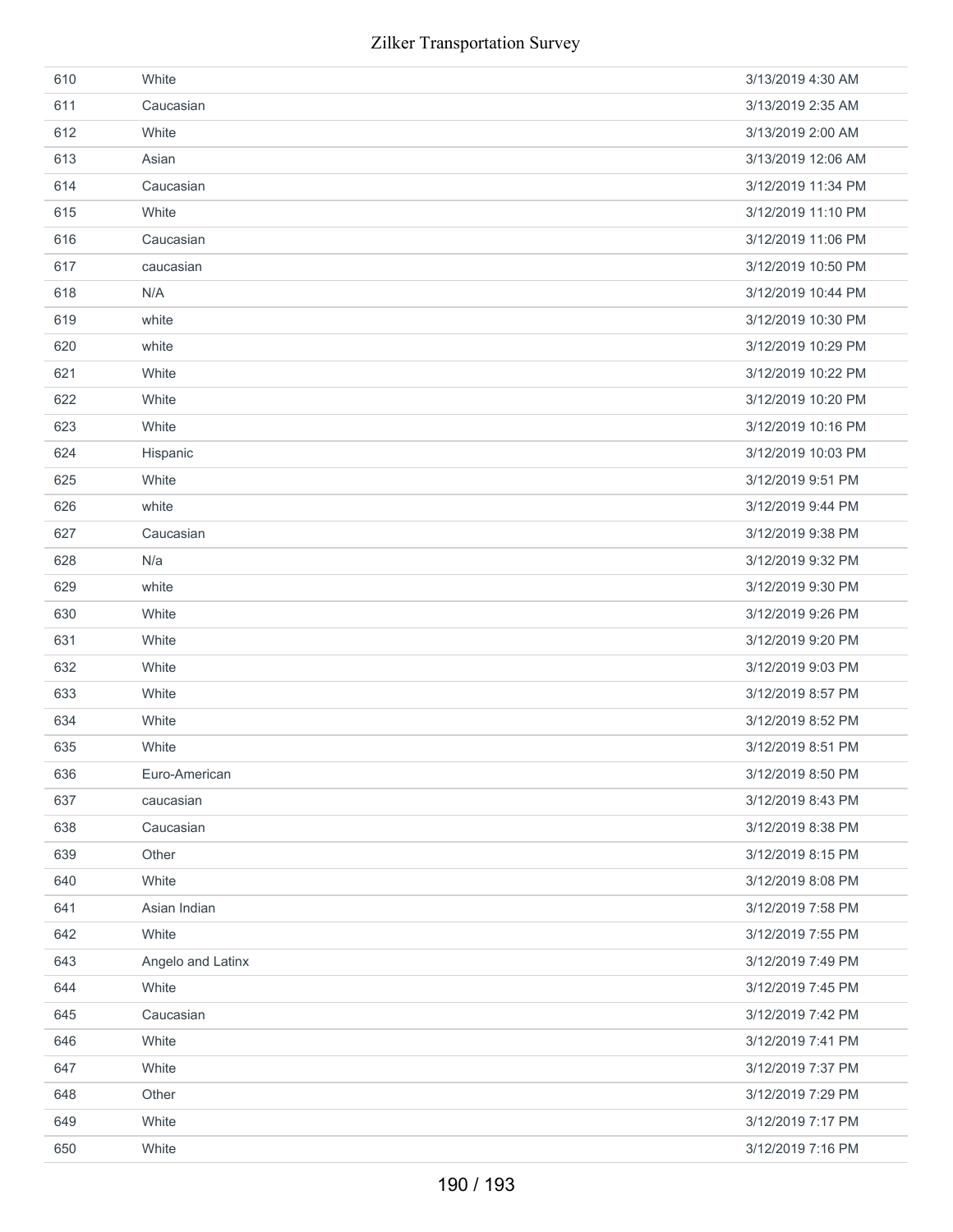| | | |
|---|---|---|
| 610 | White | 3/13/2019 4:30 AM |
| 611 | Caucasian | 3/13/2019 2:35 AM |
| 612 | White | 3/13/2019 2:00 AM |
| 613 | Asian | 3/13/2019 12:06 AM |
| 614 | Caucasian | 3/12/2019 11:34 PM |
| 615 | White | 3/12/2019 11:10 PM |
| 616 | Caucasian | 3/12/2019 11:06 PM |
| 617 | caucasian | 3/12/2019 10:50 PM |
| 618 | N/A | 3/12/2019 10:44 PM |
| 619 | white | 3/12/2019 10:30 PM |
| 620 | white | 3/12/2019 10:29 PM |
| 621 | White | 3/12/2019 10:22 PM |
| 622 | White | 3/12/2019 10:20 PM |
| 623 | White | 3/12/2019 10:16 PM |
| 624 | Hispanic | 3/12/2019 10:03 PM |
| 625 | White | 3/12/2019 9:51 PM |
| 626 | white | 3/12/2019 9:44 PM |
| 627 | Caucasian | 3/12/2019 9:38 PM |
| 628 | N/a | 3/12/2019 9:32 PM |
| 629 | white | 3/12/2019 9:30 PM |
| 630 | White | 3/12/2019 9:26 PM |
| 631 | White | 3/12/2019 9:20 PM |
| 632 | White | 3/12/2019 9:03 PM |
| 633 | White | 3/12/2019 8:57 PM |
| 634 | White | 3/12/2019 8:52 PM |
| 635 | White | 3/12/2019 8:51 PM |
| 636 | Euro-American | 3/12/2019 8:50 PM |
| 637 | caucasian | 3/12/2019 8:43 PM |
| 638 | Caucasian | 3/12/2019 8:38 PM |
| 639 | Other | 3/12/2019 8:15 PM |
| 640 | White | 3/12/2019 8:08 PM |
| 641 | Asian Indian | 3/12/2019 7:58 PM |
| 642 | White | 3/12/2019 7:55 PM |
| 643 | Angelo and Latinx | 3/12/2019 7:49 PM |
| 644 | White | 3/12/2019 7:45 PM |
| 645 | Caucasian | 3/12/2019 7:42 PM |
| 646 | White | 3/12/2019 7:41 PM |
| 647 | White | 3/12/2019 7:37 PM |
| 648 | Other | 3/12/2019 7:29 PM |
| 649 | White | 3/12/2019 7:17 PM |
| 650 | White | 3/12/2019 7:16 PM |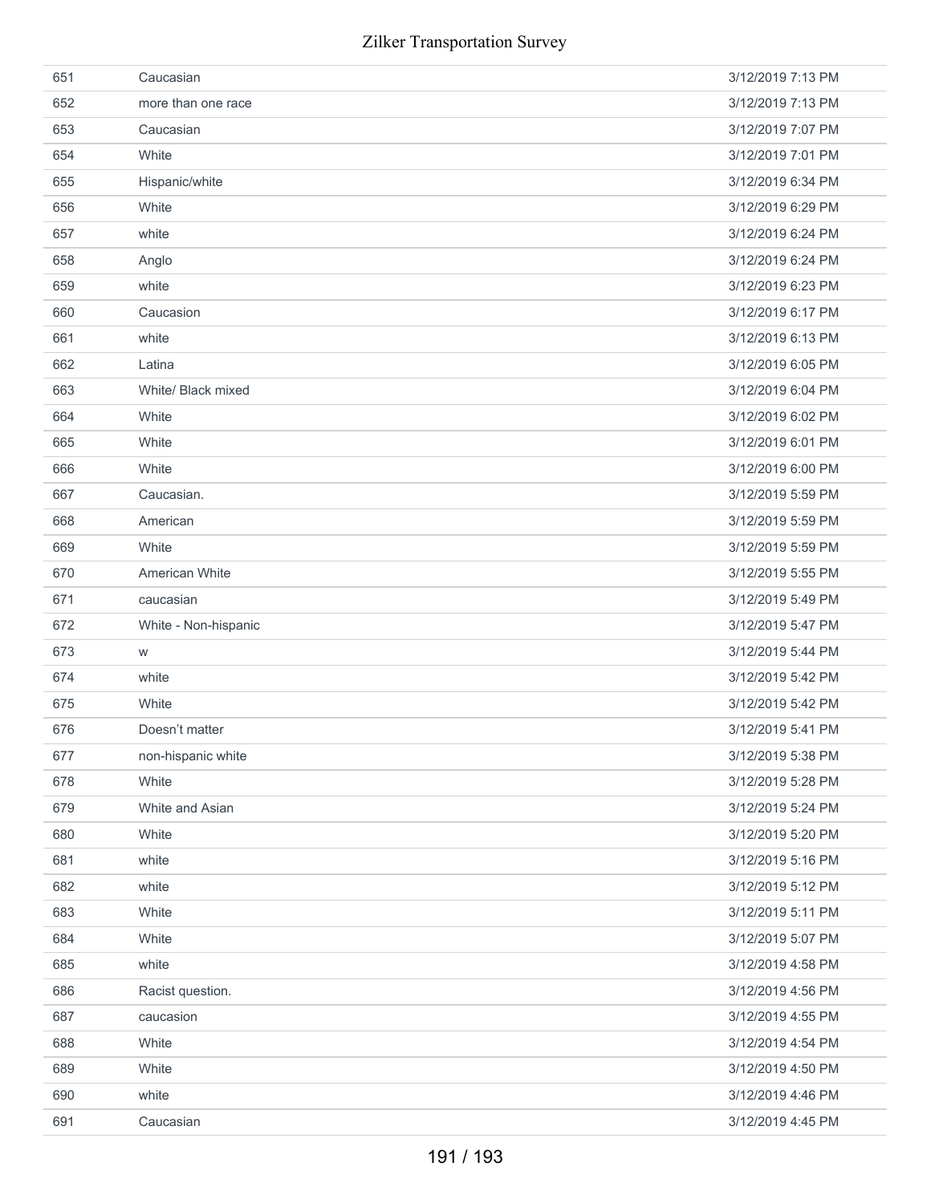| | | |
|---|---|---|
| 651 | Caucasian | 3/12/2019 7:13 PM |
| 652 | more than one race | 3/12/2019 7:13 PM |
| 653 | Caucasian | 3/12/2019 7:07 PM |
| 654 | White | 3/12/2019 7:01 PM |
| 655 | Hispanic/white | 3/12/2019 6:34 PM |
| 656 | White | 3/12/2019 6:29 PM |
| 657 | white | 3/12/2019 6:24 PM |
| 658 | Anglo | 3/12/2019 6:24 PM |
| 659 | white | 3/12/2019 6:23 PM |
| 660 | Caucasion | 3/12/2019 6:17 PM |
| 661 | white | 3/12/2019 6:13 PM |
| 662 | Latina | 3/12/2019 6:05 PM |
| 663 | White/ Black mixed | 3/12/2019 6:04 PM |
| 664 | White | 3/12/2019 6:02 PM |
| 665 | White | 3/12/2019 6:01 PM |
| 666 | White | 3/12/2019 6:00 PM |
| 667 | Caucasian. | 3/12/2019 5:59 PM |
| 668 | American | 3/12/2019 5:59 PM |
| 669 | White | 3/12/2019 5:59 PM |
| 670 | American White | 3/12/2019 5:55 PM |
| 671 | caucasian | 3/12/2019 5:49 PM |
| 672 | White - Non-hispanic | 3/12/2019 5:47 PM |
| 673 | w | 3/12/2019 5:44 PM |
| 674 | white | 3/12/2019 5:42 PM |
| 675 | White | 3/12/2019 5:42 PM |
| 676 | Doesn't matter | 3/12/2019 5:41 PM |
| 677 | non-hispanic white | 3/12/2019 5:38 PM |
| 678 | White | 3/12/2019 5:28 PM |
| 679 | White and Asian | 3/12/2019 5:24 PM |
| 680 | White | 3/12/2019 5:20 PM |
| 681 | white | 3/12/2019 5:16 PM |
| 682 | white | 3/12/2019 5:12 PM |
| 683 | White | 3/12/2019 5:11 PM |
| 684 | White | 3/12/2019 5:07 PM |
| 685 | white | 3/12/2019 4:58 PM |
| 686 | Racist question. | 3/12/2019 4:56 PM |
| 687 | caucasion | 3/12/2019 4:55 PM |
| 688 | White | 3/12/2019 4:54 PM |
| 689 | White | 3/12/2019 4:50 PM |
| 690 | white | 3/12/2019 4:46 PM |
| 691 | Caucasian | 3/12/2019 4:45 PM |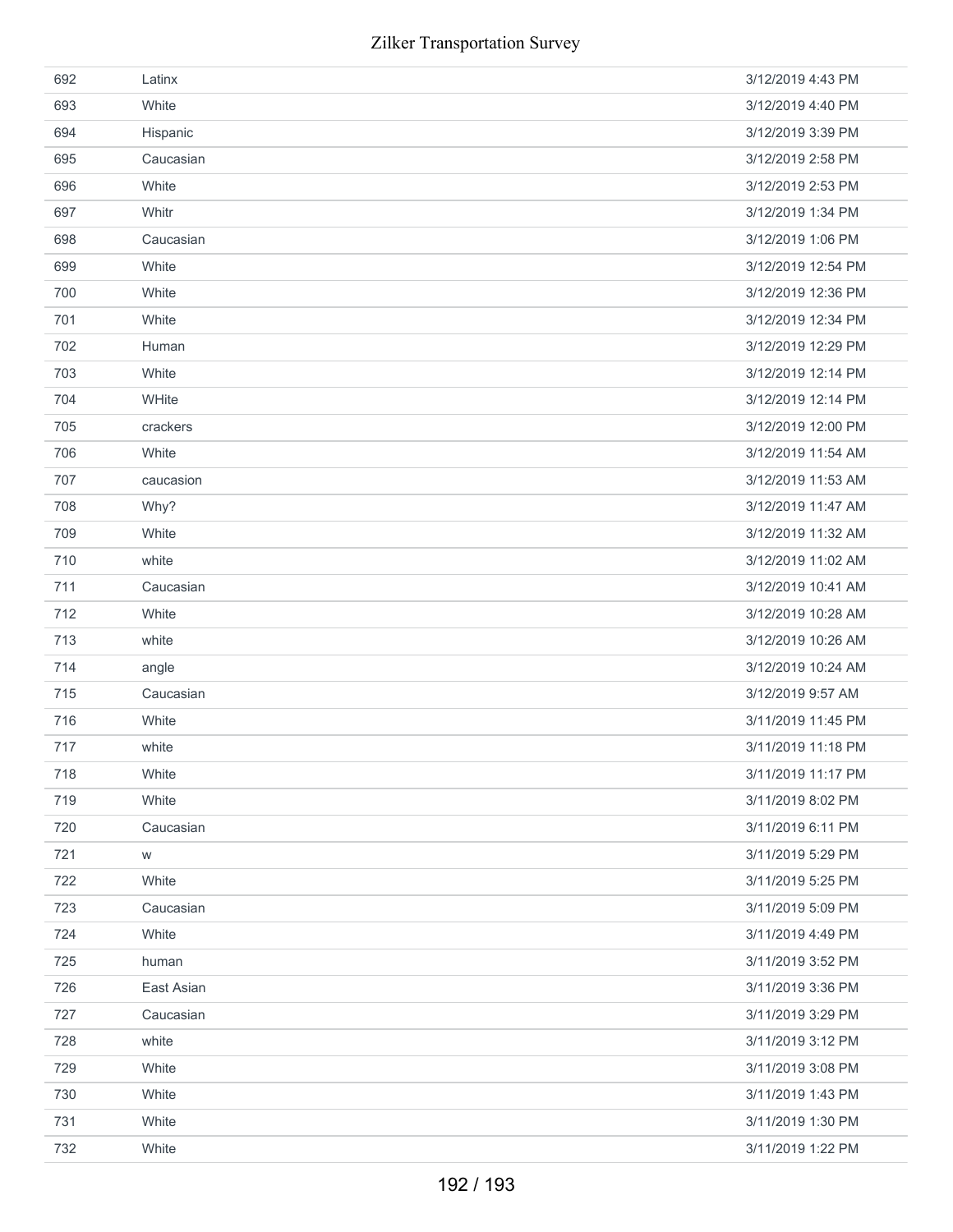| | | |
|---|---|---|
| 692 | Latinx | 3/12/2019 4:43 PM |
| 693 | White | 3/12/2019 4:40 PM |
| 694 | Hispanic | 3/12/2019 3:39 PM |
| 695 | Caucasian | 3/12/2019 2:58 PM |
| 696 | White | 3/12/2019 2:53 PM |
| 697 | Whitr | 3/12/2019 1:34 PM |
| 698 | Caucasian | 3/12/2019 1:06 PM |
| 699 | White | 3/12/2019 12:54 PM |
| 700 | White | 3/12/2019 12:36 PM |
| 701 | White | 3/12/2019 12:34 PM |
| 702 | Human | 3/12/2019 12:29 PM |
| 703 | White | 3/12/2019 12:14 PM |
| 704 | WHite | 3/12/2019 12:14 PM |
| 705 | crackers | 3/12/2019 12:00 PM |
| 706 | White | 3/12/2019 11:54 AM |
| 707 | caucasion | 3/12/2019 11:53 AM |
| 708 | Why? | 3/12/2019 11:47 AM |
| 709 | White | 3/12/2019 11:32 AM |
| 710 | white | 3/12/2019 11:02 AM |
| 711 | Caucasian | 3/12/2019 10:41 AM |
| 712 | White | 3/12/2019 10:28 AM |
| 713 | white | 3/12/2019 10:26 AM |
| 714 | angle | 3/12/2019 10:24 AM |
| 715 | Caucasian | 3/12/2019 9:57 AM |
| 716 | White | 3/11/2019 11:45 PM |
| 717 | white | 3/11/2019 11:18 PM |
| 718 | White | 3/11/2019 11:17 PM |
| 719 | White | 3/11/2019 8:02 PM |
| 720 | Caucasian | 3/11/2019 6:11 PM |
| 721 | w | 3/11/2019 5:29 PM |
| 722 | White | 3/11/2019 5:25 PM |
| 723 | Caucasian | 3/11/2019 5:09 PM |
| 724 | White | 3/11/2019 4:49 PM |
| 725 | human | 3/11/2019 3:52 PM |
| 726 | East Asian | 3/11/2019 3:36 PM |
| 727 | Caucasian | 3/11/2019 3:29 PM |
| 728 | white | 3/11/2019 3:12 PM |
| 729 | White | 3/11/2019 3:08 PM |
| 730 | White | 3/11/2019 1:43 PM |
| 731 | White | 3/11/2019 1:30 PM |
| 732 | White | 3/11/2019 1:22 PM |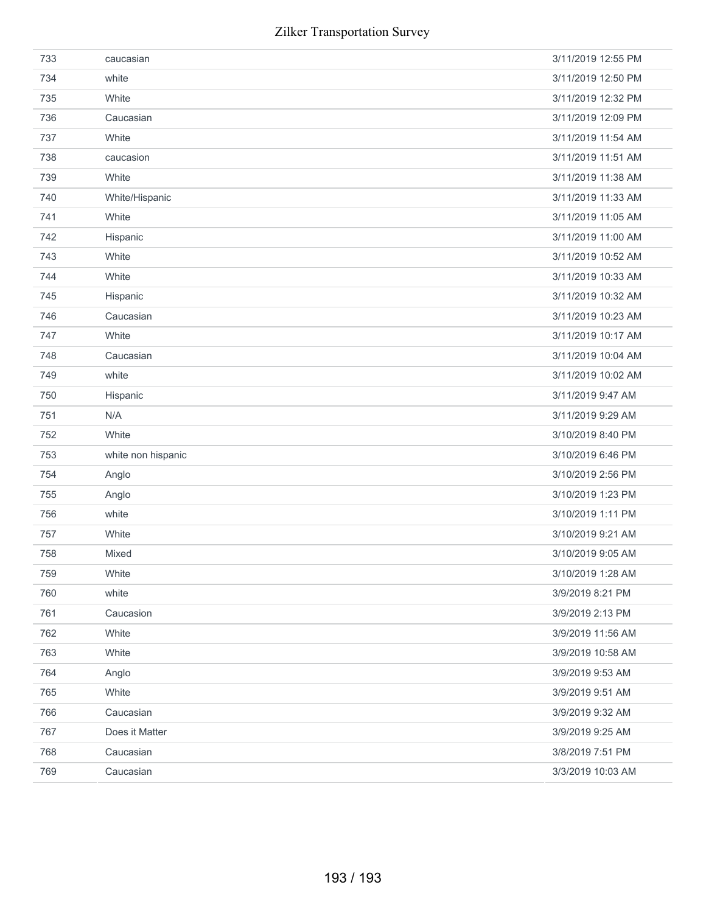| | | |
|---|---|---|
| 733 | caucasian | 3/11/2019 12:55 PM |
| 734 | white | 3/11/2019 12:50 PM |
| 735 | White | 3/11/2019 12:32 PM |
| 736 | Caucasian | 3/11/2019 12:09 PM |
| 737 | White | 3/11/2019 11:54 AM |
| 738 | caucasion | 3/11/2019 11:51 AM |
| 739 | White | 3/11/2019 11:38 AM |
| 740 | White/Hispanic | 3/11/2019 11:33 AM |
| 741 | White | 3/11/2019 11:05 AM |
| 742 | Hispanic | 3/11/2019 11:00 AM |
| 743 | White | 3/11/2019 10:52 AM |
| 744 | White | 3/11/2019 10:33 AM |
| 745 | Hispanic | 3/11/2019 10:32 AM |
| 746 | Caucasian | 3/11/2019 10:23 AM |
| 747 | White | 3/11/2019 10:17 AM |
| 748 | Caucasian | 3/11/2019 10:04 AM |
| 749 | white | 3/11/2019 10:02 AM |
| 750 | Hispanic | 3/11/2019 9:47 AM |
| 751 | N/A | 3/11/2019 9:29 AM |
| 752 | White | 3/10/2019 8:40 PM |
| 753 | white non hispanic | 3/10/2019 6:46 PM |
| 754 | Anglo | 3/10/2019 2:56 PM |
| 755 | Anglo | 3/10/2019 1:23 PM |
| 756 | white | 3/10/2019 1:11 PM |
| 757 | White | 3/10/2019 9:21 AM |
| 758 | Mixed | 3/10/2019 9:05 AM |
| 759 | White | 3/10/2019 1:28 AM |
| 760 | white | 3/9/2019 8:21 PM |
| 761 | Caucasion | 3/9/2019 2:13 PM |
| 762 | White | 3/9/2019 11:56 AM |
| 763 | White | 3/9/2019 10:58 AM |
| 764 | Anglo | 3/9/2019 9:53 AM |
| 765 | White | 3/9/2019 9:51 AM |
| 766 | Caucasian | 3/9/2019 9:32 AM |
| 767 | Does it Matter | 3/9/2019 9:25 AM |
| 768 | Caucasian | 3/8/2019 7:51 PM |
| 769 | Caucasian | 3/3/2019 10:03 AM |